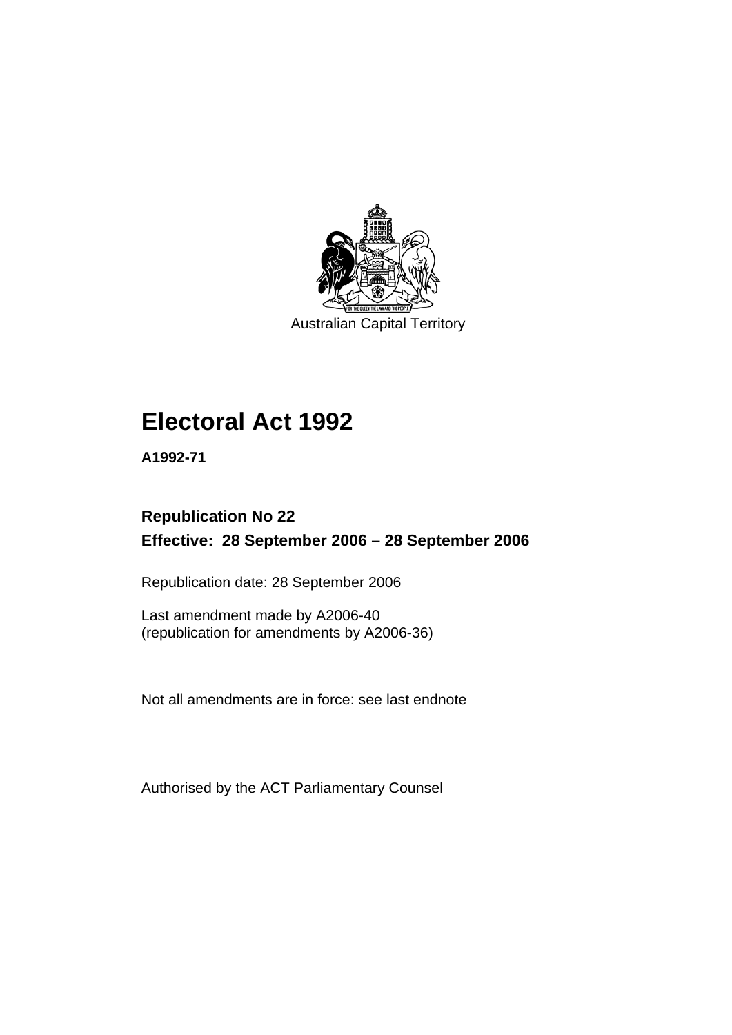Australian Capital Territory

# Electoral Act 1992

**A1992-71**

## Republication No 22

## Effective: 28 September 2006 – 28 September 2006

Republication date: 28 September 2006

Last amendment made by A2006-40
(republication for amendments by A2006-36)

Not all amendments are in force: see last endnote

Authorised by the ACT Parliamentary Counsel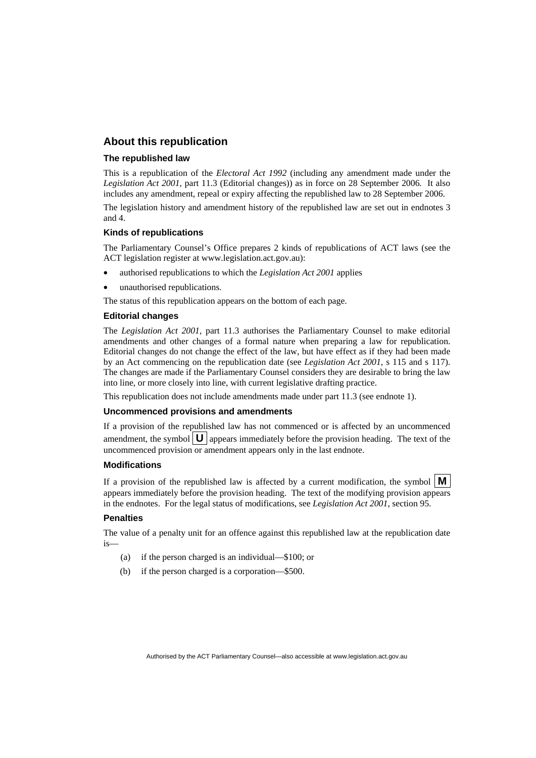## About this republication

### The republished law

This is a republication of the *Electoral Act 1992* (including any amendment made under the *Legislation Act 2001*, part 11.3 (Editorial changes)) as in force on 28 September 2006*.* It also includes any amendment, repeal or expiry affecting the republished law to 28 September 2006.

The legislation history and amendment history of the republished law are set out in endnotes 3 and 4.

### Kinds of republications

The Parliamentary Counsel's Office prepares 2 kinds of republications of ACT laws (see the ACT legislation register at www.legislation.act.gov.au):

- authorised republications to which the *Legislation Act 2001* applies
- unauthorised republications.

The status of this republication appears on the bottom of each page.

### Editorial changes

The *Legislation Act 2001*, part 11.3 authorises the Parliamentary Counsel to make editorial amendments and other changes of a formal nature when preparing a law for republication. Editorial changes do not change the effect of the law, but have effect as if they had been made by an Act commencing on the republication date (see *Legislation Act 2001*, s 115 and s 117). The changes are made if the Parliamentary Counsel considers they are desirable to bring the law into line, or more closely into line, with current legislative drafting practice.

This republication does not include amendments made under part 11.3 (see endnote 1).

### Uncommenced provisions and amendments

If a provision of the republished law has not commenced or is affected by an uncommenced amendment, the symbol **U** appears immediately before the provision heading. The text of the uncommenced provision or amendment appears only in the last endnote.

### Modifications

If a provision of the republished law is affected by a current modification, the symbol **M** appears immediately before the provision heading. The text of the modifying provision appears in the endnotes. For the legal status of modifications, see *Legislation Act 2001*, section 95.

### Penalties

The value of a penalty unit for an offence against this republished law at the republication date is—

(a) if the person charged is an individual—$100; or

(b) if the person charged is a corporation—$500.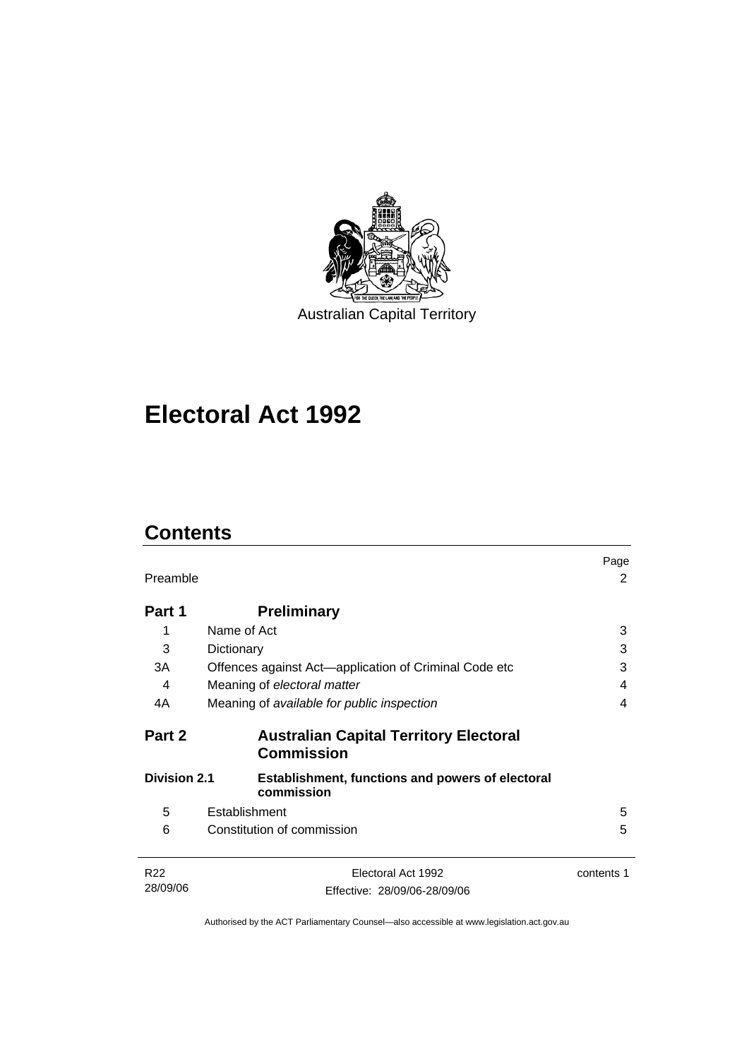Australian Capital Territory

# Electoral Act 1992

## Contents

| | | Page |
|---|---|---|
| Preamble | | 2 |
| **Part 1** | **Preliminary** | |
| 1 | Name of Act | 3 |
| 3 | Dictionary | 3 |
| 3A | Offences against Act—application of Criminal Code etc | 3 |
| 4 | Meaning of *electoral matter* | 4 |
| 4A | Meaning of *available for public inspection* | 4 |
| **Part 2** | **Australian Capital Territory Electoral Commission** | |
| **Division 2.1** | **Establishment, functions and powers of electoral commission** | |
| 5 | Establishment | 5 |
| 6 | Constitution of commission | 5 |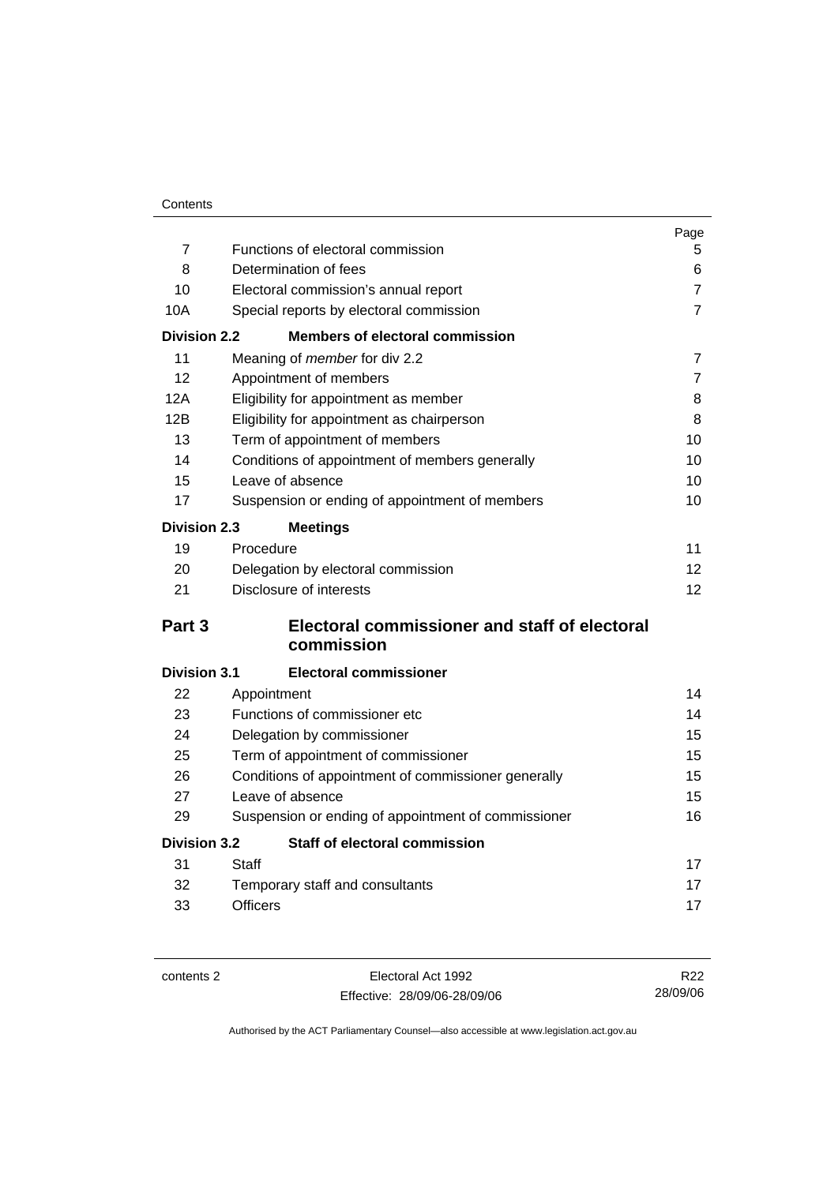| | | Page |
|---|---|---|
| 7 | Functions of electoral commission | 5 |
| 8 | Determination of fees | 6 |
| 10 | Electoral commission's annual report | 7 |
| 10A | Special reports by electoral commission | 7 |
| **Division 2.2** | **Members of electoral commission** | |
| 11 | Meaning of *member* for div 2.2 | 7 |
| 12 | Appointment of members | 7 |
| 12A | Eligibility for appointment as member | 8 |
| 12B | Eligibility for appointment as chairperson | 8 |
| 13 | Term of appointment of members | 10 |
| 14 | Conditions of appointment of members generally | 10 |
| 15 | Leave of absence | 10 |
| 17 | Suspension or ending of appointment of members | 10 |
| **Division 2.3** | **Meetings** | |
| 19 | Procedure | 11 |
| 20 | Delegation by electoral commission | 12 |
| 21 | Disclosure of interests | 12 |
| **Part 3** | **Electoral commissioner and staff of electoral commission** | |
| **Division 3.1** | **Electoral commissioner** | |
| 22 | Appointment | 14 |
| 23 | Functions of commissioner etc | 14 |
| 24 | Delegation by commissioner | 15 |
| 25 | Term of appointment of commissioner | 15 |
| 26 | Conditions of appointment of commissioner generally | 15 |
| 27 | Leave of absence | 15 |
| 29 | Suspension or ending of appointment of commissioner | 16 |
| **Division 3.2** | **Staff of electoral commission** | |
| 31 | Staff | 17 |
| 32 | Temporary staff and consultants | 17 |
| 33 | Officers | 17 |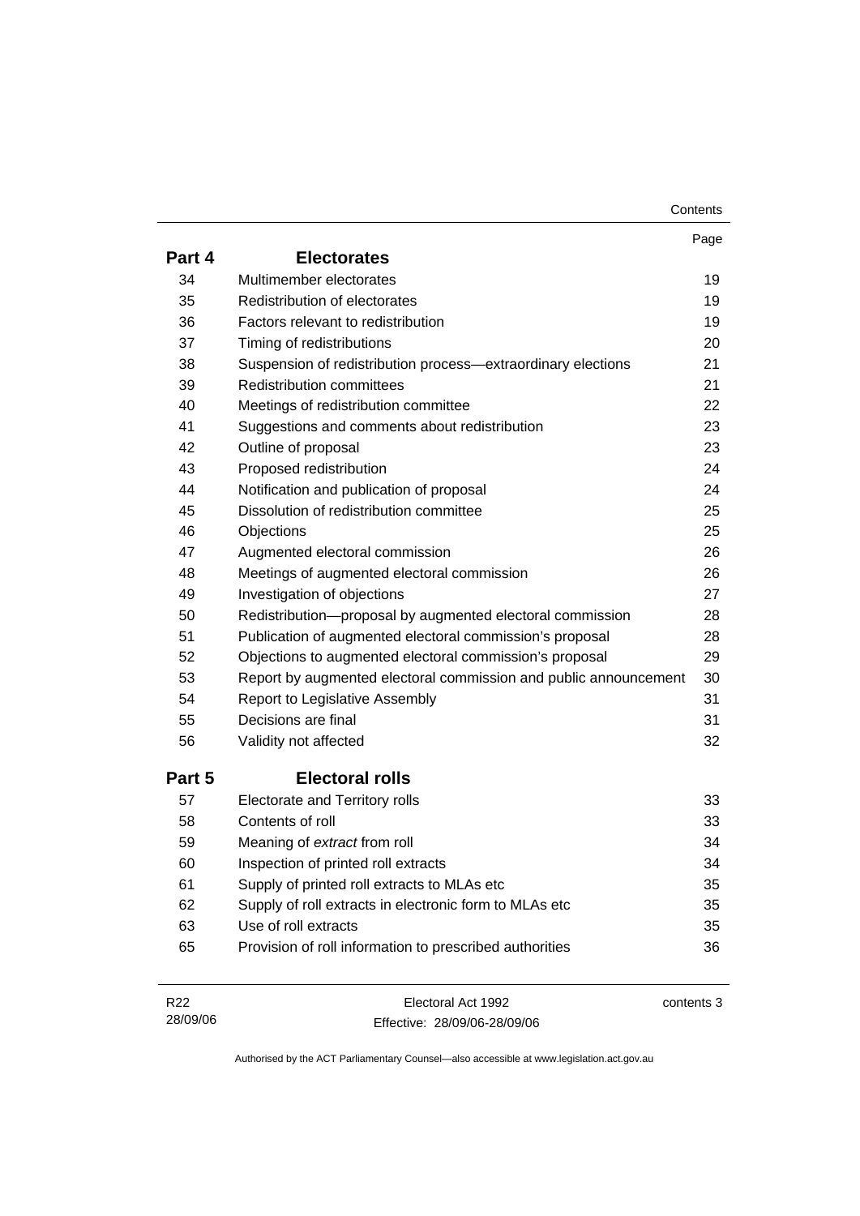| | | Page |
|---|---|---|
| **Part 4** | **Electorates** | |
| 34 | Multimember electorates | 19 |
| 35 | Redistribution of electorates | 19 |
| 36 | Factors relevant to redistribution | 19 |
| 37 | Timing of redistributions | 20 |
| 38 | Suspension of redistribution process—extraordinary elections | 21 |
| 39 | Redistribution committees | 21 |
| 40 | Meetings of redistribution committee | 22 |
| 41 | Suggestions and comments about redistribution | 23 |
| 42 | Outline of proposal | 23 |
| 43 | Proposed redistribution | 24 |
| 44 | Notification and publication of proposal | 24 |
| 45 | Dissolution of redistribution committee | 25 |
| 46 | Objections | 25 |
| 47 | Augmented electoral commission | 26 |
| 48 | Meetings of augmented electoral commission | 26 |
| 49 | Investigation of objections | 27 |
| 50 | Redistribution—proposal by augmented electoral commission | 28 |
| 51 | Publication of augmented electoral commission's proposal | 28 |
| 52 | Objections to augmented electoral commission's proposal | 29 |
| 53 | Report by augmented electoral commission and public announcement | 30 |
| 54 | Report to Legislative Assembly | 31 |
| 55 | Decisions are final | 31 |
| 56 | Validity not affected | 32 |
| **Part 5** | **Electoral rolls** | |
| 57 | Electorate and Territory rolls | 33 |
| 58 | Contents of roll | 33 |
| 59 | Meaning of *extract* from roll | 34 |
| 60 | Inspection of printed roll extracts | 34 |
| 61 | Supply of printed roll extracts to MLAs etc | 35 |
| 62 | Supply of roll extracts in electronic form to MLAs etc | 35 |
| 63 | Use of roll extracts | 35 |
| 65 | Provision of roll information to prescribed authorities | 36 |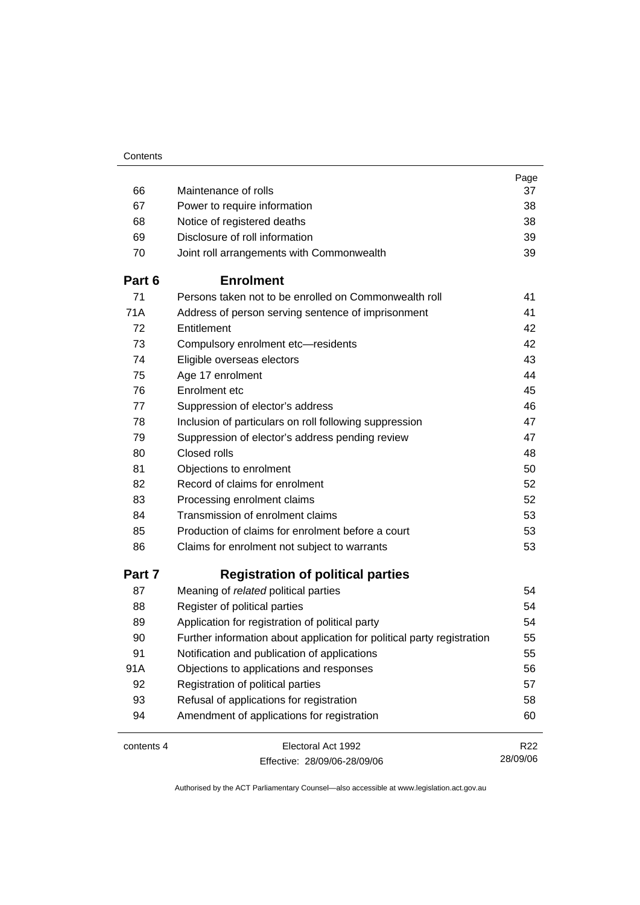| | | Page |
|---|---|---|
| 66 | Maintenance of rolls | 37 |
| 67 | Power to require information | 38 |
| 68 | Notice of registered deaths | 38 |
| 69 | Disclosure of roll information | 39 |
| 70 | Joint roll arrangements with Commonwealth | 39 |
| **Part 6** | **Enrolment** | |
| 71 | Persons taken not to be enrolled on Commonwealth roll | 41 |
| 71A | Address of person serving sentence of imprisonment | 41 |
| 72 | Entitlement | 42 |
| 73 | Compulsory enrolment etc—residents | 42 |
| 74 | Eligible overseas electors | 43 |
| 75 | Age 17 enrolment | 44 |
| 76 | Enrolment etc | 45 |
| 77 | Suppression of elector's address | 46 |
| 78 | Inclusion of particulars on roll following suppression | 47 |
| 79 | Suppression of elector's address pending review | 47 |
| 80 | Closed rolls | 48 |
| 81 | Objections to enrolment | 50 |
| 82 | Record of claims for enrolment | 52 |
| 83 | Processing enrolment claims | 52 |
| 84 | Transmission of enrolment claims | 53 |
| 85 | Production of claims for enrolment before a court | 53 |
| 86 | Claims for enrolment not subject to warrants | 53 |
| **Part 7** | **Registration of political parties** | |
| 87 | Meaning of *related* political parties | 54 |
| 88 | Register of political parties | 54 |
| 89 | Application for registration of political party | 54 |
| 90 | Further information about application for political party registration | 55 |
| 91 | Notification and publication of applications | 55 |
| 91A | Objections to applications and responses | 56 |
| 92 | Registration of political parties | 57 |
| 93 | Refusal of applications for registration | 58 |
| 94 | Amendment of applications for registration | 60 |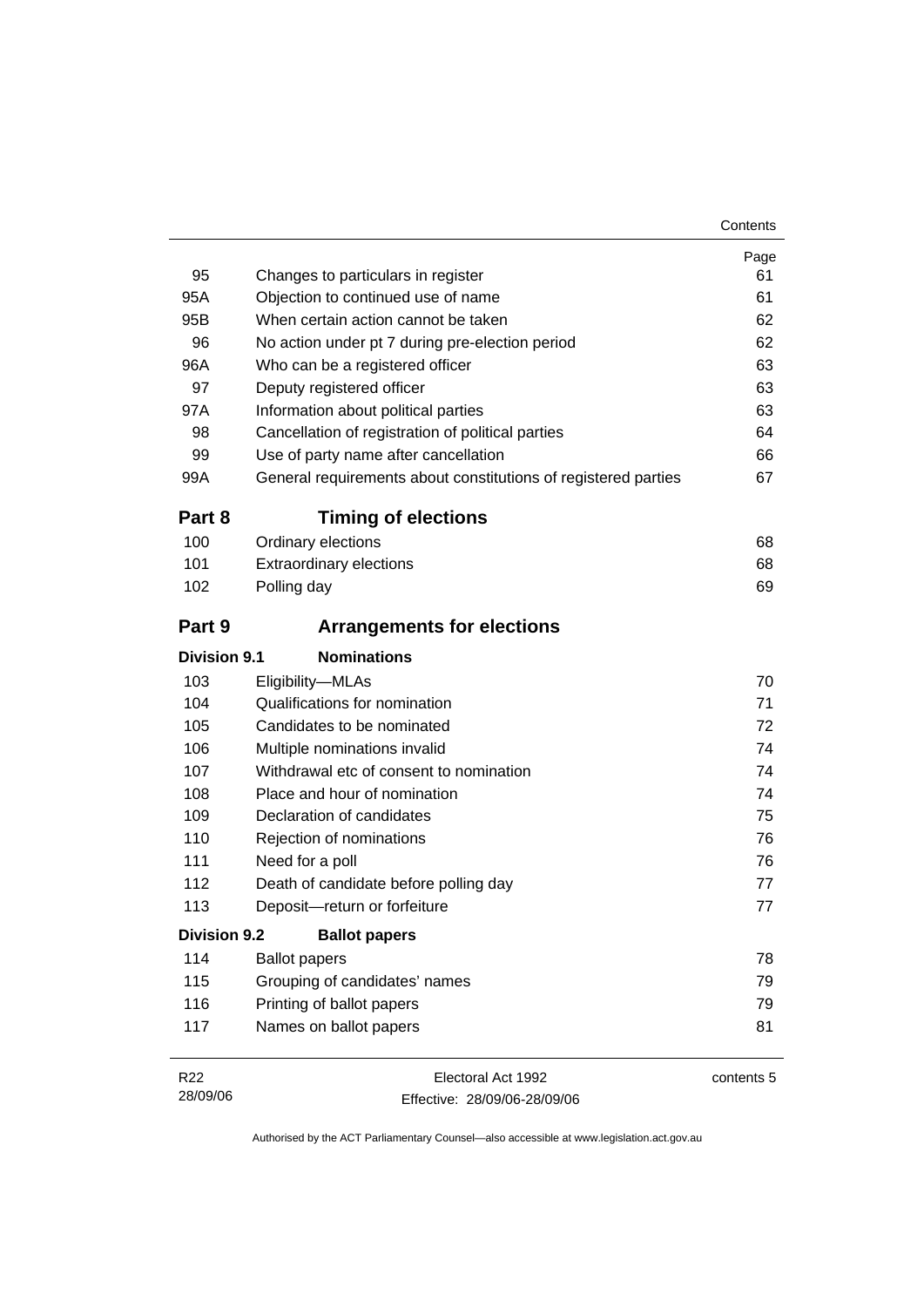| | | Page |
|---|---|---|
| 95 | Changes to particulars in register | 61 |
| 95A | Objection to continued use of name | 61 |
| 95B | When certain action cannot be taken | 62 |
| 96 | No action under pt 7 during pre-election period | 62 |
| 96A | Who can be a registered officer | 63 |
| 97 | Deputy registered officer | 63 |
| 97A | Information about political parties | 63 |
| 98 | Cancellation of registration of political parties | 64 |
| 99 | Use of party name after cancellation | 66 |
| 99A | General requirements about constitutions of registered parties | 67 |

## Part 8 Timing of elections

| | | |
|---|---|---|
| 100 | Ordinary elections | 68 |
| 101 | Extraordinary elections | 68 |
| 102 | Polling day | 69 |

## Part 9 Arrangements for elections

### Division 9.1 Nominations

| | | |
|---|---|---|
| 103 | Eligibility—MLAs | 70 |
| 104 | Qualifications for nomination | 71 |
| 105 | Candidates to be nominated | 72 |
| 106 | Multiple nominations invalid | 74 |
| 107 | Withdrawal etc of consent to nomination | 74 |
| 108 | Place and hour of nomination | 74 |
| 109 | Declaration of candidates | 75 |
| 110 | Rejection of nominations | 76 |
| 111 | Need for a poll | 76 |
| 112 | Death of candidate before polling day | 77 |
| 113 | Deposit—return or forfeiture | 77 |

### Division 9.2 Ballot papers

| | | |
|---|---|---|
| 114 | Ballot papers | 78 |
| 115 | Grouping of candidates' names | 79 |
| 116 | Printing of ballot papers | 79 |
| 117 | Names on ballot papers | 81 |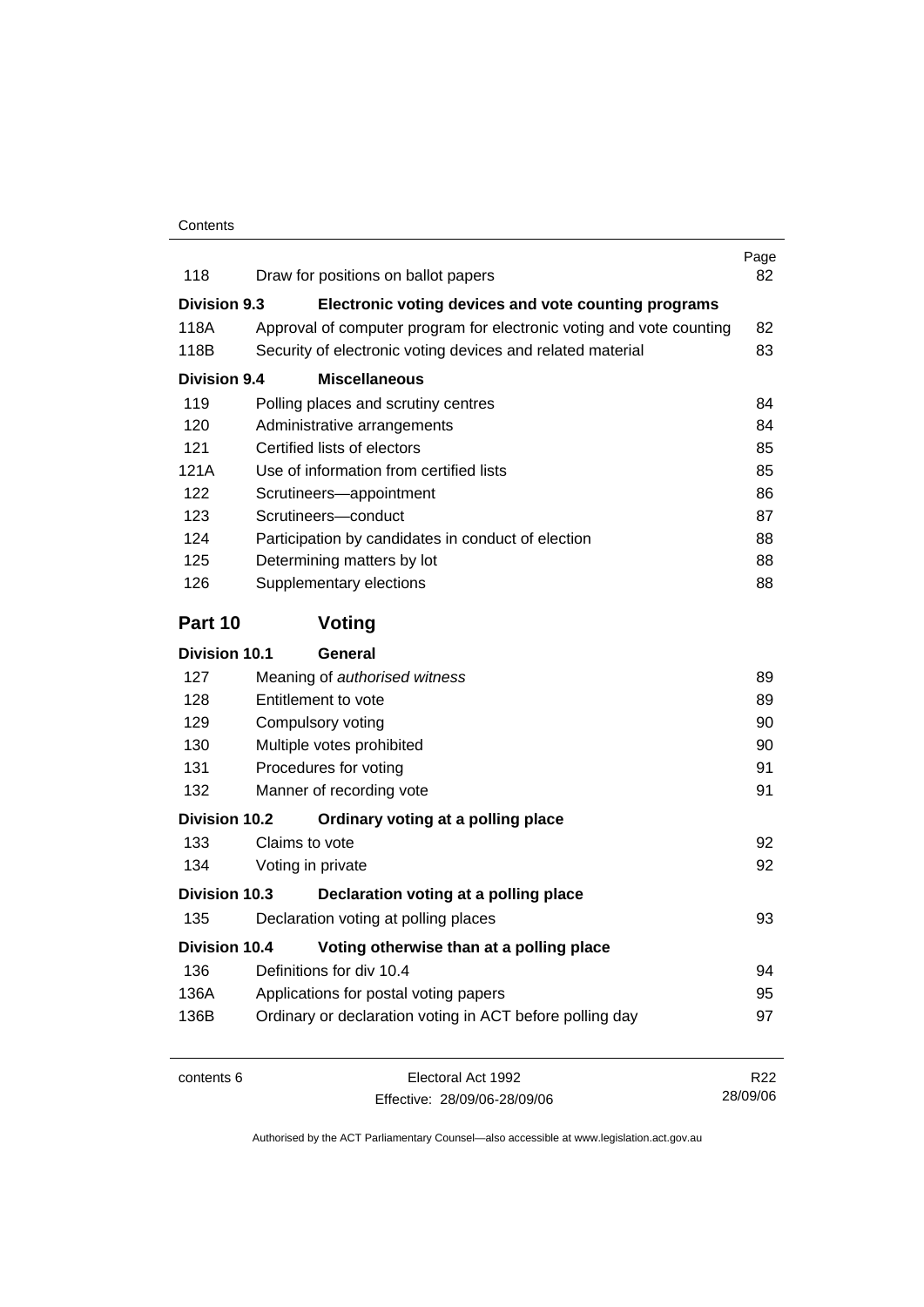| | | Page |
|---|---|---|
| 118 | Draw for positions on ballot papers | 82 |
| **Division 9.3** | **Electronic voting devices and vote counting programs** | |
| 118A | Approval of computer program for electronic voting and vote counting | 82 |
| 118B | Security of electronic voting devices and related material | 83 |
| **Division 9.4** | **Miscellaneous** | |
| 119 | Polling places and scrutiny centres | 84 |
| 120 | Administrative arrangements | 84 |
| 121 | Certified lists of electors | 85 |
| 121A | Use of information from certified lists | 85 |
| 122 | Scrutineers—appointment | 86 |
| 123 | Scrutineers—conduct | 87 |
| 124 | Participation by candidates in conduct of election | 88 |
| 125 | Determining matters by lot | 88 |
| 126 | Supplementary elections | 88 |
| **Part 10** | **Voting** | |
| **Division 10.1** | **General** | |
| 127 | Meaning of *authorised witness* | 89 |
| 128 | Entitlement to vote | 89 |
| 129 | Compulsory voting | 90 |
| 130 | Multiple votes prohibited | 90 |
| 131 | Procedures for voting | 91 |
| 132 | Manner of recording vote | 91 |
| **Division 10.2** | **Ordinary voting at a polling place** | |
| 133 | Claims to vote | 92 |
| 134 | Voting in private | 92 |
| **Division 10.3** | **Declaration voting at a polling place** | |
| 135 | Declaration voting at polling places | 93 |
| **Division 10.4** | **Voting otherwise than at a polling place** | |
| 136 | Definitions for div 10.4 | 94 |
| 136A | Applications for postal voting papers | 95 |
| 136B | Ordinary or declaration voting in ACT before polling day | 97 |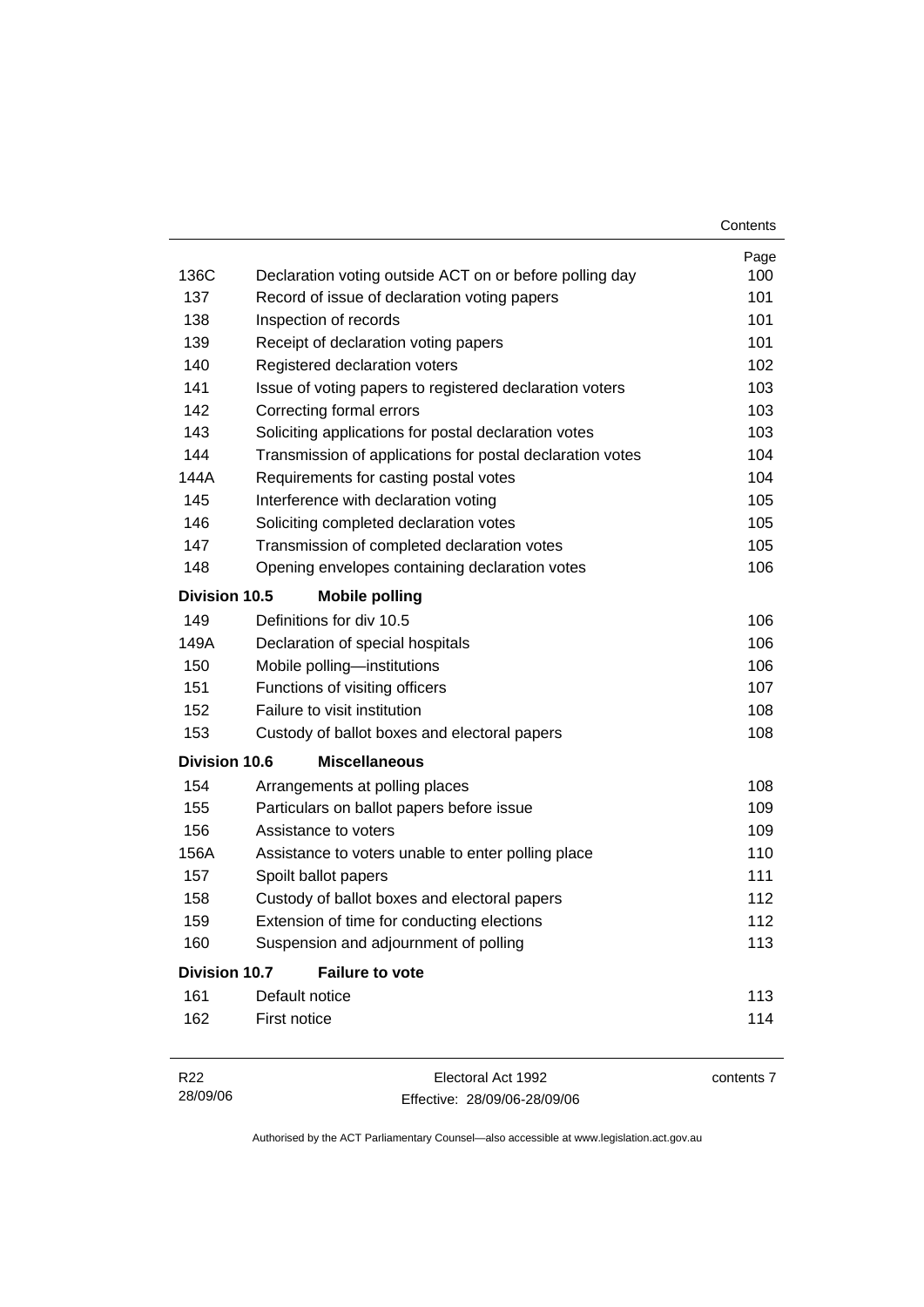| | | Page |
|---|---|---|
| 136C | Declaration voting outside ACT on or before polling day | 100 |
| 137 | Record of issue of declaration voting papers | 101 |
| 138 | Inspection of records | 101 |
| 139 | Receipt of declaration voting papers | 101 |
| 140 | Registered declaration voters | 102 |
| 141 | Issue of voting papers to registered declaration voters | 103 |
| 142 | Correcting formal errors | 103 |
| 143 | Soliciting applications for postal declaration votes | 103 |
| 144 | Transmission of applications for postal declaration votes | 104 |
| 144A | Requirements for casting postal votes | 104 |
| 145 | Interference with declaration voting | 105 |
| 146 | Soliciting completed declaration votes | 105 |
| 147 | Transmission of completed declaration votes | 105 |
| 148 | Opening envelopes containing declaration votes | 106 |
| **Division 10.5** | **Mobile polling** | |
| 149 | Definitions for div 10.5 | 106 |
| 149A | Declaration of special hospitals | 106 |
| 150 | Mobile polling—institutions | 106 |
| 151 | Functions of visiting officers | 107 |
| 152 | Failure to visit institution | 108 |
| 153 | Custody of ballot boxes and electoral papers | 108 |
| **Division 10.6** | **Miscellaneous** | |
| 154 | Arrangements at polling places | 108 |
| 155 | Particulars on ballot papers before issue | 109 |
| 156 | Assistance to voters | 109 |
| 156A | Assistance to voters unable to enter polling place | 110 |
| 157 | Spoilt ballot papers | 111 |
| 158 | Custody of ballot boxes and electoral papers | 112 |
| 159 | Extension of time for conducting elections | 112 |
| 160 | Suspension and adjournment of polling | 113 |
| **Division 10.7** | **Failure to vote** | |
| 161 | Default notice | 113 |
| 162 | First notice | 114 |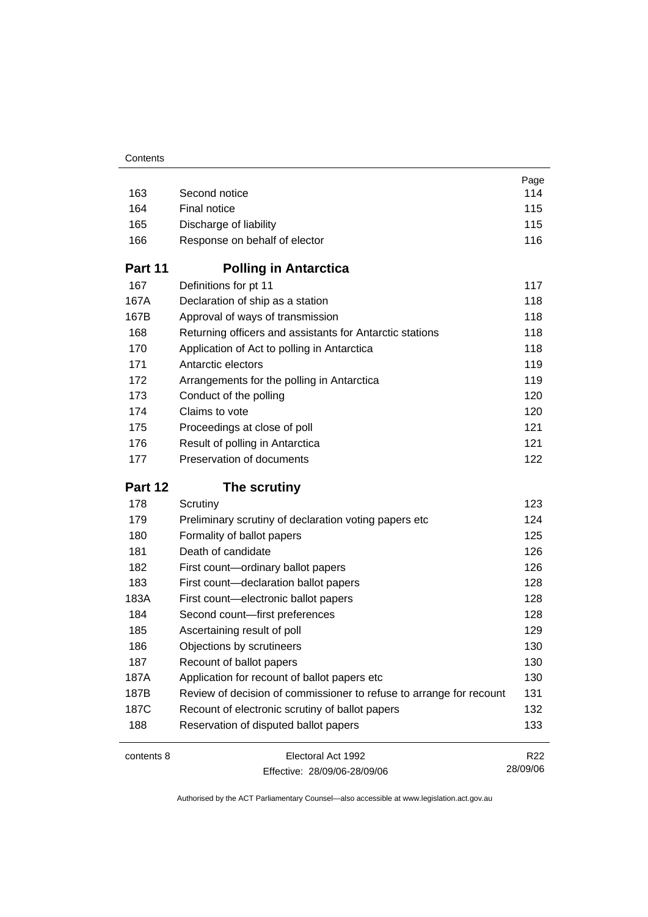| | | Page |
|---|---|---|
| 163 | Second notice | 114 |
| 164 | Final notice | 115 |
| 165 | Discharge of liability | 115 |
| 166 | Response on behalf of elector | 116 |

## Part 11 Polling in Antarctica

| | | |
|---|---|---|
| 167 | Definitions for pt 11 | 117 |
| 167A | Declaration of ship as a station | 118 |
| 167B | Approval of ways of transmission | 118 |
| 168 | Returning officers and assistants for Antarctic stations | 118 |
| 170 | Application of Act to polling in Antarctica | 118 |
| 171 | Antarctic electors | 119 |
| 172 | Arrangements for the polling in Antarctica | 119 |
| 173 | Conduct of the polling | 120 |
| 174 | Claims to vote | 120 |
| 175 | Proceedings at close of poll | 121 |
| 176 | Result of polling in Antarctica | 121 |
| 177 | Preservation of documents | 122 |

## Part 12 The scrutiny

| | | |
|---|---|---|
| 178 | Scrutiny | 123 |
| 179 | Preliminary scrutiny of declaration voting papers etc | 124 |
| 180 | Formality of ballot papers | 125 |
| 181 | Death of candidate | 126 |
| 182 | First count—ordinary ballot papers | 126 |
| 183 | First count—declaration ballot papers | 128 |
| 183A | First count—electronic ballot papers | 128 |
| 184 | Second count—first preferences | 128 |
| 185 | Ascertaining result of poll | 129 |
| 186 | Objections by scrutineers | 130 |
| 187 | Recount of ballot papers | 130 |
| 187A | Application for recount of ballot papers etc | 130 |
| 187B | Review of decision of commissioner to refuse to arrange for recount | 131 |
| 187C | Recount of electronic scrutiny of ballot papers | 132 |
| 188 | Reservation of disputed ballot papers | 133 |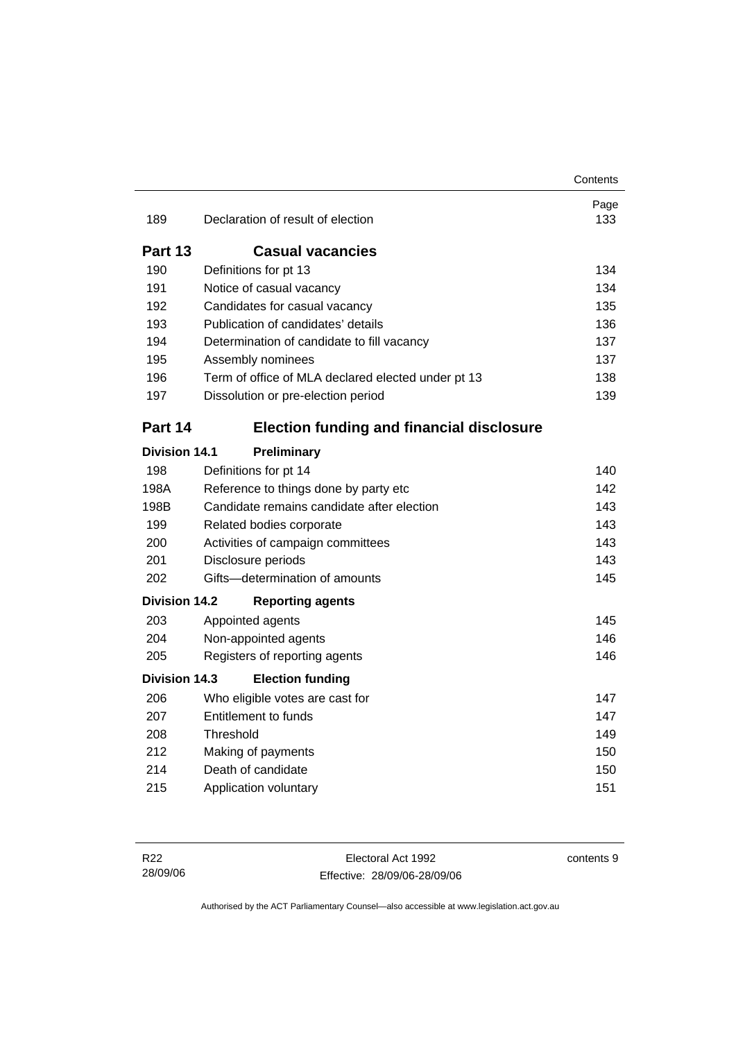| | | Page |
|---|---|---|
| 189 | Declaration of result of election | 133 |

## Part 13 Casual vacancies

| | | |
|---|---|---|
| 190 | Definitions for pt 13 | 134 |
| 191 | Notice of casual vacancy | 134 |
| 192 | Candidates for casual vacancy | 135 |
| 193 | Publication of candidates' details | 136 |
| 194 | Determination of candidate to fill vacancy | 137 |
| 195 | Assembly nominees | 137 |
| 196 | Term of office of MLA declared elected under pt 13 | 138 |
| 197 | Dissolution or pre-election period | 139 |

## Part 14 Election funding and financial disclosure

### Division 14.1 Preliminary

| | | |
|---|---|---|
| 198 | Definitions for pt 14 | 140 |
| 198A | Reference to things done by party etc | 142 |
| 198B | Candidate remains candidate after election | 143 |
| 199 | Related bodies corporate | 143 |
| 200 | Activities of campaign committees | 143 |
| 201 | Disclosure periods | 143 |
| 202 | Gifts—determination of amounts | 145 |

### Division 14.2 Reporting agents

| | | |
|---|---|---|
| 203 | Appointed agents | 145 |
| 204 | Non-appointed agents | 146 |
| 205 | Registers of reporting agents | 146 |

### Division 14.3 Election funding

| | | |
|---|---|---|
| 206 | Who eligible votes are cast for | 147 |
| 207 | Entitlement to funds | 147 |
| 208 | Threshold | 149 |
| 212 | Making of payments | 150 |
| 214 | Death of candidate | 150 |
| 215 | Application voluntary | 151 |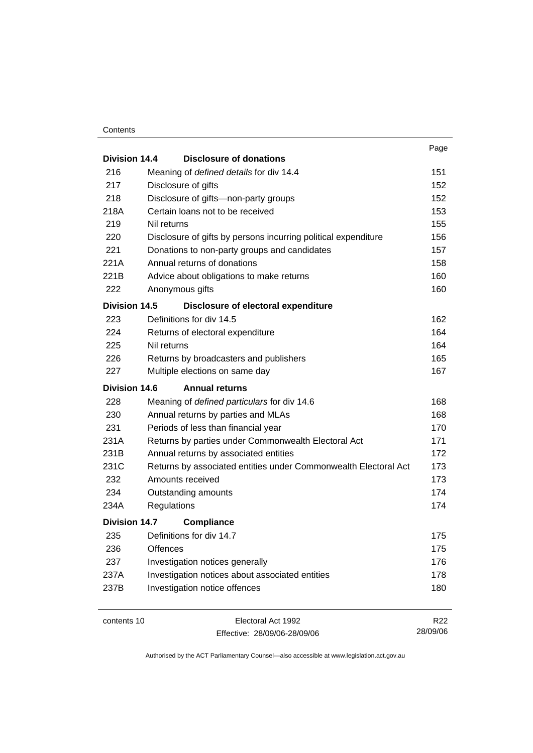| | | Page |
|---|---|---|
| **Division 14.4** | **Disclosure of donations** | |
| 216 | Meaning of *defined details* for div 14.4 | 151 |
| 217 | Disclosure of gifts | 152 |
| 218 | Disclosure of gifts—non-party groups | 152 |
| 218A | Certain loans not to be received | 153 |
| 219 | Nil returns | 155 |
| 220 | Disclosure of gifts by persons incurring political expenditure | 156 |
| 221 | Donations to non-party groups and candidates | 157 |
| 221A | Annual returns of donations | 158 |
| 221B | Advice about obligations to make returns | 160 |
| 222 | Anonymous gifts | 160 |
| **Division 14.5** | **Disclosure of electoral expenditure** | |
| 223 | Definitions for div 14.5 | 162 |
| 224 | Returns of electoral expenditure | 164 |
| 225 | Nil returns | 164 |
| 226 | Returns by broadcasters and publishers | 165 |
| 227 | Multiple elections on same day | 167 |
| **Division 14.6** | **Annual returns** | |
| 228 | Meaning of *defined particulars* for div 14.6 | 168 |
| 230 | Annual returns by parties and MLAs | 168 |
| 231 | Periods of less than financial year | 170 |
| 231A | Returns by parties under Commonwealth Electoral Act | 171 |
| 231B | Annual returns by associated entities | 172 |
| 231C | Returns by associated entities under Commonwealth Electoral Act | 173 |
| 232 | Amounts received | 173 |
| 234 | Outstanding amounts | 174 |
| 234A | Regulations | 174 |
| **Division 14.7** | **Compliance** | |
| 235 | Definitions for div 14.7 | 175 |
| 236 | Offences | 175 |
| 237 | Investigation notices generally | 176 |
| 237A | Investigation notices about associated entities | 178 |
| 237B | Investigation notice offences | 180 |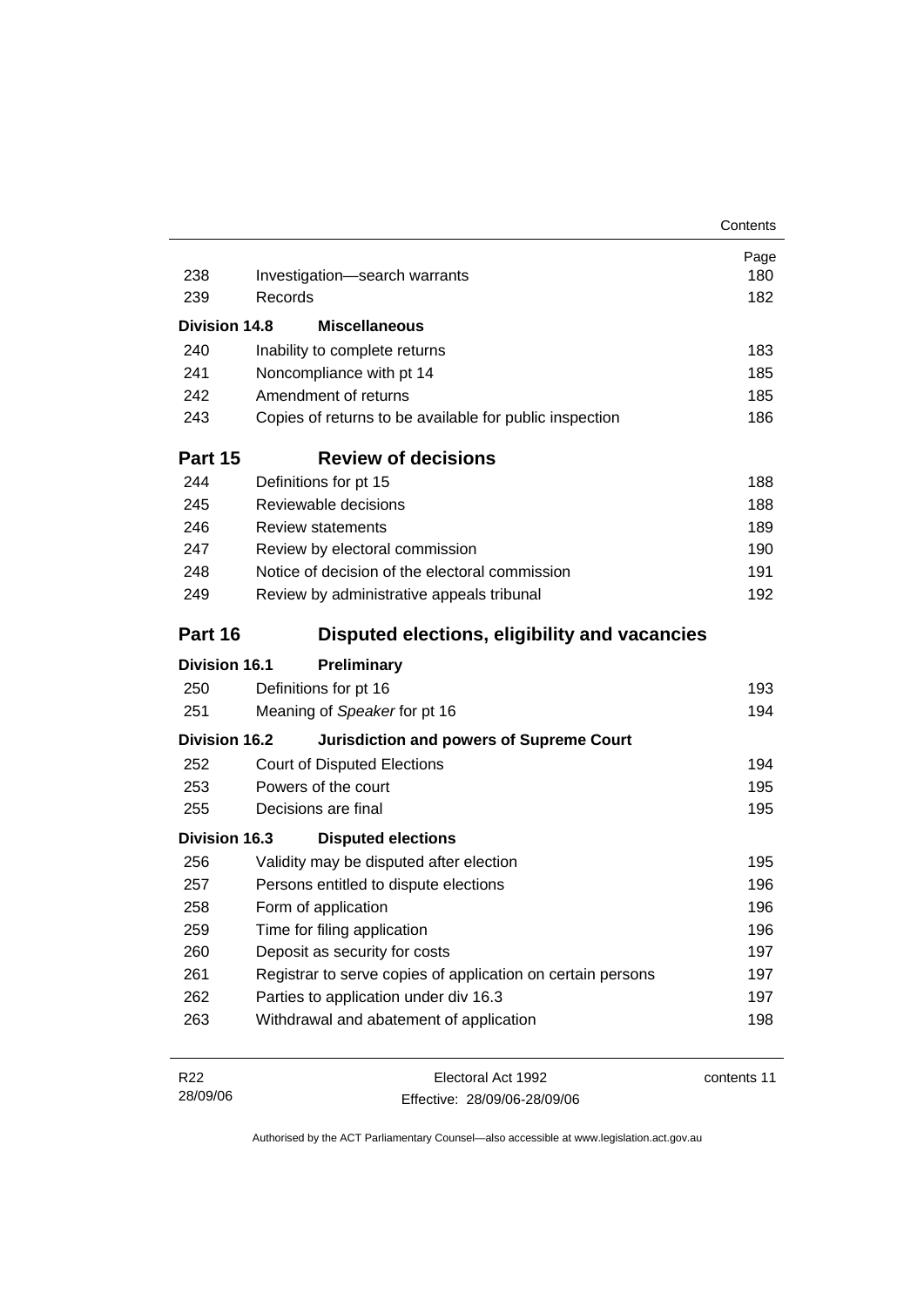| | | Page |
|---|---|---|
| 238 | Investigation—search warrants | 180 |
| 239 | Records | 182 |
| **Division 14.8** | **Miscellaneous** | |
| 240 | Inability to complete returns | 183 |
| 241 | Noncompliance with pt 14 | 185 |
| 242 | Amendment of returns | 185 |
| 243 | Copies of returns to be available for public inspection | 186 |
| **Part 15** | **Review of decisions** | |
| 244 | Definitions for pt 15 | 188 |
| 245 | Reviewable decisions | 188 |
| 246 | Review statements | 189 |
| 247 | Review by electoral commission | 190 |
| 248 | Notice of decision of the electoral commission | 191 |
| 249 | Review by administrative appeals tribunal | 192 |
| **Part 16** | **Disputed elections, eligibility and vacancies** | |
| **Division 16.1** | **Preliminary** | |
| 250 | Definitions for pt 16 | 193 |
| 251 | Meaning of *Speaker* for pt 16 | 194 |
| **Division 16.2** | **Jurisdiction and powers of Supreme Court** | |
| 252 | Court of Disputed Elections | 194 |
| 253 | Powers of the court | 195 |
| 255 | Decisions are final | 195 |
| **Division 16.3** | **Disputed elections** | |
| 256 | Validity may be disputed after election | 195 |
| 257 | Persons entitled to dispute elections | 196 |
| 258 | Form of application | 196 |
| 259 | Time for filing application | 196 |
| 260 | Deposit as security for costs | 197 |
| 261 | Registrar to serve copies of application on certain persons | 197 |
| 262 | Parties to application under div 16.3 | 197 |
| 263 | Withdrawal and abatement of application | 198 |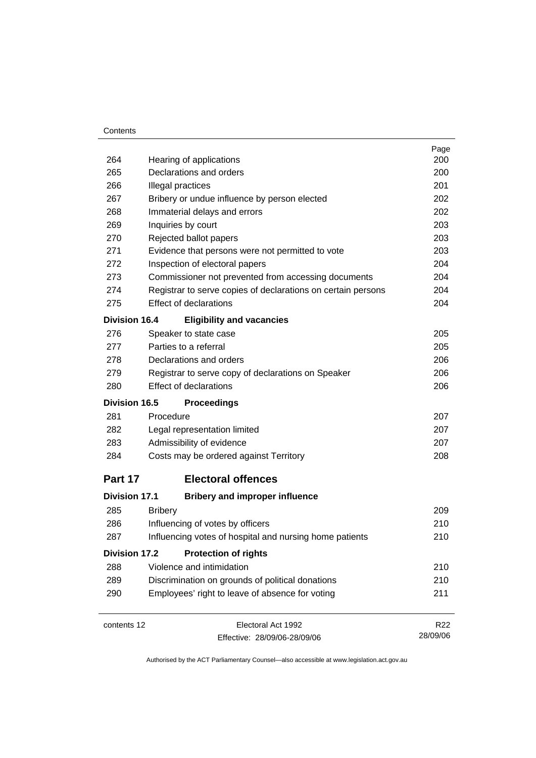| | | Page |
|---|---|---|
| 264 | Hearing of applications | 200 |
| 265 | Declarations and orders | 200 |
| 266 | Illegal practices | 201 |
| 267 | Bribery or undue influence by person elected | 202 |
| 268 | Immaterial delays and errors | 202 |
| 269 | Inquiries by court | 203 |
| 270 | Rejected ballot papers | 203 |
| 271 | Evidence that persons were not permitted to vote | 203 |
| 272 | Inspection of electoral papers | 204 |
| 273 | Commissioner not prevented from accessing documents | 204 |
| 274 | Registrar to serve copies of declarations on certain persons | 204 |
| 275 | Effect of declarations | 204 |
| **Division 16.4** | **Eligibility and vacancies** | |
| 276 | Speaker to state case | 205 |
| 277 | Parties to a referral | 205 |
| 278 | Declarations and orders | 206 |
| 279 | Registrar to serve copy of declarations on Speaker | 206 |
| 280 | Effect of declarations | 206 |
| **Division 16.5** | **Proceedings** | |
| 281 | Procedure | 207 |
| 282 | Legal representation limited | 207 |
| 283 | Admissibility of evidence | 207 |
| 284 | Costs may be ordered against Territory | 208 |

## Part 17 Electoral offences

| | | |
|---|---|---|
| **Division 17.1** | **Bribery and improper influence** | |
| 285 | Bribery | 209 |
| 286 | Influencing of votes by officers | 210 |
| 287 | Influencing votes of hospital and nursing home patients | 210 |
| **Division 17.2** | **Protection of rights** | |
| 288 | Violence and intimidation | 210 |
| 289 | Discrimination on grounds of political donations | 210 |
| 290 | Employees' right to leave of absence for voting | 211 |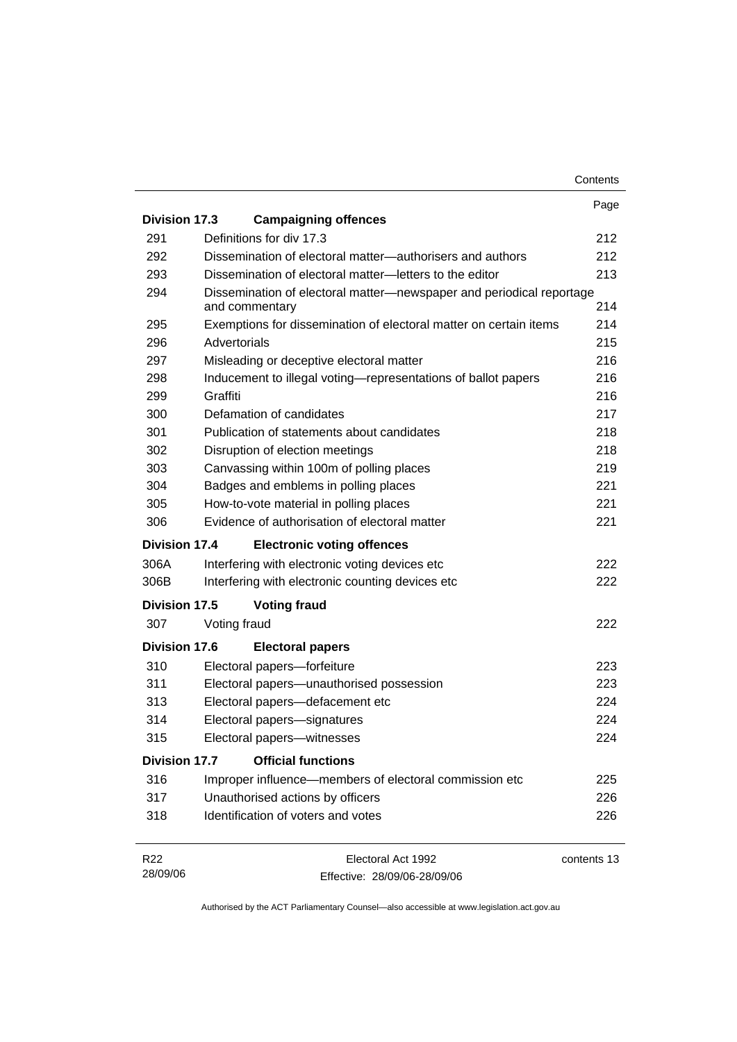| | | Page |
|---|---|---|
| **Division 17.3** | **Campaigning offences** | |
| 291 | Definitions for div 17.3 | 212 |
| 292 | Dissemination of electoral matter—authorisers and authors | 212 |
| 293 | Dissemination of electoral matter—letters to the editor | 213 |
| 294 | Dissemination of electoral matter—newspaper and periodical reportage and commentary | 214 |
| 295 | Exemptions for dissemination of electoral matter on certain items | 214 |
| 296 | Advertorials | 215 |
| 297 | Misleading or deceptive electoral matter | 216 |
| 298 | Inducement to illegal voting—representations of ballot papers | 216 |
| 299 | Graffiti | 216 |
| 300 | Defamation of candidates | 217 |
| 301 | Publication of statements about candidates | 218 |
| 302 | Disruption of election meetings | 218 |
| 303 | Canvassing within 100m of polling places | 219 |
| 304 | Badges and emblems in polling places | 221 |
| 305 | How-to-vote material in polling places | 221 |
| 306 | Evidence of authorisation of electoral matter | 221 |
| **Division 17.4** | **Electronic voting offences** | |
| 306A | Interfering with electronic voting devices etc | 222 |
| 306B | Interfering with electronic counting devices etc | 222 |
| **Division 17.5** | **Voting fraud** | |
| 307 | Voting fraud | 222 |
| **Division 17.6** | **Electoral papers** | |
| 310 | Electoral papers—forfeiture | 223 |
| 311 | Electoral papers—unauthorised possession | 223 |
| 313 | Electoral papers—defacement etc | 224 |
| 314 | Electoral papers—signatures | 224 |
| 315 | Electoral papers—witnesses | 224 |
| **Division 17.7** | **Official functions** | |
| 316 | Improper influence—members of electoral commission etc | 225 |
| 317 | Unauthorised actions by officers | 226 |
| 318 | Identification of voters and votes | 226 |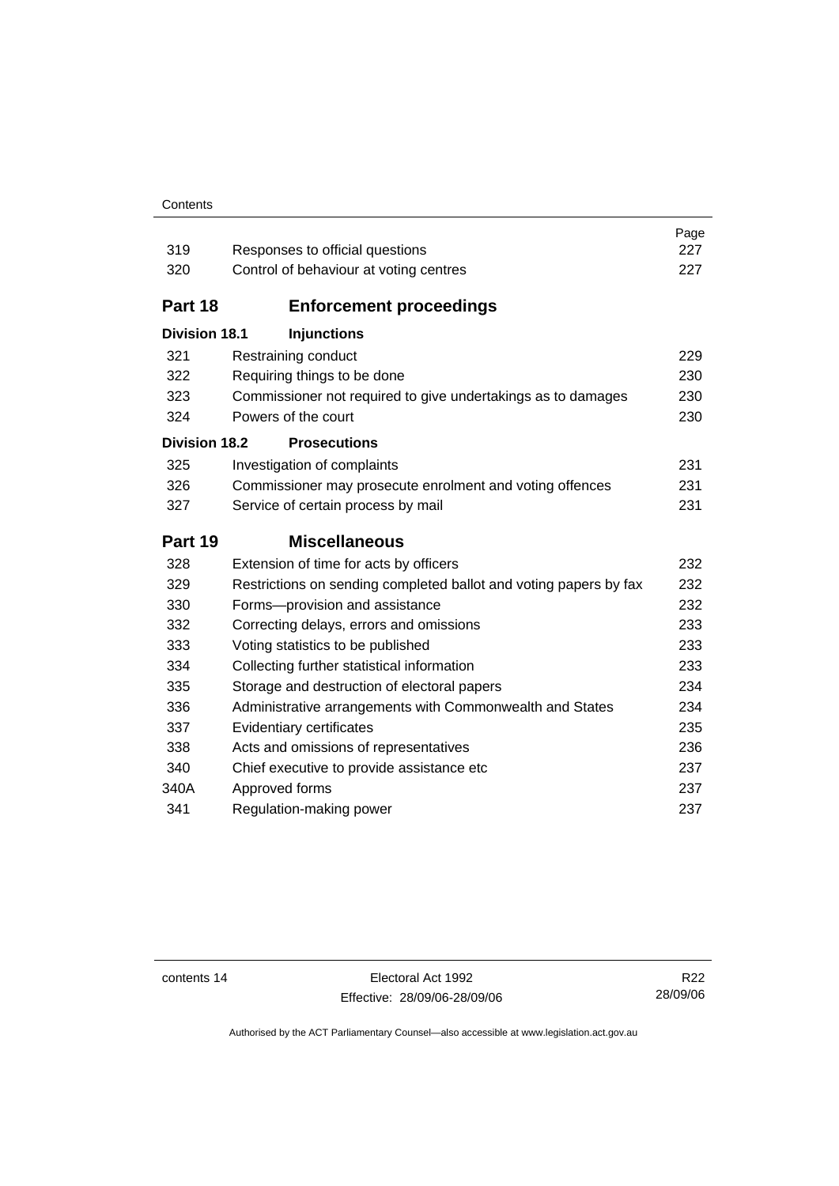| | | Page |
|---|---|---|
| 319 | Responses to official questions | 227 |
| 320 | Control of behaviour at voting centres | 227 |

## Part 18 Enforcement proceedings

### Division 18.1 Injunctions

| | | |
|---|---|---|
| 321 | Restraining conduct | 229 |
| 322 | Requiring things to be done | 230 |
| 323 | Commissioner not required to give undertakings as to damages | 230 |
| 324 | Powers of the court | 230 |

### Division 18.2 Prosecutions

| | | |
|---|---|---|
| 325 | Investigation of complaints | 231 |
| 326 | Commissioner may prosecute enrolment and voting offences | 231 |
| 327 | Service of certain process by mail | 231 |

## Part 19 Miscellaneous

| | | |
|---|---|---|
| 328 | Extension of time for acts by officers | 232 |
| 329 | Restrictions on sending completed ballot and voting papers by fax | 232 |
| 330 | Forms—provision and assistance | 232 |
| 332 | Correcting delays, errors and omissions | 233 |
| 333 | Voting statistics to be published | 233 |
| 334 | Collecting further statistical information | 233 |
| 335 | Storage and destruction of electoral papers | 234 |
| 336 | Administrative arrangements with Commonwealth and States | 234 |
| 337 | Evidentiary certificates | 235 |
| 338 | Acts and omissions of representatives | 236 |
| 340 | Chief executive to provide assistance etc | 237 |
| 340A | Approved forms | 237 |
| 341 | Regulation-making power | 237 |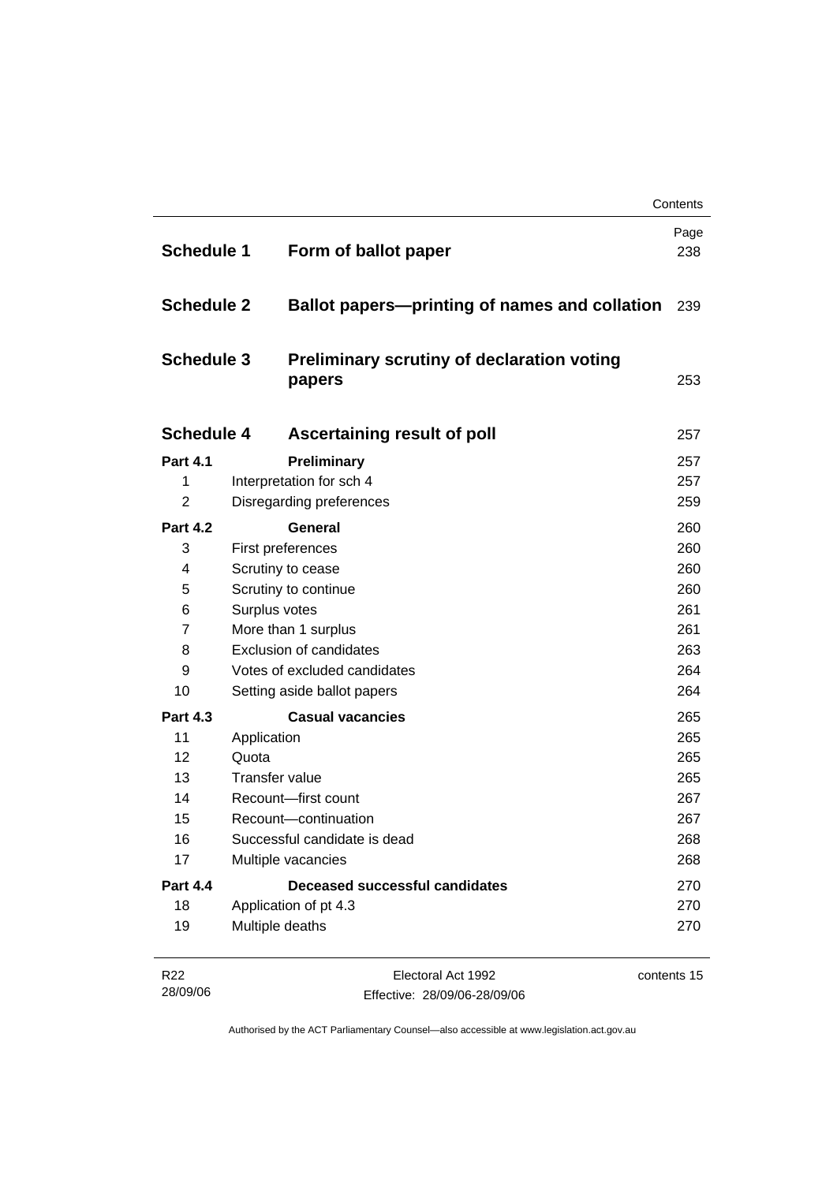| | | Page |
|---|---|---|
| **Schedule 1** | **Form of ballot paper** | 238 |
| **Schedule 2** | **Ballot papers—printing of names and collation** | 239 |
| **Schedule 3** | **Preliminary scrutiny of declaration voting papers** | 253 |
| **Schedule 4** | **Ascertaining result of poll** | 257 |
| **Part 4.1** | **Preliminary** | 257 |
| 1 | Interpretation for sch 4 | 257 |
| 2 | Disregarding preferences | 259 |
| **Part 4.2** | **General** | 260 |
| 3 | First preferences | 260 |
| 4 | Scrutiny to cease | 260 |
| 5 | Scrutiny to continue | 260 |
| 6 | Surplus votes | 261 |
| 7 | More than 1 surplus | 261 |
| 8 | Exclusion of candidates | 263 |
| 9 | Votes of excluded candidates | 264 |
| 10 | Setting aside ballot papers | 264 |
| **Part 4.3** | **Casual vacancies** | 265 |
| 11 | Application | 265 |
| 12 | Quota | 265 |
| 13 | Transfer value | 265 |
| 14 | Recount—first count | 267 |
| 15 | Recount—continuation | 267 |
| 16 | Successful candidate is dead | 268 |
| 17 | Multiple vacancies | 268 |
| **Part 4.4** | **Deceased successful candidates** | 270 |
| 18 | Application of pt 4.3 | 270 |
| 19 | Multiple deaths | 270 |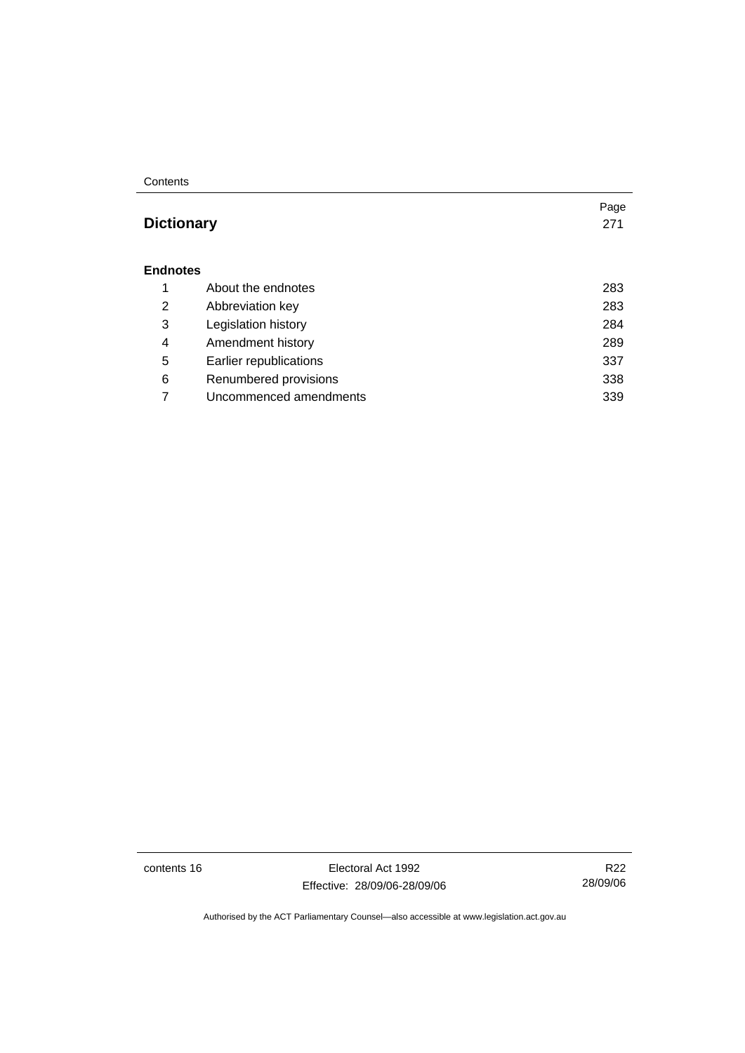| | | Page |
|---|---|---|
| **Dictionary** | | 271 |
| **Endnotes** | | |
| 1 | About the endnotes | 283 |
| 2 | Abbreviation key | 283 |
| 3 | Legislation history | 284 |
| 4 | Amendment history | 289 |
| 5 | Earlier republications | 337 |
| 6 | Renumbered provisions | 338 |
| 7 | Uncommenced amendments | 339 |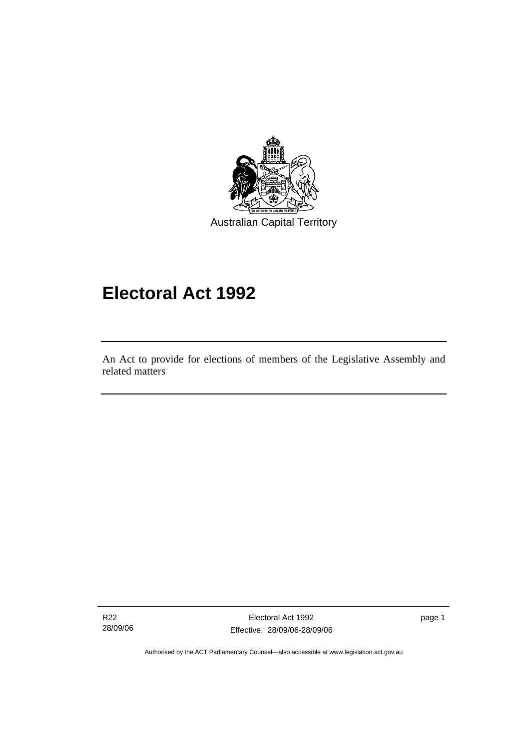Australian Capital Territory

# Electoral Act 1992

An Act to provide for elections of members of the Legislative Assembly and related matters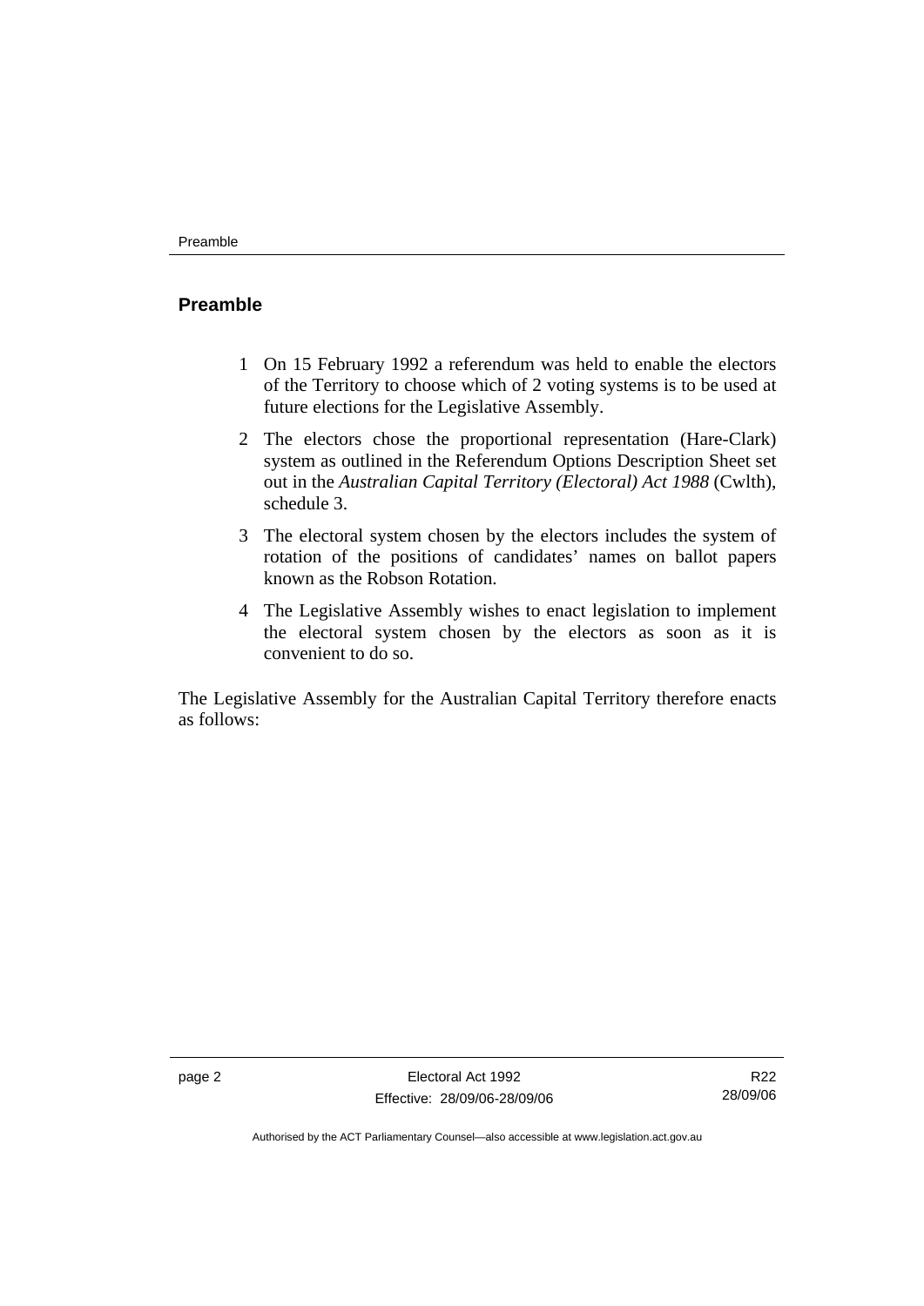## Preamble

1 On 15 February 1992 a referendum was held to enable the electors of the Territory to choose which of 2 voting systems is to be used at future elections for the Legislative Assembly.

2 The electors chose the proportional representation (Hare-Clark) system as outlined in the Referendum Options Description Sheet set out in the *Australian Capital Territory (Electoral) Act 1988* (Cwlth), schedule 3.

3 The electoral system chosen by the electors includes the system of rotation of the positions of candidates' names on ballot papers known as the Robson Rotation.

4 The Legislative Assembly wishes to enact legislation to implement the electoral system chosen by the electors as soon as it is convenient to do so.

The Legislative Assembly for the Australian Capital Territory therefore enacts as follows: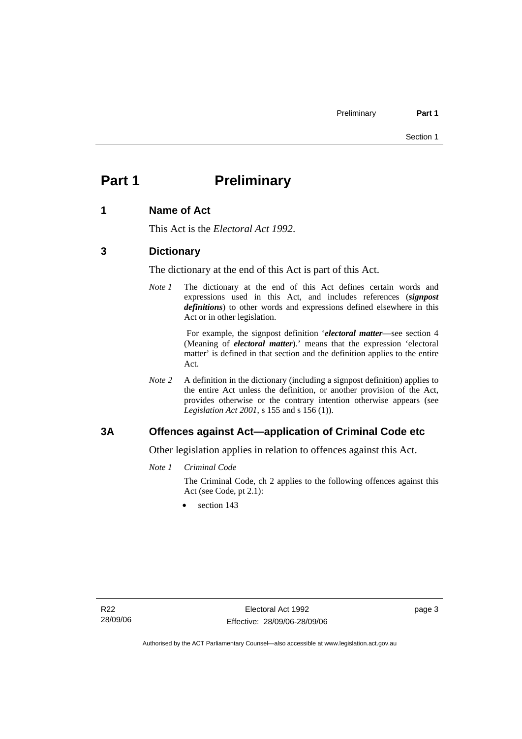# Part 1 Preliminary

## 1 Name of Act

This Act is the *Electoral Act 1992*.

## 3 Dictionary

The dictionary at the end of this Act is part of this Act.

*Note 1* The dictionary at the end of this Act defines certain words and expressions used in this Act, and includes references (***signpost definitions***) to other words and expressions defined elsewhere in this Act or in other legislation.

For example, the signpost definition '***electoral matter***—see section 4 (Meaning of ***electoral matter***).' means that the expression 'electoral matter' is defined in that section and the definition applies to the entire Act.

*Note 2* A definition in the dictionary (including a signpost definition) applies to the entire Act unless the definition, or another provision of the Act, provides otherwise or the contrary intention otherwise appears (see *Legislation Act 2001*, s 155 and s 156 (1)).

## 3A Offences against Act—application of Criminal Code etc

Other legislation applies in relation to offences against this Act.

*Note 1* *Criminal Code*

The Criminal Code, ch 2 applies to the following offences against this Act (see Code, pt 2.1):

- section 143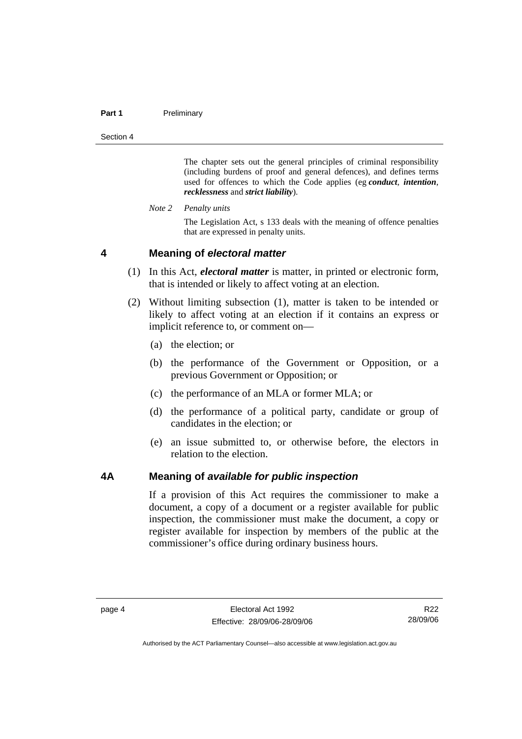The chapter sets out the general principles of criminal responsibility (including burdens of proof and general defences), and defines terms used for offences to which the Code applies (eg ***conduct***, ***intention***, ***recklessness*** and ***strict liability***).

*Note 2 Penalty units*

The Legislation Act, s 133 deals with the meaning of offence penalties that are expressed in penalty units.

## 4 Meaning of *electoral matter*

(1) In this Act, ***electoral matter*** is matter, in printed or electronic form, that is intended or likely to affect voting at an election.

(2) Without limiting subsection (1), matter is taken to be intended or likely to affect voting at an election if it contains an express or implicit reference to, or comment on—

(a) the election; or

(b) the performance of the Government or Opposition, or a previous Government or Opposition; or

(c) the performance of an MLA or former MLA; or

(d) the performance of a political party, candidate or group of candidates in the election; or

(e) an issue submitted to, or otherwise before, the electors in relation to the election.

## 4A Meaning of *available for public inspection*

If a provision of this Act requires the commissioner to make a document, a copy of a document or a register available for public inspection, the commissioner must make the document, a copy or register available for inspection by members of the public at the commissioner's office during ordinary business hours.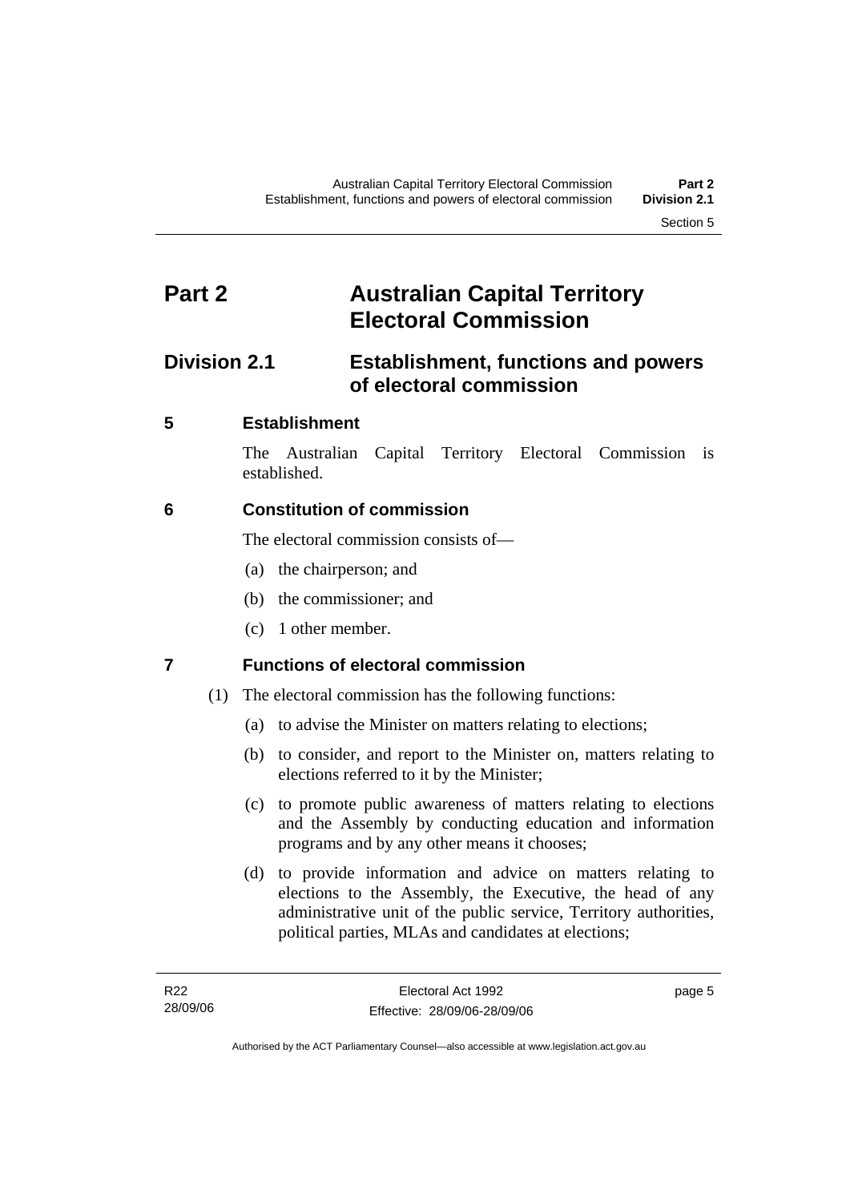# Part 2 Australian Capital Territory Electoral Commission

## Division 2.1 Establishment, functions and powers of electoral commission

### 5 Establishment

The Australian Capital Territory Electoral Commission is established.

### 6 Constitution of commission

The electoral commission consists of—

(a) the chairperson; and

(b) the commissioner; and

(c) 1 other member.

### 7 Functions of electoral commission

(1) The electoral commission has the following functions:

(a) to advise the Minister on matters relating to elections;

(b) to consider, and report to the Minister on, matters relating to elections referred to it by the Minister;

(c) to promote public awareness of matters relating to elections and the Assembly by conducting education and information programs and by any other means it chooses;

(d) to provide information and advice on matters relating to elections to the Assembly, the Executive, the head of any administrative unit of the public service, Territory authorities, political parties, MLAs and candidates at elections;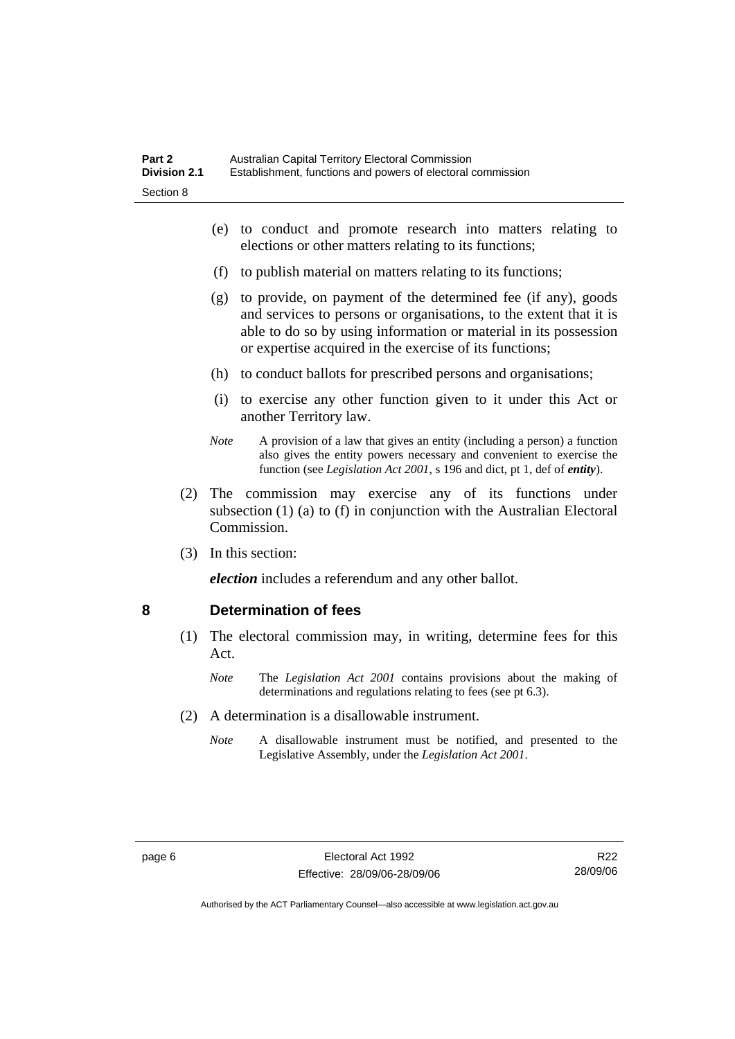(e) to conduct and promote research into matters relating to elections or other matters relating to its functions;

(f) to publish material on matters relating to its functions;

(g) to provide, on payment of the determined fee (if any), goods and services to persons or organisations, to the extent that it is able to do so by using information or material in its possession or expertise acquired in the exercise of its functions;

(h) to conduct ballots for prescribed persons and organisations;

(i) to exercise any other function given to it under this Act or another Territory law.

*Note* A provision of a law that gives an entity (including a person) a function also gives the entity powers necessary and convenient to exercise the function (see *Legislation Act 2001*, s 196 and dict, pt 1, def of ***entity***).

(2) The commission may exercise any of its functions under subsection (1) (a) to (f) in conjunction with the Australian Electoral Commission.

(3) In this section:

***election*** includes a referendum and any other ballot.

## 8 Determination of fees

(1) The electoral commission may, in writing, determine fees for this Act.

*Note* The *Legislation Act 2001* contains provisions about the making of determinations and regulations relating to fees (see pt 6.3).

(2) A determination is a disallowable instrument.

*Note* A disallowable instrument must be notified, and presented to the Legislative Assembly, under the *Legislation Act 2001*.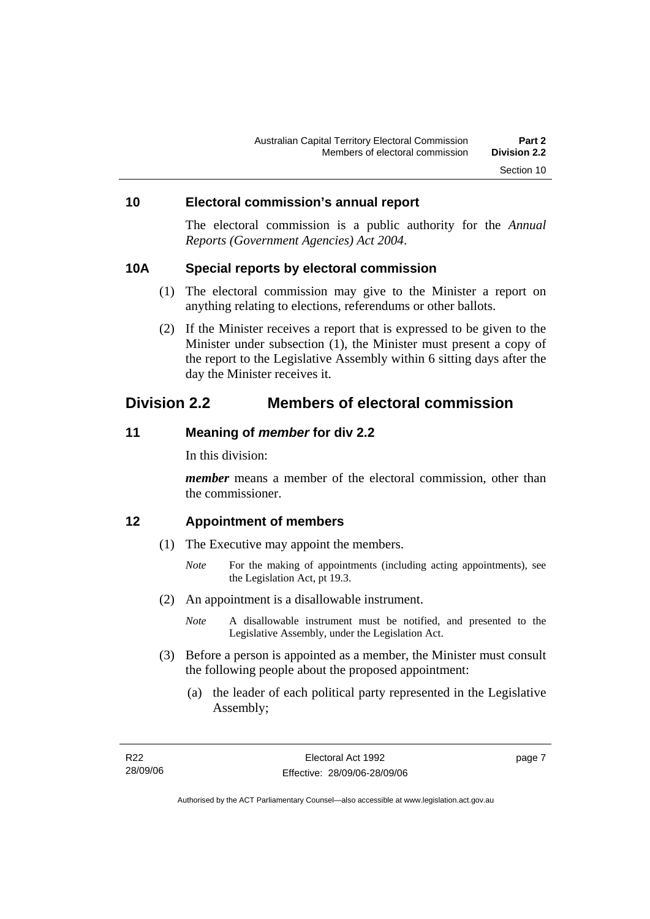### 10 Electoral commission's annual report

The electoral commission is a public authority for the *Annual Reports (Government Agencies) Act 2004*.

### 10A Special reports by electoral commission

(1) The electoral commission may give to the Minister a report on anything relating to elections, referendums or other ballots.

(2) If the Minister receives a report that is expressed to be given to the Minister under subsection (1), the Minister must present a copy of the report to the Legislative Assembly within 6 sitting days after the day the Minister receives it.

## Division 2.2 Members of electoral commission

### 11 Meaning of *member* for div 2.2

In this division:

***member*** means a member of the electoral commission, other than the commissioner.

### 12 Appointment of members

(1) The Executive may appoint the members.

*Note* For the making of appointments (including acting appointments), see the Legislation Act, pt 19.3.

(2) An appointment is a disallowable instrument.

*Note* A disallowable instrument must be notified, and presented to the Legislative Assembly, under the Legislation Act.

(3) Before a person is appointed as a member, the Minister must consult the following people about the proposed appointment:

(a) the leader of each political party represented in the Legislative Assembly;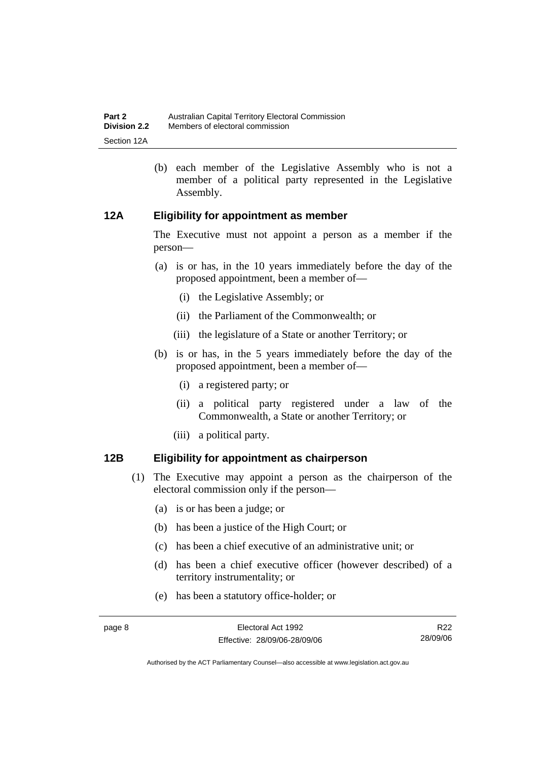(b) each member of the Legislative Assembly who is not a member of a political party represented in the Legislative Assembly.

### 12A Eligibility for appointment as member

The Executive must not appoint a person as a member if the person—

(a) is or has, in the 10 years immediately before the day of the proposed appointment, been a member of—

(i) the Legislative Assembly; or

(ii) the Parliament of the Commonwealth; or

(iii) the legislature of a State or another Territory; or

(b) is or has, in the 5 years immediately before the day of the proposed appointment, been a member of—

(i) a registered party; or

(ii) a political party registered under a law of the Commonwealth, a State or another Territory; or

(iii) a political party.

### 12B Eligibility for appointment as chairperson

(1) The Executive may appoint a person as the chairperson of the electoral commission only if the person—

(a) is or has been a judge; or

(b) has been a justice of the High Court; or

(c) has been a chief executive of an administrative unit; or

(d) has been a chief executive officer (however described) of a territory instrumentality; or

(e) has been a statutory office-holder; or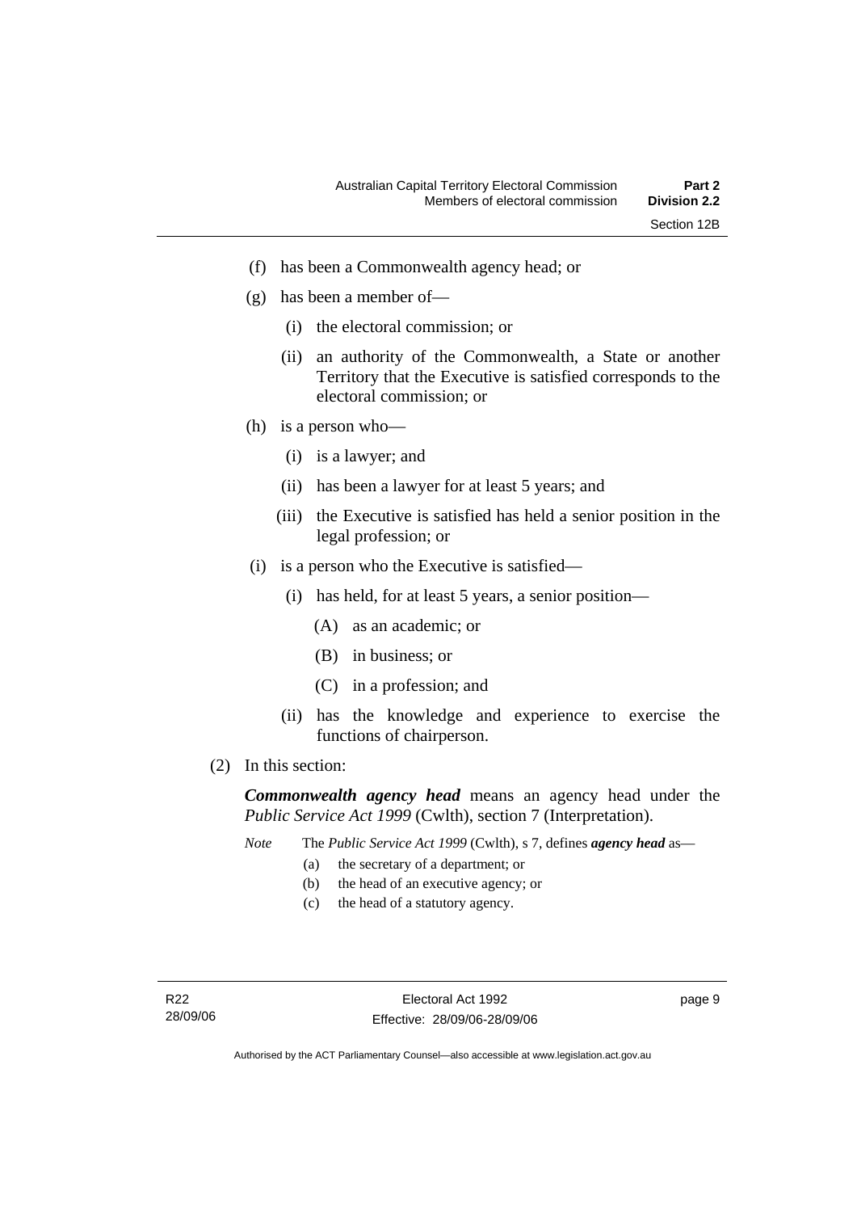(f) has been a Commonwealth agency head; or

(g) has been a member of—

   (i) the electoral commission; or

   (ii) an authority of the Commonwealth, a State or another Territory that the Executive is satisfied corresponds to the electoral commission; or

(h) is a person who—

   (i) is a lawyer; and

   (ii) has been a lawyer for at least 5 years; and

   (iii) the Executive is satisfied has held a senior position in the legal profession; or

(i) is a person who the Executive is satisfied—

   (i) has held, for at least 5 years, a senior position—

      (A) as an academic; or

      (B) in business; or

      (C) in a profession; and

   (ii) has the knowledge and experience to exercise the functions of chairperson.

(2) In this section:

***Commonwealth agency head*** means an agency head under the *Public Service Act 1999* (Cwlth), section 7 (Interpretation).

*Note* The *Public Service Act 1999* (Cwlth), s 7, defines ***agency head*** as—

(a) the secretary of a department; or

(b) the head of an executive agency; or

(c) the head of a statutory agency.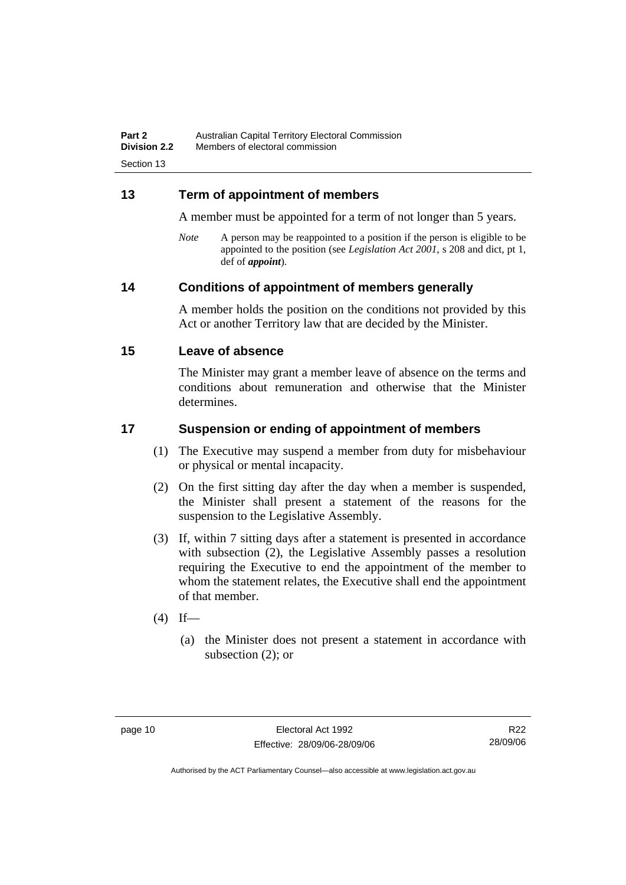## 13 Term of appointment of members

A member must be appointed for a term of not longer than 5 years.

*Note* A person may be reappointed to a position if the person is eligible to be appointed to the position (see *Legislation Act 2001*, s 208 and dict, pt 1, def of ***appoint***).

## 14 Conditions of appointment of members generally

A member holds the position on the conditions not provided by this Act or another Territory law that are decided by the Minister.

## 15 Leave of absence

The Minister may grant a member leave of absence on the terms and conditions about remuneration and otherwise that the Minister determines.

## 17 Suspension or ending of appointment of members

(1) The Executive may suspend a member from duty for misbehaviour or physical or mental incapacity.

(2) On the first sitting day after the day when a member is suspended, the Minister shall present a statement of the reasons for the suspension to the Legislative Assembly.

(3) If, within 7 sitting days after a statement is presented in accordance with subsection (2), the Legislative Assembly passes a resolution requiring the Executive to end the appointment of the member to whom the statement relates, the Executive shall end the appointment of that member.

(4) If—

(a) the Minister does not present a statement in accordance with subsection (2); or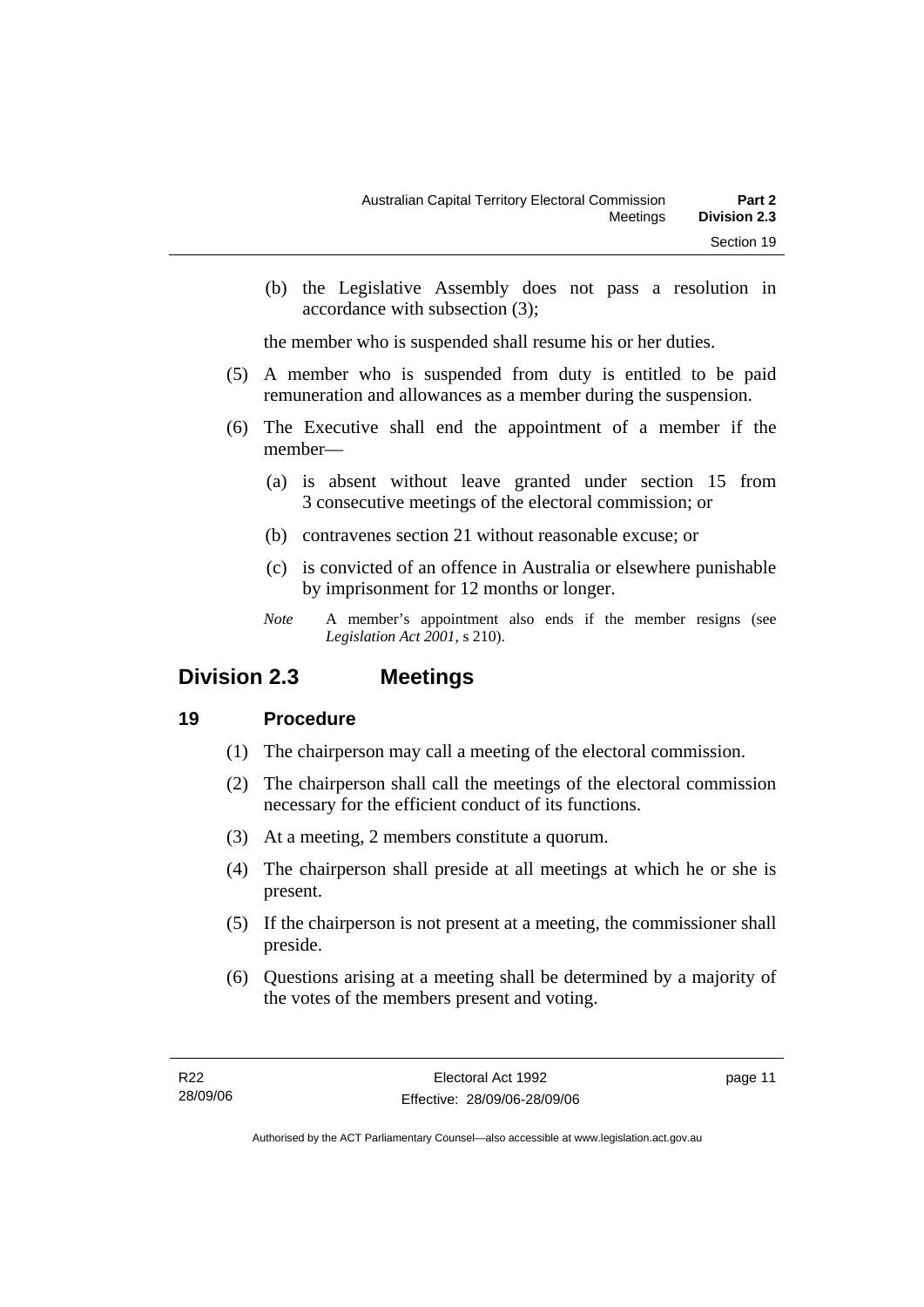(b) the Legislative Assembly does not pass a resolution in accordance with subsection (3);

the member who is suspended shall resume his or her duties.

(5) A member who is suspended from duty is entitled to be paid remuneration and allowances as a member during the suspension.

(6) The Executive shall end the appointment of a member if the member—

(a) is absent without leave granted under section 15 from 3 consecutive meetings of the electoral commission; or

(b) contravenes section 21 without reasonable excuse; or

(c) is convicted of an offence in Australia or elsewhere punishable by imprisonment for 12 months or longer.

*Note* A member's appointment also ends if the member resigns (see *Legislation Act 2001*, s 210).

## Division 2.3 Meetings

### 19 Procedure

(1) The chairperson may call a meeting of the electoral commission.

(2) The chairperson shall call the meetings of the electoral commission necessary for the efficient conduct of its functions.

(3) At a meeting, 2 members constitute a quorum.

(4) The chairperson shall preside at all meetings at which he or she is present.

(5) If the chairperson is not present at a meeting, the commissioner shall preside.

(6) Questions arising at a meeting shall be determined by a majority of the votes of the members present and voting.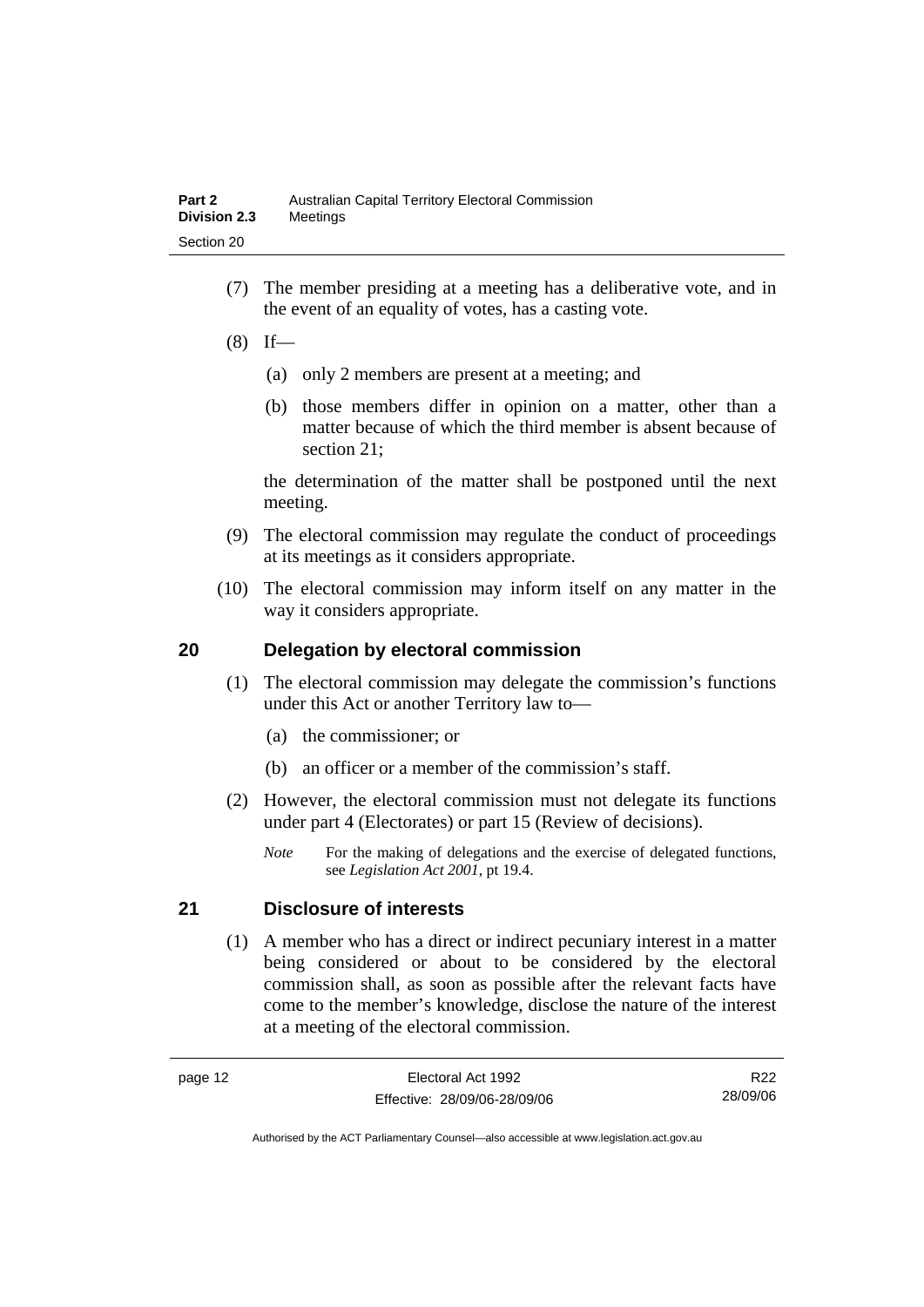(7) The member presiding at a meeting has a deliberative vote, and in the event of an equality of votes, has a casting vote.

(8) If—

(a) only 2 members are present at a meeting; and

(b) those members differ in opinion on a matter, other than a matter because of which the third member is absent because of section 21;

the determination of the matter shall be postponed until the next meeting.

(9) The electoral commission may regulate the conduct of proceedings at its meetings as it considers appropriate.

(10) The electoral commission may inform itself on any matter in the way it considers appropriate.

## 20 Delegation by electoral commission

(1) The electoral commission may delegate the commission's functions under this Act or another Territory law to—

(a) the commissioner; or

(b) an officer or a member of the commission's staff.

(2) However, the electoral commission must not delegate its functions under part 4 (Electorates) or part 15 (Review of decisions).

*Note* For the making of delegations and the exercise of delegated functions, see *Legislation Act 2001*, pt 19.4.

## 21 Disclosure of interests

(1) A member who has a direct or indirect pecuniary interest in a matter being considered or about to be considered by the electoral commission shall, as soon as possible after the relevant facts have come to the member's knowledge, disclose the nature of the interest at a meeting of the electoral commission.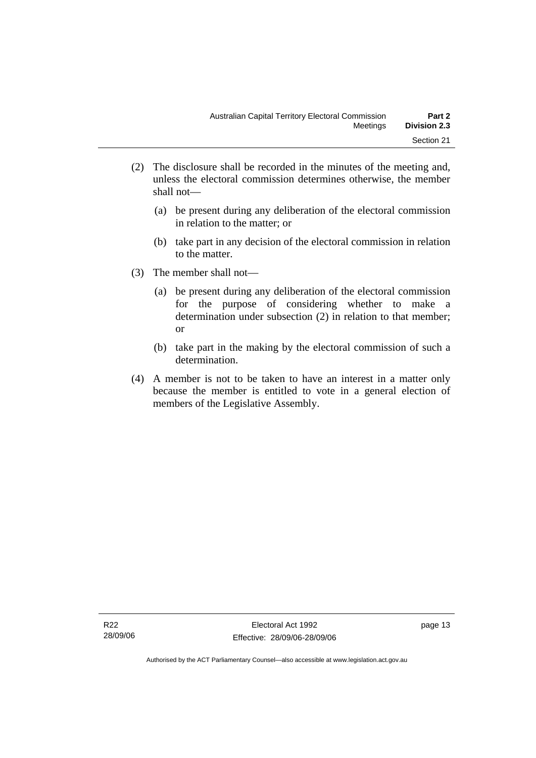(2) The disclosure shall be recorded in the minutes of the meeting and, unless the electoral commission determines otherwise, the member shall not—

(a) be present during any deliberation of the electoral commission in relation to the matter; or

(b) take part in any decision of the electoral commission in relation to the matter.

(3) The member shall not—

(a) be present during any deliberation of the electoral commission for the purpose of considering whether to make a determination under subsection (2) in relation to that member; or

(b) take part in the making by the electoral commission of such a determination.

(4) A member is not to be taken to have an interest in a matter only because the member is entitled to vote in a general election of members of the Legislative Assembly.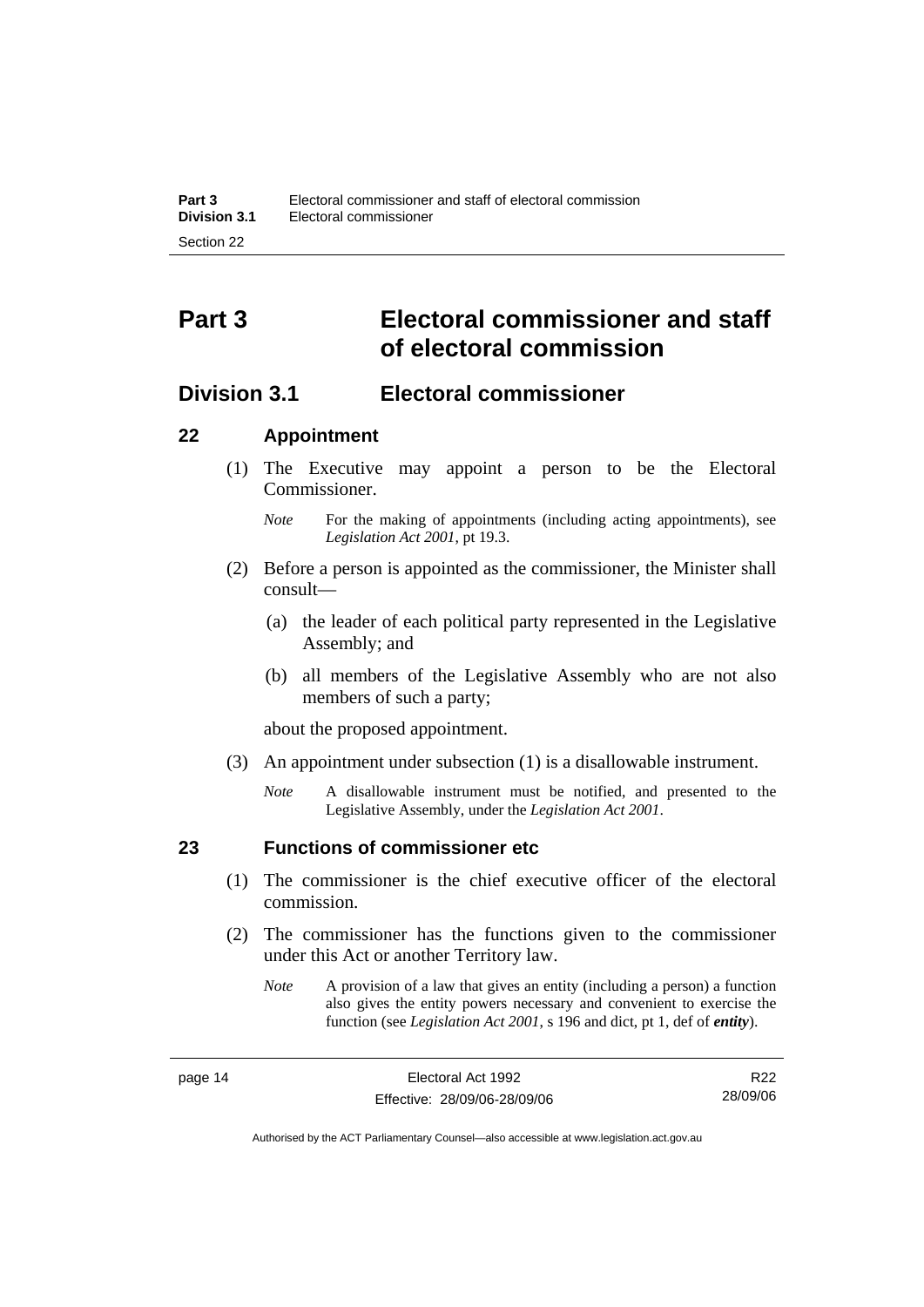# Part 3 Electoral commissioner and staff of electoral commission

## Division 3.1 Electoral commissioner

### 22 Appointment

(1) The Executive may appoint a person to be the Electoral Commissioner.

*Note* For the making of appointments (including acting appointments), see *Legislation Act 2001*, pt 19.3.

(2) Before a person is appointed as the commissioner, the Minister shall consult—

(a) the leader of each political party represented in the Legislative Assembly; and

(b) all members of the Legislative Assembly who are not also members of such a party;

about the proposed appointment.

(3) An appointment under subsection (1) is a disallowable instrument.

*Note* A disallowable instrument must be notified, and presented to the Legislative Assembly, under the *Legislation Act 2001*.

### 23 Functions of commissioner etc

(1) The commissioner is the chief executive officer of the electoral commission.

(2) The commissioner has the functions given to the commissioner under this Act or another Territory law.

*Note* A provision of a law that gives an entity (including a person) a function also gives the entity powers necessary and convenient to exercise the function (see *Legislation Act 2001*, s 196 and dict, pt 1, def of ***entity***).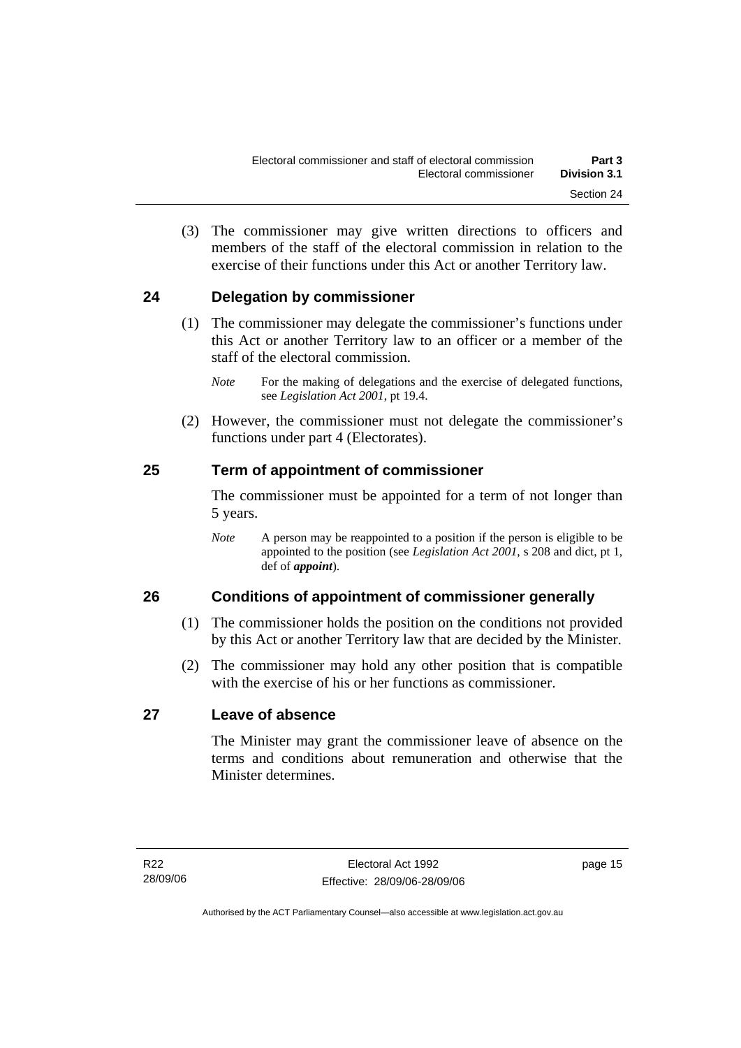(3) The commissioner may give written directions to officers and members of the staff of the electoral commission in relation to the exercise of their functions under this Act or another Territory law.

## 24 Delegation by commissioner

(1) The commissioner may delegate the commissioner's functions under this Act or another Territory law to an officer or a member of the staff of the electoral commission.

*Note* For the making of delegations and the exercise of delegated functions, see *Legislation Act 2001*, pt 19.4.

(2) However, the commissioner must not delegate the commissioner's functions under part 4 (Electorates).

## 25 Term of appointment of commissioner

The commissioner must be appointed for a term of not longer than 5 years.

*Note* A person may be reappointed to a position if the person is eligible to be appointed to the position (see *Legislation Act 2001*, s 208 and dict, pt 1, def of ***appoint***).

## 26 Conditions of appointment of commissioner generally

(1) The commissioner holds the position on the conditions not provided by this Act or another Territory law that are decided by the Minister.

(2) The commissioner may hold any other position that is compatible with the exercise of his or her functions as commissioner.

## 27 Leave of absence

The Minister may grant the commissioner leave of absence on the terms and conditions about remuneration and otherwise that the Minister determines.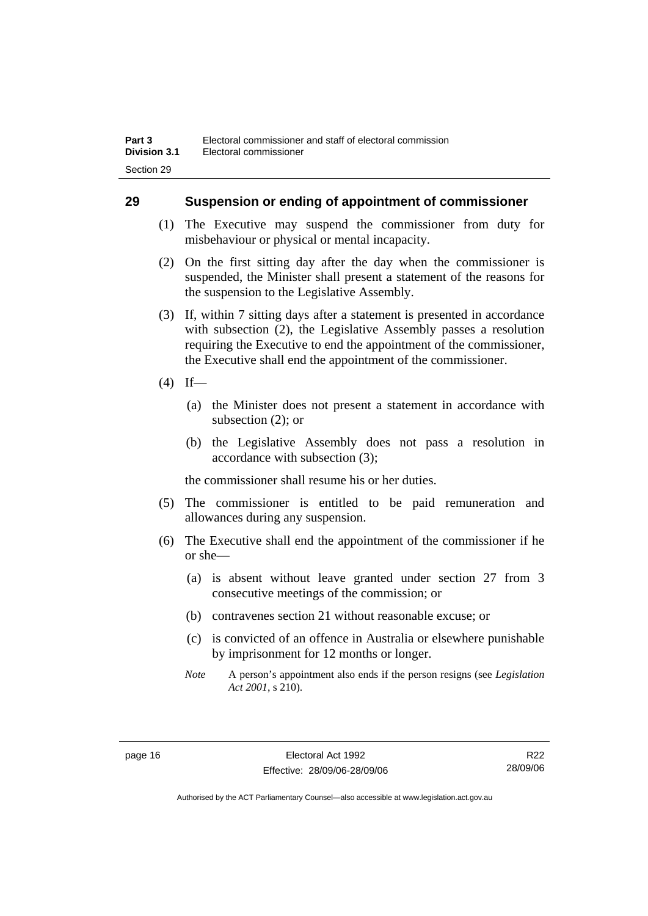## 29 Suspension or ending of appointment of commissioner

(1) The Executive may suspend the commissioner from duty for misbehaviour or physical or mental incapacity.

(2) On the first sitting day after the day when the commissioner is suspended, the Minister shall present a statement of the reasons for the suspension to the Legislative Assembly.

(3) If, within 7 sitting days after a statement is presented in accordance with subsection (2), the Legislative Assembly passes a resolution requiring the Executive to end the appointment of the commissioner, the Executive shall end the appointment of the commissioner.

(4) If—

(a) the Minister does not present a statement in accordance with subsection (2); or

(b) the Legislative Assembly does not pass a resolution in accordance with subsection (3);

the commissioner shall resume his or her duties.

(5) The commissioner is entitled to be paid remuneration and allowances during any suspension.

(6) The Executive shall end the appointment of the commissioner if he or she—

(a) is absent without leave granted under section 27 from 3 consecutive meetings of the commission; or

(b) contravenes section 21 without reasonable excuse; or

(c) is convicted of an offence in Australia or elsewhere punishable by imprisonment for 12 months or longer.

*Note* A person's appointment also ends if the person resigns (see *Legislation Act 2001*, s 210).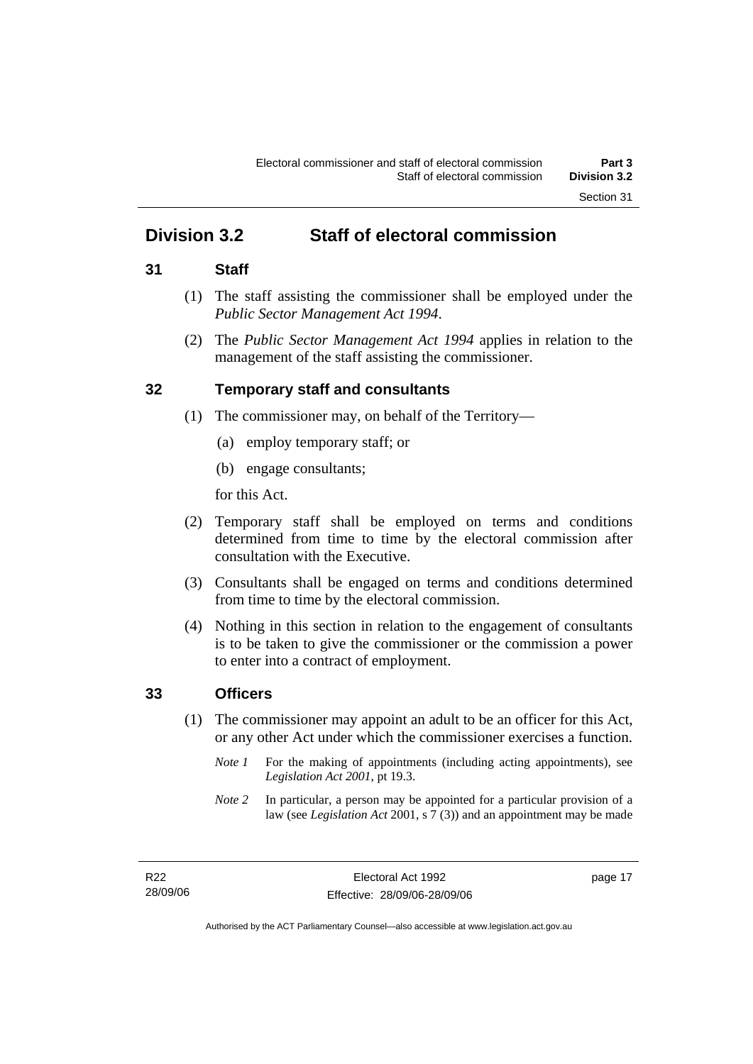## Division 3.2 Staff of electoral commission

### 31 Staff

(1) The staff assisting the commissioner shall be employed under the *Public Sector Management Act 1994*.

(2) The *Public Sector Management Act 1994* applies in relation to the management of the staff assisting the commissioner.

### 32 Temporary staff and consultants

(1) The commissioner may, on behalf of the Territory—

(a) employ temporary staff; or

(b) engage consultants;

for this Act.

(2) Temporary staff shall be employed on terms and conditions determined from time to time by the electoral commission after consultation with the Executive.

(3) Consultants shall be engaged on terms and conditions determined from time to time by the electoral commission.

(4) Nothing in this section in relation to the engagement of consultants is to be taken to give the commissioner or the commission a power to enter into a contract of employment.

### 33 Officers

(1) The commissioner may appoint an adult to be an officer for this Act, or any other Act under which the commissioner exercises a function.

*Note 1* For the making of appointments (including acting appointments), see *Legislation Act 2001*, pt 19.3.

*Note 2* In particular, a person may be appointed for a particular provision of a law (see *Legislation Act* 2001, s 7 (3)) and an appointment may be made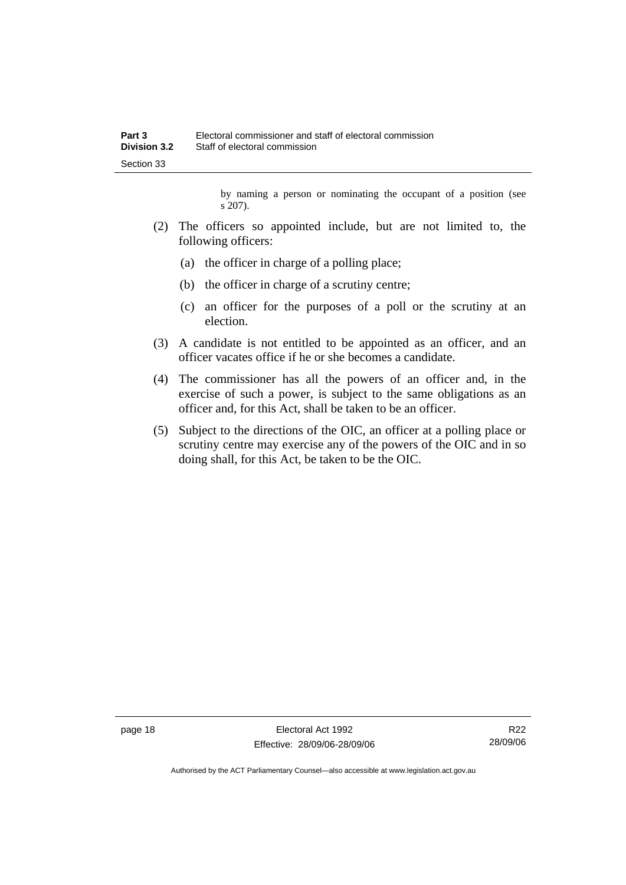by naming a person or nominating the occupant of a position (see s 207).

(2) The officers so appointed include, but are not limited to, the following officers:

(a) the officer in charge of a polling place;

(b) the officer in charge of a scrutiny centre;

(c) an officer for the purposes of a poll or the scrutiny at an election.

(3) A candidate is not entitled to be appointed as an officer, and an officer vacates office if he or she becomes a candidate.

(4) The commissioner has all the powers of an officer and, in the exercise of such a power, is subject to the same obligations as an officer and, for this Act, shall be taken to be an officer.

(5) Subject to the directions of the OIC, an officer at a polling place or scrutiny centre may exercise any of the powers of the OIC and in so doing shall, for this Act, be taken to be the OIC.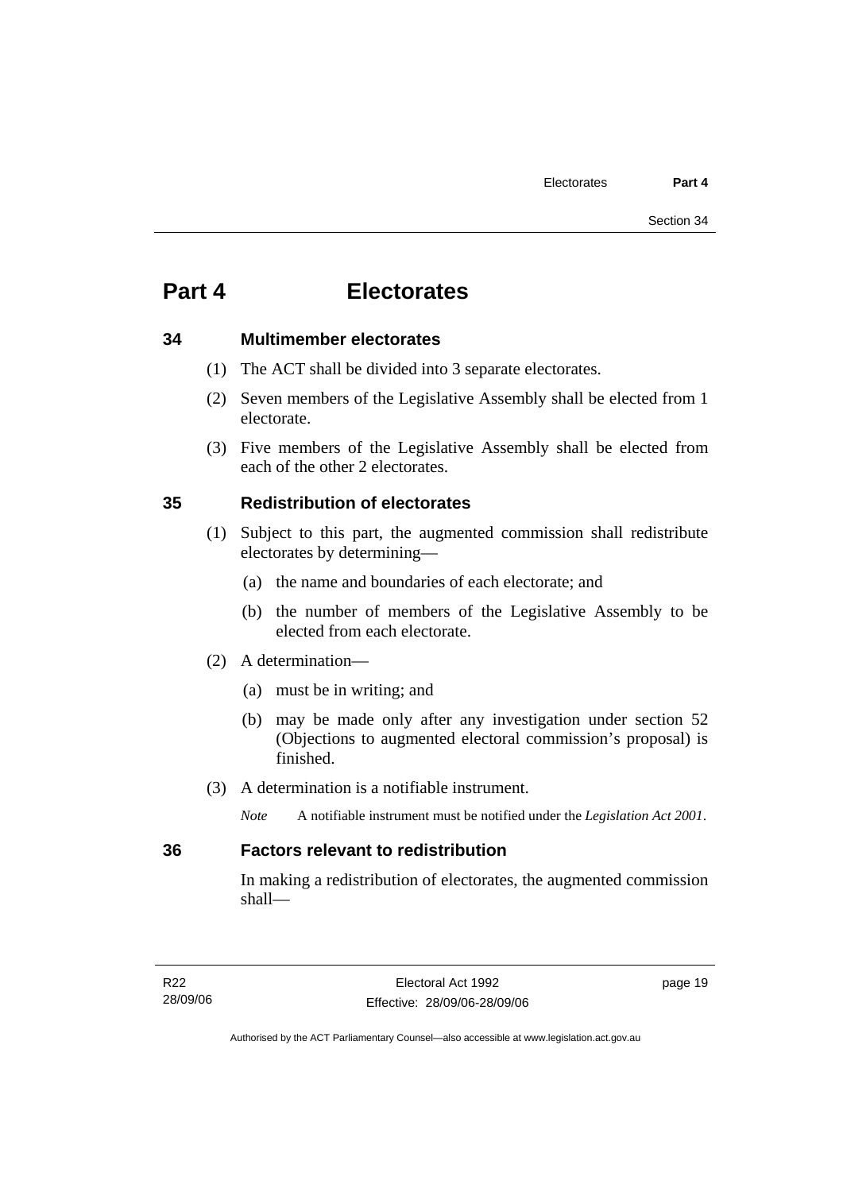# Part 4 Electorates

## 34 Multimember electorates

(1) The ACT shall be divided into 3 separate electorates.

(2) Seven members of the Legislative Assembly shall be elected from 1 electorate.

(3) Five members of the Legislative Assembly shall be elected from each of the other 2 electorates.

## 35 Redistribution of electorates

(1) Subject to this part, the augmented commission shall redistribute electorates by determining—

(a) the name and boundaries of each electorate; and

(b) the number of members of the Legislative Assembly to be elected from each electorate.

(2) A determination—

(a) must be in writing; and

(b) may be made only after any investigation under section 52 (Objections to augmented electoral commission's proposal) is finished.

(3) A determination is a notifiable instrument.

*Note* A notifiable instrument must be notified under the *Legislation Act 2001*.

## 36 Factors relevant to redistribution

In making a redistribution of electorates, the augmented commission shall—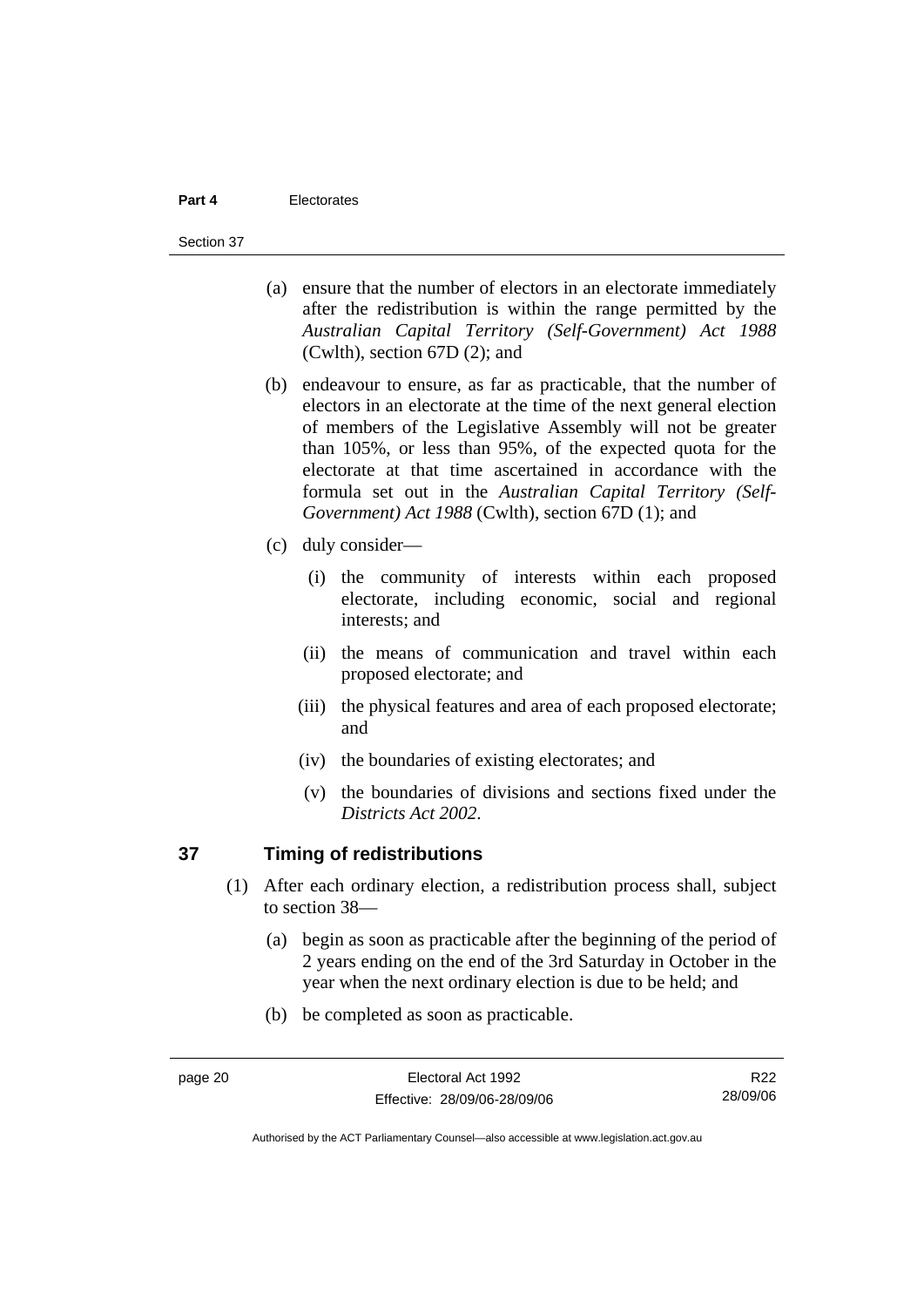(a) ensure that the number of electors in an electorate immediately after the redistribution is within the range permitted by the *Australian Capital Territory (Self-Government) Act 1988* (Cwlth), section 67D (2); and

(b) endeavour to ensure, as far as practicable, that the number of electors in an electorate at the time of the next general election of members of the Legislative Assembly will not be greater than 105%, or less than 95%, of the expected quota for the electorate at that time ascertained in accordance with the formula set out in the *Australian Capital Territory (Self-Government) Act 1988* (Cwlth), section 67D (1); and

(c) duly consider—

(i) the community of interests within each proposed electorate, including economic, social and regional interests; and

(ii) the means of communication and travel within each proposed electorate; and

(iii) the physical features and area of each proposed electorate; and

(iv) the boundaries of existing electorates; and

(v) the boundaries of divisions and sections fixed under the *Districts Act 2002*.

## 37 Timing of redistributions

(1) After each ordinary election, a redistribution process shall, subject to section 38—

(a) begin as soon as practicable after the beginning of the period of 2 years ending on the end of the 3rd Saturday in October in the year when the next ordinary election is due to be held; and

(b) be completed as soon as practicable.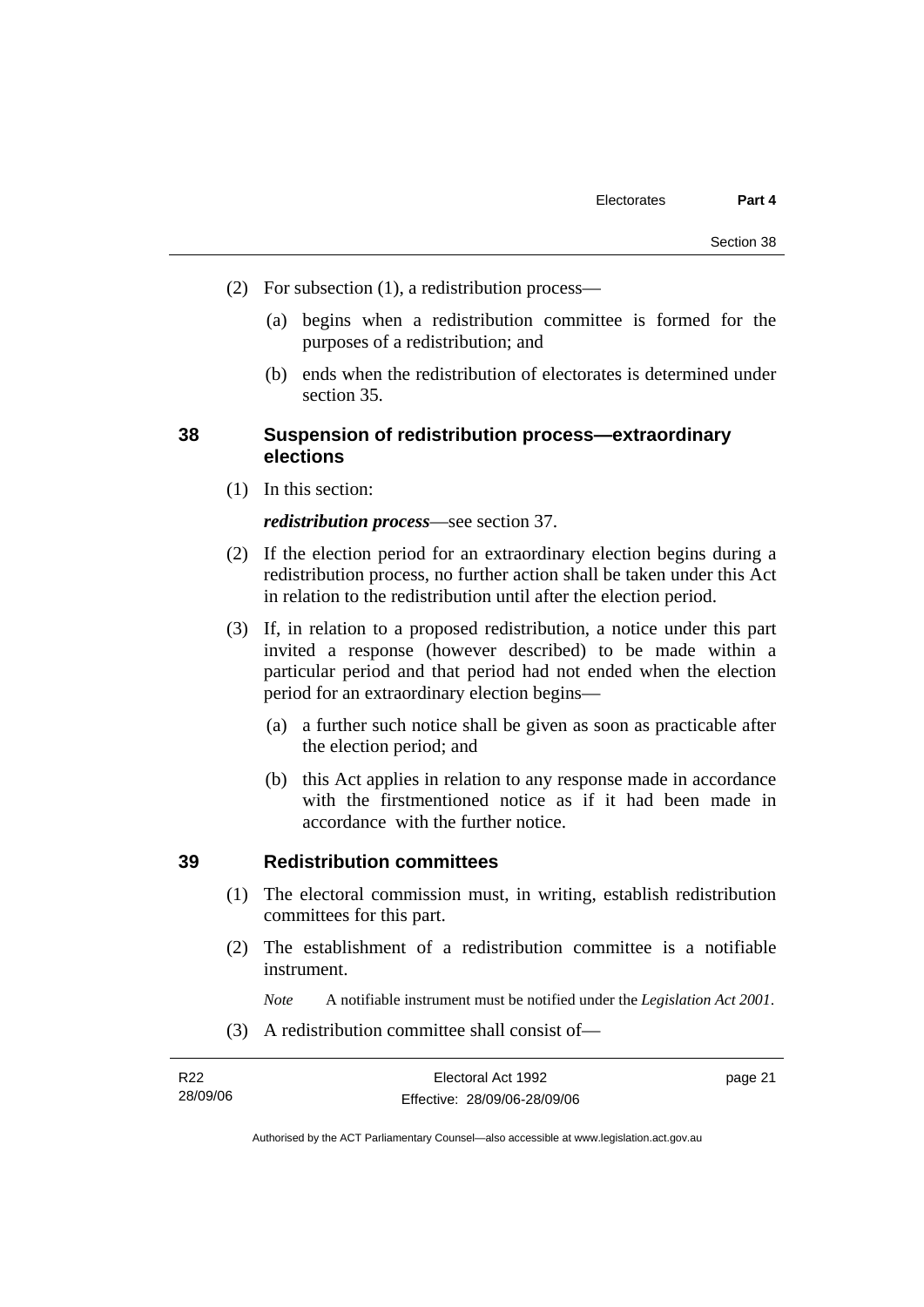(2) For subsection (1), a redistribution process—

(a) begins when a redistribution committee is formed for the purposes of a redistribution; and

(b) ends when the redistribution of electorates is determined under section 35.

## 38 Suspension of redistribution process—extraordinary elections

(1) In this section:

***redistribution process***—see section 37.

(2) If the election period for an extraordinary election begins during a redistribution process, no further action shall be taken under this Act in relation to the redistribution until after the election period.

(3) If, in relation to a proposed redistribution, a notice under this part invited a response (however described) to be made within a particular period and that period had not ended when the election period for an extraordinary election begins—

(a) a further such notice shall be given as soon as practicable after the election period; and

(b) this Act applies in relation to any response made in accordance with the firstmentioned notice as if it had been made in accordance with the further notice.

## 39 Redistribution committees

(1) The electoral commission must, in writing, establish redistribution committees for this part.

(2) The establishment of a redistribution committee is a notifiable instrument.

*Note* A notifiable instrument must be notified under the *Legislation Act 2001*.

(3) A redistribution committee shall consist of—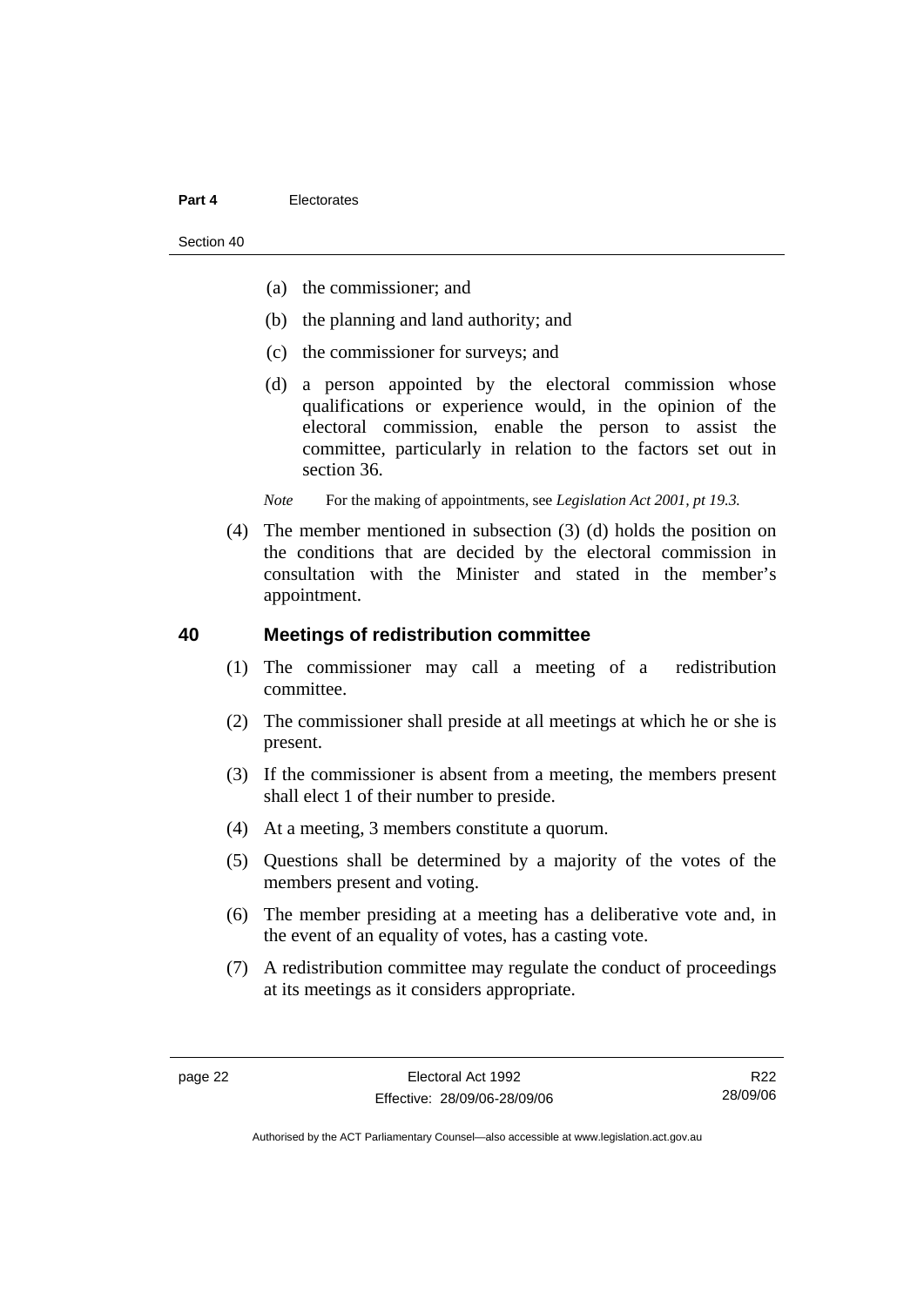(a) the commissioner; and

(b) the planning and land authority; and

(c) the commissioner for surveys; and

(d) a person appointed by the electoral commission whose qualifications or experience would, in the opinion of the electoral commission, enable the person to assist the committee, particularly in relation to the factors set out in section 36.

*Note* For the making of appointments, see *Legislation Act 2001, pt 19.3.*

(4) The member mentioned in subsection (3) (d) holds the position on the conditions that are decided by the electoral commission in consultation with the Minister and stated in the member's appointment.

## 40 Meetings of redistribution committee

(1) The commissioner may call a meeting of a redistribution committee.

(2) The commissioner shall preside at all meetings at which he or she is present.

(3) If the commissioner is absent from a meeting, the members present shall elect 1 of their number to preside.

(4) At a meeting, 3 members constitute a quorum.

(5) Questions shall be determined by a majority of the votes of the members present and voting.

(6) The member presiding at a meeting has a deliberative vote and, in the event of an equality of votes, has a casting vote.

(7) A redistribution committee may regulate the conduct of proceedings at its meetings as it considers appropriate.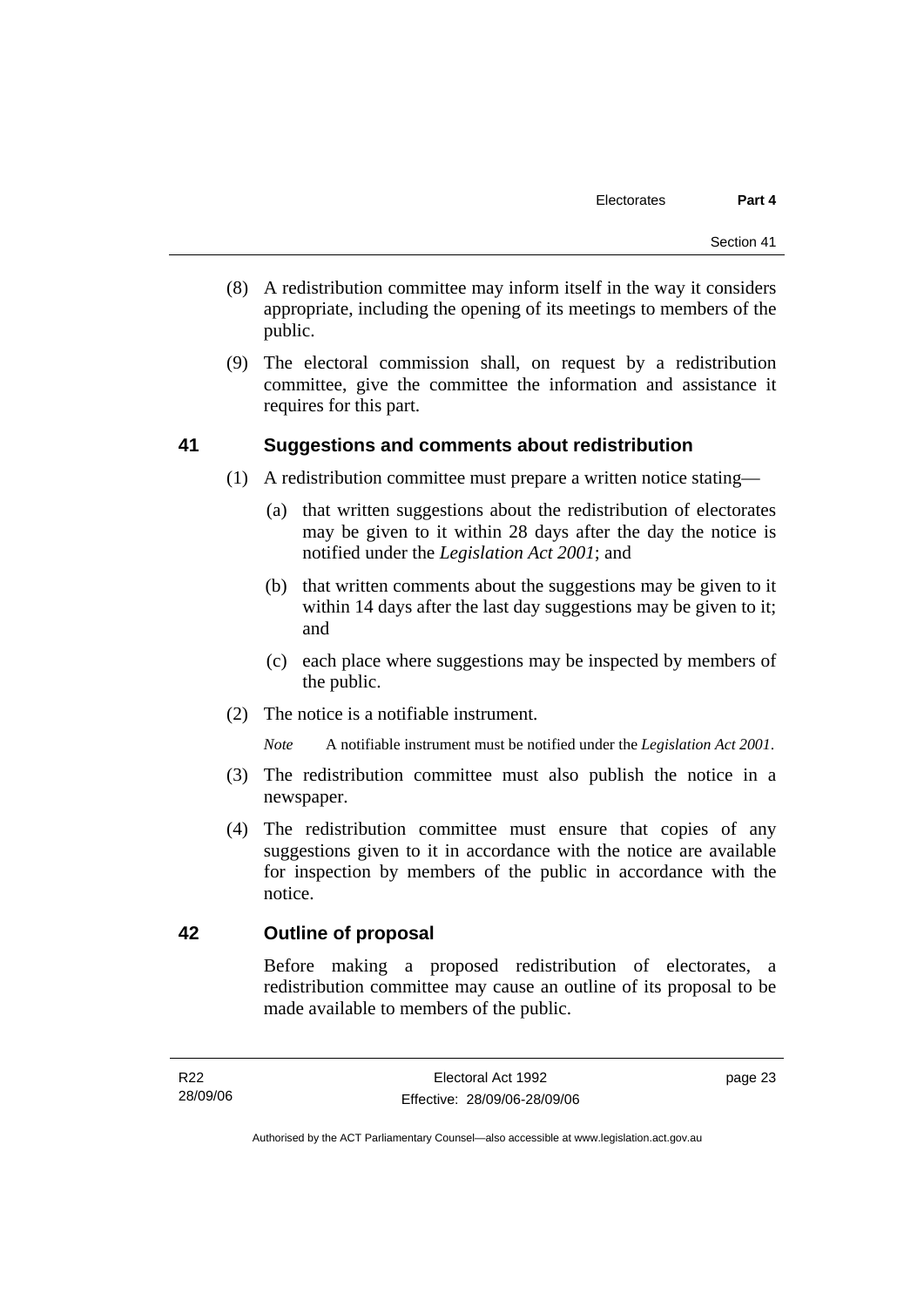(8) A redistribution committee may inform itself in the way it considers appropriate, including the opening of its meetings to members of the public.

(9) The electoral commission shall, on request by a redistribution committee, give the committee the information and assistance it requires for this part.

## 41 Suggestions and comments about redistribution

(1) A redistribution committee must prepare a written notice stating—

(a) that written suggestions about the redistribution of electorates may be given to it within 28 days after the day the notice is notified under the *Legislation Act 2001*; and

(b) that written comments about the suggestions may be given to it within 14 days after the last day suggestions may be given to it; and

(c) each place where suggestions may be inspected by members of the public.

(2) The notice is a notifiable instrument.

*Note* A notifiable instrument must be notified under the *Legislation Act 2001*.

(3) The redistribution committee must also publish the notice in a newspaper.

(4) The redistribution committee must ensure that copies of any suggestions given to it in accordance with the notice are available for inspection by members of the public in accordance with the notice.

## 42 Outline of proposal

Before making a proposed redistribution of electorates, a redistribution committee may cause an outline of its proposal to be made available to members of the public.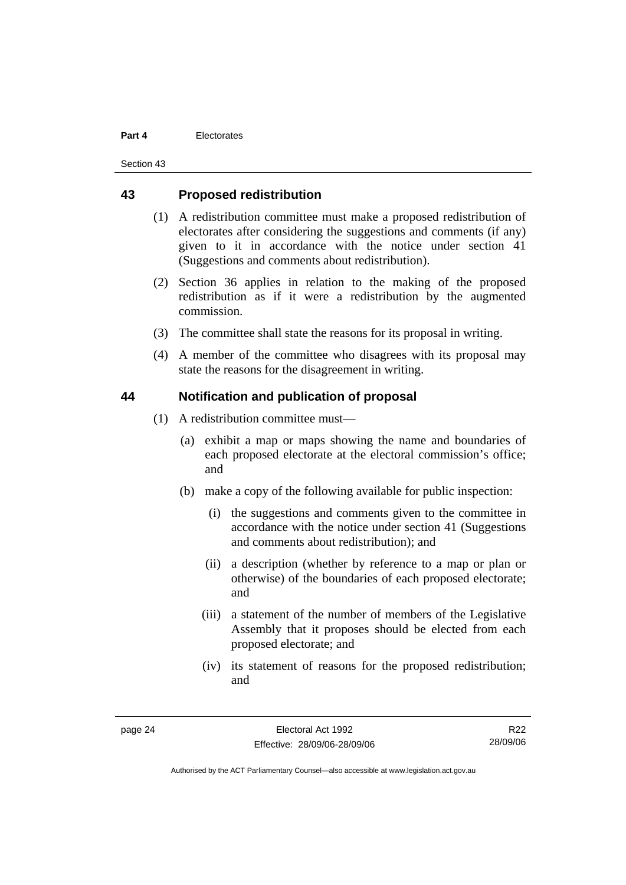## 43 Proposed redistribution

(1) A redistribution committee must make a proposed redistribution of electorates after considering the suggestions and comments (if any) given to it in accordance with the notice under section 41 (Suggestions and comments about redistribution).

(2) Section 36 applies in relation to the making of the proposed redistribution as if it were a redistribution by the augmented commission.

(3) The committee shall state the reasons for its proposal in writing.

(4) A member of the committee who disagrees with its proposal may state the reasons for the disagreement in writing.

## 44 Notification and publication of proposal

(1) A redistribution committee must—

(a) exhibit a map or maps showing the name and boundaries of each proposed electorate at the electoral commission's office; and

(b) make a copy of the following available for public inspection:

(i) the suggestions and comments given to the committee in accordance with the notice under section 41 (Suggestions and comments about redistribution); and

(ii) a description (whether by reference to a map or plan or otherwise) of the boundaries of each proposed electorate; and

(iii) a statement of the number of members of the Legislative Assembly that it proposes should be elected from each proposed electorate; and

(iv) its statement of reasons for the proposed redistribution; and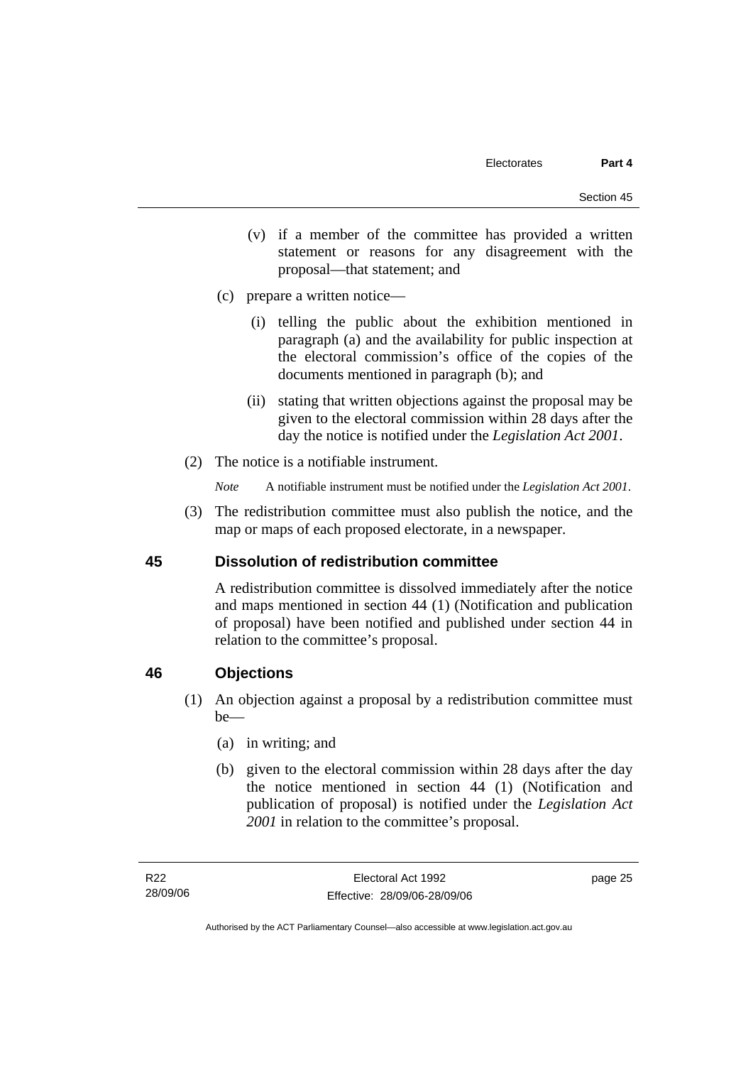(v) if a member of the committee has provided a written statement or reasons for any disagreement with the proposal—that statement; and

(c) prepare a written notice—

(i) telling the public about the exhibition mentioned in paragraph (a) and the availability for public inspection at the electoral commission's office of the copies of the documents mentioned in paragraph (b); and

(ii) stating that written objections against the proposal may be given to the electoral commission within 28 days after the day the notice is notified under the *Legislation Act 2001*.

(2) The notice is a notifiable instrument.

*Note* A notifiable instrument must be notified under the *Legislation Act 2001*.

(3) The redistribution committee must also publish the notice, and the map or maps of each proposed electorate, in a newspaper.

## 45 Dissolution of redistribution committee

A redistribution committee is dissolved immediately after the notice and maps mentioned in section 44 (1) (Notification and publication of proposal) have been notified and published under section 44 in relation to the committee's proposal.

## 46 Objections

(1) An objection against a proposal by a redistribution committee must be—

(a) in writing; and

(b) given to the electoral commission within 28 days after the day the notice mentioned in section 44 (1) (Notification and publication of proposal) is notified under the *Legislation Act 2001* in relation to the committee's proposal.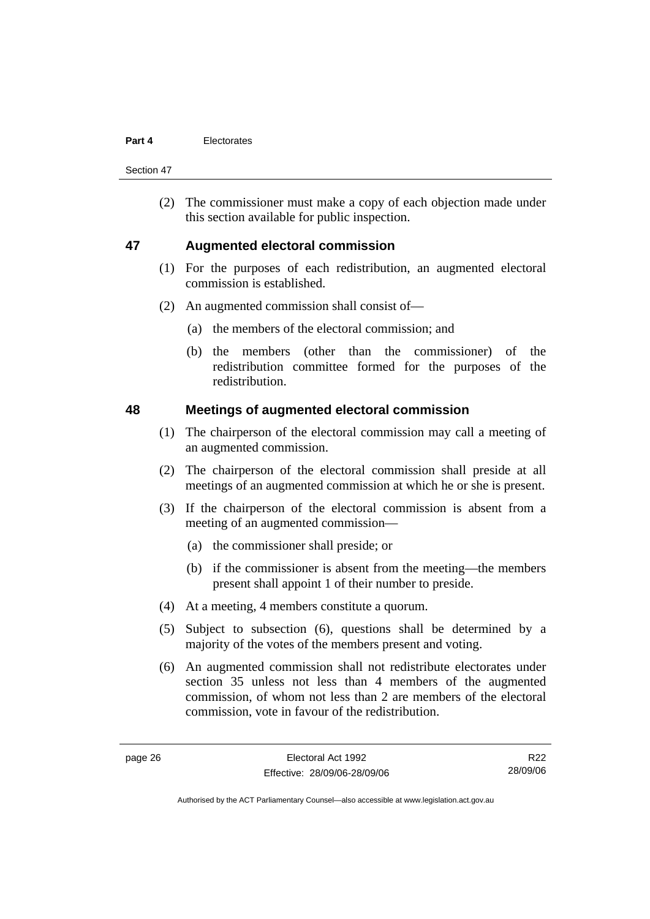(2) The commissioner must make a copy of each objection made under this section available for public inspection.

## 47 Augmented electoral commission

(1) For the purposes of each redistribution, an augmented electoral commission is established.

(2) An augmented commission shall consist of—

(a) the members of the electoral commission; and

(b) the members (other than the commissioner) of the redistribution committee formed for the purposes of the redistribution.

## 48 Meetings of augmented electoral commission

(1) The chairperson of the electoral commission may call a meeting of an augmented commission.

(2) The chairperson of the electoral commission shall preside at all meetings of an augmented commission at which he or she is present.

(3) If the chairperson of the electoral commission is absent from a meeting of an augmented commission—

(a) the commissioner shall preside; or

(b) if the commissioner is absent from the meeting—the members present shall appoint 1 of their number to preside.

(4) At a meeting, 4 members constitute a quorum.

(5) Subject to subsection (6), questions shall be determined by a majority of the votes of the members present and voting.

(6) An augmented commission shall not redistribute electorates under section 35 unless not less than 4 members of the augmented commission, of whom not less than 2 are members of the electoral commission, vote in favour of the redistribution.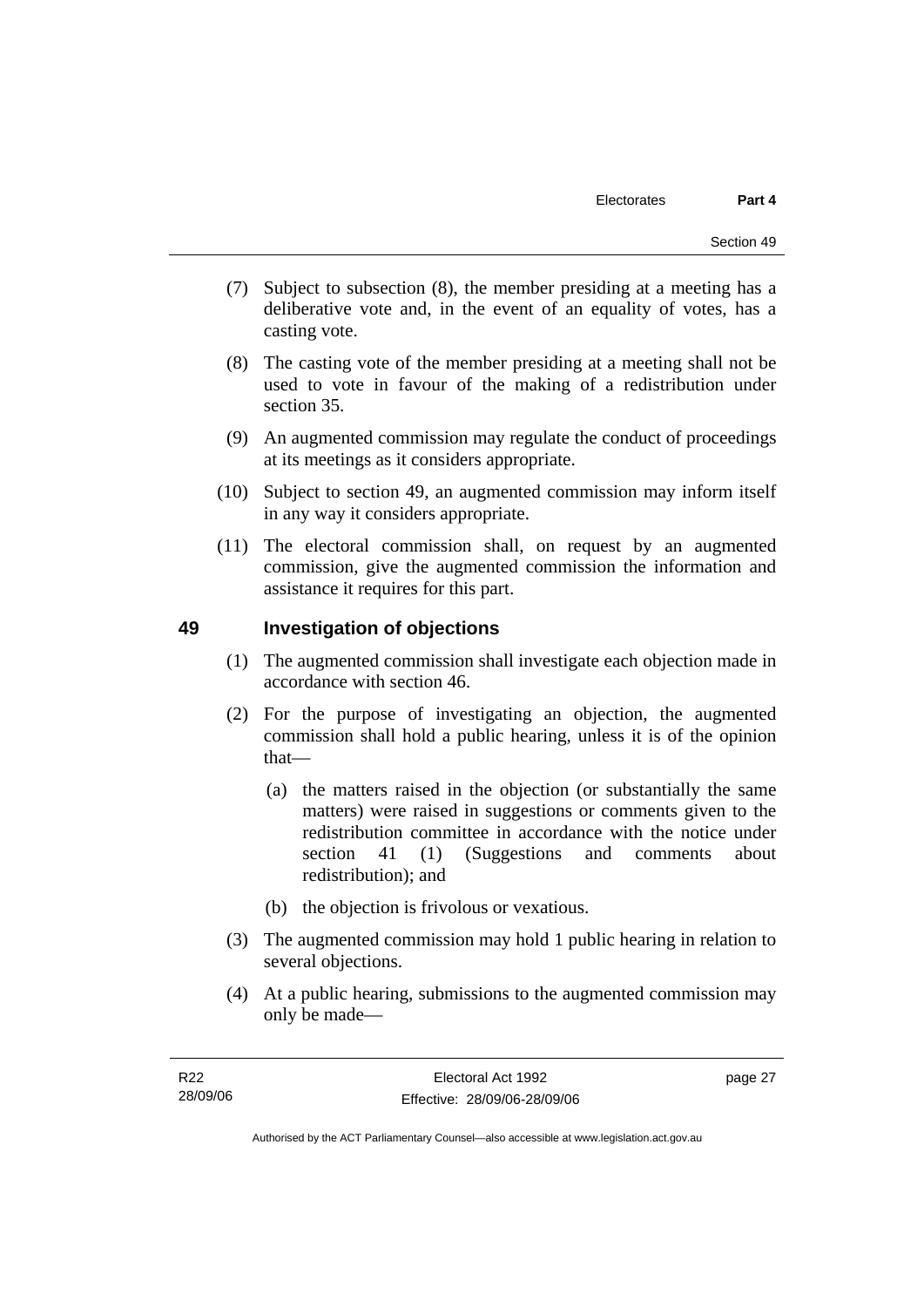(7) Subject to subsection (8), the member presiding at a meeting has a deliberative vote and, in the event of an equality of votes, has a casting vote.

(8) The casting vote of the member presiding at a meeting shall not be used to vote in favour of the making of a redistribution under section 35.

(9) An augmented commission may regulate the conduct of proceedings at its meetings as it considers appropriate.

(10) Subject to section 49, an augmented commission may inform itself in any way it considers appropriate.

(11) The electoral commission shall, on request by an augmented commission, give the augmented commission the information and assistance it requires for this part.

## 49 Investigation of objections

(1) The augmented commission shall investigate each objection made in accordance with section 46.

(2) For the purpose of investigating an objection, the augmented commission shall hold a public hearing, unless it is of the opinion that—

(a) the matters raised in the objection (or substantially the same matters) were raised in suggestions or comments given to the redistribution committee in accordance with the notice under section 41 (1) (Suggestions and comments about redistribution); and

(b) the objection is frivolous or vexatious.

(3) The augmented commission may hold 1 public hearing in relation to several objections.

(4) At a public hearing, submissions to the augmented commission may only be made—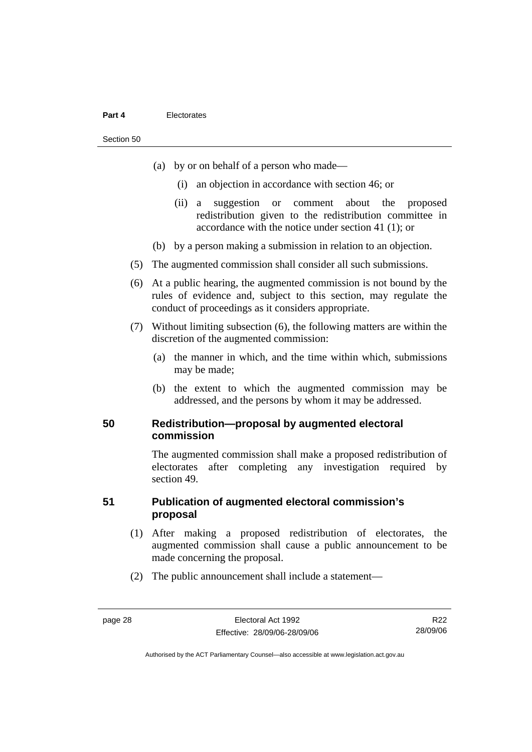(a) by or on behalf of a person who made—

  (i) an objection in accordance with section 46; or

  (ii) a suggestion or comment about the proposed redistribution given to the redistribution committee in accordance with the notice under section 41 (1); or

(b) by a person making a submission in relation to an objection.

(5) The augmented commission shall consider all such submissions.

(6) At a public hearing, the augmented commission is not bound by the rules of evidence and, subject to this section, may regulate the conduct of proceedings as it considers appropriate.

(7) Without limiting subsection (6), the following matters are within the discretion of the augmented commission:

(a) the manner in which, and the time within which, submissions may be made;

(b) the extent to which the augmented commission may be addressed, and the persons by whom it may be addressed.

## 50 Redistribution—proposal by augmented electoral commission

The augmented commission shall make a proposed redistribution of electorates after completing any investigation required by section 49.

## 51 Publication of augmented electoral commission's proposal

(1) After making a proposed redistribution of electorates, the augmented commission shall cause a public announcement to be made concerning the proposal.

(2) The public announcement shall include a statement—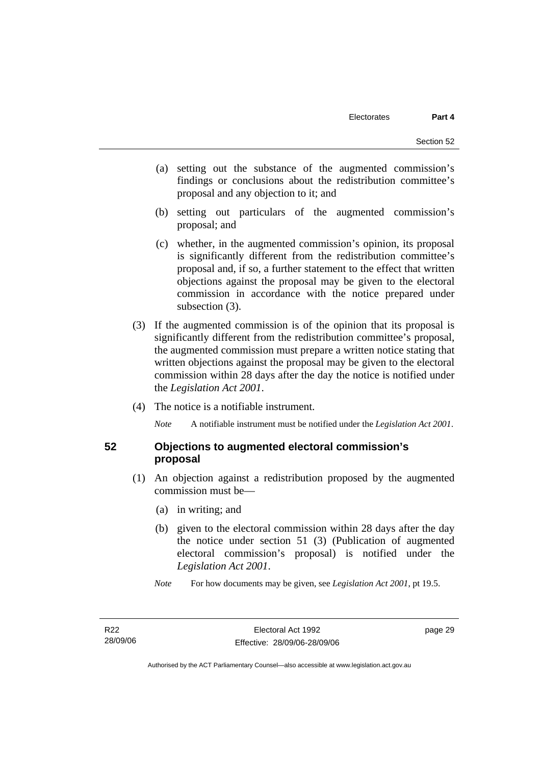(a) setting out the substance of the augmented commission's findings or conclusions about the redistribution committee's proposal and any objection to it; and

(b) setting out particulars of the augmented commission's proposal; and

(c) whether, in the augmented commission's opinion, its proposal is significantly different from the redistribution committee's proposal and, if so, a further statement to the effect that written objections against the proposal may be given to the electoral commission in accordance with the notice prepared under subsection (3).

(3) If the augmented commission is of the opinion that its proposal is significantly different from the redistribution committee's proposal, the augmented commission must prepare a written notice stating that written objections against the proposal may be given to the electoral commission within 28 days after the day the notice is notified under the *Legislation Act 2001*.

(4) The notice is a notifiable instrument.

*Note* A notifiable instrument must be notified under the *Legislation Act 2001*.

## 52 Objections to augmented electoral commission's proposal

(1) An objection against a redistribution proposed by the augmented commission must be—

(a) in writing; and

(b) given to the electoral commission within 28 days after the day the notice under section 51 (3) (Publication of augmented electoral commission's proposal) is notified under the *Legislation Act 2001*.

*Note* For how documents may be given, see *Legislation Act 2001*, pt 19.5.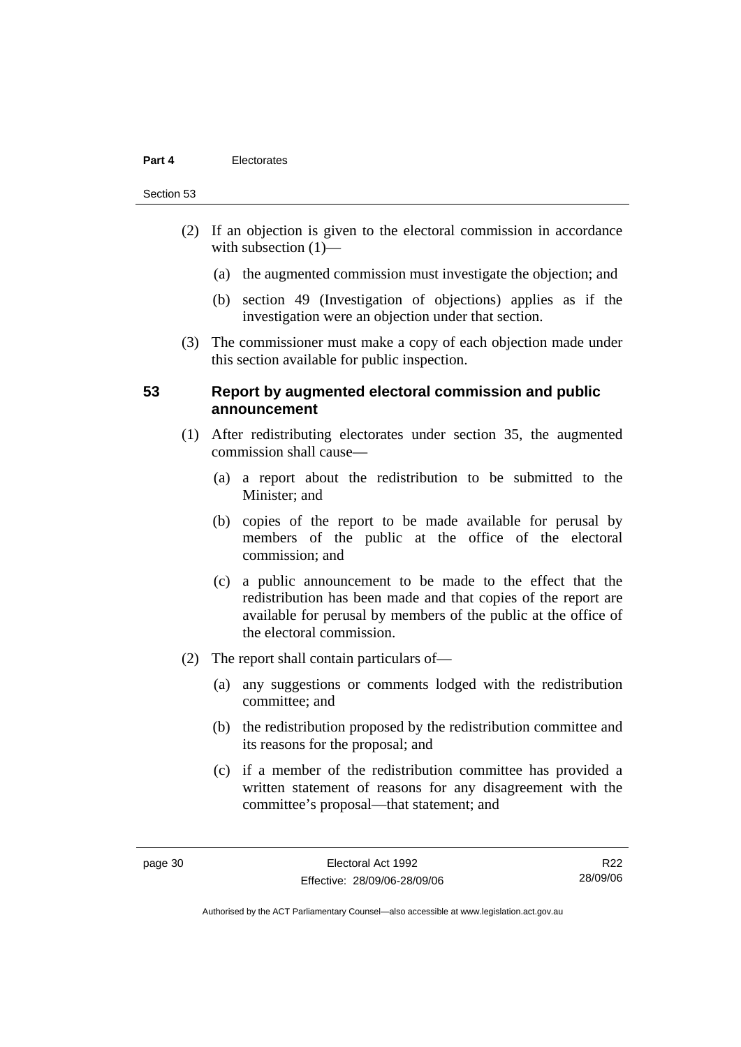(2) If an objection is given to the electoral commission in accordance with subsection (1)—

  (a) the augmented commission must investigate the objection; and

  (b) section 49 (Investigation of objections) applies as if the investigation were an objection under that section.

(3) The commissioner must make a copy of each objection made under this section available for public inspection.

## 53 Report by augmented electoral commission and public announcement

(1) After redistributing electorates under section 35, the augmented commission shall cause—

  (a) a report about the redistribution to be submitted to the Minister; and

  (b) copies of the report to be made available for perusal by members of the public at the office of the electoral commission; and

  (c) a public announcement to be made to the effect that the redistribution has been made and that copies of the report are available for perusal by members of the public at the office of the electoral commission.

(2) The report shall contain particulars of—

  (a) any suggestions or comments lodged with the redistribution committee; and

  (b) the redistribution proposed by the redistribution committee and its reasons for the proposal; and

  (c) if a member of the redistribution committee has provided a written statement of reasons for any disagreement with the committee's proposal—that statement; and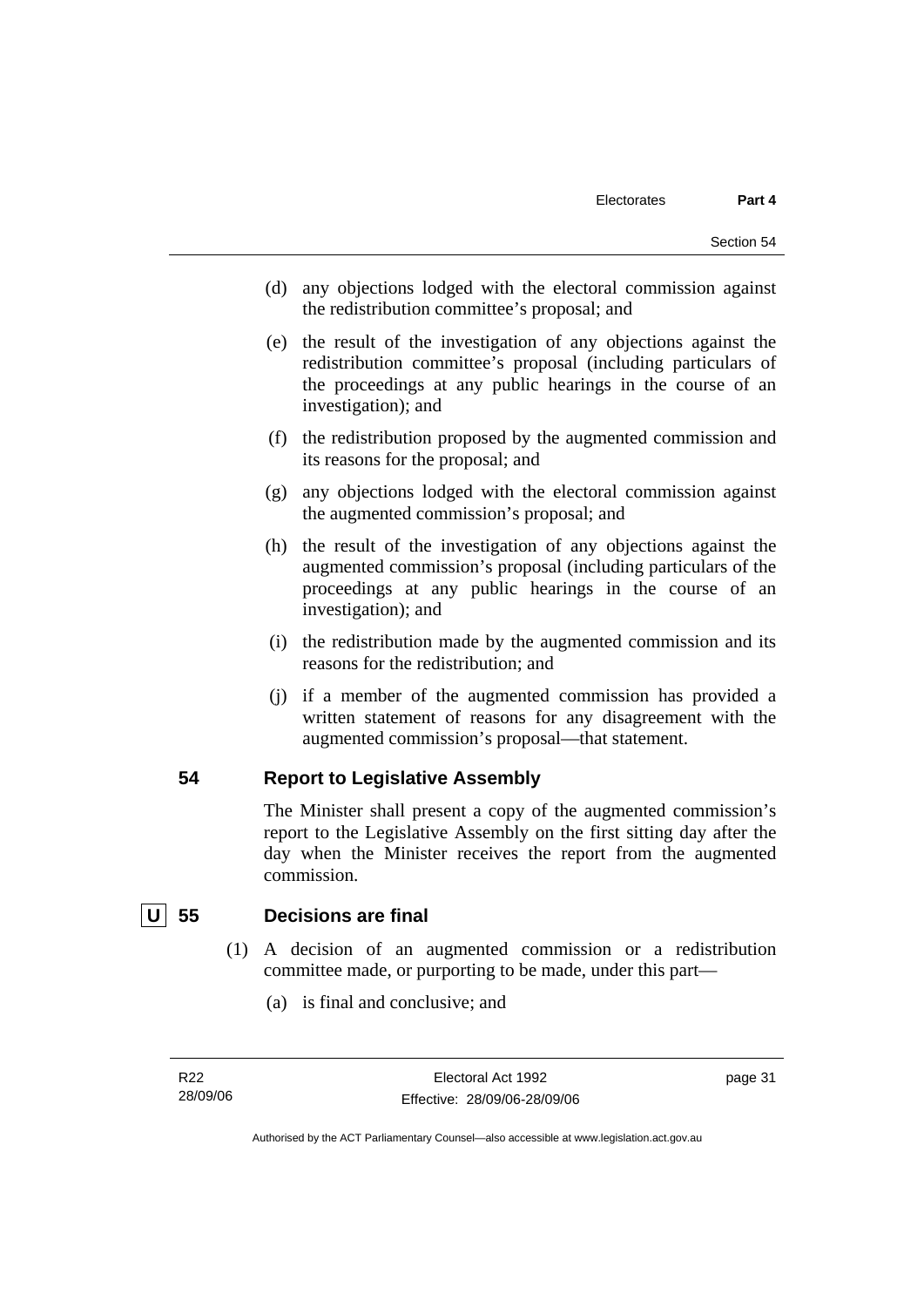(d) any objections lodged with the electoral commission against the redistribution committee's proposal; and

(e) the result of the investigation of any objections against the redistribution committee's proposal (including particulars of the proceedings at any public hearings in the course of an investigation); and

(f) the redistribution proposed by the augmented commission and its reasons for the proposal; and

(g) any objections lodged with the electoral commission against the augmented commission's proposal; and

(h) the result of the investigation of any objections against the augmented commission's proposal (including particulars of the proceedings at any public hearings in the course of an investigation); and

(i) the redistribution made by the augmented commission and its reasons for the redistribution; and

(j) if a member of the augmented commission has provided a written statement of reasons for any disagreement with the augmented commission's proposal—that statement.

### 54 Report to Legislative Assembly

The Minister shall present a copy of the augmented commission's report to the Legislative Assembly on the first sitting day after the day when the Minister receives the report from the augmented commission.

### U 55 Decisions are final

(1) A decision of an augmented commission or a redistribution committee made, or purporting to be made, under this part—

(a) is final and conclusive; and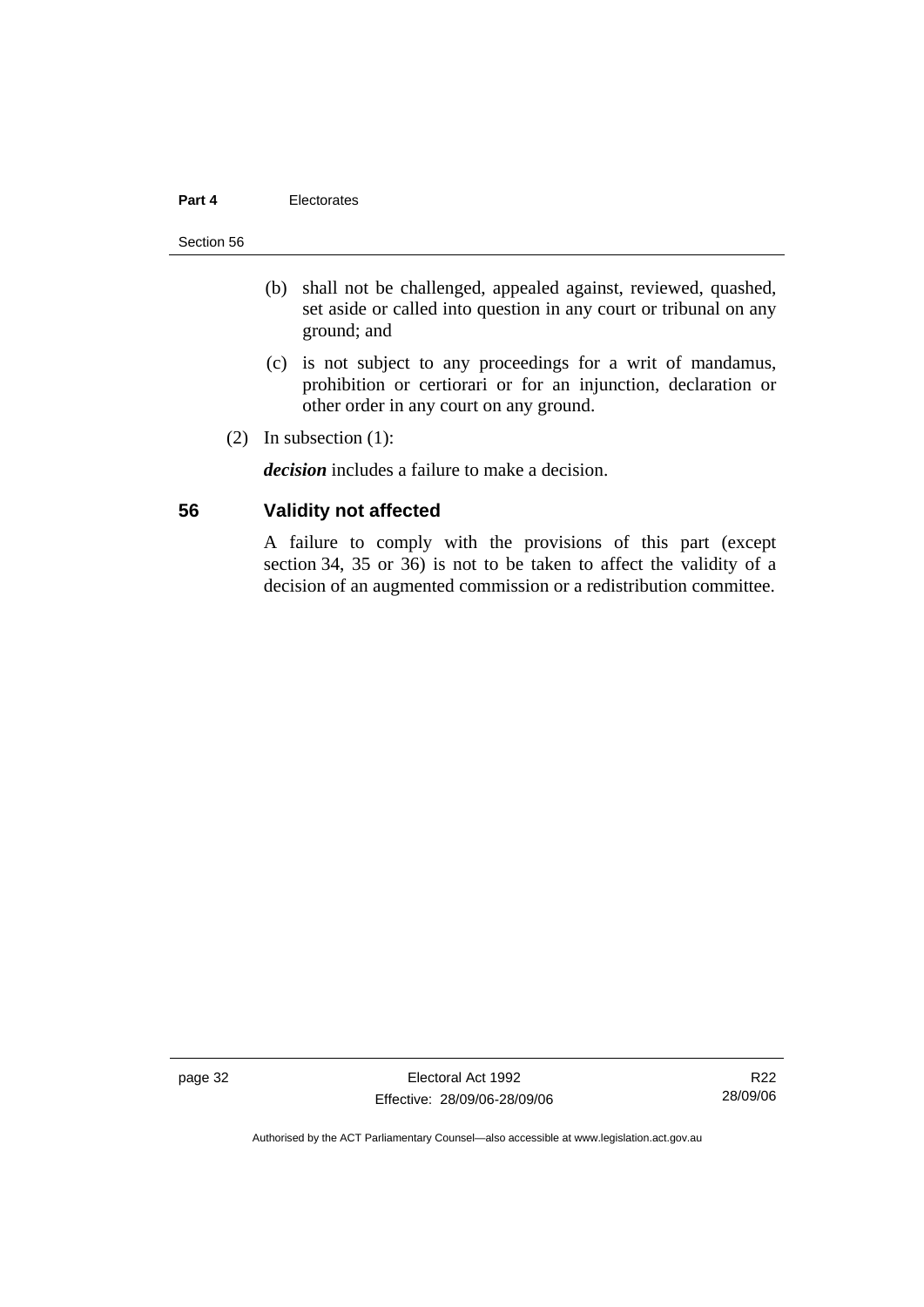(b) shall not be challenged, appealed against, reviewed, quashed, set aside or called into question in any court or tribunal on any ground; and

(c) is not subject to any proceedings for a writ of mandamus, prohibition or certiorari or for an injunction, declaration or other order in any court on any ground.

(2) In subsection (1):

***decision*** includes a failure to make a decision.

## 56 Validity not affected

A failure to comply with the provisions of this part (except section 34, 35 or 36) is not to be taken to affect the validity of a decision of an augmented commission or a redistribution committee.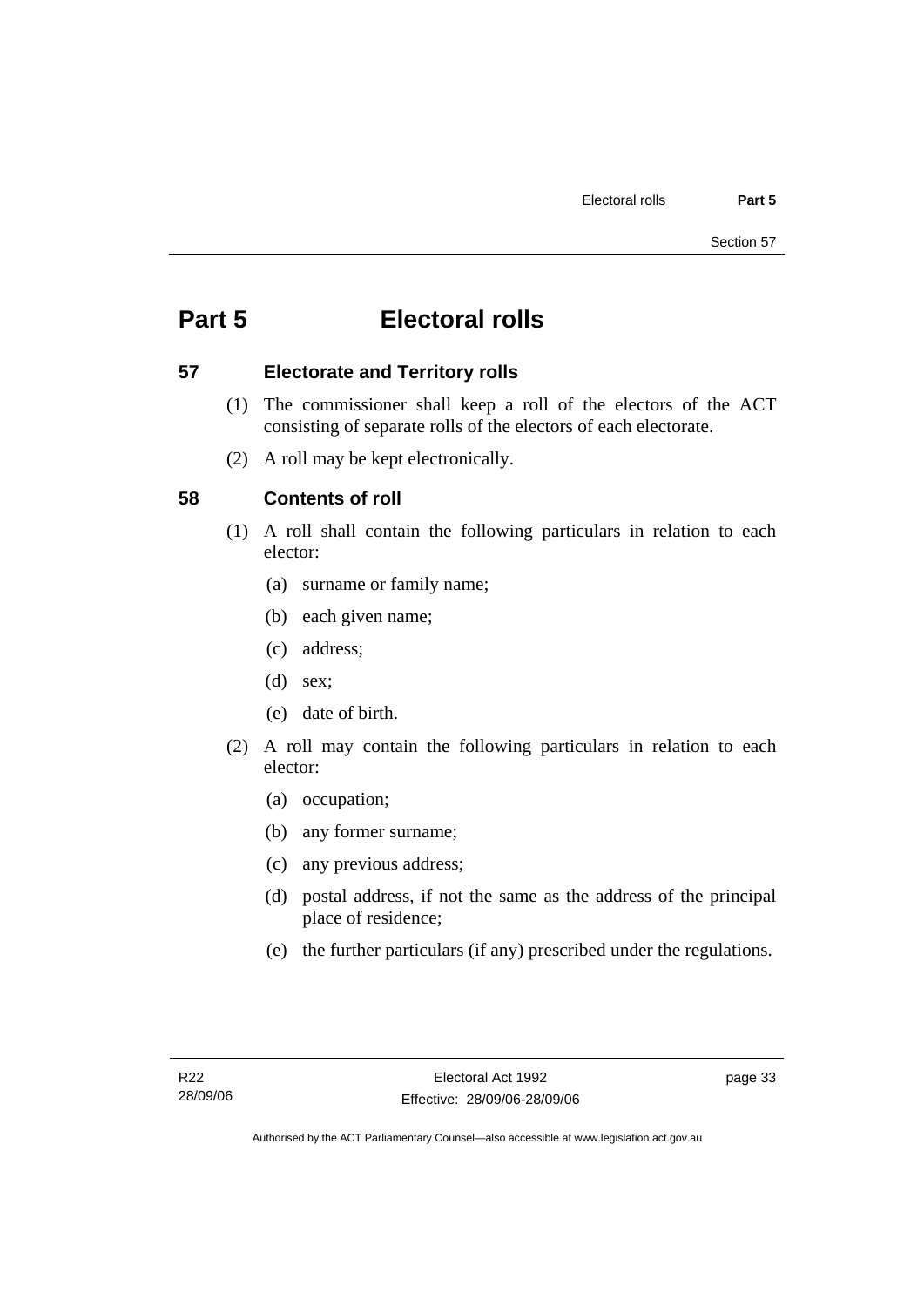# Part 5 Electoral rolls

## 57 Electorate and Territory rolls

(1) The commissioner shall keep a roll of the electors of the ACT consisting of separate rolls of the electors of each electorate.

(2) A roll may be kept electronically.

## 58 Contents of roll

(1) A roll shall contain the following particulars in relation to each elector:

(a) surname or family name;

(b) each given name;

(c) address;

(d) sex;

(e) date of birth.

(2) A roll may contain the following particulars in relation to each elector:

(a) occupation;

(b) any former surname;

(c) any previous address;

(d) postal address, if not the same as the address of the principal place of residence;

(e) the further particulars (if any) prescribed under the regulations.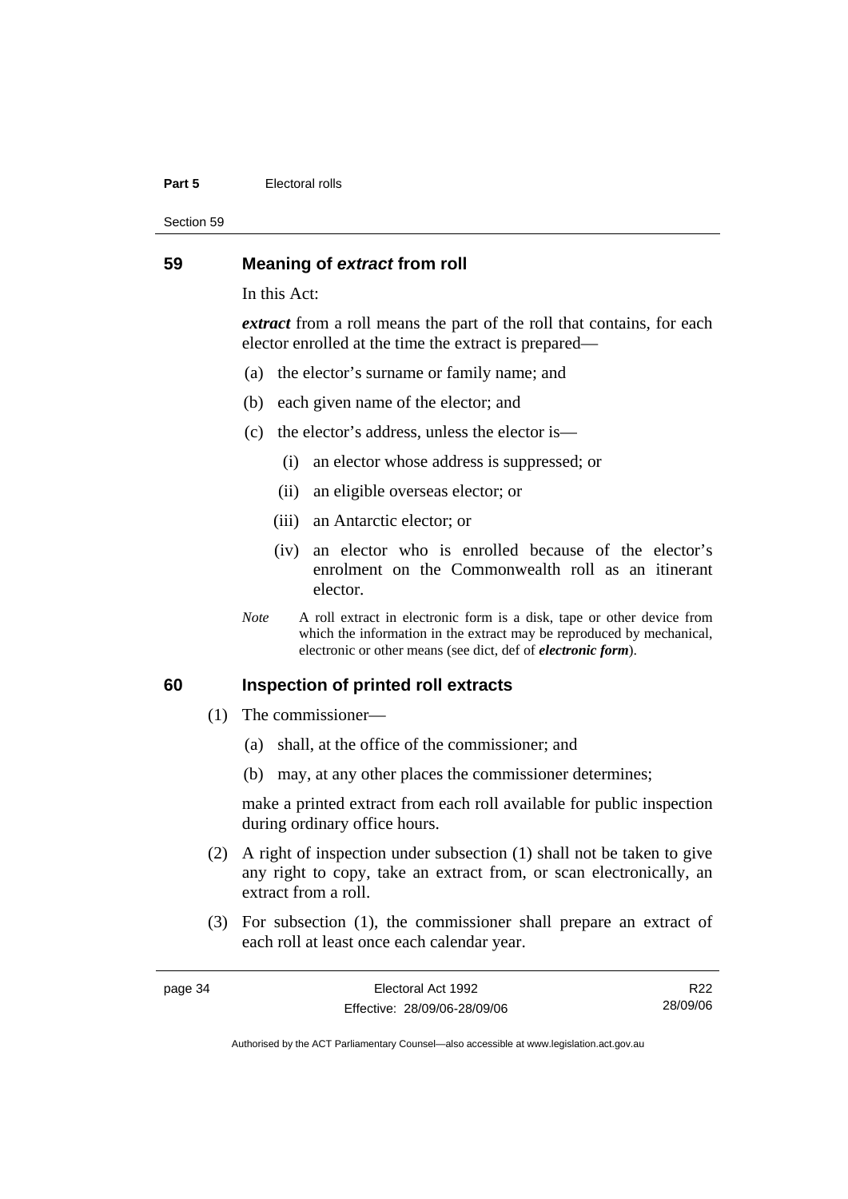## 59 Meaning of *extract* from roll

In this Act:

***extract*** from a roll means the part of the roll that contains, for each elector enrolled at the time the extract is prepared—

(a) the elector's surname or family name; and

(b) each given name of the elector; and

(c) the elector's address, unless the elector is—

  (i) an elector whose address is suppressed; or

  (ii) an eligible overseas elector; or

  (iii) an Antarctic elector; or

  (iv) an elector who is enrolled because of the elector's enrolment on the Commonwealth roll as an itinerant elector.

*Note* A roll extract in electronic form is a disk, tape or other device from which the information in the extract may be reproduced by mechanical, electronic or other means (see dict, def of ***electronic form***).

## 60 Inspection of printed roll extracts

(1) The commissioner—

  (a) shall, at the office of the commissioner; and

  (b) may, at any other places the commissioner determines;

  make a printed extract from each roll available for public inspection during ordinary office hours.

(2) A right of inspection under subsection (1) shall not be taken to give any right to copy, take an extract from, or scan electronically, an extract from a roll.

(3) For subsection (1), the commissioner shall prepare an extract of each roll at least once each calendar year.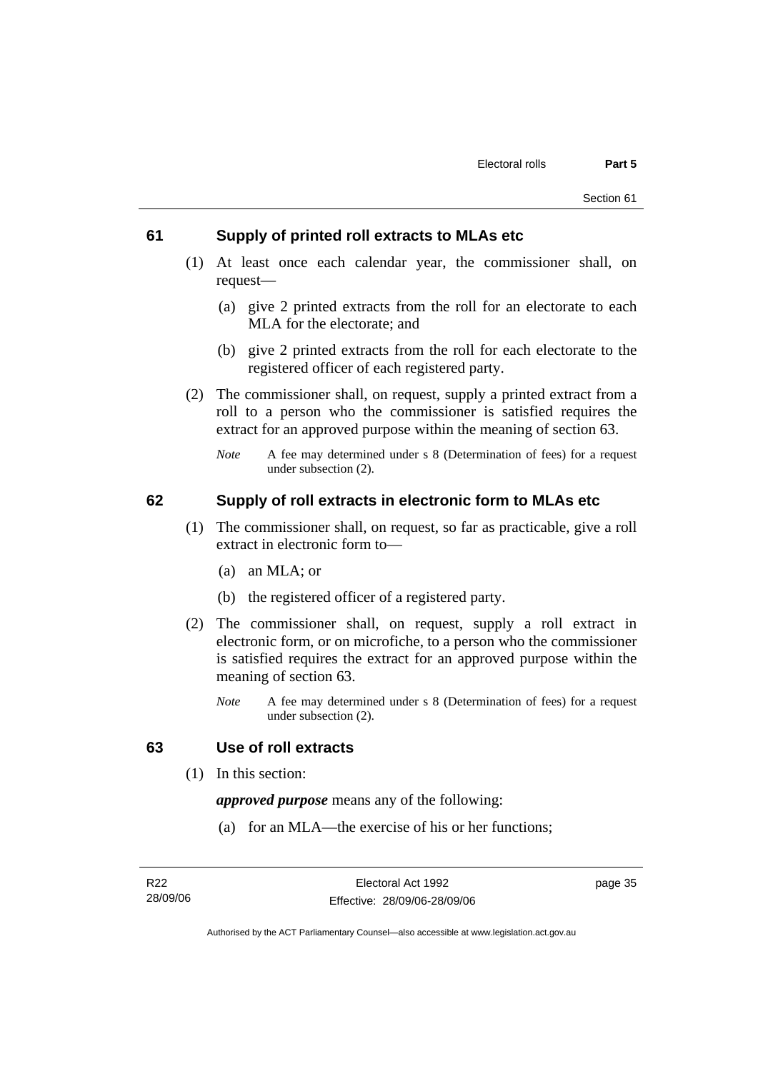## 61 Supply of printed roll extracts to MLAs etc

(1) At least once each calendar year, the commissioner shall, on request—

(a) give 2 printed extracts from the roll for an electorate to each MLA for the electorate; and

(b) give 2 printed extracts from the roll for each electorate to the registered officer of each registered party.

(2) The commissioner shall, on request, supply a printed extract from a roll to a person who the commissioner is satisfied requires the extract for an approved purpose within the meaning of section 63.

*Note* A fee may determined under s 8 (Determination of fees) for a request under subsection (2).

## 62 Supply of roll extracts in electronic form to MLAs etc

(1) The commissioner shall, on request, so far as practicable, give a roll extract in electronic form to—

(a) an MLA; or

(b) the registered officer of a registered party.

(2) The commissioner shall, on request, supply a roll extract in electronic form, or on microfiche, to a person who the commissioner is satisfied requires the extract for an approved purpose within the meaning of section 63.

*Note* A fee may determined under s 8 (Determination of fees) for a request under subsection (2).

## 63 Use of roll extracts

(1) In this section:

***approved purpose*** means any of the following:

(a) for an MLA—the exercise of his or her functions;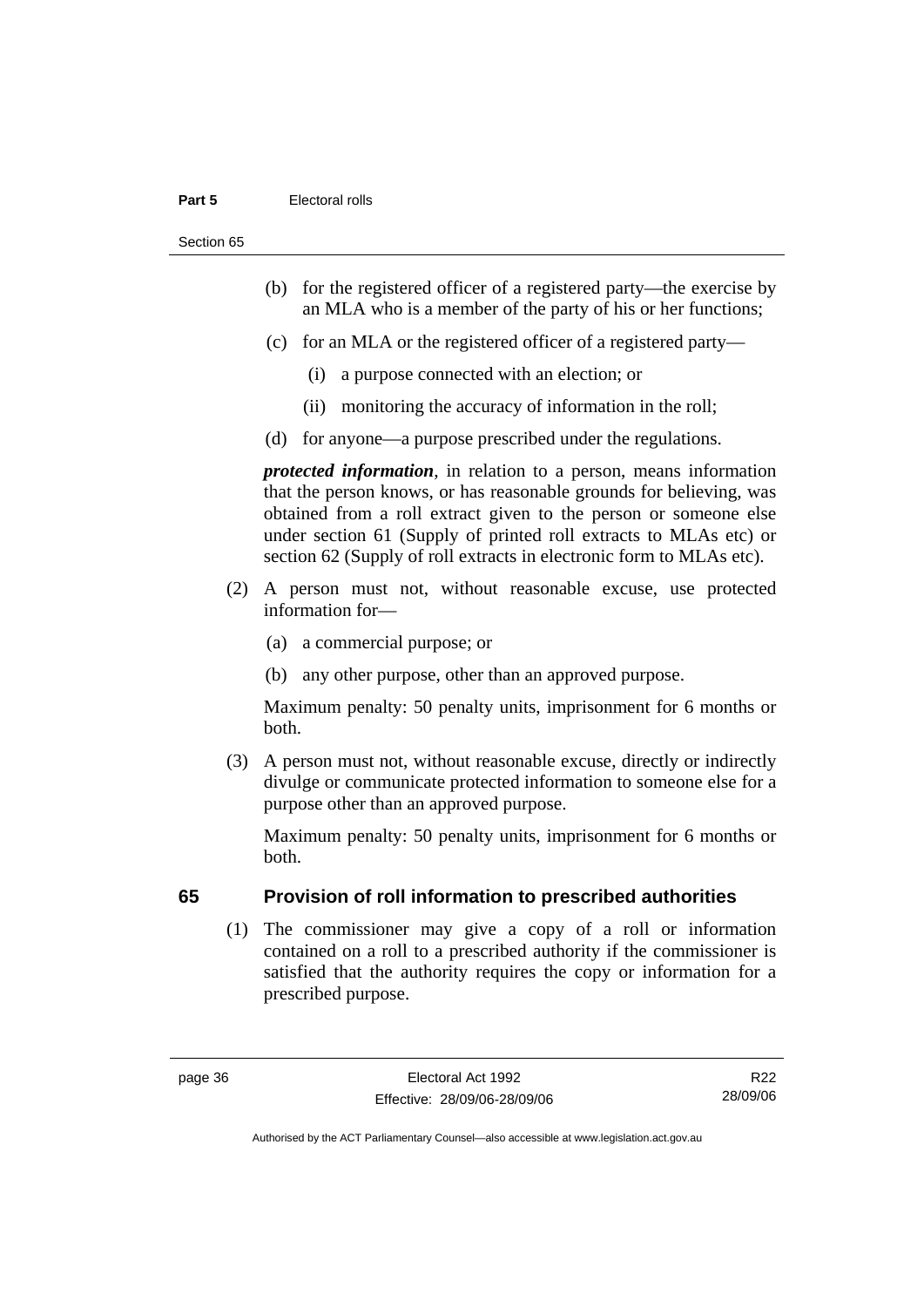(b) for the registered officer of a registered party—the exercise by an MLA who is a member of the party of his or her functions;

(c) for an MLA or the registered officer of a registered party—

(i) a purpose connected with an election; or

(ii) monitoring the accuracy of information in the roll;

(d) for anyone—a purpose prescribed under the regulations.

***protected information***, in relation to a person, means information that the person knows, or has reasonable grounds for believing, was obtained from a roll extract given to the person or someone else under section 61 (Supply of printed roll extracts to MLAs etc) or section 62 (Supply of roll extracts in electronic form to MLAs etc).

(2) A person must not, without reasonable excuse, use protected information for—

(a) a commercial purpose; or

(b) any other purpose, other than an approved purpose.

Maximum penalty: 50 penalty units, imprisonment for 6 months or both.

(3) A person must not, without reasonable excuse, directly or indirectly divulge or communicate protected information to someone else for a purpose other than an approved purpose.

Maximum penalty: 50 penalty units, imprisonment for 6 months or both.

## 65 Provision of roll information to prescribed authorities

(1) The commissioner may give a copy of a roll or information contained on a roll to a prescribed authority if the commissioner is satisfied that the authority requires the copy or information for a prescribed purpose.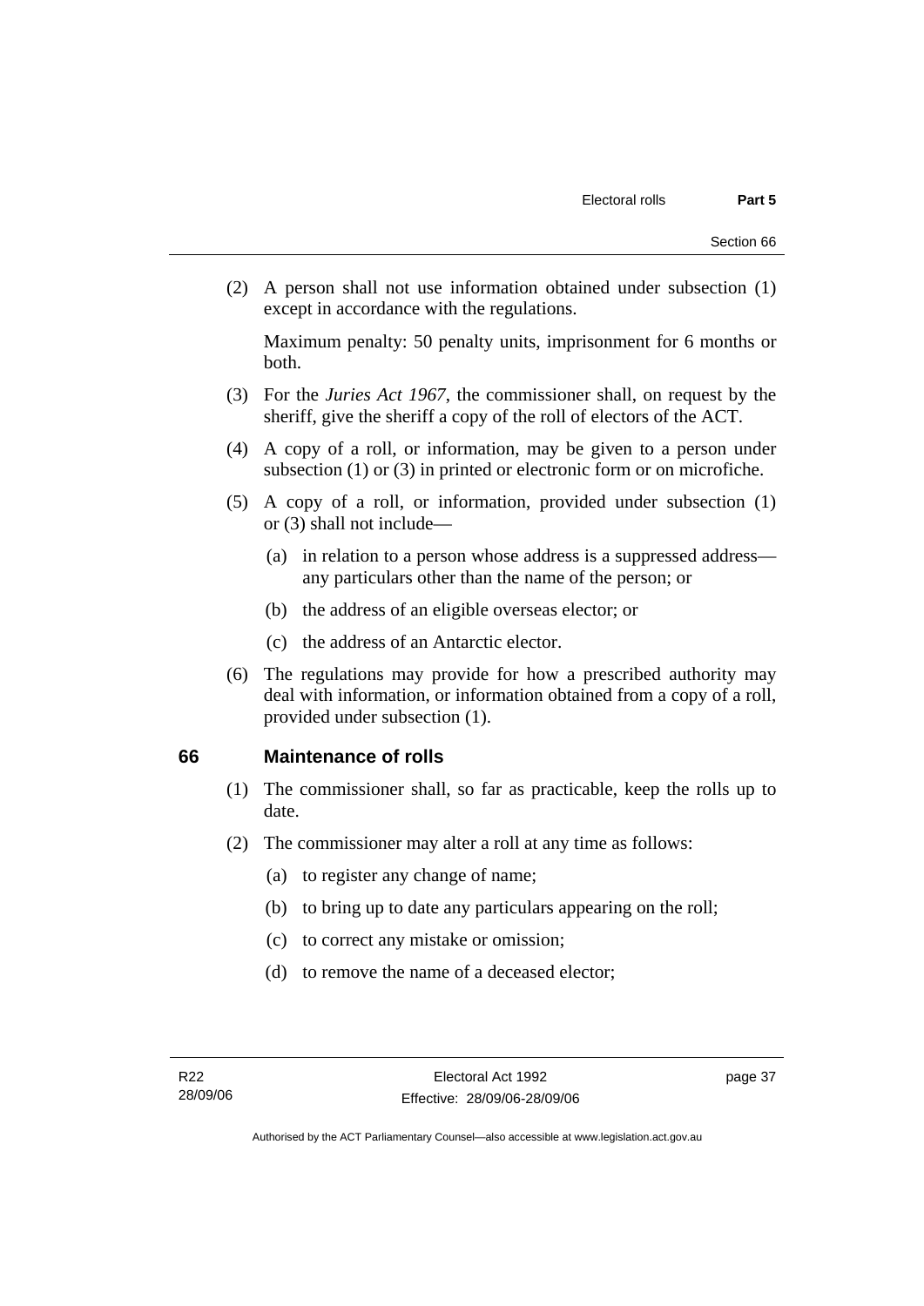(2) A person shall not use information obtained under subsection (1) except in accordance with the regulations.

Maximum penalty: 50 penalty units, imprisonment for 6 months or both.

(3) For the *Juries Act 1967*, the commissioner shall, on request by the sheriff, give the sheriff a copy of the roll of electors of the ACT.

(4) A copy of a roll, or information, may be given to a person under subsection (1) or (3) in printed or electronic form or on microfiche.

(5) A copy of a roll, or information, provided under subsection (1) or (3) shall not include—

(a) in relation to a person whose address is a suppressed address—any particulars other than the name of the person; or

(b) the address of an eligible overseas elector; or

(c) the address of an Antarctic elector.

(6) The regulations may provide for how a prescribed authority may deal with information, or information obtained from a copy of a roll, provided under subsection (1).

## 66 Maintenance of rolls

(1) The commissioner shall, so far as practicable, keep the rolls up to date.

(2) The commissioner may alter a roll at any time as follows:

(a) to register any change of name;

(b) to bring up to date any particulars appearing on the roll;

(c) to correct any mistake or omission;

(d) to remove the name of a deceased elector;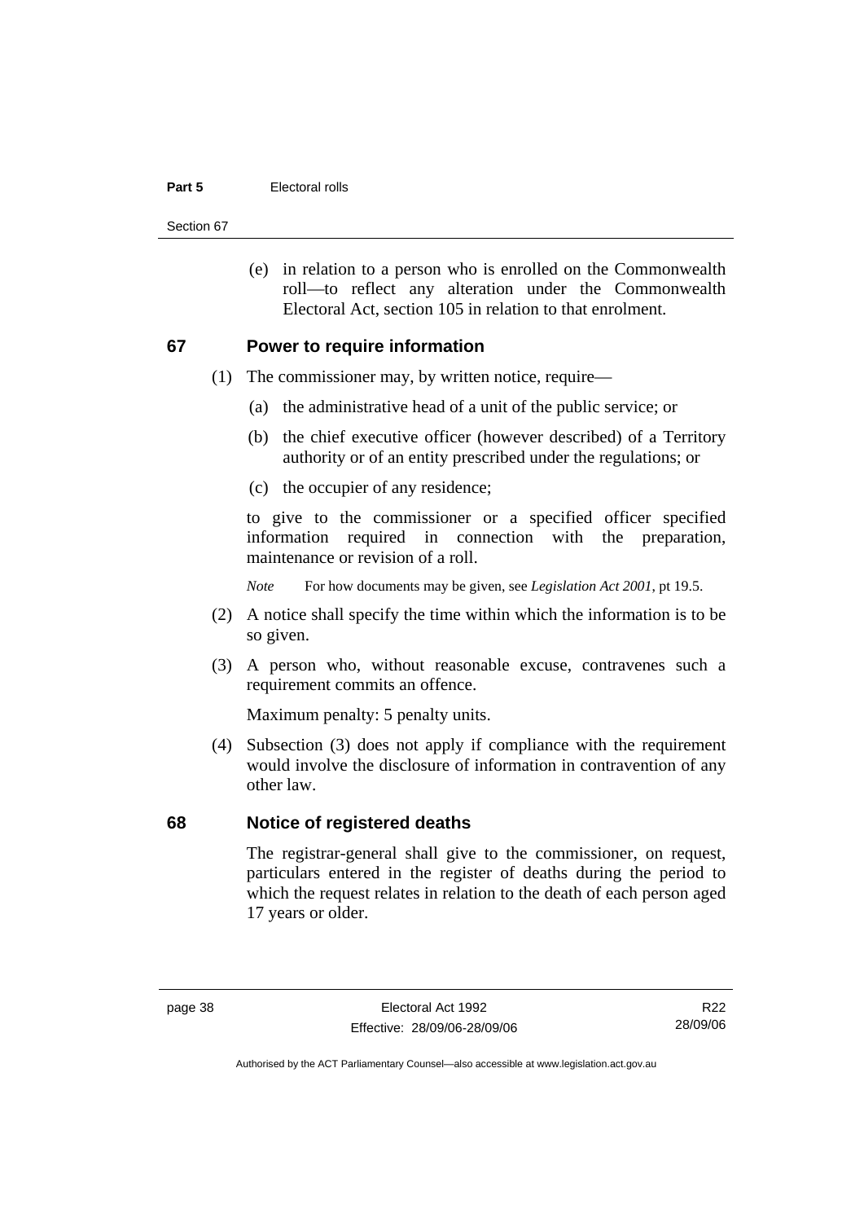(e) in relation to a person who is enrolled on the Commonwealth roll—to reflect any alteration under the Commonwealth Electoral Act, section 105 in relation to that enrolment.

## 67 Power to require information

(1) The commissioner may, by written notice, require—

(a) the administrative head of a unit of the public service; or

(b) the chief executive officer (however described) of a Territory authority or of an entity prescribed under the regulations; or

(c) the occupier of any residence;

to give to the commissioner or a specified officer specified information required in connection with the preparation, maintenance or revision of a roll.

*Note* For how documents may be given, see *Legislation Act 2001*, pt 19.5.

(2) A notice shall specify the time within which the information is to be so given.

(3) A person who, without reasonable excuse, contravenes such a requirement commits an offence.

Maximum penalty: 5 penalty units.

(4) Subsection (3) does not apply if compliance with the requirement would involve the disclosure of information in contravention of any other law.

## 68 Notice of registered deaths

The registrar-general shall give to the commissioner, on request, particulars entered in the register of deaths during the period to which the request relates in relation to the death of each person aged 17 years or older.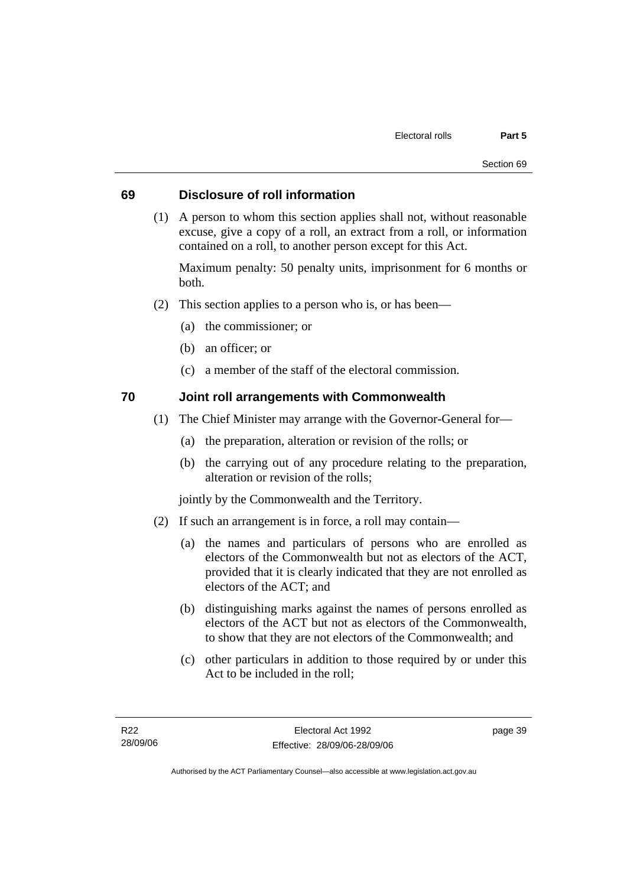## 69 Disclosure of roll information

(1) A person to whom this section applies shall not, without reasonable excuse, give a copy of a roll, an extract from a roll, or information contained on a roll, to another person except for this Act.

Maximum penalty: 50 penalty units, imprisonment for 6 months or both.

(2) This section applies to a person who is, or has been—

(a) the commissioner; or

(b) an officer; or

(c) a member of the staff of the electoral commission.

## 70 Joint roll arrangements with Commonwealth

(1) The Chief Minister may arrange with the Governor-General for—

(a) the preparation, alteration or revision of the rolls; or

(b) the carrying out of any procedure relating to the preparation, alteration or revision of the rolls;

jointly by the Commonwealth and the Territory.

(2) If such an arrangement is in force, a roll may contain—

(a) the names and particulars of persons who are enrolled as electors of the Commonwealth but not as electors of the ACT, provided that it is clearly indicated that they are not enrolled as electors of the ACT; and

(b) distinguishing marks against the names of persons enrolled as electors of the ACT but not as electors of the Commonwealth, to show that they are not electors of the Commonwealth; and

(c) other particulars in addition to those required by or under this Act to be included in the roll;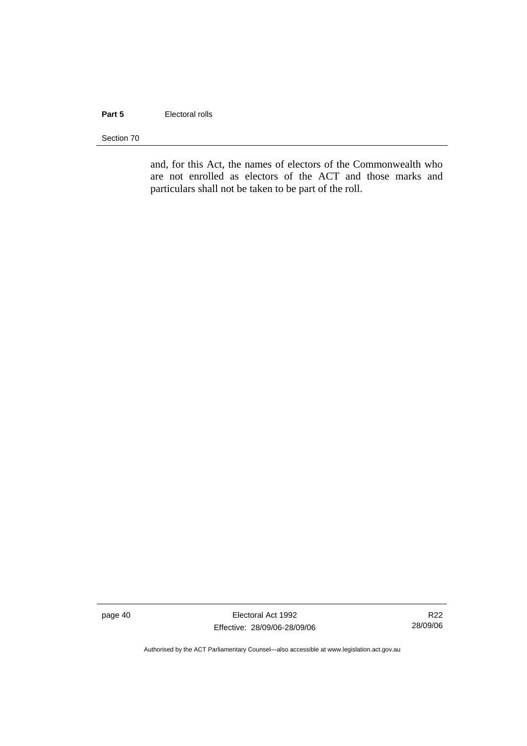and, for this Act, the names of electors of the Commonwealth who are not enrolled as electors of the ACT and those marks and particulars shall not be taken to be part of the roll.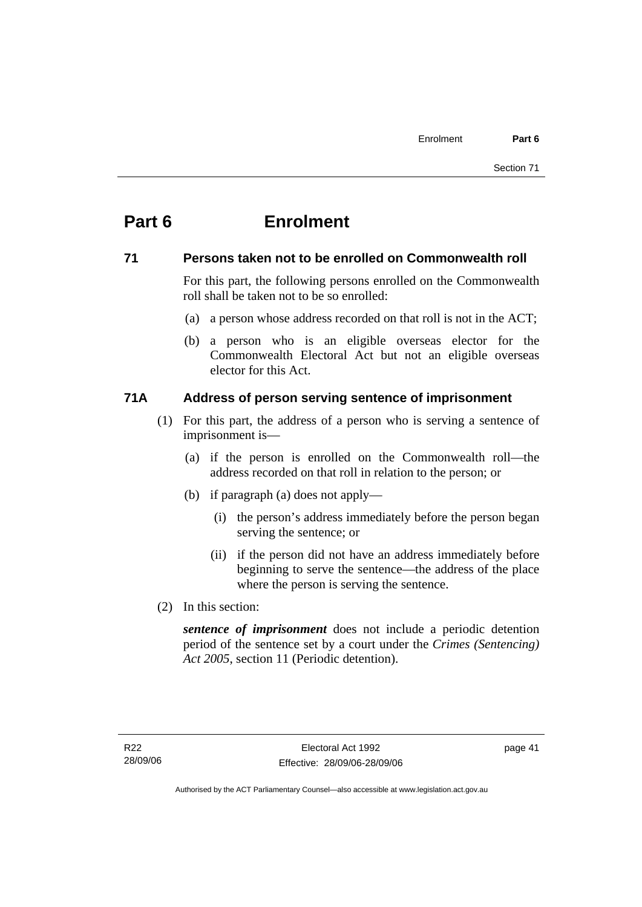# Part 6 Enrolment

## 71 Persons taken not to be enrolled on Commonwealth roll

For this part, the following persons enrolled on the Commonwealth roll shall be taken not to be so enrolled:

(a) a person whose address recorded on that roll is not in the ACT;

(b) a person who is an eligible overseas elector for the Commonwealth Electoral Act but not an eligible overseas elector for this Act.

## 71A Address of person serving sentence of imprisonment

(1) For this part, the address of a person who is serving a sentence of imprisonment is—

(a) if the person is enrolled on the Commonwealth roll—the address recorded on that roll in relation to the person; or

(b) if paragraph (a) does not apply—

(i) the person's address immediately before the person began serving the sentence; or

(ii) if the person did not have an address immediately before beginning to serve the sentence—the address of the place where the person is serving the sentence.

(2) In this section:

***sentence of imprisonment*** does not include a periodic detention period of the sentence set by a court under the *Crimes (Sentencing) Act 2005*, section 11 (Periodic detention).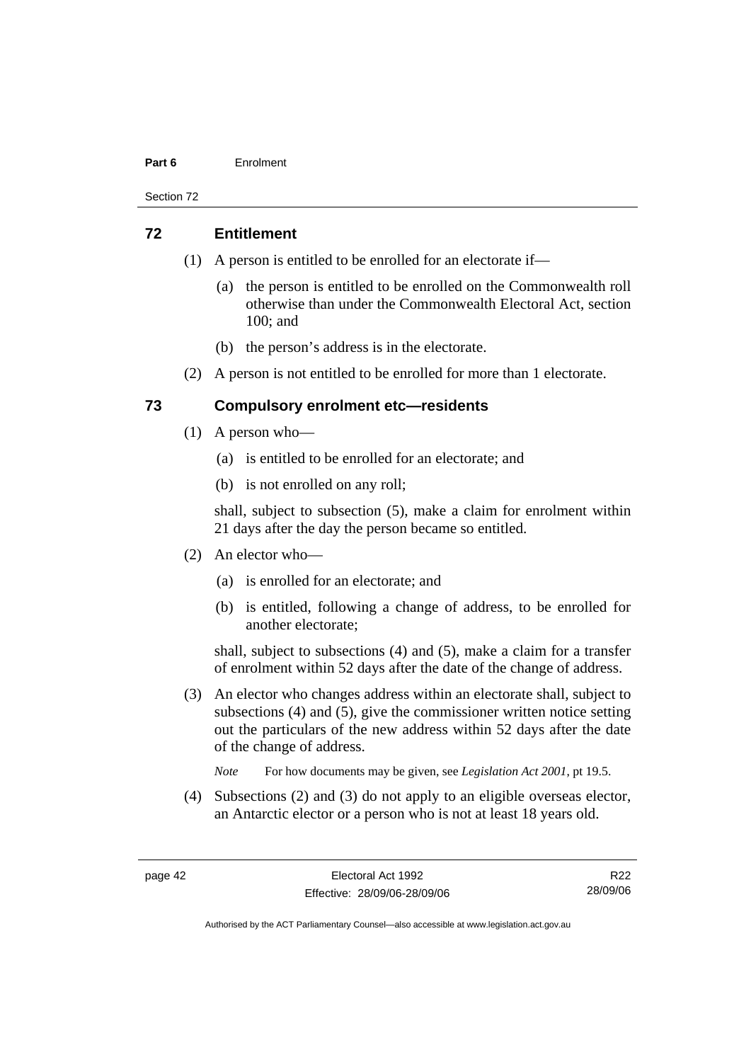## 72 Entitlement

(1) A person is entitled to be enrolled for an electorate if—

(a) the person is entitled to be enrolled on the Commonwealth roll otherwise than under the Commonwealth Electoral Act, section 100; and

(b) the person's address is in the electorate.

(2) A person is not entitled to be enrolled for more than 1 electorate.

## 73 Compulsory enrolment etc—residents

(1) A person who—

(a) is entitled to be enrolled for an electorate; and

(b) is not enrolled on any roll;

shall, subject to subsection (5), make a claim for enrolment within 21 days after the day the person became so entitled.

(2) An elector who—

(a) is enrolled for an electorate; and

(b) is entitled, following a change of address, to be enrolled for another electorate;

shall, subject to subsections (4) and (5), make a claim for a transfer of enrolment within 52 days after the date of the change of address.

(3) An elector who changes address within an electorate shall, subject to subsections (4) and (5), give the commissioner written notice setting out the particulars of the new address within 52 days after the date of the change of address.

*Note* For how documents may be given, see *Legislation Act 2001*, pt 19.5.

(4) Subsections (2) and (3) do not apply to an eligible overseas elector, an Antarctic elector or a person who is not at least 18 years old.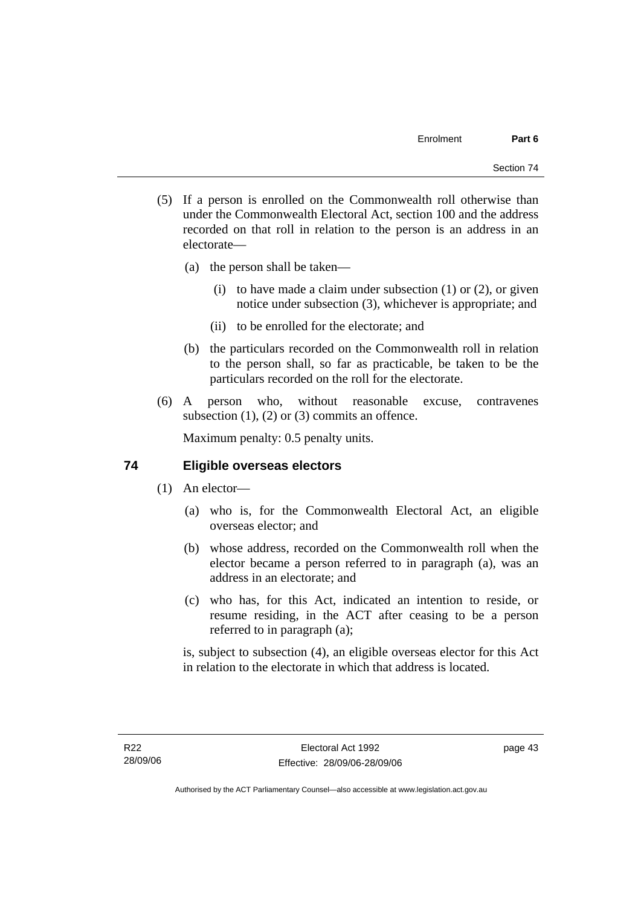(5) If a person is enrolled on the Commonwealth roll otherwise than under the Commonwealth Electoral Act, section 100 and the address recorded on that roll in relation to the person is an address in an electorate—

(a) the person shall be taken—

(i) to have made a claim under subsection (1) or (2), or given notice under subsection (3), whichever is appropriate; and

(ii) to be enrolled for the electorate; and

(b) the particulars recorded on the Commonwealth roll in relation to the person shall, so far as practicable, be taken to be the particulars recorded on the roll for the electorate.

(6) A person who, without reasonable excuse, contravenes subsection (1), (2) or (3) commits an offence.

Maximum penalty: 0.5 penalty units.

### 74 Eligible overseas electors

(1) An elector—

(a) who is, for the Commonwealth Electoral Act, an eligible overseas elector; and

(b) whose address, recorded on the Commonwealth roll when the elector became a person referred to in paragraph (a), was an address in an electorate; and

(c) who has, for this Act, indicated an intention to reside, or resume residing, in the ACT after ceasing to be a person referred to in paragraph (a);

is, subject to subsection (4), an eligible overseas elector for this Act in relation to the electorate in which that address is located.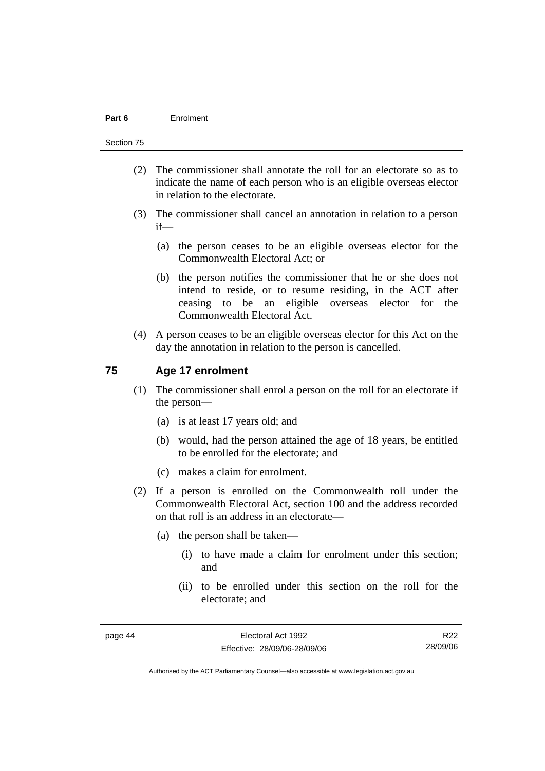(2) The commissioner shall annotate the roll for an electorate so as to indicate the name of each person who is an eligible overseas elector in relation to the electorate.

(3) The commissioner shall cancel an annotation in relation to a person if—

(a) the person ceases to be an eligible overseas elector for the Commonwealth Electoral Act; or

(b) the person notifies the commissioner that he or she does not intend to reside, or to resume residing, in the ACT after ceasing to be an eligible overseas elector for the Commonwealth Electoral Act.

(4) A person ceases to be an eligible overseas elector for this Act on the day the annotation in relation to the person is cancelled.

## 75 Age 17 enrolment

(1) The commissioner shall enrol a person on the roll for an electorate if the person—

(a) is at least 17 years old; and

(b) would, had the person attained the age of 18 years, be entitled to be enrolled for the electorate; and

(c) makes a claim for enrolment.

(2) If a person is enrolled on the Commonwealth roll under the Commonwealth Electoral Act, section 100 and the address recorded on that roll is an address in an electorate—

(a) the person shall be taken—

(i) to have made a claim for enrolment under this section; and

(ii) to be enrolled under this section on the roll for the electorate; and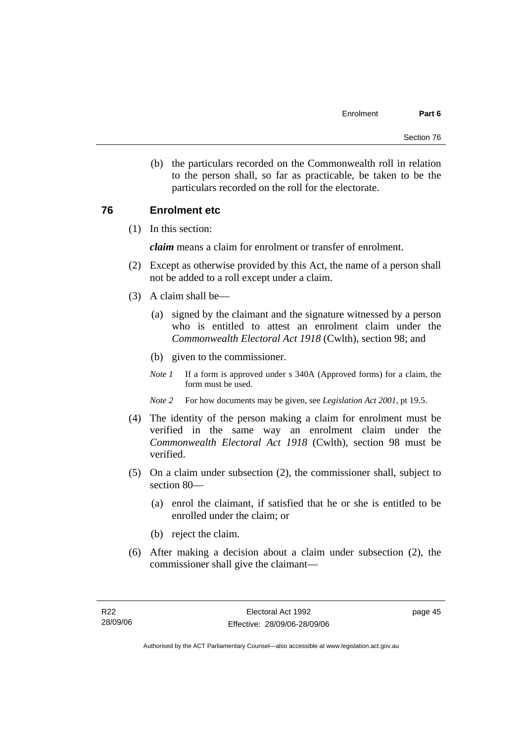(b) the particulars recorded on the Commonwealth roll in relation to the person shall, so far as practicable, be taken to be the particulars recorded on the roll for the electorate.

## 76 Enrolment etc

(1) In this section:

***claim*** means a claim for enrolment or transfer of enrolment.

(2) Except as otherwise provided by this Act, the name of a person shall not be added to a roll except under a claim.

(3) A claim shall be—

(a) signed by the claimant and the signature witnessed by a person who is entitled to attest an enrolment claim under the *Commonwealth Electoral Act 1918* (Cwlth), section 98; and

(b) given to the commissioner.

*Note 1* If a form is approved under s 340A (Approved forms) for a claim, the form must be used.

*Note 2* For how documents may be given, see *Legislation Act 2001*, pt 19.5.

(4) The identity of the person making a claim for enrolment must be verified in the same way an enrolment claim under the *Commonwealth Electoral Act 1918* (Cwlth), section 98 must be verified.

(5) On a claim under subsection (2), the commissioner shall, subject to section 80—

(a) enrol the claimant, if satisfied that he or she is entitled to be enrolled under the claim; or

(b) reject the claim.

(6) After making a decision about a claim under subsection (2), the commissioner shall give the claimant—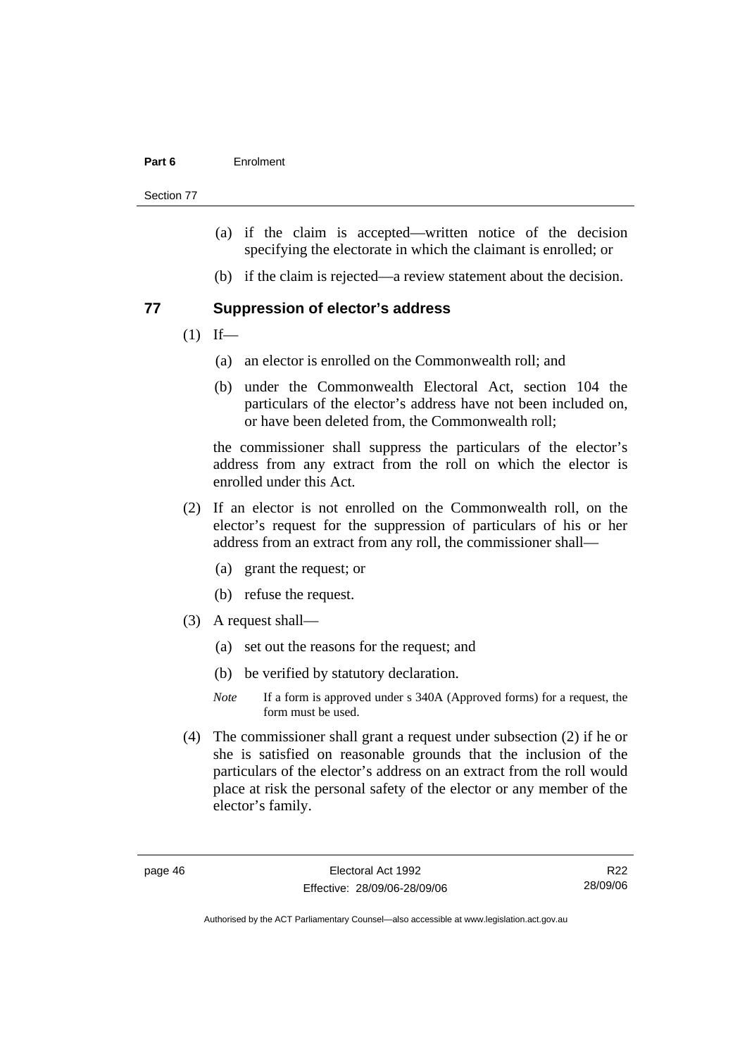(a) if the claim is accepted—written notice of the decision specifying the electorate in which the claimant is enrolled; or

(b) if the claim is rejected—a review statement about the decision.

## 77 Suppression of elector's address

(1) If—

(a) an elector is enrolled on the Commonwealth roll; and

(b) under the Commonwealth Electoral Act, section 104 the particulars of the elector's address have not been included on, or have been deleted from, the Commonwealth roll;

the commissioner shall suppress the particulars of the elector's address from any extract from the roll on which the elector is enrolled under this Act.

(2) If an elector is not enrolled on the Commonwealth roll, on the elector's request for the suppression of particulars of his or her address from an extract from any roll, the commissioner shall—

(a) grant the request; or

(b) refuse the request.

(3) A request shall—

(a) set out the reasons for the request; and

(b) be verified by statutory declaration.

*Note* If a form is approved under s 340A (Approved forms) for a request, the form must be used.

(4) The commissioner shall grant a request under subsection (2) if he or she is satisfied on reasonable grounds that the inclusion of the particulars of the elector's address on an extract from the roll would place at risk the personal safety of the elector or any member of the elector's family.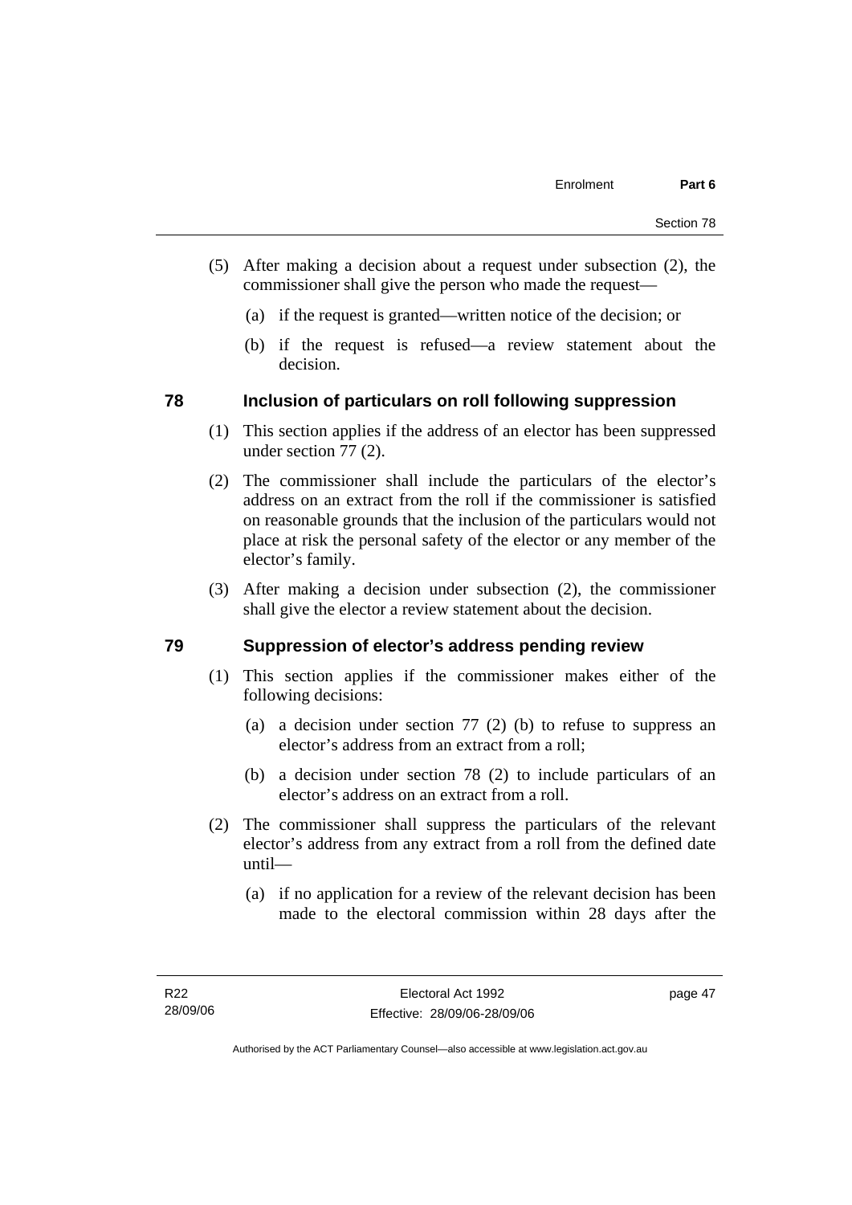(5) After making a decision about a request under subsection (2), the commissioner shall give the person who made the request—

(a) if the request is granted—written notice of the decision; or

(b) if the request is refused—a review statement about the decision.

## 78 Inclusion of particulars on roll following suppression

(1) This section applies if the address of an elector has been suppressed under section 77 (2).

(2) The commissioner shall include the particulars of the elector's address on an extract from the roll if the commissioner is satisfied on reasonable grounds that the inclusion of the particulars would not place at risk the personal safety of the elector or any member of the elector's family.

(3) After making a decision under subsection (2), the commissioner shall give the elector a review statement about the decision.

## 79 Suppression of elector's address pending review

(1) This section applies if the commissioner makes either of the following decisions:

(a) a decision under section 77 (2) (b) to refuse to suppress an elector's address from an extract from a roll;

(b) a decision under section 78 (2) to include particulars of an elector's address on an extract from a roll.

(2) The commissioner shall suppress the particulars of the relevant elector's address from any extract from a roll from the defined date until—

(a) if no application for a review of the relevant decision has been made to the electoral commission within 28 days after the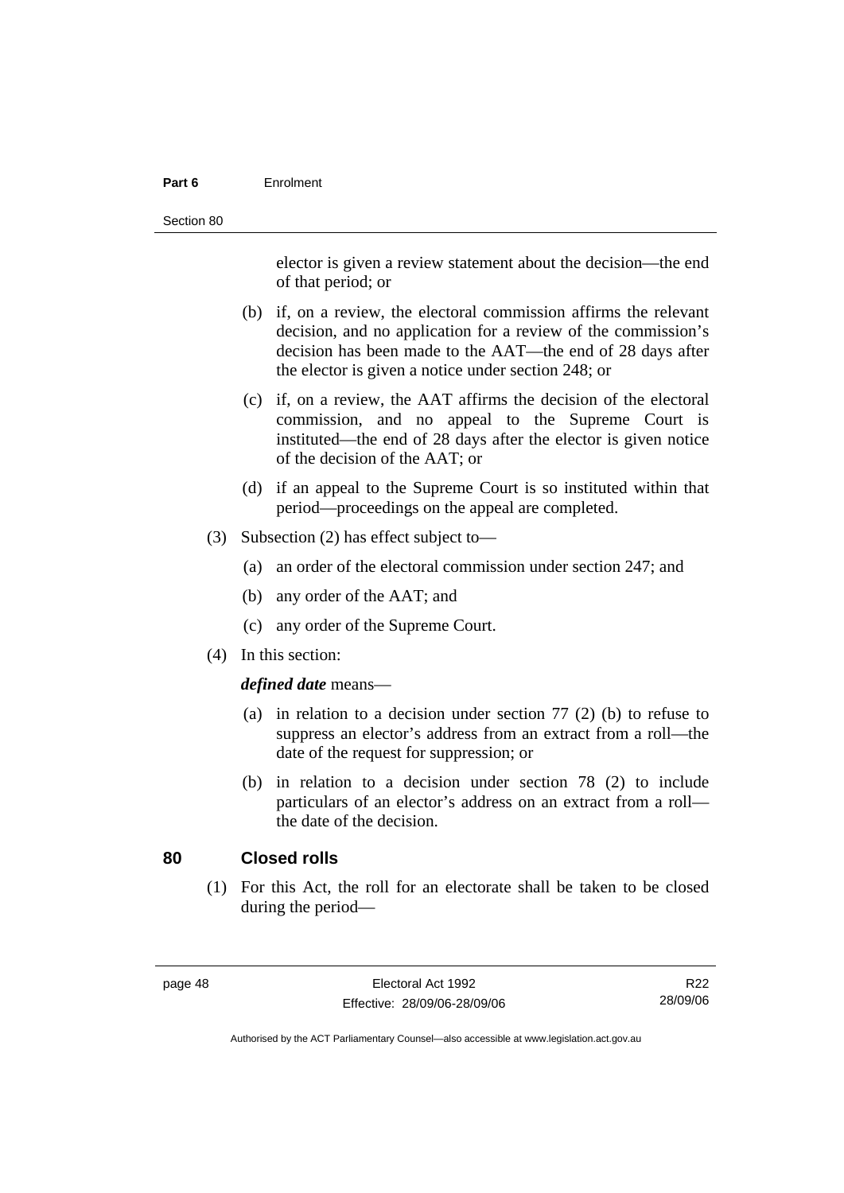elector is given a review statement about the decision—the end of that period; or

(b) if, on a review, the electoral commission affirms the relevant decision, and no application for a review of the commission's decision has been made to the AAT—the end of 28 days after the elector is given a notice under section 248; or

(c) if, on a review, the AAT affirms the decision of the electoral commission, and no appeal to the Supreme Court is instituted—the end of 28 days after the elector is given notice of the decision of the AAT; or

(d) if an appeal to the Supreme Court is so instituted within that period—proceedings on the appeal are completed.

(3) Subsection (2) has effect subject to—

(a) an order of the electoral commission under section 247; and

(b) any order of the AAT; and

(c) any order of the Supreme Court.

(4) In this section:

***defined date*** means—

(a) in relation to a decision under section 77 (2) (b) to refuse to suppress an elector's address from an extract from a roll—the date of the request for suppression; or

(b) in relation to a decision under section 78 (2) to include particulars of an elector's address on an extract from a roll—the date of the decision.

### 80 Closed rolls

(1) For this Act, the roll for an electorate shall be taken to be closed during the period—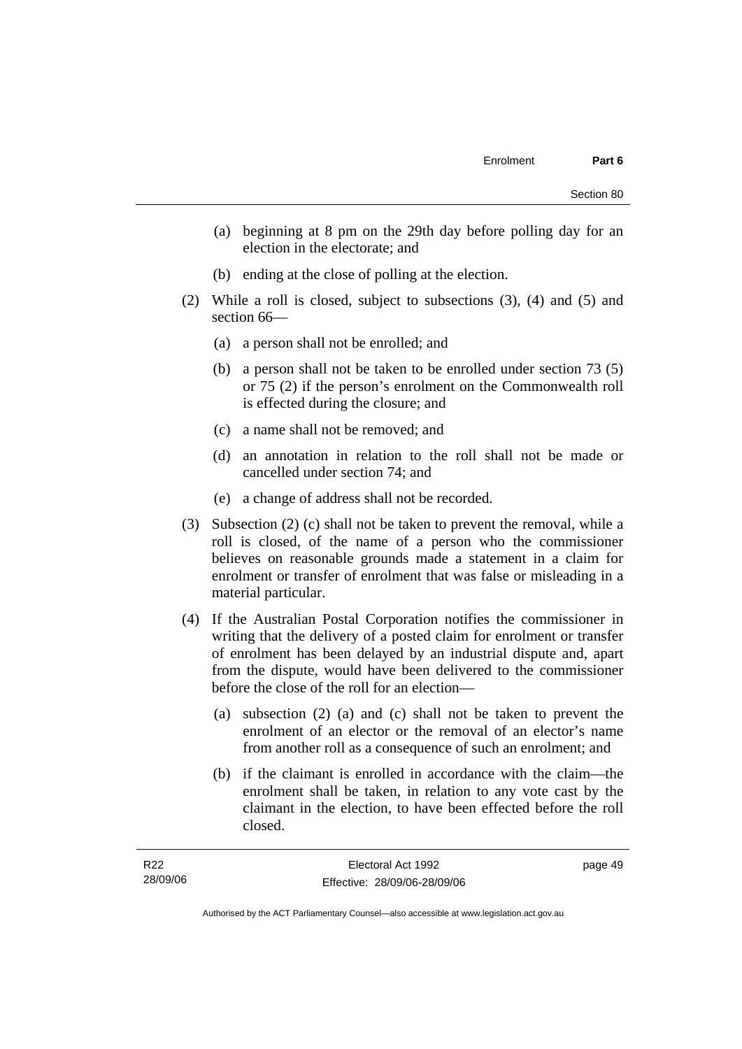(a) beginning at 8 pm on the 29th day before polling day for an election in the electorate; and

(b) ending at the close of polling at the election.

(2) While a roll is closed, subject to subsections (3), (4) and (5) and section 66—

(a) a person shall not be enrolled; and

(b) a person shall not be taken to be enrolled under section 73 (5) or 75 (2) if the person's enrolment on the Commonwealth roll is effected during the closure; and

(c) a name shall not be removed; and

(d) an annotation in relation to the roll shall not be made or cancelled under section 74; and

(e) a change of address shall not be recorded.

(3) Subsection (2) (c) shall not be taken to prevent the removal, while a roll is closed, of the name of a person who the commissioner believes on reasonable grounds made a statement in a claim for enrolment or transfer of enrolment that was false or misleading in a material particular.

(4) If the Australian Postal Corporation notifies the commissioner in writing that the delivery of a posted claim for enrolment or transfer of enrolment has been delayed by an industrial dispute and, apart from the dispute, would have been delivered to the commissioner before the close of the roll for an election—

(a) subsection (2) (a) and (c) shall not be taken to prevent the enrolment of an elector or the removal of an elector's name from another roll as a consequence of such an enrolment; and

(b) if the claimant is enrolled in accordance with the claim—the enrolment shall be taken, in relation to any vote cast by the claimant in the election, to have been effected before the roll closed.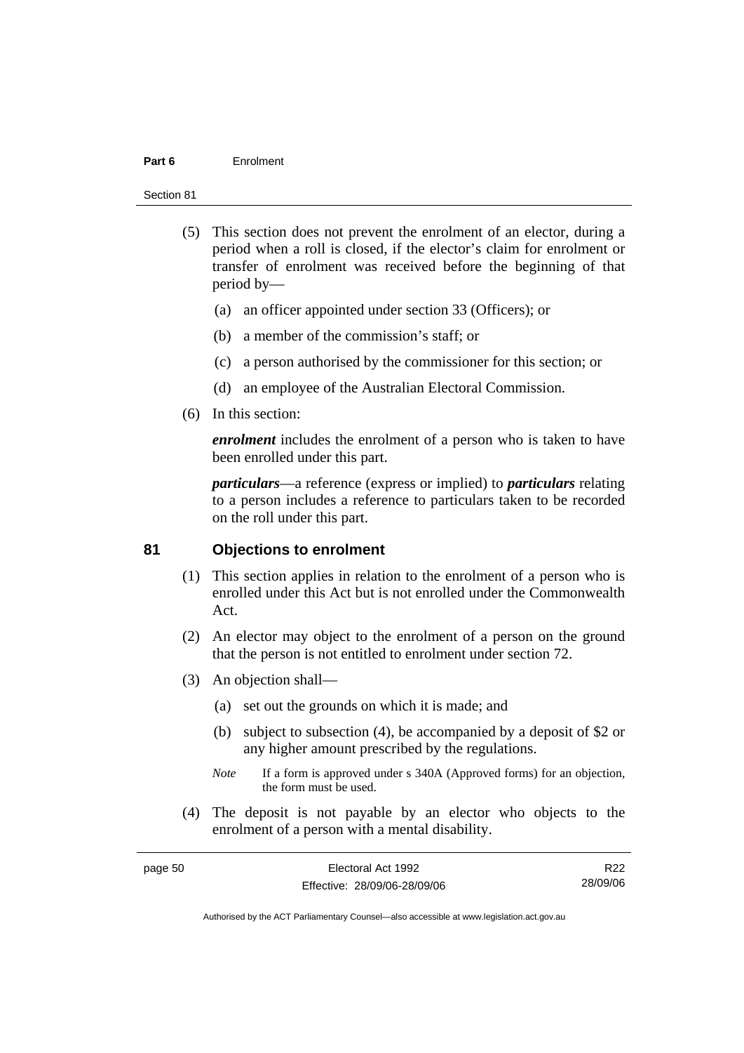(5) This section does not prevent the enrolment of an elector, during a period when a roll is closed, if the elector's claim for enrolment or transfer of enrolment was received before the beginning of that period by—

(a) an officer appointed under section 33 (Officers); or

(b) a member of the commission's staff; or

(c) a person authorised by the commissioner for this section; or

(d) an employee of the Australian Electoral Commission.

(6) In this section:

***enrolment*** includes the enrolment of a person who is taken to have been enrolled under this part.

***particulars***—a reference (express or implied) to ***particulars*** relating to a person includes a reference to particulars taken to be recorded on the roll under this part.

## 81 Objections to enrolment

(1) This section applies in relation to the enrolment of a person who is enrolled under this Act but is not enrolled under the Commonwealth Act.

(2) An elector may object to the enrolment of a person on the ground that the person is not entitled to enrolment under section 72.

(3) An objection shall—

(a) set out the grounds on which it is made; and

(b) subject to subsection (4), be accompanied by a deposit of $2 or any higher amount prescribed by the regulations.

*Note* If a form is approved under s 340A (Approved forms) for an objection, the form must be used.

(4) The deposit is not payable by an elector who objects to the enrolment of a person with a mental disability.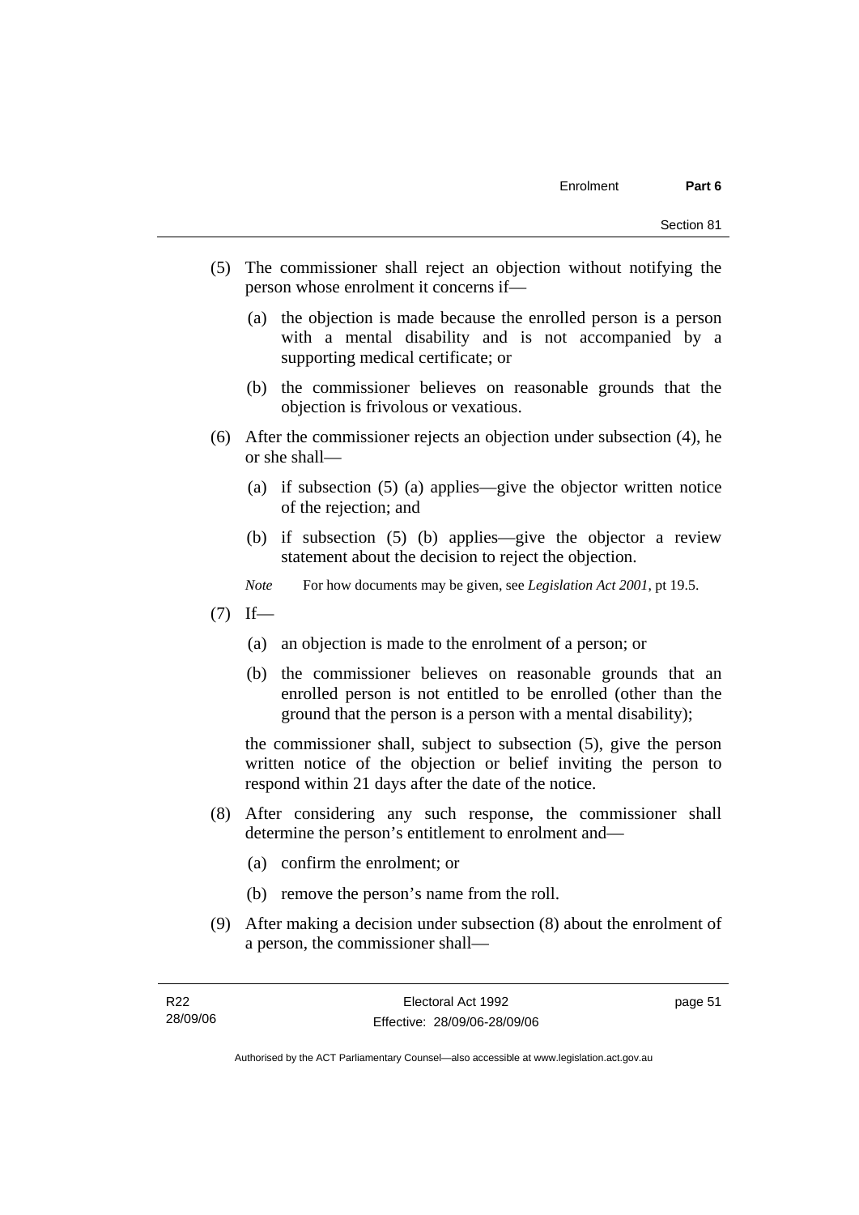(5) The commissioner shall reject an objection without notifying the person whose enrolment it concerns if—

  (a) the objection is made because the enrolled person is a person with a mental disability and is not accompanied by a supporting medical certificate; or

  (b) the commissioner believes on reasonable grounds that the objection is frivolous or vexatious.

(6) After the commissioner rejects an objection under subsection (4), he or she shall—

  (a) if subsection (5) (a) applies—give the objector written notice of the rejection; and

  (b) if subsection (5) (b) applies—give the objector a review statement about the decision to reject the objection.

*Note* For how documents may be given, see *Legislation Act 2001*, pt 19.5.

(7) If—

  (a) an objection is made to the enrolment of a person; or

  (b) the commissioner believes on reasonable grounds that an enrolled person is not entitled to be enrolled (other than the ground that the person is a person with a mental disability);

the commissioner shall, subject to subsection (5), give the person written notice of the objection or belief inviting the person to respond within 21 days after the date of the notice.

(8) After considering any such response, the commissioner shall determine the person's entitlement to enrolment and—

  (a) confirm the enrolment; or

  (b) remove the person's name from the roll.

(9) After making a decision under subsection (8) about the enrolment of a person, the commissioner shall—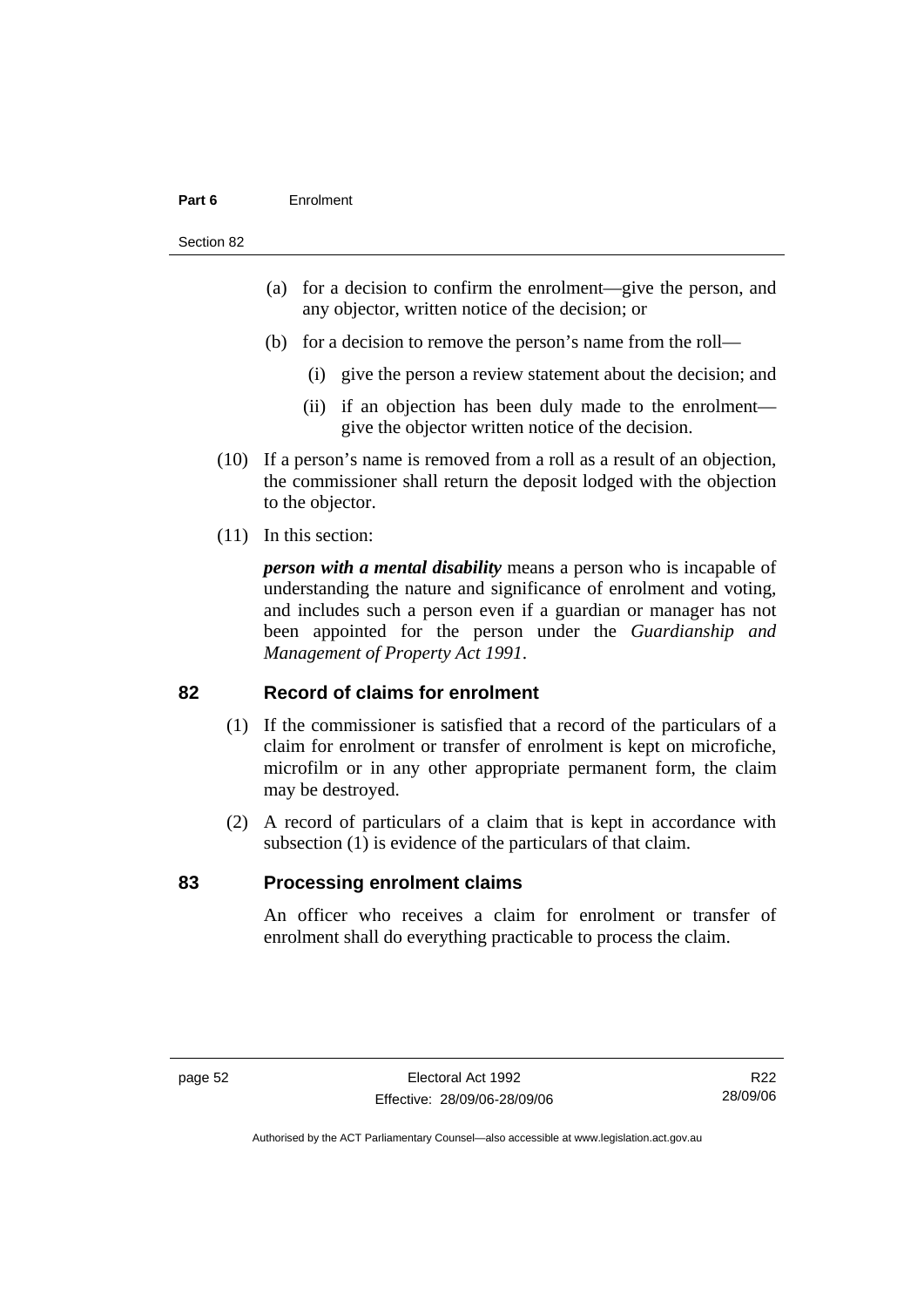(a) for a decision to confirm the enrolment—give the person, and any objector, written notice of the decision; or

(b) for a decision to remove the person's name from the roll—

(i) give the person a review statement about the decision; and

(ii) if an objection has been duly made to the enrolment—give the objector written notice of the decision.

(10) If a person's name is removed from a roll as a result of an objection, the commissioner shall return the deposit lodged with the objection to the objector.

(11) In this section:

***person with a mental disability*** means a person who is incapable of understanding the nature and significance of enrolment and voting, and includes such a person even if a guardian or manager has not been appointed for the person under the *Guardianship and Management of Property Act 1991*.

## 82 Record of claims for enrolment

(1) If the commissioner is satisfied that a record of the particulars of a claim for enrolment or transfer of enrolment is kept on microfiche, microfilm or in any other appropriate permanent form, the claim may be destroyed.

(2) A record of particulars of a claim that is kept in accordance with subsection (1) is evidence of the particulars of that claim.

## 83 Processing enrolment claims

An officer who receives a claim for enrolment or transfer of enrolment shall do everything practicable to process the claim.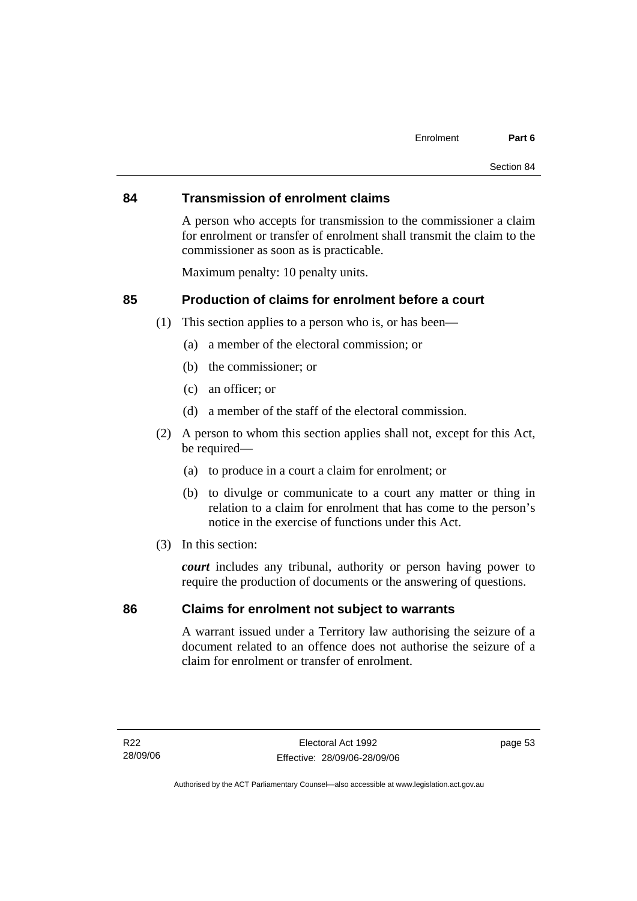## 84 Transmission of enrolment claims

A person who accepts for transmission to the commissioner a claim for enrolment or transfer of enrolment shall transmit the claim to the commissioner as soon as is practicable.

Maximum penalty: 10 penalty units.

## 85 Production of claims for enrolment before a court

(1) This section applies to a person who is, or has been—

- (a) a member of the electoral commission; or
- (b) the commissioner; or
- (c) an officer; or
- (d) a member of the staff of the electoral commission.

(2) A person to whom this section applies shall not, except for this Act, be required—

- (a) to produce in a court a claim for enrolment; or
- (b) to divulge or communicate to a court any matter or thing in relation to a claim for enrolment that has come to the person's notice in the exercise of functions under this Act.

(3) In this section:

***court*** includes any tribunal, authority or person having power to require the production of documents or the answering of questions.

## 86 Claims for enrolment not subject to warrants

A warrant issued under a Territory law authorising the seizure of a document related to an offence does not authorise the seizure of a claim for enrolment or transfer of enrolment.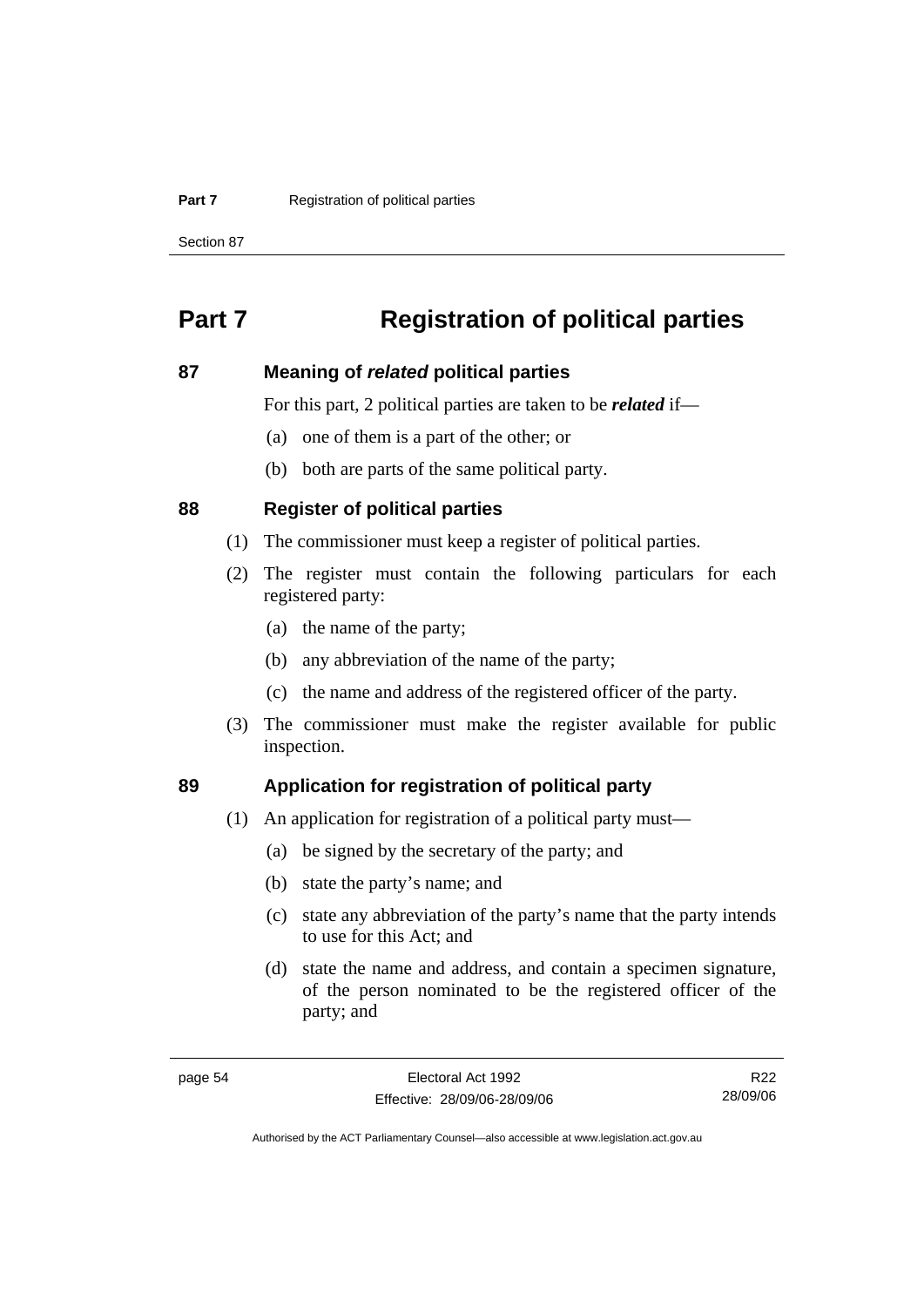# Part 7 Registration of political parties

## 87 Meaning of *related* political parties

For this part, 2 political parties are taken to be ***related*** if—

(a) one of them is a part of the other; or

(b) both are parts of the same political party.

## 88 Register of political parties

(1) The commissioner must keep a register of political parties.

(2) The register must contain the following particulars for each registered party:

(a) the name of the party;

(b) any abbreviation of the name of the party;

(c) the name and address of the registered officer of the party.

(3) The commissioner must make the register available for public inspection.

## 89 Application for registration of political party

(1) An application for registration of a political party must—

(a) be signed by the secretary of the party; and

(b) state the party's name; and

(c) state any abbreviation of the party's name that the party intends to use for this Act; and

(d) state the name and address, and contain a specimen signature, of the person nominated to be the registered officer of the party; and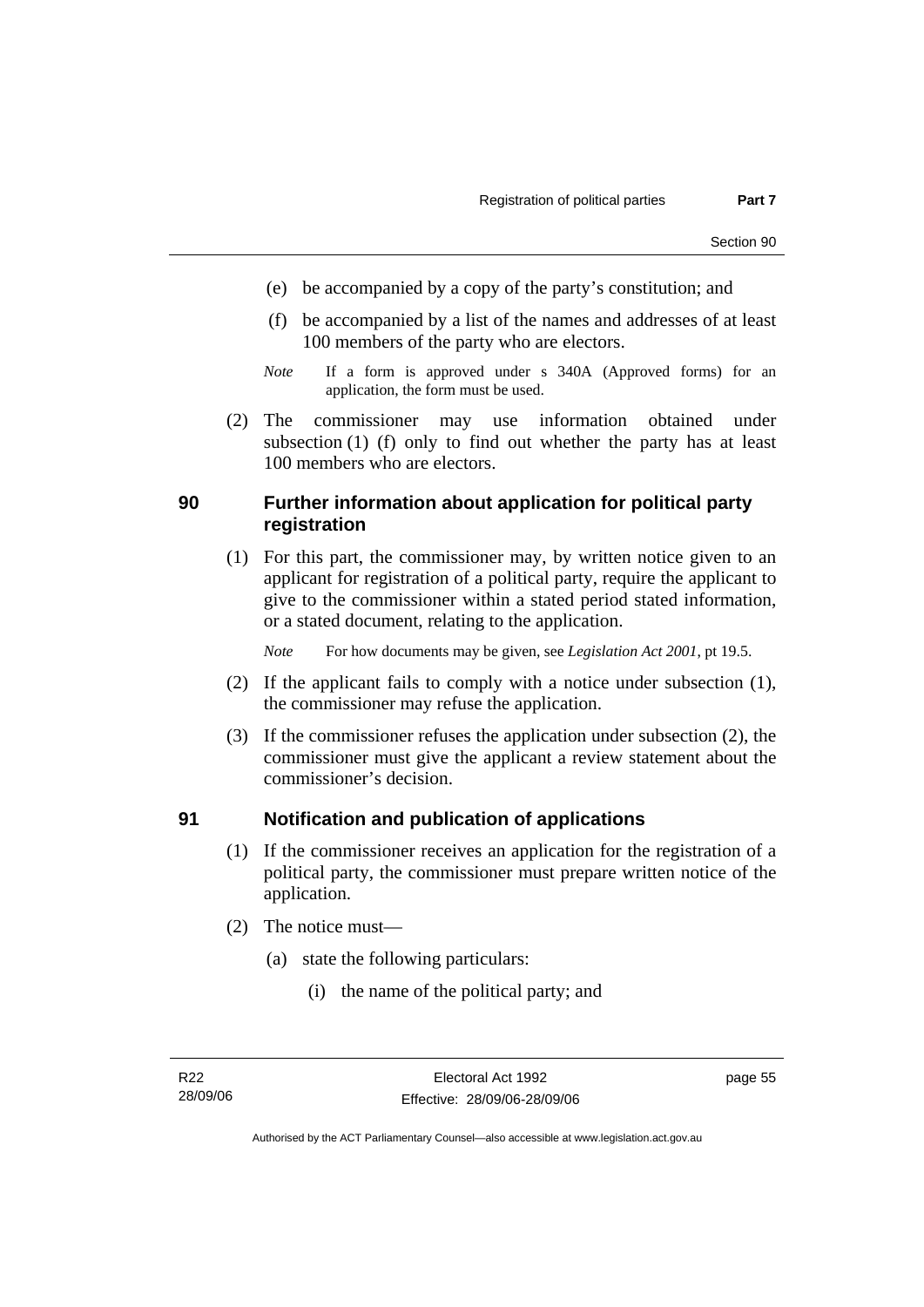(e) be accompanied by a copy of the party's constitution; and

(f) be accompanied by a list of the names and addresses of at least 100 members of the party who are electors.

*Note* If a form is approved under s 340A (Approved forms) for an application, the form must be used.

(2) The commissioner may use information obtained under subsection (1) (f) only to find out whether the party has at least 100 members who are electors.

## 90 Further information about application for political party registration

(1) For this part, the commissioner may, by written notice given to an applicant for registration of a political party, require the applicant to give to the commissioner within a stated period stated information, or a stated document, relating to the application.

*Note* For how documents may be given, see *Legislation Act 2001*, pt 19.5.

(2) If the applicant fails to comply with a notice under subsection (1), the commissioner may refuse the application.

(3) If the commissioner refuses the application under subsection (2), the commissioner must give the applicant a review statement about the commissioner's decision.

## 91 Notification and publication of applications

(1) If the commissioner receives an application for the registration of a political party, the commissioner must prepare written notice of the application.

(2) The notice must—

(a) state the following particulars:

(i) the name of the political party; and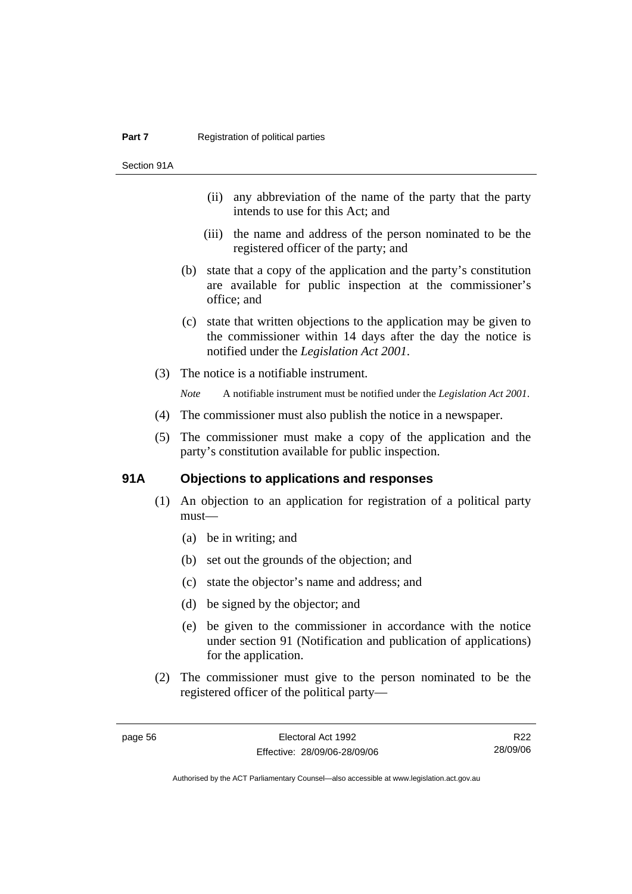(ii) any abbreviation of the name of the party that the party intends to use for this Act; and

(iii) the name and address of the person nominated to be the registered officer of the party; and

(b) state that a copy of the application and the party's constitution are available for public inspection at the commissioner's office; and

(c) state that written objections to the application may be given to the commissioner within 14 days after the day the notice is notified under the *Legislation Act 2001*.

(3) The notice is a notifiable instrument.

*Note* A notifiable instrument must be notified under the *Legislation Act 2001*.

(4) The commissioner must also publish the notice in a newspaper.

(5) The commissioner must make a copy of the application and the party's constitution available for public inspection.

### 91A Objections to applications and responses

(1) An objection to an application for registration of a political party must—

(a) be in writing; and

(b) set out the grounds of the objection; and

(c) state the objector's name and address; and

(d) be signed by the objector; and

(e) be given to the commissioner in accordance with the notice under section 91 (Notification and publication of applications) for the application.

(2) The commissioner must give to the person nominated to be the registered officer of the political party—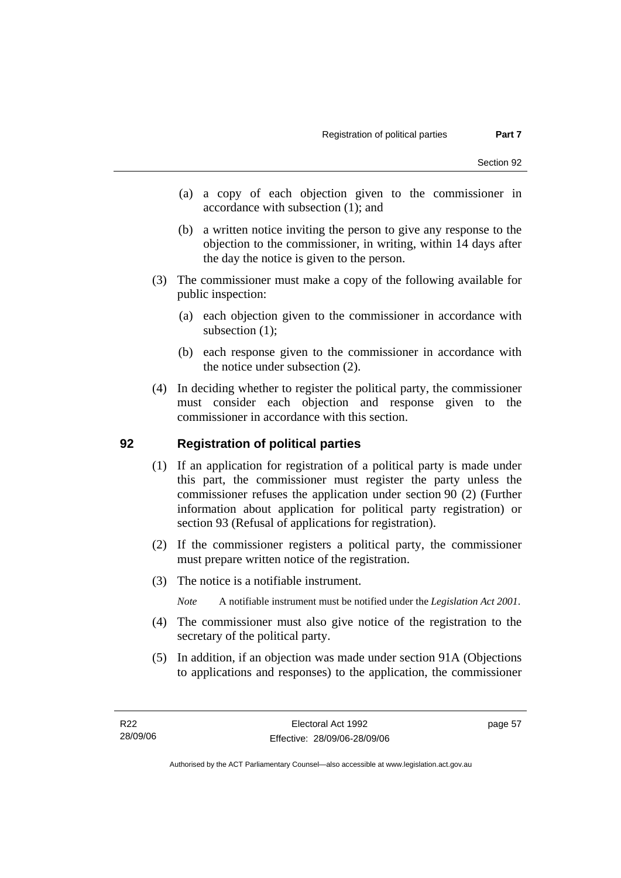(a) a copy of each objection given to the commissioner in accordance with subsection (1); and

(b) a written notice inviting the person to give any response to the objection to the commissioner, in writing, within 14 days after the day the notice is given to the person.

(3) The commissioner must make a copy of the following available for public inspection:

(a) each objection given to the commissioner in accordance with subsection (1);

(b) each response given to the commissioner in accordance with the notice under subsection (2).

(4) In deciding whether to register the political party, the commissioner must consider each objection and response given to the commissioner in accordance with this section.

## 92 Registration of political parties

(1) If an application for registration of a political party is made under this part, the commissioner must register the party unless the commissioner refuses the application under section 90 (2) (Further information about application for political party registration) or section 93 (Refusal of applications for registration).

(2) If the commissioner registers a political party, the commissioner must prepare written notice of the registration.

(3) The notice is a notifiable instrument.

*Note* A notifiable instrument must be notified under the *Legislation Act 2001*.

(4) The commissioner must also give notice of the registration to the secretary of the political party.

(5) In addition, if an objection was made under section 91A (Objections to applications and responses) to the application, the commissioner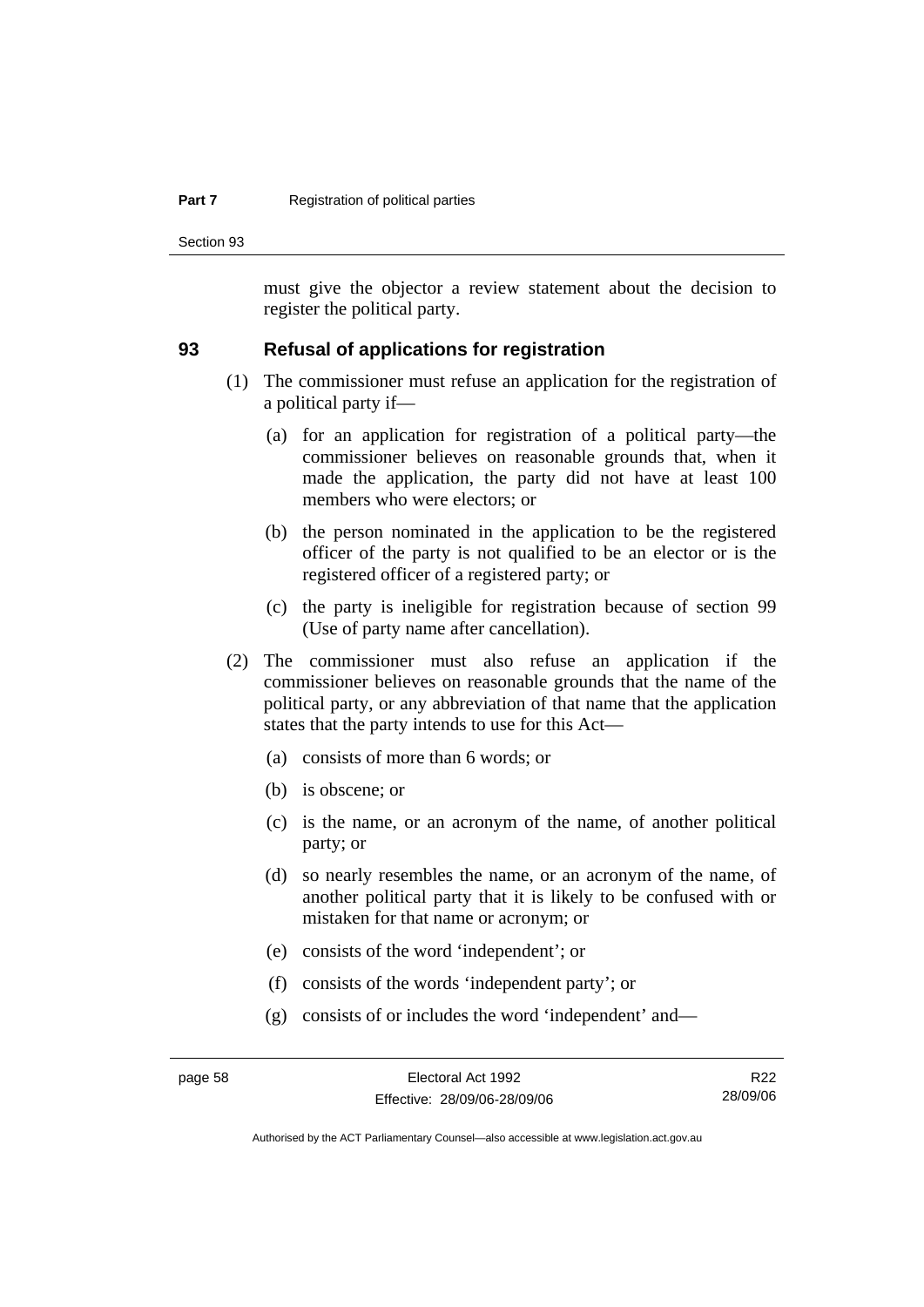must give the objector a review statement about the decision to register the political party.

## 93 Refusal of applications for registration

(1) The commissioner must refuse an application for the registration of a political party if—

(a) for an application for registration of a political party—the commissioner believes on reasonable grounds that, when it made the application, the party did not have at least 100 members who were electors; or

(b) the person nominated in the application to be the registered officer of the party is not qualified to be an elector or is the registered officer of a registered party; or

(c) the party is ineligible for registration because of section 99 (Use of party name after cancellation).

(2) The commissioner must also refuse an application if the commissioner believes on reasonable grounds that the name of the political party, or any abbreviation of that name that the application states that the party intends to use for this Act—

(a) consists of more than 6 words; or

(b) is obscene; or

(c) is the name, or an acronym of the name, of another political party; or

(d) so nearly resembles the name, or an acronym of the name, of another political party that it is likely to be confused with or mistaken for that name or acronym; or

(e) consists of the word 'independent'; or

(f) consists of the words 'independent party'; or

(g) consists of or includes the word 'independent' and—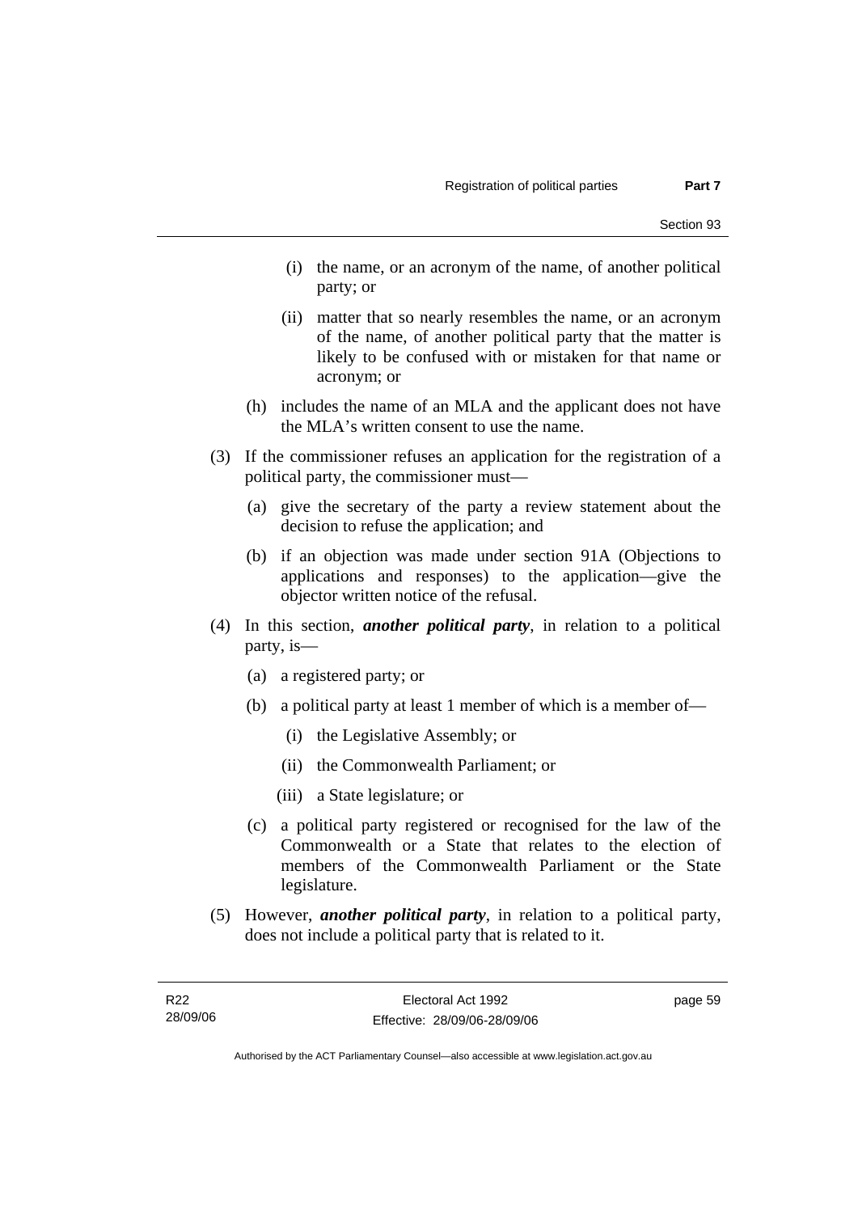(i) the name, or an acronym of the name, of another political party; or

(ii) matter that so nearly resembles the name, or an acronym of the name, of another political party that the matter is likely to be confused with or mistaken for that name or acronym; or

(h) includes the name of an MLA and the applicant does not have the MLA's written consent to use the name.

(3) If the commissioner refuses an application for the registration of a political party, the commissioner must—

(a) give the secretary of the party a review statement about the decision to refuse the application; and

(b) if an objection was made under section 91A (Objections to applications and responses) to the application—give the objector written notice of the refusal.

(4) In this section, ***another political party***, in relation to a political party, is—

(a) a registered party; or

(b) a political party at least 1 member of which is a member of—

(i) the Legislative Assembly; or

(ii) the Commonwealth Parliament; or

(iii) a State legislature; or

(c) a political party registered or recognised for the law of the Commonwealth or a State that relates to the election of members of the Commonwealth Parliament or the State legislature.

(5) However, ***another political party***, in relation to a political party, does not include a political party that is related to it.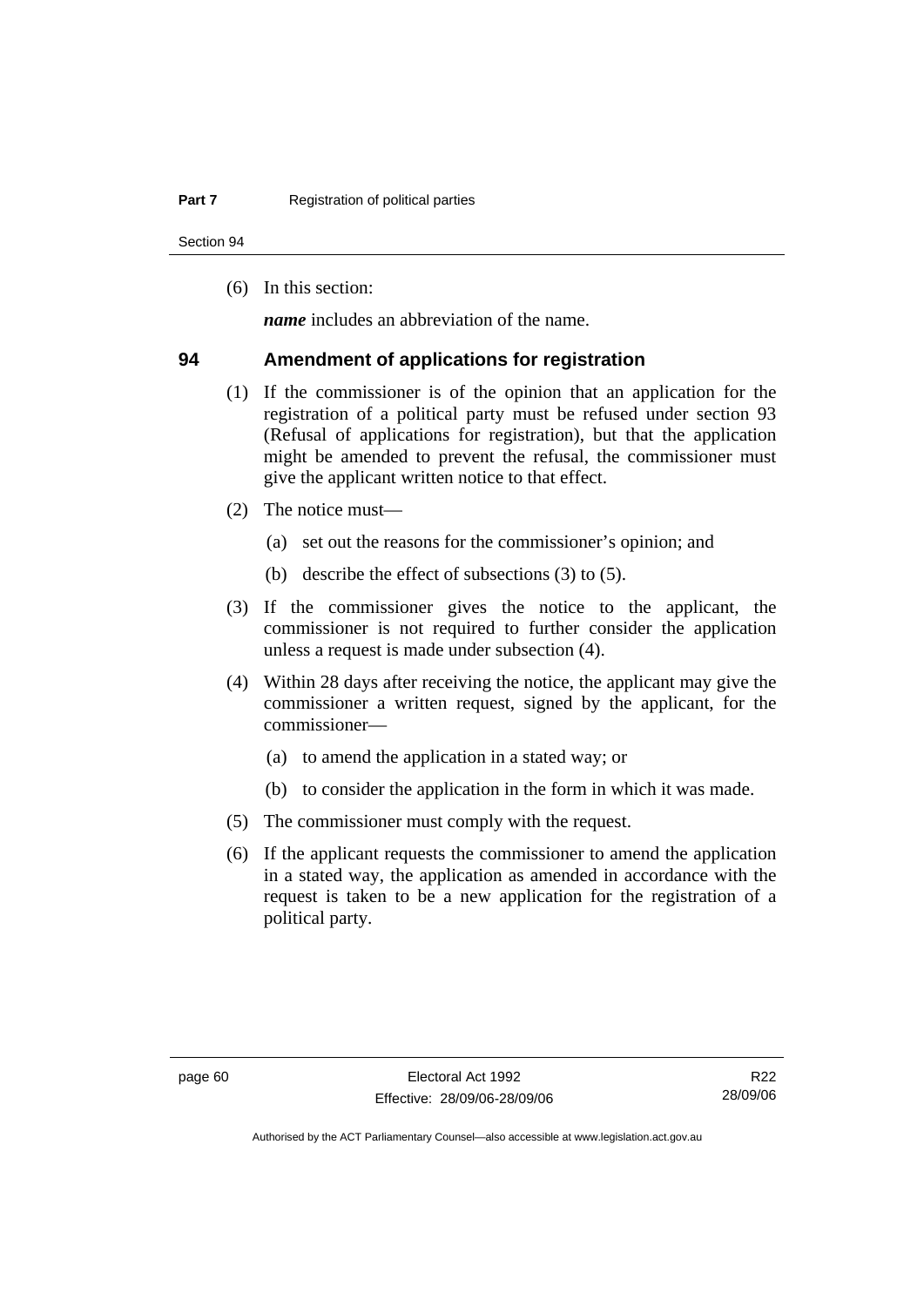(6) In this section:

***name*** includes an abbreviation of the name.

## 94 Amendment of applications for registration

(1) If the commissioner is of the opinion that an application for the registration of a political party must be refused under section 93 (Refusal of applications for registration), but that the application might be amended to prevent the refusal, the commissioner must give the applicant written notice to that effect.

(2) The notice must—

(a) set out the reasons for the commissioner's opinion; and

(b) describe the effect of subsections (3) to (5).

(3) If the commissioner gives the notice to the applicant, the commissioner is not required to further consider the application unless a request is made under subsection (4).

(4) Within 28 days after receiving the notice, the applicant may give the commissioner a written request, signed by the applicant, for the commissioner—

(a) to amend the application in a stated way; or

(b) to consider the application in the form in which it was made.

(5) The commissioner must comply with the request.

(6) If the applicant requests the commissioner to amend the application in a stated way, the application as amended in accordance with the request is taken to be a new application for the registration of a political party.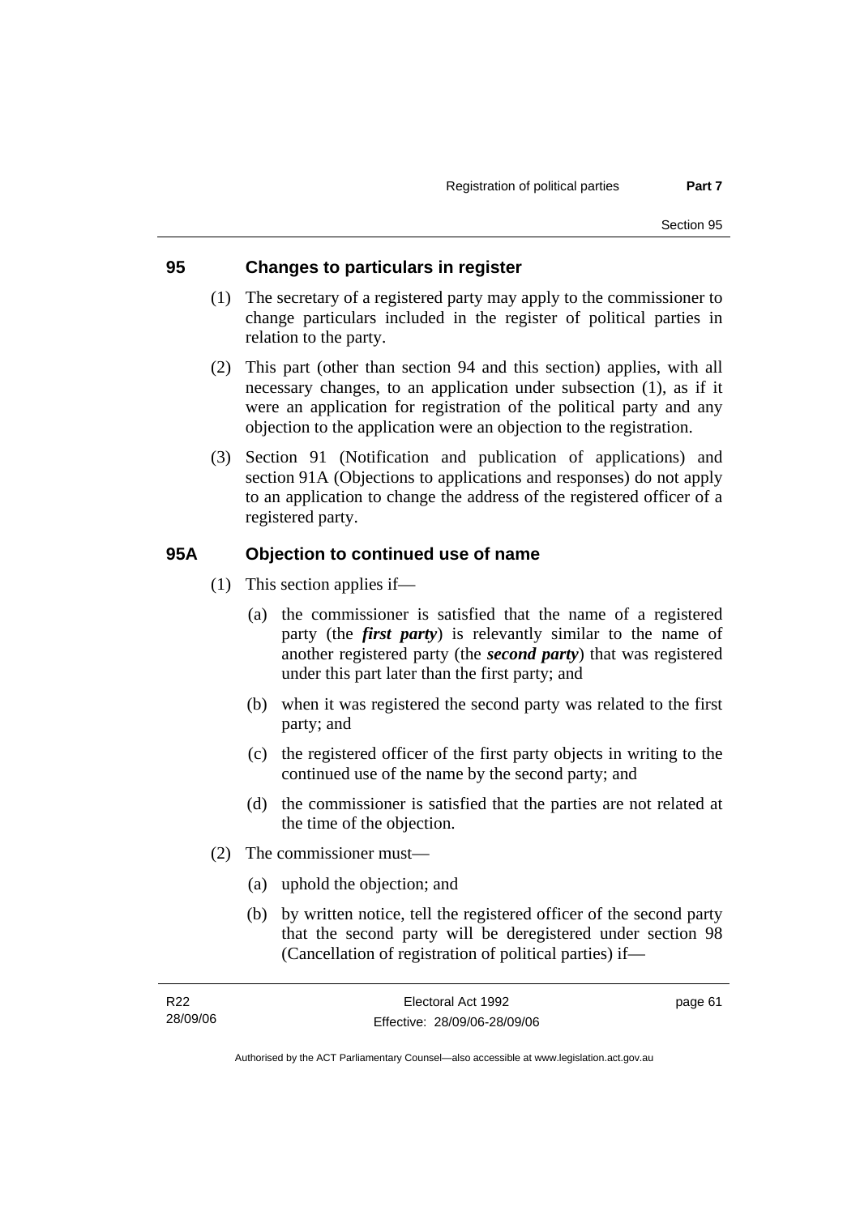## 95 Changes to particulars in register

(1) The secretary of a registered party may apply to the commissioner to change particulars included in the register of political parties in relation to the party.

(2) This part (other than section 94 and this section) applies, with all necessary changes, to an application under subsection (1), as if it were an application for registration of the political party and any objection to the application were an objection to the registration.

(3) Section 91 (Notification and publication of applications) and section 91A (Objections to applications and responses) do not apply to an application to change the address of the registered officer of a registered party.

## 95A Objection to continued use of name

(1) This section applies if—

(a) the commissioner is satisfied that the name of a registered party (the ***first party***) is relevantly similar to the name of another registered party (the ***second party***) that was registered under this part later than the first party; and

(b) when it was registered the second party was related to the first party; and

(c) the registered officer of the first party objects in writing to the continued use of the name by the second party; and

(d) the commissioner is satisfied that the parties are not related at the time of the objection.

(2) The commissioner must—

(a) uphold the objection; and

(b) by written notice, tell the registered officer of the second party that the second party will be deregistered under section 98 (Cancellation of registration of political parties) if—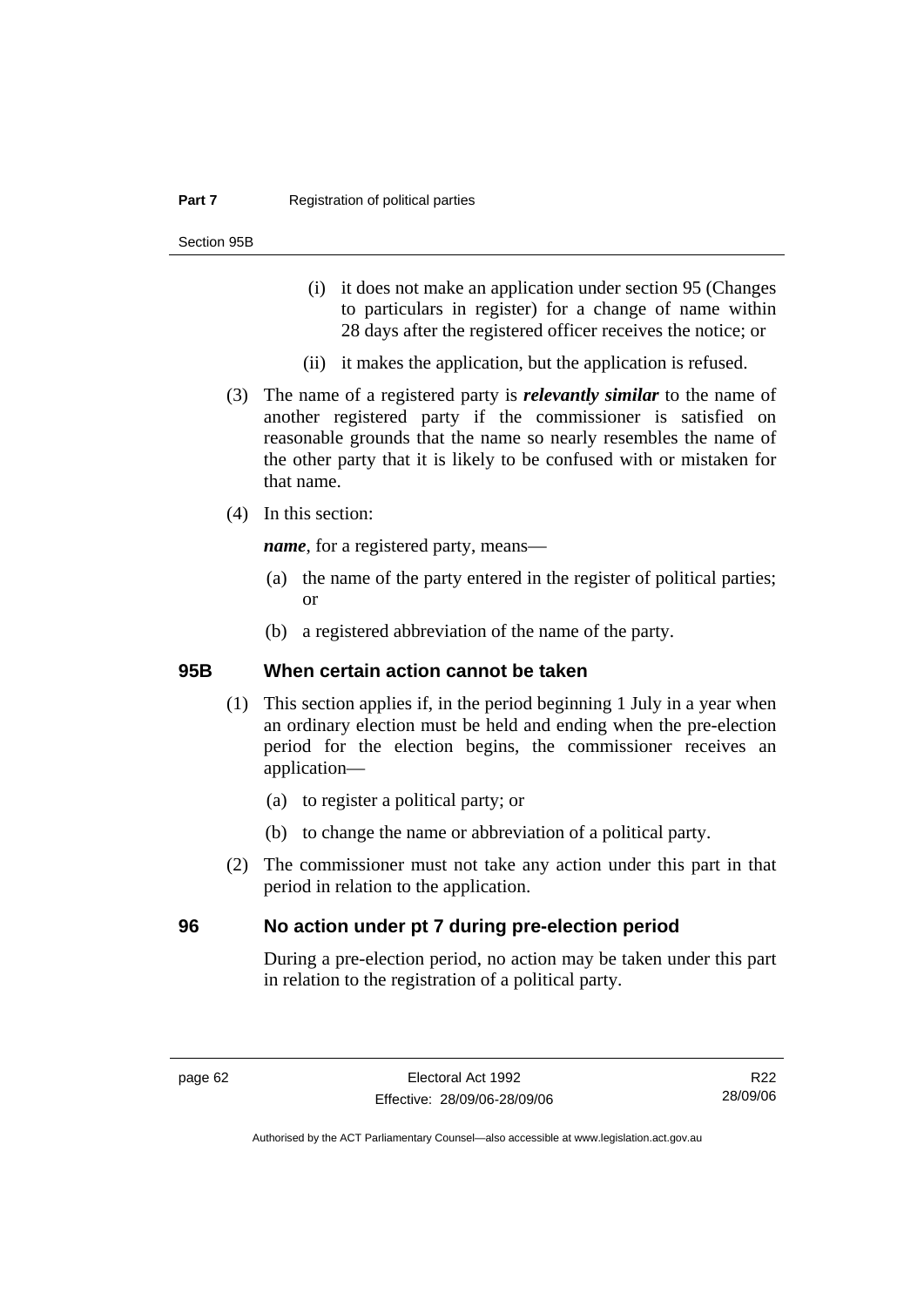(i) it does not make an application under section 95 (Changes to particulars in register) for a change of name within 28 days after the registered officer receives the notice; or

(ii) it makes the application, but the application is refused.

(3) The name of a registered party is ***relevantly similar*** to the name of another registered party if the commissioner is satisfied on reasonable grounds that the name so nearly resembles the name of the other party that it is likely to be confused with or mistaken for that name.

(4) In this section:

***name***, for a registered party, means—

(a) the name of the party entered in the register of political parties; or

(b) a registered abbreviation of the name of the party.

### 95B When certain action cannot be taken

(1) This section applies if, in the period beginning 1 July in a year when an ordinary election must be held and ending when the pre-election period for the election begins, the commissioner receives an application—

(a) to register a political party; or

(b) to change the name or abbreviation of a political party.

(2) The commissioner must not take any action under this part in that period in relation to the application.

### 96 No action under pt 7 during pre-election period

During a pre-election period, no action may be taken under this part in relation to the registration of a political party.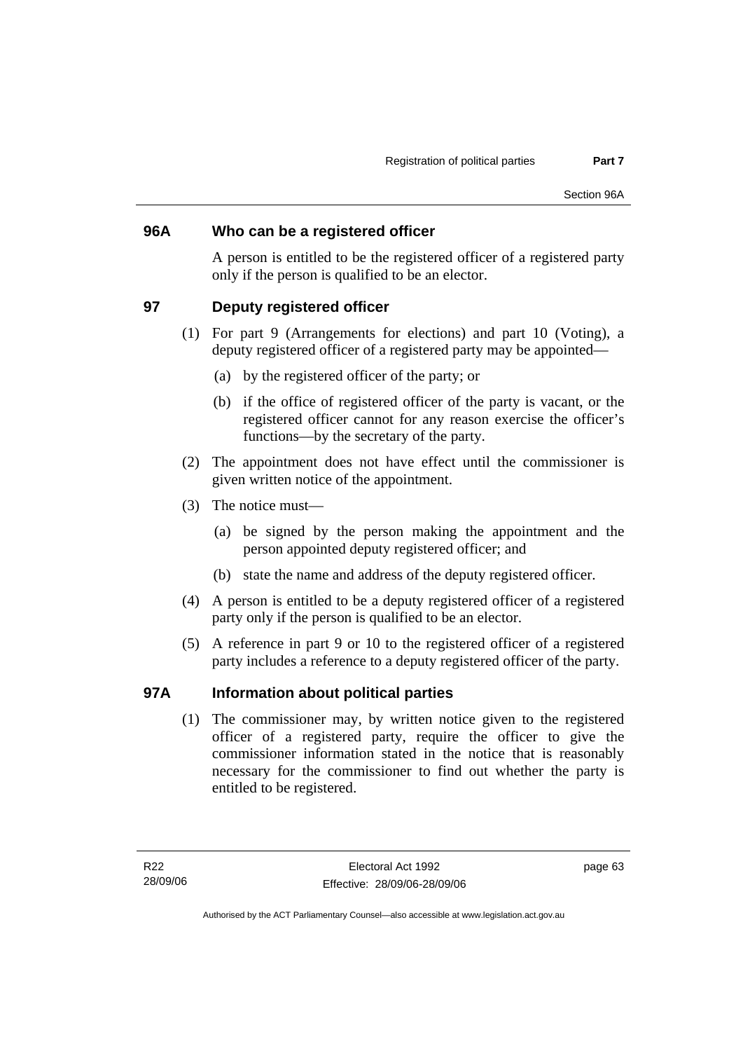## 96A Who can be a registered officer

A person is entitled to be the registered officer of a registered party only if the person is qualified to be an elector.

## 97 Deputy registered officer

(1) For part 9 (Arrangements for elections) and part 10 (Voting), a deputy registered officer of a registered party may be appointed—

(a) by the registered officer of the party; or

(b) if the office of registered officer of the party is vacant, or the registered officer cannot for any reason exercise the officer's functions—by the secretary of the party.

(2) The appointment does not have effect until the commissioner is given written notice of the appointment.

(3) The notice must—

(a) be signed by the person making the appointment and the person appointed deputy registered officer; and

(b) state the name and address of the deputy registered officer.

(4) A person is entitled to be a deputy registered officer of a registered party only if the person is qualified to be an elector.

(5) A reference in part 9 or 10 to the registered officer of a registered party includes a reference to a deputy registered officer of the party.

## 97A Information about political parties

(1) The commissioner may, by written notice given to the registered officer of a registered party, require the officer to give the commissioner information stated in the notice that is reasonably necessary for the commissioner to find out whether the party is entitled to be registered.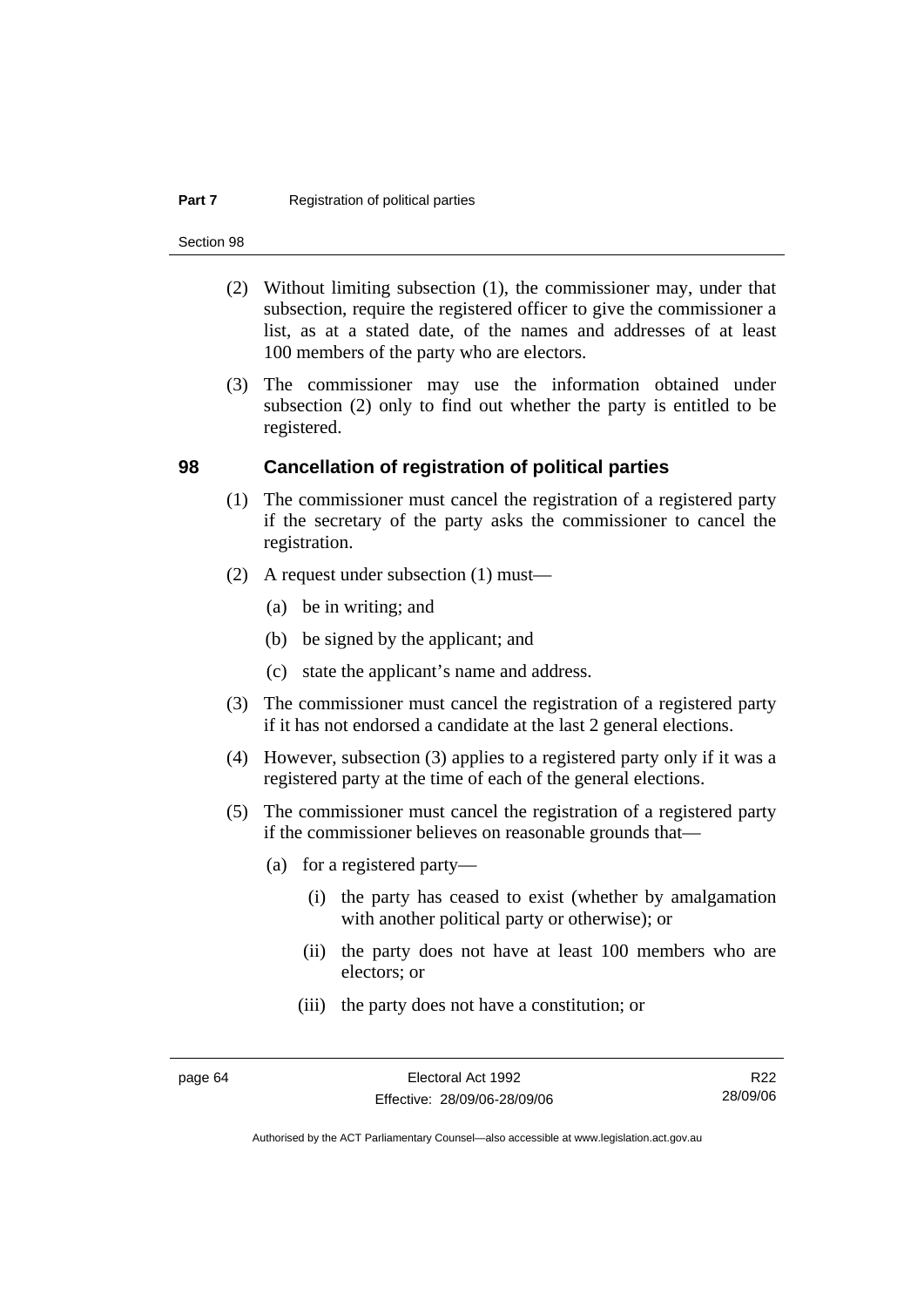(2) Without limiting subsection (1), the commissioner may, under that subsection, require the registered officer to give the commissioner a list, as at a stated date, of the names and addresses of at least 100 members of the party who are electors.

(3) The commissioner may use the information obtained under subsection (2) only to find out whether the party is entitled to be registered.

## 98 Cancellation of registration of political parties

(1) The commissioner must cancel the registration of a registered party if the secretary of the party asks the commissioner to cancel the registration.

(2) A request under subsection (1) must—

(a) be in writing; and

(b) be signed by the applicant; and

(c) state the applicant's name and address.

(3) The commissioner must cancel the registration of a registered party if it has not endorsed a candidate at the last 2 general elections.

(4) However, subsection (3) applies to a registered party only if it was a registered party at the time of each of the general elections.

(5) The commissioner must cancel the registration of a registered party if the commissioner believes on reasonable grounds that—

(a) for a registered party—

(i) the party has ceased to exist (whether by amalgamation with another political party or otherwise); or

(ii) the party does not have at least 100 members who are electors; or

(iii) the party does not have a constitution; or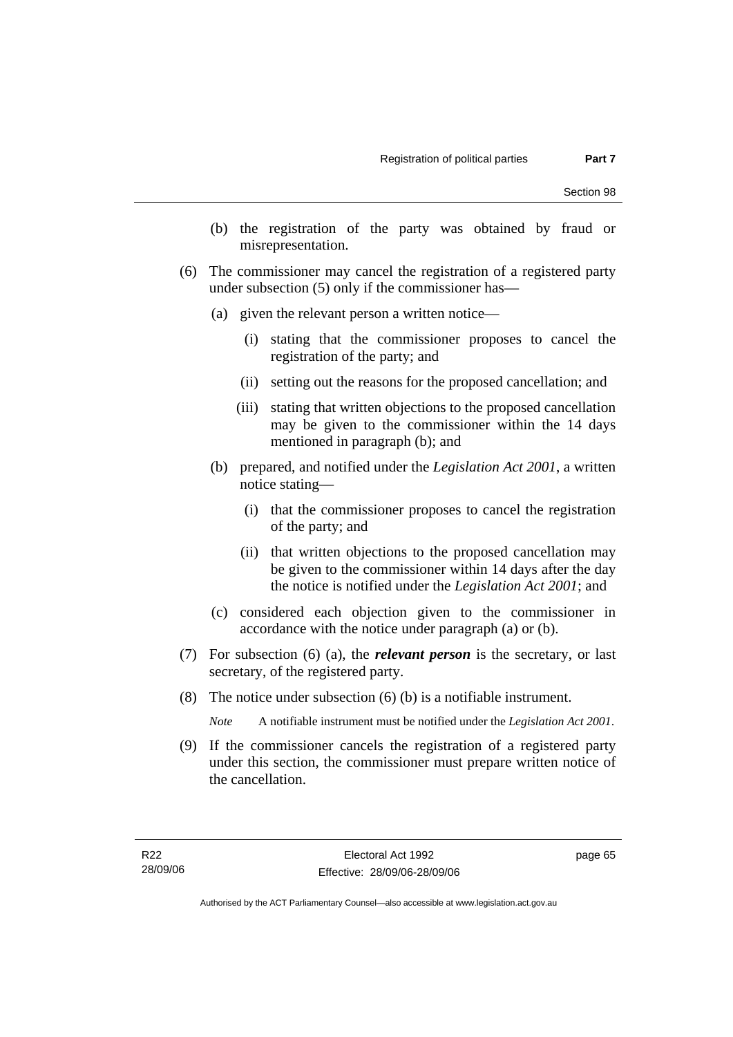(b) the registration of the party was obtained by fraud or misrepresentation.

(6) The commissioner may cancel the registration of a registered party under subsection (5) only if the commissioner has—

(a) given the relevant person a written notice—

(i) stating that the commissioner proposes to cancel the registration of the party; and

(ii) setting out the reasons for the proposed cancellation; and

(iii) stating that written objections to the proposed cancellation may be given to the commissioner within the 14 days mentioned in paragraph (b); and

(b) prepared, and notified under the *Legislation Act 2001*, a written notice stating—

(i) that the commissioner proposes to cancel the registration of the party; and

(ii) that written objections to the proposed cancellation may be given to the commissioner within 14 days after the day the notice is notified under the *Legislation Act 2001*; and

(c) considered each objection given to the commissioner in accordance with the notice under paragraph (a) or (b).

(7) For subsection (6) (a), the ***relevant person*** is the secretary, or last secretary, of the registered party.

(8) The notice under subsection (6) (b) is a notifiable instrument.

*Note* A notifiable instrument must be notified under the *Legislation Act 2001*.

(9) If the commissioner cancels the registration of a registered party under this section, the commissioner must prepare written notice of the cancellation.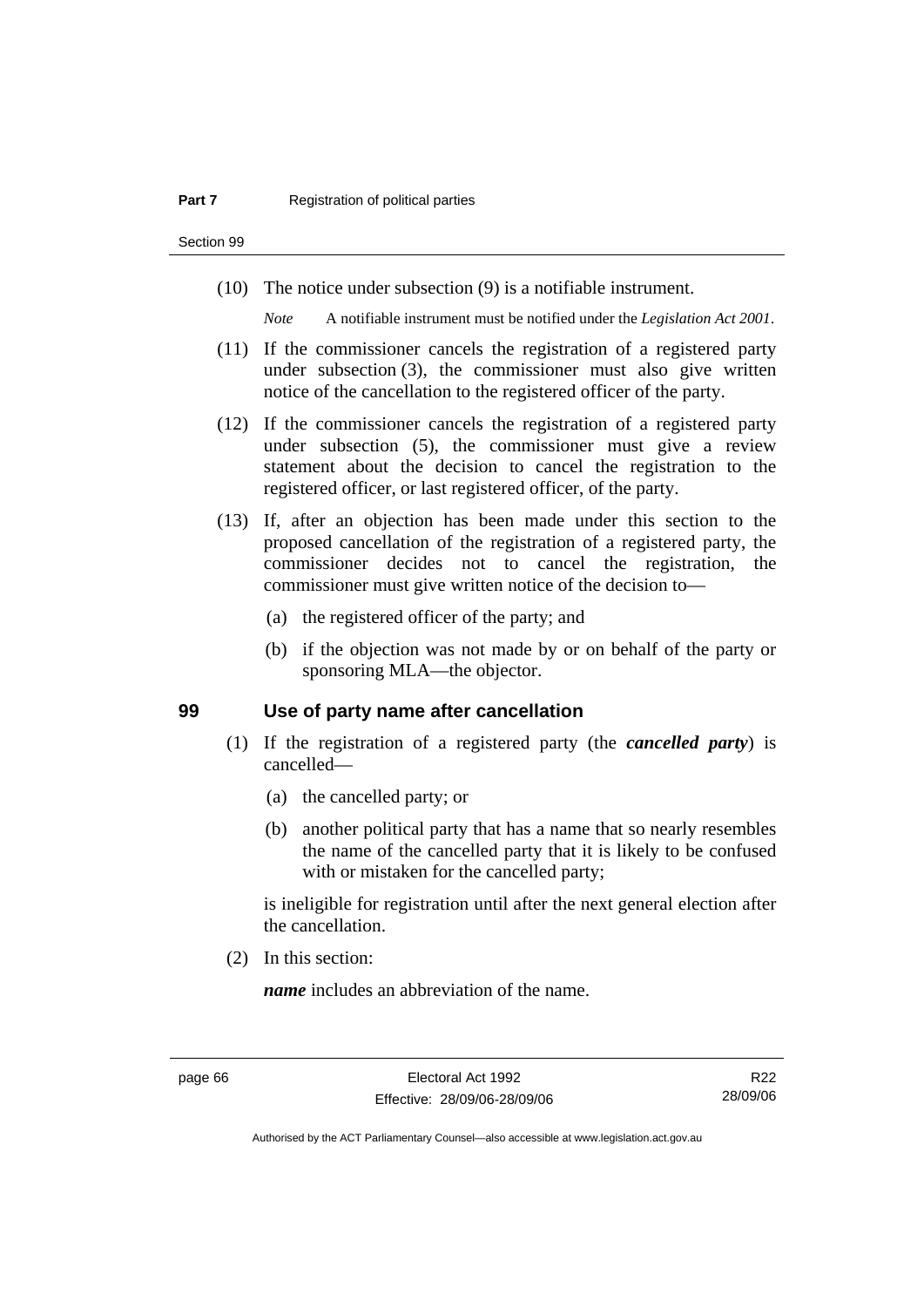(10) The notice under subsection (9) is a notifiable instrument.

*Note* A notifiable instrument must be notified under the *Legislation Act 2001*.

(11) If the commissioner cancels the registration of a registered party under subsection (3), the commissioner must also give written notice of the cancellation to the registered officer of the party.

(12) If the commissioner cancels the registration of a registered party under subsection (5), the commissioner must give a review statement about the decision to cancel the registration to the registered officer, or last registered officer, of the party.

(13) If, after an objection has been made under this section to the proposed cancellation of the registration of a registered party, the commissioner decides not to cancel the registration, the commissioner must give written notice of the decision to—

(a) the registered officer of the party; and

(b) if the objection was not made by or on behalf of the party or sponsoring MLA—the objector.

## 99 Use of party name after cancellation

(1) If the registration of a registered party (the ***cancelled party***) is cancelled—

(a) the cancelled party; or

(b) another political party that has a name that so nearly resembles the name of the cancelled party that it is likely to be confused with or mistaken for the cancelled party;

is ineligible for registration until after the next general election after the cancellation.

(2) In this section:

***name*** includes an abbreviation of the name.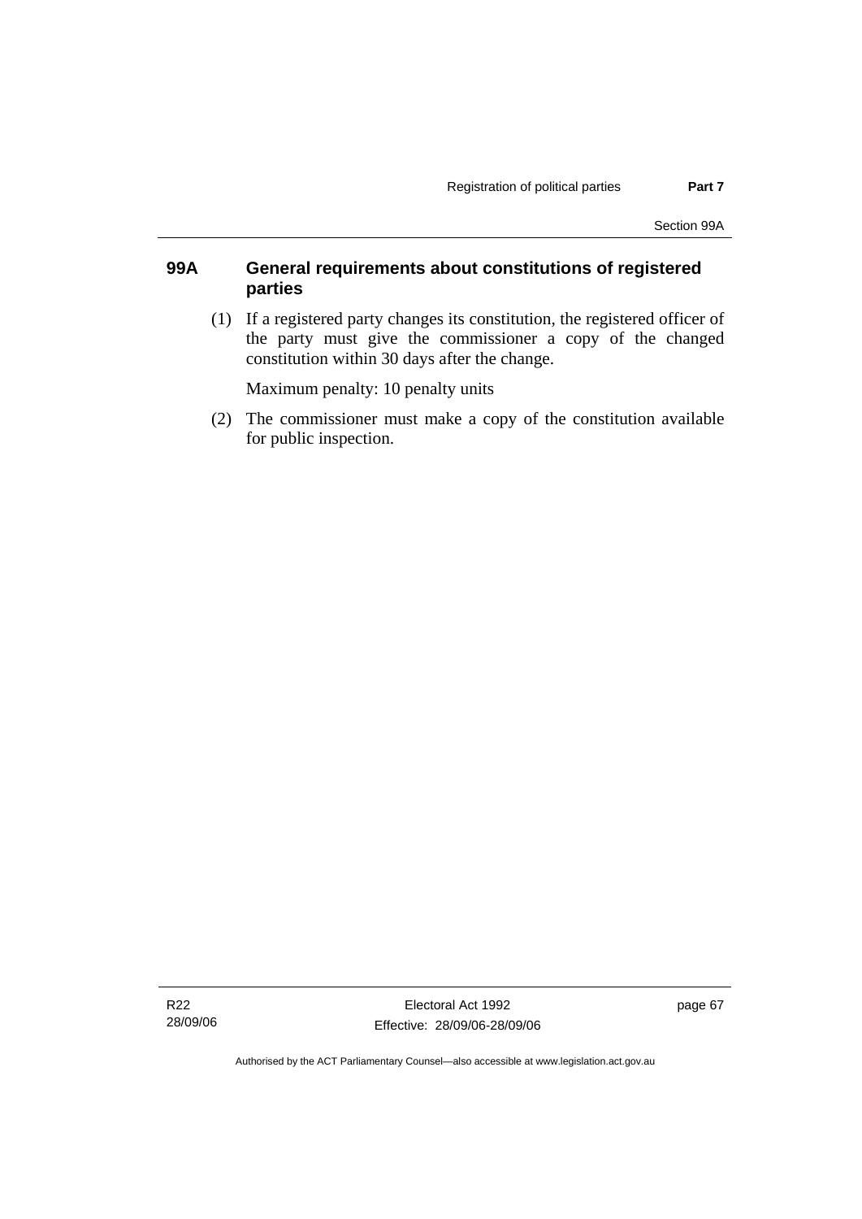## 99A General requirements about constitutions of registered parties

(1) If a registered party changes its constitution, the registered officer of the party must give the commissioner a copy of the changed constitution within 30 days after the change.

Maximum penalty: 10 penalty units

(2) The commissioner must make a copy of the constitution available for public inspection.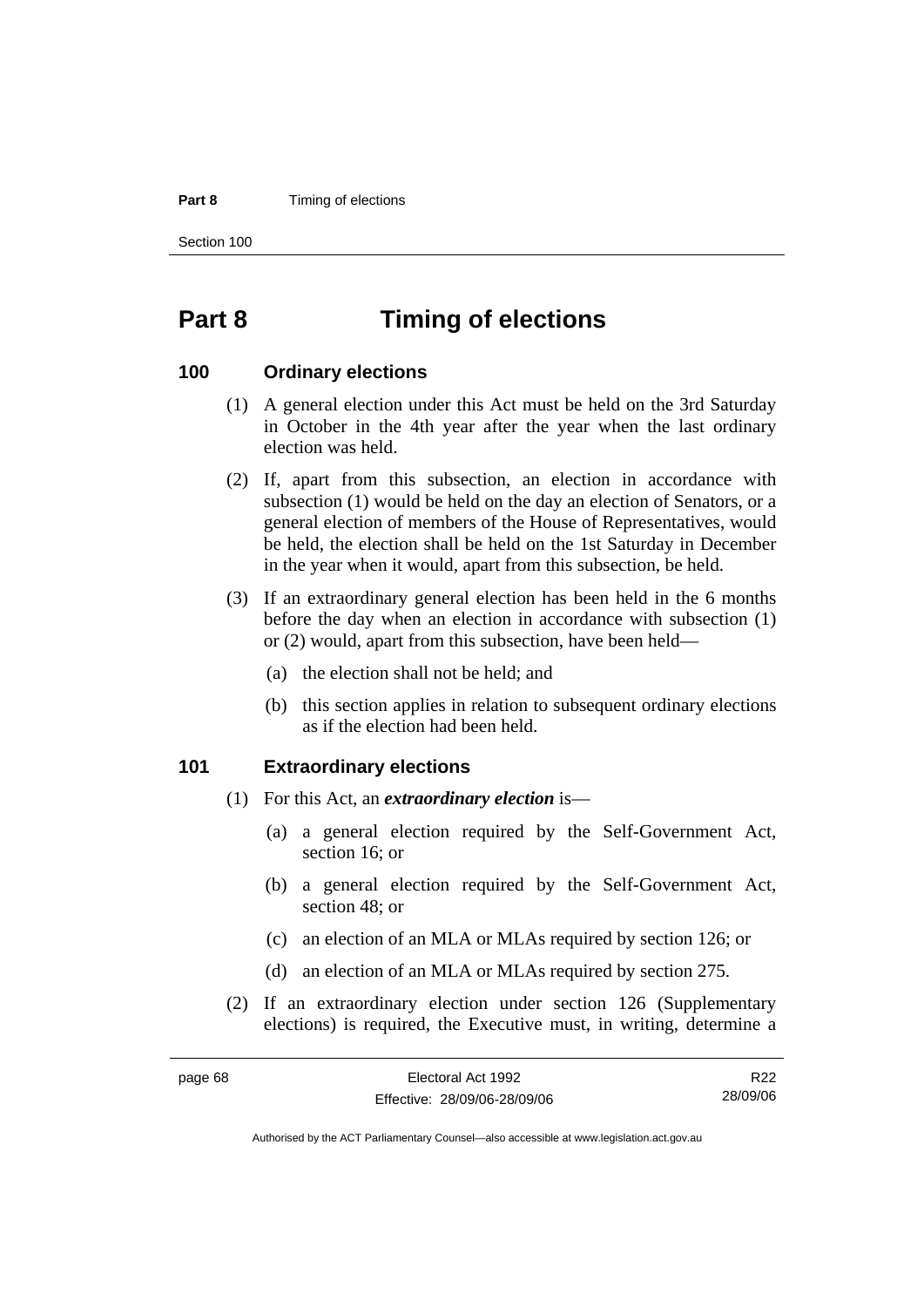# Part 8 Timing of elections

## 100 Ordinary elections

(1) A general election under this Act must be held on the 3rd Saturday in October in the 4th year after the year when the last ordinary election was held.

(2) If, apart from this subsection, an election in accordance with subsection (1) would be held on the day an election of Senators, or a general election of members of the House of Representatives, would be held, the election shall be held on the 1st Saturday in December in the year when it would, apart from this subsection, be held.

(3) If an extraordinary general election has been held in the 6 months before the day when an election in accordance with subsection (1) or (2) would, apart from this subsection, have been held—

- (a) the election shall not be held; and
- (b) this section applies in relation to subsequent ordinary elections as if the election had been held.

## 101 Extraordinary elections

(1) For this Act, an ***extraordinary election*** is—

- (a) a general election required by the Self-Government Act, section 16; or
- (b) a general election required by the Self-Government Act, section 48; or
- (c) an election of an MLA or MLAs required by section 126; or
- (d) an election of an MLA or MLAs required by section 275.

(2) If an extraordinary election under section 126 (Supplementary elections) is required, the Executive must, in writing, determine a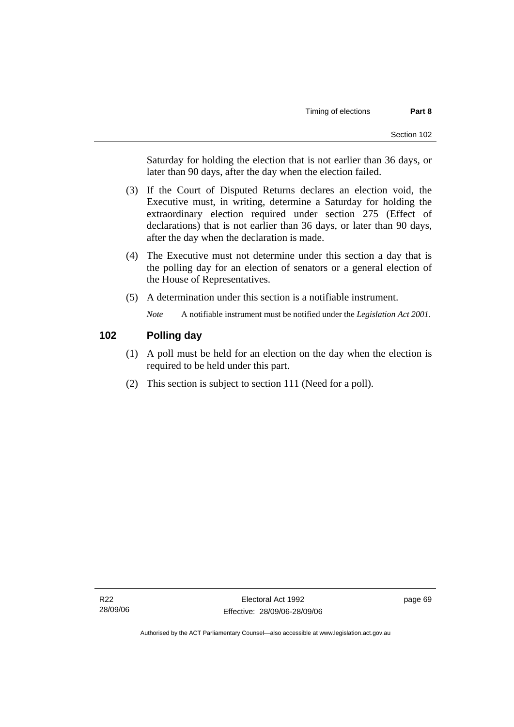Saturday for holding the election that is not earlier than 36 days, or later than 90 days, after the day when the election failed.

(3) If the Court of Disputed Returns declares an election void, the Executive must, in writing, determine a Saturday for holding the extraordinary election required under section 275 (Effect of declarations) that is not earlier than 36 days, or later than 90 days, after the day when the declaration is made.

(4) The Executive must not determine under this section a day that is the polling day for an election of senators or a general election of the House of Representatives.

(5) A determination under this section is a notifiable instrument.

*Note* A notifiable instrument must be notified under the *Legislation Act 2001*.

## 102 Polling day

(1) A poll must be held for an election on the day when the election is required to be held under this part.

(2) This section is subject to section 111 (Need for a poll).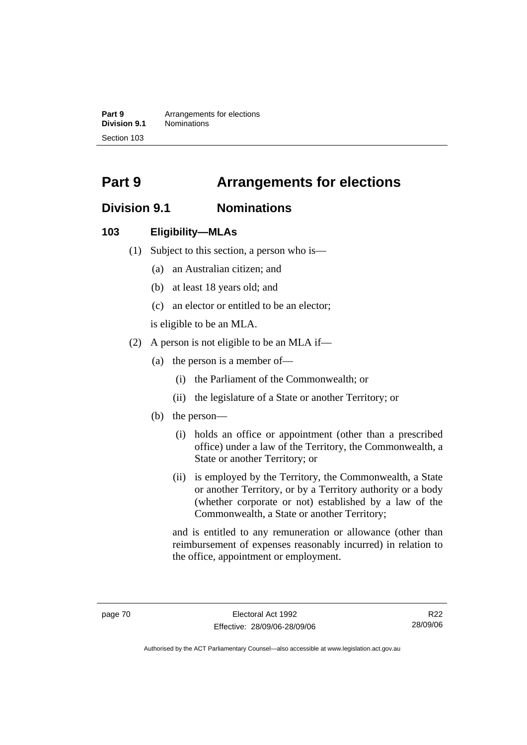# Part 9 Arrangements for elections

## Division 9.1 Nominations

### 103 Eligibility—MLAs

(1) Subject to this section, a person who is—

(a) an Australian citizen; and

(b) at least 18 years old; and

(c) an elector or entitled to be an elector;

is eligible to be an MLA.

(2) A person is not eligible to be an MLA if—

(a) the person is a member of—

(i) the Parliament of the Commonwealth; or

(ii) the legislature of a State or another Territory; or

(b) the person—

(i) holds an office or appointment (other than a prescribed office) under a law of the Territory, the Commonwealth, a State or another Territory; or

(ii) is employed by the Territory, the Commonwealth, a State or another Territory, or by a Territory authority or a body (whether corporate or not) established by a law of the Commonwealth, a State or another Territory;

and is entitled to any remuneration or allowance (other than reimbursement of expenses reasonably incurred) in relation to the office, appointment or employment.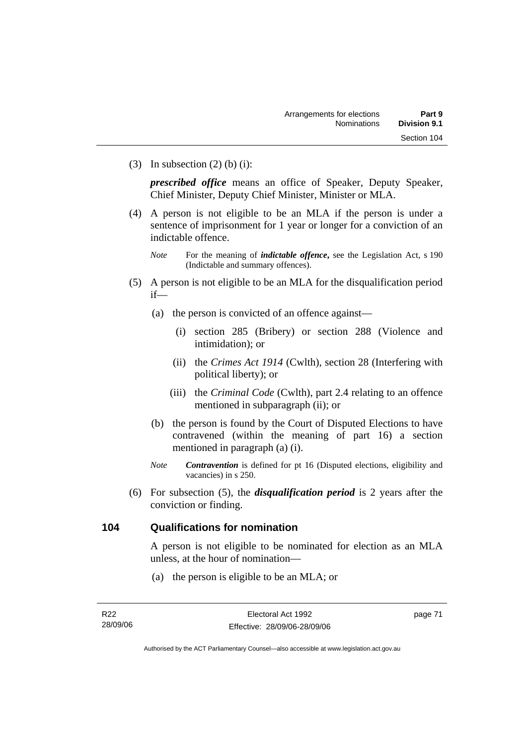(3) In subsection (2) (b) (i):

***prescribed office*** means an office of Speaker, Deputy Speaker, Chief Minister, Deputy Chief Minister, Minister or MLA.

(4) A person is not eligible to be an MLA if the person is under a sentence of imprisonment for 1 year or longer for a conviction of an indictable offence.

*Note* For the meaning of ***indictable offence***, see the Legislation Act, s 190 (Indictable and summary offences).

(5) A person is not eligible to be an MLA for the disqualification period if—

(a) the person is convicted of an offence against—

(i) section 285 (Bribery) or section 288 (Violence and intimidation); or

(ii) the *Crimes Act 1914* (Cwlth), section 28 (Interfering with political liberty); or

(iii) the *Criminal Code* (Cwlth), part 2.4 relating to an offence mentioned in subparagraph (ii); or

(b) the person is found by the Court of Disputed Elections to have contravened (within the meaning of part 16) a section mentioned in paragraph (a) (i).

*Note* ***Contravention*** is defined for pt 16 (Disputed elections, eligibility and vacancies) in s 250.

(6) For subsection (5), the ***disqualification period*** is 2 years after the conviction or finding.

## 104 Qualifications for nomination

A person is not eligible to be nominated for election as an MLA unless, at the hour of nomination—

(a) the person is eligible to be an MLA; or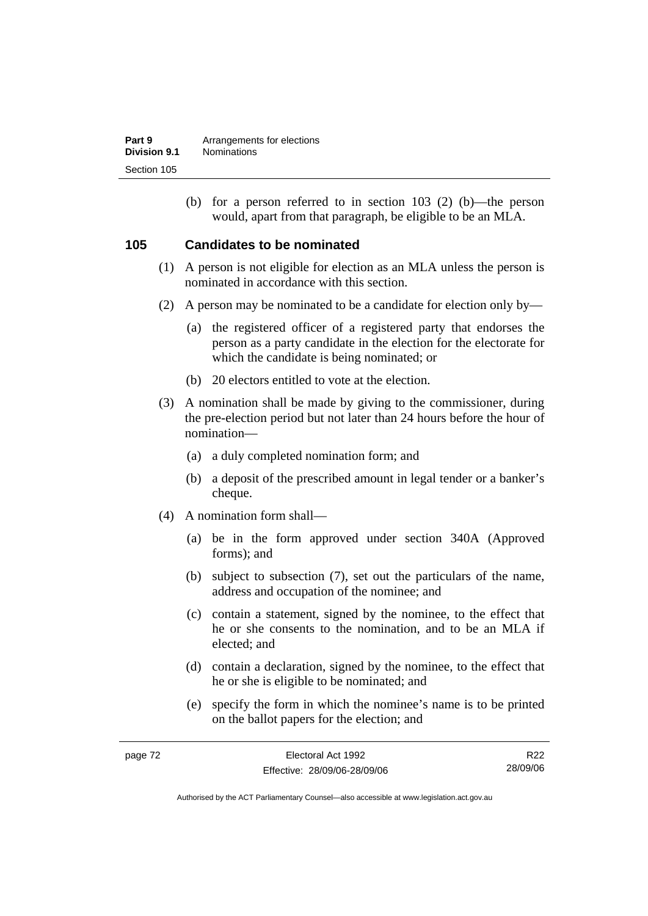(b) for a person referred to in section 103 (2) (b)—the person would, apart from that paragraph, be eligible to be an MLA.

## 105 Candidates to be nominated

(1) A person is not eligible for election as an MLA unless the person is nominated in accordance with this section.

(2) A person may be nominated to be a candidate for election only by—

(a) the registered officer of a registered party that endorses the person as a party candidate in the election for the electorate for which the candidate is being nominated; or

(b) 20 electors entitled to vote at the election.

(3) A nomination shall be made by giving to the commissioner, during the pre-election period but not later than 24 hours before the hour of nomination—

(a) a duly completed nomination form; and

(b) a deposit of the prescribed amount in legal tender or a banker's cheque.

(4) A nomination form shall—

(a) be in the form approved under section 340A (Approved forms); and

(b) subject to subsection (7), set out the particulars of the name, address and occupation of the nominee; and

(c) contain a statement, signed by the nominee, to the effect that he or she consents to the nomination, and to be an MLA if elected; and

(d) contain a declaration, signed by the nominee, to the effect that he or she is eligible to be nominated; and

(e) specify the form in which the nominee's name is to be printed on the ballot papers for the election; and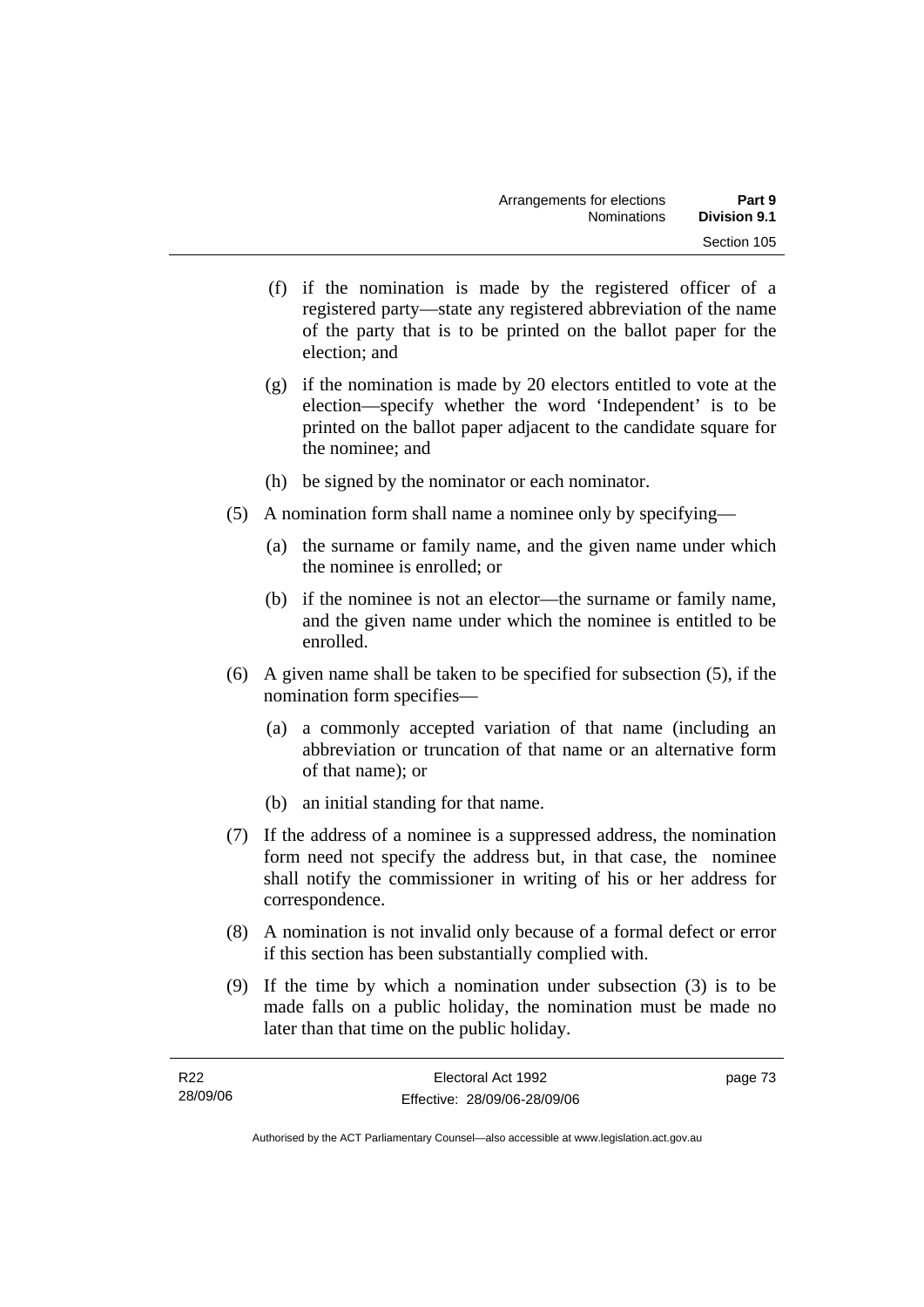(f) if the nomination is made by the registered officer of a registered party—state any registered abbreviation of the name of the party that is to be printed on the ballot paper for the election; and

(g) if the nomination is made by 20 electors entitled to vote at the election—specify whether the word 'Independent' is to be printed on the ballot paper adjacent to the candidate square for the nominee; and

(h) be signed by the nominator or each nominator.

(5) A nomination form shall name a nominee only by specifying—

(a) the surname or family name, and the given name under which the nominee is enrolled; or

(b) if the nominee is not an elector—the surname or family name, and the given name under which the nominee is entitled to be enrolled.

(6) A given name shall be taken to be specified for subsection (5), if the nomination form specifies—

(a) a commonly accepted variation of that name (including an abbreviation or truncation of that name or an alternative form of that name); or

(b) an initial standing for that name.

(7) If the address of a nominee is a suppressed address, the nomination form need not specify the address but, in that case, the nominee shall notify the commissioner in writing of his or her address for correspondence.

(8) A nomination is not invalid only because of a formal defect or error if this section has been substantially complied with.

(9) If the time by which a nomination under subsection (3) is to be made falls on a public holiday, the nomination must be made no later than that time on the public holiday.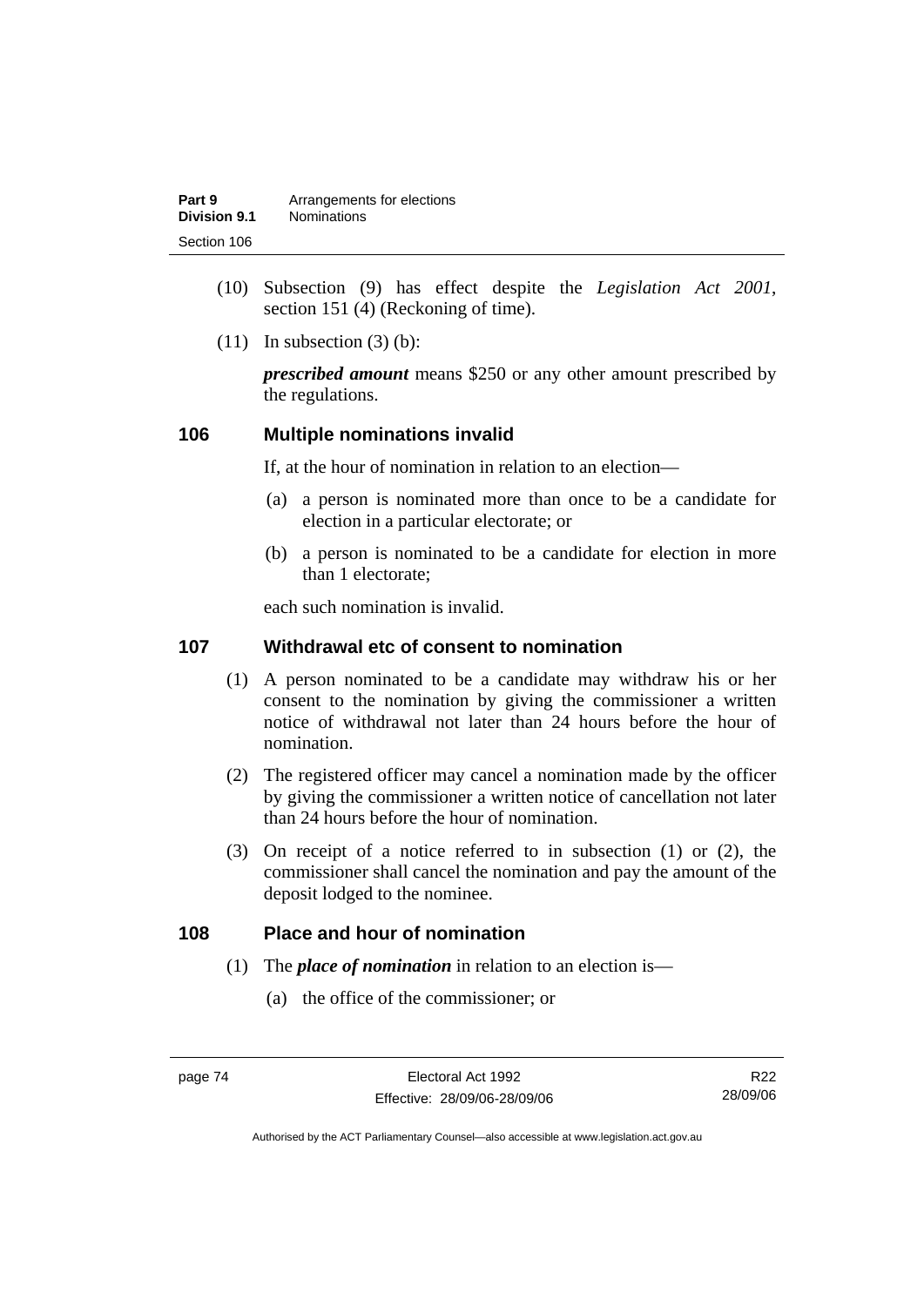(10) Subsection (9) has effect despite the *Legislation Act 2001*, section 151 (4) (Reckoning of time).

(11) In subsection (3) (b):

***prescribed amount*** means $250 or any other amount prescribed by the regulations.

### 106 Multiple nominations invalid

If, at the hour of nomination in relation to an election—

(a) a person is nominated more than once to be a candidate for election in a particular electorate; or

(b) a person is nominated to be a candidate for election in more than 1 electorate;

each such nomination is invalid.

### 107 Withdrawal etc of consent to nomination

(1) A person nominated to be a candidate may withdraw his or her consent to the nomination by giving the commissioner a written notice of withdrawal not later than 24 hours before the hour of nomination.

(2) The registered officer may cancel a nomination made by the officer by giving the commissioner a written notice of cancellation not later than 24 hours before the hour of nomination.

(3) On receipt of a notice referred to in subsection (1) or (2), the commissioner shall cancel the nomination and pay the amount of the deposit lodged to the nominee.

### 108 Place and hour of nomination

(1) The ***place of nomination*** in relation to an election is—

(a) the office of the commissioner; or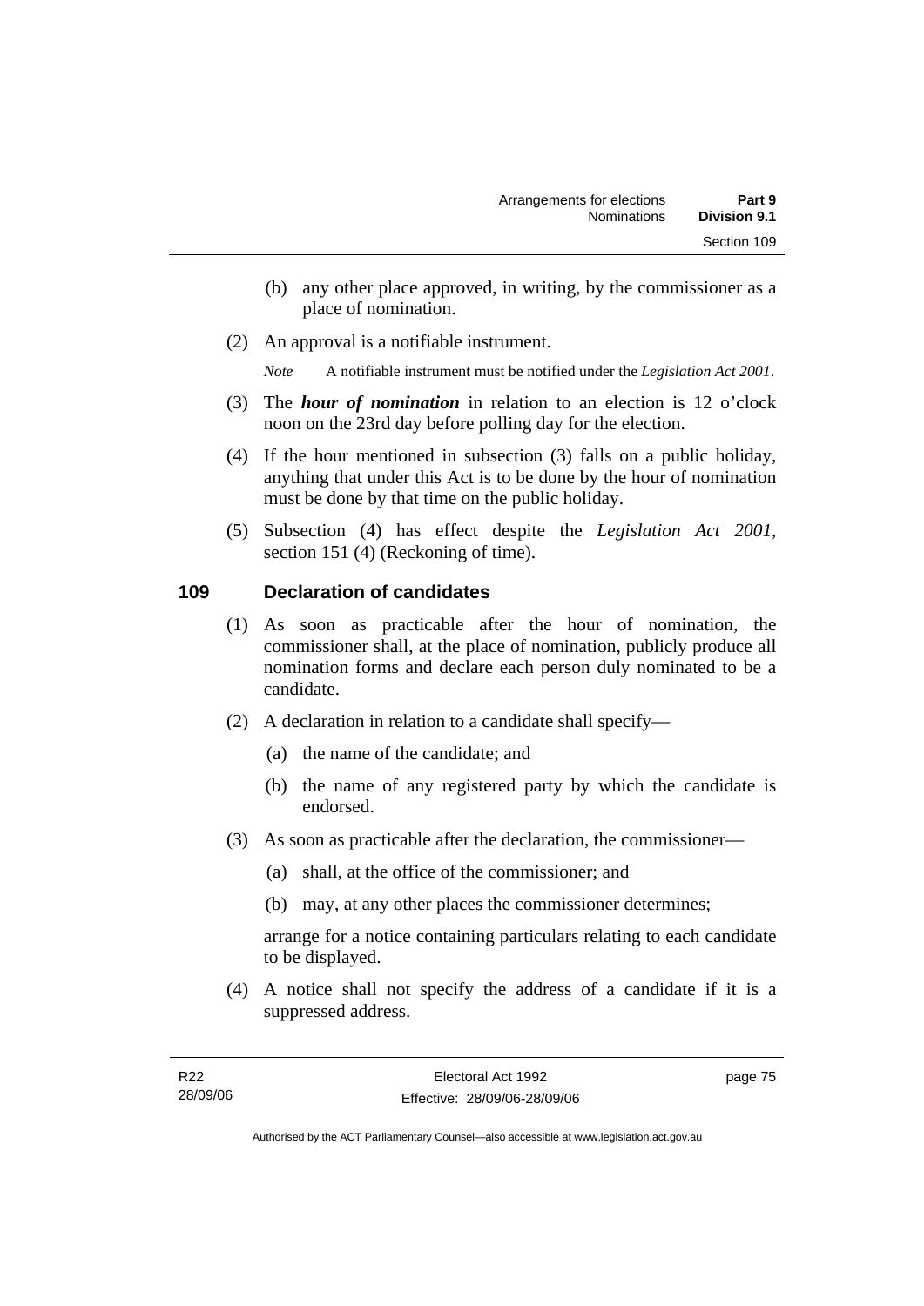(b) any other place approved, in writing, by the commissioner as a place of nomination.

(2) An approval is a notifiable instrument.

*Note* A notifiable instrument must be notified under the *Legislation Act 2001*.

(3) The ***hour of nomination*** in relation to an election is 12 o'clock noon on the 23rd day before polling day for the election.

(4) If the hour mentioned in subsection (3) falls on a public holiday, anything that under this Act is to be done by the hour of nomination must be done by that time on the public holiday.

(5) Subsection (4) has effect despite the *Legislation Act 2001*, section 151 (4) (Reckoning of time).

## 109 Declaration of candidates

(1) As soon as practicable after the hour of nomination, the commissioner shall, at the place of nomination, publicly produce all nomination forms and declare each person duly nominated to be a candidate.

(2) A declaration in relation to a candidate shall specify—

(a) the name of the candidate; and

(b) the name of any registered party by which the candidate is endorsed.

(3) As soon as practicable after the declaration, the commissioner—

(a) shall, at the office of the commissioner; and

(b) may, at any other places the commissioner determines;

arrange for a notice containing particulars relating to each candidate to be displayed.

(4) A notice shall not specify the address of a candidate if it is a suppressed address.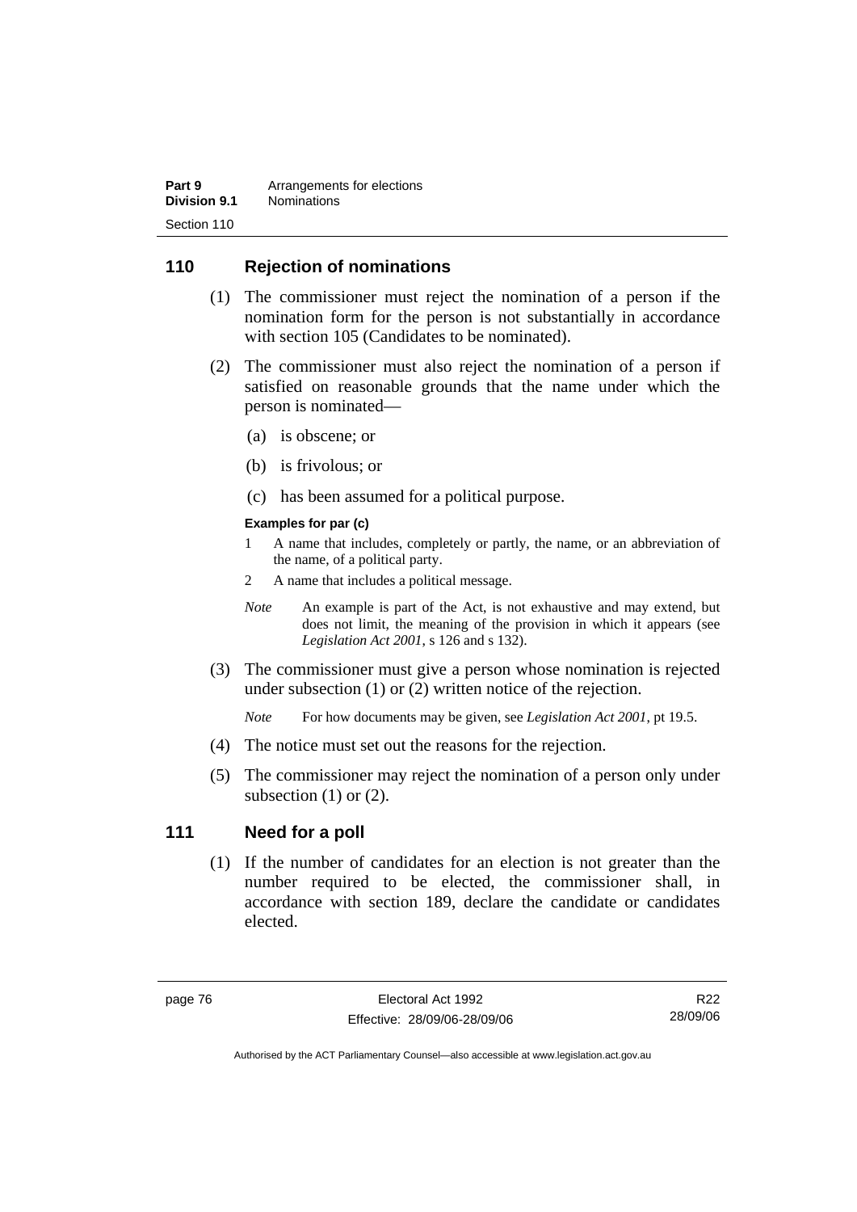## 110 Rejection of nominations

(1) The commissioner must reject the nomination of a person if the nomination form for the person is not substantially in accordance with section 105 (Candidates to be nominated).

(2) The commissioner must also reject the nomination of a person if satisfied on reasonable grounds that the name under which the person is nominated—

(a) is obscene; or

(b) is frivolous; or

(c) has been assumed for a political purpose.

**Examples for par (c)**

1 A name that includes, completely or partly, the name, or an abbreviation of the name, of a political party.

2 A name that includes a political message.

*Note* An example is part of the Act, is not exhaustive and may extend, but does not limit, the meaning of the provision in which it appears (see *Legislation Act 2001*, s 126 and s 132).

(3) The commissioner must give a person whose nomination is rejected under subsection (1) or (2) written notice of the rejection.

*Note* For how documents may be given, see *Legislation Act 2001*, pt 19.5.

(4) The notice must set out the reasons for the rejection.

(5) The commissioner may reject the nomination of a person only under subsection (1) or (2).

## 111 Need for a poll

(1) If the number of candidates for an election is not greater than the number required to be elected, the commissioner shall, in accordance with section 189, declare the candidate or candidates elected.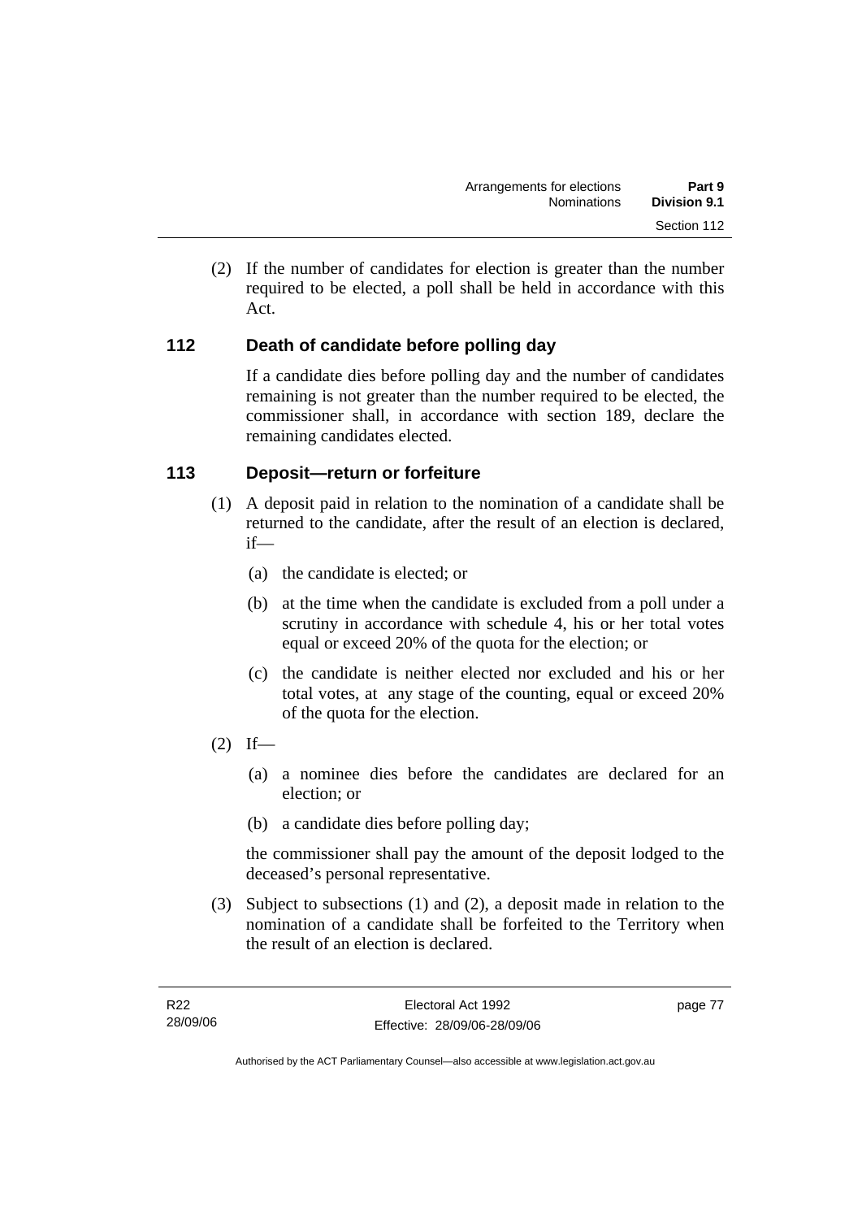(2) If the number of candidates for election is greater than the number required to be elected, a poll shall be held in accordance with this Act.

## 112 Death of candidate before polling day

If a candidate dies before polling day and the number of candidates remaining is not greater than the number required to be elected, the commissioner shall, in accordance with section 189, declare the remaining candidates elected.

## 113 Deposit—return or forfeiture

(1) A deposit paid in relation to the nomination of a candidate shall be returned to the candidate, after the result of an election is declared, if—

(a) the candidate is elected; or

(b) at the time when the candidate is excluded from a poll under a scrutiny in accordance with schedule 4, his or her total votes equal or exceed 20% of the quota for the election; or

(c) the candidate is neither elected nor excluded and his or her total votes, at any stage of the counting, equal or exceed 20% of the quota for the election.

(2) If—

(a) a nominee dies before the candidates are declared for an election; or

(b) a candidate dies before polling day;

the commissioner shall pay the amount of the deposit lodged to the deceased's personal representative.

(3) Subject to subsections (1) and (2), a deposit made in relation to the nomination of a candidate shall be forfeited to the Territory when the result of an election is declared.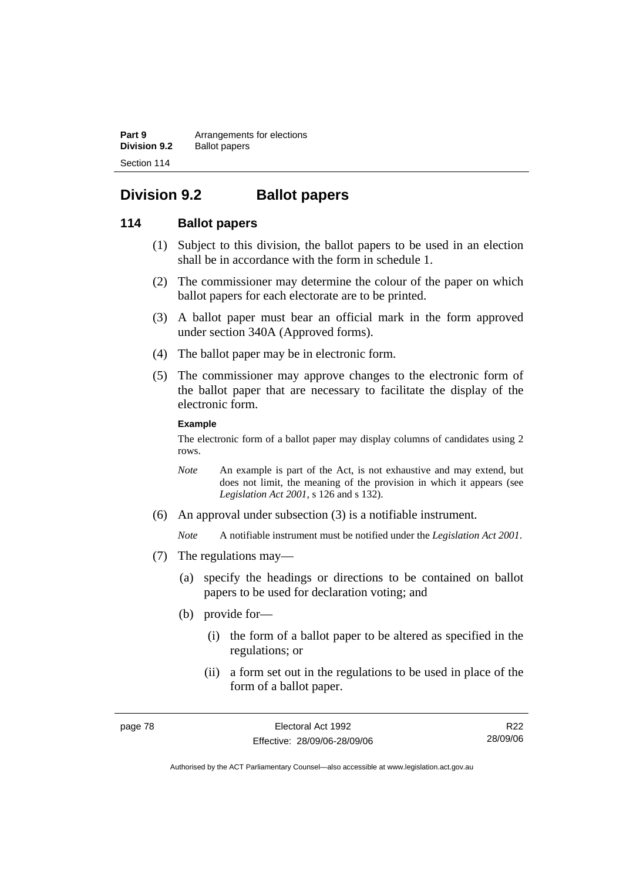## Division 9.2 Ballot papers

### 114 Ballot papers

(1) Subject to this division, the ballot papers to be used in an election shall be in accordance with the form in schedule 1.

(2) The commissioner may determine the colour of the paper on which ballot papers for each electorate are to be printed.

(3) A ballot paper must bear an official mark in the form approved under section 340A (Approved forms).

(4) The ballot paper may be in electronic form.

(5) The commissioner may approve changes to the electronic form of the ballot paper that are necessary to facilitate the display of the electronic form.

**Example**

The electronic form of a ballot paper may display columns of candidates using 2 rows.

*Note* An example is part of the Act, is not exhaustive and may extend, but does not limit, the meaning of the provision in which it appears (see *Legislation Act 2001*, s 126 and s 132).

(6) An approval under subsection (3) is a notifiable instrument.

*Note* A notifiable instrument must be notified under the *Legislation Act 2001*.

(7) The regulations may—

(a) specify the headings or directions to be contained on ballot papers to be used for declaration voting; and

(b) provide for—

(i) the form of a ballot paper to be altered as specified in the regulations; or

(ii) a form set out in the regulations to be used in place of the form of a ballot paper.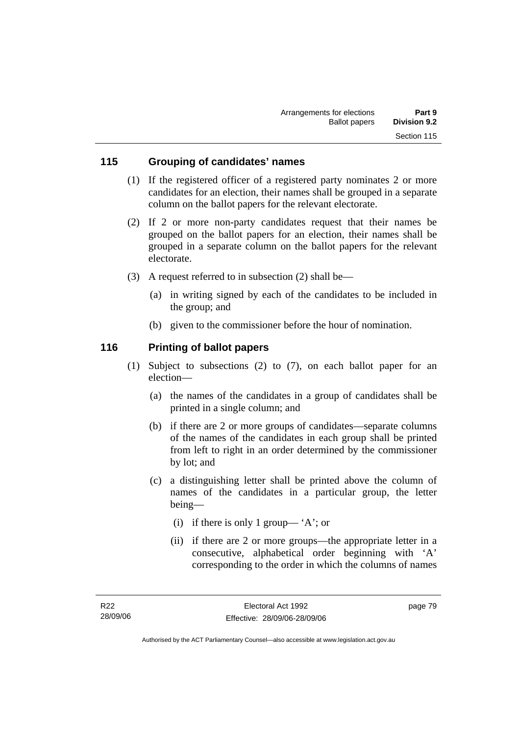## 115 Grouping of candidates' names

(1) If the registered officer of a registered party nominates 2 or more candidates for an election, their names shall be grouped in a separate column on the ballot papers for the relevant electorate.

(2) If 2 or more non-party candidates request that their names be grouped on the ballot papers for an election, their names shall be grouped in a separate column on the ballot papers for the relevant electorate.

(3) A request referred to in subsection (2) shall be—

- (a) in writing signed by each of the candidates to be included in the group; and
- (b) given to the commissioner before the hour of nomination.

## 116 Printing of ballot papers

(1) Subject to subsections (2) to (7), on each ballot paper for an election—

- (a) the names of the candidates in a group of candidates shall be printed in a single column; and
- (b) if there are 2 or more groups of candidates—separate columns of the names of the candidates in each group shall be printed from left to right in an order determined by the commissioner by lot; and
- (c) a distinguishing letter shall be printed above the column of names of the candidates in a particular group, the letter being—
  - (i) if there is only 1 group— 'A'; or
  - (ii) if there are 2 or more groups—the appropriate letter in a consecutive, alphabetical order beginning with 'A' corresponding to the order in which the columns of names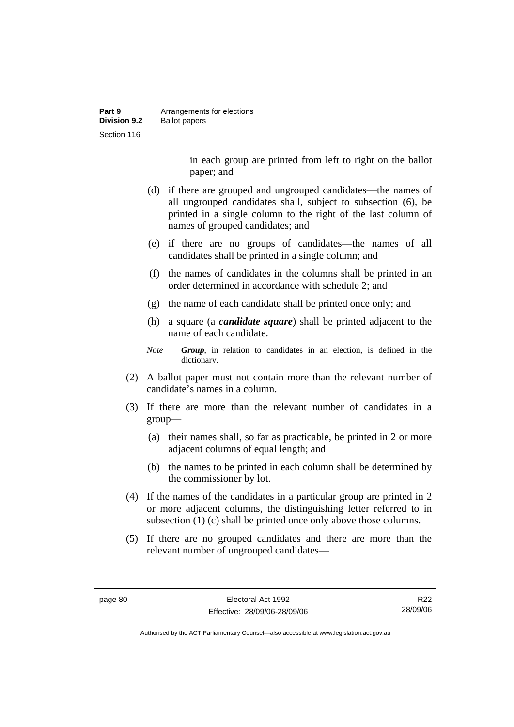in each group are printed from left to right on the ballot paper; and

(d) if there are grouped and ungrouped candidates—the names of all ungrouped candidates shall, subject to subsection (6), be printed in a single column to the right of the last column of names of grouped candidates; and

(e) if there are no groups of candidates—the names of all candidates shall be printed in a single column; and

(f) the names of candidates in the columns shall be printed in an order determined in accordance with schedule 2; and

(g) the name of each candidate shall be printed once only; and

(h) a square (a ***candidate square***) shall be printed adjacent to the name of each candidate.

*Note* ***Group***, in relation to candidates in an election, is defined in the dictionary.

(2) A ballot paper must not contain more than the relevant number of candidate's names in a column.

(3) If there are more than the relevant number of candidates in a group—

(a) their names shall, so far as practicable, be printed in 2 or more adjacent columns of equal length; and

(b) the names to be printed in each column shall be determined by the commissioner by lot.

(4) If the names of the candidates in a particular group are printed in 2 or more adjacent columns, the distinguishing letter referred to in subsection (1) (c) shall be printed once only above those columns.

(5) If there are no grouped candidates and there are more than the relevant number of ungrouped candidates—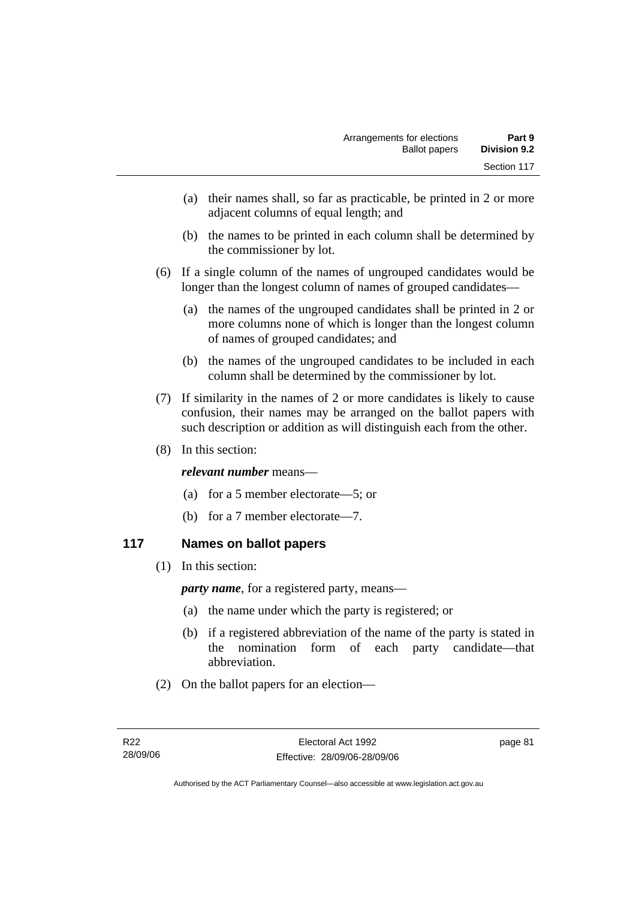(a) their names shall, so far as practicable, be printed in 2 or more adjacent columns of equal length; and

(b) the names to be printed in each column shall be determined by the commissioner by lot.

(6) If a single column of the names of ungrouped candidates would be longer than the longest column of names of grouped candidates—

(a) the names of the ungrouped candidates shall be printed in 2 or more columns none of which is longer than the longest column of names of grouped candidates; and

(b) the names of the ungrouped candidates to be included in each column shall be determined by the commissioner by lot.

(7) If similarity in the names of 2 or more candidates is likely to cause confusion, their names may be arranged on the ballot papers with such description or addition as will distinguish each from the other.

(8) In this section:

***relevant number*** means—

(a) for a 5 member electorate—5; or

(b) for a 7 member electorate—7.

## 117 Names on ballot papers

(1) In this section:

***party name***, for a registered party, means—

(a) the name under which the party is registered; or

(b) if a registered abbreviation of the name of the party is stated in the nomination form of each party candidate—that abbreviation.

(2) On the ballot papers for an election—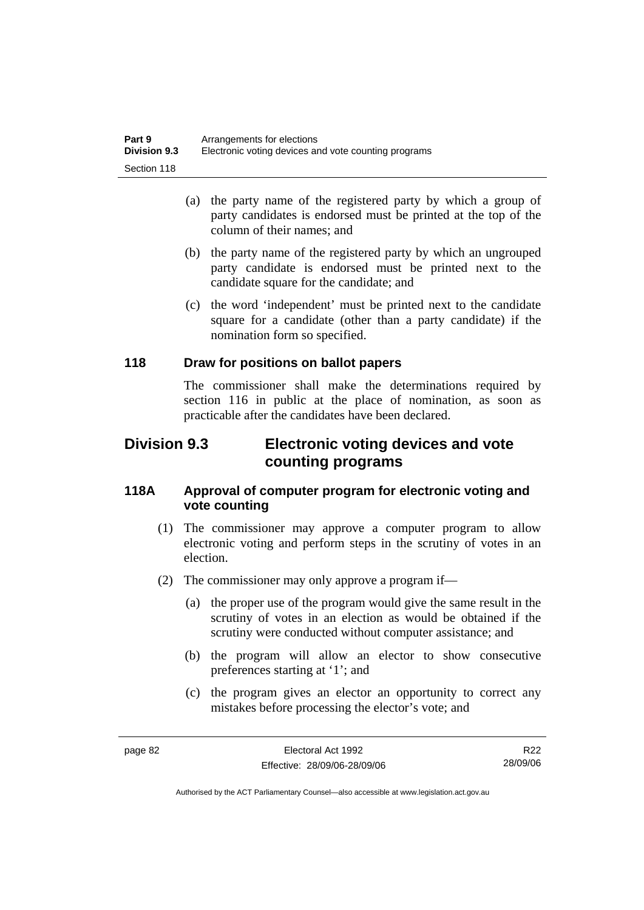(a) the party name of the registered party by which a group of party candidates is endorsed must be printed at the top of the column of their names; and

(b) the party name of the registered party by which an ungrouped party candidate is endorsed must be printed next to the candidate square for the candidate; and

(c) the word 'independent' must be printed next to the candidate square for a candidate (other than a party candidate) if the nomination form so specified.

### 118 Draw for positions on ballot papers

The commissioner shall make the determinations required by section 116 in public at the place of nomination, as soon as practicable after the candidates have been declared.

## Division 9.3 Electronic voting devices and vote counting programs

### 118A Approval of computer program for electronic voting and vote counting

(1) The commissioner may approve a computer program to allow electronic voting and perform steps in the scrutiny of votes in an election.

(2) The commissioner may only approve a program if—

(a) the proper use of the program would give the same result in the scrutiny of votes in an election as would be obtained if the scrutiny were conducted without computer assistance; and

(b) the program will allow an elector to show consecutive preferences starting at '1'; and

(c) the program gives an elector an opportunity to correct any mistakes before processing the elector's vote; and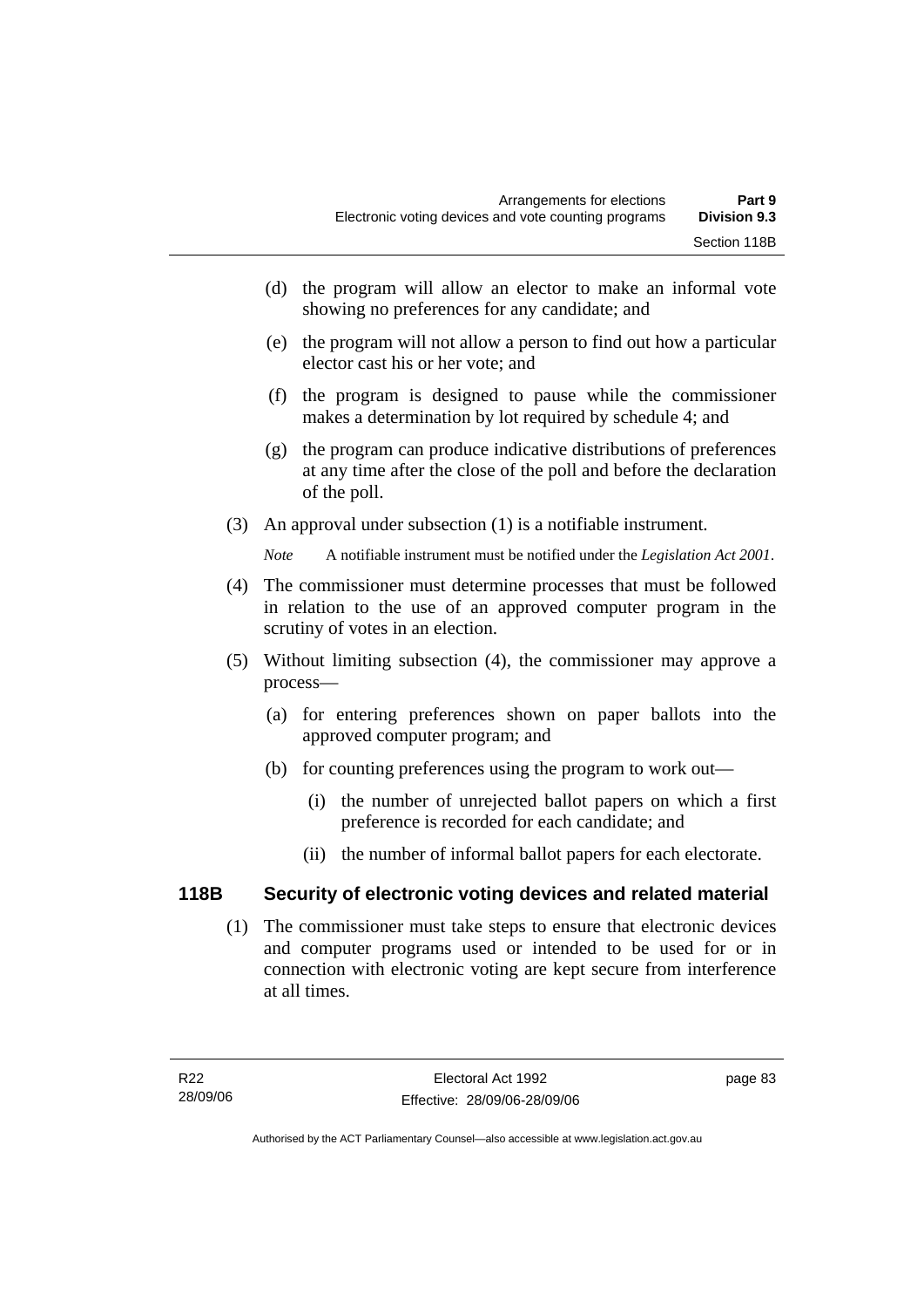(d) the program will allow an elector to make an informal vote showing no preferences for any candidate; and

(e) the program will not allow a person to find out how a particular elector cast his or her vote; and

(f) the program is designed to pause while the commissioner makes a determination by lot required by schedule 4; and

(g) the program can produce indicative distributions of preferences at any time after the close of the poll and before the declaration of the poll.

(3) An approval under subsection (1) is a notifiable instrument.

*Note* A notifiable instrument must be notified under the *Legislation Act 2001*.

(4) The commissioner must determine processes that must be followed in relation to the use of an approved computer program in the scrutiny of votes in an election.

(5) Without limiting subsection (4), the commissioner may approve a process—

(a) for entering preferences shown on paper ballots into the approved computer program; and

(b) for counting preferences using the program to work out—

(i) the number of unrejected ballot papers on which a first preference is recorded for each candidate; and

(ii) the number of informal ballot papers for each electorate.

## 118B Security of electronic voting devices and related material

(1) The commissioner must take steps to ensure that electronic devices and computer programs used or intended to be used for or in connection with electronic voting are kept secure from interference at all times.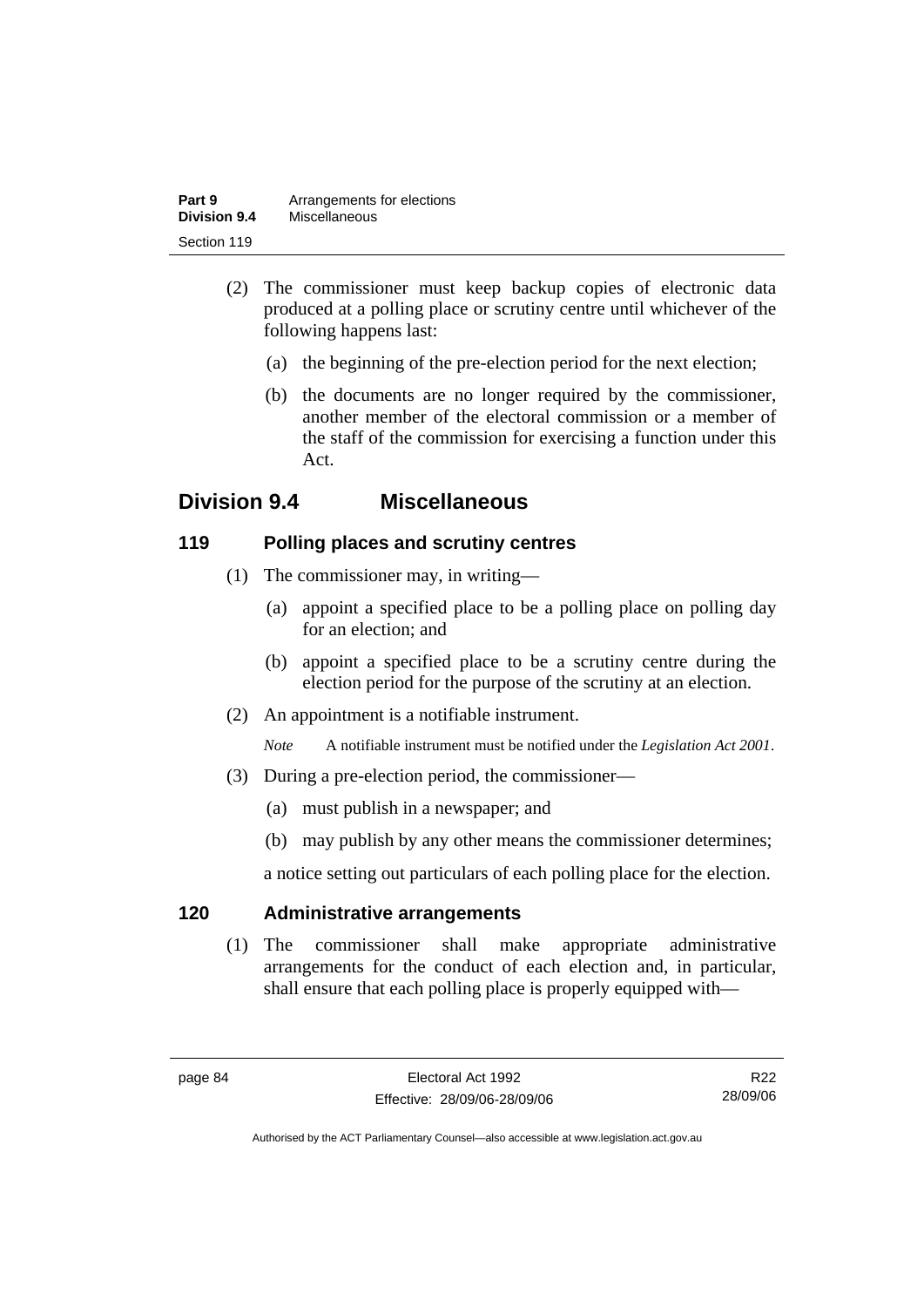(2) The commissioner must keep backup copies of electronic data produced at a polling place or scrutiny centre until whichever of the following happens last:

(a) the beginning of the pre-election period for the next election;

(b) the documents are no longer required by the commissioner, another member of the electoral commission or a member of the staff of the commission for exercising a function under this Act.

## Division 9.4 Miscellaneous

### 119 Polling places and scrutiny centres

(1) The commissioner may, in writing—

(a) appoint a specified place to be a polling place on polling day for an election; and

(b) appoint a specified place to be a scrutiny centre during the election period for the purpose of the scrutiny at an election.

(2) An appointment is a notifiable instrument.

*Note* A notifiable instrument must be notified under the *Legislation Act 2001*.

(3) During a pre-election period, the commissioner—

(a) must publish in a newspaper; and

(b) may publish by any other means the commissioner determines;

a notice setting out particulars of each polling place for the election.

### 120 Administrative arrangements

(1) The commissioner shall make appropriate administrative arrangements for the conduct of each election and, in particular, shall ensure that each polling place is properly equipped with—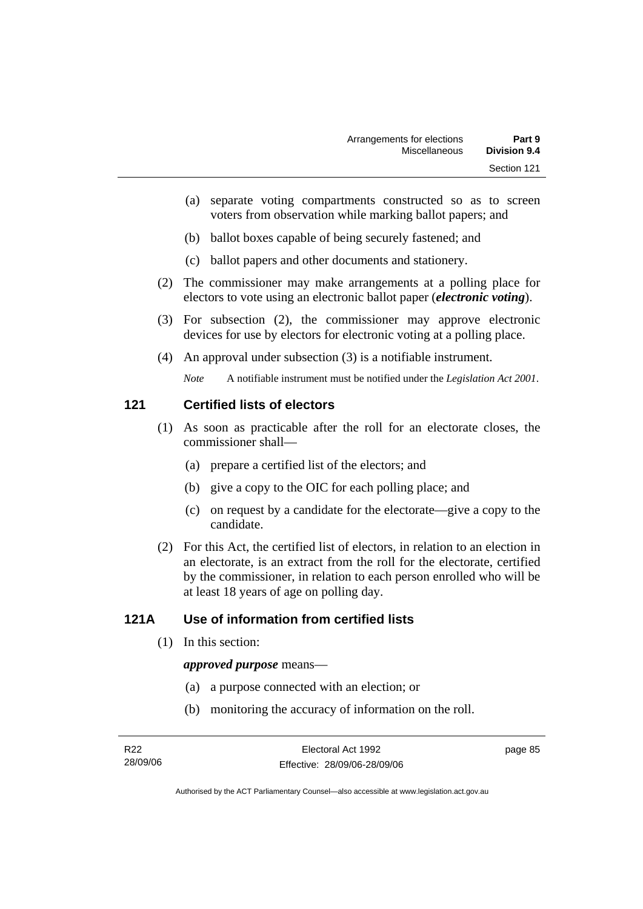(a) separate voting compartments constructed so as to screen voters from observation while marking ballot papers; and

(b) ballot boxes capable of being securely fastened; and

(c) ballot papers and other documents and stationery.

(2) The commissioner may make arrangements at a polling place for electors to vote using an electronic ballot paper (***electronic voting***).

(3) For subsection (2), the commissioner may approve electronic devices for use by electors for electronic voting at a polling place.

(4) An approval under subsection (3) is a notifiable instrument.

*Note* A notifiable instrument must be notified under the *Legislation Act 2001*.

## 121 Certified lists of electors

(1) As soon as practicable after the roll for an electorate closes, the commissioner shall—

(a) prepare a certified list of the electors; and

(b) give a copy to the OIC for each polling place; and

(c) on request by a candidate for the electorate—give a copy to the candidate.

(2) For this Act, the certified list of electors, in relation to an election in an electorate, is an extract from the roll for the electorate, certified by the commissioner, in relation to each person enrolled who will be at least 18 years of age on polling day.

## 121A Use of information from certified lists

(1) In this section:

***approved purpose*** means—

(a) a purpose connected with an election; or

(b) monitoring the accuracy of information on the roll.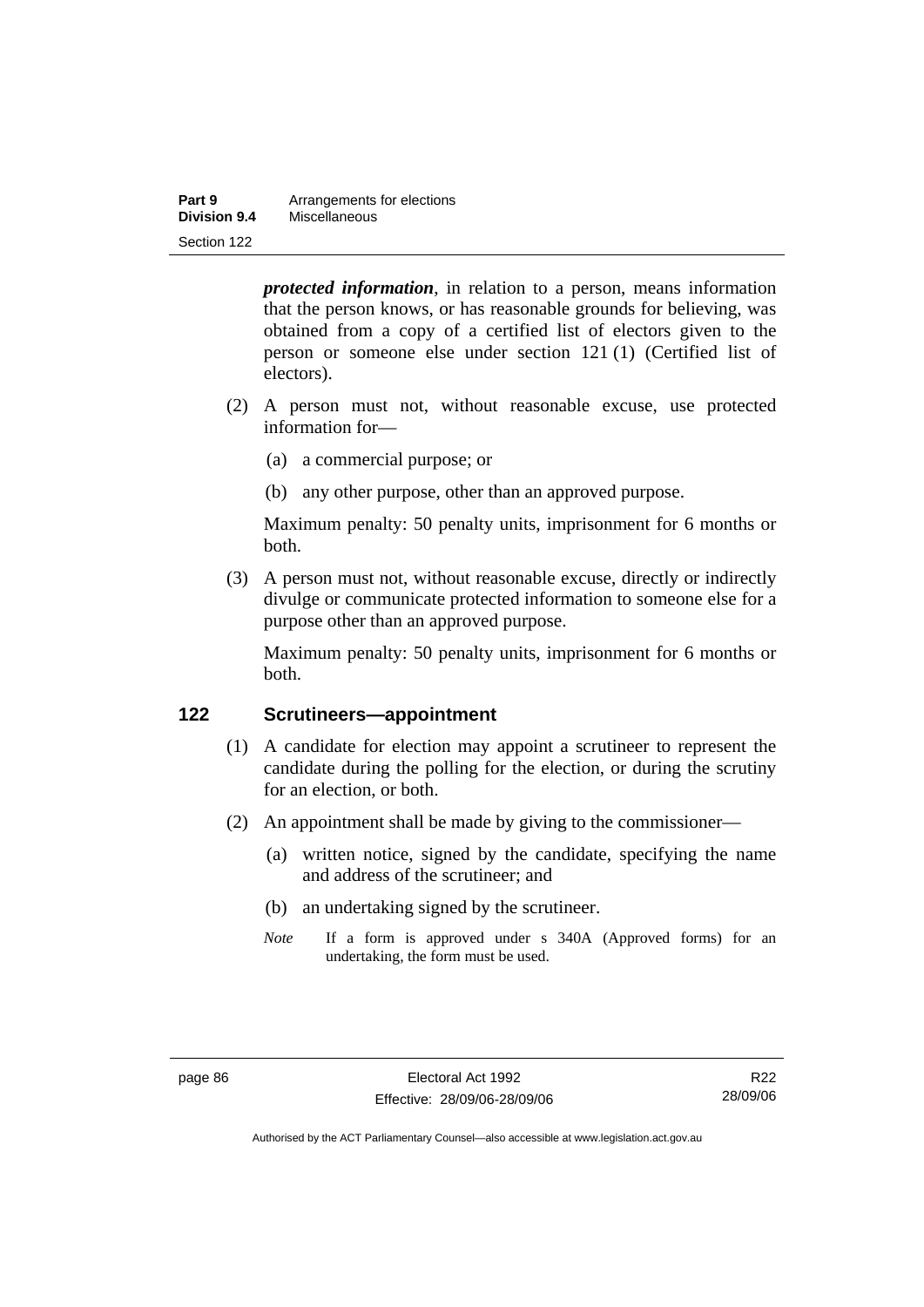***protected information***, in relation to a person, means information that the person knows, or has reasonable grounds for believing, was obtained from a copy of a certified list of electors given to the person or someone else under section 121 (1) (Certified list of electors).

(2) A person must not, without reasonable excuse, use protected information for—

(a) a commercial purpose; or

(b) any other purpose, other than an approved purpose.

Maximum penalty: 50 penalty units, imprisonment for 6 months or both.

(3) A person must not, without reasonable excuse, directly or indirectly divulge or communicate protected information to someone else for a purpose other than an approved purpose.

Maximum penalty: 50 penalty units, imprisonment for 6 months or both.

## 122 Scrutineers—appointment

(1) A candidate for election may appoint a scrutineer to represent the candidate during the polling for the election, or during the scrutiny for an election, or both.

(2) An appointment shall be made by giving to the commissioner—

(a) written notice, signed by the candidate, specifying the name and address of the scrutineer; and

(b) an undertaking signed by the scrutineer.

*Note* If a form is approved under s 340A (Approved forms) for an undertaking, the form must be used.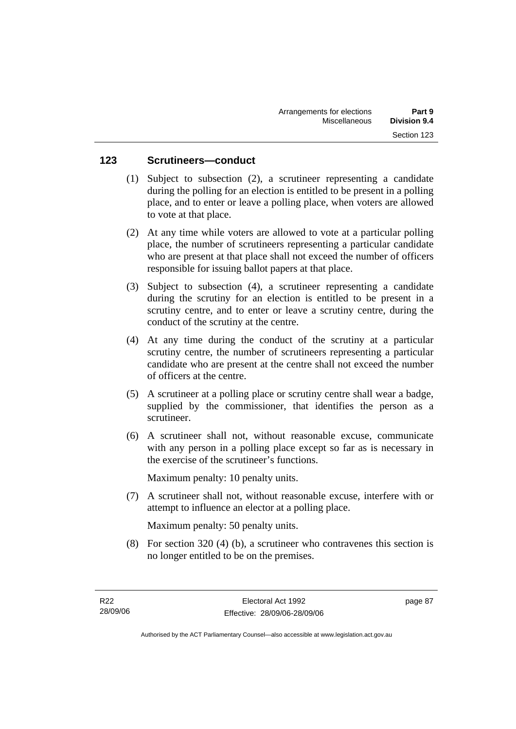## 123 Scrutineers—conduct

(1) Subject to subsection (2), a scrutineer representing a candidate during the polling for an election is entitled to be present in a polling place, and to enter or leave a polling place, when voters are allowed to vote at that place.

(2) At any time while voters are allowed to vote at a particular polling place, the number of scrutineers representing a particular candidate who are present at that place shall not exceed the number of officers responsible for issuing ballot papers at that place.

(3) Subject to subsection (4), a scrutineer representing a candidate during the scrutiny for an election is entitled to be present in a scrutiny centre, and to enter or leave a scrutiny centre, during the conduct of the scrutiny at the centre.

(4) At any time during the conduct of the scrutiny at a particular scrutiny centre, the number of scrutineers representing a particular candidate who are present at the centre shall not exceed the number of officers at the centre.

(5) A scrutineer at a polling place or scrutiny centre shall wear a badge, supplied by the commissioner, that identifies the person as a scrutineer.

(6) A scrutineer shall not, without reasonable excuse, communicate with any person in a polling place except so far as is necessary in the exercise of the scrutineer's functions.

Maximum penalty: 10 penalty units.

(7) A scrutineer shall not, without reasonable excuse, interfere with or attempt to influence an elector at a polling place.

Maximum penalty: 50 penalty units.

(8) For section 320 (4) (b), a scrutineer who contravenes this section is no longer entitled to be on the premises.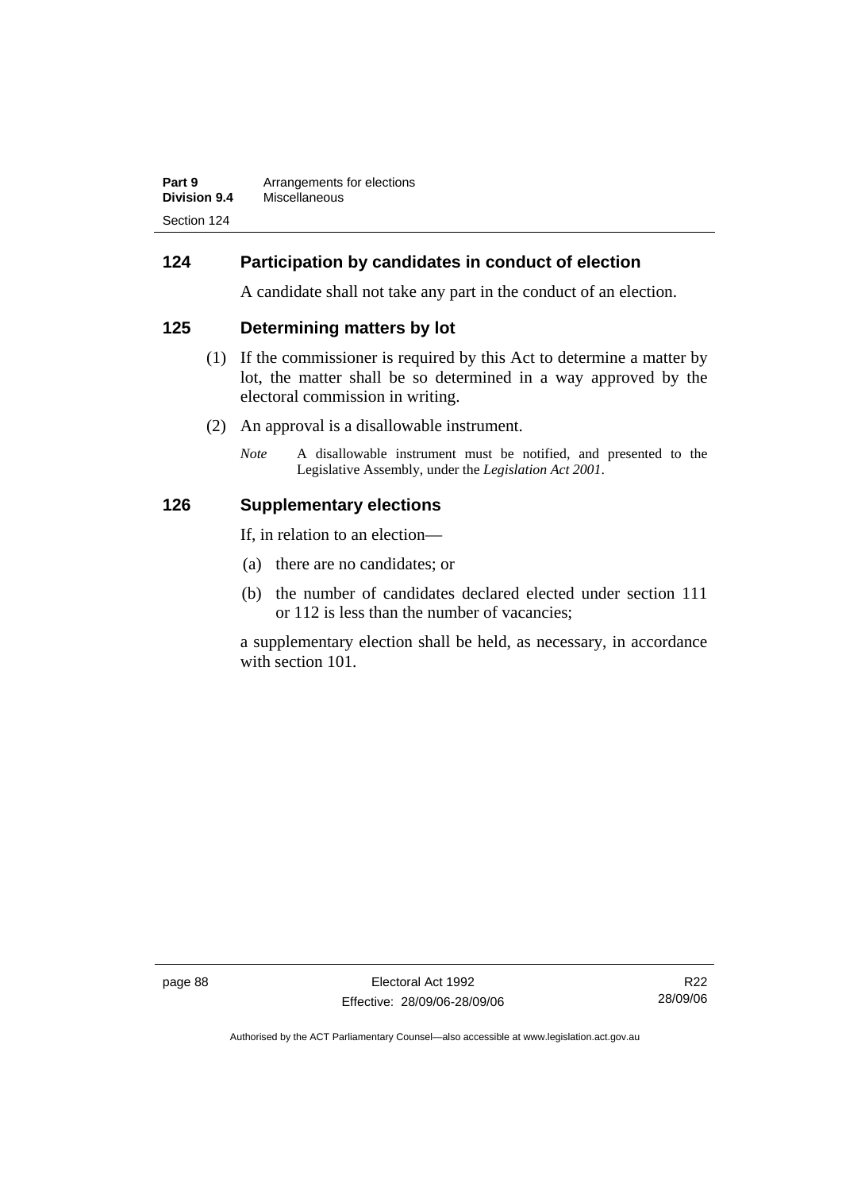## 124 Participation by candidates in conduct of election

A candidate shall not take any part in the conduct of an election.

## 125 Determining matters by lot

(1) If the commissioner is required by this Act to determine a matter by lot, the matter shall be so determined in a way approved by the electoral commission in writing.

(2) An approval is a disallowable instrument.

*Note* A disallowable instrument must be notified, and presented to the Legislative Assembly, under the *Legislation Act 2001*.

## 126 Supplementary elections

If, in relation to an election—

(a) there are no candidates; or

(b) the number of candidates declared elected under section 111 or 112 is less than the number of vacancies;

a supplementary election shall be held, as necessary, in accordance with section 101.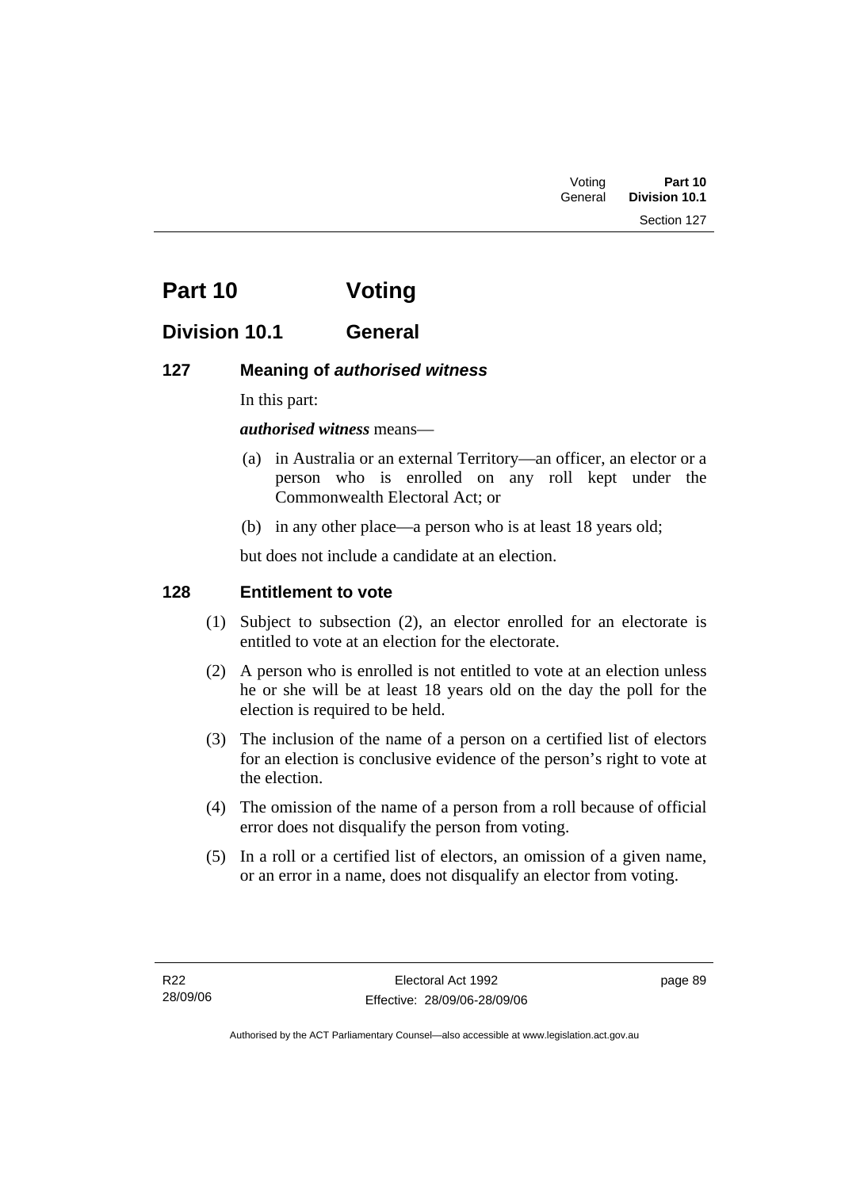# Part 10 Voting

## Division 10.1 General

### 127 Meaning of *authorised witness*

In this part:

***authorised witness*** means—

(a) in Australia or an external Territory—an officer, an elector or a person who is enrolled on any roll kept under the Commonwealth Electoral Act; or

(b) in any other place—a person who is at least 18 years old;

but does not include a candidate at an election.

### 128 Entitlement to vote

(1) Subject to subsection (2), an elector enrolled for an electorate is entitled to vote at an election for the electorate.

(2) A person who is enrolled is not entitled to vote at an election unless he or she will be at least 18 years old on the day the poll for the election is required to be held.

(3) The inclusion of the name of a person on a certified list of electors for an election is conclusive evidence of the person's right to vote at the election.

(4) The omission of the name of a person from a roll because of official error does not disqualify the person from voting.

(5) In a roll or a certified list of electors, an omission of a given name, or an error in a name, does not disqualify an elector from voting.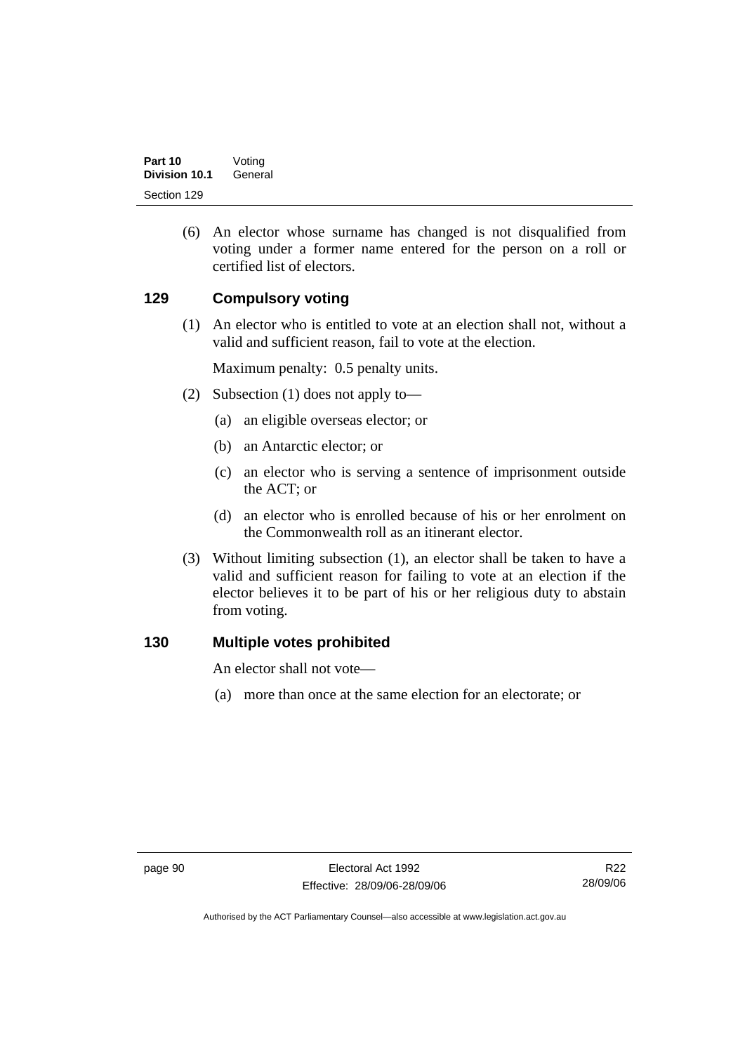(6) An elector whose surname has changed is not disqualified from voting under a former name entered for the person on a roll or certified list of electors.

## 129 Compulsory voting

(1) An elector who is entitled to vote at an election shall not, without a valid and sufficient reason, fail to vote at the election.

Maximum penalty: 0.5 penalty units.

(2) Subsection (1) does not apply to—

(a) an eligible overseas elector; or

(b) an Antarctic elector; or

(c) an elector who is serving a sentence of imprisonment outside the ACT; or

(d) an elector who is enrolled because of his or her enrolment on the Commonwealth roll as an itinerant elector.

(3) Without limiting subsection (1), an elector shall be taken to have a valid and sufficient reason for failing to vote at an election if the elector believes it to be part of his or her religious duty to abstain from voting.

## 130 Multiple votes prohibited

An elector shall not vote—

(a) more than once at the same election for an electorate; or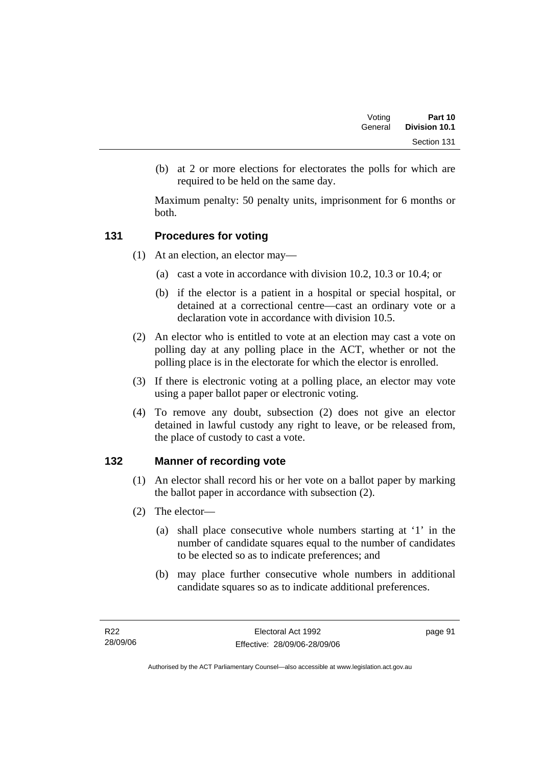(b) at 2 or more elections for electorates the polls for which are required to be held on the same day.

Maximum penalty: 50 penalty units, imprisonment for 6 months or both.

## 131 Procedures for voting

(1) At an election, an elector may—

(a) cast a vote in accordance with division 10.2, 10.3 or 10.4; or

(b) if the elector is a patient in a hospital or special hospital, or detained at a correctional centre—cast an ordinary vote or a declaration vote in accordance with division 10.5.

(2) An elector who is entitled to vote at an election may cast a vote on polling day at any polling place in the ACT, whether or not the polling place is in the electorate for which the elector is enrolled.

(3) If there is electronic voting at a polling place, an elector may vote using a paper ballot paper or electronic voting.

(4) To remove any doubt, subsection (2) does not give an elector detained in lawful custody any right to leave, or be released from, the place of custody to cast a vote.

## 132 Manner of recording vote

(1) An elector shall record his or her vote on a ballot paper by marking the ballot paper in accordance with subsection (2).

(2) The elector—

(a) shall place consecutive whole numbers starting at '1' in the number of candidate squares equal to the number of candidates to be elected so as to indicate preferences; and

(b) may place further consecutive whole numbers in additional candidate squares so as to indicate additional preferences.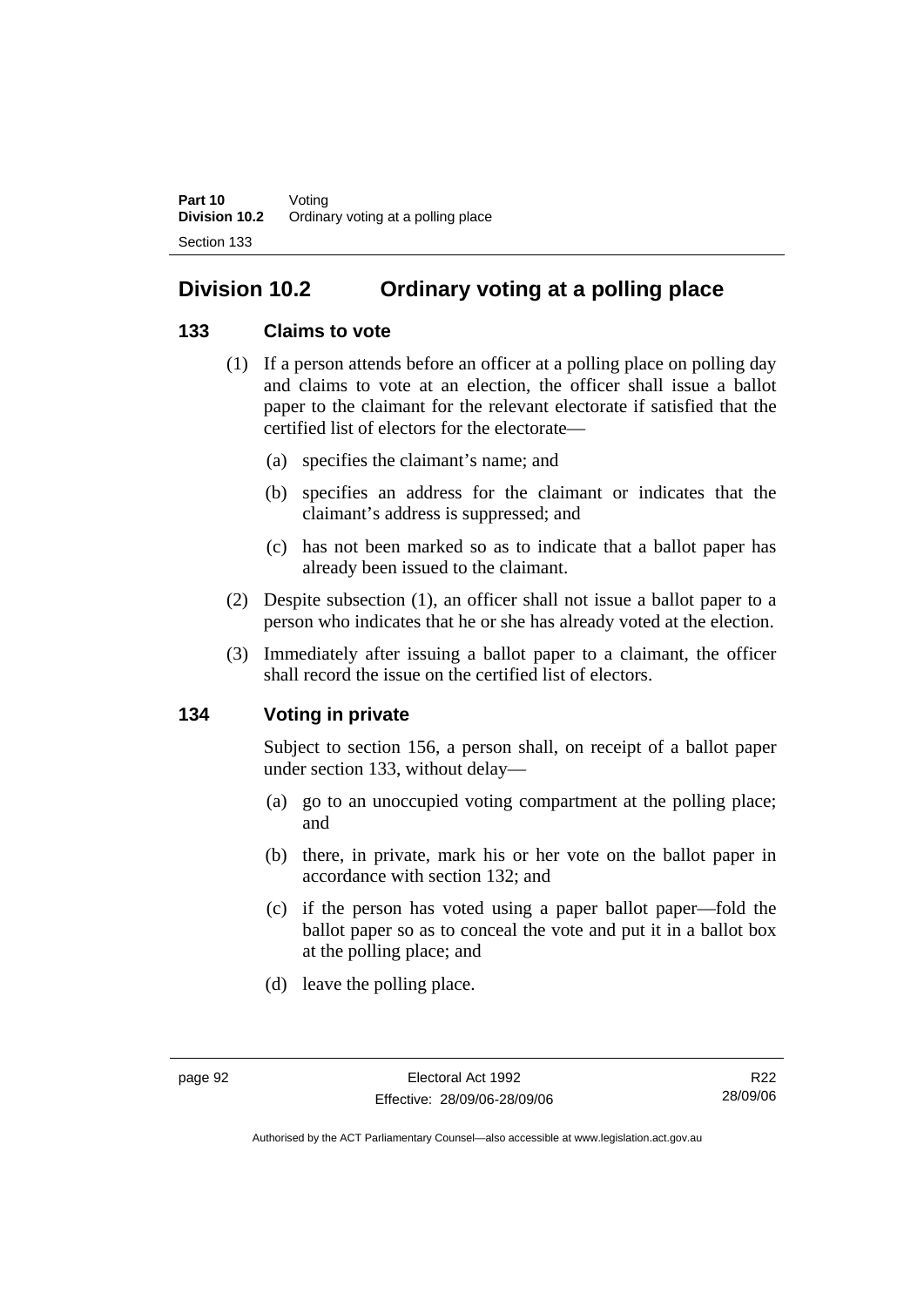## Division 10.2 Ordinary voting at a polling place

### 133 Claims to vote

(1) If a person attends before an officer at a polling place on polling day and claims to vote at an election, the officer shall issue a ballot paper to the claimant for the relevant electorate if satisfied that the certified list of electors for the electorate—

(a) specifies the claimant's name; and

(b) specifies an address for the claimant or indicates that the claimant's address is suppressed; and

(c) has not been marked so as to indicate that a ballot paper has already been issued to the claimant.

(2) Despite subsection (1), an officer shall not issue a ballot paper to a person who indicates that he or she has already voted at the election.

(3) Immediately after issuing a ballot paper to a claimant, the officer shall record the issue on the certified list of electors.

### 134 Voting in private

Subject to section 156, a person shall, on receipt of a ballot paper under section 133, without delay—

(a) go to an unoccupied voting compartment at the polling place; and

(b) there, in private, mark his or her vote on the ballot paper in accordance with section 132; and

(c) if the person has voted using a paper ballot paper—fold the ballot paper so as to conceal the vote and put it in a ballot box at the polling place; and

(d) leave the polling place.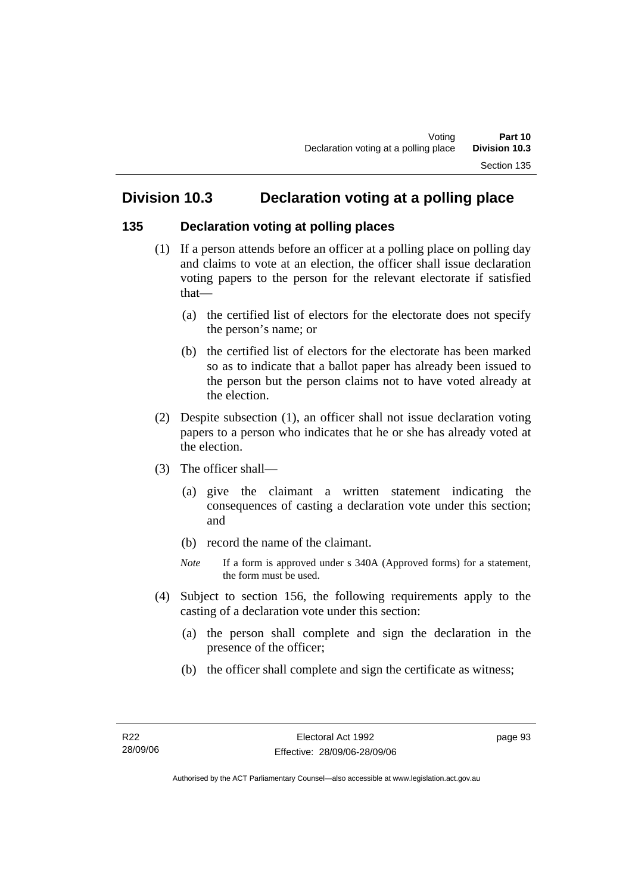## Division 10.3 Declaration voting at a polling place

### 135 Declaration voting at polling places

(1) If a person attends before an officer at a polling place on polling day and claims to vote at an election, the officer shall issue declaration voting papers to the person for the relevant electorate if satisfied that—

(a) the certified list of electors for the electorate does not specify the person's name; or

(b) the certified list of electors for the electorate has been marked so as to indicate that a ballot paper has already been issued to the person but the person claims not to have voted already at the election.

(2) Despite subsection (1), an officer shall not issue declaration voting papers to a person who indicates that he or she has already voted at the election.

(3) The officer shall—

(a) give the claimant a written statement indicating the consequences of casting a declaration vote under this section; and

(b) record the name of the claimant.

*Note* If a form is approved under s 340A (Approved forms) for a statement, the form must be used.

(4) Subject to section 156, the following requirements apply to the casting of a declaration vote under this section:

(a) the person shall complete and sign the declaration in the presence of the officer;

(b) the officer shall complete and sign the certificate as witness;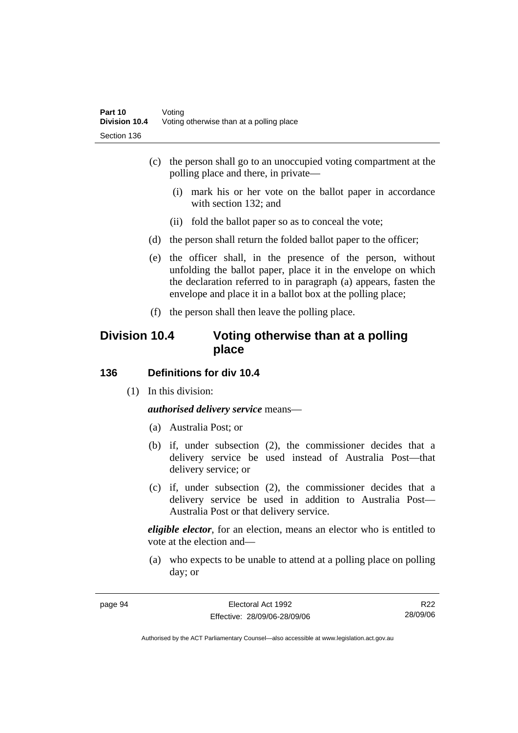(c) the person shall go to an unoccupied voting compartment at the polling place and there, in private—

  (i) mark his or her vote on the ballot paper in accordance with section 132; and

  (ii) fold the ballot paper so as to conceal the vote;

(d) the person shall return the folded ballot paper to the officer;

(e) the officer shall, in the presence of the person, without unfolding the ballot paper, place it in the envelope on which the declaration referred to in paragraph (a) appears, fasten the envelope and place it in a ballot box at the polling place;

(f) the person shall then leave the polling place.

## Division 10.4 Voting otherwise than at a polling place

### 136 Definitions for div 10.4

(1) In this division:

***authorised delivery service*** means—

(a) Australia Post; or

(b) if, under subsection (2), the commissioner decides that a delivery service be used instead of Australia Post—that delivery service; or

(c) if, under subsection (2), the commissioner decides that a delivery service be used in addition to Australia Post—Australia Post or that delivery service.

***eligible elector***, for an election, means an elector who is entitled to vote at the election and—

(a) who expects to be unable to attend at a polling place on polling day; or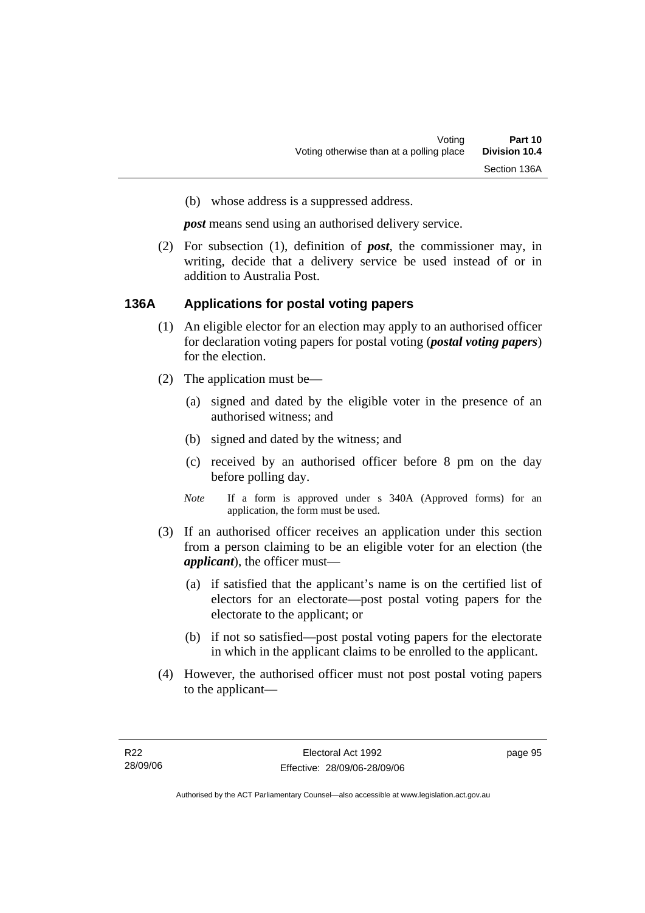(b) whose address is a suppressed address.

***post*** means send using an authorised delivery service.

(2) For subsection (1), definition of ***post***, the commissioner may, in writing, decide that a delivery service be used instead of or in addition to Australia Post.

### 136A Applications for postal voting papers

(1) An eligible elector for an election may apply to an authorised officer for declaration voting papers for postal voting (***postal voting papers***) for the election.

(2) The application must be—

(a) signed and dated by the eligible voter in the presence of an authorised witness; and

(b) signed and dated by the witness; and

(c) received by an authorised officer before 8 pm on the day before polling day.

*Note* If a form is approved under s 340A (Approved forms) for an application, the form must be used.

(3) If an authorised officer receives an application under this section from a person claiming to be an eligible voter for an election (the ***applicant***), the officer must—

(a) if satisfied that the applicant's name is on the certified list of electors for an electorate—post postal voting papers for the electorate to the applicant; or

(b) if not so satisfied—post postal voting papers for the electorate in which in the applicant claims to be enrolled to the applicant.

(4) However, the authorised officer must not post postal voting papers to the applicant—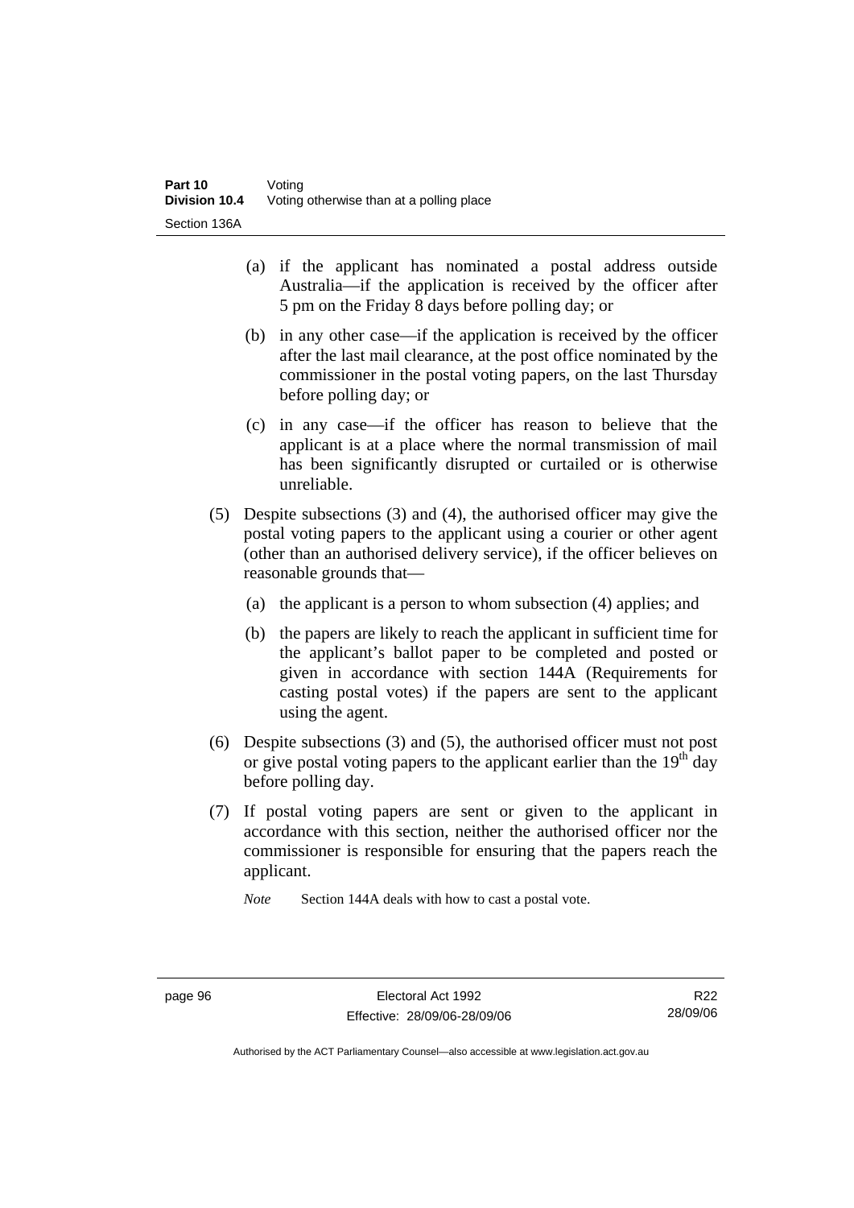(a) if the applicant has nominated a postal address outside Australia—if the application is received by the officer after 5 pm on the Friday 8 days before polling day; or

(b) in any other case—if the application is received by the officer after the last mail clearance, at the post office nominated by the commissioner in the postal voting papers, on the last Thursday before polling day; or

(c) in any case—if the officer has reason to believe that the applicant is at a place where the normal transmission of mail has been significantly disrupted or curtailed or is otherwise unreliable.

(5) Despite subsections (3) and (4), the authorised officer may give the postal voting papers to the applicant using a courier or other agent (other than an authorised delivery service), if the officer believes on reasonable grounds that—

(a) the applicant is a person to whom subsection (4) applies; and

(b) the papers are likely to reach the applicant in sufficient time for the applicant's ballot paper to be completed and posted or given in accordance with section 144A (Requirements for casting postal votes) if the papers are sent to the applicant using the agent.

(6) Despite subsections (3) and (5), the authorised officer must not post or give postal voting papers to the applicant earlier than the 19th day before polling day.

(7) If postal voting papers are sent or given to the applicant in accordance with this section, neither the authorised officer nor the commissioner is responsible for ensuring that the papers reach the applicant.

*Note* Section 144A deals with how to cast a postal vote.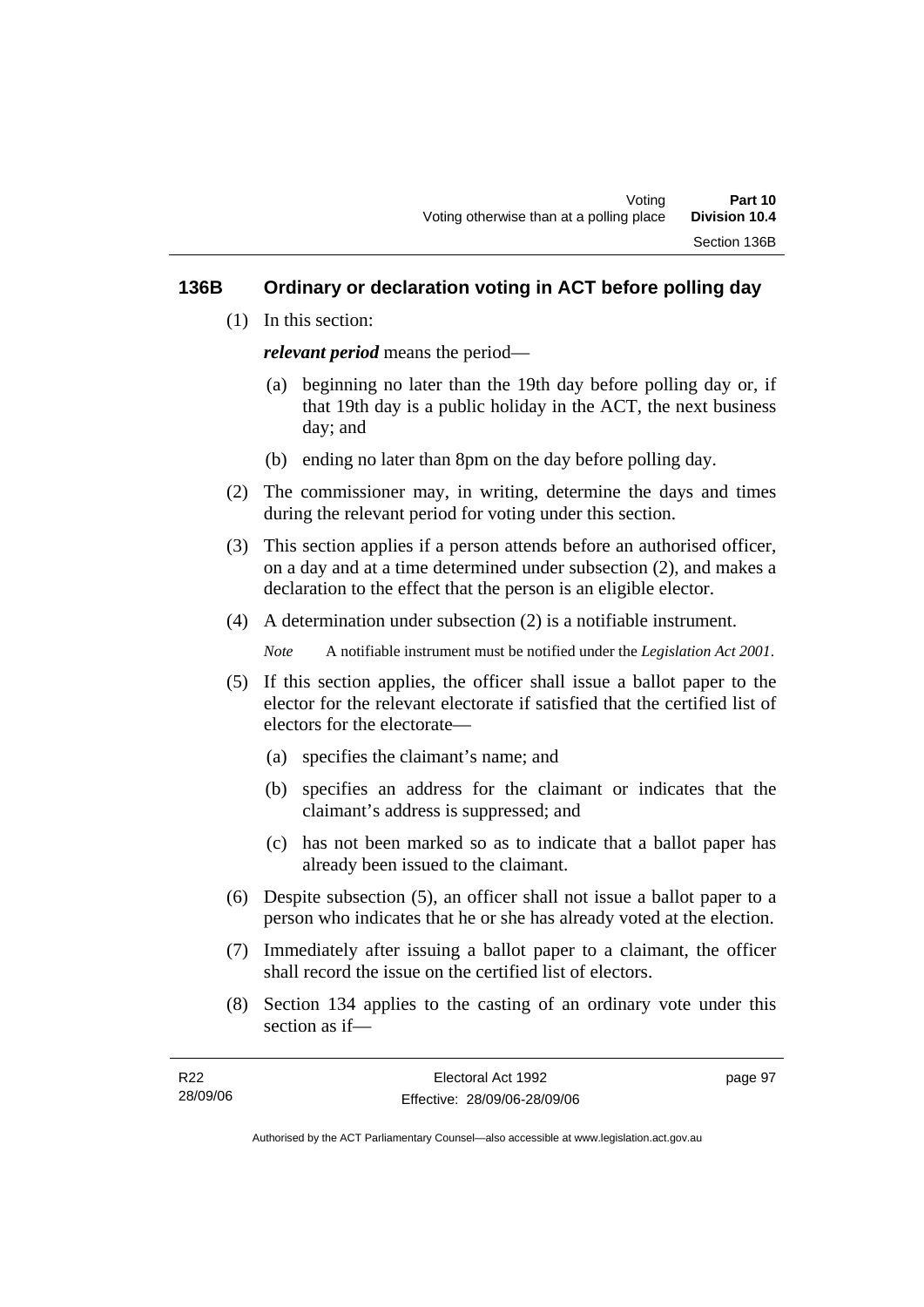## 136B Ordinary or declaration voting in ACT before polling day

(1) In this section:

***relevant period*** means the period—

(a) beginning no later than the 19th day before polling day or, if that 19th day is a public holiday in the ACT, the next business day; and

(b) ending no later than 8pm on the day before polling day.

(2) The commissioner may, in writing, determine the days and times during the relevant period for voting under this section.

(3) This section applies if a person attends before an authorised officer, on a day and at a time determined under subsection (2), and makes a declaration to the effect that the person is an eligible elector.

(4) A determination under subsection (2) is a notifiable instrument.

*Note* A notifiable instrument must be notified under the *Legislation Act 2001*.

(5) If this section applies, the officer shall issue a ballot paper to the elector for the relevant electorate if satisfied that the certified list of electors for the electorate—

(a) specifies the claimant's name; and

(b) specifies an address for the claimant or indicates that the claimant's address is suppressed; and

(c) has not been marked so as to indicate that a ballot paper has already been issued to the claimant.

(6) Despite subsection (5), an officer shall not issue a ballot paper to a person who indicates that he or she has already voted at the election.

(7) Immediately after issuing a ballot paper to a claimant, the officer shall record the issue on the certified list of electors.

(8) Section 134 applies to the casting of an ordinary vote under this section as if—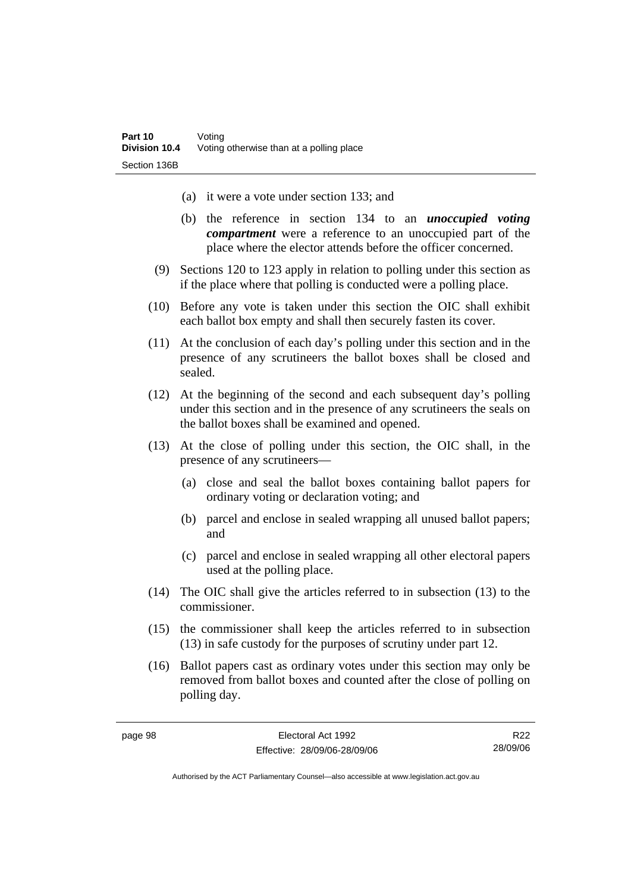(a) it were a vote under section 133; and

(b) the reference in section 134 to an ***unoccupied voting compartment*** were a reference to an unoccupied part of the place where the elector attends before the officer concerned.

(9) Sections 120 to 123 apply in relation to polling under this section as if the place where that polling is conducted were a polling place.

(10) Before any vote is taken under this section the OIC shall exhibit each ballot box empty and shall then securely fasten its cover.

(11) At the conclusion of each day's polling under this section and in the presence of any scrutineers the ballot boxes shall be closed and sealed.

(12) At the beginning of the second and each subsequent day's polling under this section and in the presence of any scrutineers the seals on the ballot boxes shall be examined and opened.

(13) At the close of polling under this section, the OIC shall, in the presence of any scrutineers—

(a) close and seal the ballot boxes containing ballot papers for ordinary voting or declaration voting; and

(b) parcel and enclose in sealed wrapping all unused ballot papers; and

(c) parcel and enclose in sealed wrapping all other electoral papers used at the polling place.

(14) The OIC shall give the articles referred to in subsection (13) to the commissioner.

(15) the commissioner shall keep the articles referred to in subsection (13) in safe custody for the purposes of scrutiny under part 12.

(16) Ballot papers cast as ordinary votes under this section may only be removed from ballot boxes and counted after the close of polling on polling day.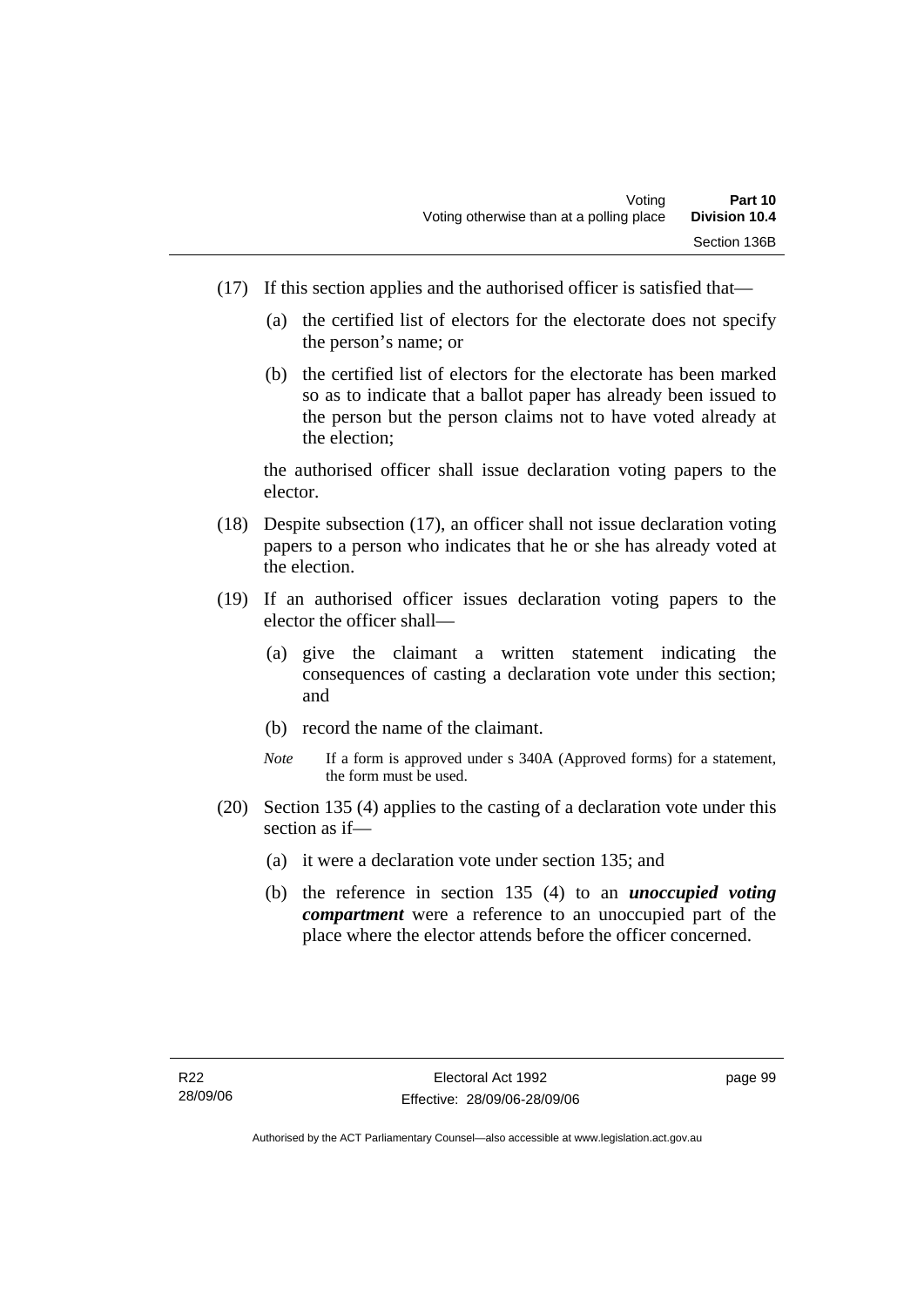(17) If this section applies and the authorised officer is satisfied that—

(a) the certified list of electors for the electorate does not specify the person's name; or

(b) the certified list of electors for the electorate has been marked so as to indicate that a ballot paper has already been issued to the person but the person claims not to have voted already at the election;

the authorised officer shall issue declaration voting papers to the elector.

(18) Despite subsection (17), an officer shall not issue declaration voting papers to a person who indicates that he or she has already voted at the election.

(19) If an authorised officer issues declaration voting papers to the elector the officer shall—

(a) give the claimant a written statement indicating the consequences of casting a declaration vote under this section; and

(b) record the name of the claimant.

*Note* If a form is approved under s 340A (Approved forms) for a statement, the form must be used.

(20) Section 135 (4) applies to the casting of a declaration vote under this section as if—

(a) it were a declaration vote under section 135; and

(b) the reference in section 135 (4) to an ***unoccupied voting compartment*** were a reference to an unoccupied part of the place where the elector attends before the officer concerned.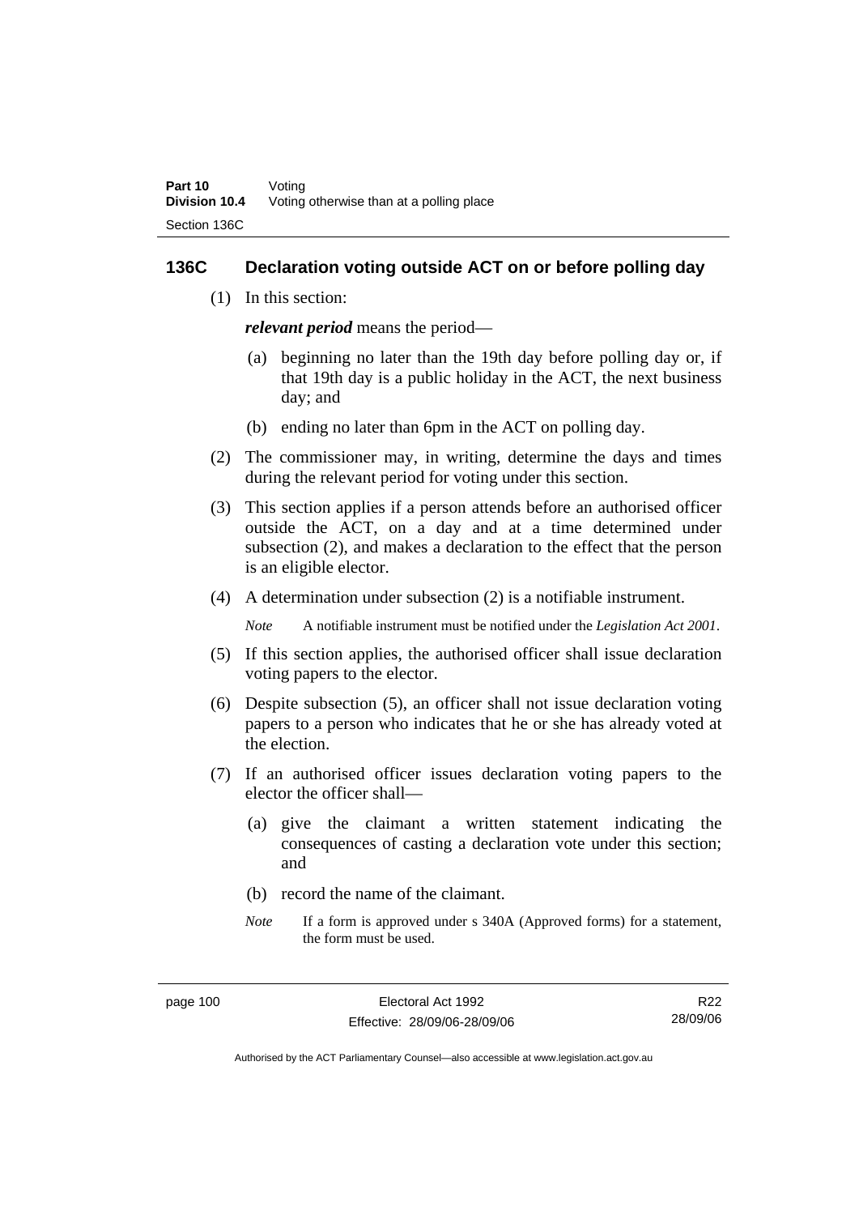## 136C Declaration voting outside ACT on or before polling day

(1) In this section:

***relevant period*** means the period—

(a) beginning no later than the 19th day before polling day or, if that 19th day is a public holiday in the ACT, the next business day; and

(b) ending no later than 6pm in the ACT on polling day.

(2) The commissioner may, in writing, determine the days and times during the relevant period for voting under this section.

(3) This section applies if a person attends before an authorised officer outside the ACT, on a day and at a time determined under subsection (2), and makes a declaration to the effect that the person is an eligible elector.

(4) A determination under subsection (2) is a notifiable instrument.

*Note* A notifiable instrument must be notified under the *Legislation Act 2001*.

(5) If this section applies, the authorised officer shall issue declaration voting papers to the elector.

(6) Despite subsection (5), an officer shall not issue declaration voting papers to a person who indicates that he or she has already voted at the election.

(7) If an authorised officer issues declaration voting papers to the elector the officer shall—

(a) give the claimant a written statement indicating the consequences of casting a declaration vote under this section; and

(b) record the name of the claimant.

*Note* If a form is approved under s 340A (Approved forms) for a statement, the form must be used.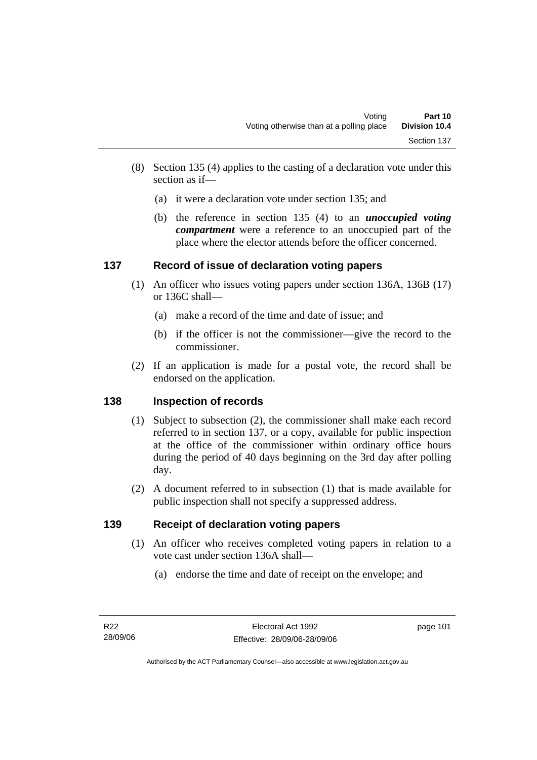(8) Section 135 (4) applies to the casting of a declaration vote under this section as if—

(a) it were a declaration vote under section 135; and

(b) the reference in section 135 (4) to an ***unoccupied voting compartment*** were a reference to an unoccupied part of the place where the elector attends before the officer concerned.

## 137 Record of issue of declaration voting papers

(1) An officer who issues voting papers under section 136A, 136B (17) or 136C shall—

(a) make a record of the time and date of issue; and

(b) if the officer is not the commissioner—give the record to the commissioner.

(2) If an application is made for a postal vote, the record shall be endorsed on the application.

## 138 Inspection of records

(1) Subject to subsection (2), the commissioner shall make each record referred to in section 137, or a copy, available for public inspection at the office of the commissioner within ordinary office hours during the period of 40 days beginning on the 3rd day after polling day.

(2) A document referred to in subsection (1) that is made available for public inspection shall not specify a suppressed address.

## 139 Receipt of declaration voting papers

(1) An officer who receives completed voting papers in relation to a vote cast under section 136A shall—

(a) endorse the time and date of receipt on the envelope; and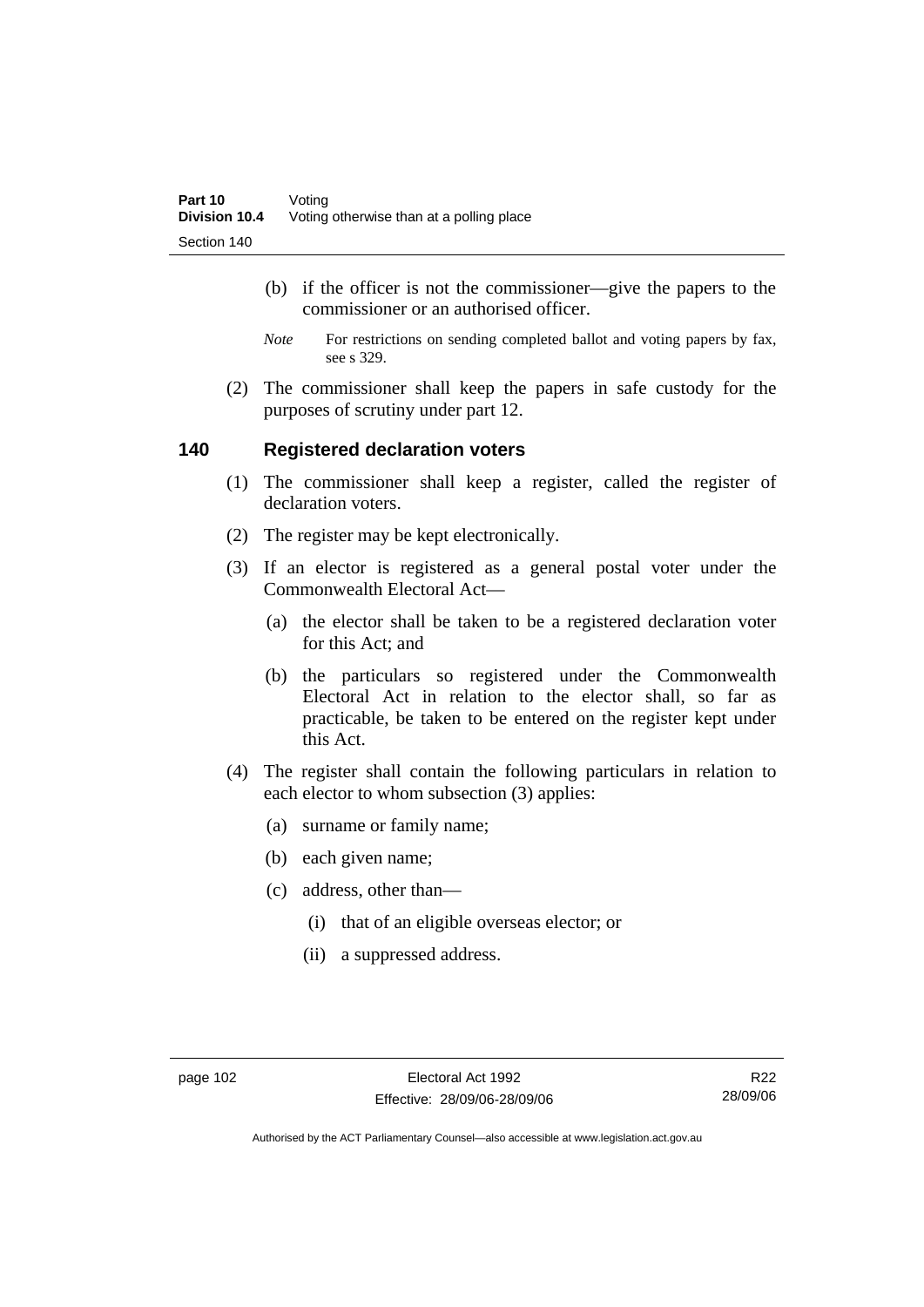(b) if the officer is not the commissioner—give the papers to the commissioner or an authorised officer.

*Note* For restrictions on sending completed ballot and voting papers by fax, see s 329.

(2) The commissioner shall keep the papers in safe custody for the purposes of scrutiny under part 12.

## 140 Registered declaration voters

(1) The commissioner shall keep a register, called the register of declaration voters.

(2) The register may be kept electronically.

(3) If an elector is registered as a general postal voter under the Commonwealth Electoral Act—

(a) the elector shall be taken to be a registered declaration voter for this Act; and

(b) the particulars so registered under the Commonwealth Electoral Act in relation to the elector shall, so far as practicable, be taken to be entered on the register kept under this Act.

(4) The register shall contain the following particulars in relation to each elector to whom subsection (3) applies:

(a) surname or family name;

(b) each given name;

(c) address, other than—

(i) that of an eligible overseas elector; or

(ii) a suppressed address.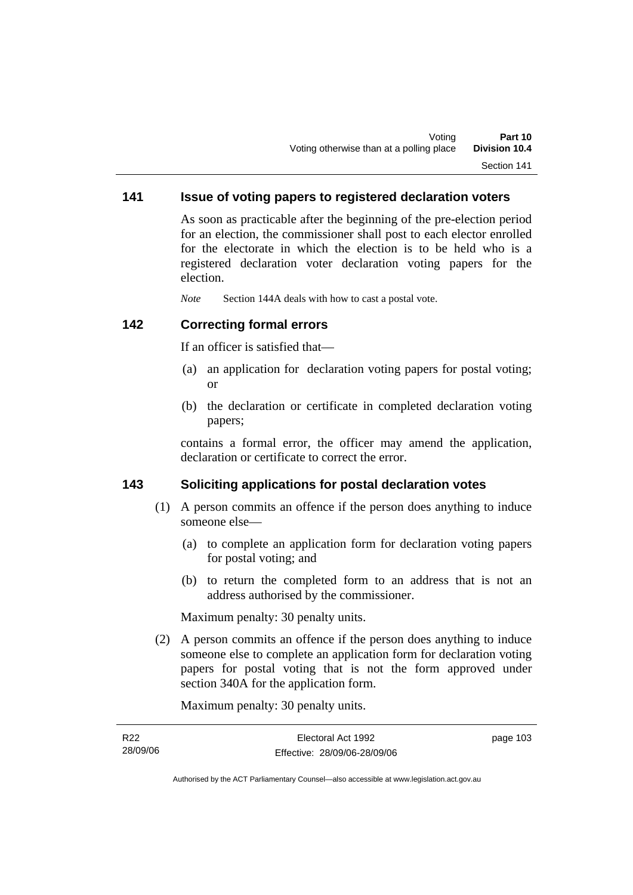## 141 Issue of voting papers to registered declaration voters

As soon as practicable after the beginning of the pre-election period for an election, the commissioner shall post to each elector enrolled for the electorate in which the election is to be held who is a registered declaration voter declaration voting papers for the election.

*Note* Section 144A deals with how to cast a postal vote.

## 142 Correcting formal errors

If an officer is satisfied that—

(a) an application for declaration voting papers for postal voting; or

(b) the declaration or certificate in completed declaration voting papers;

contains a formal error, the officer may amend the application, declaration or certificate to correct the error.

## 143 Soliciting applications for postal declaration votes

(1) A person commits an offence if the person does anything to induce someone else—

(a) to complete an application form for declaration voting papers for postal voting; and

(b) to return the completed form to an address that is not an address authorised by the commissioner.

Maximum penalty: 30 penalty units.

(2) A person commits an offence if the person does anything to induce someone else to complete an application form for declaration voting papers for postal voting that is not the form approved under section 340A for the application form.

Maximum penalty: 30 penalty units.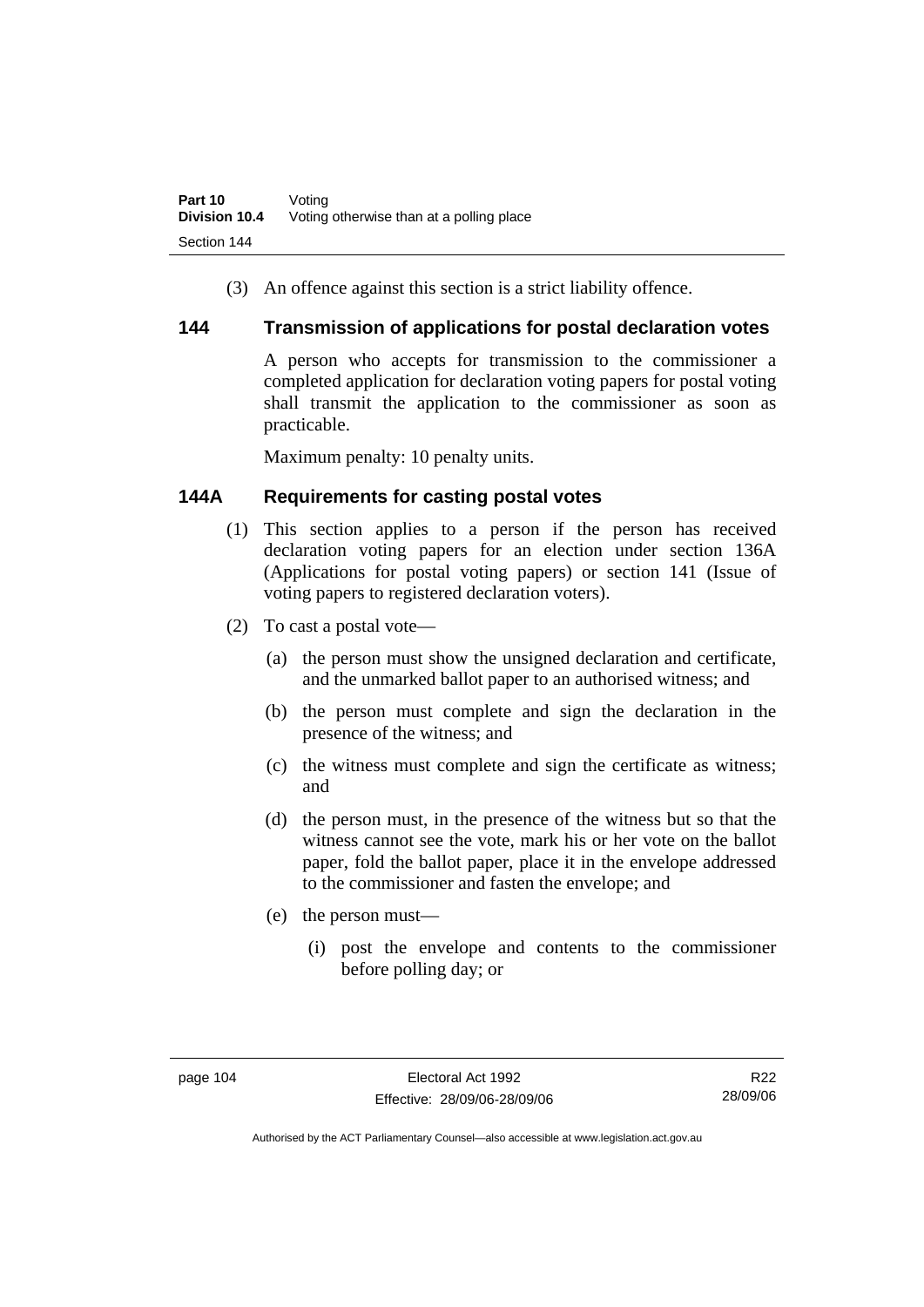(3) An offence against this section is a strict liability offence.

## 144 Transmission of applications for postal declaration votes

A person who accepts for transmission to the commissioner a completed application for declaration voting papers for postal voting shall transmit the application to the commissioner as soon as practicable.

Maximum penalty: 10 penalty units.

## 144A Requirements for casting postal votes

(1) This section applies to a person if the person has received declaration voting papers for an election under section 136A (Applications for postal voting papers) or section 141 (Issue of voting papers to registered declaration voters).

(2) To cast a postal vote—

(a) the person must show the unsigned declaration and certificate, and the unmarked ballot paper to an authorised witness; and

(b) the person must complete and sign the declaration in the presence of the witness; and

(c) the witness must complete and sign the certificate as witness; and

(d) the person must, in the presence of the witness but so that the witness cannot see the vote, mark his or her vote on the ballot paper, fold the ballot paper, place it in the envelope addressed to the commissioner and fasten the envelope; and

(e) the person must—

(i) post the envelope and contents to the commissioner before polling day; or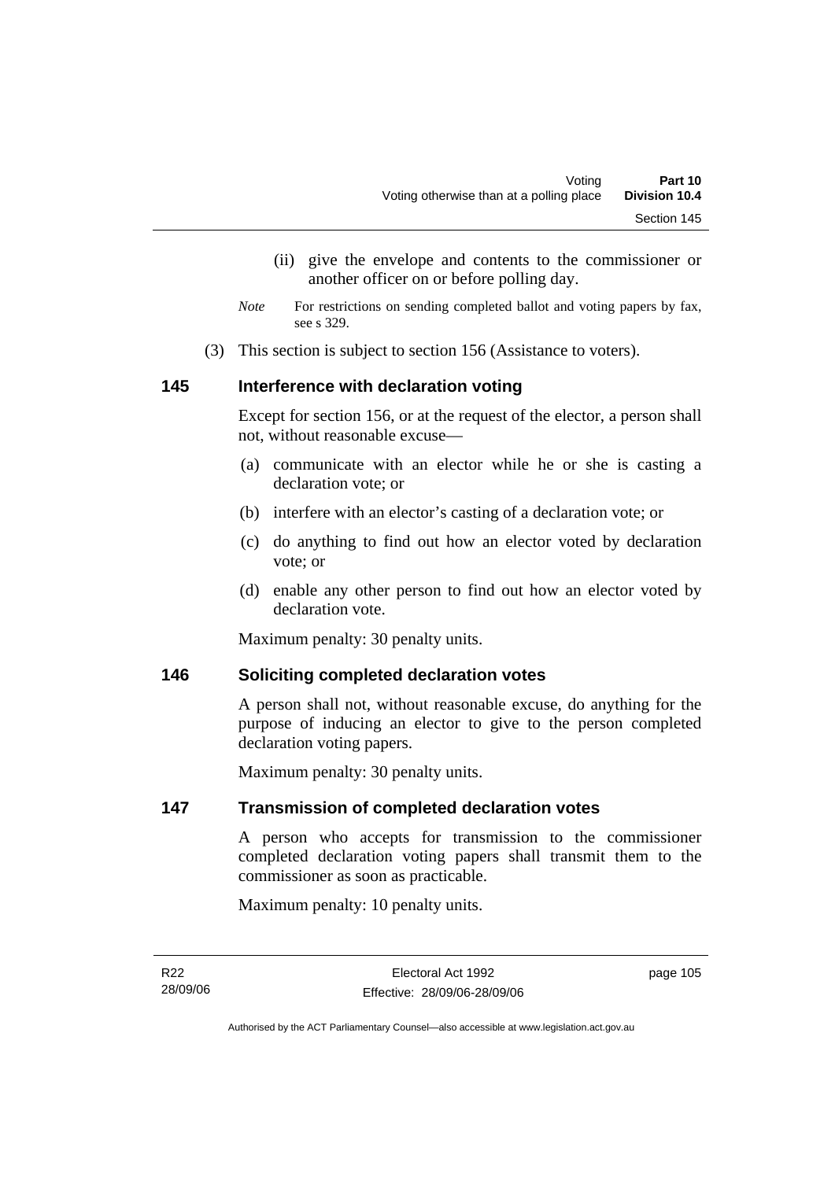(ii) give the envelope and contents to the commissioner or another officer on or before polling day.

*Note* For restrictions on sending completed ballot and voting papers by fax, see s 329.

(3) This section is subject to section 156 (Assistance to voters).

## 145 Interference with declaration voting

Except for section 156, or at the request of the elector, a person shall not, without reasonable excuse—

(a) communicate with an elector while he or she is casting a declaration vote; or

(b) interfere with an elector's casting of a declaration vote; or

(c) do anything to find out how an elector voted by declaration vote; or

(d) enable any other person to find out how an elector voted by declaration vote.

Maximum penalty: 30 penalty units.

## 146 Soliciting completed declaration votes

A person shall not, without reasonable excuse, do anything for the purpose of inducing an elector to give to the person completed declaration voting papers.

Maximum penalty: 30 penalty units.

## 147 Transmission of completed declaration votes

A person who accepts for transmission to the commissioner completed declaration voting papers shall transmit them to the commissioner as soon as practicable.

Maximum penalty: 10 penalty units.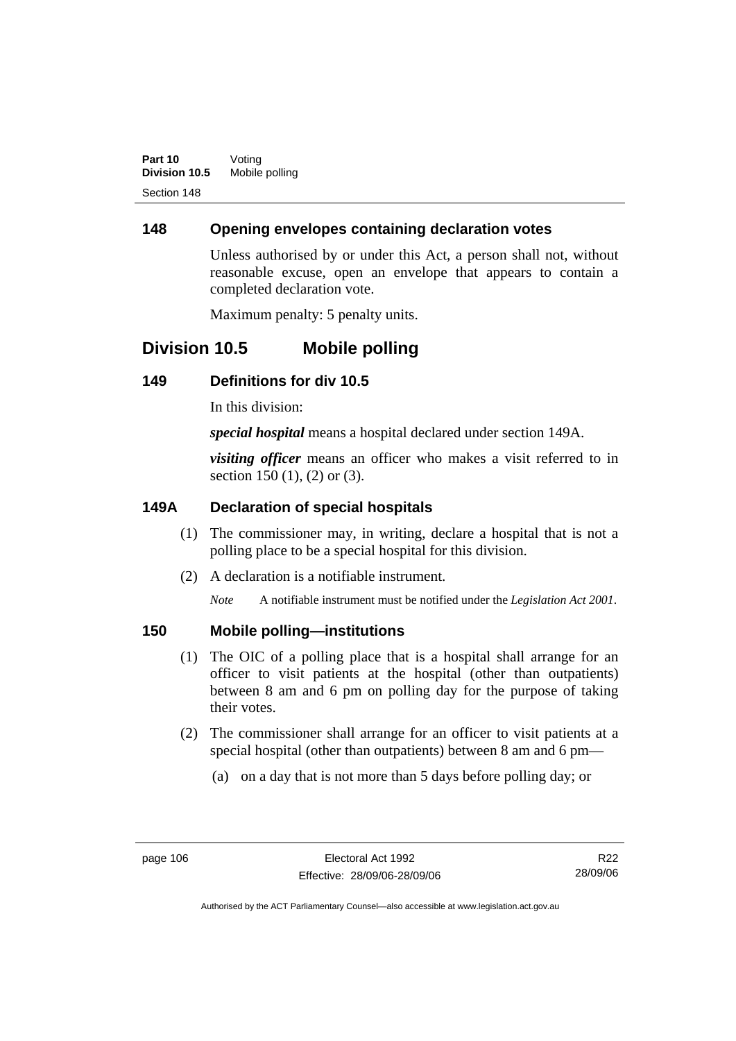## 148 Opening envelopes containing declaration votes

Unless authorised by or under this Act, a person shall not, without reasonable excuse, open an envelope that appears to contain a completed declaration vote.

Maximum penalty: 5 penalty units.

# Division 10.5 Mobile polling

## 149 Definitions for div 10.5

In this division:

***special hospital*** means a hospital declared under section 149A.

***visiting officer*** means an officer who makes a visit referred to in section 150 (1), (2) or (3).

## 149A Declaration of special hospitals

(1) The commissioner may, in writing, declare a hospital that is not a polling place to be a special hospital for this division.

(2) A declaration is a notifiable instrument.

*Note* A notifiable instrument must be notified under the *Legislation Act 2001*.

## 150 Mobile polling—institutions

(1) The OIC of a polling place that is a hospital shall arrange for an officer to visit patients at the hospital (other than outpatients) between 8 am and 6 pm on polling day for the purpose of taking their votes.

(2) The commissioner shall arrange for an officer to visit patients at a special hospital (other than outpatients) between 8 am and 6 pm—

(a) on a day that is not more than 5 days before polling day; or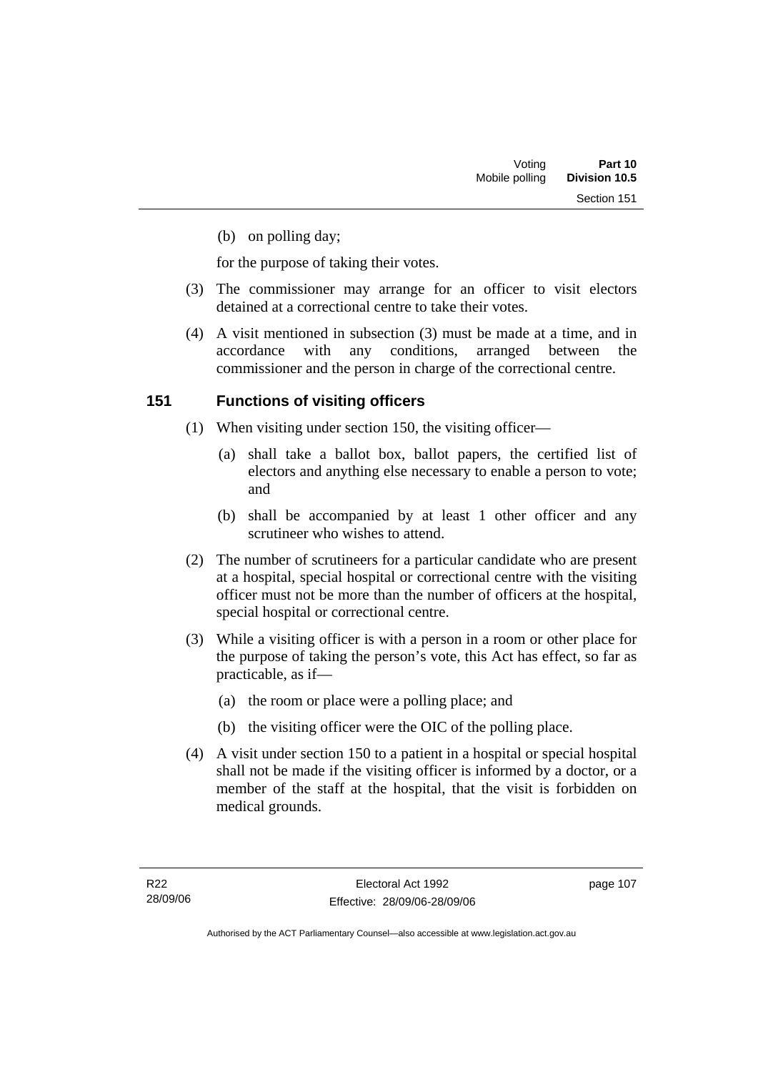(b) on polling day;

for the purpose of taking their votes.

(3) The commissioner may arrange for an officer to visit electors detained at a correctional centre to take their votes.

(4) A visit mentioned in subsection (3) must be made at a time, and in accordance with any conditions, arranged between the commissioner and the person in charge of the correctional centre.

## 151 Functions of visiting officers

(1) When visiting under section 150, the visiting officer—

(a) shall take a ballot box, ballot papers, the certified list of electors and anything else necessary to enable a person to vote; and

(b) shall be accompanied by at least 1 other officer and any scrutineer who wishes to attend.

(2) The number of scrutineers for a particular candidate who are present at a hospital, special hospital or correctional centre with the visiting officer must not be more than the number of officers at the hospital, special hospital or correctional centre.

(3) While a visiting officer is with a person in a room or other place for the purpose of taking the person's vote, this Act has effect, so far as practicable, as if—

(a) the room or place were a polling place; and

(b) the visiting officer were the OIC of the polling place.

(4) A visit under section 150 to a patient in a hospital or special hospital shall not be made if the visiting officer is informed by a doctor, or a member of the staff at the hospital, that the visit is forbidden on medical grounds.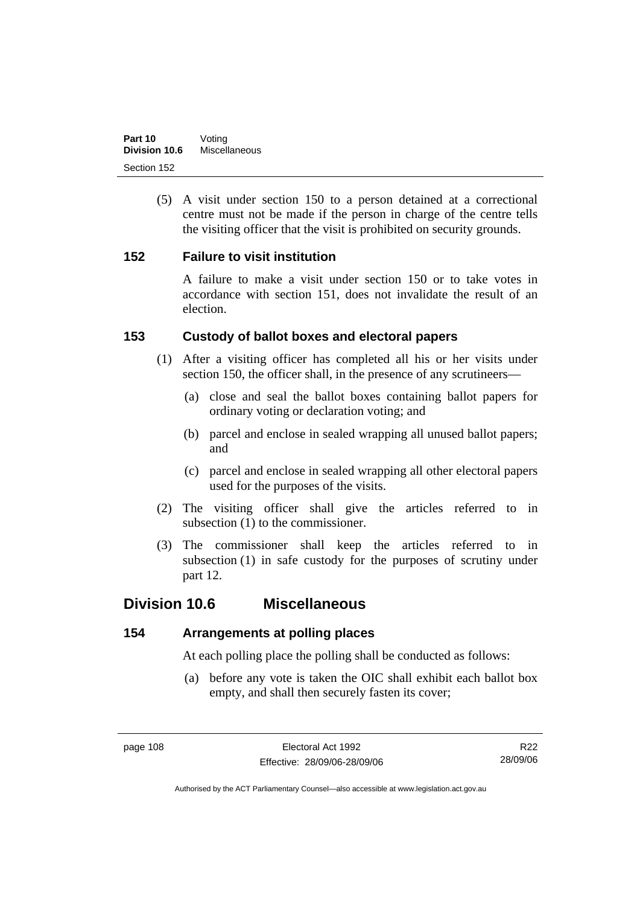(5) A visit under section 150 to a person detained at a correctional centre must not be made if the person in charge of the centre tells the visiting officer that the visit is prohibited on security grounds.

### 152 Failure to visit institution

A failure to make a visit under section 150 or to take votes in accordance with section 151, does not invalidate the result of an election.

### 153 Custody of ballot boxes and electoral papers

(1) After a visiting officer has completed all his or her visits under section 150, the officer shall, in the presence of any scrutineers—

(a) close and seal the ballot boxes containing ballot papers for ordinary voting or declaration voting; and

(b) parcel and enclose in sealed wrapping all unused ballot papers; and

(c) parcel and enclose in sealed wrapping all other electoral papers used for the purposes of the visits.

(2) The visiting officer shall give the articles referred to in subsection (1) to the commissioner.

(3) The commissioner shall keep the articles referred to in subsection (1) in safe custody for the purposes of scrutiny under part 12.

## Division 10.6 Miscellaneous

### 154 Arrangements at polling places

At each polling place the polling shall be conducted as follows:

(a) before any vote is taken the OIC shall exhibit each ballot box empty, and shall then securely fasten its cover;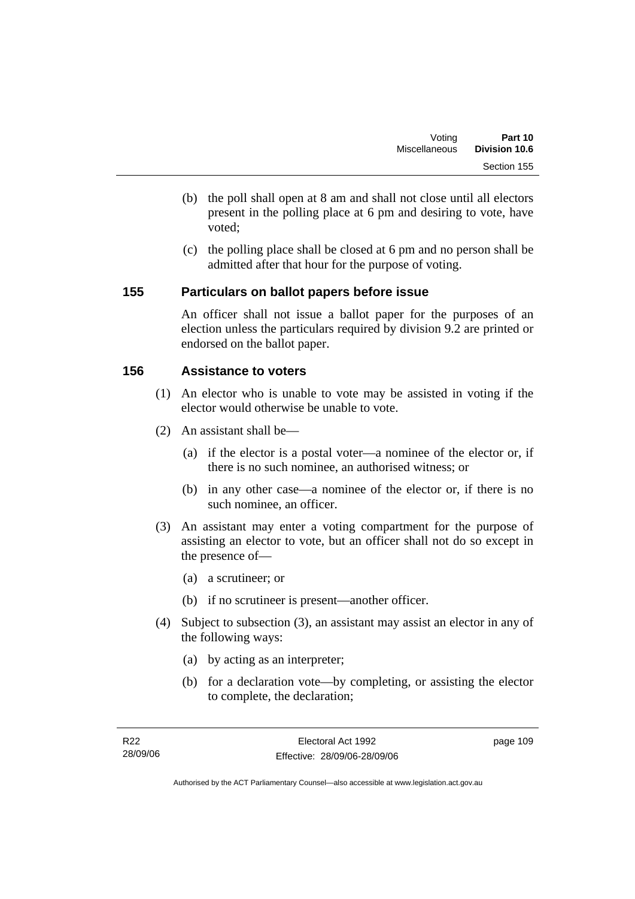(b) the poll shall open at 8 am and shall not close until all electors present in the polling place at 6 pm and desiring to vote, have voted;

(c) the polling place shall be closed at 6 pm and no person shall be admitted after that hour for the purpose of voting.

## 155 Particulars on ballot papers before issue

An officer shall not issue a ballot paper for the purposes of an election unless the particulars required by division 9.2 are printed or endorsed on the ballot paper.

## 156 Assistance to voters

(1) An elector who is unable to vote may be assisted in voting if the elector would otherwise be unable to vote.

(2) An assistant shall be—

(a) if the elector is a postal voter—a nominee of the elector or, if there is no such nominee, an authorised witness; or

(b) in any other case—a nominee of the elector or, if there is no such nominee, an officer.

(3) An assistant may enter a voting compartment for the purpose of assisting an elector to vote, but an officer shall not do so except in the presence of—

(a) a scrutineer; or

(b) if no scrutineer is present—another officer.

(4) Subject to subsection (3), an assistant may assist an elector in any of the following ways:

(a) by acting as an interpreter;

(b) for a declaration vote—by completing, or assisting the elector to complete, the declaration;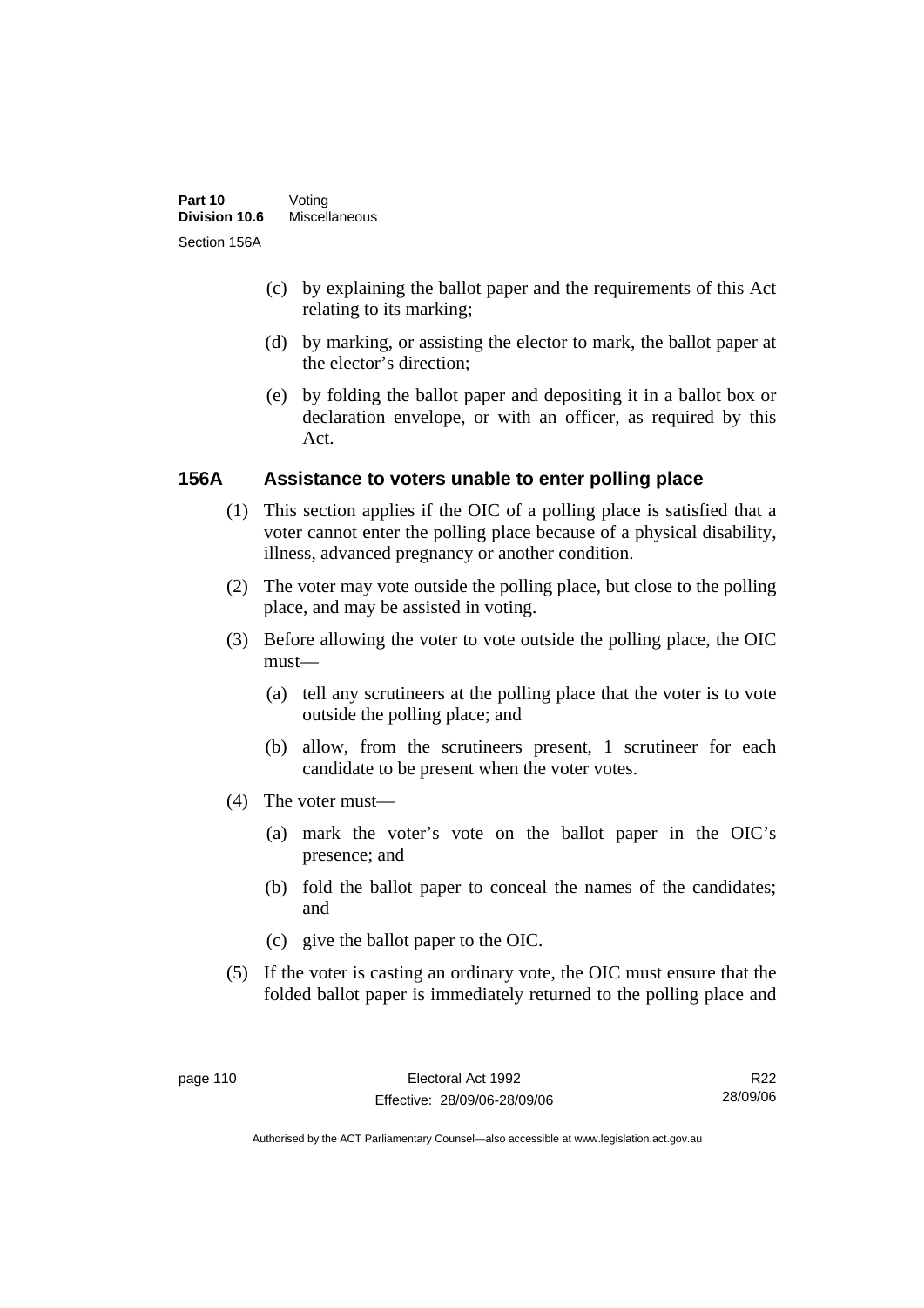(c) by explaining the ballot paper and the requirements of this Act relating to its marking;

(d) by marking, or assisting the elector to mark, the ballot paper at the elector's direction;

(e) by folding the ballot paper and depositing it in a ballot box or declaration envelope, or with an officer, as required by this Act.

### 156A Assistance to voters unable to enter polling place

(1) This section applies if the OIC of a polling place is satisfied that a voter cannot enter the polling place because of a physical disability, illness, advanced pregnancy or another condition.

(2) The voter may vote outside the polling place, but close to the polling place, and may be assisted in voting.

(3) Before allowing the voter to vote outside the polling place, the OIC must—

(a) tell any scrutineers at the polling place that the voter is to vote outside the polling place; and

(b) allow, from the scrutineers present, 1 scrutineer for each candidate to be present when the voter votes.

(4) The voter must—

(a) mark the voter's vote on the ballot paper in the OIC's presence; and

(b) fold the ballot paper to conceal the names of the candidates; and

(c) give the ballot paper to the OIC.

(5) If the voter is casting an ordinary vote, the OIC must ensure that the folded ballot paper is immediately returned to the polling place and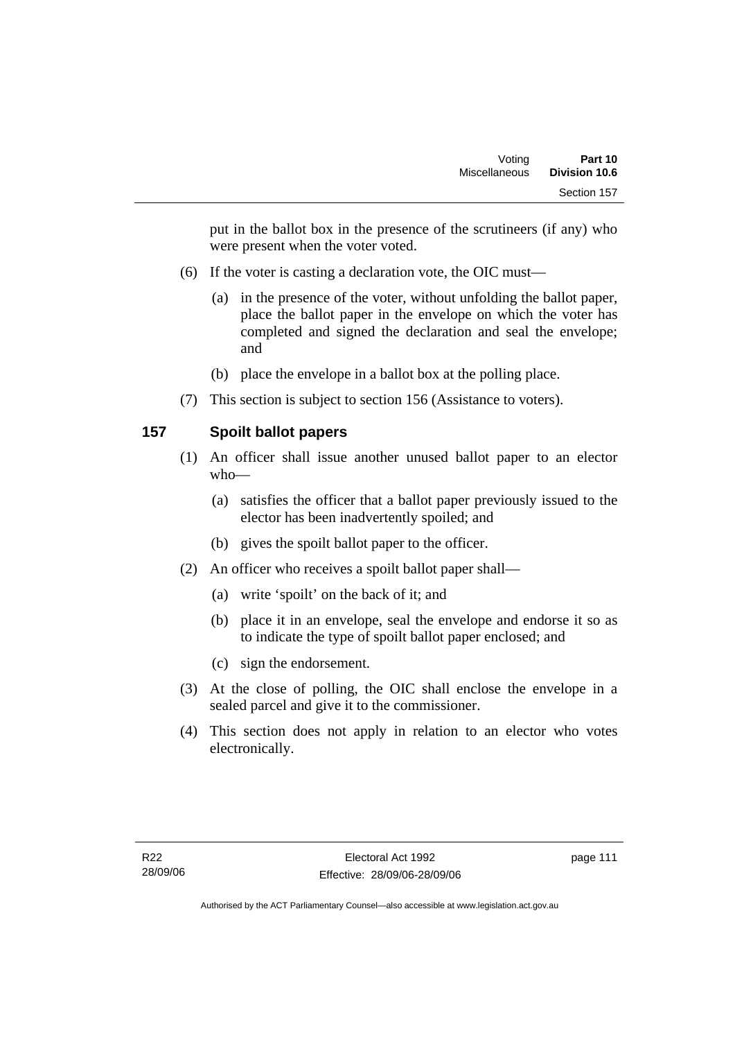put in the ballot box in the presence of the scrutineers (if any) who were present when the voter voted.

(6) If the voter is casting a declaration vote, the OIC must—

(a) in the presence of the voter, without unfolding the ballot paper, place the ballot paper in the envelope on which the voter has completed and signed the declaration and seal the envelope; and

(b) place the envelope in a ballot box at the polling place.

(7) This section is subject to section 156 (Assistance to voters).

## 157 Spoilt ballot papers

(1) An officer shall issue another unused ballot paper to an elector who—

(a) satisfies the officer that a ballot paper previously issued to the elector has been inadvertently spoiled; and

(b) gives the spoilt ballot paper to the officer.

(2) An officer who receives a spoilt ballot paper shall—

(a) write 'spoilt' on the back of it; and

(b) place it in an envelope, seal the envelope and endorse it so as to indicate the type of spoilt ballot paper enclosed; and

(c) sign the endorsement.

(3) At the close of polling, the OIC shall enclose the envelope in a sealed parcel and give it to the commissioner.

(4) This section does not apply in relation to an elector who votes electronically.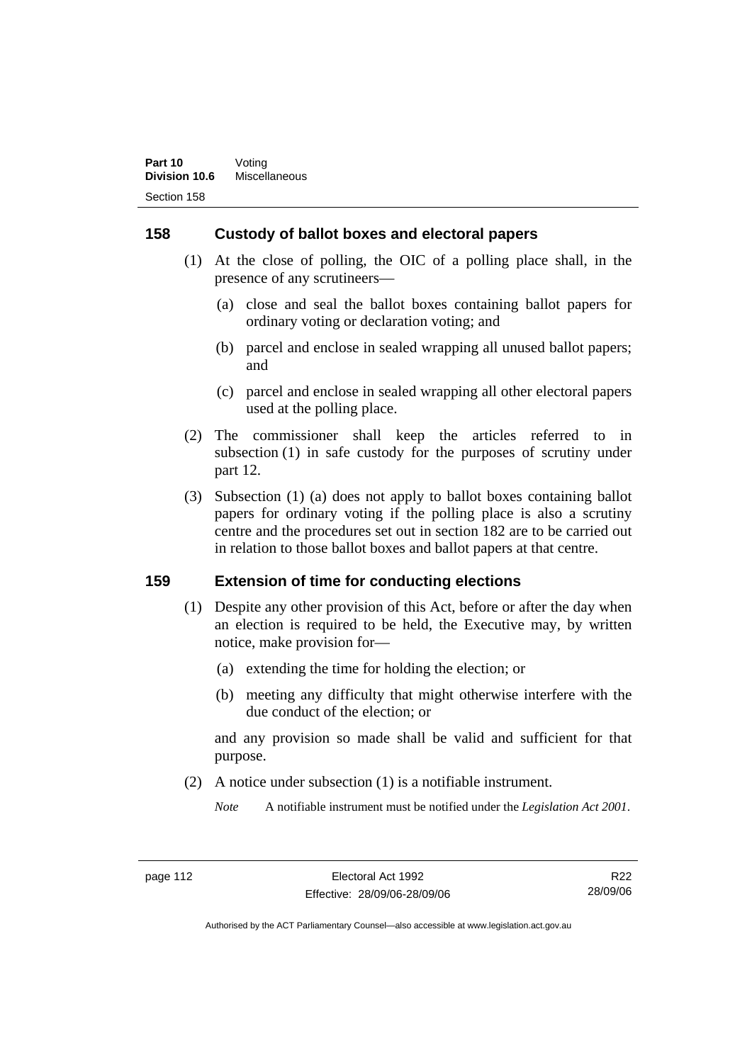## 158 Custody of ballot boxes and electoral papers

(1) At the close of polling, the OIC of a polling place shall, in the presence of any scrutineers—

(a) close and seal the ballot boxes containing ballot papers for ordinary voting or declaration voting; and

(b) parcel and enclose in sealed wrapping all unused ballot papers; and

(c) parcel and enclose in sealed wrapping all other electoral papers used at the polling place.

(2) The commissioner shall keep the articles referred to in subsection (1) in safe custody for the purposes of scrutiny under part 12.

(3) Subsection (1) (a) does not apply to ballot boxes containing ballot papers for ordinary voting if the polling place is also a scrutiny centre and the procedures set out in section 182 are to be carried out in relation to those ballot boxes and ballot papers at that centre.

## 159 Extension of time for conducting elections

(1) Despite any other provision of this Act, before or after the day when an election is required to be held, the Executive may, by written notice, make provision for—

(a) extending the time for holding the election; or

(b) meeting any difficulty that might otherwise interfere with the due conduct of the election; or

and any provision so made shall be valid and sufficient for that purpose.

(2) A notice under subsection (1) is a notifiable instrument.

*Note* A notifiable instrument must be notified under the *Legislation Act 2001*.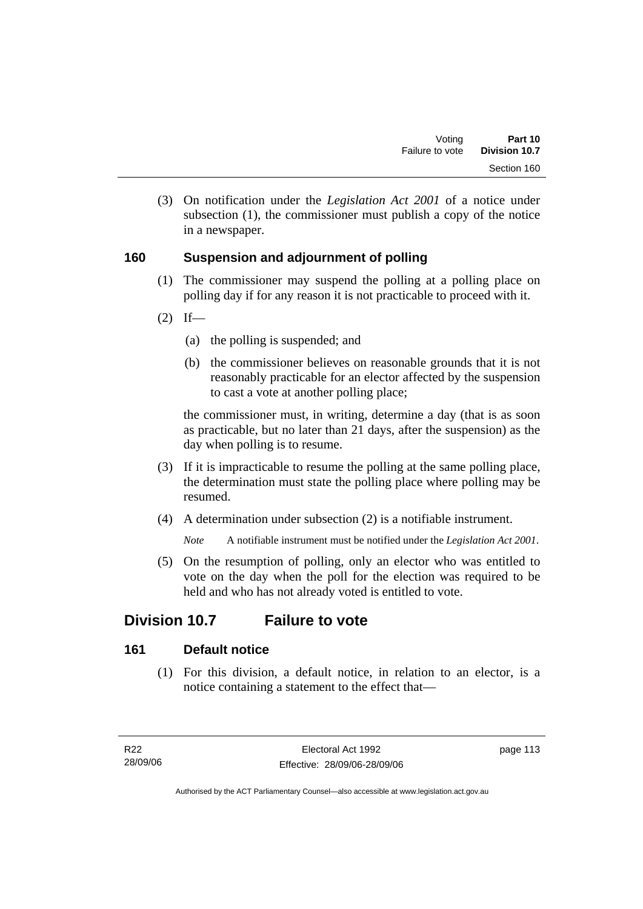(3) On notification under the *Legislation Act 2001* of a notice under subsection (1), the commissioner must publish a copy of the notice in a newspaper.

### 160 Suspension and adjournment of polling

(1) The commissioner may suspend the polling at a polling place on polling day if for any reason it is not practicable to proceed with it.

(2) If—

(a) the polling is suspended; and

(b) the commissioner believes on reasonable grounds that it is not reasonably practicable for an elector affected by the suspension to cast a vote at another polling place;

the commissioner must, in writing, determine a day (that is as soon as practicable, but no later than 21 days, after the suspension) as the day when polling is to resume.

(3) If it is impracticable to resume the polling at the same polling place, the determination must state the polling place where polling may be resumed.

(4) A determination under subsection (2) is a notifiable instrument.

*Note* A notifiable instrument must be notified under the *Legislation Act 2001*.

(5) On the resumption of polling, only an elector who was entitled to vote on the day when the poll for the election was required to be held and who has not already voted is entitled to vote.

## Division 10.7 Failure to vote

### 161 Default notice

(1) For this division, a default notice, in relation to an elector, is a notice containing a statement to the effect that—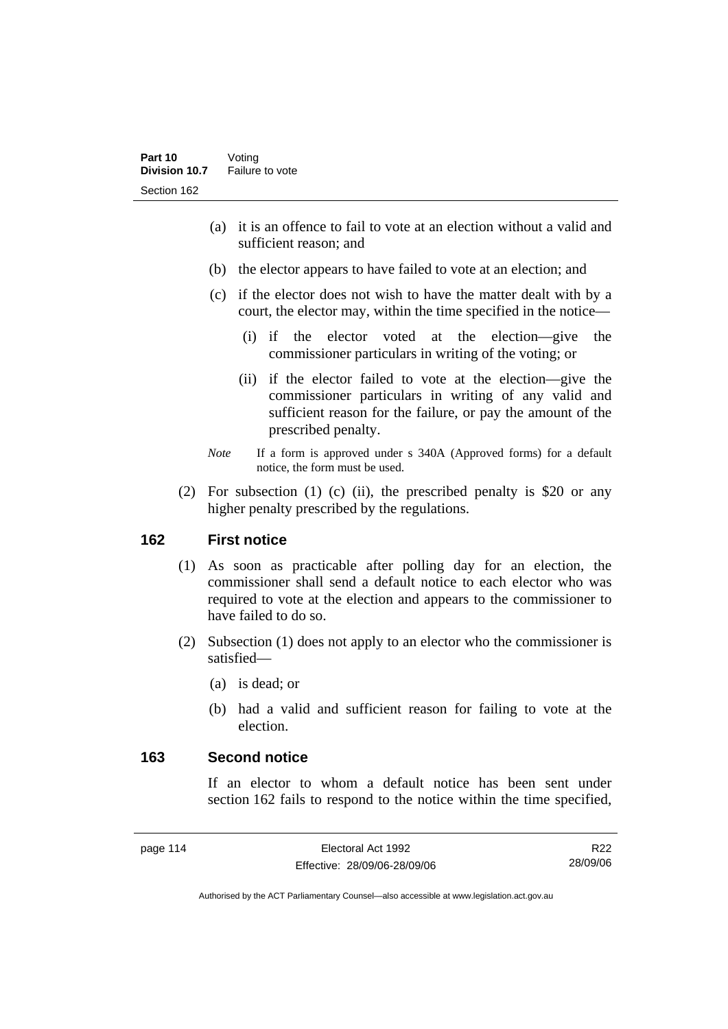(a) it is an offence to fail to vote at an election without a valid and sufficient reason; and

(b) the elector appears to have failed to vote at an election; and

(c) if the elector does not wish to have the matter dealt with by a court, the elector may, within the time specified in the notice—

(i) if the elector voted at the election—give the commissioner particulars in writing of the voting; or

(ii) if the elector failed to vote at the election—give the commissioner particulars in writing of any valid and sufficient reason for the failure, or pay the amount of the prescribed penalty.

*Note* If a form is approved under s 340A (Approved forms) for a default notice, the form must be used.

(2) For subsection (1) (c) (ii), the prescribed penalty is $20 or any higher penalty prescribed by the regulations.

## 162 First notice

(1) As soon as practicable after polling day for an election, the commissioner shall send a default notice to each elector who was required to vote at the election and appears to the commissioner to have failed to do so.

(2) Subsection (1) does not apply to an elector who the commissioner is satisfied—

(a) is dead; or

(b) had a valid and sufficient reason for failing to vote at the election.

## 163 Second notice

If an elector to whom a default notice has been sent under section 162 fails to respond to the notice within the time specified,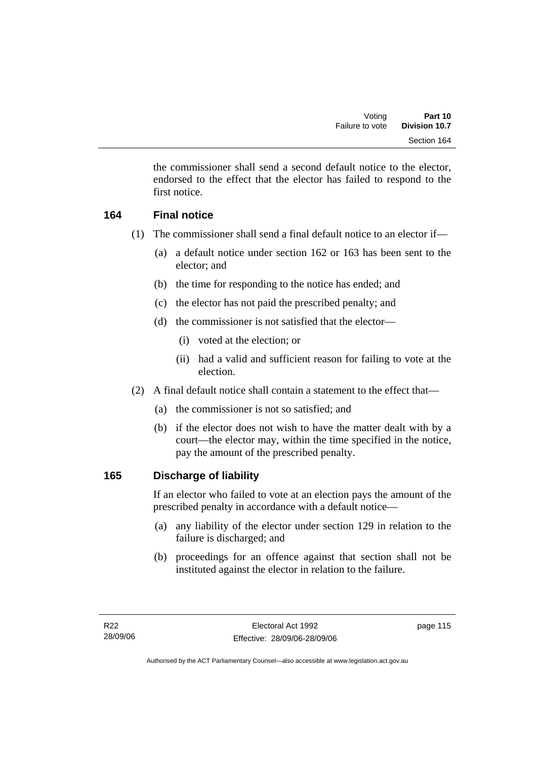the commissioner shall send a second default notice to the elector, endorsed to the effect that the elector has failed to respond to the first notice.

## 164 Final notice

(1) The commissioner shall send a final default notice to an elector if—

- (a) a default notice under section 162 or 163 has been sent to the elector; and
- (b) the time for responding to the notice has ended; and
- (c) the elector has not paid the prescribed penalty; and
- (d) the commissioner is not satisfied that the elector—
  - (i) voted at the election; or
  - (ii) had a valid and sufficient reason for failing to vote at the election.

(2) A final default notice shall contain a statement to the effect that—

- (a) the commissioner is not so satisfied; and
- (b) if the elector does not wish to have the matter dealt with by a court—the elector may, within the time specified in the notice, pay the amount of the prescribed penalty.

## 165 Discharge of liability

If an elector who failed to vote at an election pays the amount of the prescribed penalty in accordance with a default notice—

- (a) any liability of the elector under section 129 in relation to the failure is discharged; and
- (b) proceedings for an offence against that section shall not be instituted against the elector in relation to the failure.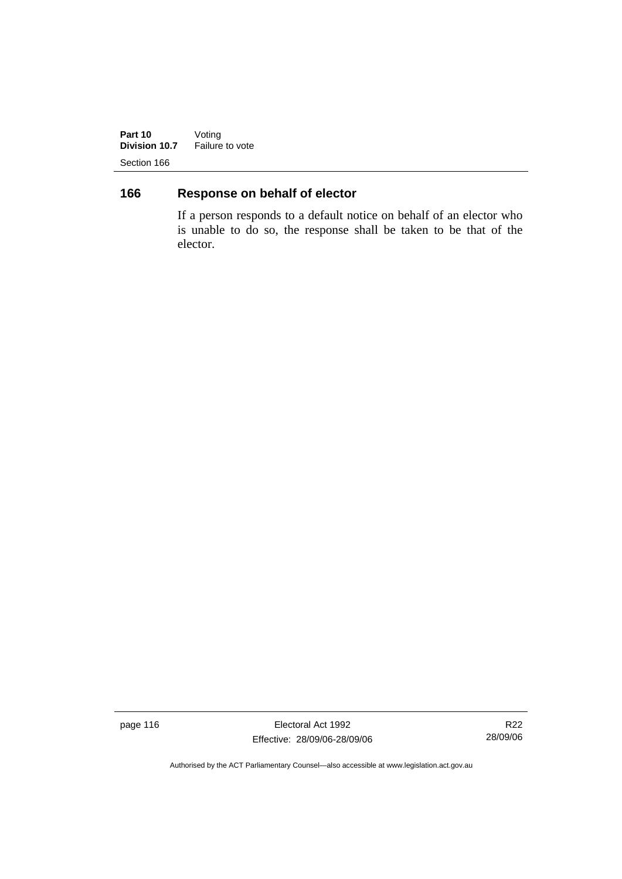## 166 Response on behalf of elector

If a person responds to a default notice on behalf of an elector who is unable to do so, the response shall be taken to be that of the elector.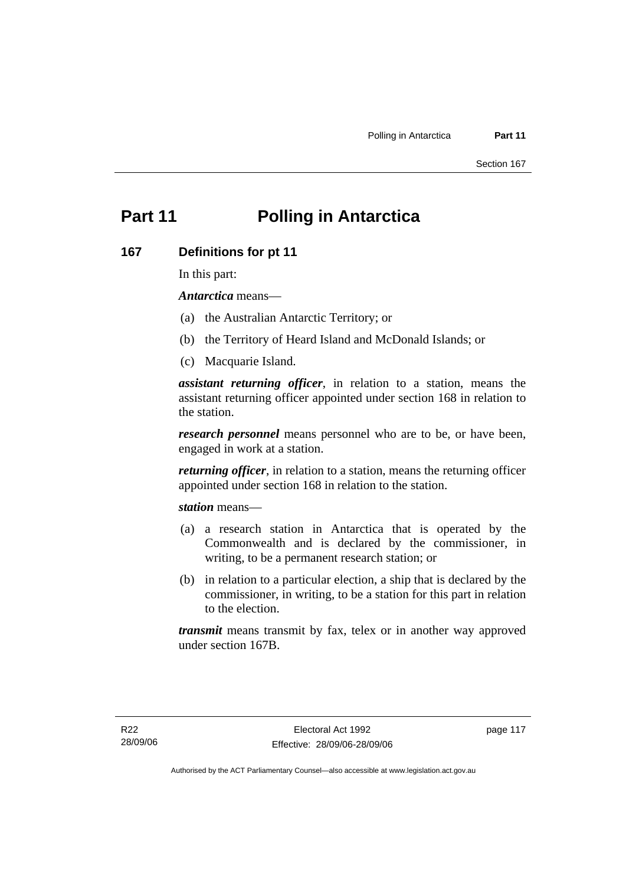# Part 11 Polling in Antarctica

## 167 Definitions for pt 11

In this part:

***Antarctica*** means—

(a) the Australian Antarctic Territory; or

(b) the Territory of Heard Island and McDonald Islands; or

(c) Macquarie Island.

***assistant returning officer***, in relation to a station, means the assistant returning officer appointed under section 168 in relation to the station.

***research personnel*** means personnel who are to be, or have been, engaged in work at a station.

***returning officer***, in relation to a station, means the returning officer appointed under section 168 in relation to the station.

***station*** means—

(a) a research station in Antarctica that is operated by the Commonwealth and is declared by the commissioner, in writing, to be a permanent research station; or

(b) in relation to a particular election, a ship that is declared by the commissioner, in writing, to be a station for this part in relation to the election.

***transmit*** means transmit by fax, telex or in another way approved under section 167B.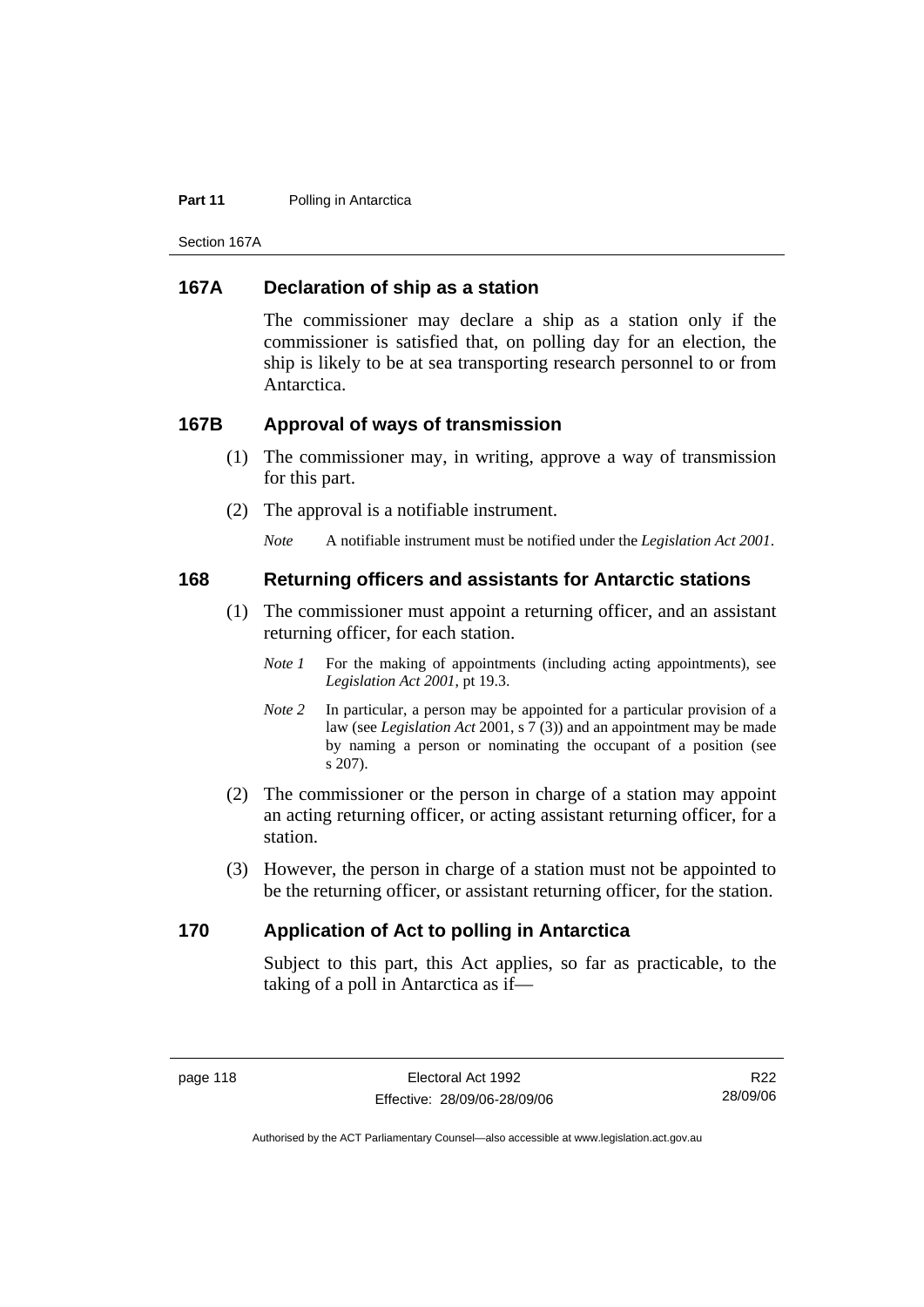### 167A Declaration of ship as a station

The commissioner may declare a ship as a station only if the commissioner is satisfied that, on polling day for an election, the ship is likely to be at sea transporting research personnel to or from Antarctica.

### 167B Approval of ways of transmission

(1) The commissioner may, in writing, approve a way of transmission for this part.

(2) The approval is a notifiable instrument.

*Note* A notifiable instrument must be notified under the *Legislation Act 2001*.

### 168 Returning officers and assistants for Antarctic stations

(1) The commissioner must appoint a returning officer, and an assistant returning officer, for each station.

*Note 1* For the making of appointments (including acting appointments), see *Legislation Act 2001*, pt 19.3.

*Note 2* In particular, a person may be appointed for a particular provision of a law (see *Legislation Act* 2001, s 7 (3)) and an appointment may be made by naming a person or nominating the occupant of a position (see s 207).

(2) The commissioner or the person in charge of a station may appoint an acting returning officer, or acting assistant returning officer, for a station.

(3) However, the person in charge of a station must not be appointed to be the returning officer, or assistant returning officer, for the station.

### 170 Application of Act to polling in Antarctica

Subject to this part, this Act applies, so far as practicable, to the taking of a poll in Antarctica as if—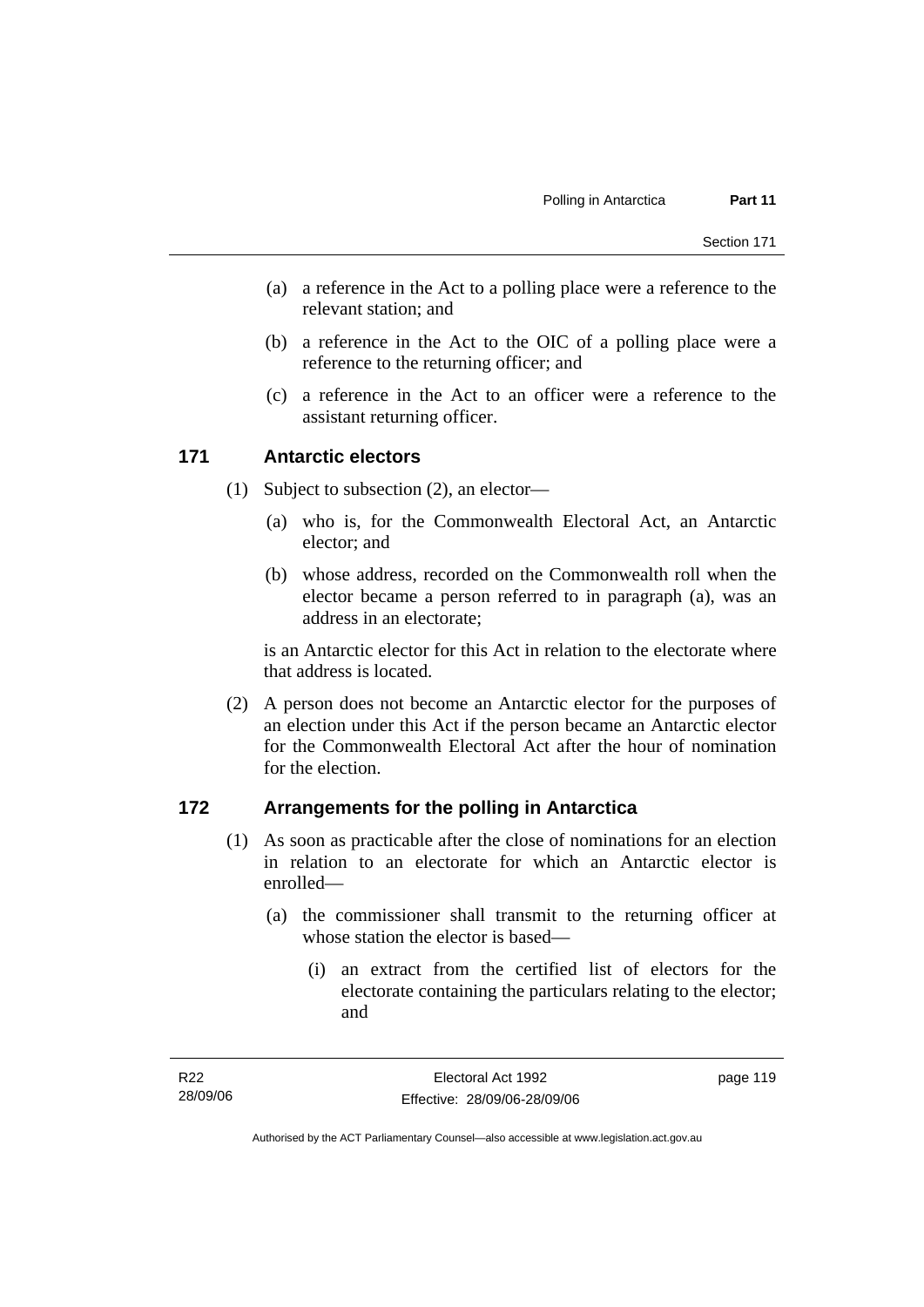(a) a reference in the Act to a polling place were a reference to the relevant station; and

(b) a reference in the Act to the OIC of a polling place were a reference to the returning officer; and

(c) a reference in the Act to an officer were a reference to the assistant returning officer.

## 171 Antarctic electors

(1) Subject to subsection (2), an elector—

(a) who is, for the Commonwealth Electoral Act, an Antarctic elector; and

(b) whose address, recorded on the Commonwealth roll when the elector became a person referred to in paragraph (a), was an address in an electorate;

is an Antarctic elector for this Act in relation to the electorate where that address is located.

(2) A person does not become an Antarctic elector for the purposes of an election under this Act if the person became an Antarctic elector for the Commonwealth Electoral Act after the hour of nomination for the election.

## 172 Arrangements for the polling in Antarctica

(1) As soon as practicable after the close of nominations for an election in relation to an electorate for which an Antarctic elector is enrolled—

(a) the commissioner shall transmit to the returning officer at whose station the elector is based—

(i) an extract from the certified list of electors for the electorate containing the particulars relating to the elector; and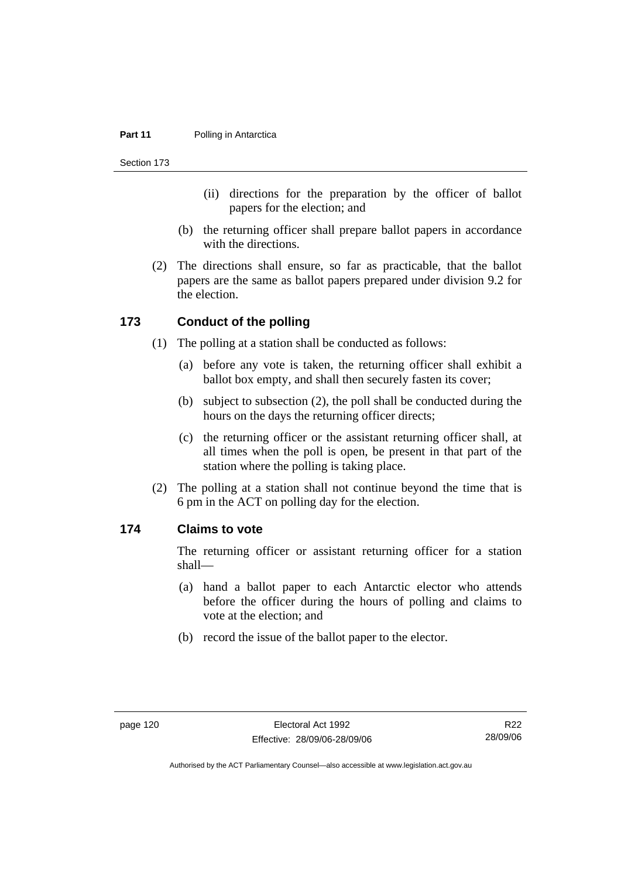- (ii) directions for the preparation by the officer of ballot papers for the election; and

- (b) the returning officer shall prepare ballot papers in accordance with the directions.

(2) The directions shall ensure, so far as practicable, that the ballot papers are the same as ballot papers prepared under division 9.2 for the election.

## 173 Conduct of the polling

(1) The polling at a station shall be conducted as follows:

- (a) before any vote is taken, the returning officer shall exhibit a ballot box empty, and shall then securely fasten its cover;
- (b) subject to subsection (2), the poll shall be conducted during the hours on the days the returning officer directs;
- (c) the returning officer or the assistant returning officer shall, at all times when the poll is open, be present in that part of the station where the polling is taking place.

(2) The polling at a station shall not continue beyond the time that is 6 pm in the ACT on polling day for the election.

## 174 Claims to vote

The returning officer or assistant returning officer for a station shall—

- (a) hand a ballot paper to each Antarctic elector who attends before the officer during the hours of polling and claims to vote at the election; and
- (b) record the issue of the ballot paper to the elector.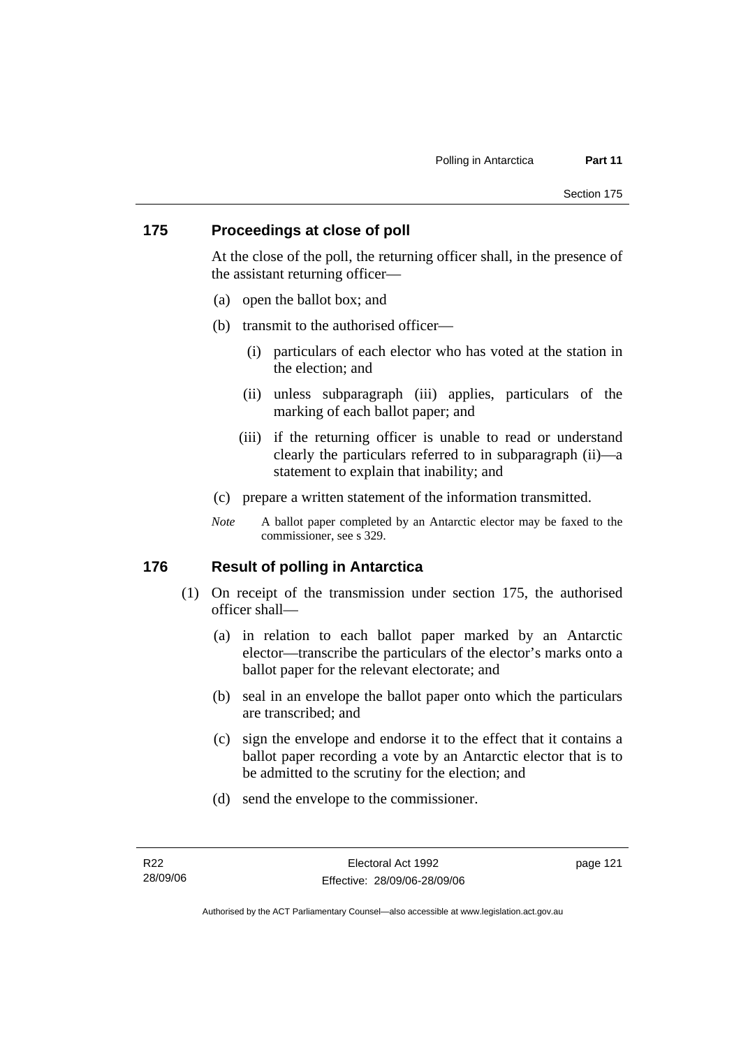## 175 Proceedings at close of poll

At the close of the poll, the returning officer shall, in the presence of the assistant returning officer—

(a) open the ballot box; and

(b) transmit to the authorised officer—

  (i) particulars of each elector who has voted at the station in the election; and

  (ii) unless subparagraph (iii) applies, particulars of the marking of each ballot paper; and

  (iii) if the returning officer is unable to read or understand clearly the particulars referred to in subparagraph (ii)—a statement to explain that inability; and

(c) prepare a written statement of the information transmitted.

*Note* A ballot paper completed by an Antarctic elector may be faxed to the commissioner, see s 329.

## 176 Result of polling in Antarctica

(1) On receipt of the transmission under section 175, the authorised officer shall—

  (a) in relation to each ballot paper marked by an Antarctic elector—transcribe the particulars of the elector's marks onto a ballot paper for the relevant electorate; and

  (b) seal in an envelope the ballot paper onto which the particulars are transcribed; and

  (c) sign the envelope and endorse it to the effect that it contains a ballot paper recording a vote by an Antarctic elector that is to be admitted to the scrutiny for the election; and

  (d) send the envelope to the commissioner.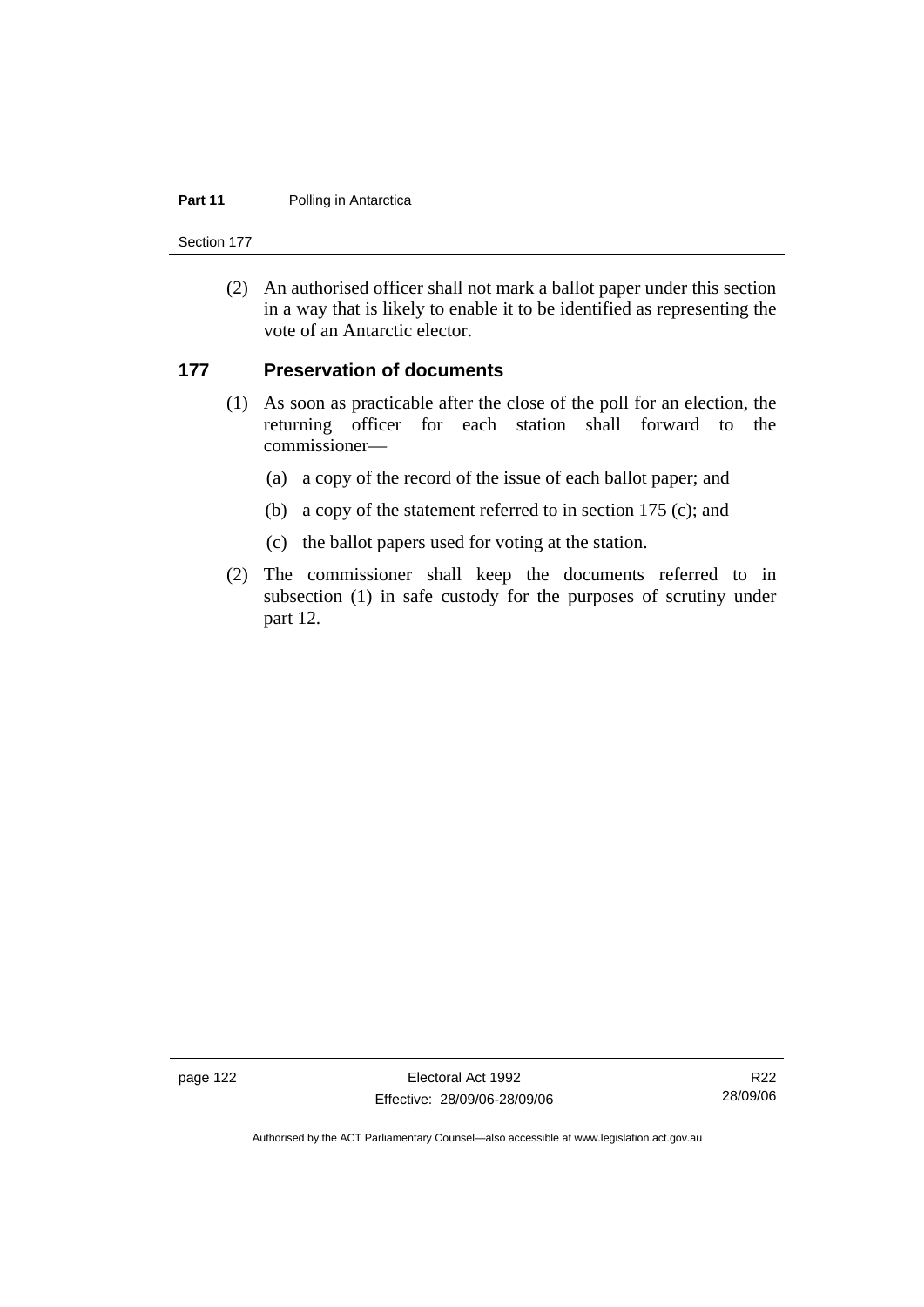(2) An authorised officer shall not mark a ballot paper under this section in a way that is likely to enable it to be identified as representing the vote of an Antarctic elector.

## 177 Preservation of documents

(1) As soon as practicable after the close of the poll for an election, the returning officer for each station shall forward to the commissioner—

(a) a copy of the record of the issue of each ballot paper; and

(b) a copy of the statement referred to in section 175 (c); and

(c) the ballot papers used for voting at the station.

(2) The commissioner shall keep the documents referred to in subsection (1) in safe custody for the purposes of scrutiny under part 12.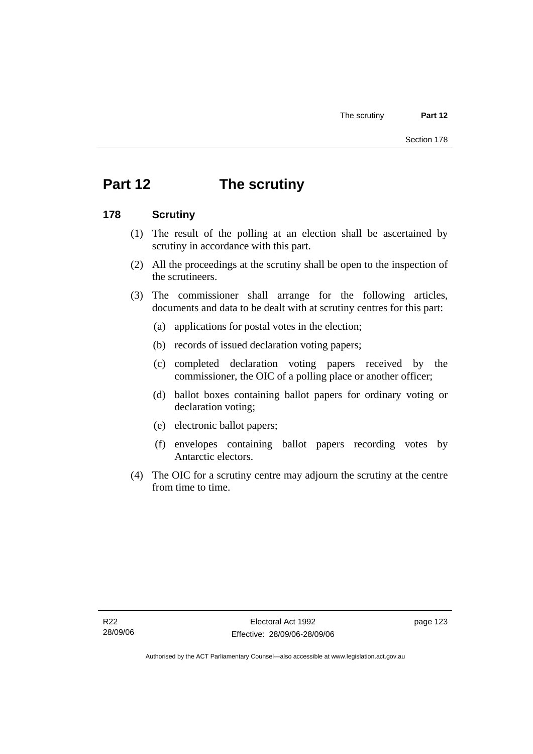# Part 12 The scrutiny

## 178 Scrutiny

(1) The result of the polling at an election shall be ascertained by scrutiny in accordance with this part.

(2) All the proceedings at the scrutiny shall be open to the inspection of the scrutineers.

(3) The commissioner shall arrange for the following articles, documents and data to be dealt with at scrutiny centres for this part:

- (a) applications for postal votes in the election;
- (b) records of issued declaration voting papers;
- (c) completed declaration voting papers received by the commissioner, the OIC of a polling place or another officer;
- (d) ballot boxes containing ballot papers for ordinary voting or declaration voting;
- (e) electronic ballot papers;
- (f) envelopes containing ballot papers recording votes by Antarctic electors.

(4) The OIC for a scrutiny centre may adjourn the scrutiny at the centre from time to time.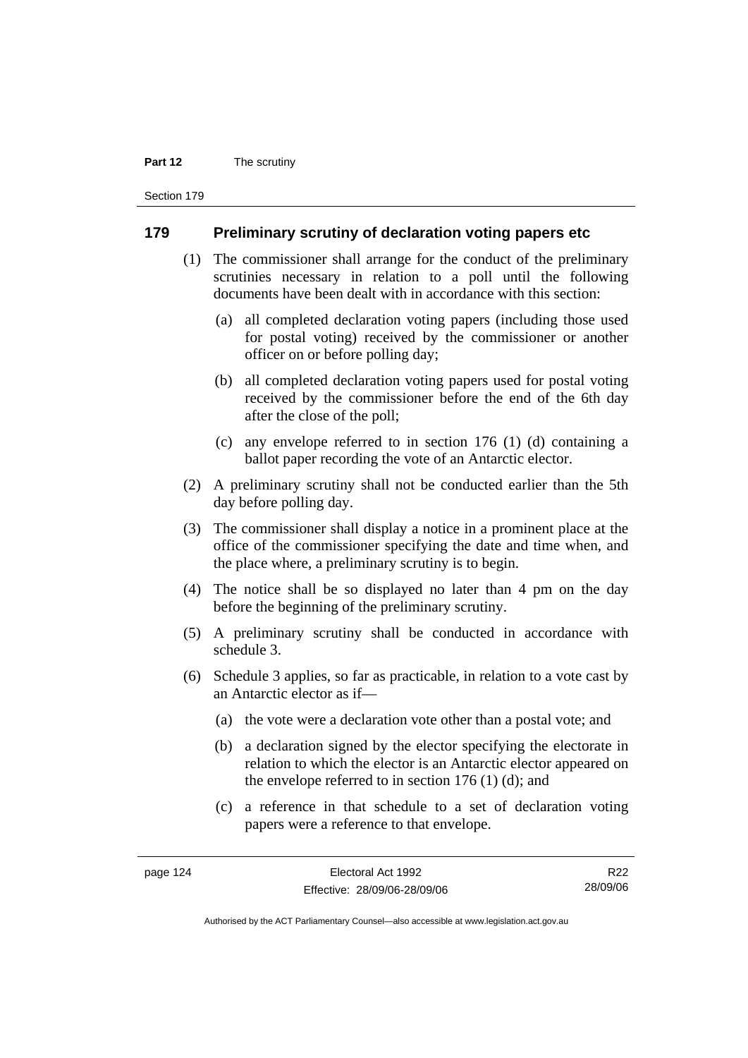## 179 Preliminary scrutiny of declaration voting papers etc

(1) The commissioner shall arrange for the conduct of the preliminary scrutinies necessary in relation to a poll until the following documents have been dealt with in accordance with this section:

  (a) all completed declaration voting papers (including those used for postal voting) received by the commissioner or another officer on or before polling day;

  (b) all completed declaration voting papers used for postal voting received by the commissioner before the end of the 6th day after the close of the poll;

  (c) any envelope referred to in section 176 (1) (d) containing a ballot paper recording the vote of an Antarctic elector.

(2) A preliminary scrutiny shall not be conducted earlier than the 5th day before polling day.

(3) The commissioner shall display a notice in a prominent place at the office of the commissioner specifying the date and time when, and the place where, a preliminary scrutiny is to begin.

(4) The notice shall be so displayed no later than 4 pm on the day before the beginning of the preliminary scrutiny.

(5) A preliminary scrutiny shall be conducted in accordance with schedule 3.

(6) Schedule 3 applies, so far as practicable, in relation to a vote cast by an Antarctic elector as if—

  (a) the vote were a declaration vote other than a postal vote; and

  (b) a declaration signed by the elector specifying the electorate in relation to which the elector is an Antarctic elector appeared on the envelope referred to in section 176 (1) (d); and

  (c) a reference in that schedule to a set of declaration voting papers were a reference to that envelope.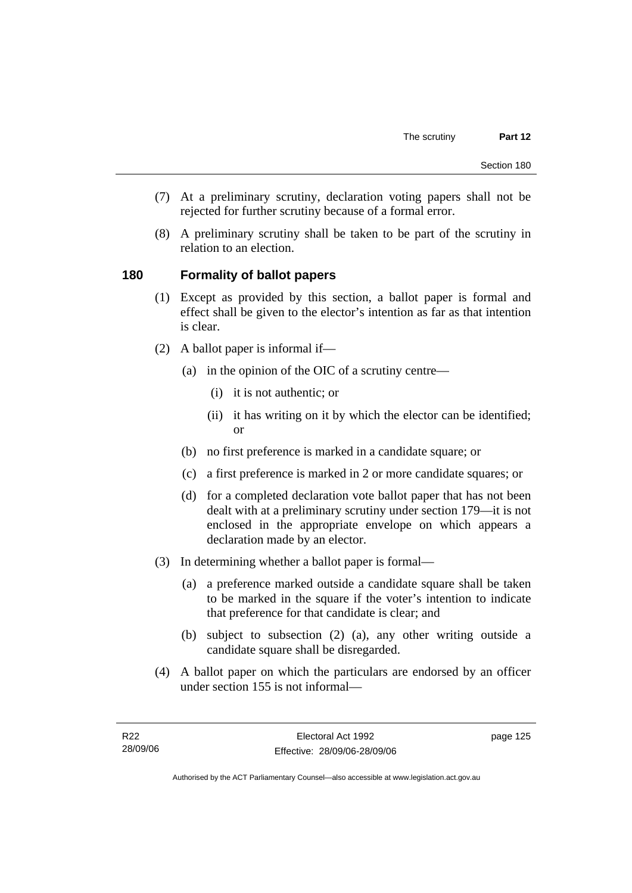(7) At a preliminary scrutiny, declaration voting papers shall not be rejected for further scrutiny because of a formal error.

(8) A preliminary scrutiny shall be taken to be part of the scrutiny in relation to an election.

## 180 Formality of ballot papers

(1) Except as provided by this section, a ballot paper is formal and effect shall be given to the elector's intention as far as that intention is clear.

(2) A ballot paper is informal if—

(a) in the opinion of the OIC of a scrutiny centre—

(i) it is not authentic; or

(ii) it has writing on it by which the elector can be identified; or

(b) no first preference is marked in a candidate square; or

(c) a first preference is marked in 2 or more candidate squares; or

(d) for a completed declaration vote ballot paper that has not been dealt with at a preliminary scrutiny under section 179—it is not enclosed in the appropriate envelope on which appears a declaration made by an elector.

(3) In determining whether a ballot paper is formal—

(a) a preference marked outside a candidate square shall be taken to be marked in the square if the voter's intention to indicate that preference for that candidate is clear; and

(b) subject to subsection (2) (a), any other writing outside a candidate square shall be disregarded.

(4) A ballot paper on which the particulars are endorsed by an officer under section 155 is not informal—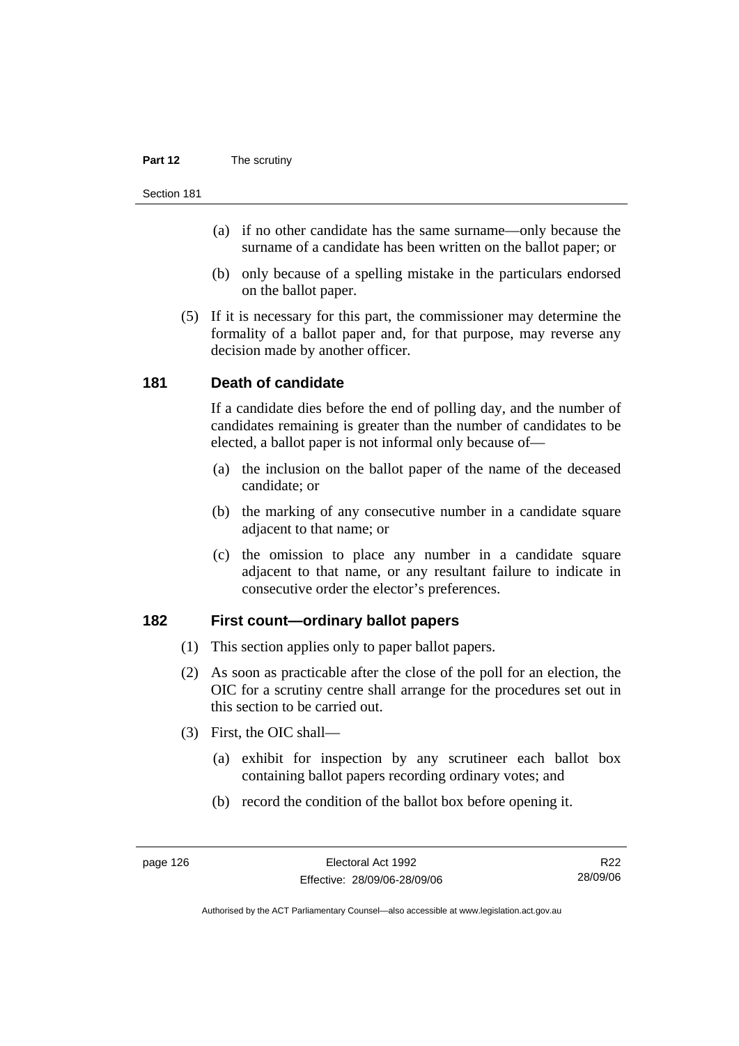(a) if no other candidate has the same surname—only because the surname of a candidate has been written on the ballot paper; or

(b) only because of a spelling mistake in the particulars endorsed on the ballot paper.

(5) If it is necessary for this part, the commissioner may determine the formality of a ballot paper and, for that purpose, may reverse any decision made by another officer.

## 181 Death of candidate

If a candidate dies before the end of polling day, and the number of candidates remaining is greater than the number of candidates to be elected, a ballot paper is not informal only because of—

(a) the inclusion on the ballot paper of the name of the deceased candidate; or

(b) the marking of any consecutive number in a candidate square adjacent to that name; or

(c) the omission to place any number in a candidate square adjacent to that name, or any resultant failure to indicate in consecutive order the elector's preferences.

## 182 First count—ordinary ballot papers

(1) This section applies only to paper ballot papers.

(2) As soon as practicable after the close of the poll for an election, the OIC for a scrutiny centre shall arrange for the procedures set out in this section to be carried out.

(3) First, the OIC shall—

(a) exhibit for inspection by any scrutineer each ballot box containing ballot papers recording ordinary votes; and

(b) record the condition of the ballot box before opening it.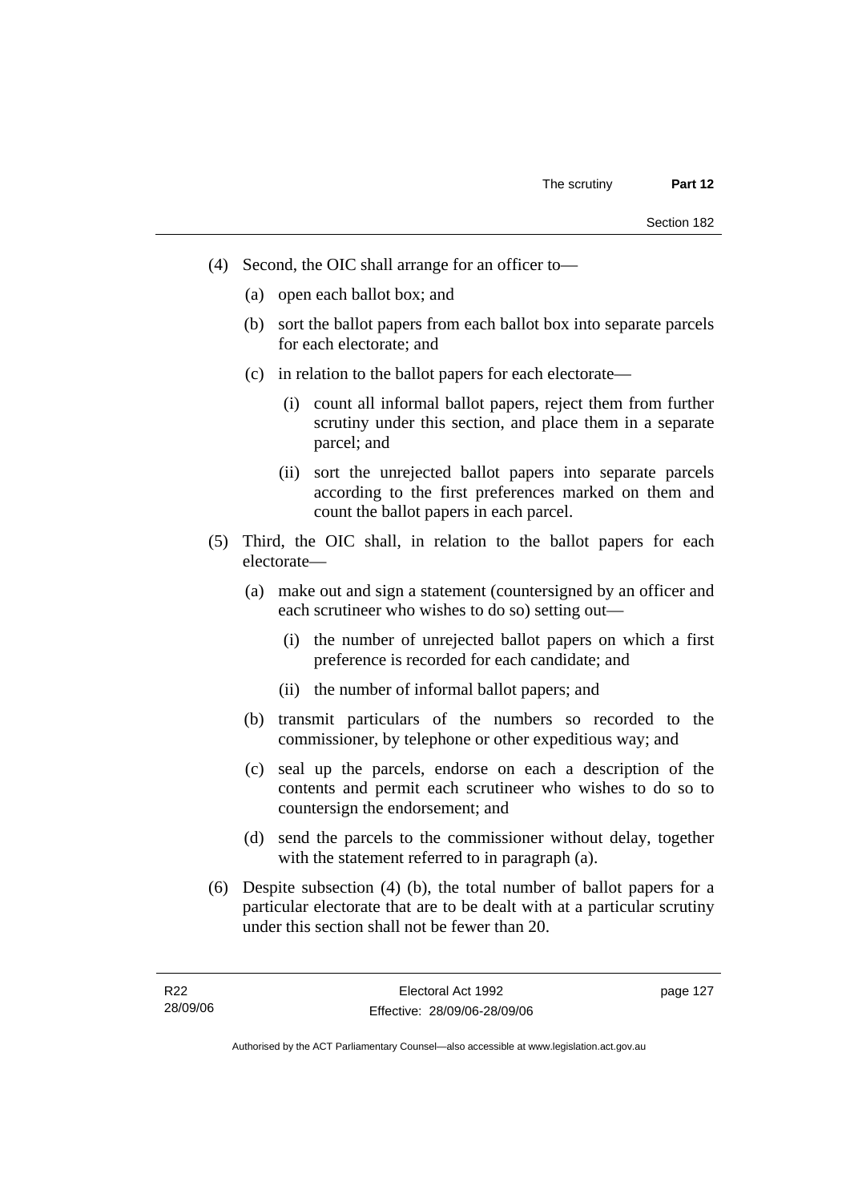(4) Second, the OIC shall arrange for an officer to—

(a) open each ballot box; and

(b) sort the ballot papers from each ballot box into separate parcels for each electorate; and

(c) in relation to the ballot papers for each electorate—

(i) count all informal ballot papers, reject them from further scrutiny under this section, and place them in a separate parcel; and

(ii) sort the unrejected ballot papers into separate parcels according to the first preferences marked on them and count the ballot papers in each parcel.

(5) Third, the OIC shall, in relation to the ballot papers for each electorate—

(a) make out and sign a statement (countersigned by an officer and each scrutineer who wishes to do so) setting out—

(i) the number of unrejected ballot papers on which a first preference is recorded for each candidate; and

(ii) the number of informal ballot papers; and

(b) transmit particulars of the numbers so recorded to the commissioner, by telephone or other expeditious way; and

(c) seal up the parcels, endorse on each a description of the contents and permit each scrutineer who wishes to do so to countersign the endorsement; and

(d) send the parcels to the commissioner without delay, together with the statement referred to in paragraph (a).

(6) Despite subsection (4) (b), the total number of ballot papers for a particular electorate that are to be dealt with at a particular scrutiny under this section shall not be fewer than 20.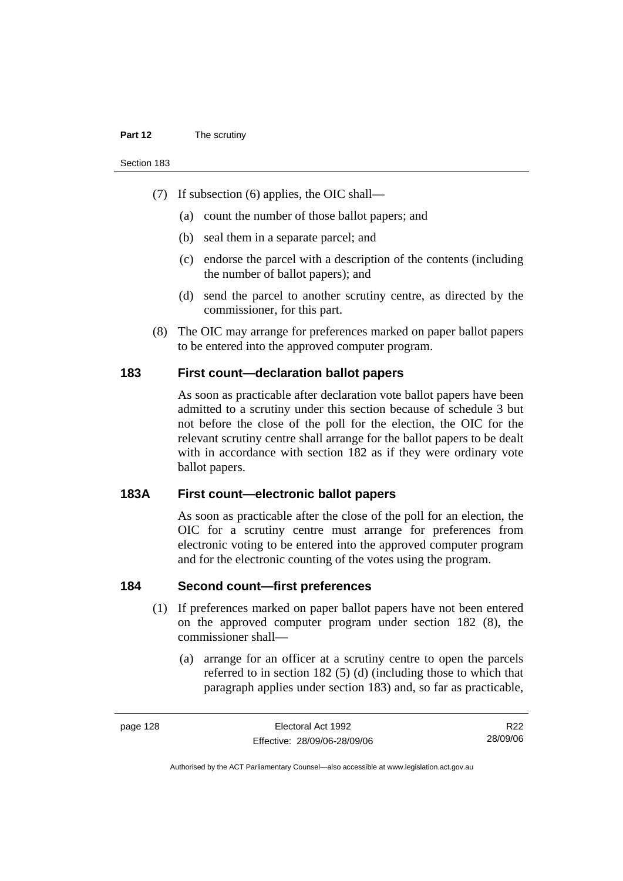(7) If subsection (6) applies, the OIC shall—

(a) count the number of those ballot papers; and

(b) seal them in a separate parcel; and

(c) endorse the parcel with a description of the contents (including the number of ballot papers); and

(d) send the parcel to another scrutiny centre, as directed by the commissioner, for this part.

(8) The OIC may arrange for preferences marked on paper ballot papers to be entered into the approved computer program.

## 183 First count—declaration ballot papers

As soon as practicable after declaration vote ballot papers have been admitted to a scrutiny under this section because of schedule 3 but not before the close of the poll for the election, the OIC for the relevant scrutiny centre shall arrange for the ballot papers to be dealt with in accordance with section 182 as if they were ordinary vote ballot papers.

## 183A First count—electronic ballot papers

As soon as practicable after the close of the poll for an election, the OIC for a scrutiny centre must arrange for preferences from electronic voting to be entered into the approved computer program and for the electronic counting of the votes using the program.

## 184 Second count—first preferences

(1) If preferences marked on paper ballot papers have not been entered on the approved computer program under section 182 (8), the commissioner shall—

(a) arrange for an officer at a scrutiny centre to open the parcels referred to in section 182 (5) (d) (including those to which that paragraph applies under section 183) and, so far as practicable,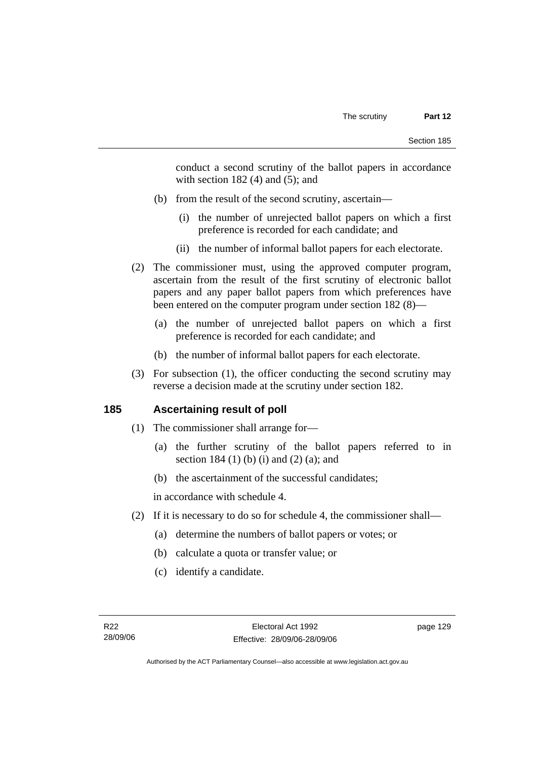conduct a second scrutiny of the ballot papers in accordance with section 182 (4) and (5); and

(b) from the result of the second scrutiny, ascertain—

(i) the number of unrejected ballot papers on which a first preference is recorded for each candidate; and

(ii) the number of informal ballot papers for each electorate.

(2) The commissioner must, using the approved computer program, ascertain from the result of the first scrutiny of electronic ballot papers and any paper ballot papers from which preferences have been entered on the computer program under section 182 (8)—

(a) the number of unrejected ballot papers on which a first preference is recorded for each candidate; and

(b) the number of informal ballot papers for each electorate.

(3) For subsection (1), the officer conducting the second scrutiny may reverse a decision made at the scrutiny under section 182.

## 185 Ascertaining result of poll

(1) The commissioner shall arrange for—

(a) the further scrutiny of the ballot papers referred to in section 184 (1) (b) (i) and (2) (a); and

(b) the ascertainment of the successful candidates;

in accordance with schedule 4.

(2) If it is necessary to do so for schedule 4, the commissioner shall—

(a) determine the numbers of ballot papers or votes; or

(b) calculate a quota or transfer value; or

(c) identify a candidate.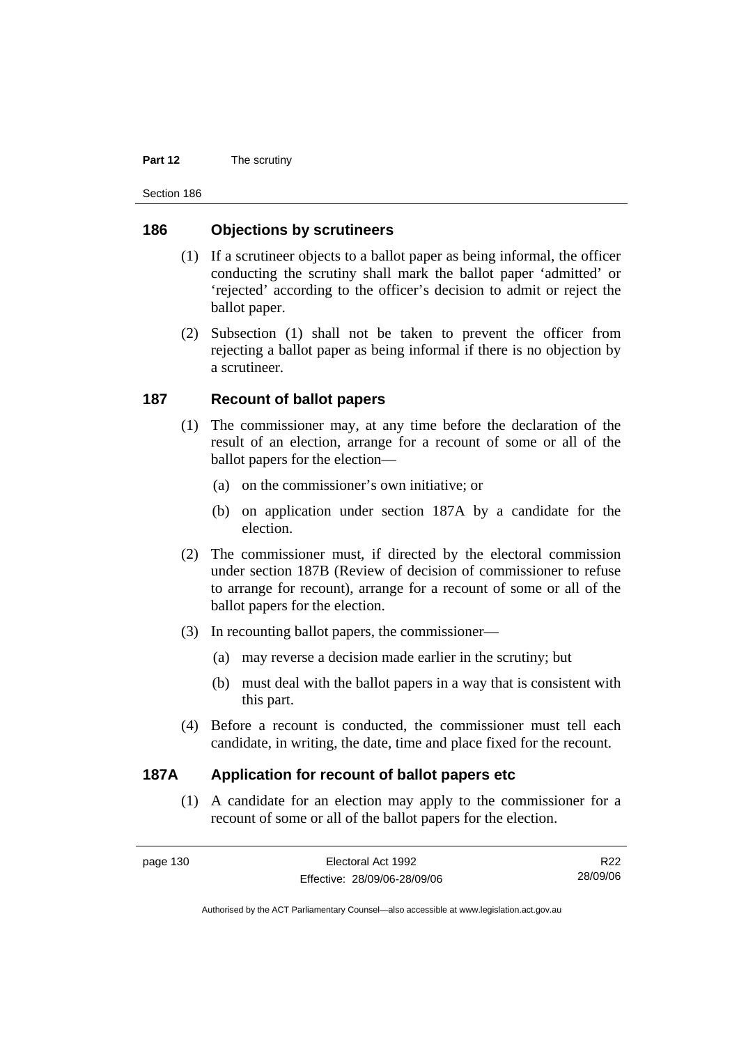## 186 Objections by scrutineers

(1) If a scrutineer objects to a ballot paper as being informal, the officer conducting the scrutiny shall mark the ballot paper 'admitted' or 'rejected' according to the officer's decision to admit or reject the ballot paper.

(2) Subsection (1) shall not be taken to prevent the officer from rejecting a ballot paper as being informal if there is no objection by a scrutineer.

## 187 Recount of ballot papers

(1) The commissioner may, at any time before the declaration of the result of an election, arrange for a recount of some or all of the ballot papers for the election—

(a) on the commissioner's own initiative; or

(b) on application under section 187A by a candidate for the election.

(2) The commissioner must, if directed by the electoral commission under section 187B (Review of decision of commissioner to refuse to arrange for recount), arrange for a recount of some or all of the ballot papers for the election.

(3) In recounting ballot papers, the commissioner—

(a) may reverse a decision made earlier in the scrutiny; but

(b) must deal with the ballot papers in a way that is consistent with this part.

(4) Before a recount is conducted, the commissioner must tell each candidate, in writing, the date, time and place fixed for the recount.

## 187A Application for recount of ballot papers etc

(1) A candidate for an election may apply to the commissioner for a recount of some or all of the ballot papers for the election.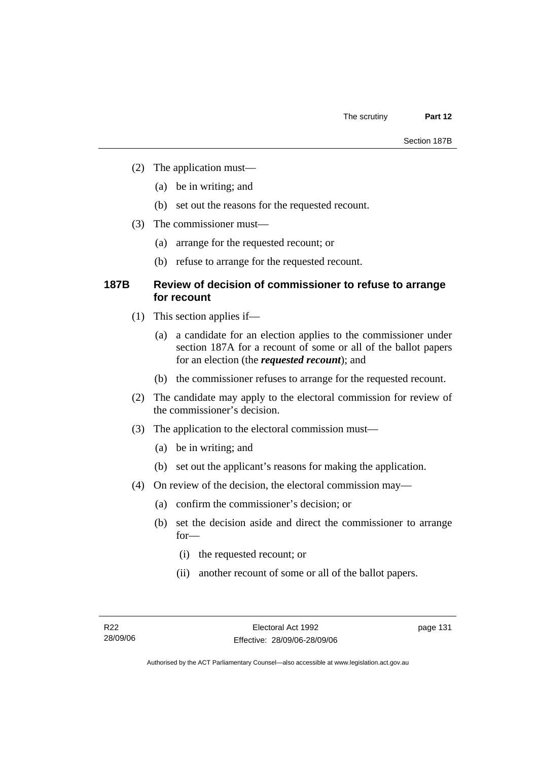(2) The application must—

(a) be in writing; and

(b) set out the reasons for the requested recount.

(3) The commissioner must—

(a) arrange for the requested recount; or

(b) refuse to arrange for the requested recount.

### 187B Review of decision of commissioner to refuse to arrange for recount

(1) This section applies if—

(a) a candidate for an election applies to the commissioner under section 187A for a recount of some or all of the ballot papers for an election (the ***requested recount***); and

(b) the commissioner refuses to arrange for the requested recount.

(2) The candidate may apply to the electoral commission for review of the commissioner's decision.

(3) The application to the electoral commission must—

(a) be in writing; and

(b) set out the applicant's reasons for making the application.

(4) On review of the decision, the electoral commission may—

(a) confirm the commissioner's decision; or

(b) set the decision aside and direct the commissioner to arrange for—

(i) the requested recount; or

(ii) another recount of some or all of the ballot papers.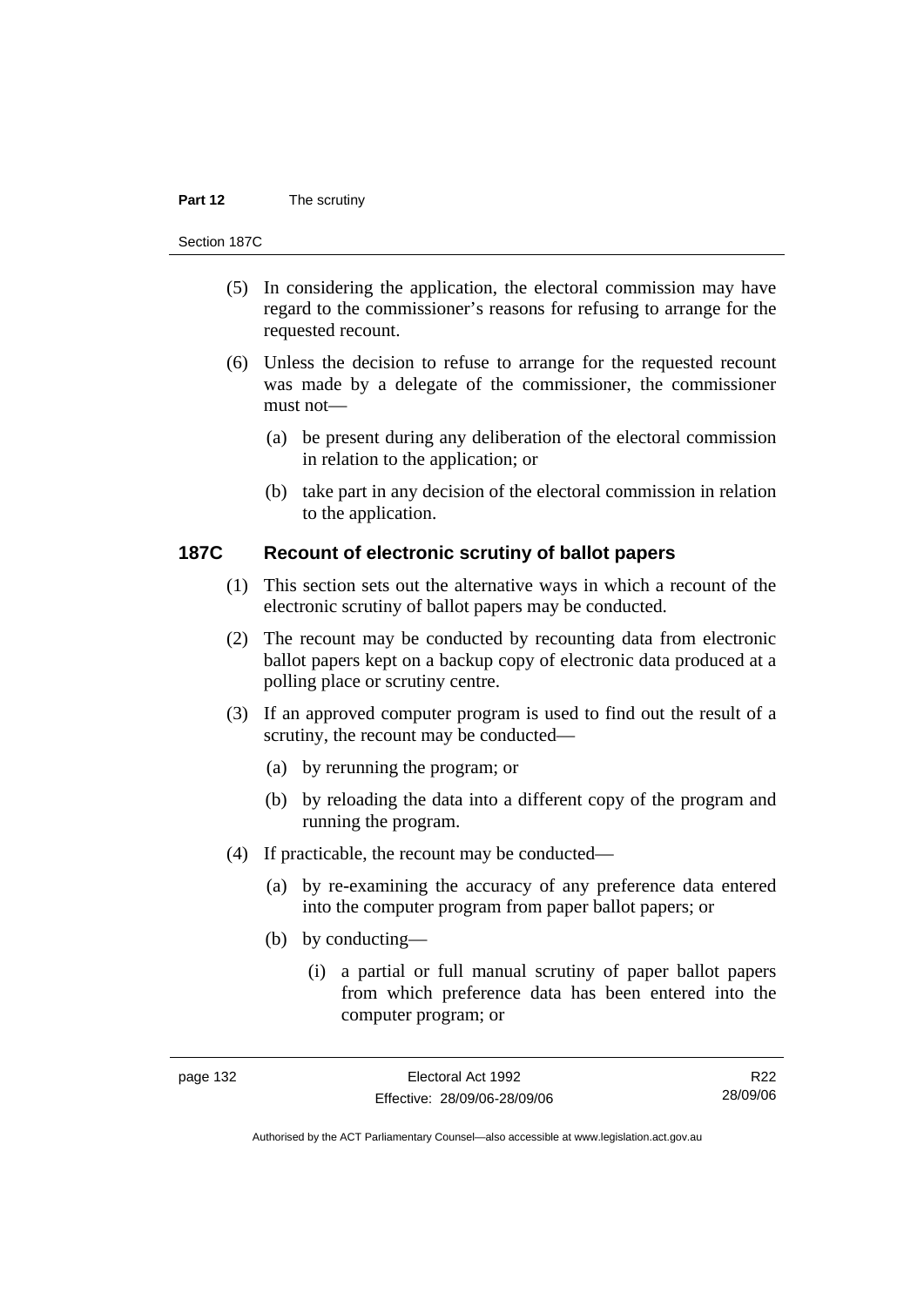(5) In considering the application, the electoral commission may have regard to the commissioner's reasons for refusing to arrange for the requested recount.

(6) Unless the decision to refuse to arrange for the requested recount was made by a delegate of the commissioner, the commissioner must not—

(a) be present during any deliberation of the electoral commission in relation to the application; or

(b) take part in any decision of the electoral commission in relation to the application.

## 187C Recount of electronic scrutiny of ballot papers

(1) This section sets out the alternative ways in which a recount of the electronic scrutiny of ballot papers may be conducted.

(2) The recount may be conducted by recounting data from electronic ballot papers kept on a backup copy of electronic data produced at a polling place or scrutiny centre.

(3) If an approved computer program is used to find out the result of a scrutiny, the recount may be conducted—

(a) by rerunning the program; or

(b) by reloading the data into a different copy of the program and running the program.

(4) If practicable, the recount may be conducted—

(a) by re-examining the accuracy of any preference data entered into the computer program from paper ballot papers; or

(b) by conducting—

(i) a partial or full manual scrutiny of paper ballot papers from which preference data has been entered into the computer program; or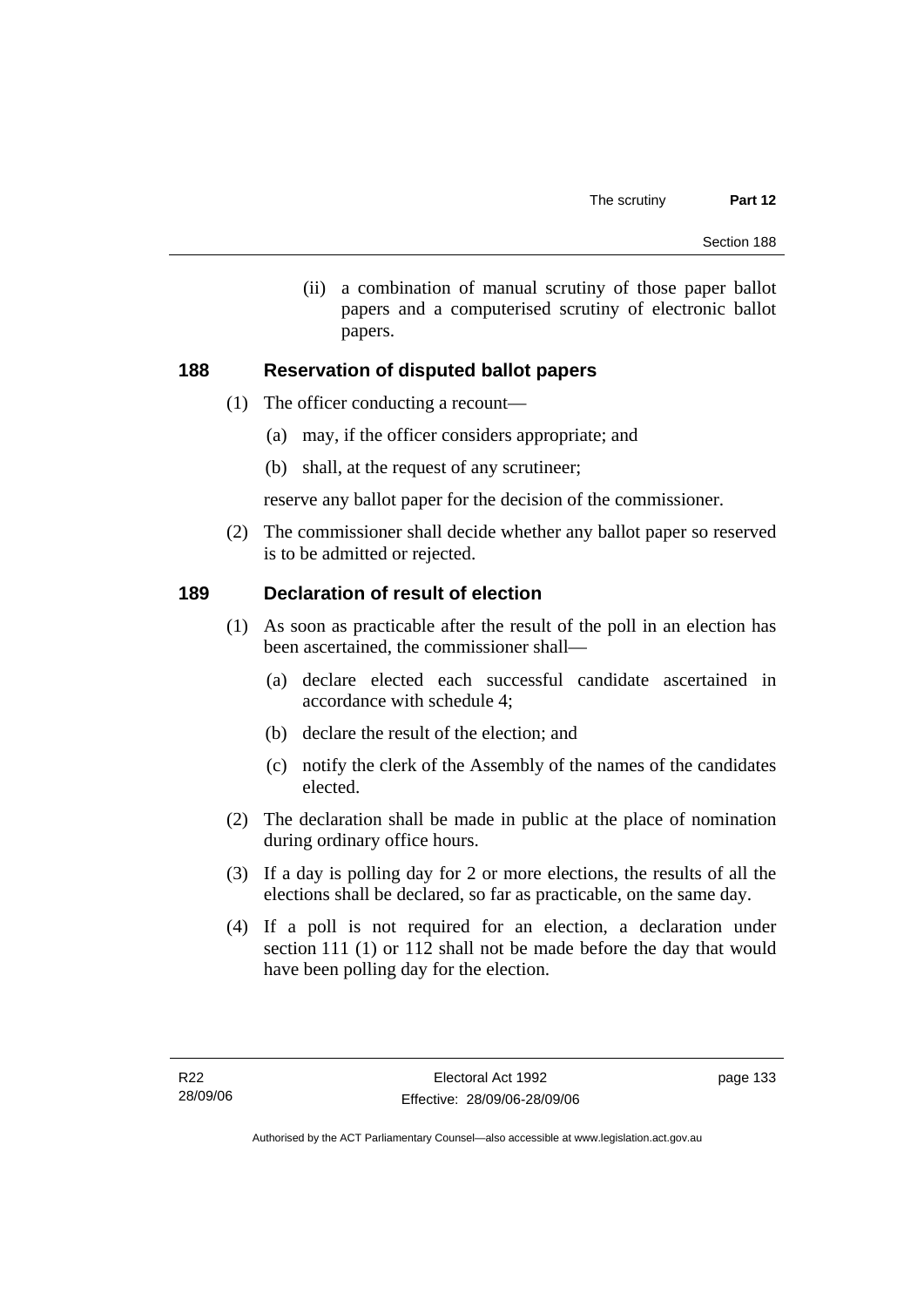(ii) a combination of manual scrutiny of those paper ballot papers and a computerised scrutiny of electronic ballot papers.

## 188 Reservation of disputed ballot papers

(1) The officer conducting a recount—

(a) may, if the officer considers appropriate; and

(b) shall, at the request of any scrutineer;

reserve any ballot paper for the decision of the commissioner.

(2) The commissioner shall decide whether any ballot paper so reserved is to be admitted or rejected.

## 189 Declaration of result of election

(1) As soon as practicable after the result of the poll in an election has been ascertained, the commissioner shall—

(a) declare elected each successful candidate ascertained in accordance with schedule 4;

(b) declare the result of the election; and

(c) notify the clerk of the Assembly of the names of the candidates elected.

(2) The declaration shall be made in public at the place of nomination during ordinary office hours.

(3) If a day is polling day for 2 or more elections, the results of all the elections shall be declared, so far as practicable, on the same day.

(4) If a poll is not required for an election, a declaration under section 111 (1) or 112 shall not be made before the day that would have been polling day for the election.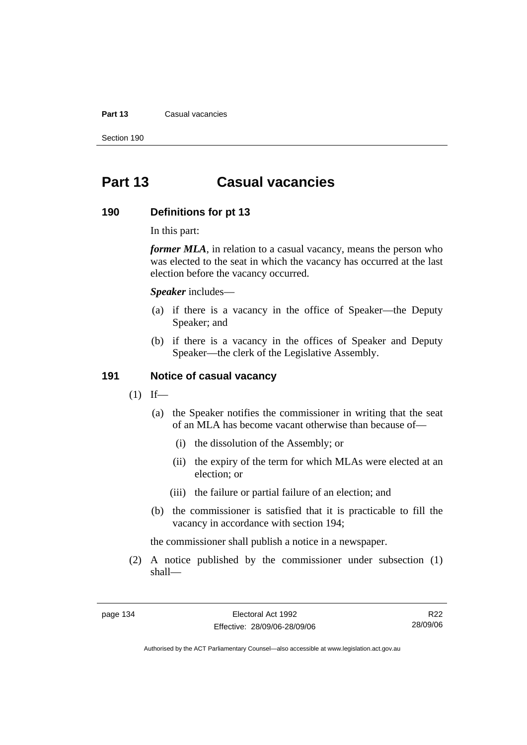# Part 13 Casual vacancies

## 190 Definitions for pt 13

In this part:

***former MLA***, in relation to a casual vacancy, means the person who was elected to the seat in which the vacancy has occurred at the last election before the vacancy occurred.

***Speaker*** includes—

(a) if there is a vacancy in the office of Speaker—the Deputy Speaker; and

(b) if there is a vacancy in the offices of Speaker and Deputy Speaker—the clerk of the Legislative Assembly.

## 191 Notice of casual vacancy

(1) If—

(a) the Speaker notifies the commissioner in writing that the seat of an MLA has become vacant otherwise than because of—

(i) the dissolution of the Assembly; or

(ii) the expiry of the term for which MLAs were elected at an election; or

(iii) the failure or partial failure of an election; and

(b) the commissioner is satisfied that it is practicable to fill the vacancy in accordance with section 194;

the commissioner shall publish a notice in a newspaper.

(2) A notice published by the commissioner under subsection (1) shall—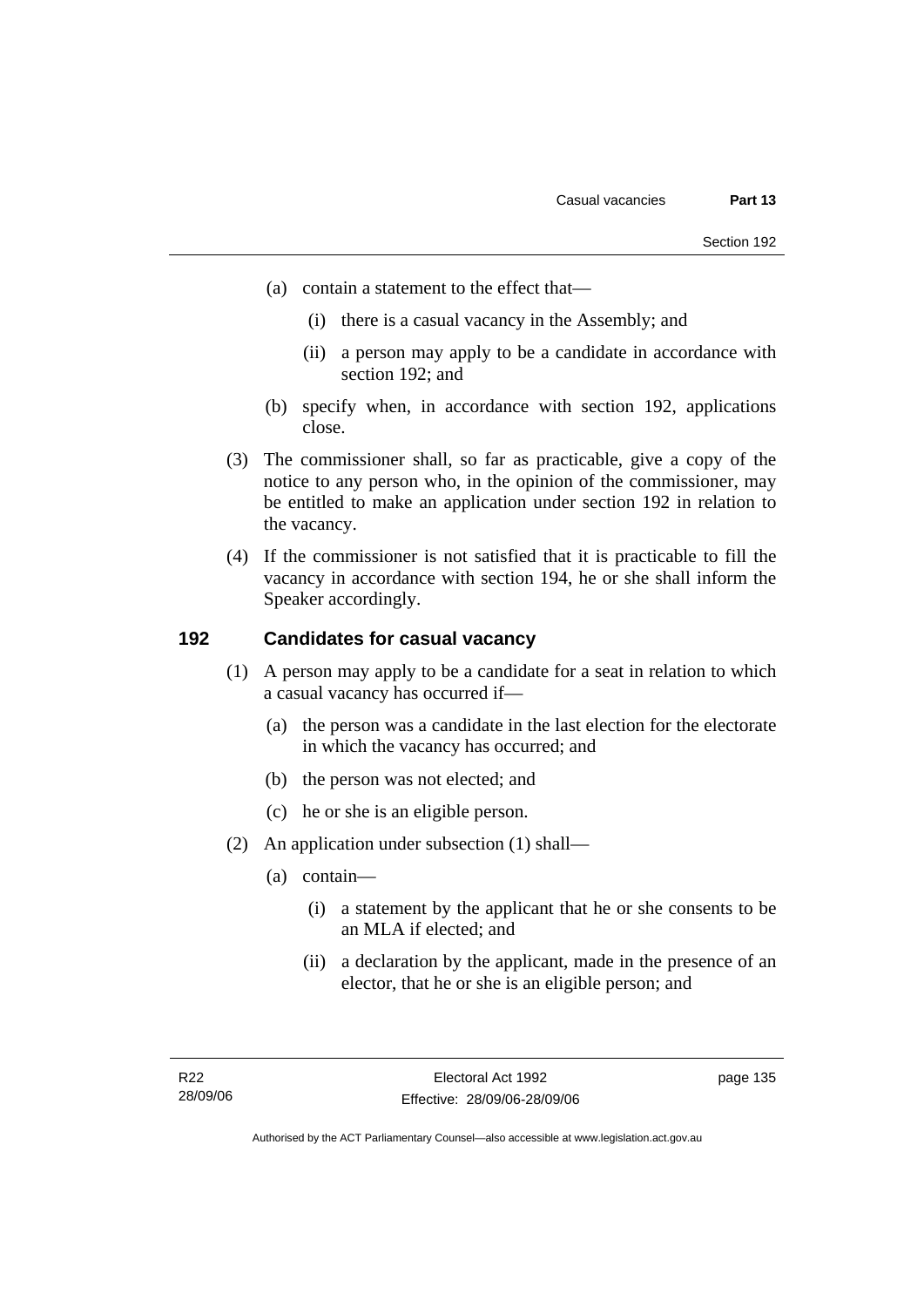(a) contain a statement to the effect that—

  (i) there is a casual vacancy in the Assembly; and

  (ii) a person may apply to be a candidate in accordance with section 192; and

(b) specify when, in accordance with section 192, applications close.

(3) The commissioner shall, so far as practicable, give a copy of the notice to any person who, in the opinion of the commissioner, may be entitled to make an application under section 192 in relation to the vacancy.

(4) If the commissioner is not satisfied that it is practicable to fill the vacancy in accordance with section 194, he or she shall inform the Speaker accordingly.

## 192 Candidates for casual vacancy

(1) A person may apply to be a candidate for a seat in relation to which a casual vacancy has occurred if—

  (a) the person was a candidate in the last election for the electorate in which the vacancy has occurred; and

  (b) the person was not elected; and

  (c) he or she is an eligible person.

(2) An application under subsection (1) shall—

  (a) contain—

    (i) a statement by the applicant that he or she consents to be an MLA if elected; and

    (ii) a declaration by the applicant, made in the presence of an elector, that he or she is an eligible person; and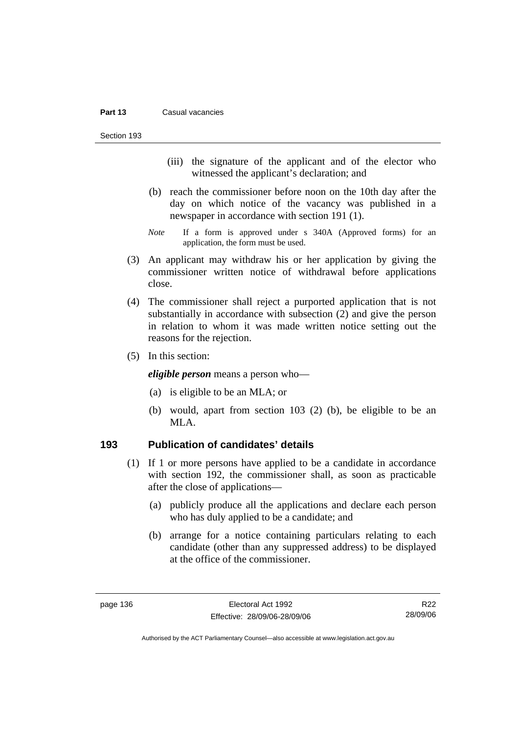(iii) the signature of the applicant and of the elector who witnessed the applicant's declaration; and

(b) reach the commissioner before noon on the 10th day after the day on which notice of the vacancy was published in a newspaper in accordance with section 191 (1).

*Note* If a form is approved under s 340A (Approved forms) for an application, the form must be used.

(3) An applicant may withdraw his or her application by giving the commissioner written notice of withdrawal before applications close.

(4) The commissioner shall reject a purported application that is not substantially in accordance with subsection (2) and give the person in relation to whom it was made written notice setting out the reasons for the rejection.

(5) In this section:

***eligible person*** means a person who—

(a) is eligible to be an MLA; or

(b) would, apart from section 103 (2) (b), be eligible to be an MLA.

## 193 Publication of candidates' details

(1) If 1 or more persons have applied to be a candidate in accordance with section 192, the commissioner shall, as soon as practicable after the close of applications—

(a) publicly produce all the applications and declare each person who has duly applied to be a candidate; and

(b) arrange for a notice containing particulars relating to each candidate (other than any suppressed address) to be displayed at the office of the commissioner.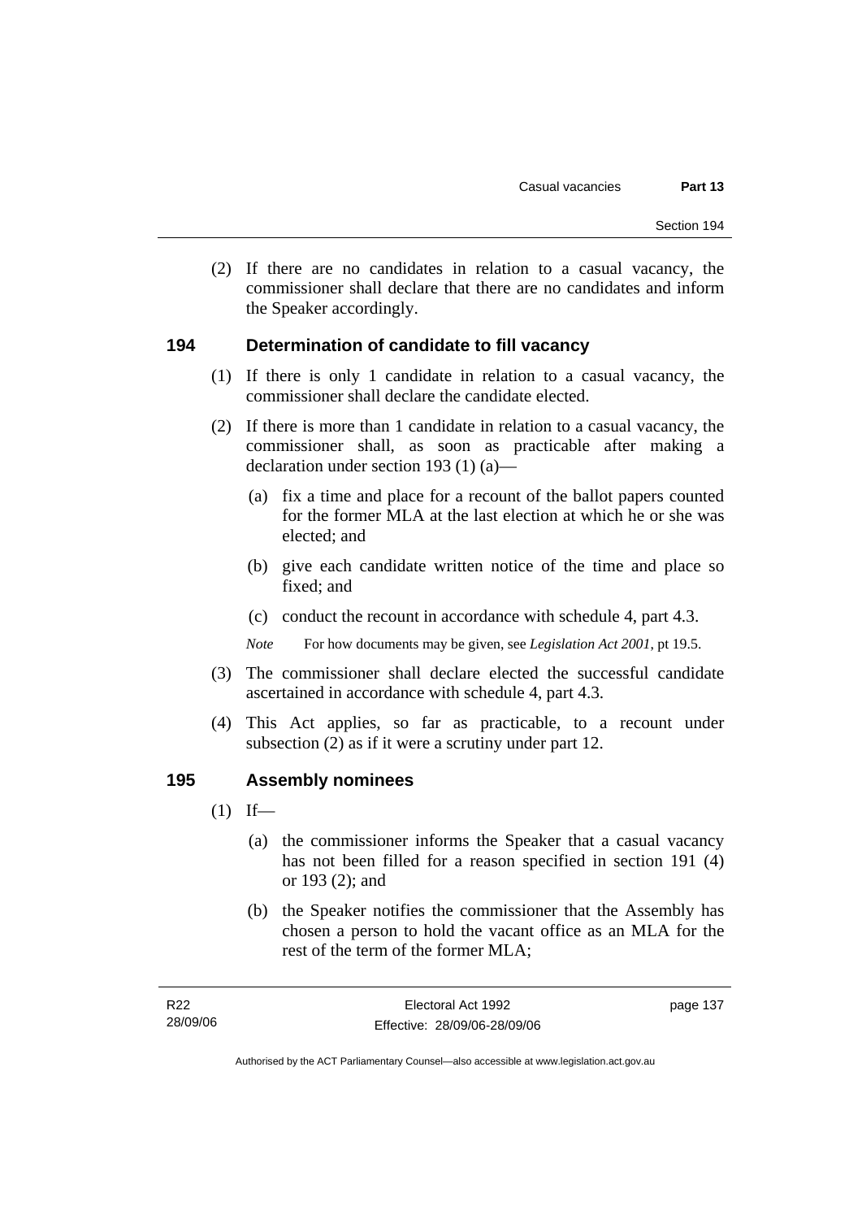(2) If there are no candidates in relation to a casual vacancy, the commissioner shall declare that there are no candidates and inform the Speaker accordingly.

## 194 Determination of candidate to fill vacancy

(1) If there is only 1 candidate in relation to a casual vacancy, the commissioner shall declare the candidate elected.

(2) If there is more than 1 candidate in relation to a casual vacancy, the commissioner shall, as soon as practicable after making a declaration under section 193 (1) (a)—

(a) fix a time and place for a recount of the ballot papers counted for the former MLA at the last election at which he or she was elected; and

(b) give each candidate written notice of the time and place so fixed; and

(c) conduct the recount in accordance with schedule 4, part 4.3.

*Note* For how documents may be given, see *Legislation Act 2001*, pt 19.5.

(3) The commissioner shall declare elected the successful candidate ascertained in accordance with schedule 4, part 4.3.

(4) This Act applies, so far as practicable, to a recount under subsection (2) as if it were a scrutiny under part 12.

## 195 Assembly nominees

(1) If—

(a) the commissioner informs the Speaker that a casual vacancy has not been filled for a reason specified in section 191 (4) or 193 (2); and

(b) the Speaker notifies the commissioner that the Assembly has chosen a person to hold the vacant office as an MLA for the rest of the term of the former MLA;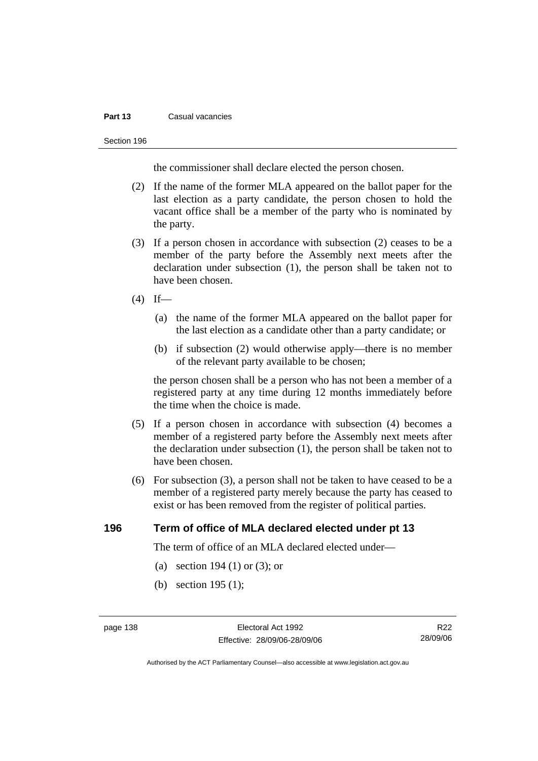the commissioner shall declare elected the person chosen.

(2) If the name of the former MLA appeared on the ballot paper for the last election as a party candidate, the person chosen to hold the vacant office shall be a member of the party who is nominated by the party.

(3) If a person chosen in accordance with subsection (2) ceases to be a member of the party before the Assembly next meets after the declaration under subsection (1), the person shall be taken not to have been chosen.

(4) If—

(a) the name of the former MLA appeared on the ballot paper for the last election as a candidate other than a party candidate; or

(b) if subsection (2) would otherwise apply—there is no member of the relevant party available to be chosen;

the person chosen shall be a person who has not been a member of a registered party at any time during 12 months immediately before the time when the choice is made.

(5) If a person chosen in accordance with subsection (4) becomes a member of a registered party before the Assembly next meets after the declaration under subsection (1), the person shall be taken not to have been chosen.

(6) For subsection (3), a person shall not be taken to have ceased to be a member of a registered party merely because the party has ceased to exist or has been removed from the register of political parties.

## 196 Term of office of MLA declared elected under pt 13

The term of office of an MLA declared elected under—

(a) section 194 (1) or (3); or

(b) section 195 (1);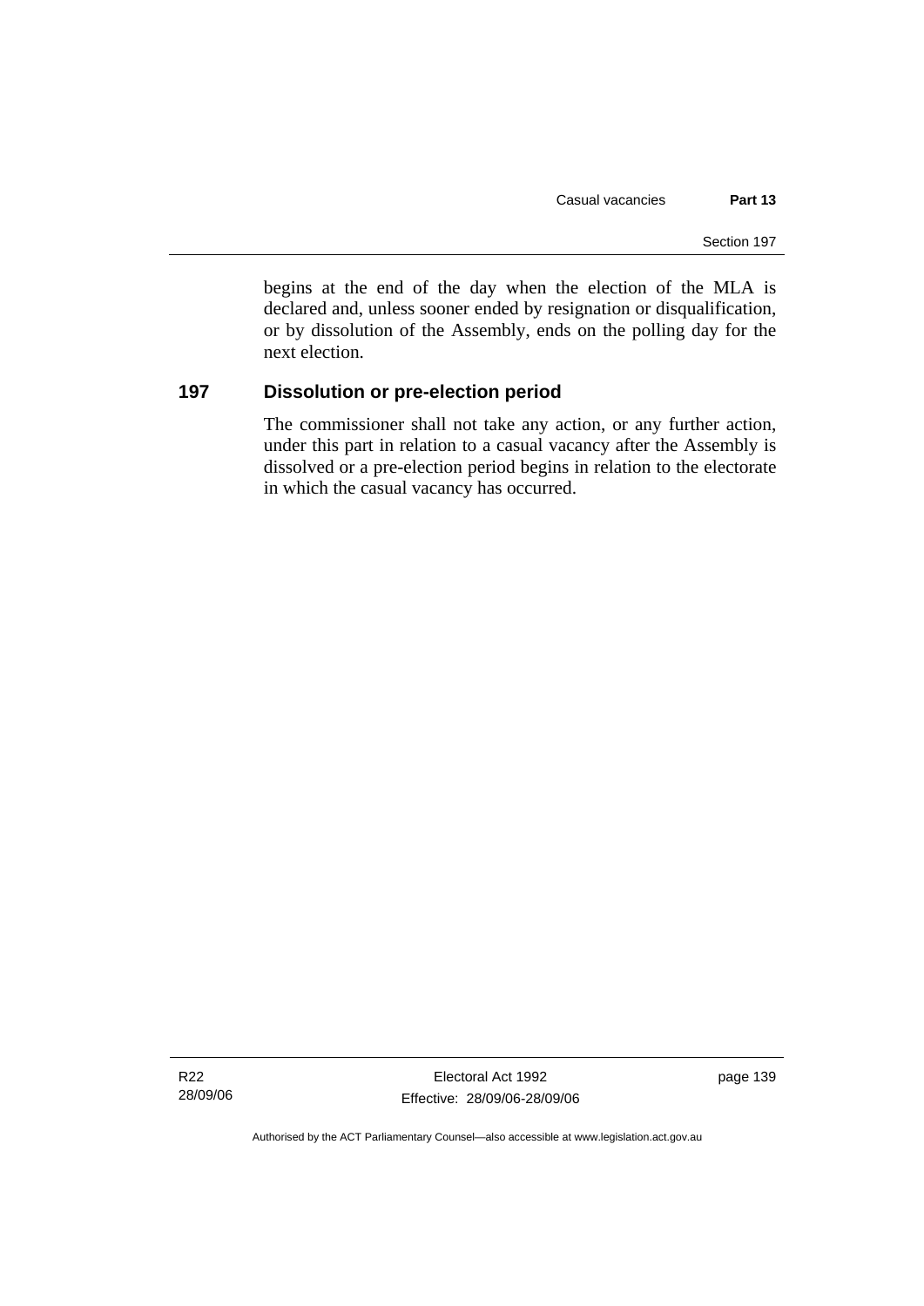begins at the end of the day when the election of the MLA is declared and, unless sooner ended by resignation or disqualification, or by dissolution of the Assembly, ends on the polling day for the next election.

### 197 Dissolution or pre-election period

The commissioner shall not take any action, or any further action, under this part in relation to a casual vacancy after the Assembly is dissolved or a pre-election period begins in relation to the electorate in which the casual vacancy has occurred.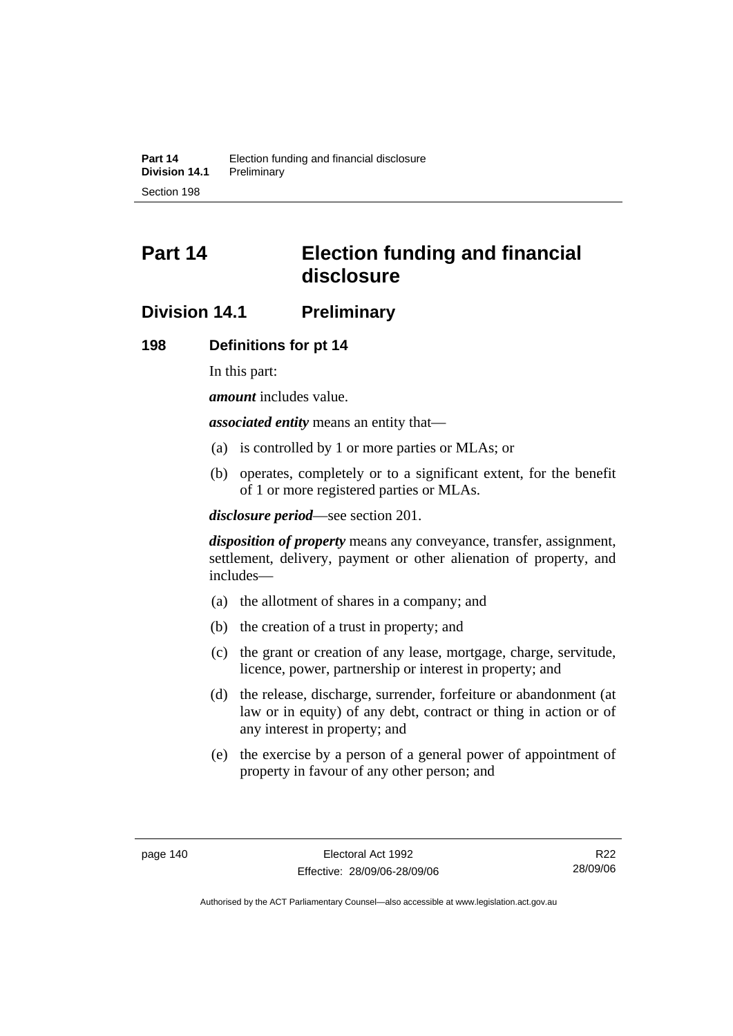# Part 14 Election funding and financial disclosure

## Division 14.1 Preliminary

### 198 Definitions for pt 14

In this part:

***amount*** includes value.

***associated entity*** means an entity that—

(a) is controlled by 1 or more parties or MLAs; or

(b) operates, completely or to a significant extent, for the benefit of 1 or more registered parties or MLAs.

***disclosure period***—see section 201.

***disposition of property*** means any conveyance, transfer, assignment, settlement, delivery, payment or other alienation of property, and includes—

(a) the allotment of shares in a company; and

(b) the creation of a trust in property; and

(c) the grant or creation of any lease, mortgage, charge, servitude, licence, power, partnership or interest in property; and

(d) the release, discharge, surrender, forfeiture or abandonment (at law or in equity) of any debt, contract or thing in action or of any interest in property; and

(e) the exercise by a person of a general power of appointment of property in favour of any other person; and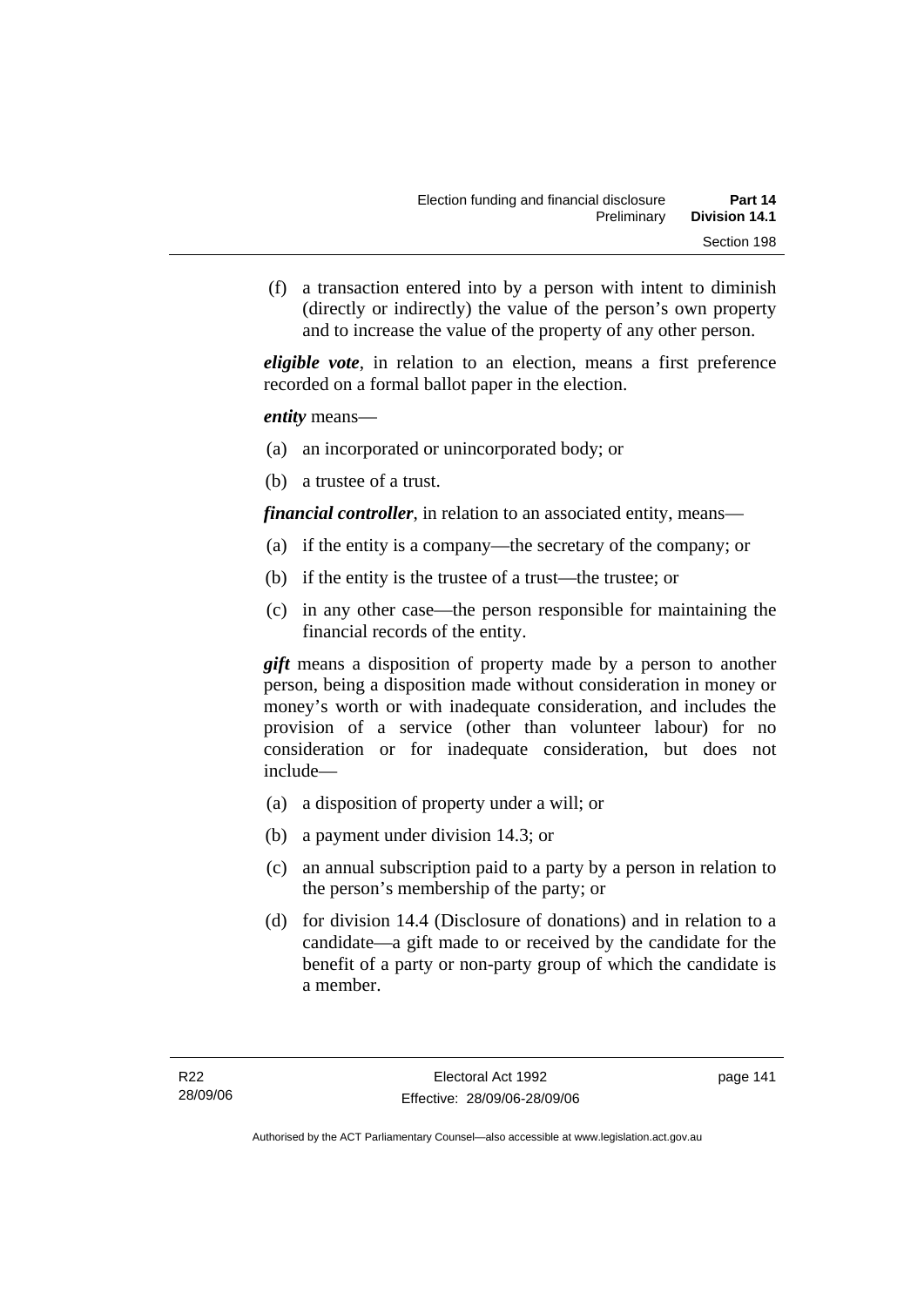(f) a transaction entered into by a person with intent to diminish (directly or indirectly) the value of the person's own property and to increase the value of the property of any other person.

***eligible vote***, in relation to an election, means a first preference recorded on a formal ballot paper in the election.

***entity*** means—

(a) an incorporated or unincorporated body; or

(b) a trustee of a trust.

***financial controller***, in relation to an associated entity, means—

(a) if the entity is a company—the secretary of the company; or

(b) if the entity is the trustee of a trust—the trustee; or

(c) in any other case—the person responsible for maintaining the financial records of the entity.

***gift*** means a disposition of property made by a person to another person, being a disposition made without consideration in money or money's worth or with inadequate consideration, and includes the provision of a service (other than volunteer labour) for no consideration or for inadequate consideration, but does not include—

(a) a disposition of property under a will; or

(b) a payment under division 14.3; or

(c) an annual subscription paid to a party by a person in relation to the person's membership of the party; or

(d) for division 14.4 (Disclosure of donations) and in relation to a candidate—a gift made to or received by the candidate for the benefit of a party or non-party group of which the candidate is a member.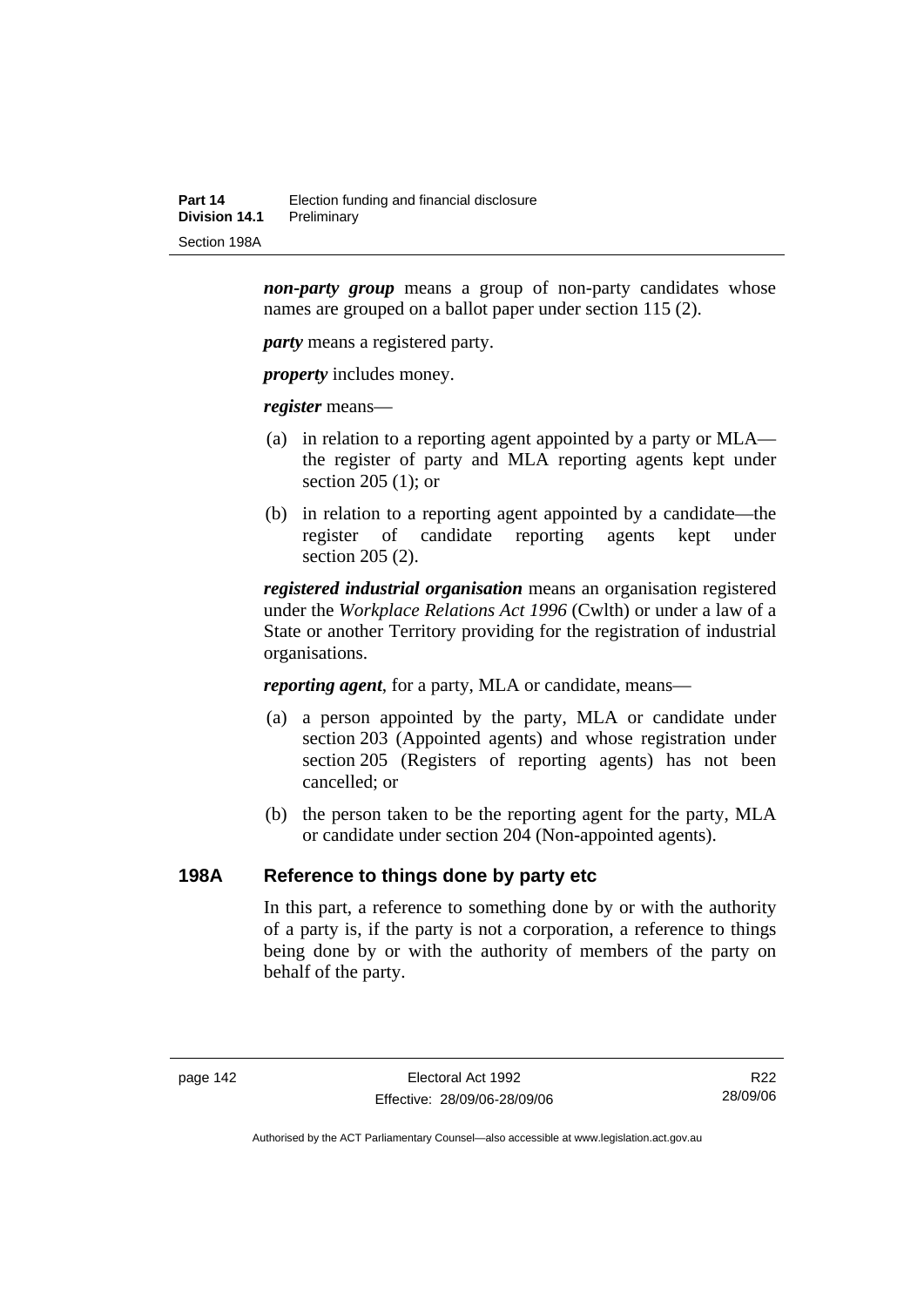***non-party group*** means a group of non-party candidates whose names are grouped on a ballot paper under section 115 (2).

***party*** means a registered party.

***property*** includes money.

***register*** means—

(a) in relation to a reporting agent appointed by a party or MLA—the register of party and MLA reporting agents kept under section 205 (1); or

(b) in relation to a reporting agent appointed by a candidate—the register of candidate reporting agents kept under section 205 (2).

***registered industrial organisation*** means an organisation registered under the *Workplace Relations Act 1996* (Cwlth) or under a law of a State or another Territory providing for the registration of industrial organisations.

***reporting agent***, for a party, MLA or candidate, means—

(a) a person appointed by the party, MLA or candidate under section 203 (Appointed agents) and whose registration under section 205 (Registers of reporting agents) has not been cancelled; or

(b) the person taken to be the reporting agent for the party, MLA or candidate under section 204 (Non-appointed agents).

## 198A Reference to things done by party etc

In this part, a reference to something done by or with the authority of a party is, if the party is not a corporation, a reference to things being done by or with the authority of members of the party on behalf of the party.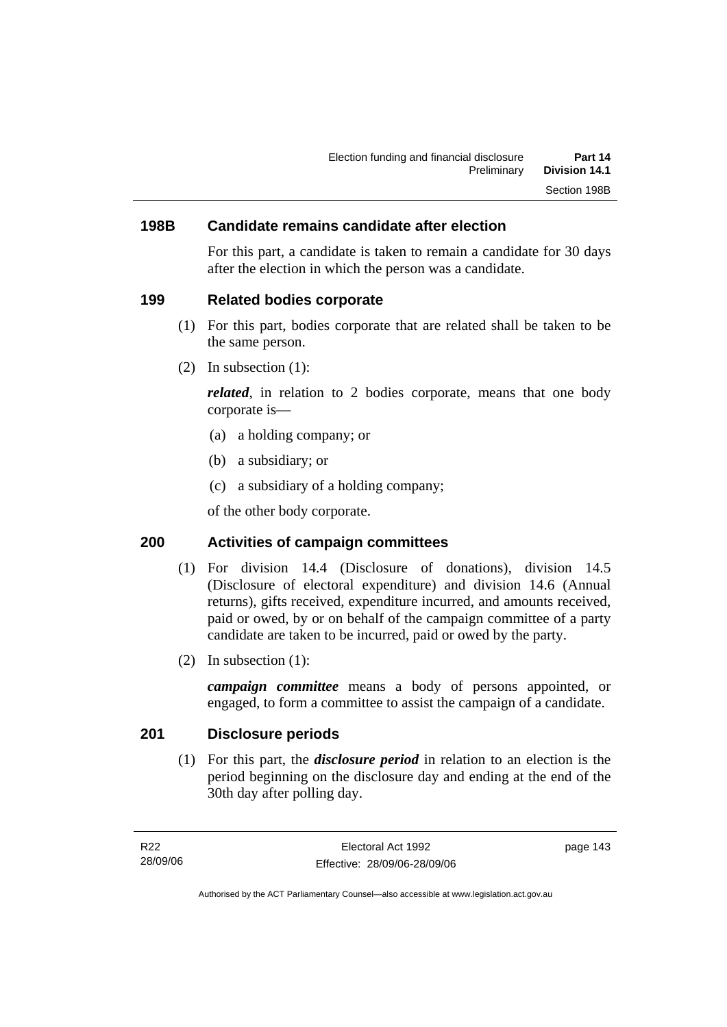### 198B Candidate remains candidate after election

For this part, a candidate is taken to remain a candidate for 30 days after the election in which the person was a candidate.

### 199 Related bodies corporate

(1) For this part, bodies corporate that are related shall be taken to be the same person.

(2) In subsection (1):

***related***, in relation to 2 bodies corporate, means that one body corporate is—

(a) a holding company; or

(b) a subsidiary; or

(c) a subsidiary of a holding company;

of the other body corporate.

### 200 Activities of campaign committees

(1) For division 14.4 (Disclosure of donations), division 14.5 (Disclosure of electoral expenditure) and division 14.6 (Annual returns), gifts received, expenditure incurred, and amounts received, paid or owed, by or on behalf of the campaign committee of a party candidate are taken to be incurred, paid or owed by the party.

(2) In subsection (1):

***campaign committee*** means a body of persons appointed, or engaged, to form a committee to assist the campaign of a candidate.

### 201 Disclosure periods

(1) For this part, the ***disclosure period*** in relation to an election is the period beginning on the disclosure day and ending at the end of the 30th day after polling day.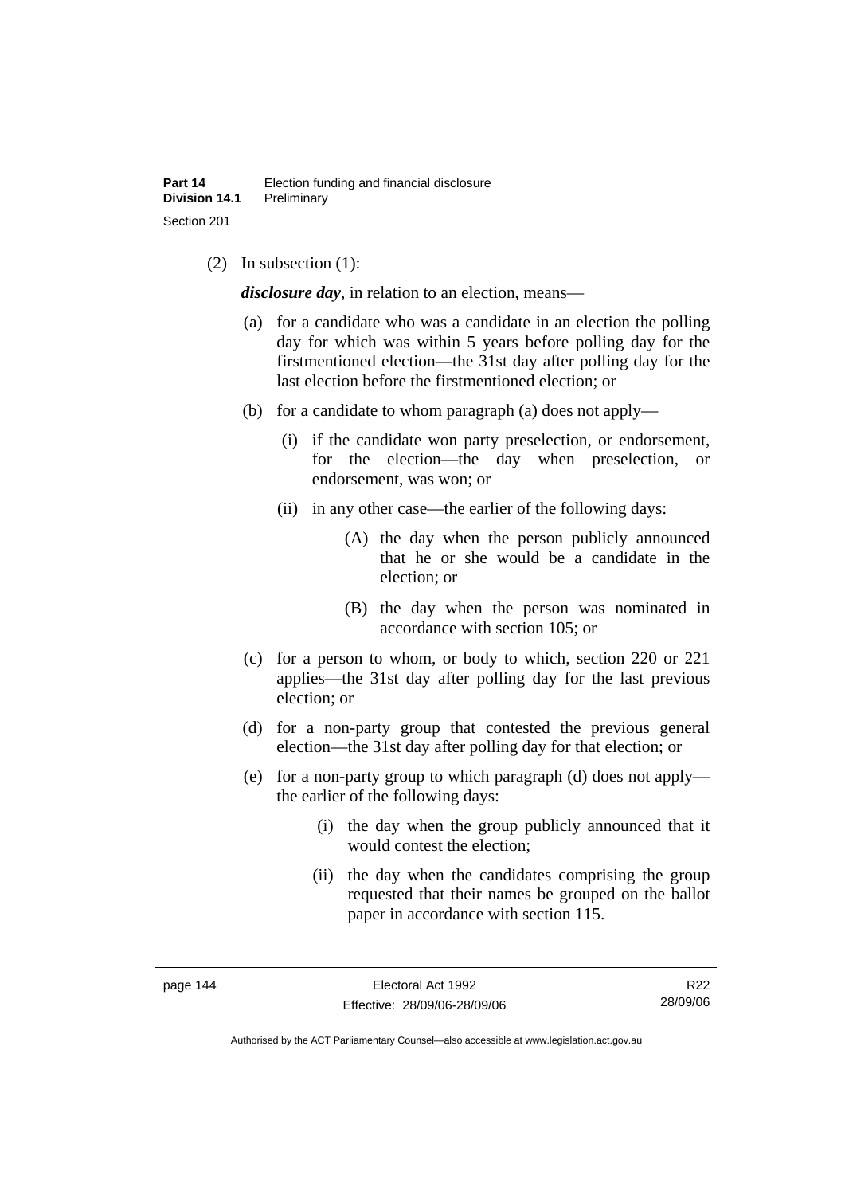(2) In subsection (1):

***disclosure day***, in relation to an election, means—

(a) for a candidate who was a candidate in an election the polling day for which was within 5 years before polling day for the firstmentioned election—the 31st day after polling day for the last election before the firstmentioned election; or

(b) for a candidate to whom paragraph (a) does not apply—

(i) if the candidate won party preselection, or endorsement, for the election—the day when preselection, or endorsement, was won; or

(ii) in any other case—the earlier of the following days:

(A) the day when the person publicly announced that he or she would be a candidate in the election; or

(B) the day when the person was nominated in accordance with section 105; or

(c) for a person to whom, or body to which, section 220 or 221 applies—the 31st day after polling day for the last previous election; or

(d) for a non-party group that contested the previous general election—the 31st day after polling day for that election; or

(e) for a non-party group to which paragraph (d) does not apply—the earlier of the following days:

(i) the day when the group publicly announced that it would contest the election;

(ii) the day when the candidates comprising the group requested that their names be grouped on the ballot paper in accordance with section 115.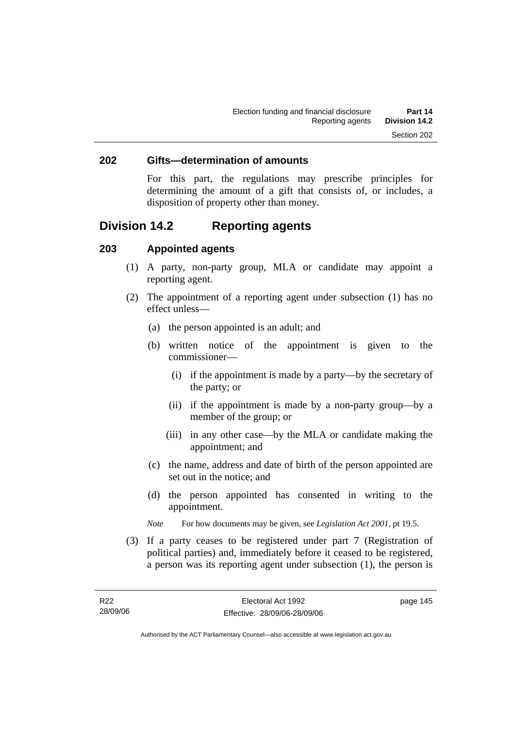## 202 Gifts—determination of amounts

For this part, the regulations may prescribe principles for determining the amount of a gift that consists of, or includes, a disposition of property other than money.

# Division 14.2 Reporting agents

## 203 Appointed agents

(1) A party, non-party group, MLA or candidate may appoint a reporting agent.

(2) The appointment of a reporting agent under subsection (1) has no effect unless—

(a) the person appointed is an adult; and

(b) written notice of the appointment is given to the commissioner—

(i) if the appointment is made by a party—by the secretary of the party; or

(ii) if the appointment is made by a non-party group—by a member of the group; or

(iii) in any other case—by the MLA or candidate making the appointment; and

(c) the name, address and date of birth of the person appointed are set out in the notice; and

(d) the person appointed has consented in writing to the appointment.

*Note* For how documents may be given, see *Legislation Act 2001*, pt 19.5.

(3) If a party ceases to be registered under part 7 (Registration of political parties) and, immediately before it ceased to be registered, a person was its reporting agent under subsection (1), the person is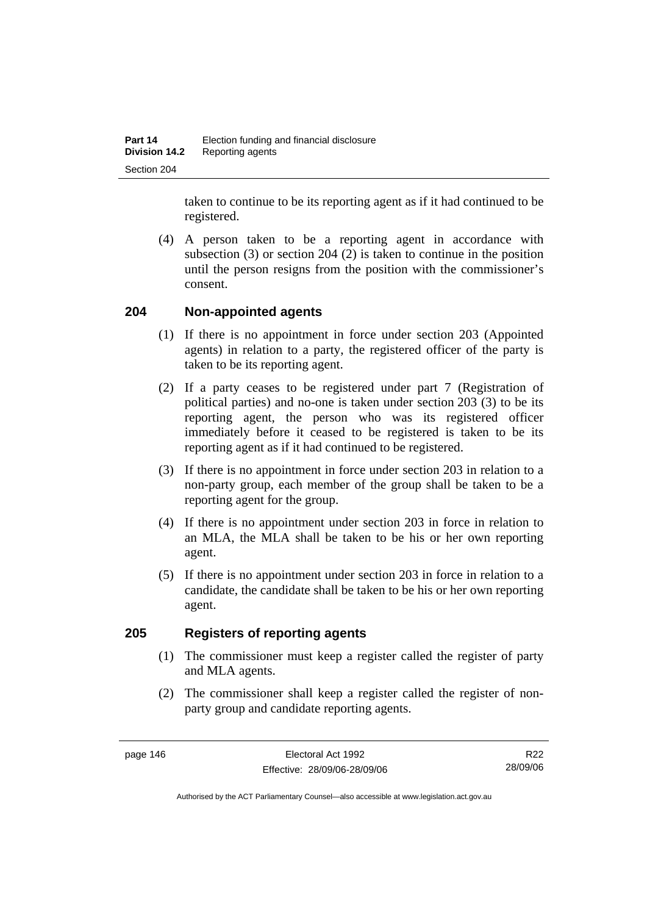taken to continue to be its reporting agent as if it had continued to be registered.

(4) A person taken to be a reporting agent in accordance with subsection (3) or section 204 (2) is taken to continue in the position until the person resigns from the position with the commissioner's consent.

## 204 Non-appointed agents

(1) If there is no appointment in force under section 203 (Appointed agents) in relation to a party, the registered officer of the party is taken to be its reporting agent.

(2) If a party ceases to be registered under part 7 (Registration of political parties) and no-one is taken under section 203 (3) to be its reporting agent, the person who was its registered officer immediately before it ceased to be registered is taken to be its reporting agent as if it had continued to be registered.

(3) If there is no appointment in force under section 203 in relation to a non-party group, each member of the group shall be taken to be a reporting agent for the group.

(4) If there is no appointment under section 203 in force in relation to an MLA, the MLA shall be taken to be his or her own reporting agent.

(5) If there is no appointment under section 203 in force in relation to a candidate, the candidate shall be taken to be his or her own reporting agent.

## 205 Registers of reporting agents

(1) The commissioner must keep a register called the register of party and MLA agents.

(2) The commissioner shall keep a register called the register of non-party group and candidate reporting agents.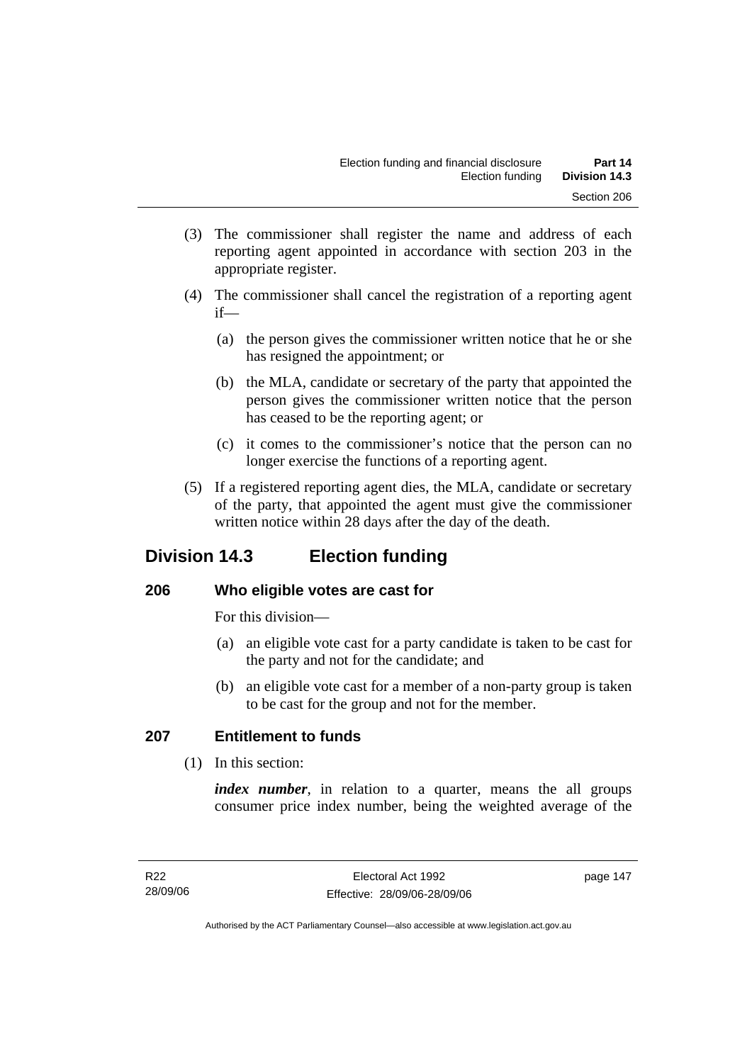(3) The commissioner shall register the name and address of each reporting agent appointed in accordance with section 203 in the appropriate register.

(4) The commissioner shall cancel the registration of a reporting agent if—

(a) the person gives the commissioner written notice that he or she has resigned the appointment; or

(b) the MLA, candidate or secretary of the party that appointed the person gives the commissioner written notice that the person has ceased to be the reporting agent; or

(c) it comes to the commissioner's notice that the person can no longer exercise the functions of a reporting agent.

(5) If a registered reporting agent dies, the MLA, candidate or secretary of the party, that appointed the agent must give the commissioner written notice within 28 days after the day of the death.

## Division 14.3 Election funding

### 206 Who eligible votes are cast for

For this division—

(a) an eligible vote cast for a party candidate is taken to be cast for the party and not for the candidate; and

(b) an eligible vote cast for a member of a non-party group is taken to be cast for the group and not for the member.

### 207 Entitlement to funds

(1) In this section:

***index number***, in relation to a quarter, means the all groups consumer price index number, being the weighted average of the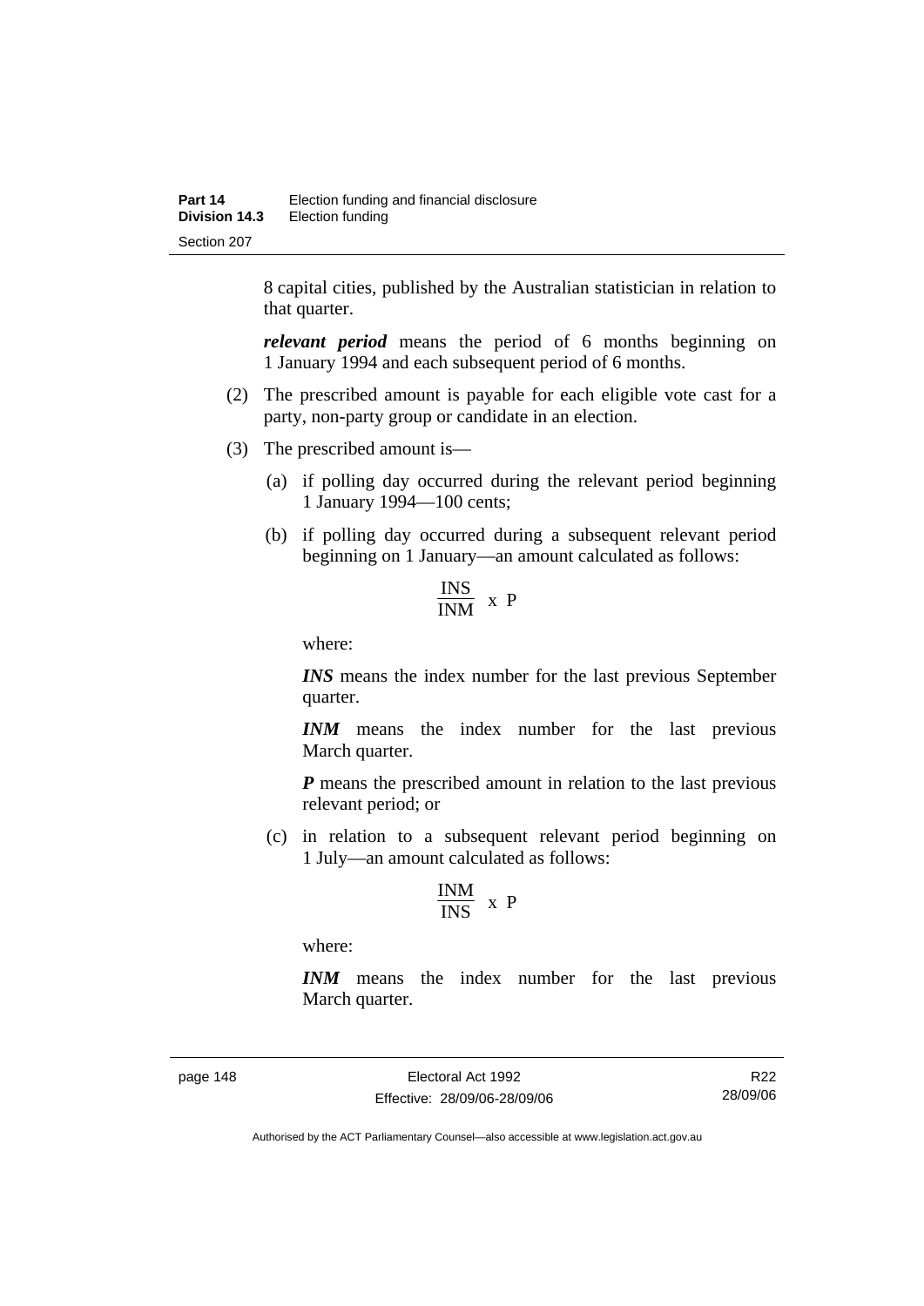8 capital cities, published by the Australian statistician in relation to that quarter.

***relevant period*** means the period of 6 months beginning on 1 January 1994 and each subsequent period of 6 months.

(2) The prescribed amount is payable for each eligible vote cast for a party, non-party group or candidate in an election.

(3) The prescribed amount is—

(a) if polling day occurred during the relevant period beginning 1 January 1994—100 cents;

(b) if polling day occurred during a subsequent relevant period beginning on 1 January—an amount calculated as follows:

$$\frac{INS}{INM} \text{ x } P$$

where:

***INS*** means the index number for the last previous September quarter.

***INM*** means the index number for the last previous March quarter.

***P*** means the prescribed amount in relation to the last previous relevant period; or

(c) in relation to a subsequent relevant period beginning on 1 July—an amount calculated as follows:

$$\frac{INM}{INS} \text{ x } P$$

where:

***INM*** means the index number for the last previous March quarter.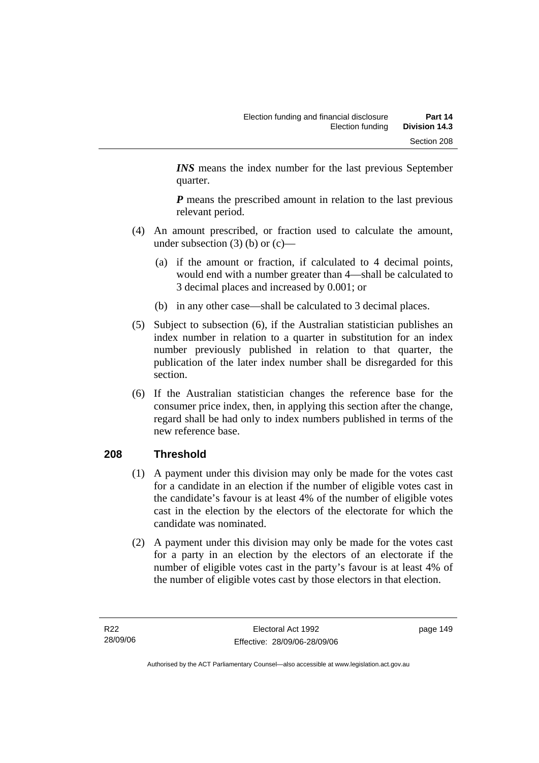***INS*** means the index number for the last previous September quarter.

***P*** means the prescribed amount in relation to the last previous relevant period.

(4) An amount prescribed, or fraction used to calculate the amount, under subsection (3) (b) or (c)—

(a) if the amount or fraction, if calculated to 4 decimal points, would end with a number greater than 4—shall be calculated to 3 decimal places and increased by 0.001; or

(b) in any other case—shall be calculated to 3 decimal places.

(5) Subject to subsection (6), if the Australian statistician publishes an index number in relation to a quarter in substitution for an index number previously published in relation to that quarter, the publication of the later index number shall be disregarded for this section.

(6) If the Australian statistician changes the reference base for the consumer price index, then, in applying this section after the change, regard shall be had only to index numbers published in terms of the new reference base.

## 208 Threshold

(1) A payment under this division may only be made for the votes cast for a candidate in an election if the number of eligible votes cast in the candidate's favour is at least 4% of the number of eligible votes cast in the election by the electors of the electorate for which the candidate was nominated.

(2) A payment under this division may only be made for the votes cast for a party in an election by the electors of an electorate if the number of eligible votes cast in the party's favour is at least 4% of the number of eligible votes cast by those electors in that election.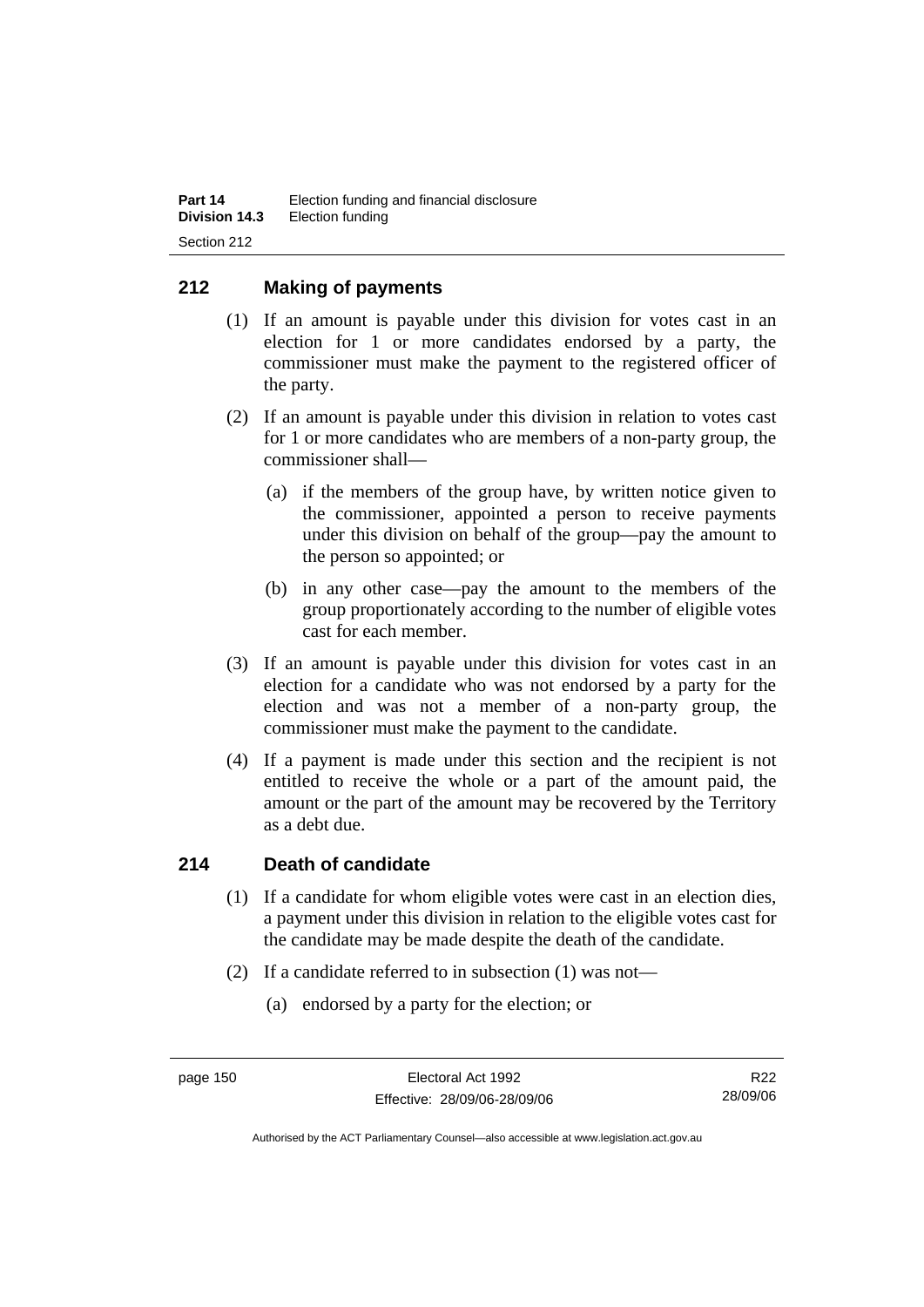## 212 Making of payments

(1) If an amount is payable under this division for votes cast in an election for 1 or more candidates endorsed by a party, the commissioner must make the payment to the registered officer of the party.

(2) If an amount is payable under this division in relation to votes cast for 1 or more candidates who are members of a non-party group, the commissioner shall—

(a) if the members of the group have, by written notice given to the commissioner, appointed a person to receive payments under this division on behalf of the group—pay the amount to the person so appointed; or

(b) in any other case—pay the amount to the members of the group proportionately according to the number of eligible votes cast for each member.

(3) If an amount is payable under this division for votes cast in an election for a candidate who was not endorsed by a party for the election and was not a member of a non-party group, the commissioner must make the payment to the candidate.

(4) If a payment is made under this section and the recipient is not entitled to receive the whole or a part of the amount paid, the amount or the part of the amount may be recovered by the Territory as a debt due.

## 214 Death of candidate

(1) If a candidate for whom eligible votes were cast in an election dies, a payment under this division in relation to the eligible votes cast for the candidate may be made despite the death of the candidate.

(2) If a candidate referred to in subsection (1) was not—

(a) endorsed by a party for the election; or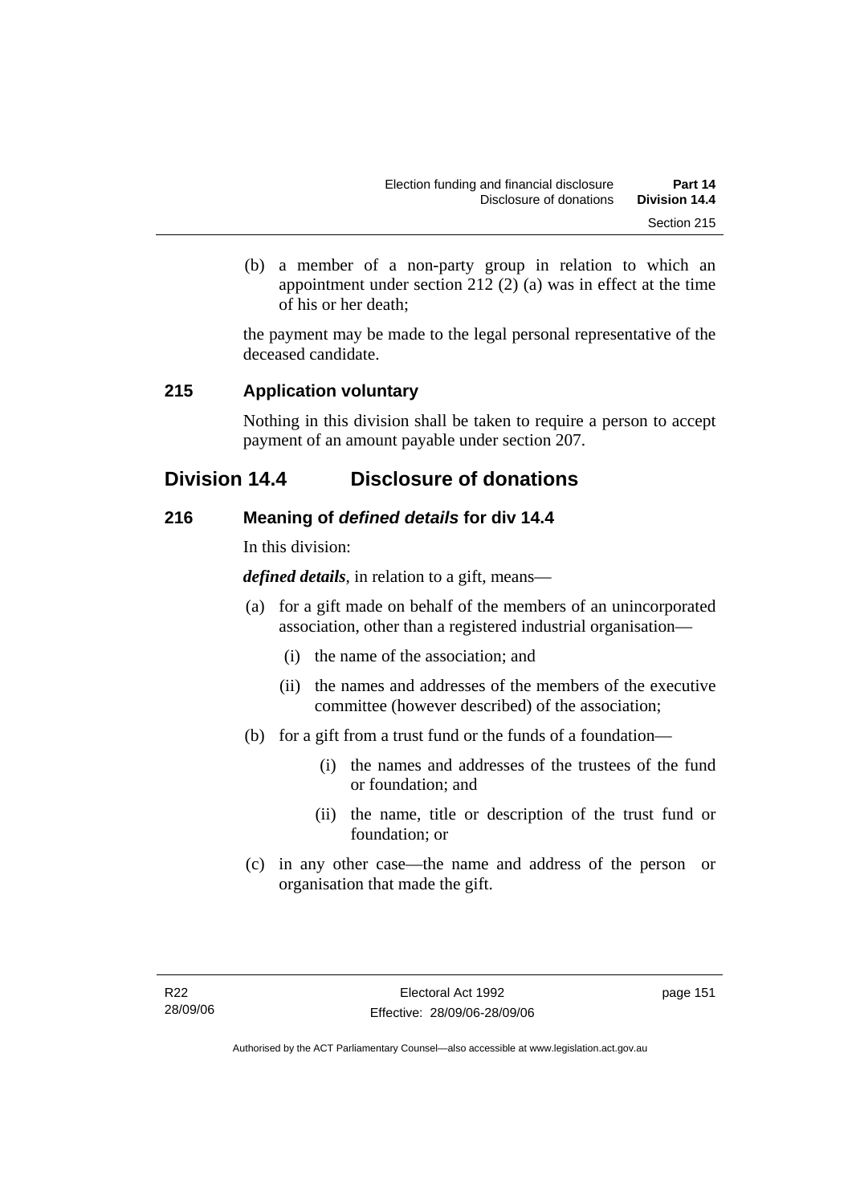(b) a member of a non-party group in relation to which an appointment under section 212 (2) (a) was in effect at the time of his or her death;

the payment may be made to the legal personal representative of the deceased candidate.

### 215 Application voluntary

Nothing in this division shall be taken to require a person to accept payment of an amount payable under section 207.

## Division 14.4 Disclosure of donations

### 216 Meaning of *defined details* for div 14.4

In this division:

***defined details***, in relation to a gift, means—

(a) for a gift made on behalf of the members of an unincorporated association, other than a registered industrial organisation—

(i) the name of the association; and

(ii) the names and addresses of the members of the executive committee (however described) of the association;

(b) for a gift from a trust fund or the funds of a foundation—

(i) the names and addresses of the trustees of the fund or foundation; and

(ii) the name, title or description of the trust fund or foundation; or

(c) in any other case—the name and address of the person or organisation that made the gift.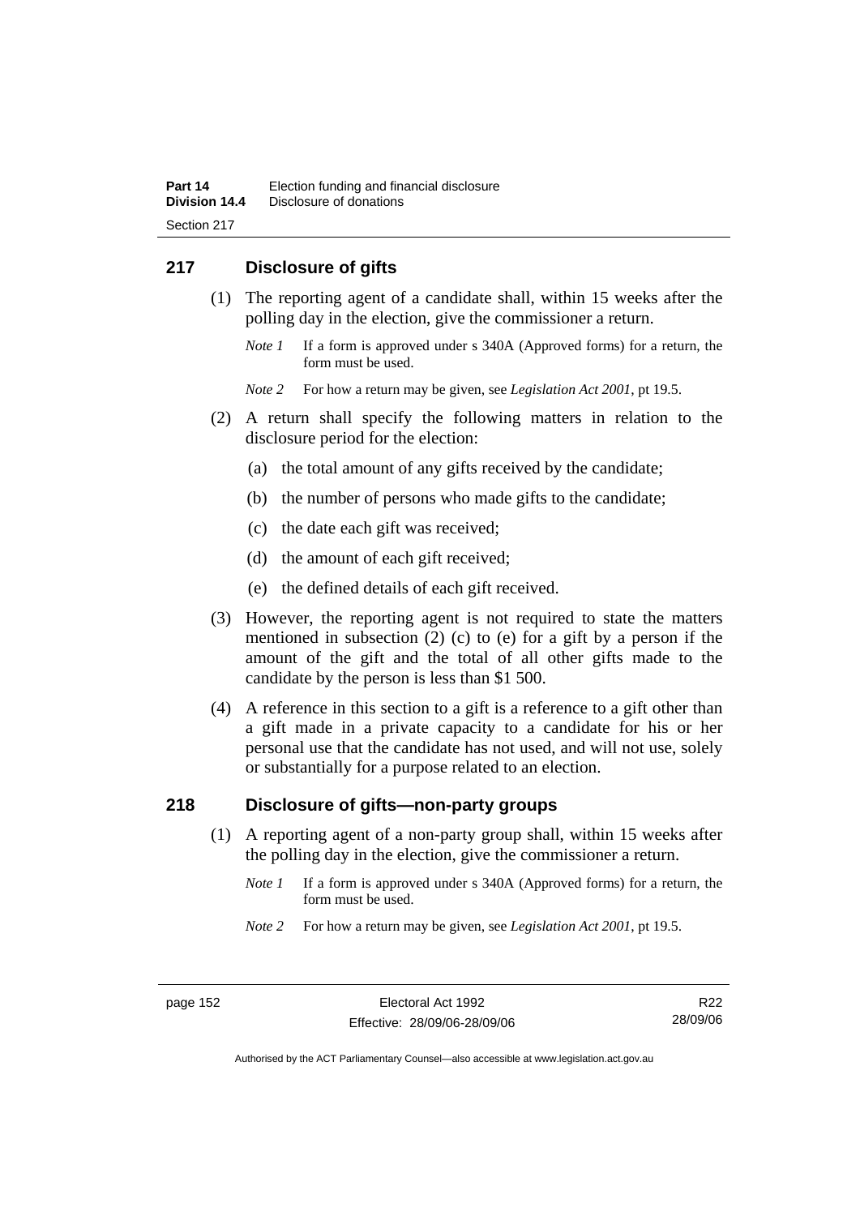## 217 Disclosure of gifts

(1) The reporting agent of a candidate shall, within 15 weeks after the polling day in the election, give the commissioner a return.

*Note 1* If a form is approved under s 340A (Approved forms) for a return, the form must be used.

*Note 2* For how a return may be given, see *Legislation Act 2001*, pt 19.5.

(2) A return shall specify the following matters in relation to the disclosure period for the election:

(a) the total amount of any gifts received by the candidate;

(b) the number of persons who made gifts to the candidate;

(c) the date each gift was received;

(d) the amount of each gift received;

(e) the defined details of each gift received.

(3) However, the reporting agent is not required to state the matters mentioned in subsection (2) (c) to (e) for a gift by a person if the amount of the gift and the total of all other gifts made to the candidate by the person is less than $1 500.

(4) A reference in this section to a gift is a reference to a gift other than a gift made in a private capacity to a candidate for his or her personal use that the candidate has not used, and will not use, solely or substantially for a purpose related to an election.

## 218 Disclosure of gifts—non-party groups

(1) A reporting agent of a non-party group shall, within 15 weeks after the polling day in the election, give the commissioner a return.

*Note 1* If a form is approved under s 340A (Approved forms) for a return, the form must be used.

*Note 2* For how a return may be given, see *Legislation Act 2001*, pt 19.5.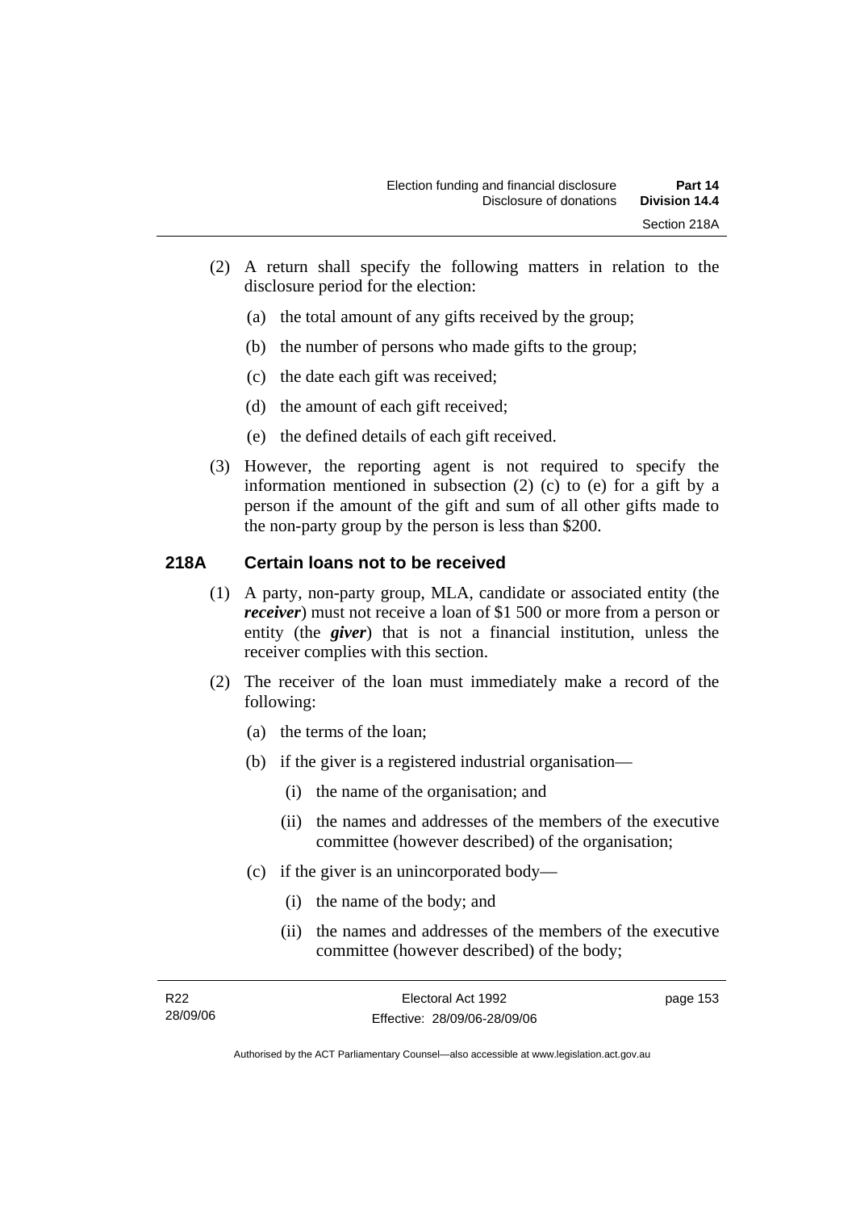(2) A return shall specify the following matters in relation to the disclosure period for the election:

(a) the total amount of any gifts received by the group;

(b) the number of persons who made gifts to the group;

(c) the date each gift was received;

(d) the amount of each gift received;

(e) the defined details of each gift received.

(3) However, the reporting agent is not required to specify the information mentioned in subsection (2) (c) to (e) for a gift by a person if the amount of the gift and sum of all other gifts made to the non-party group by the person is less than $200.

## 218A Certain loans not to be received

(1) A party, non-party group, MLA, candidate or associated entity (the ***receiver***) must not receive a loan of $1 500 or more from a person or entity (the ***giver***) that is not a financial institution, unless the receiver complies with this section.

(2) The receiver of the loan must immediately make a record of the following:

(a) the terms of the loan;

(b) if the giver is a registered industrial organisation—

(i) the name of the organisation; and

(ii) the names and addresses of the members of the executive committee (however described) of the organisation;

(c) if the giver is an unincorporated body—

(i) the name of the body; and

(ii) the names and addresses of the members of the executive committee (however described) of the body;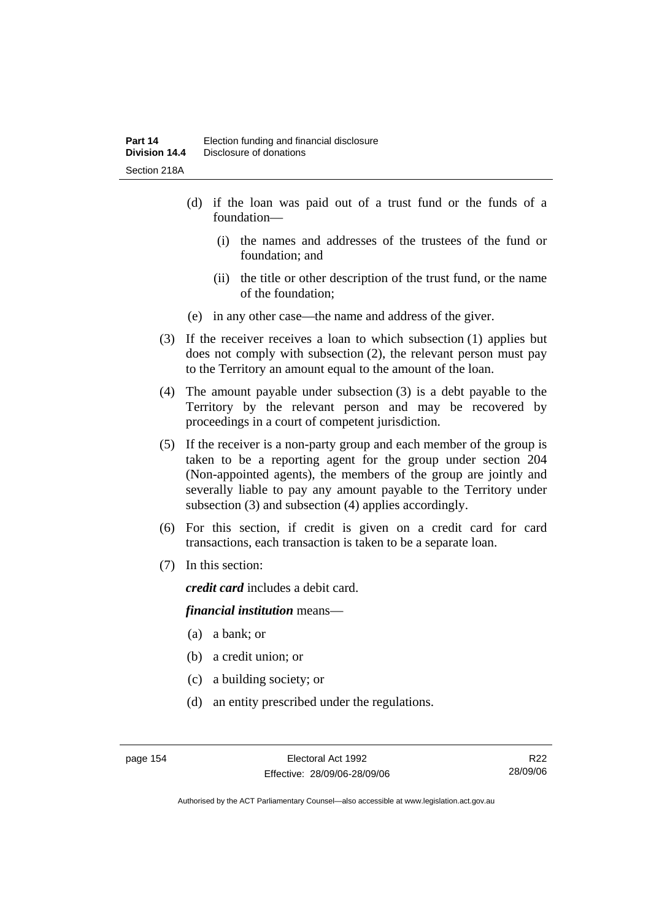(d) if the loan was paid out of a trust fund or the funds of a foundation—

  (i) the names and addresses of the trustees of the fund or foundation; and

  (ii) the title or other description of the trust fund, or the name of the foundation;

(e) in any other case—the name and address of the giver.

(3) If the receiver receives a loan to which subsection (1) applies but does not comply with subsection (2), the relevant person must pay to the Territory an amount equal to the amount of the loan.

(4) The amount payable under subsection (3) is a debt payable to the Territory by the relevant person and may be recovered by proceedings in a court of competent jurisdiction.

(5) If the receiver is a non-party group and each member of the group is taken to be a reporting agent for the group under section 204 (Non-appointed agents), the members of the group are jointly and severally liable to pay any amount payable to the Territory under subsection (3) and subsection (4) applies accordingly.

(6) For this section, if credit is given on a credit card for card transactions, each transaction is taken to be a separate loan.

(7) In this section:

***credit card*** includes a debit card.

***financial institution*** means—

(a) a bank; or

(b) a credit union; or

(c) a building society; or

(d) an entity prescribed under the regulations.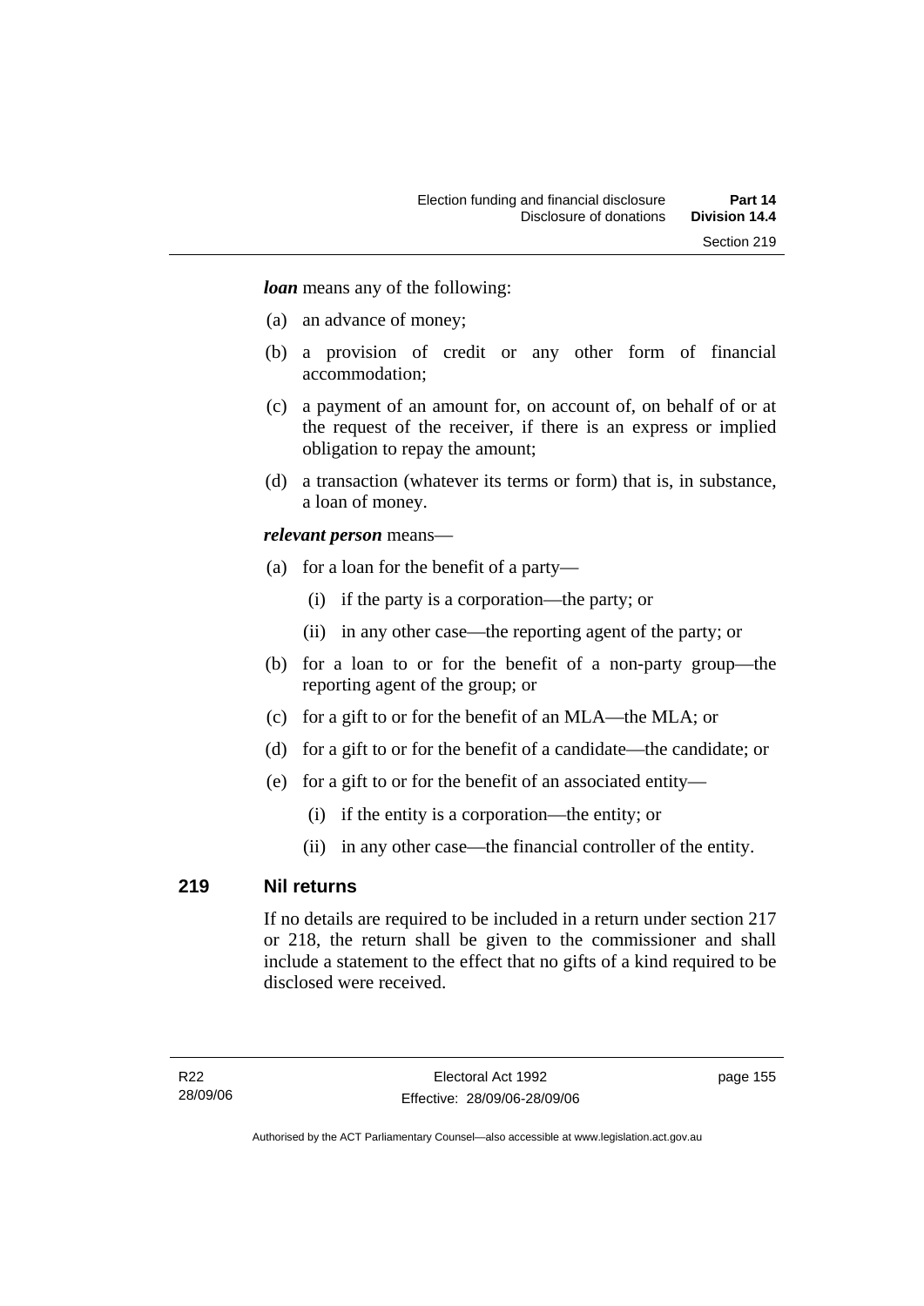***loan*** means any of the following:

(a) an advance of money;

(b) a provision of credit or any other form of financial accommodation;

(c) a payment of an amount for, on account of, on behalf of or at the request of the receiver, if there is an express or implied obligation to repay the amount;

(d) a transaction (whatever its terms or form) that is, in substance, a loan of money.

***relevant person*** means—

(a) for a loan for the benefit of a party—

  (i) if the party is a corporation—the party; or

  (ii) in any other case—the reporting agent of the party; or

(b) for a loan to or for the benefit of a non-party group—the reporting agent of the group; or

(c) for a gift to or for the benefit of an MLA—the MLA; or

(d) for a gift to or for the benefit of a candidate—the candidate; or

(e) for a gift to or for the benefit of an associated entity—

  (i) if the entity is a corporation—the entity; or

  (ii) in any other case—the financial controller of the entity.

## 219 Nil returns

If no details are required to be included in a return under section 217 or 218, the return shall be given to the commissioner and shall include a statement to the effect that no gifts of a kind required to be disclosed were received.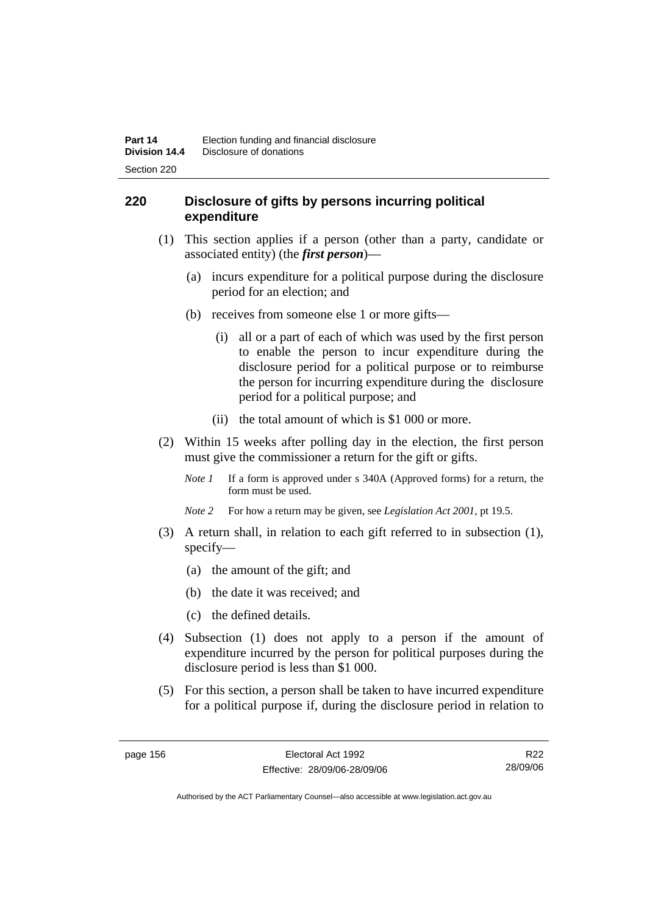## 220 Disclosure of gifts by persons incurring political expenditure

(1) This section applies if a person (other than a party, candidate or associated entity) (the ***first person***)—

(a) incurs expenditure for a political purpose during the disclosure period for an election; and

(b) receives from someone else 1 or more gifts—

(i) all or a part of each of which was used by the first person to enable the person to incur expenditure during the disclosure period for a political purpose or to reimburse the person for incurring expenditure during the disclosure period for a political purpose; and

(ii) the total amount of which is $1 000 or more.

(2) Within 15 weeks after polling day in the election, the first person must give the commissioner a return for the gift or gifts.

*Note 1* If a form is approved under s 340A (Approved forms) for a return, the form must be used.

*Note 2* For how a return may be given, see *Legislation Act 2001*, pt 19.5.

(3) A return shall, in relation to each gift referred to in subsection (1), specify—

(a) the amount of the gift; and

(b) the date it was received; and

(c) the defined details.

(4) Subsection (1) does not apply to a person if the amount of expenditure incurred by the person for political purposes during the disclosure period is less than $1 000.

(5) For this section, a person shall be taken to have incurred expenditure for a political purpose if, during the disclosure period in relation to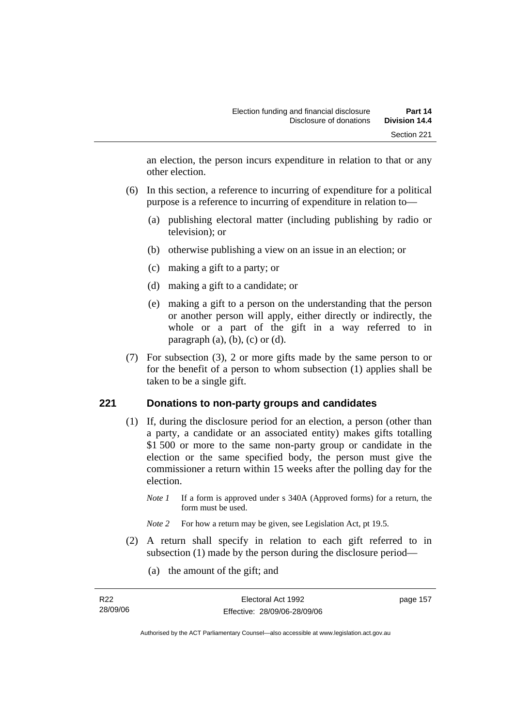an election, the person incurs expenditure in relation to that or any other election.

(6) In this section, a reference to incurring of expenditure for a political purpose is a reference to incurring of expenditure in relation to—

(a) publishing electoral matter (including publishing by radio or television); or

(b) otherwise publishing a view on an issue in an election; or

(c) making a gift to a party; or

(d) making a gift to a candidate; or

(e) making a gift to a person on the understanding that the person or another person will apply, either directly or indirectly, the whole or a part of the gift in a way referred to in paragraph (a), (b), (c) or (d).

(7) For subsection (3), 2 or more gifts made by the same person to or for the benefit of a person to whom subsection (1) applies shall be taken to be a single gift.

## 221 Donations to non-party groups and candidates

(1) If, during the disclosure period for an election, a person (other than a party, a candidate or an associated entity) makes gifts totalling $1 500 or more to the same non-party group or candidate in the election or the same specified body, the person must give the commissioner a return within 15 weeks after the polling day for the election.

*Note 1* If a form is approved under s 340A (Approved forms) for a return, the form must be used.

*Note 2* For how a return may be given, see Legislation Act, pt 19.5.

(2) A return shall specify in relation to each gift referred to in subsection (1) made by the person during the disclosure period—

(a) the amount of the gift; and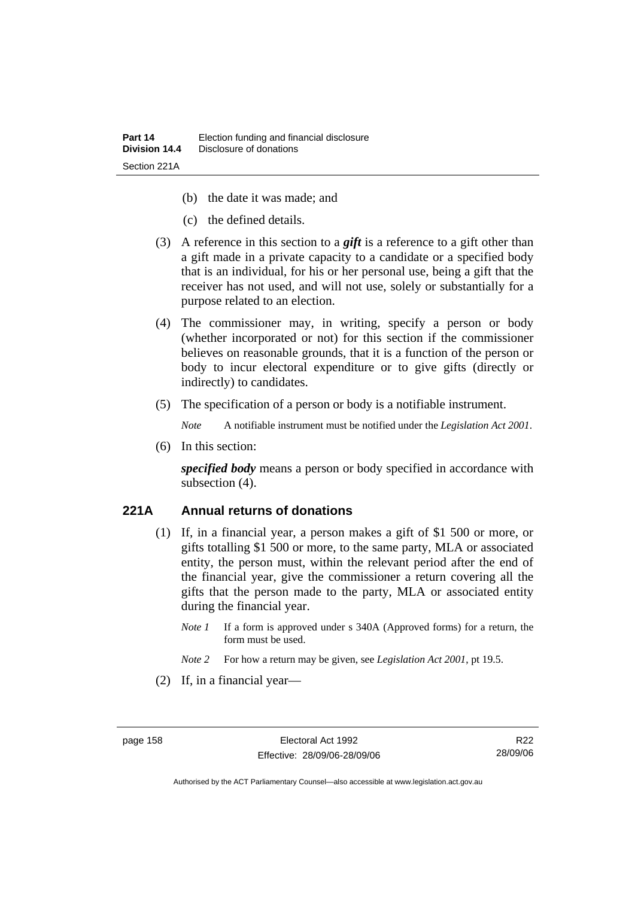(b) the date it was made; and

(c) the defined details.

(3) A reference in this section to a ***gift*** is a reference to a gift other than a gift made in a private capacity to a candidate or a specified body that is an individual, for his or her personal use, being a gift that the receiver has not used, and will not use, solely or substantially for a purpose related to an election.

(4) The commissioner may, in writing, specify a person or body (whether incorporated or not) for this section if the commissioner believes on reasonable grounds, that it is a function of the person or body to incur electoral expenditure or to give gifts (directly or indirectly) to candidates.

(5) The specification of a person or body is a notifiable instrument.

*Note* A notifiable instrument must be notified under the *Legislation Act 2001*.

(6) In this section:

***specified body*** means a person or body specified in accordance with subsection (4).

### 221A Annual returns of donations

(1) If, in a financial year, a person makes a gift of $1 500 or more, or gifts totalling $1 500 or more, to the same party, MLA or associated entity, the person must, within the relevant period after the end of the financial year, give the commissioner a return covering all the gifts that the person made to the party, MLA or associated entity during the financial year.

*Note 1* If a form is approved under s 340A (Approved forms) for a return, the form must be used.

*Note 2* For how a return may be given, see *Legislation Act 2001*, pt 19.5.

(2) If, in a financial year—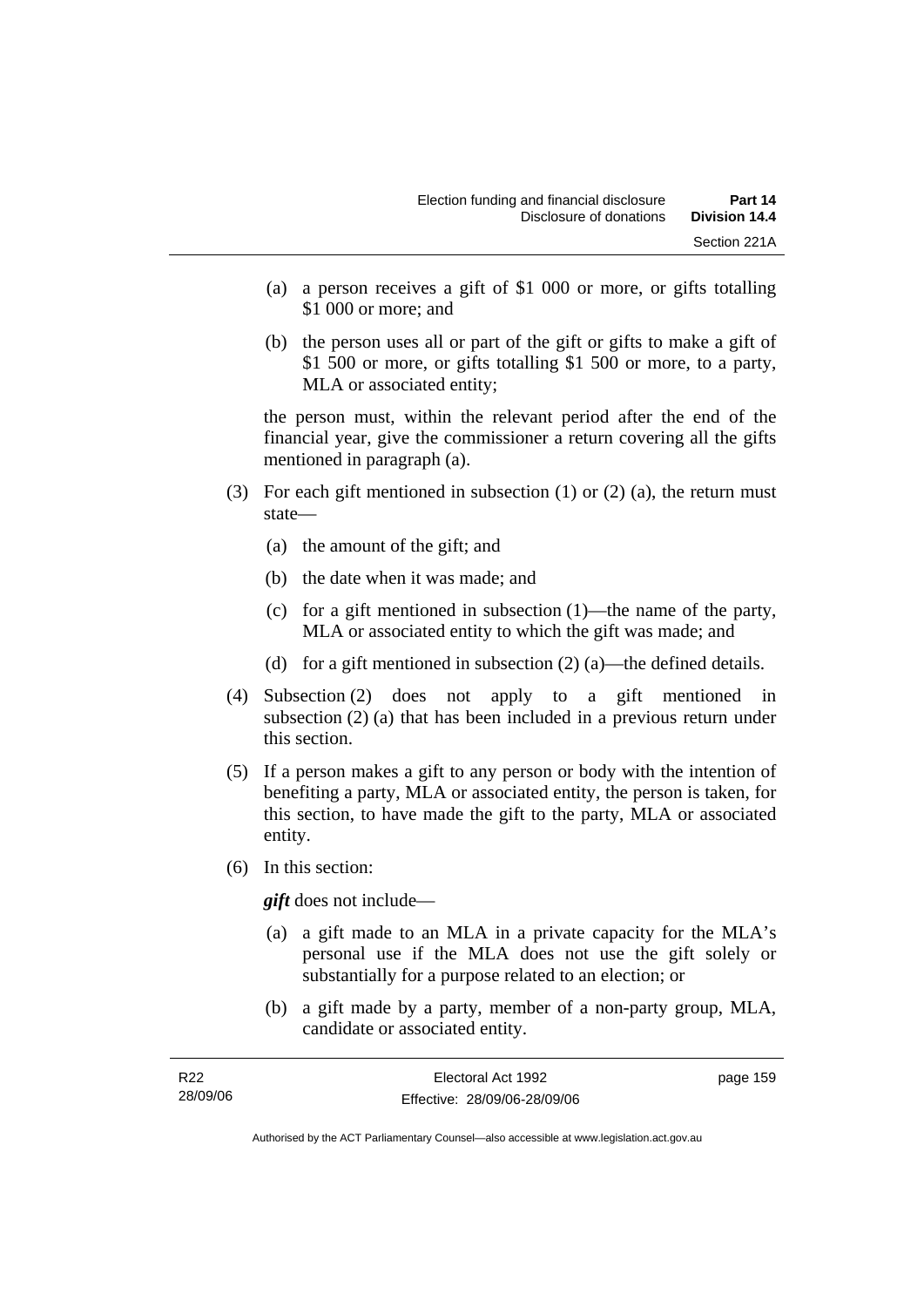(a) a person receives a gift of $1 000 or more, or gifts totalling $1 000 or more; and

(b) the person uses all or part of the gift or gifts to make a gift of $1 500 or more, or gifts totalling $1 500 or more, to a party, MLA or associated entity;

the person must, within the relevant period after the end of the financial year, give the commissioner a return covering all the gifts mentioned in paragraph (a).

(3) For each gift mentioned in subsection (1) or (2) (a), the return must state—

(a) the amount of the gift; and

(b) the date when it was made; and

(c) for a gift mentioned in subsection (1)—the name of the party, MLA or associated entity to which the gift was made; and

(d) for a gift mentioned in subsection (2) (a)—the defined details.

(4) Subsection (2) does not apply to a gift mentioned in subsection (2) (a) that has been included in a previous return under this section.

(5) If a person makes a gift to any person or body with the intention of benefiting a party, MLA or associated entity, the person is taken, for this section, to have made the gift to the party, MLA or associated entity.

(6) In this section:

***gift*** does not include—

(a) a gift made to an MLA in a private capacity for the MLA's personal use if the MLA does not use the gift solely or substantially for a purpose related to an election; or

(b) a gift made by a party, member of a non-party group, MLA, candidate or associated entity.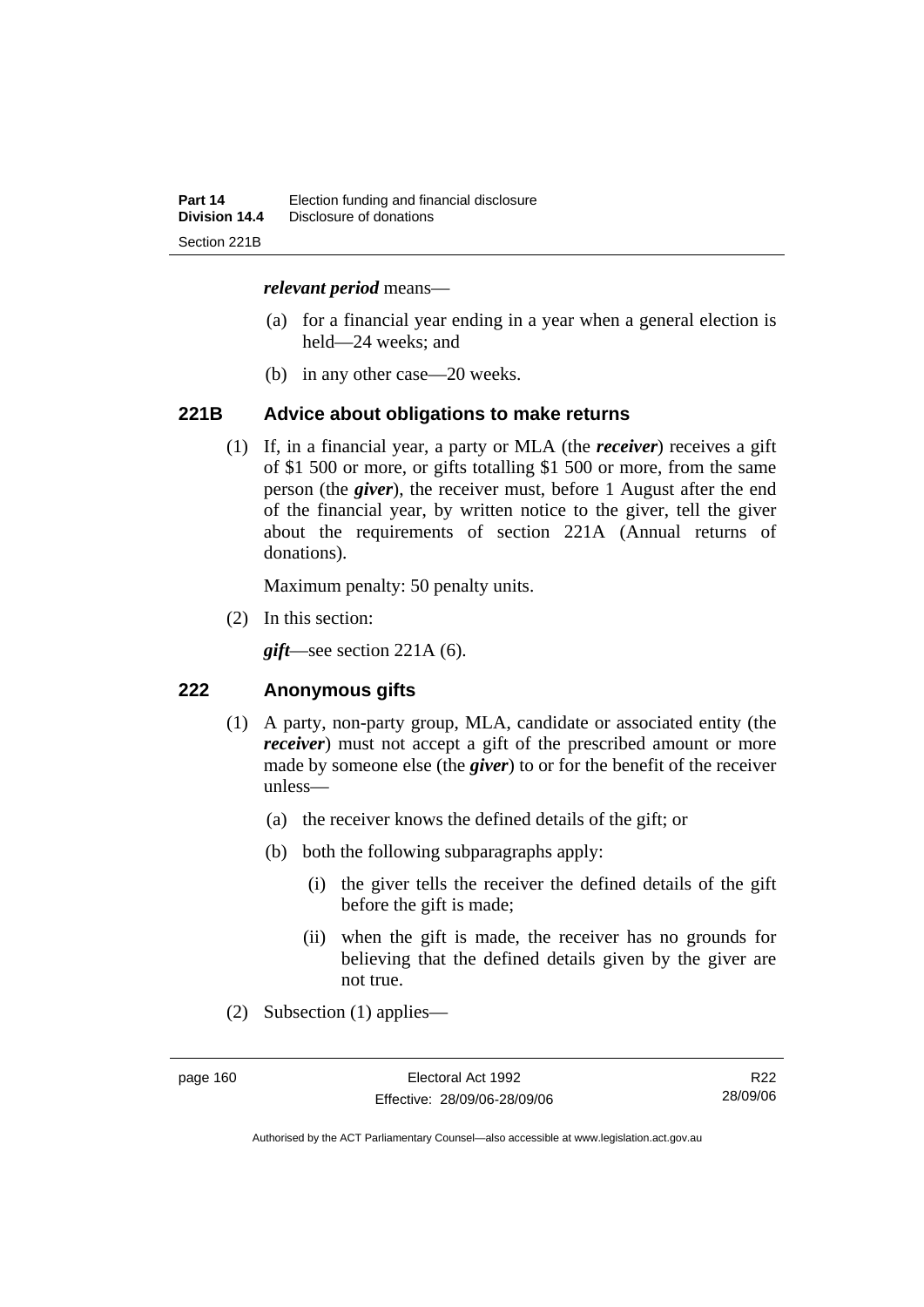***relevant period*** means—

(a) for a financial year ending in a year when a general election is held—24 weeks; and

(b) in any other case—20 weeks.

## 221B Advice about obligations to make returns

(1) If, in a financial year, a party or MLA (the ***receiver***) receives a gift of $1 500 or more, or gifts totalling $1 500 or more, from the same person (the ***giver***), the receiver must, before 1 August after the end of the financial year, by written notice to the giver, tell the giver about the requirements of section 221A (Annual returns of donations).

Maximum penalty: 50 penalty units.

(2) In this section:

***gift***—see section 221A (6).

## 222 Anonymous gifts

(1) A party, non-party group, MLA, candidate or associated entity (the ***receiver***) must not accept a gift of the prescribed amount or more made by someone else (the ***giver***) to or for the benefit of the receiver unless—

(a) the receiver knows the defined details of the gift; or

(b) both the following subparagraphs apply:

(i) the giver tells the receiver the defined details of the gift before the gift is made;

(ii) when the gift is made, the receiver has no grounds for believing that the defined details given by the giver are not true.

(2) Subsection (1) applies—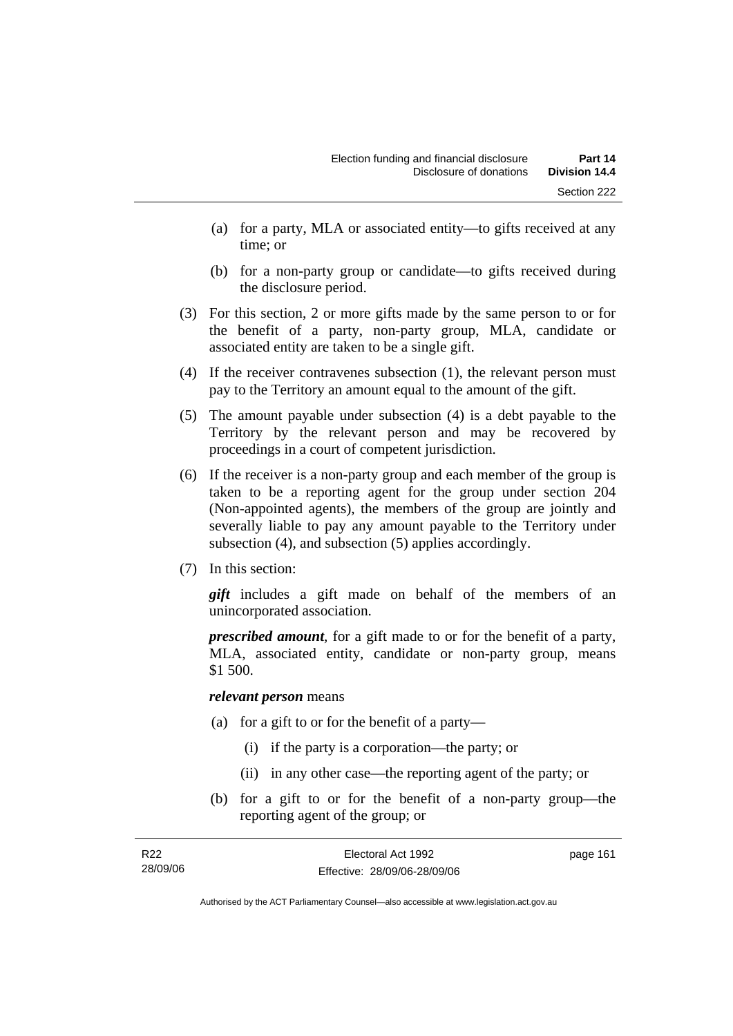(a) for a party, MLA or associated entity—to gifts received at any time; or

(b) for a non-party group or candidate—to gifts received during the disclosure period.

(3) For this section, 2 or more gifts made by the same person to or for the benefit of a party, non-party group, MLA, candidate or associated entity are taken to be a single gift.

(4) If the receiver contravenes subsection (1), the relevant person must pay to the Territory an amount equal to the amount of the gift.

(5) The amount payable under subsection (4) is a debt payable to the Territory by the relevant person and may be recovered by proceedings in a court of competent jurisdiction.

(6) If the receiver is a non-party group and each member of the group is taken to be a reporting agent for the group under section 204 (Non-appointed agents), the members of the group are jointly and severally liable to pay any amount payable to the Territory under subsection (4), and subsection (5) applies accordingly.

(7) In this section:

***gift*** includes a gift made on behalf of the members of an unincorporated association.

***prescribed amount***, for a gift made to or for the benefit of a party, MLA, associated entity, candidate or non-party group, means \$1 500.

***relevant person*** means

(a) for a gift to or for the benefit of a party—

(i) if the party is a corporation—the party; or

(ii) in any other case—the reporting agent of the party; or

(b) for a gift to or for the benefit of a non-party group—the reporting agent of the group; or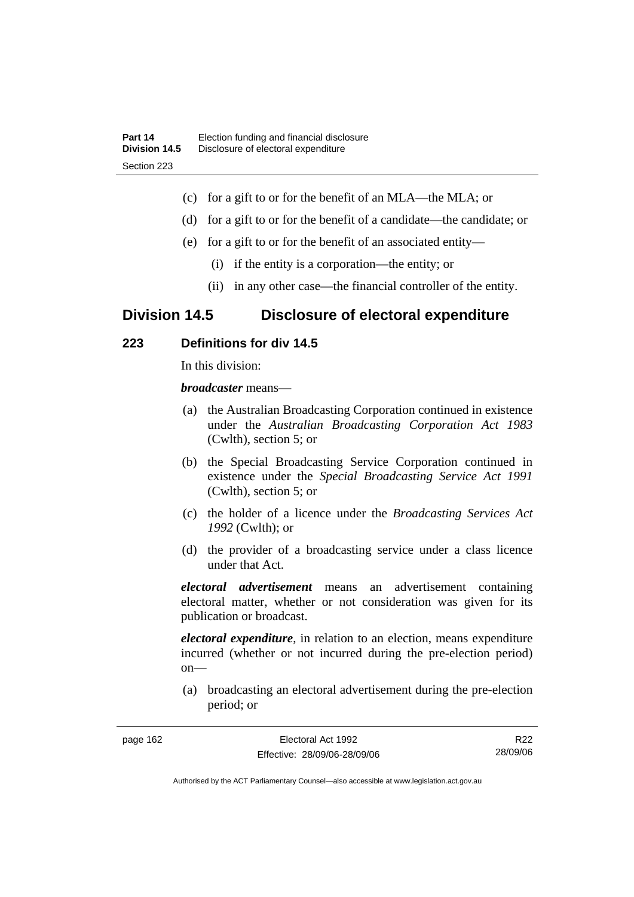(c) for a gift to or for the benefit of an MLA—the MLA; or

(d) for a gift to or for the benefit of a candidate—the candidate; or

(e) for a gift to or for the benefit of an associated entity—

  (i) if the entity is a corporation—the entity; or

  (ii) in any other case—the financial controller of the entity.

## Division 14.5 Disclosure of electoral expenditure

### 223 Definitions for div 14.5

In this division:

***broadcaster*** means—

(a) the Australian Broadcasting Corporation continued in existence under the *Australian Broadcasting Corporation Act 1983* (Cwlth), section 5; or

(b) the Special Broadcasting Service Corporation continued in existence under the *Special Broadcasting Service Act 1991* (Cwlth), section 5; or

(c) the holder of a licence under the *Broadcasting Services Act 1992* (Cwlth); or

(d) the provider of a broadcasting service under a class licence under that Act.

***electoral advertisement*** means an advertisement containing electoral matter, whether or not consideration was given for its publication or broadcast.

***electoral expenditure***, in relation to an election, means expenditure incurred (whether or not incurred during the pre-election period) on—

(a) broadcasting an electoral advertisement during the pre-election period; or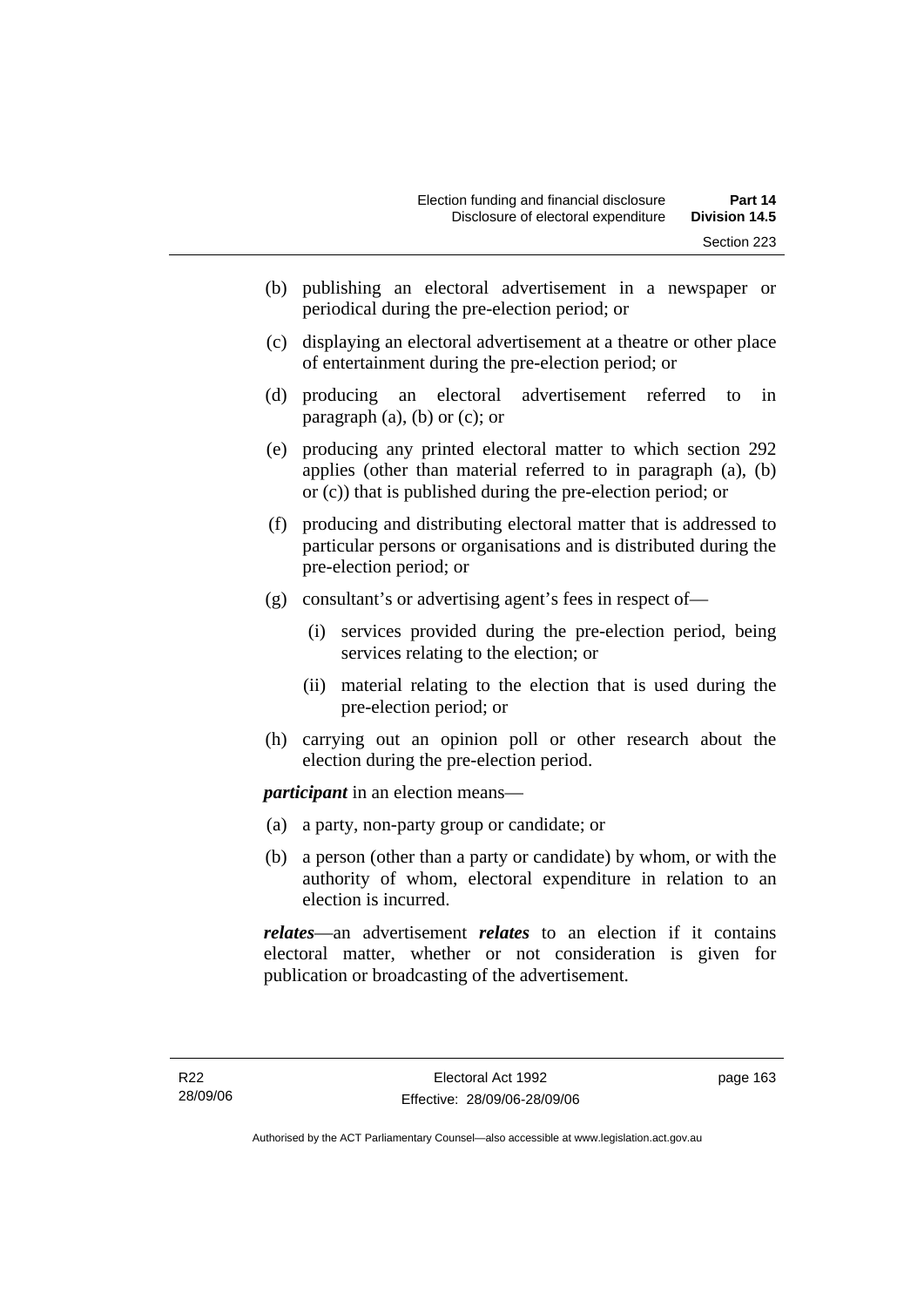(b) publishing an electoral advertisement in a newspaper or periodical during the pre-election period; or

(c) displaying an electoral advertisement at a theatre or other place of entertainment during the pre-election period; or

(d) producing an electoral advertisement referred to in paragraph (a), (b) or (c); or

(e) producing any printed electoral matter to which section 292 applies (other than material referred to in paragraph (a), (b) or (c)) that is published during the pre-election period; or

(f) producing and distributing electoral matter that is addressed to particular persons or organisations and is distributed during the pre-election period; or

(g) consultant's or advertising agent's fees in respect of—

 (i) services provided during the pre-election period, being services relating to the election; or

 (ii) material relating to the election that is used during the pre-election period; or

(h) carrying out an opinion poll or other research about the election during the pre-election period.

***participant*** in an election means—

(a) a party, non-party group or candidate; or

(b) a person (other than a party or candidate) by whom, or with the authority of whom, electoral expenditure in relation to an election is incurred.

***relates***—an advertisement ***relates*** to an election if it contains electoral matter, whether or not consideration is given for publication or broadcasting of the advertisement.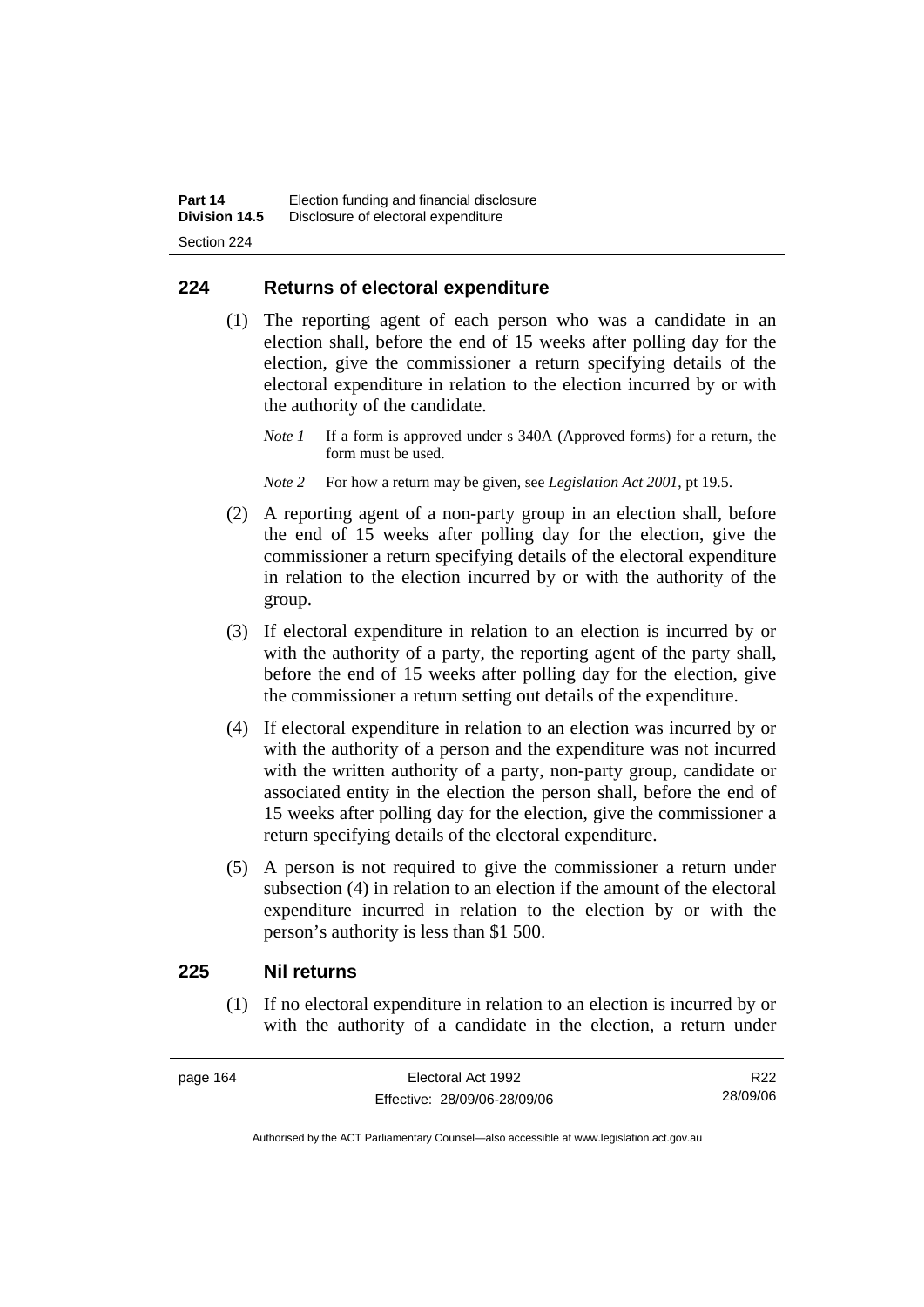## 224 Returns of electoral expenditure

(1) The reporting agent of each person who was a candidate in an election shall, before the end of 15 weeks after polling day for the election, give the commissioner a return specifying details of the electoral expenditure in relation to the election incurred by or with the authority of the candidate.

*Note 1* If a form is approved under s 340A (Approved forms) for a return, the form must be used.

*Note 2* For how a return may be given, see *Legislation Act 2001*, pt 19.5.

(2) A reporting agent of a non-party group in an election shall, before the end of 15 weeks after polling day for the election, give the commissioner a return specifying details of the electoral expenditure in relation to the election incurred by or with the authority of the group.

(3) If electoral expenditure in relation to an election is incurred by or with the authority of a party, the reporting agent of the party shall, before the end of 15 weeks after polling day for the election, give the commissioner a return setting out details of the expenditure.

(4) If electoral expenditure in relation to an election was incurred by or with the authority of a person and the expenditure was not incurred with the written authority of a party, non-party group, candidate or associated entity in the election the person shall, before the end of 15 weeks after polling day for the election, give the commissioner a return specifying details of the electoral expenditure.

(5) A person is not required to give the commissioner a return under subsection (4) in relation to an election if the amount of the electoral expenditure incurred in relation to the election by or with the person's authority is less than $1 500.

## 225 Nil returns

(1) If no electoral expenditure in relation to an election is incurred by or with the authority of a candidate in the election, a return under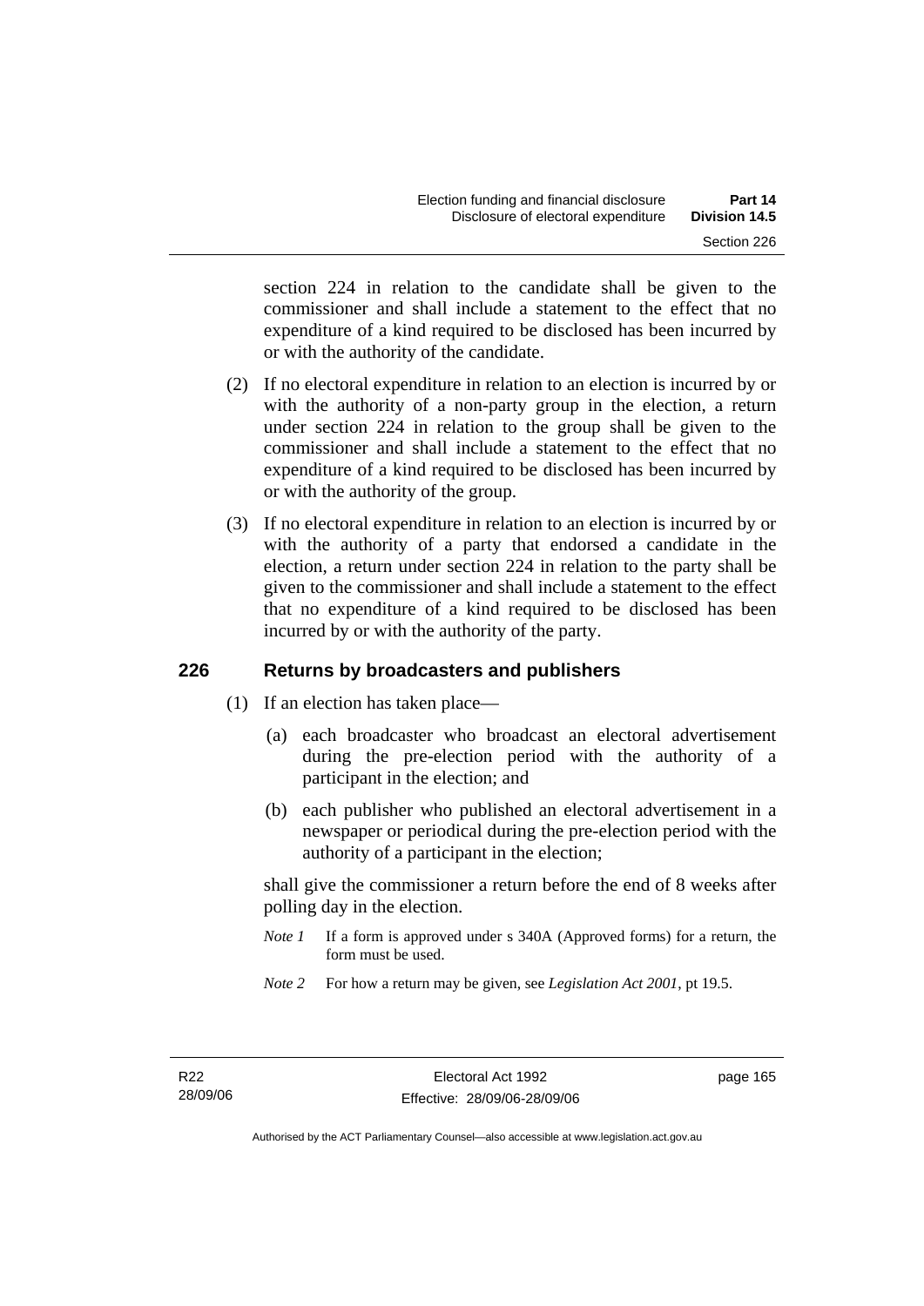section 224 in relation to the candidate shall be given to the commissioner and shall include a statement to the effect that no expenditure of a kind required to be disclosed has been incurred by or with the authority of the candidate.

(2) If no electoral expenditure in relation to an election is incurred by or with the authority of a non-party group in the election, a return under section 224 in relation to the group shall be given to the commissioner and shall include a statement to the effect that no expenditure of a kind required to be disclosed has been incurred by or with the authority of the group.

(3) If no electoral expenditure in relation to an election is incurred by or with the authority of a party that endorsed a candidate in the election, a return under section 224 in relation to the party shall be given to the commissioner and shall include a statement to the effect that no expenditure of a kind required to be disclosed has been incurred by or with the authority of the party.

## 226 Returns by broadcasters and publishers

(1) If an election has taken place—

(a) each broadcaster who broadcast an electoral advertisement during the pre-election period with the authority of a participant in the election; and

(b) each publisher who published an electoral advertisement in a newspaper or periodical during the pre-election period with the authority of a participant in the election;

shall give the commissioner a return before the end of 8 weeks after polling day in the election.

*Note 1* If a form is approved under s 340A (Approved forms) for a return, the form must be used.

*Note 2* For how a return may be given, see *Legislation Act 2001*, pt 19.5.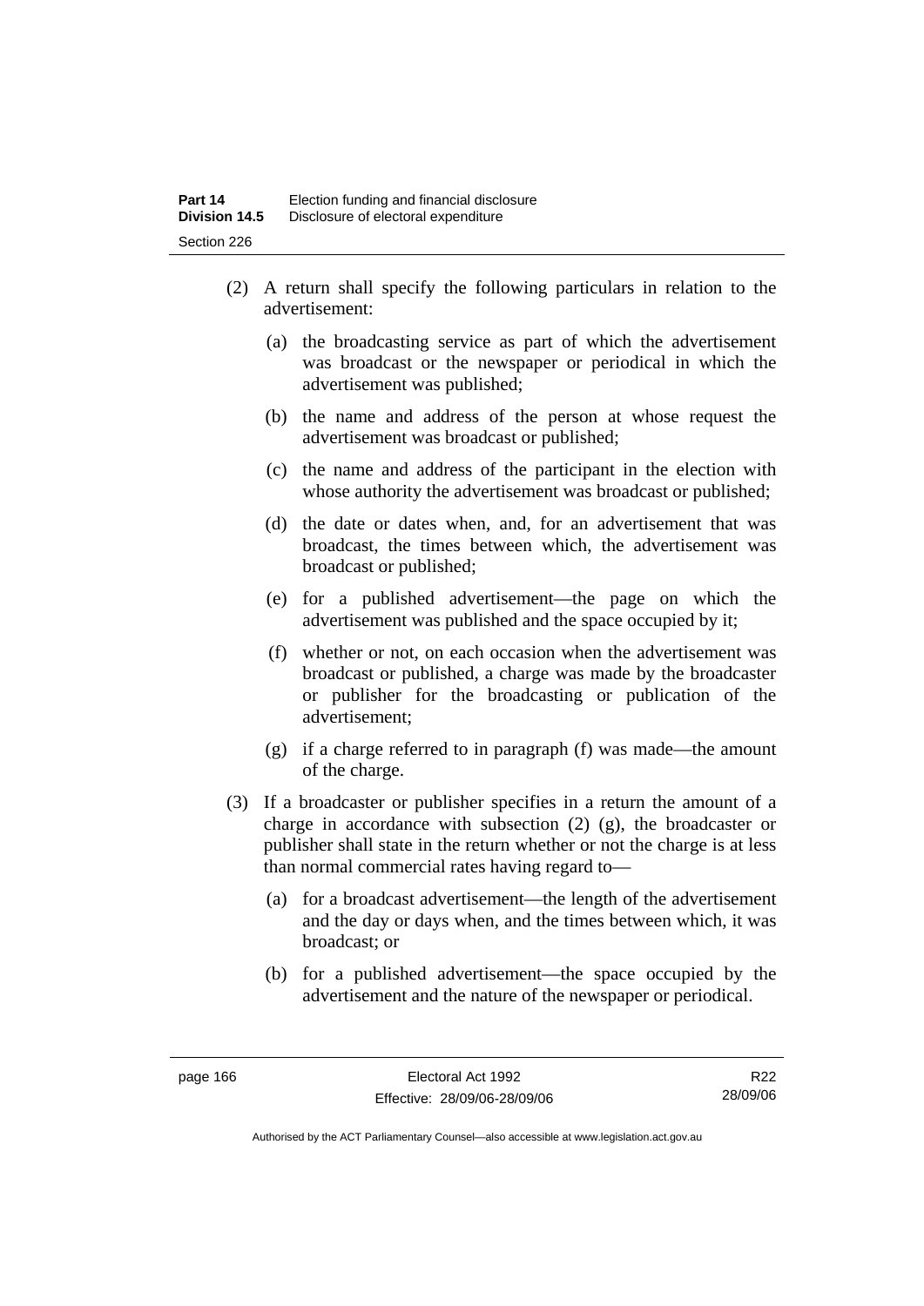(2) A return shall specify the following particulars in relation to the advertisement:

(a) the broadcasting service as part of which the advertisement was broadcast or the newspaper or periodical in which the advertisement was published;

(b) the name and address of the person at whose request the advertisement was broadcast or published;

(c) the name and address of the participant in the election with whose authority the advertisement was broadcast or published;

(d) the date or dates when, and, for an advertisement that was broadcast, the times between which, the advertisement was broadcast or published;

(e) for a published advertisement—the page on which the advertisement was published and the space occupied by it;

(f) whether or not, on each occasion when the advertisement was broadcast or published, a charge was made by the broadcaster or publisher for the broadcasting or publication of the advertisement;

(g) if a charge referred to in paragraph (f) was made—the amount of the charge.

(3) If a broadcaster or publisher specifies in a return the amount of a charge in accordance with subsection (2) (g), the broadcaster or publisher shall state in the return whether or not the charge is at less than normal commercial rates having regard to—

(a) for a broadcast advertisement—the length of the advertisement and the day or days when, and the times between which, it was broadcast; or

(b) for a published advertisement—the space occupied by the advertisement and the nature of the newspaper or periodical.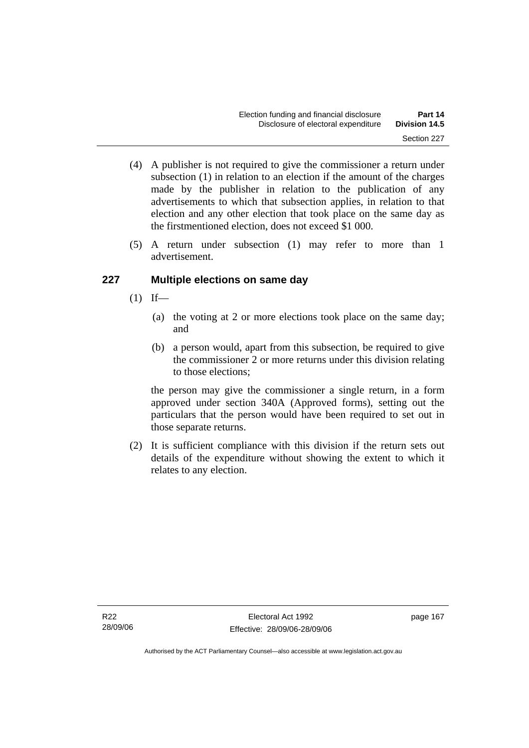(4) A publisher is not required to give the commissioner a return under subsection (1) in relation to an election if the amount of the charges made by the publisher in relation to the publication of any advertisements to which that subsection applies, in relation to that election and any other election that took place on the same day as the firstmentioned election, does not exceed $1 000.

(5) A return under subsection (1) may refer to more than 1 advertisement.

## 227 Multiple elections on same day

(1) If—

(a) the voting at 2 or more elections took place on the same day; and

(b) a person would, apart from this subsection, be required to give the commissioner 2 or more returns under this division relating to those elections;

the person may give the commissioner a single return, in a form approved under section 340A (Approved forms), setting out the particulars that the person would have been required to set out in those separate returns.

(2) It is sufficient compliance with this division if the return sets out details of the expenditure without showing the extent to which it relates to any election.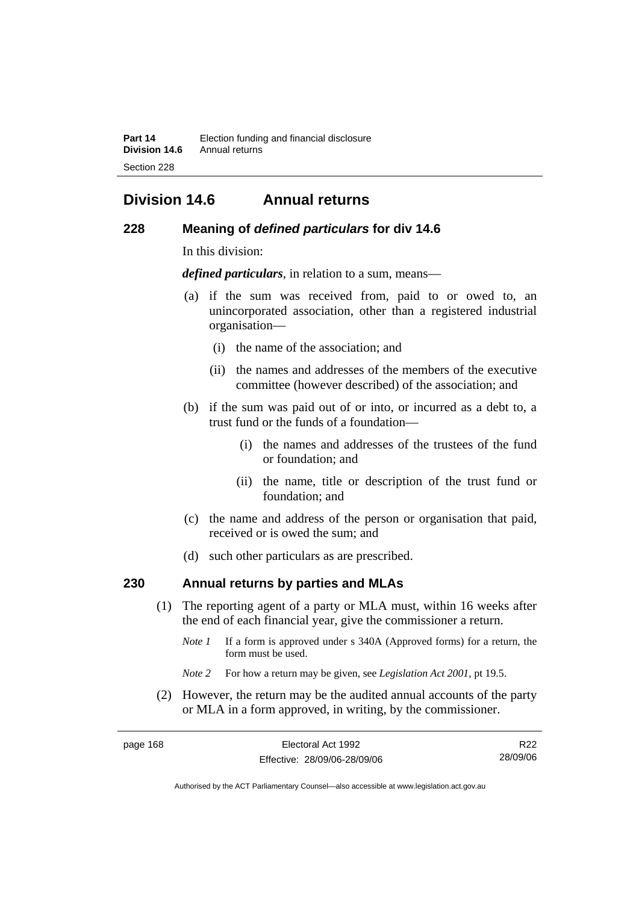## Division 14.6 Annual returns

### 228 Meaning of *defined particulars* for div 14.6

In this division:

***defined particulars***, in relation to a sum, means—

(a) if the sum was received from, paid to or owed to, an unincorporated association, other than a registered industrial organisation—

(i) the name of the association; and

(ii) the names and addresses of the members of the executive committee (however described) of the association; and

(b) if the sum was paid out of or into, or incurred as a debt to, a trust fund or the funds of a foundation—

(i) the names and addresses of the trustees of the fund or foundation; and

(ii) the name, title or description of the trust fund or foundation; and

(c) the name and address of the person or organisation that paid, received or is owed the sum; and

(d) such other particulars as are prescribed.

### 230 Annual returns by parties and MLAs

(1) The reporting agent of a party or MLA must, within 16 weeks after the end of each financial year, give the commissioner a return.

*Note 1* If a form is approved under s 340A (Approved forms) for a return, the form must be used.

*Note 2* For how a return may be given, see *Legislation Act 2001*, pt 19.5.

(2) However, the return may be the audited annual accounts of the party or MLA in a form approved, in writing, by the commissioner.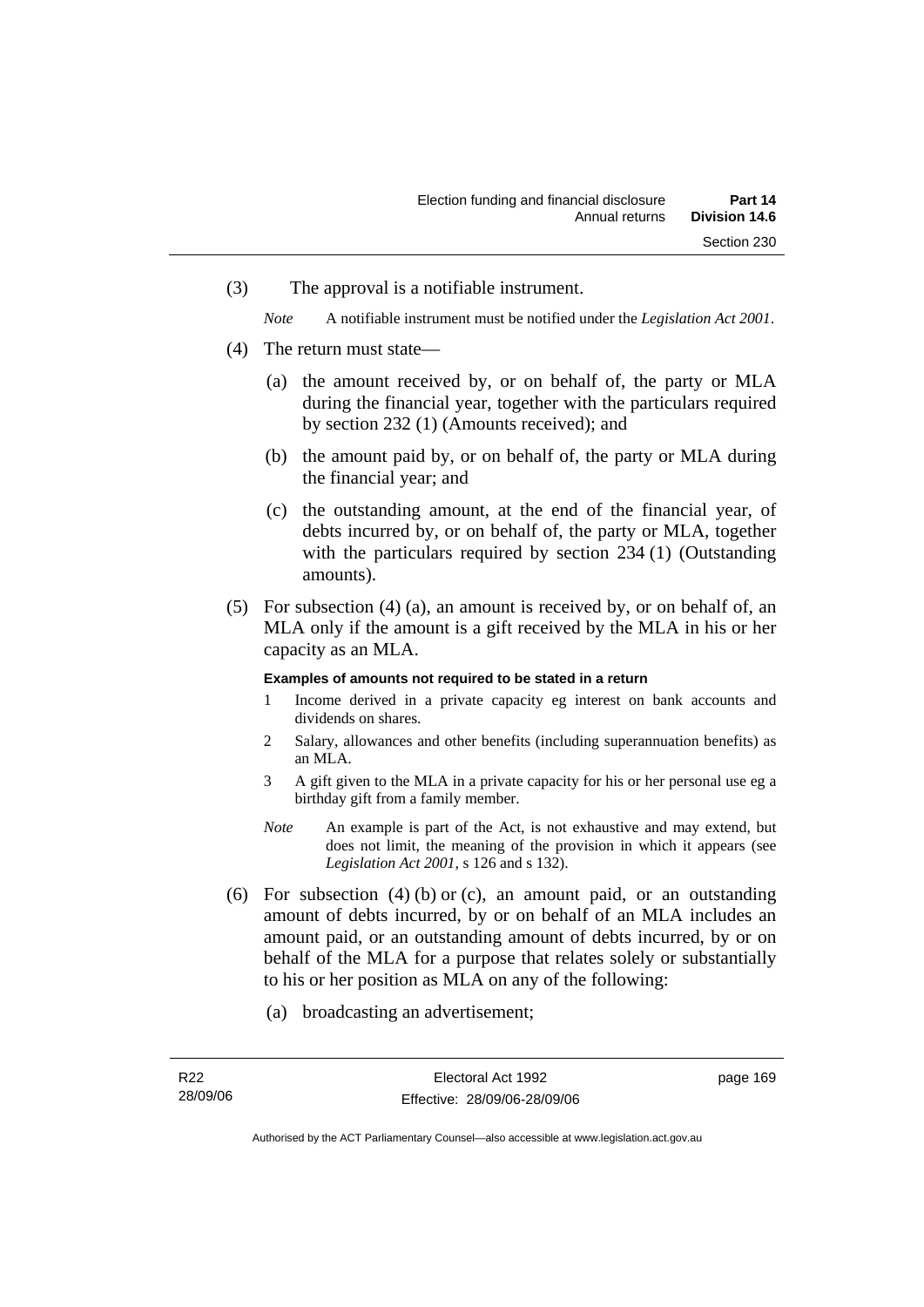(3) The approval is a notifiable instrument.

*Note* A notifiable instrument must be notified under the *Legislation Act 2001*.

(4) The return must state—

(a) the amount received by, or on behalf of, the party or MLA during the financial year, together with the particulars required by section 232 (1) (Amounts received); and

(b) the amount paid by, or on behalf of, the party or MLA during the financial year; and

(c) the outstanding amount, at the end of the financial year, of debts incurred by, or on behalf of, the party or MLA, together with the particulars required by section 234 (1) (Outstanding amounts).

(5) For subsection (4) (a), an amount is received by, or on behalf of, an MLA only if the amount is a gift received by the MLA in his or her capacity as an MLA.

**Examples of amounts not required to be stated in a return**

1 Income derived in a private capacity eg interest on bank accounts and dividends on shares.

2 Salary, allowances and other benefits (including superannuation benefits) as an MLA.

3 A gift given to the MLA in a private capacity for his or her personal use eg a birthday gift from a family member.

*Note* An example is part of the Act, is not exhaustive and may extend, but does not limit, the meaning of the provision in which it appears (see *Legislation Act 2001*, s 126 and s 132).

(6) For subsection (4) (b) or (c), an amount paid, or an outstanding amount of debts incurred, by or on behalf of an MLA includes an amount paid, or an outstanding amount of debts incurred, by or on behalf of the MLA for a purpose that relates solely or substantially to his or her position as MLA on any of the following:

(a) broadcasting an advertisement;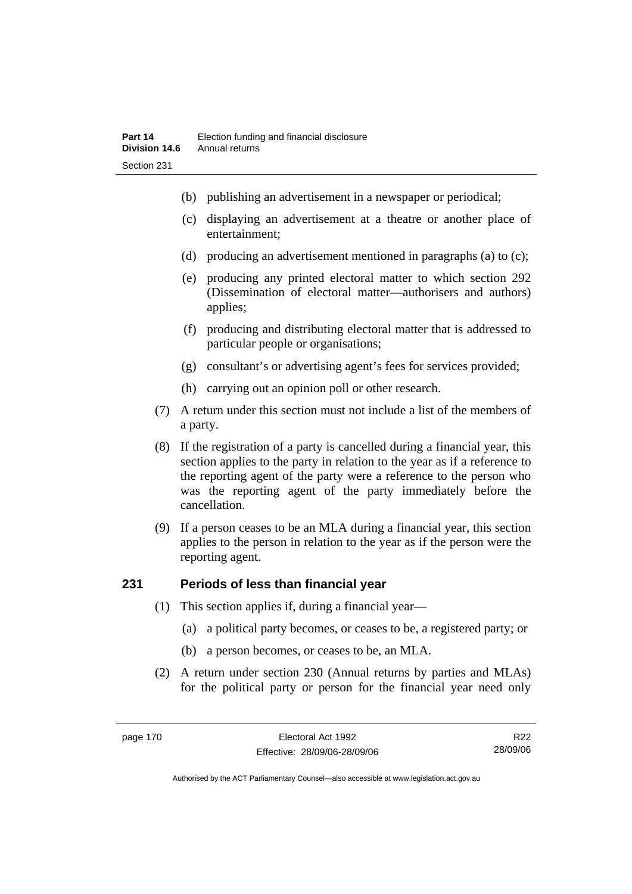- (b) publishing an advertisement in a newspaper or periodical;
- (c) displaying an advertisement at a theatre or another place of entertainment;
- (d) producing an advertisement mentioned in paragraphs (a) to (c);
- (e) producing any printed electoral matter to which section 292 (Dissemination of electoral matter—authorisers and authors) applies;
- (f) producing and distributing electoral matter that is addressed to particular people or organisations;
- (g) consultant's or advertising agent's fees for services provided;
- (h) carrying out an opinion poll or other research.

(7) A return under this section must not include a list of the members of a party.

(8) If the registration of a party is cancelled during a financial year, this section applies to the party in relation to the year as if a reference to the reporting agent of the party were a reference to the person who was the reporting agent of the party immediately before the cancellation.

(9) If a person ceases to be an MLA during a financial year, this section applies to the person in relation to the year as if the person were the reporting agent.

## 231 Periods of less than financial year

(1) This section applies if, during a financial year—

- (a) a political party becomes, or ceases to be, a registered party; or
- (b) a person becomes, or ceases to be, an MLA.

(2) A return under section 230 (Annual returns by parties and MLAs) for the political party or person for the financial year need only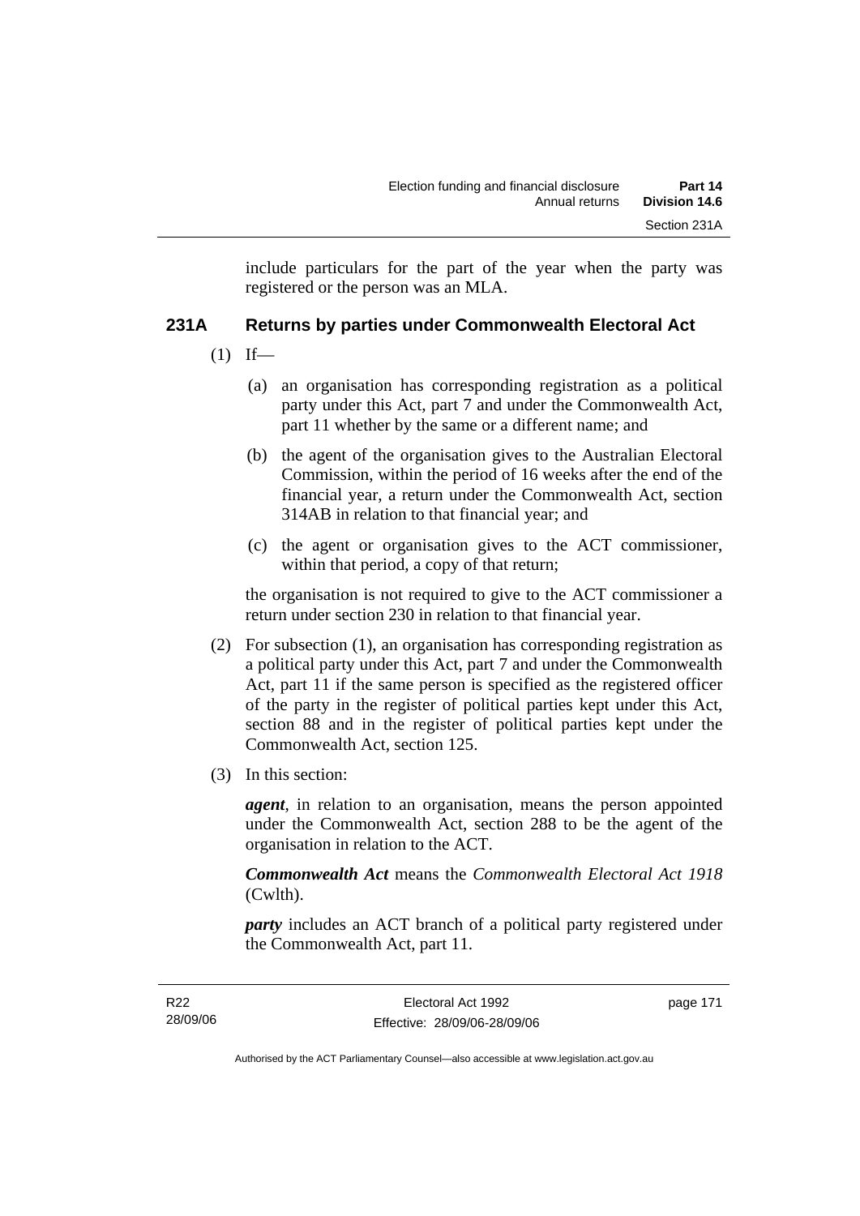include particulars for the part of the year when the party was registered or the person was an MLA.

### 231A Returns by parties under Commonwealth Electoral Act

(1) If—

(a) an organisation has corresponding registration as a political party under this Act, part 7 and under the Commonwealth Act, part 11 whether by the same or a different name; and

(b) the agent of the organisation gives to the Australian Electoral Commission, within the period of 16 weeks after the end of the financial year, a return under the Commonwealth Act, section 314AB in relation to that financial year; and

(c) the agent or organisation gives to the ACT commissioner, within that period, a copy of that return;

the organisation is not required to give to the ACT commissioner a return under section 230 in relation to that financial year.

(2) For subsection (1), an organisation has corresponding registration as a political party under this Act, part 7 and under the Commonwealth Act, part 11 if the same person is specified as the registered officer of the party in the register of political parties kept under this Act, section 88 and in the register of political parties kept under the Commonwealth Act, section 125.

(3) In this section:

***agent***, in relation to an organisation, means the person appointed under the Commonwealth Act, section 288 to be the agent of the organisation in relation to the ACT.

***Commonwealth Act*** means the *Commonwealth Electoral Act 1918* (Cwlth).

***party*** includes an ACT branch of a political party registered under the Commonwealth Act, part 11.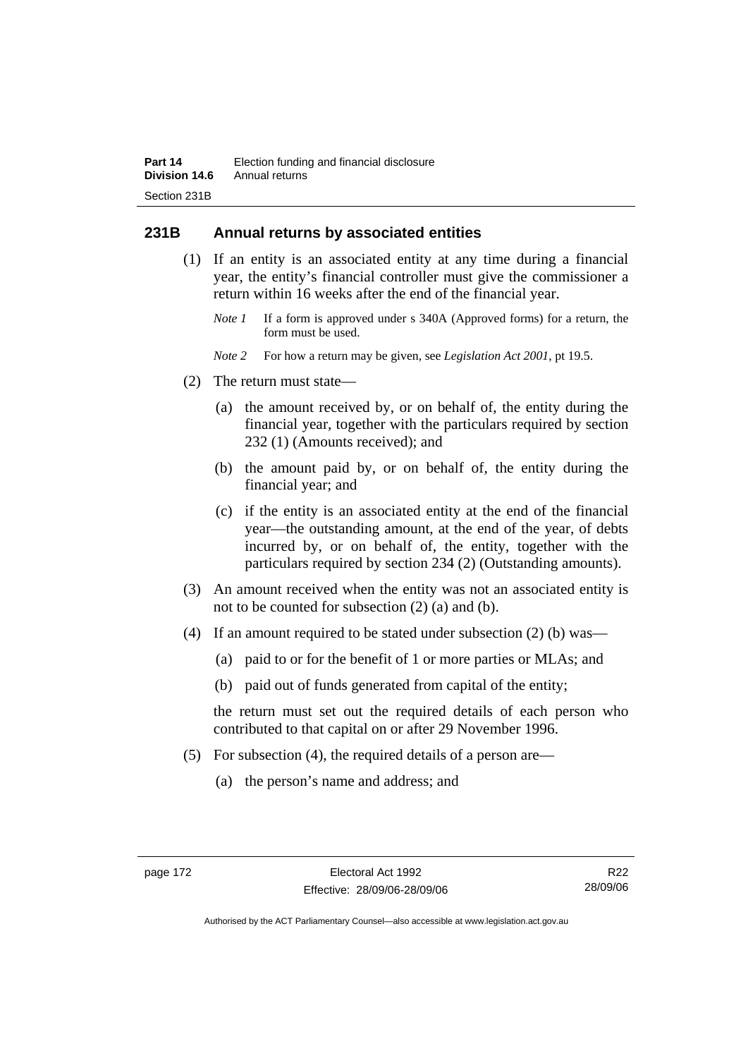## 231B Annual returns by associated entities

(1) If an entity is an associated entity at any time during a financial year, the entity's financial controller must give the commissioner a return within 16 weeks after the end of the financial year.

*Note 1* If a form is approved under s 340A (Approved forms) for a return, the form must be used.

*Note 2* For how a return may be given, see *Legislation Act 2001*, pt 19.5.

(2) The return must state—

(a) the amount received by, or on behalf of, the entity during the financial year, together with the particulars required by section 232 (1) (Amounts received); and

(b) the amount paid by, or on behalf of, the entity during the financial year; and

(c) if the entity is an associated entity at the end of the financial year—the outstanding amount, at the end of the year, of debts incurred by, or on behalf of, the entity, together with the particulars required by section 234 (2) (Outstanding amounts).

(3) An amount received when the entity was not an associated entity is not to be counted for subsection (2) (a) and (b).

(4) If an amount required to be stated under subsection (2) (b) was—

(a) paid to or for the benefit of 1 or more parties or MLAs; and

(b) paid out of funds generated from capital of the entity;

the return must set out the required details of each person who contributed to that capital on or after 29 November 1996.

(5) For subsection (4), the required details of a person are—

(a) the person's name and address; and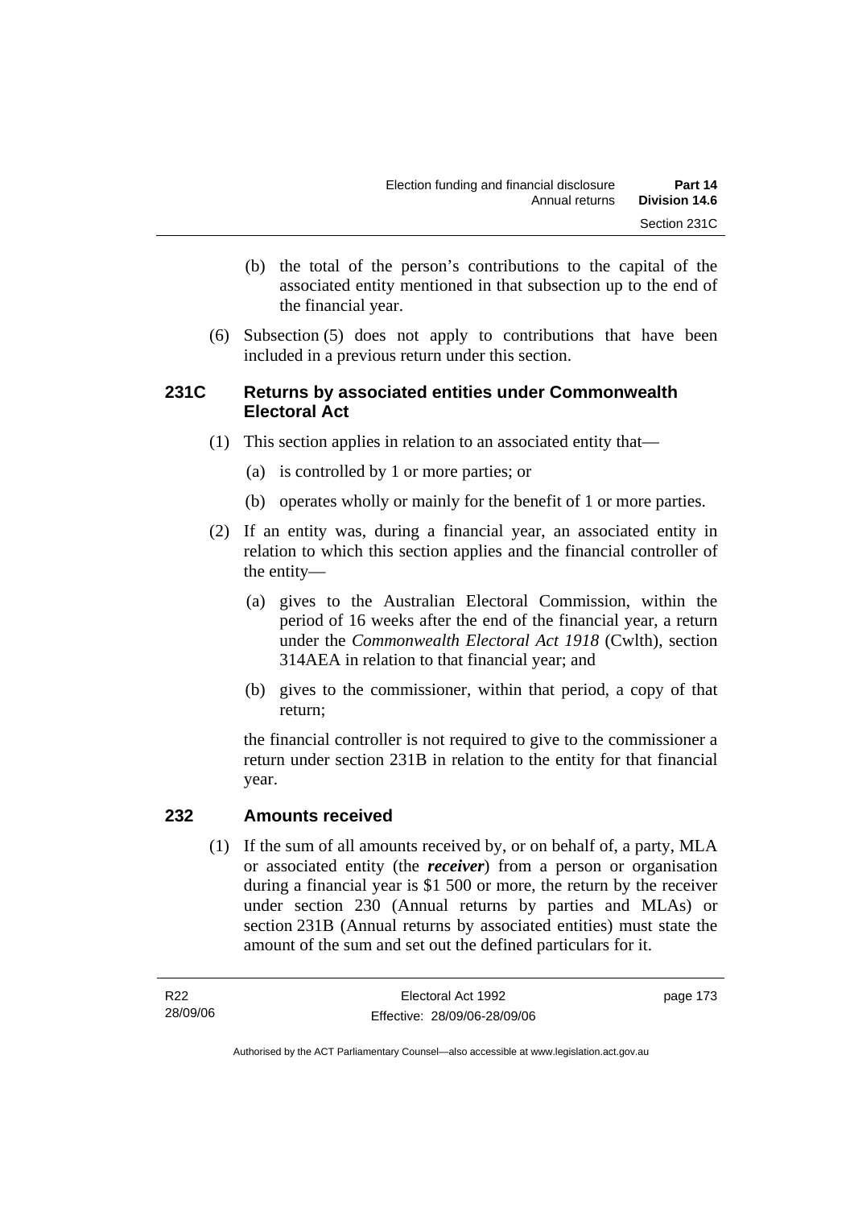(b) the total of the person's contributions to the capital of the associated entity mentioned in that subsection up to the end of the financial year.

(6) Subsection (5) does not apply to contributions that have been included in a previous return under this section.

### 231C Returns by associated entities under Commonwealth Electoral Act

(1) This section applies in relation to an associated entity that—

(a) is controlled by 1 or more parties; or

(b) operates wholly or mainly for the benefit of 1 or more parties.

(2) If an entity was, during a financial year, an associated entity in relation to which this section applies and the financial controller of the entity—

(a) gives to the Australian Electoral Commission, within the period of 16 weeks after the end of the financial year, a return under the *Commonwealth Electoral Act 1918* (Cwlth), section 314AEA in relation to that financial year; and

(b) gives to the commissioner, within that period, a copy of that return;

the financial controller is not required to give to the commissioner a return under section 231B in relation to the entity for that financial year.

### 232 Amounts received

(1) If the sum of all amounts received by, or on behalf of, a party, MLA or associated entity (the ***receiver***) from a person or organisation during a financial year is $1 500 or more, the return by the receiver under section 230 (Annual returns by parties and MLAs) or section 231B (Annual returns by associated entities) must state the amount of the sum and set out the defined particulars for it.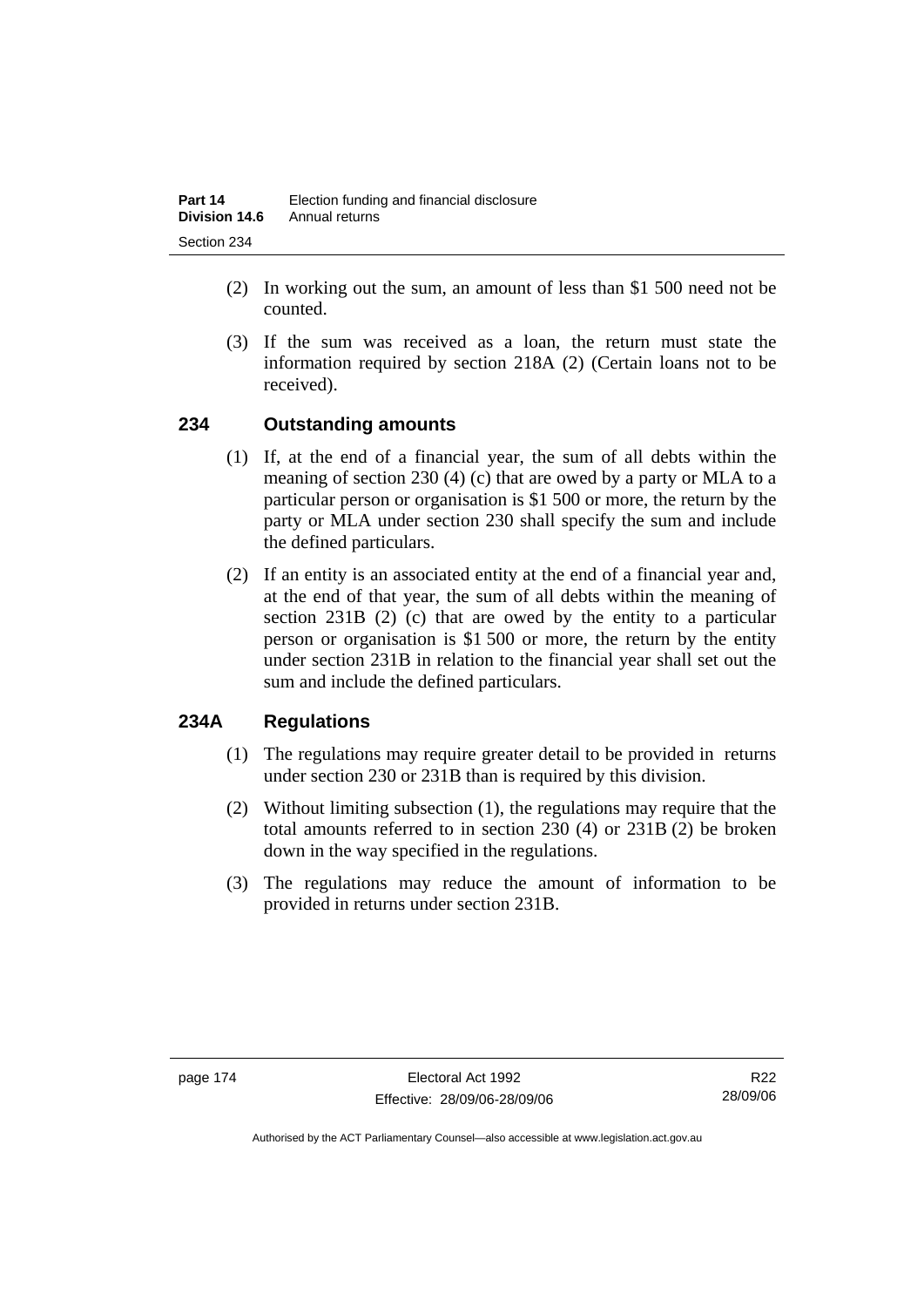(2) In working out the sum, an amount of less than $1 500 need not be counted.

(3) If the sum was received as a loan, the return must state the information required by section 218A (2) (Certain loans not to be received).

## 234 Outstanding amounts

(1) If, at the end of a financial year, the sum of all debts within the meaning of section 230 (4) (c) that are owed by a party or MLA to a particular person or organisation is $1 500 or more, the return by the party or MLA under section 230 shall specify the sum and include the defined particulars.

(2) If an entity is an associated entity at the end of a financial year and, at the end of that year, the sum of all debts within the meaning of section 231B (2) (c) that are owed by the entity to a particular person or organisation is $1 500 or more, the return by the entity under section 231B in relation to the financial year shall set out the sum and include the defined particulars.

## 234A Regulations

(1) The regulations may require greater detail to be provided in returns under section 230 or 231B than is required by this division.

(2) Without limiting subsection (1), the regulations may require that the total amounts referred to in section 230 (4) or 231B (2) be broken down in the way specified in the regulations.

(3) The regulations may reduce the amount of information to be provided in returns under section 231B.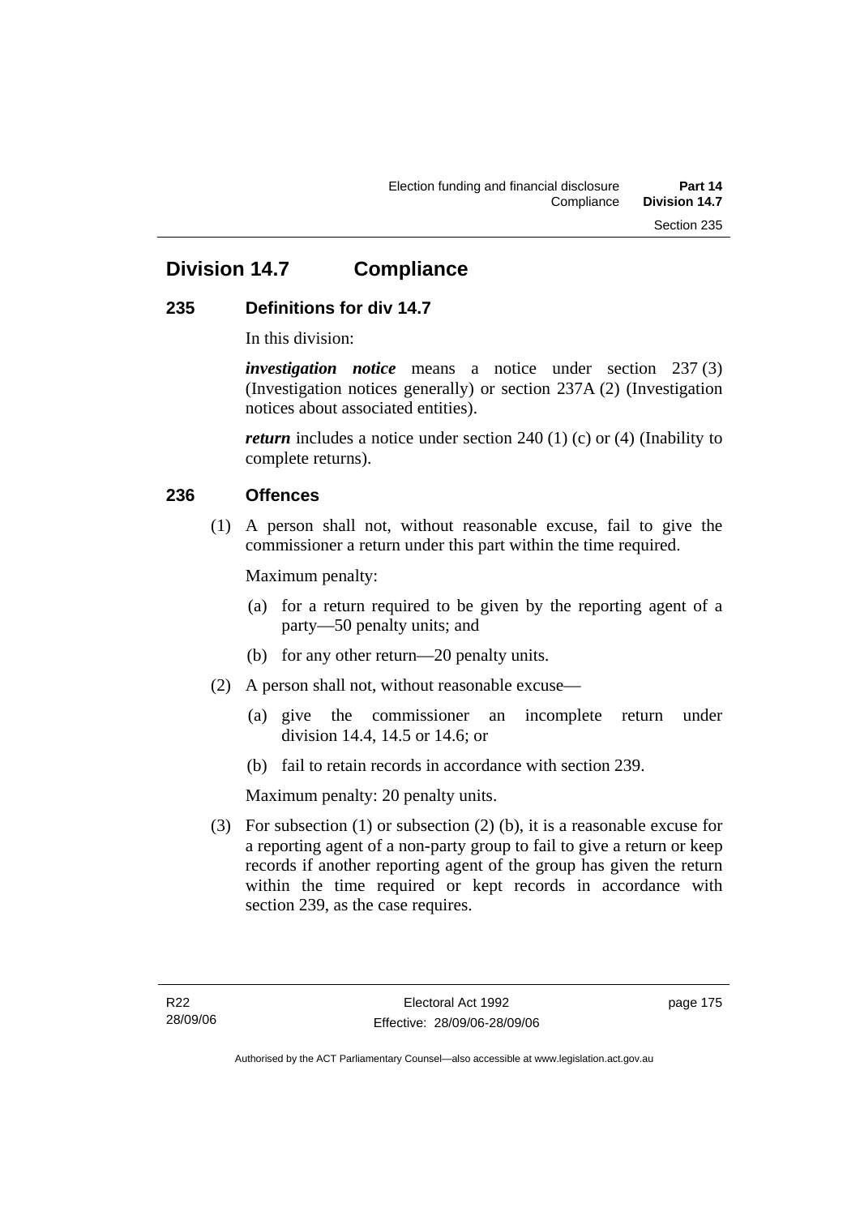# Division 14.7 Compliance

## 235 Definitions for div 14.7

In this division:

***investigation notice*** means a notice under section 237 (3) (Investigation notices generally) or section 237A (2) (Investigation notices about associated entities).

***return*** includes a notice under section 240 (1) (c) or (4) (Inability to complete returns).

## 236 Offences

(1) A person shall not, without reasonable excuse, fail to give the commissioner a return under this part within the time required.

Maximum penalty:

(a) for a return required to be given by the reporting agent of a party—50 penalty units; and

(b) for any other return—20 penalty units.

(2) A person shall not, without reasonable excuse—

(a) give the commissioner an incomplete return under division 14.4, 14.5 or 14.6; or

(b) fail to retain records in accordance with section 239.

Maximum penalty: 20 penalty units.

(3) For subsection (1) or subsection (2) (b), it is a reasonable excuse for a reporting agent of a non-party group to fail to give a return or keep records if another reporting agent of the group has given the return within the time required or kept records in accordance with section 239, as the case requires.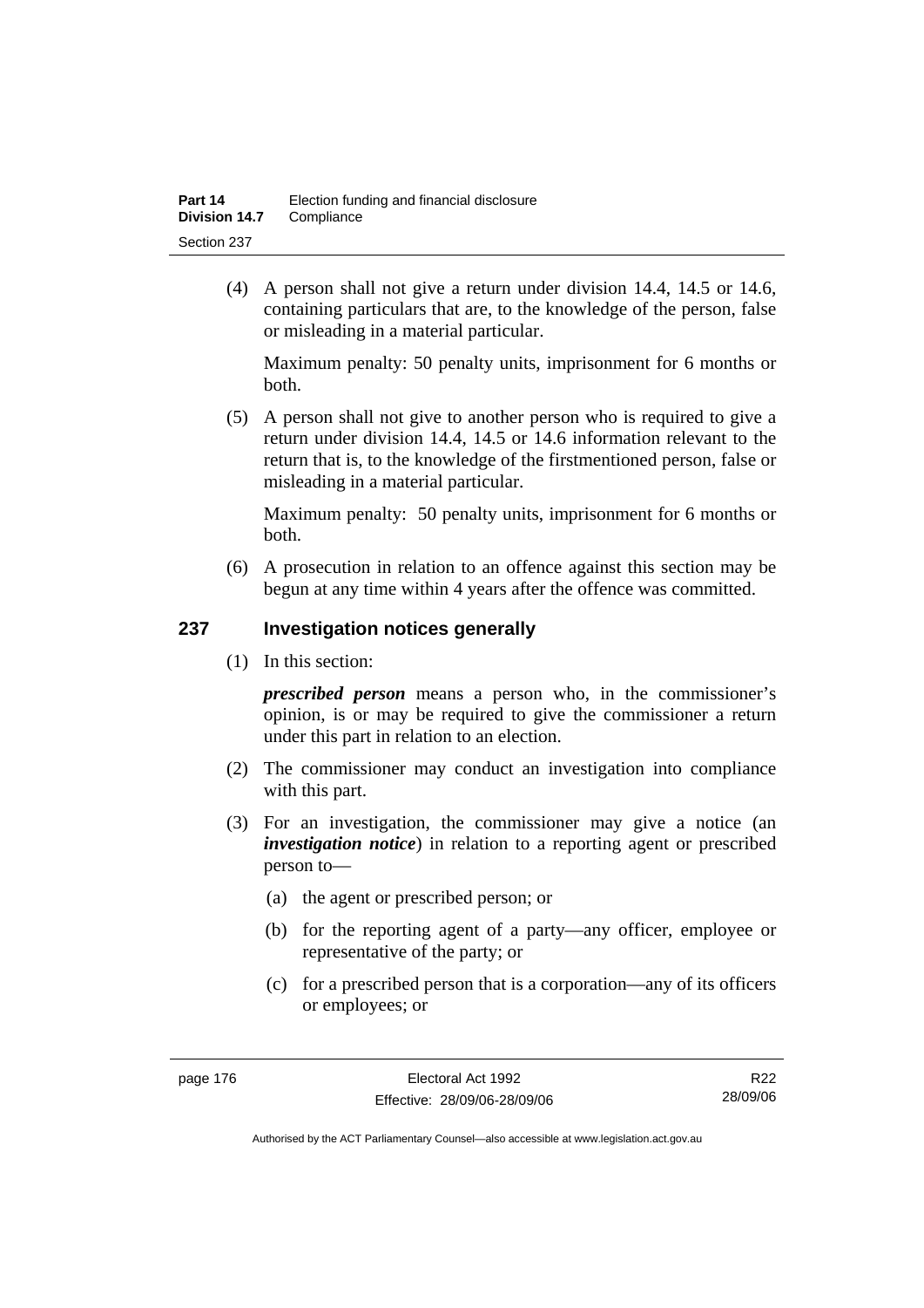(4) A person shall not give a return under division 14.4, 14.5 or 14.6, containing particulars that are, to the knowledge of the person, false or misleading in a material particular.

Maximum penalty: 50 penalty units, imprisonment for 6 months or both.

(5) A person shall not give to another person who is required to give a return under division 14.4, 14.5 or 14.6 information relevant to the return that is, to the knowledge of the firstmentioned person, false or misleading in a material particular.

Maximum penalty: 50 penalty units, imprisonment for 6 months or both.

(6) A prosecution in relation to an offence against this section may be begun at any time within 4 years after the offence was committed.

## 237 Investigation notices generally

(1) In this section:

***prescribed person*** means a person who, in the commissioner's opinion, is or may be required to give the commissioner a return under this part in relation to an election.

(2) The commissioner may conduct an investigation into compliance with this part.

(3) For an investigation, the commissioner may give a notice (an ***investigation notice***) in relation to a reporting agent or prescribed person to—

(a) the agent or prescribed person; or

(b) for the reporting agent of a party—any officer, employee or representative of the party; or

(c) for a prescribed person that is a corporation—any of its officers or employees; or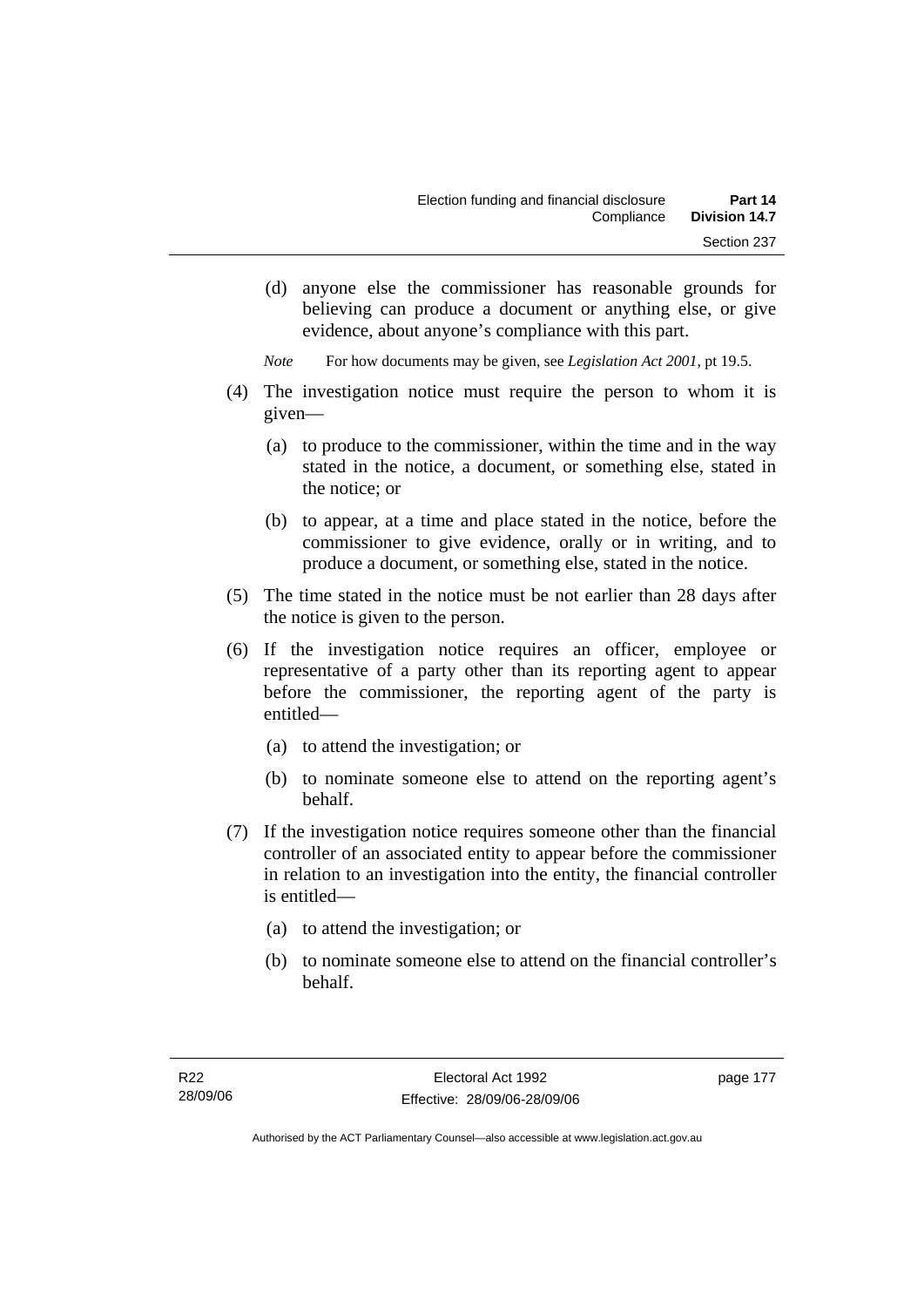(d) anyone else the commissioner has reasonable grounds for believing can produce a document or anything else, or give evidence, about anyone's compliance with this part.

*Note* For how documents may be given, see *Legislation Act 2001*, pt 19.5.

(4) The investigation notice must require the person to whom it is given—

(a) to produce to the commissioner, within the time and in the way stated in the notice, a document, or something else, stated in the notice; or

(b) to appear, at a time and place stated in the notice, before the commissioner to give evidence, orally or in writing, and to produce a document, or something else, stated in the notice.

(5) The time stated in the notice must be not earlier than 28 days after the notice is given to the person.

(6) If the investigation notice requires an officer, employee or representative of a party other than its reporting agent to appear before the commissioner, the reporting agent of the party is entitled—

(a) to attend the investigation; or

(b) to nominate someone else to attend on the reporting agent's behalf.

(7) If the investigation notice requires someone other than the financial controller of an associated entity to appear before the commissioner in relation to an investigation into the entity, the financial controller is entitled—

(a) to attend the investigation; or

(b) to nominate someone else to attend on the financial controller's behalf.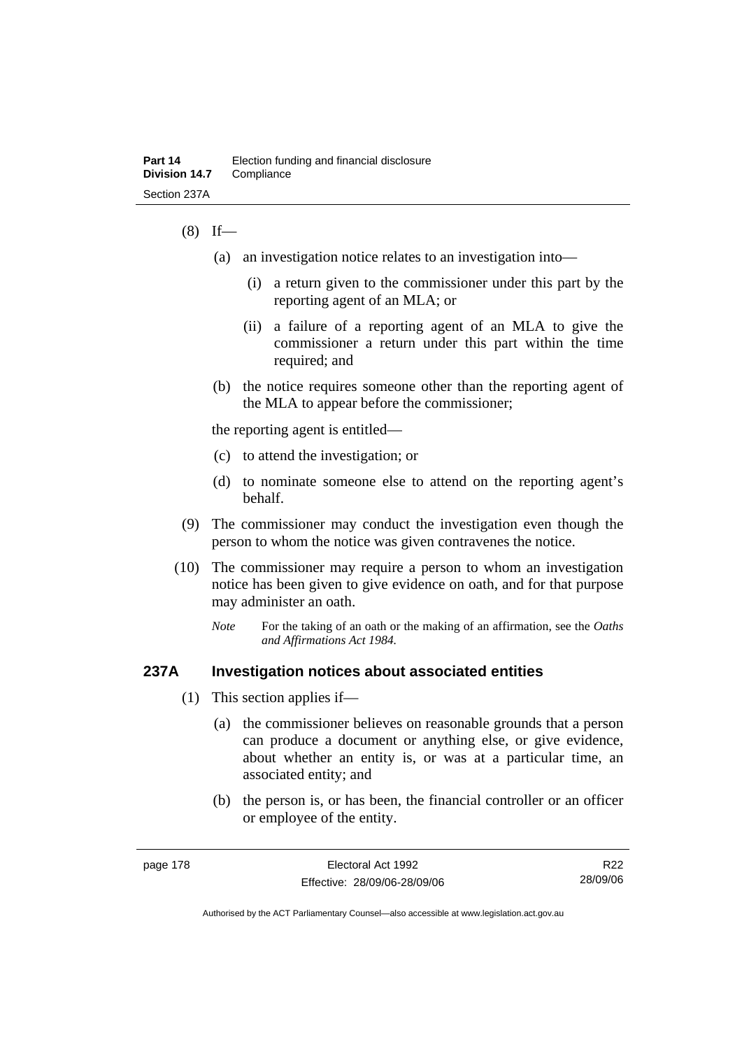(8) If—

(a) an investigation notice relates to an investigation into—

(i) a return given to the commissioner under this part by the reporting agent of an MLA; or

(ii) a failure of a reporting agent of an MLA to give the commissioner a return under this part within the time required; and

(b) the notice requires someone other than the reporting agent of the MLA to appear before the commissioner;

the reporting agent is entitled—

(c) to attend the investigation; or

(d) to nominate someone else to attend on the reporting agent's behalf.

(9) The commissioner may conduct the investigation even though the person to whom the notice was given contravenes the notice.

(10) The commissioner may require a person to whom an investigation notice has been given to give evidence on oath, and for that purpose may administer an oath.

*Note* For the taking of an oath or the making of an affirmation, see the *Oaths and Affirmations Act 1984.*

### 237A Investigation notices about associated entities

(1) This section applies if—

(a) the commissioner believes on reasonable grounds that a person can produce a document or anything else, or give evidence, about whether an entity is, or was at a particular time, an associated entity; and

(b) the person is, or has been, the financial controller or an officer or employee of the entity.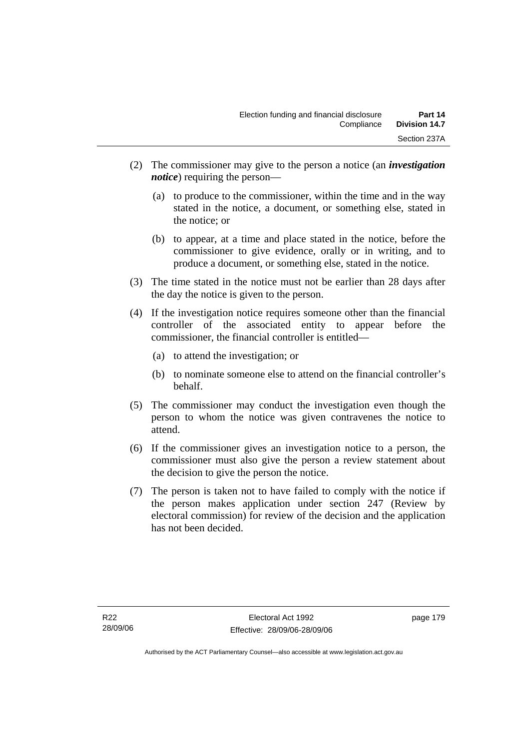(2) The commissioner may give to the person a notice (an ***investigation notice***) requiring the person—

  (a) to produce to the commissioner, within the time and in the way stated in the notice, a document, or something else, stated in the notice; or

  (b) to appear, at a time and place stated in the notice, before the commissioner to give evidence, orally or in writing, and to produce a document, or something else, stated in the notice.

(3) The time stated in the notice must not be earlier than 28 days after the day the notice is given to the person.

(4) If the investigation notice requires someone other than the financial controller of the associated entity to appear before the commissioner, the financial controller is entitled—

  (a) to attend the investigation; or

  (b) to nominate someone else to attend on the financial controller's behalf.

(5) The commissioner may conduct the investigation even though the person to whom the notice was given contravenes the notice to attend.

(6) If the commissioner gives an investigation notice to a person, the commissioner must also give the person a review statement about the decision to give the person the notice.

(7) The person is taken not to have failed to comply with the notice if the person makes application under section 247 (Review by electoral commission) for review of the decision and the application has not been decided.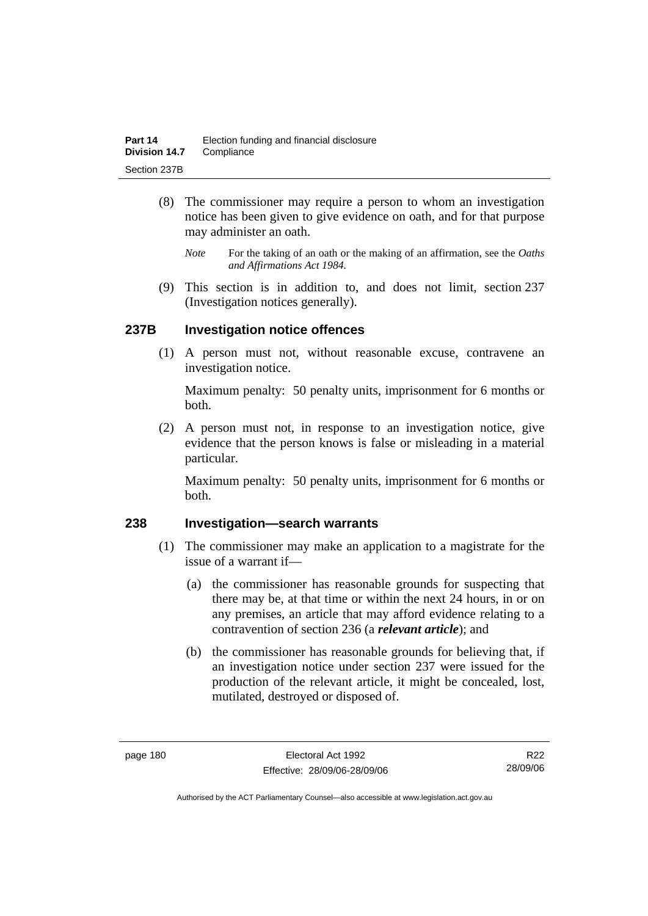(8) The commissioner may require a person to whom an investigation notice has been given to give evidence on oath, and for that purpose may administer an oath.

*Note* For the taking of an oath or the making of an affirmation, see the *Oaths and Affirmations Act 1984.*

(9) This section is in addition to, and does not limit, section 237 (Investigation notices generally).

## 237B Investigation notice offences

(1) A person must not, without reasonable excuse, contravene an investigation notice.

Maximum penalty: 50 penalty units, imprisonment for 6 months or both.

(2) A person must not, in response to an investigation notice, give evidence that the person knows is false or misleading in a material particular.

Maximum penalty: 50 penalty units, imprisonment for 6 months or both.

## 238 Investigation—search warrants

(1) The commissioner may make an application to a magistrate for the issue of a warrant if—

(a) the commissioner has reasonable grounds for suspecting that there may be, at that time or within the next 24 hours, in or on any premises, an article that may afford evidence relating to a contravention of section 236 (a ***relevant article***); and

(b) the commissioner has reasonable grounds for believing that, if an investigation notice under section 237 were issued for the production of the relevant article, it might be concealed, lost, mutilated, destroyed or disposed of.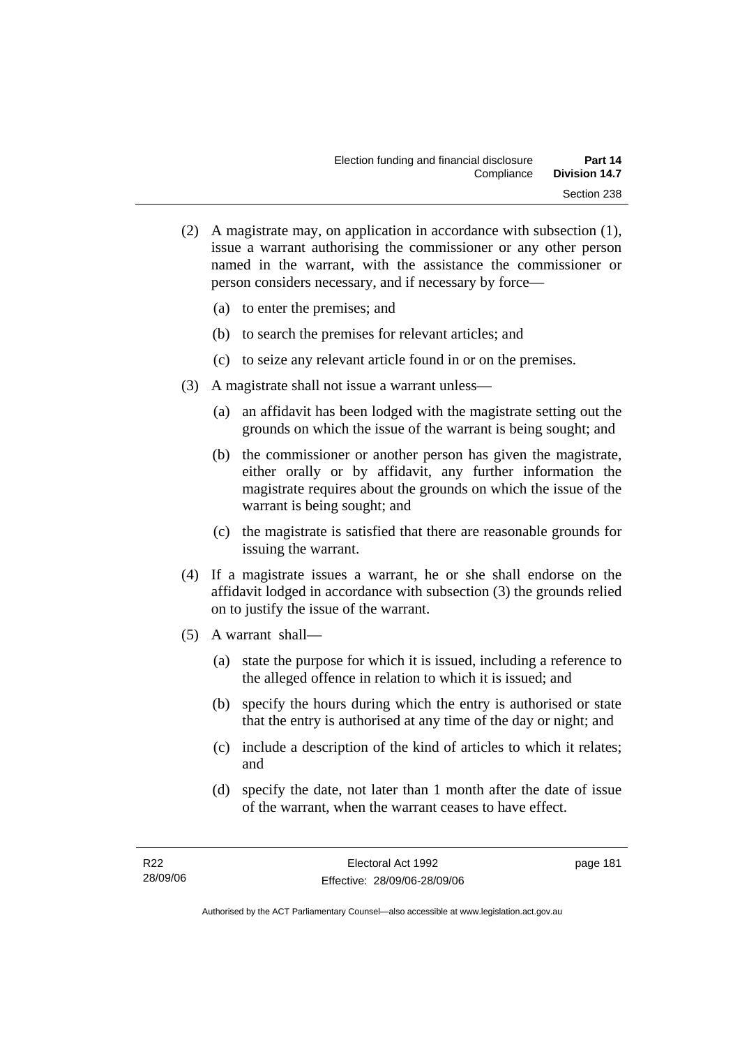(2) A magistrate may, on application in accordance with subsection (1), issue a warrant authorising the commissioner or any other person named in the warrant, with the assistance the commissioner or person considers necessary, and if necessary by force—

(a) to enter the premises; and

(b) to search the premises for relevant articles; and

(c) to seize any relevant article found in or on the premises.

(3) A magistrate shall not issue a warrant unless—

(a) an affidavit has been lodged with the magistrate setting out the grounds on which the issue of the warrant is being sought; and

(b) the commissioner or another person has given the magistrate, either orally or by affidavit, any further information the magistrate requires about the grounds on which the issue of the warrant is being sought; and

(c) the magistrate is satisfied that there are reasonable grounds for issuing the warrant.

(4) If a magistrate issues a warrant, he or she shall endorse on the affidavit lodged in accordance with subsection (3) the grounds relied on to justify the issue of the warrant.

(5) A warrant shall—

(a) state the purpose for which it is issued, including a reference to the alleged offence in relation to which it is issued; and

(b) specify the hours during which the entry is authorised or state that the entry is authorised at any time of the day or night; and

(c) include a description of the kind of articles to which it relates; and

(d) specify the date, not later than 1 month after the date of issue of the warrant, when the warrant ceases to have effect.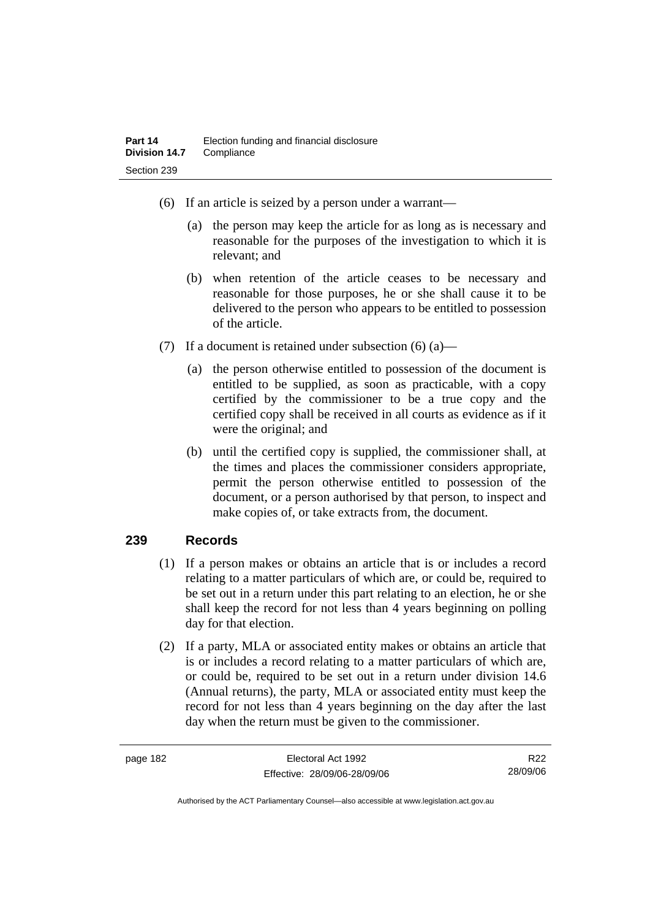(6) If an article is seized by a person under a warrant—

(a) the person may keep the article for as long as is necessary and reasonable for the purposes of the investigation to which it is relevant; and

(b) when retention of the article ceases to be necessary and reasonable for those purposes, he or she shall cause it to be delivered to the person who appears to be entitled to possession of the article.

(7) If a document is retained under subsection (6) (a)—

(a) the person otherwise entitled to possession of the document is entitled to be supplied, as soon as practicable, with a copy certified by the commissioner to be a true copy and the certified copy shall be received in all courts as evidence as if it were the original; and

(b) until the certified copy is supplied, the commissioner shall, at the times and places the commissioner considers appropriate, permit the person otherwise entitled to possession of the document, or a person authorised by that person, to inspect and make copies of, or take extracts from, the document.

## 239 Records

(1) If a person makes or obtains an article that is or includes a record relating to a matter particulars of which are, or could be, required to be set out in a return under this part relating to an election, he or she shall keep the record for not less than 4 years beginning on polling day for that election.

(2) If a party, MLA or associated entity makes or obtains an article that is or includes a record relating to a matter particulars of which are, or could be, required to be set out in a return under division 14.6 (Annual returns), the party, MLA or associated entity must keep the record for not less than 4 years beginning on the day after the last day when the return must be given to the commissioner.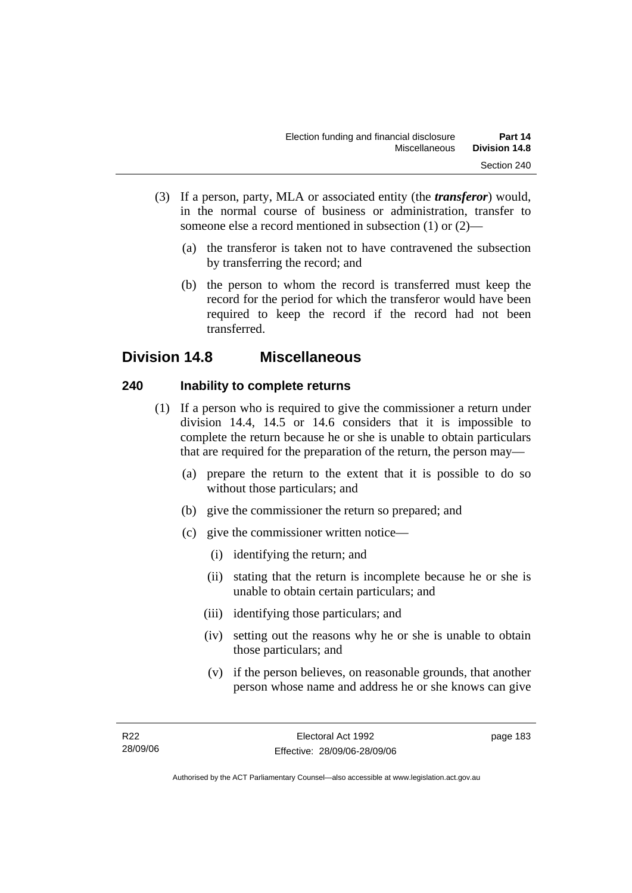(3) If a person, party, MLA or associated entity (the ***transferor***) would, in the normal course of business or administration, transfer to someone else a record mentioned in subsection (1) or (2)—

(a) the transferor is taken not to have contravened the subsection by transferring the record; and

(b) the person to whom the record is transferred must keep the record for the period for which the transferor would have been required to keep the record if the record had not been transferred.

## Division 14.8 Miscellaneous

### 240 Inability to complete returns

(1) If a person who is required to give the commissioner a return under division 14.4, 14.5 or 14.6 considers that it is impossible to complete the return because he or she is unable to obtain particulars that are required for the preparation of the return, the person may—

(a) prepare the return to the extent that it is possible to do so without those particulars; and

(b) give the commissioner the return so prepared; and

(c) give the commissioner written notice—

(i) identifying the return; and

(ii) stating that the return is incomplete because he or she is unable to obtain certain particulars; and

(iii) identifying those particulars; and

(iv) setting out the reasons why he or she is unable to obtain those particulars; and

(v) if the person believes, on reasonable grounds, that another person whose name and address he or she knows can give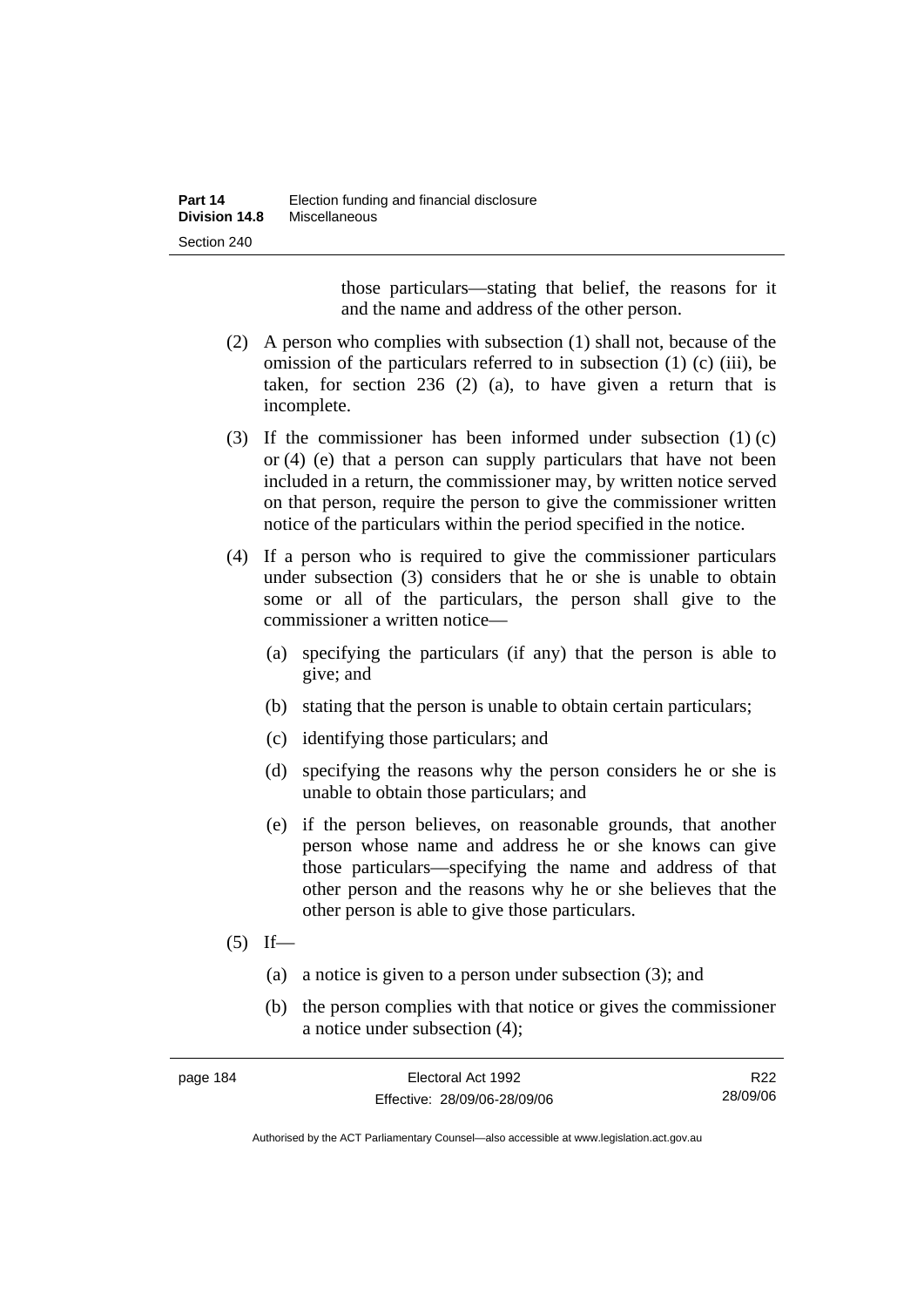those particulars—stating that belief, the reasons for it and the name and address of the other person.

(2) A person who complies with subsection (1) shall not, because of the omission of the particulars referred to in subsection (1) (c) (iii), be taken, for section 236 (2) (a), to have given a return that is incomplete.

(3) If the commissioner has been informed under subsection (1) (c) or (4) (e) that a person can supply particulars that have not been included in a return, the commissioner may, by written notice served on that person, require the person to give the commissioner written notice of the particulars within the period specified in the notice.

(4) If a person who is required to give the commissioner particulars under subsection (3) considers that he or she is unable to obtain some or all of the particulars, the person shall give to the commissioner a written notice—

(a) specifying the particulars (if any) that the person is able to give; and

(b) stating that the person is unable to obtain certain particulars;

(c) identifying those particulars; and

(d) specifying the reasons why the person considers he or she is unable to obtain those particulars; and

(e) if the person believes, on reasonable grounds, that another person whose name and address he or she knows can give those particulars—specifying the name and address of that other person and the reasons why he or she believes that the other person is able to give those particulars.

(5) If—

(a) a notice is given to a person under subsection (3); and

(b) the person complies with that notice or gives the commissioner a notice under subsection (4);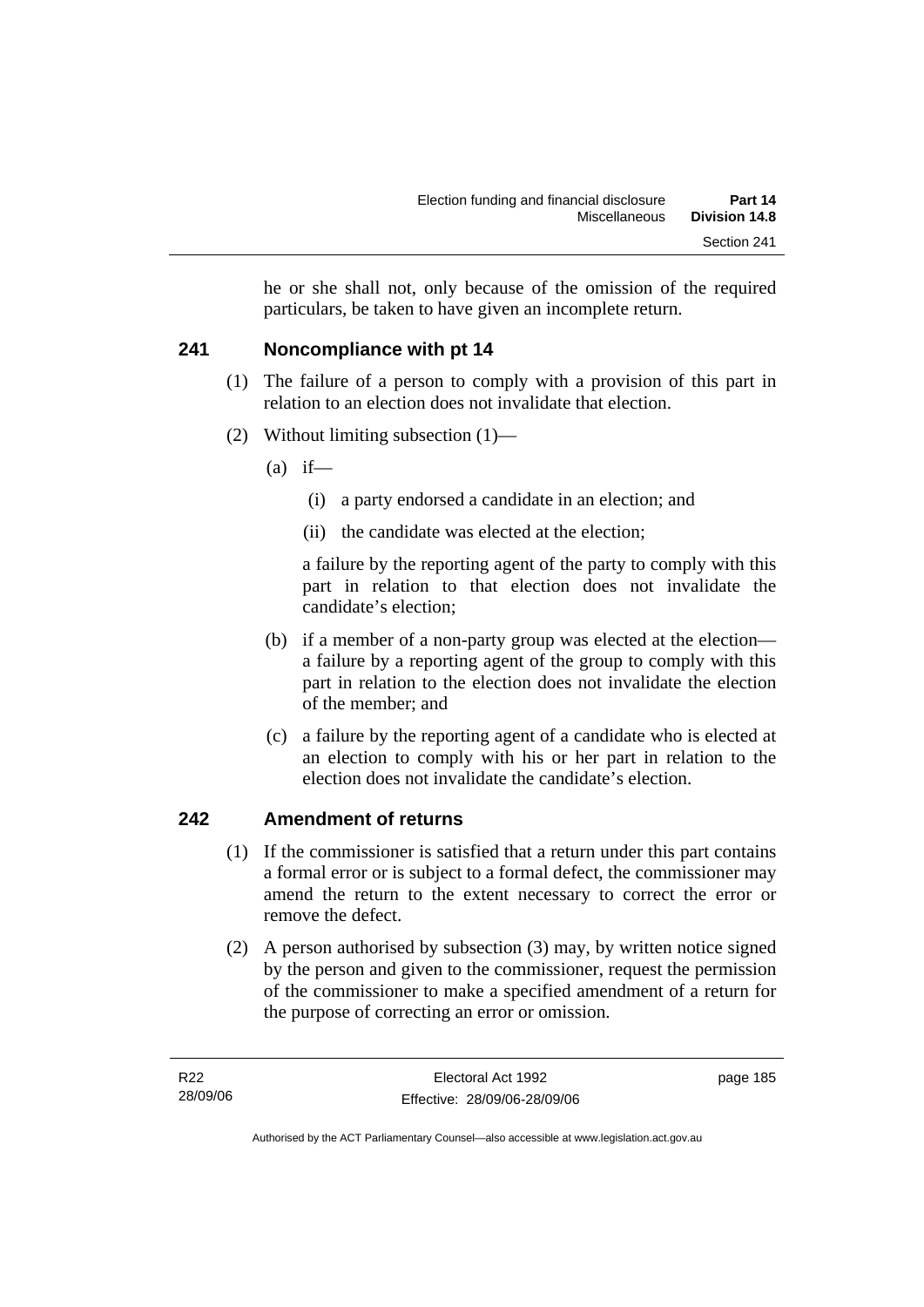he or she shall not, only because of the omission of the required particulars, be taken to have given an incomplete return.

## 241 Noncompliance with pt 14

(1) The failure of a person to comply with a provision of this part in relation to an election does not invalidate that election.

(2) Without limiting subsection (1)—

(a) if—

(i) a party endorsed a candidate in an election; and

(ii) the candidate was elected at the election;

a failure by the reporting agent of the party to comply with this part in relation to that election does not invalidate the candidate's election;

(b) if a member of a non-party group was elected at the election—a failure by a reporting agent of the group to comply with this part in relation to the election does not invalidate the election of the member; and

(c) a failure by the reporting agent of a candidate who is elected at an election to comply with his or her part in relation to the election does not invalidate the candidate's election.

## 242 Amendment of returns

(1) If the commissioner is satisfied that a return under this part contains a formal error or is subject to a formal defect, the commissioner may amend the return to the extent necessary to correct the error or remove the defect.

(2) A person authorised by subsection (3) may, by written notice signed by the person and given to the commissioner, request the permission of the commissioner to make a specified amendment of a return for the purpose of correcting an error or omission.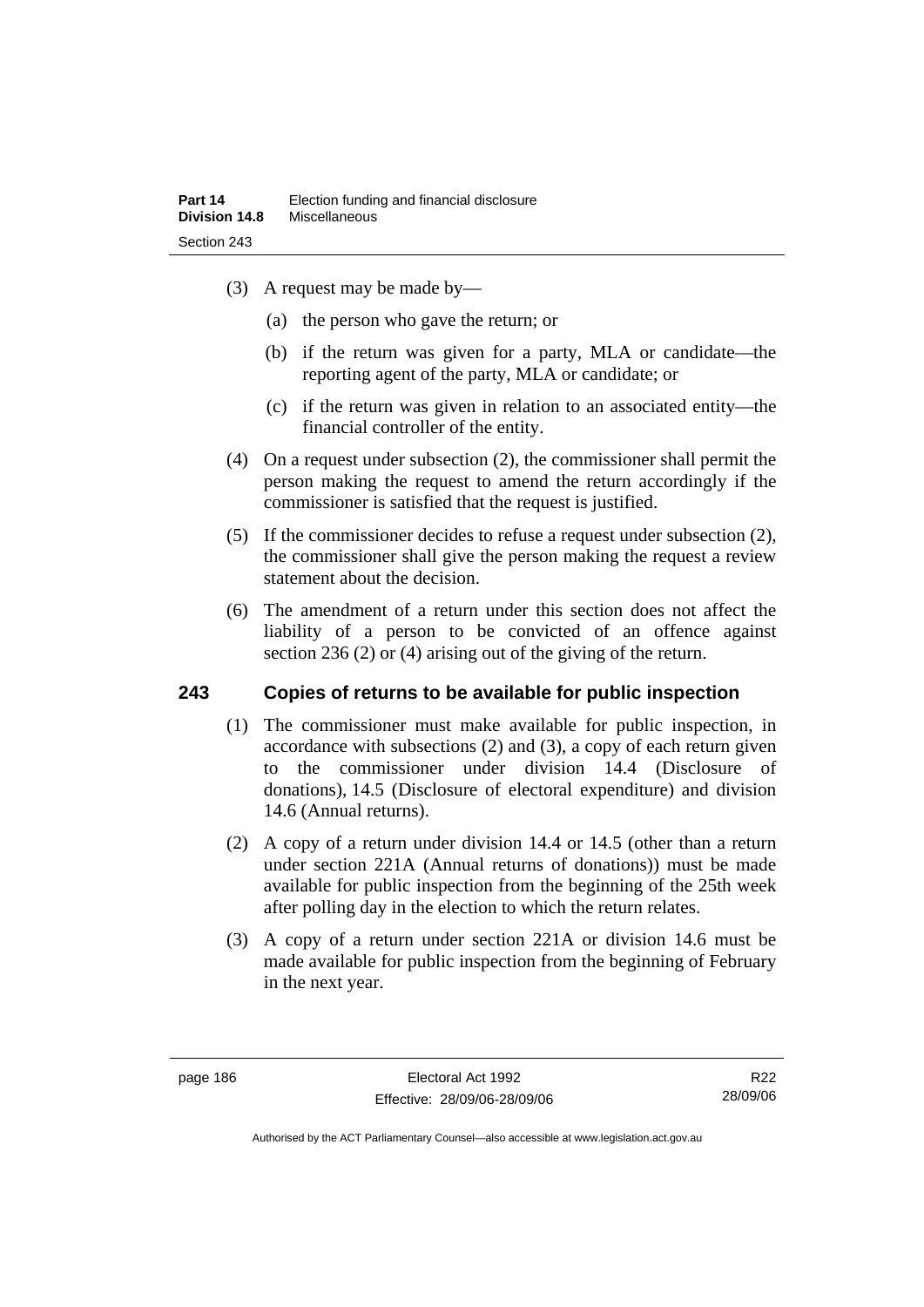(3) A request may be made by—

(a) the person who gave the return; or

(b) if the return was given for a party, MLA or candidate—the reporting agent of the party, MLA or candidate; or

(c) if the return was given in relation to an associated entity—the financial controller of the entity.

(4) On a request under subsection (2), the commissioner shall permit the person making the request to amend the return accordingly if the commissioner is satisfied that the request is justified.

(5) If the commissioner decides to refuse a request under subsection (2), the commissioner shall give the person making the request a review statement about the decision.

(6) The amendment of a return under this section does not affect the liability of a person to be convicted of an offence against section 236 (2) or (4) arising out of the giving of the return.

## 243 Copies of returns to be available for public inspection

(1) The commissioner must make available for public inspection, in accordance with subsections (2) and (3), a copy of each return given to the commissioner under division 14.4 (Disclosure of donations), 14.5 (Disclosure of electoral expenditure) and division 14.6 (Annual returns).

(2) A copy of a return under division 14.4 or 14.5 (other than a return under section 221A (Annual returns of donations)) must be made available for public inspection from the beginning of the 25th week after polling day in the election to which the return relates.

(3) A copy of a return under section 221A or division 14.6 must be made available for public inspection from the beginning of February in the next year.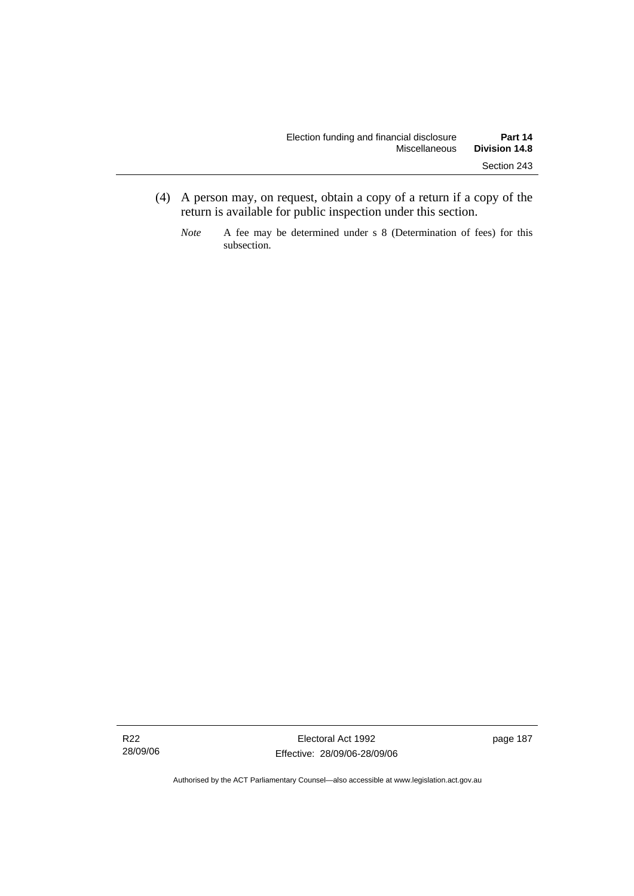(4) A person may, on request, obtain a copy of a return if a copy of the return is available for public inspection under this section.

*Note* A fee may be determined under s 8 (Determination of fees) for this subsection.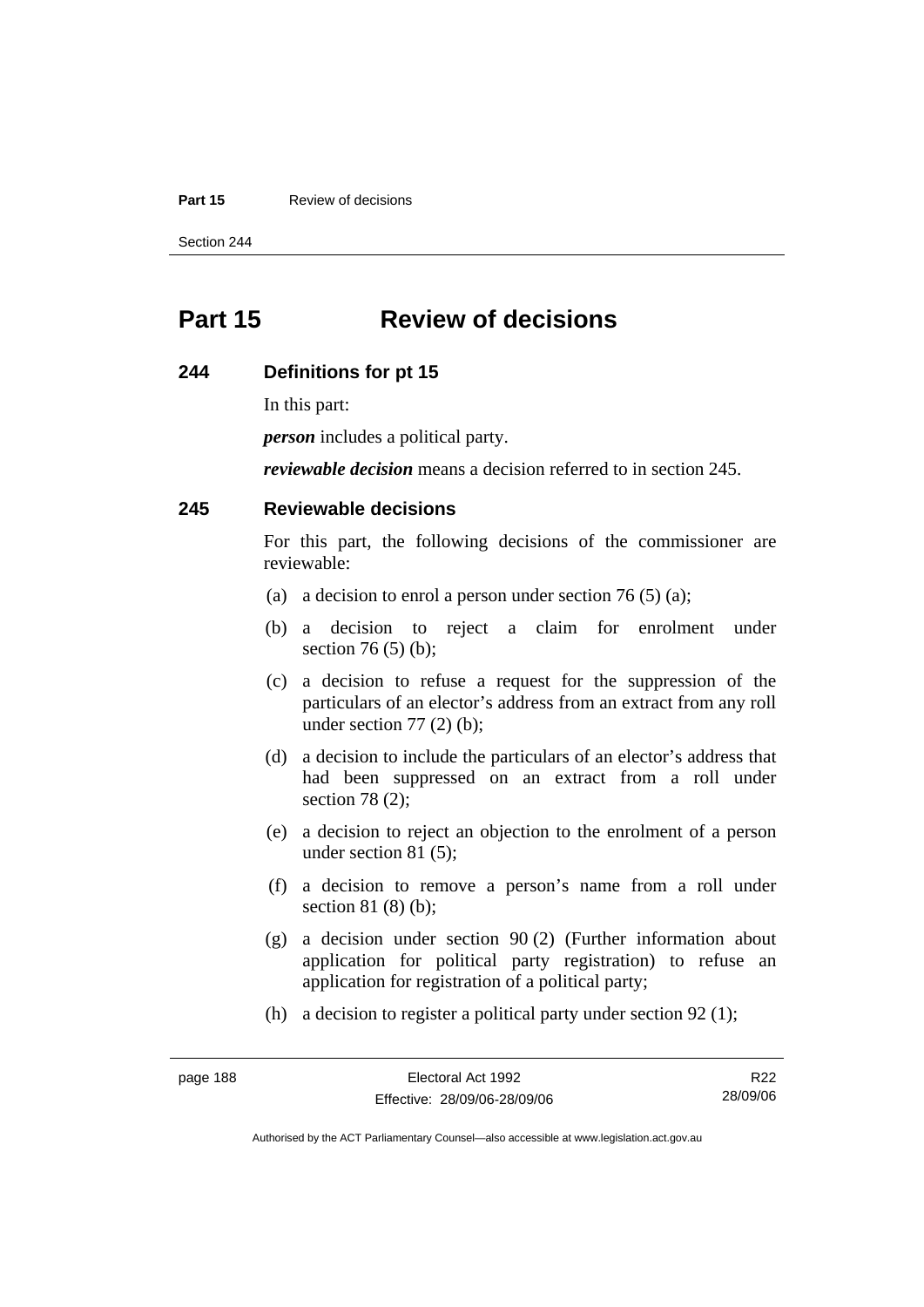# Part 15 Review of decisions

## 244 Definitions for pt 15

In this part:

***person*** includes a political party.

***reviewable decision*** means a decision referred to in section 245.

## 245 Reviewable decisions

For this part, the following decisions of the commissioner are reviewable:

(a) a decision to enrol a person under section 76 (5) (a);

(b) a decision to reject a claim for enrolment under section 76 (5) (b);

(c) a decision to refuse a request for the suppression of the particulars of an elector's address from an extract from any roll under section 77 (2) (b);

(d) a decision to include the particulars of an elector's address that had been suppressed on an extract from a roll under section 78 (2);

(e) a decision to reject an objection to the enrolment of a person under section 81 (5);

(f) a decision to remove a person's name from a roll under section 81 (8) (b);

(g) a decision under section 90 (2) (Further information about application for political party registration) to refuse an application for registration of a political party;

(h) a decision to register a political party under section 92 (1);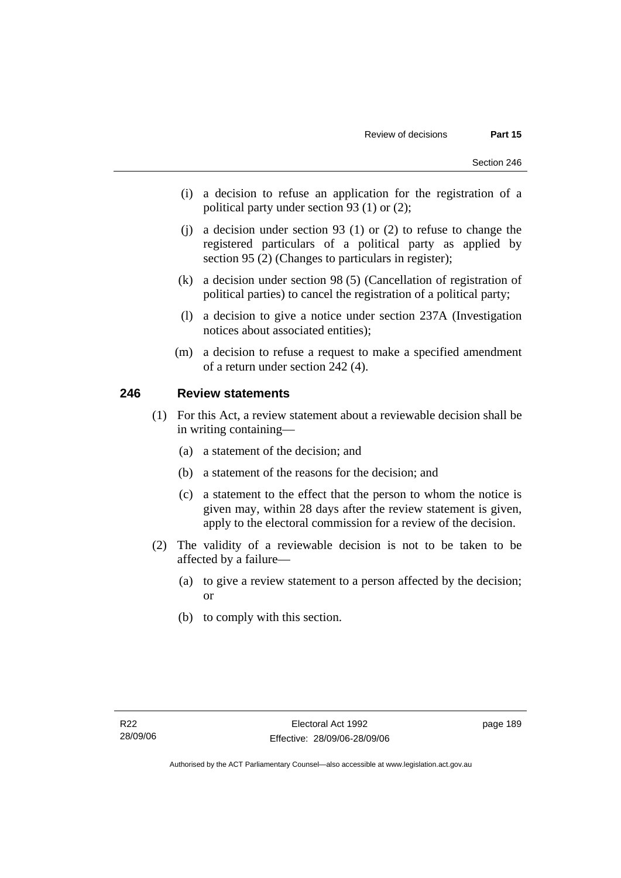(i) a decision to refuse an application for the registration of a political party under section 93 (1) or (2);

(j) a decision under section 93 (1) or (2) to refuse to change the registered particulars of a political party as applied by section 95 (2) (Changes to particulars in register);

(k) a decision under section 98 (5) (Cancellation of registration of political parties) to cancel the registration of a political party;

(l) a decision to give a notice under section 237A (Investigation notices about associated entities);

(m) a decision to refuse a request to make a specified amendment of a return under section 242 (4).

## 246 Review statements

(1) For this Act, a review statement about a reviewable decision shall be in writing containing—

(a) a statement of the decision; and

(b) a statement of the reasons for the decision; and

(c) a statement to the effect that the person to whom the notice is given may, within 28 days after the review statement is given, apply to the electoral commission for a review of the decision.

(2) The validity of a reviewable decision is not to be taken to be affected by a failure—

(a) to give a review statement to a person affected by the decision; or

(b) to comply with this section.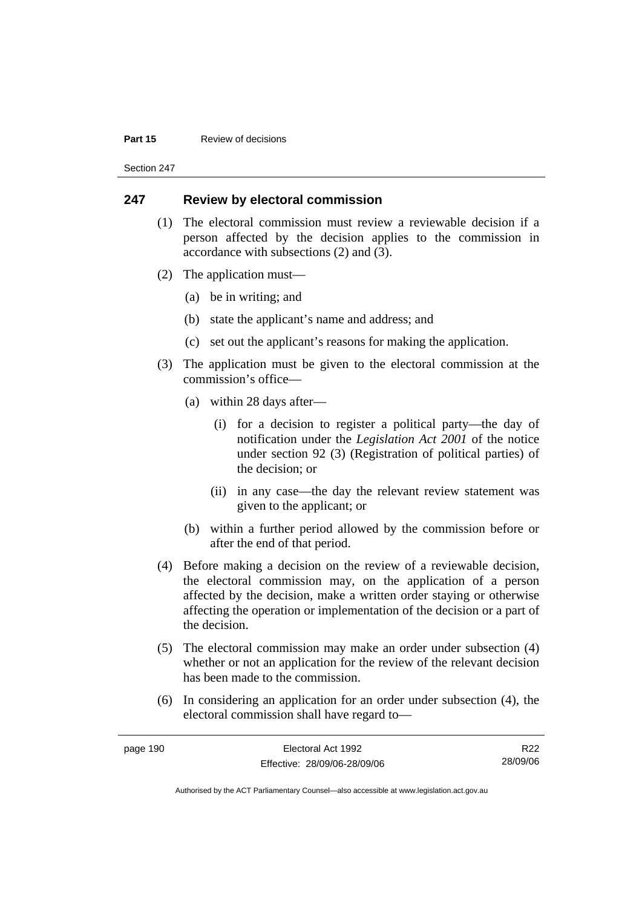## 247 Review by electoral commission

(1) The electoral commission must review a reviewable decision if a person affected by the decision applies to the commission in accordance with subsections (2) and (3).

(2) The application must—

(a) be in writing; and

(b) state the applicant's name and address; and

(c) set out the applicant's reasons for making the application.

(3) The application must be given to the electoral commission at the commission's office—

(a) within 28 days after—

(i) for a decision to register a political party—the day of notification under the *Legislation Act 2001* of the notice under section 92 (3) (Registration of political parties) of the decision; or

(ii) in any case—the day the relevant review statement was given to the applicant; or

(b) within a further period allowed by the commission before or after the end of that period.

(4) Before making a decision on the review of a reviewable decision, the electoral commission may, on the application of a person affected by the decision, make a written order staying or otherwise affecting the operation or implementation of the decision or a part of the decision.

(5) The electoral commission may make an order under subsection (4) whether or not an application for the review of the relevant decision has been made to the commission.

(6) In considering an application for an order under subsection (4), the electoral commission shall have regard to—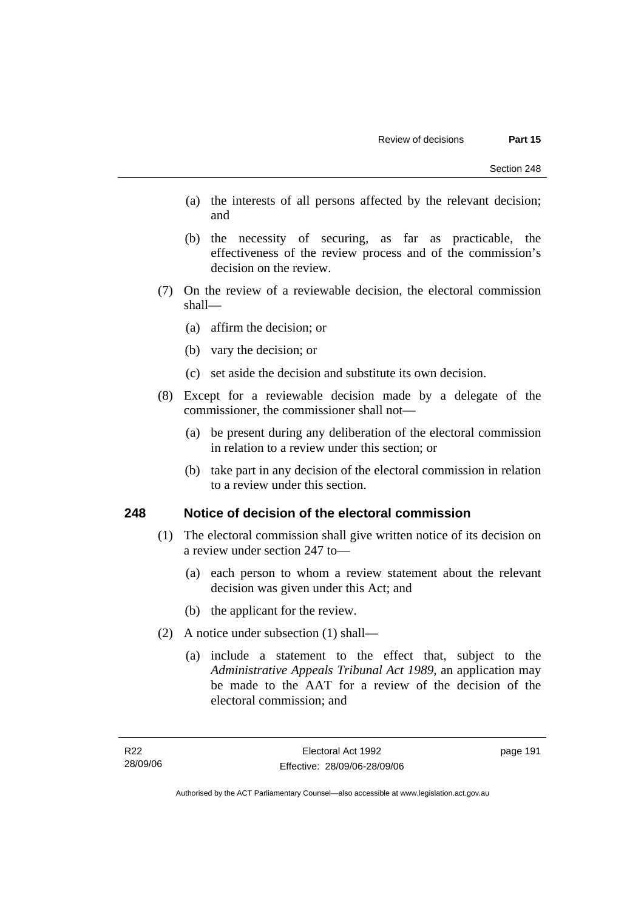(a) the interests of all persons affected by the relevant decision; and

(b) the necessity of securing, as far as practicable, the effectiveness of the review process and of the commission's decision on the review.

(7) On the review of a reviewable decision, the electoral commission shall—

(a) affirm the decision; or

(b) vary the decision; or

(c) set aside the decision and substitute its own decision.

(8) Except for a reviewable decision made by a delegate of the commissioner, the commissioner shall not—

(a) be present during any deliberation of the electoral commission in relation to a review under this section; or

(b) take part in any decision of the electoral commission in relation to a review under this section.

## 248 Notice of decision of the electoral commission

(1) The electoral commission shall give written notice of its decision on a review under section 247 to—

(a) each person to whom a review statement about the relevant decision was given under this Act; and

(b) the applicant for the review.

(2) A notice under subsection (1) shall—

(a) include a statement to the effect that, subject to the *Administrative Appeals Tribunal Act 1989*, an application may be made to the AAT for a review of the decision of the electoral commission; and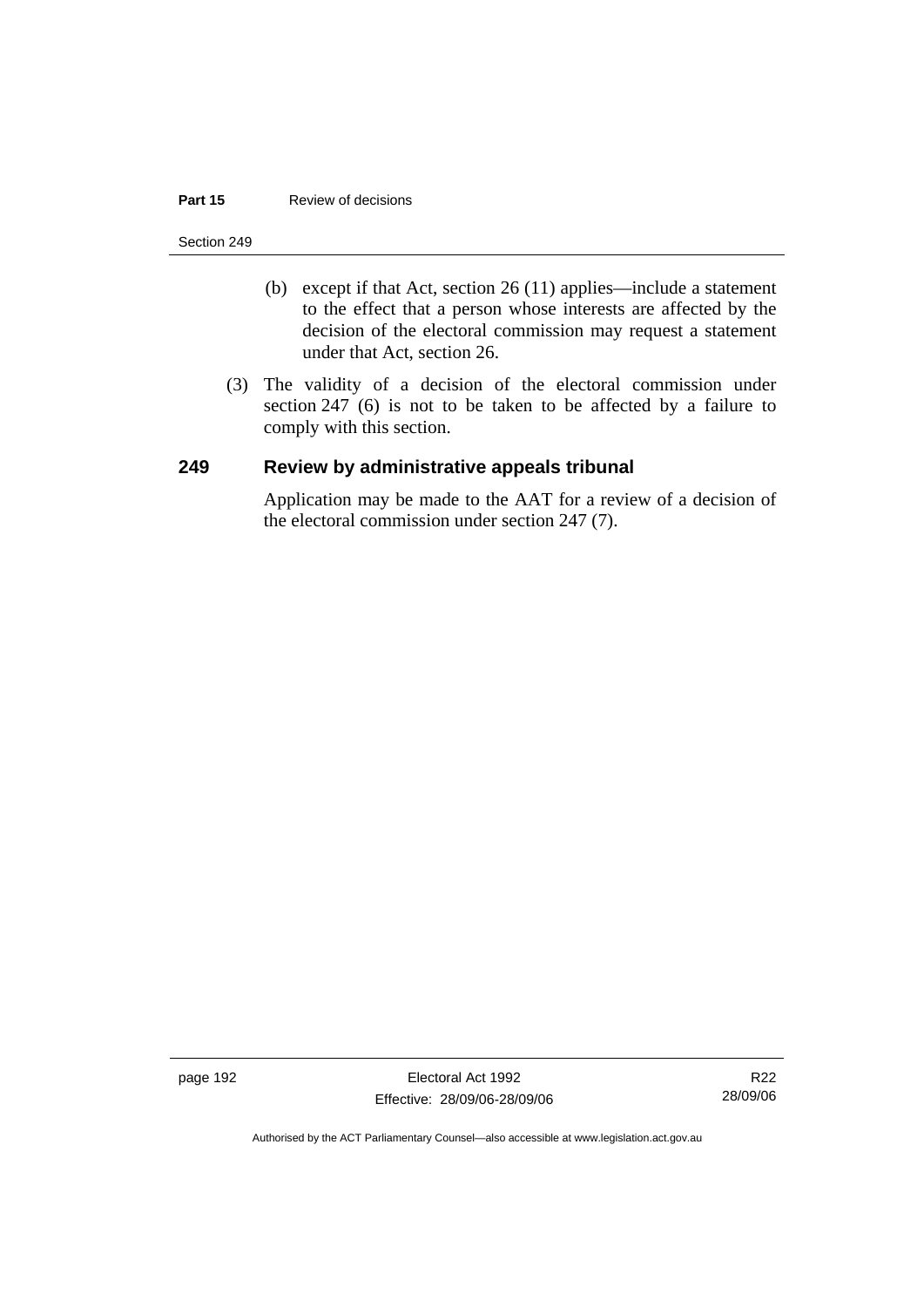(b) except if that Act, section 26 (11) applies—include a statement to the effect that a person whose interests are affected by the decision of the electoral commission may request a statement under that Act, section 26.

(3) The validity of a decision of the electoral commission under section 247 (6) is not to be taken to be affected by a failure to comply with this section.

## 249 Review by administrative appeals tribunal

Application may be made to the AAT for a review of a decision of the electoral commission under section 247 (7).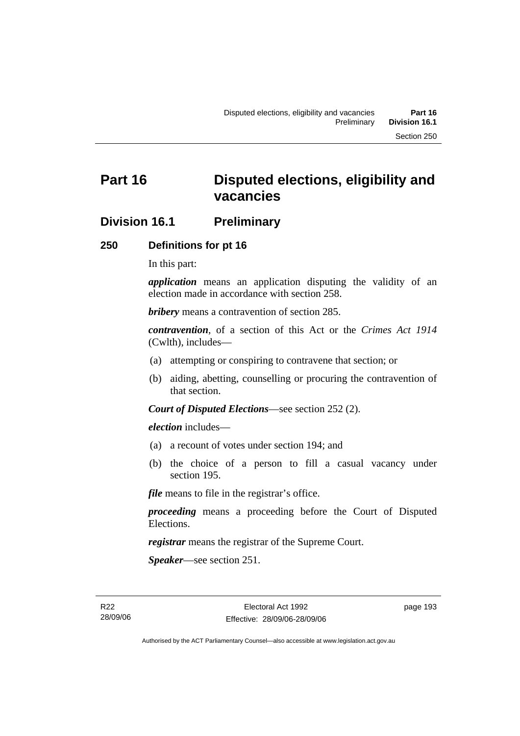# Part 16 Disputed elections, eligibility and vacancies

## Division 16.1 Preliminary

### 250 Definitions for pt 16

In this part:

***application*** means an application disputing the validity of an election made in accordance with section 258.

***bribery*** means a contravention of section 285.

***contravention***, of a section of this Act or the *Crimes Act 1914* (Cwlth), includes—

(a) attempting or conspiring to contravene that section; or

(b) aiding, abetting, counselling or procuring the contravention of that section.

***Court of Disputed Elections***—see section 252 (2).

***election*** includes—

(a) a recount of votes under section 194; and

(b) the choice of a person to fill a casual vacancy under section 195.

***file*** means to file in the registrar's office.

***proceeding*** means a proceeding before the Court of Disputed Elections.

***registrar*** means the registrar of the Supreme Court.

***Speaker***—see section 251.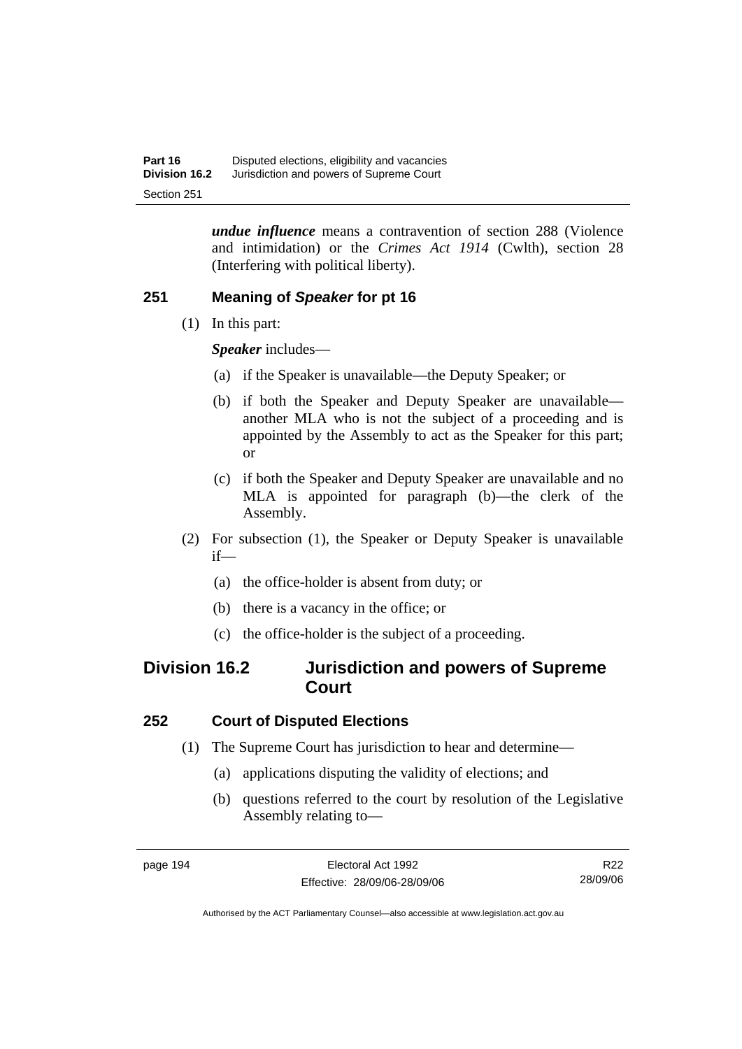***undue influence*** means a contravention of section 288 (Violence and intimidation) or the *Crimes Act 1914* (Cwlth), section 28 (Interfering with political liberty).

### 251 Meaning of *Speaker* for pt 16

(1) In this part:

***Speaker*** includes—

(a) if the Speaker is unavailable—the Deputy Speaker; or

(b) if both the Speaker and Deputy Speaker are unavailable—another MLA who is not the subject of a proceeding and is appointed by the Assembly to act as the Speaker for this part; or

(c) if both the Speaker and Deputy Speaker are unavailable and no MLA is appointed for paragraph (b)—the clerk of the Assembly.

(2) For subsection (1), the Speaker or Deputy Speaker is unavailable if—

(a) the office-holder is absent from duty; or

(b) there is a vacancy in the office; or

(c) the office-holder is the subject of a proceeding.

## Division 16.2 Jurisdiction and powers of Supreme Court

### 252 Court of Disputed Elections

(1) The Supreme Court has jurisdiction to hear and determine—

(a) applications disputing the validity of elections; and

(b) questions referred to the court by resolution of the Legislative Assembly relating to—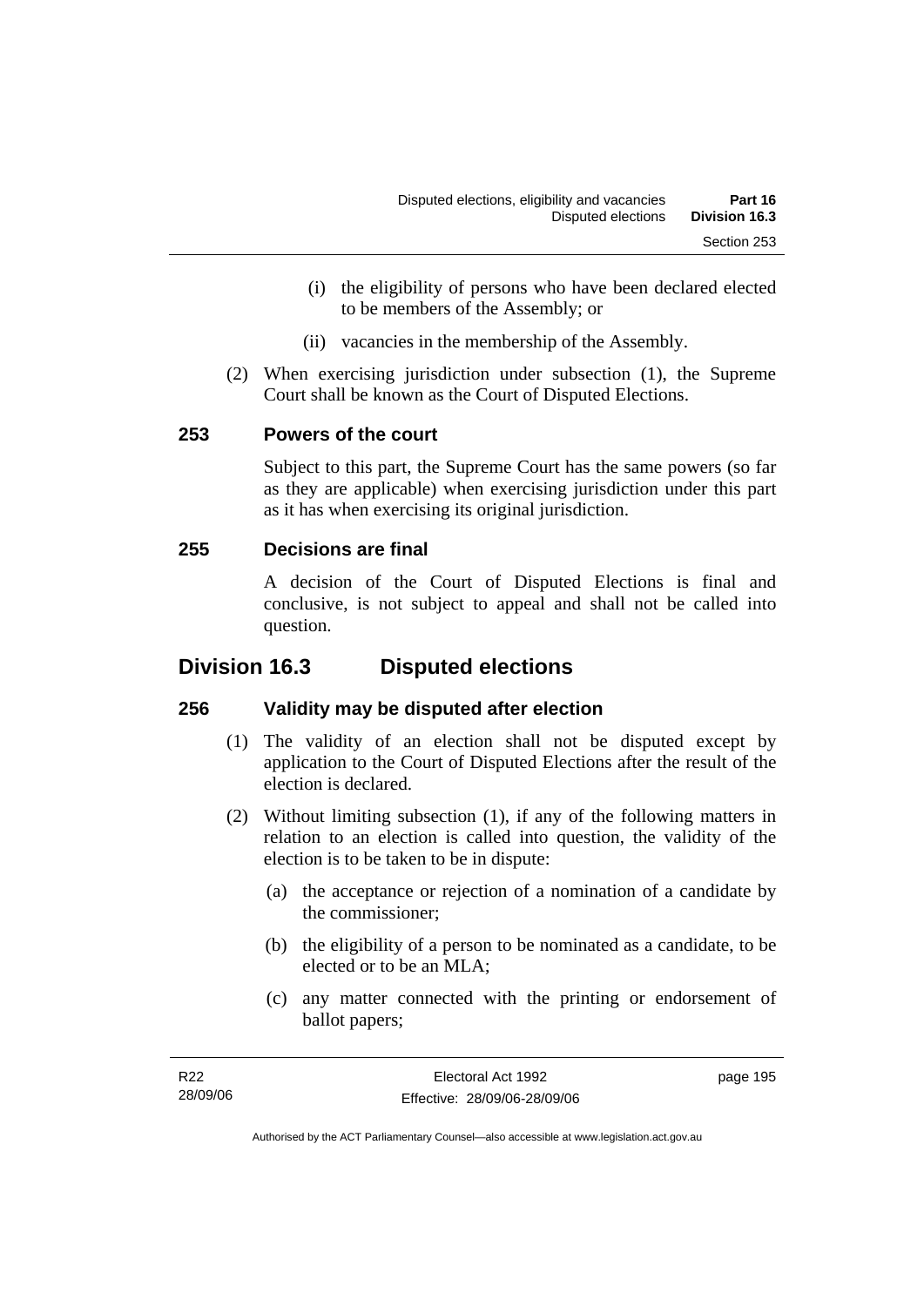(i) the eligibility of persons who have been declared elected to be members of the Assembly; or

(ii) vacancies in the membership of the Assembly.

(2) When exercising jurisdiction under subsection (1), the Supreme Court shall be known as the Court of Disputed Elections.

### 253 Powers of the court

Subject to this part, the Supreme Court has the same powers (so far as they are applicable) when exercising jurisdiction under this part as it has when exercising its original jurisdiction.

### 255 Decisions are final

A decision of the Court of Disputed Elections is final and conclusive, is not subject to appeal and shall not be called into question.

## Division 16.3 Disputed elections

### 256 Validity may be disputed after election

(1) The validity of an election shall not be disputed except by application to the Court of Disputed Elections after the result of the election is declared.

(2) Without limiting subsection (1), if any of the following matters in relation to an election is called into question, the validity of the election is to be taken to be in dispute:

(a) the acceptance or rejection of a nomination of a candidate by the commissioner;

(b) the eligibility of a person to be nominated as a candidate, to be elected or to be an MLA;

(c) any matter connected with the printing or endorsement of ballot papers;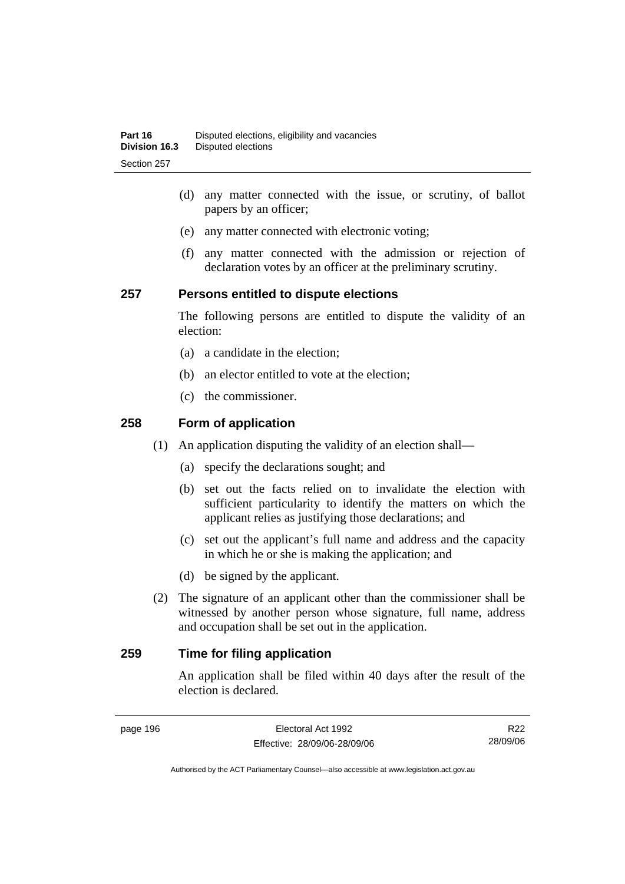(d) any matter connected with the issue, or scrutiny, of ballot papers by an officer;

(e) any matter connected with electronic voting;

(f) any matter connected with the admission or rejection of declaration votes by an officer at the preliminary scrutiny.

## 257 Persons entitled to dispute elections

The following persons are entitled to dispute the validity of an election:

(a) a candidate in the election;

(b) an elector entitled to vote at the election;

(c) the commissioner.

## 258 Form of application

(1) An application disputing the validity of an election shall—

(a) specify the declarations sought; and

(b) set out the facts relied on to invalidate the election with sufficient particularity to identify the matters on which the applicant relies as justifying those declarations; and

(c) set out the applicant's full name and address and the capacity in which he or she is making the application; and

(d) be signed by the applicant.

(2) The signature of an applicant other than the commissioner shall be witnessed by another person whose signature, full name, address and occupation shall be set out in the application.

## 259 Time for filing application

An application shall be filed within 40 days after the result of the election is declared.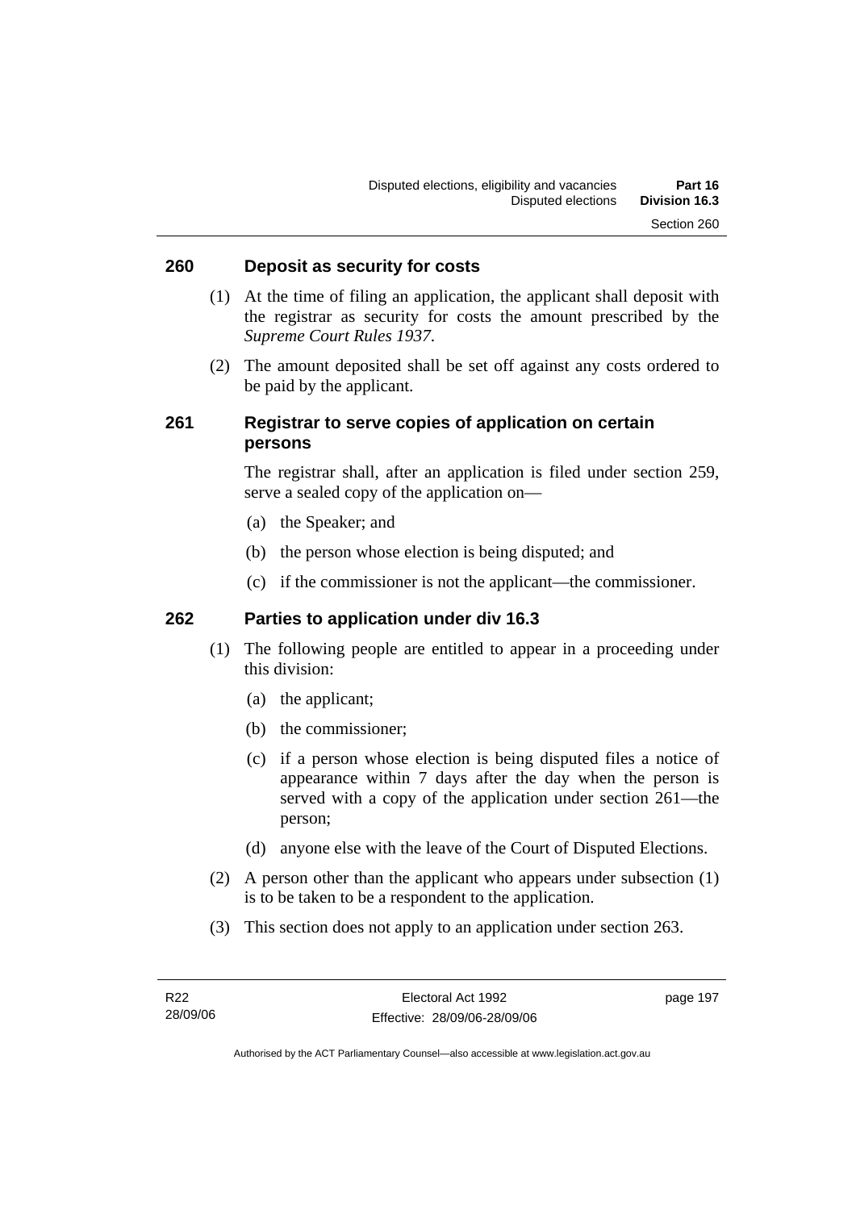## 260 Deposit as security for costs

(1) At the time of filing an application, the applicant shall deposit with the registrar as security for costs the amount prescribed by the *Supreme Court Rules 1937*.

(2) The amount deposited shall be set off against any costs ordered to be paid by the applicant.

## 261 Registrar to serve copies of application on certain persons

The registrar shall, after an application is filed under section 259, serve a sealed copy of the application on—

(a) the Speaker; and

(b) the person whose election is being disputed; and

(c) if the commissioner is not the applicant—the commissioner.

## 262 Parties to application under div 16.3

(1) The following people are entitled to appear in a proceeding under this division:

(a) the applicant;

(b) the commissioner;

(c) if a person whose election is being disputed files a notice of appearance within 7 days after the day when the person is served with a copy of the application under section 261—the person;

(d) anyone else with the leave of the Court of Disputed Elections.

(2) A person other than the applicant who appears under subsection (1) is to be taken to be a respondent to the application.

(3) This section does not apply to an application under section 263.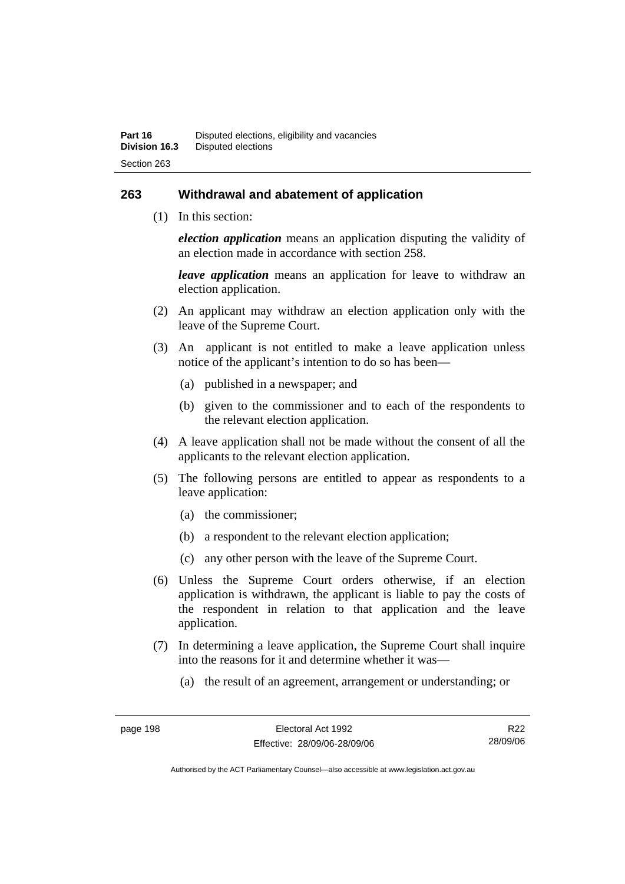## 263 Withdrawal and abatement of application

(1) In this section:

***election application*** means an application disputing the validity of an election made in accordance with section 258.

***leave application*** means an application for leave to withdraw an election application.

(2) An applicant may withdraw an election application only with the leave of the Supreme Court.

(3) An applicant is not entitled to make a leave application unless notice of the applicant's intention to do so has been—

(a) published in a newspaper; and

(b) given to the commissioner and to each of the respondents to the relevant election application.

(4) A leave application shall not be made without the consent of all the applicants to the relevant election application.

(5) The following persons are entitled to appear as respondents to a leave application:

(a) the commissioner;

(b) a respondent to the relevant election application;

(c) any other person with the leave of the Supreme Court.

(6) Unless the Supreme Court orders otherwise, if an election application is withdrawn, the applicant is liable to pay the costs of the respondent in relation to that application and the leave application.

(7) In determining a leave application, the Supreme Court shall inquire into the reasons for it and determine whether it was—

(a) the result of an agreement, arrangement or understanding; or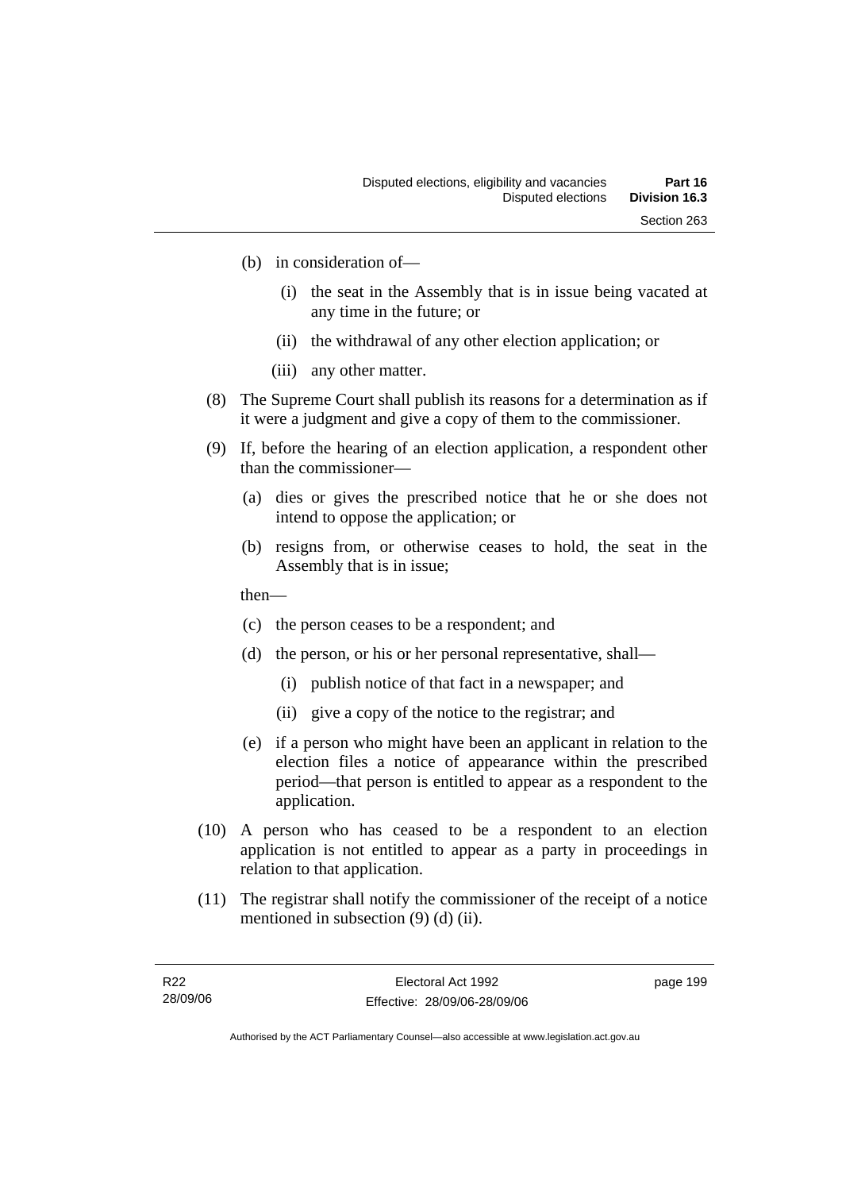(b) in consideration of—

(i) the seat in the Assembly that is in issue being vacated at any time in the future; or

(ii) the withdrawal of any other election application; or

(iii) any other matter.

(8) The Supreme Court shall publish its reasons for a determination as if it were a judgment and give a copy of them to the commissioner.

(9) If, before the hearing of an election application, a respondent other than the commissioner—

(a) dies or gives the prescribed notice that he or she does not intend to oppose the application; or

(b) resigns from, or otherwise ceases to hold, the seat in the Assembly that is in issue;

then—

(c) the person ceases to be a respondent; and

(d) the person, or his or her personal representative, shall—

(i) publish notice of that fact in a newspaper; and

(ii) give a copy of the notice to the registrar; and

(e) if a person who might have been an applicant in relation to the election files a notice of appearance within the prescribed period—that person is entitled to appear as a respondent to the application.

(10) A person who has ceased to be a respondent to an election application is not entitled to appear as a party in proceedings in relation to that application.

(11) The registrar shall notify the commissioner of the receipt of a notice mentioned in subsection (9) (d) (ii).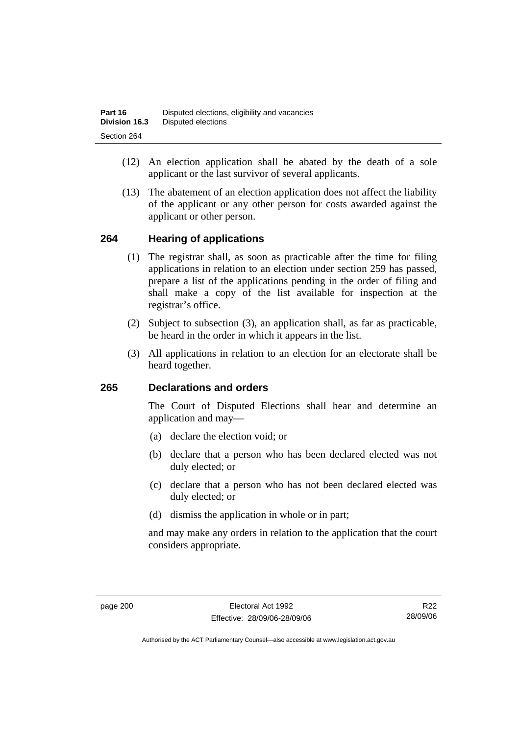(12) An election application shall be abated by the death of a sole applicant or the last survivor of several applicants.

(13) The abatement of an election application does not affect the liability of the applicant or any other person for costs awarded against the applicant or other person.

## 264 Hearing of applications

(1) The registrar shall, as soon as practicable after the time for filing applications in relation to an election under section 259 has passed, prepare a list of the applications pending in the order of filing and shall make a copy of the list available for inspection at the registrar's office.

(2) Subject to subsection (3), an application shall, as far as practicable, be heard in the order in which it appears in the list.

(3) All applications in relation to an election for an electorate shall be heard together.

## 265 Declarations and orders

The Court of Disputed Elections shall hear and determine an application and may—

(a) declare the election void; or

(b) declare that a person who has been declared elected was not duly elected; or

(c) declare that a person who has not been declared elected was duly elected; or

(d) dismiss the application in whole or in part;

and may make any orders in relation to the application that the court considers appropriate.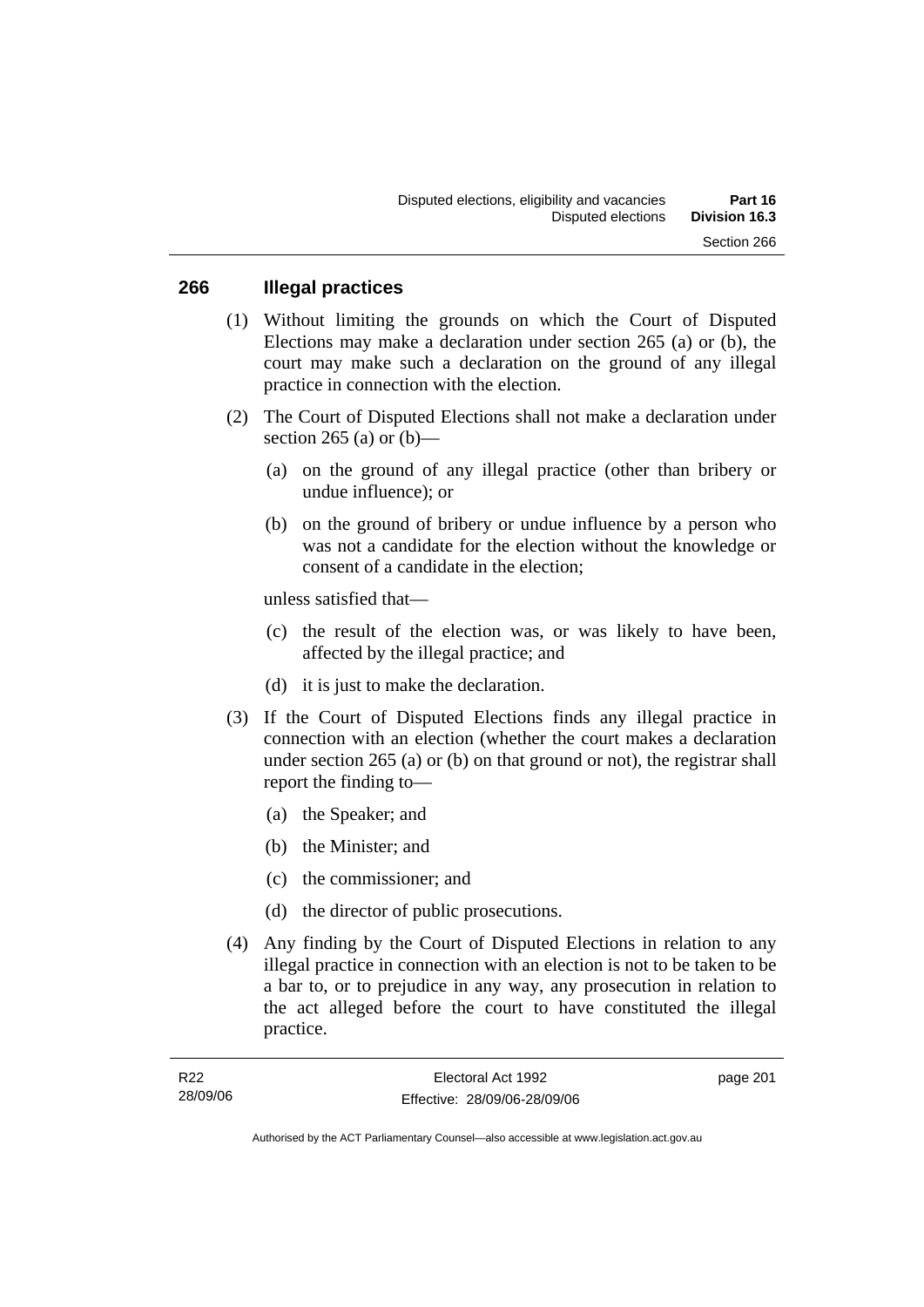## 266 Illegal practices

(1) Without limiting the grounds on which the Court of Disputed Elections may make a declaration under section 265 (a) or (b), the court may make such a declaration on the ground of any illegal practice in connection with the election.

(2) The Court of Disputed Elections shall not make a declaration under section 265 (a) or (b)—

  (a) on the ground of any illegal practice (other than bribery or undue influence); or

  (b) on the ground of bribery or undue influence by a person who was not a candidate for the election without the knowledge or consent of a candidate in the election;

unless satisfied that—

  (c) the result of the election was, or was likely to have been, affected by the illegal practice; and

  (d) it is just to make the declaration.

(3) If the Court of Disputed Elections finds any illegal practice in connection with an election (whether the court makes a declaration under section 265 (a) or (b) on that ground or not), the registrar shall report the finding to—

  (a) the Speaker; and

  (b) the Minister; and

  (c) the commissioner; and

  (d) the director of public prosecutions.

(4) Any finding by the Court of Disputed Elections in relation to any illegal practice in connection with an election is not to be taken to be a bar to, or to prejudice in any way, any prosecution in relation to the act alleged before the court to have constituted the illegal practice.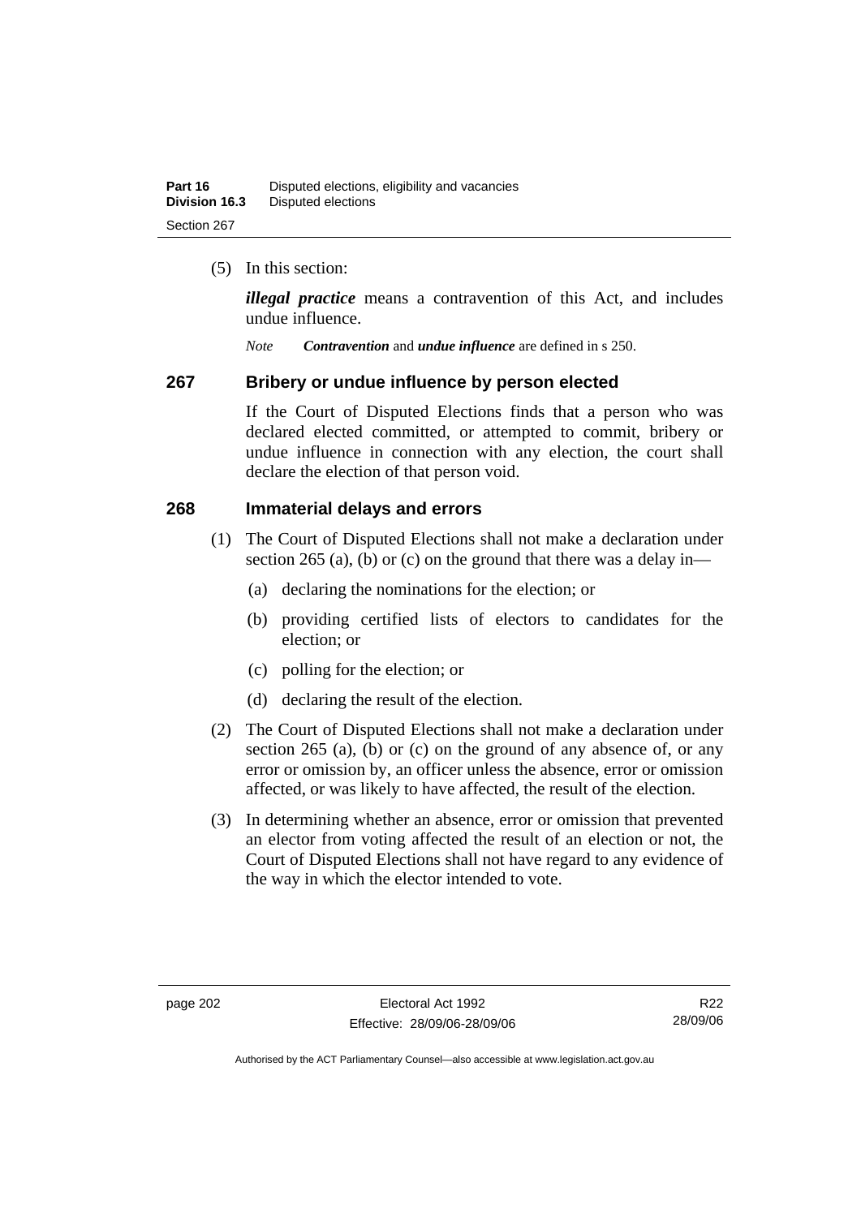(5) In this section:

***illegal practice*** means a contravention of this Act, and includes undue influence.

*Note* ***Contravention*** and ***undue influence*** are defined in s 250.

## 267 Bribery or undue influence by person elected

If the Court of Disputed Elections finds that a person who was declared elected committed, or attempted to commit, bribery or undue influence in connection with any election, the court shall declare the election of that person void.

## 268 Immaterial delays and errors

(1) The Court of Disputed Elections shall not make a declaration under section 265 (a), (b) or (c) on the ground that there was a delay in—

(a) declaring the nominations for the election; or

(b) providing certified lists of electors to candidates for the election; or

(c) polling for the election; or

(d) declaring the result of the election.

(2) The Court of Disputed Elections shall not make a declaration under section 265 (a), (b) or (c) on the ground of any absence of, or any error or omission by, an officer unless the absence, error or omission affected, or was likely to have affected, the result of the election.

(3) In determining whether an absence, error or omission that prevented an elector from voting affected the result of an election or not, the Court of Disputed Elections shall not have regard to any evidence of the way in which the elector intended to vote.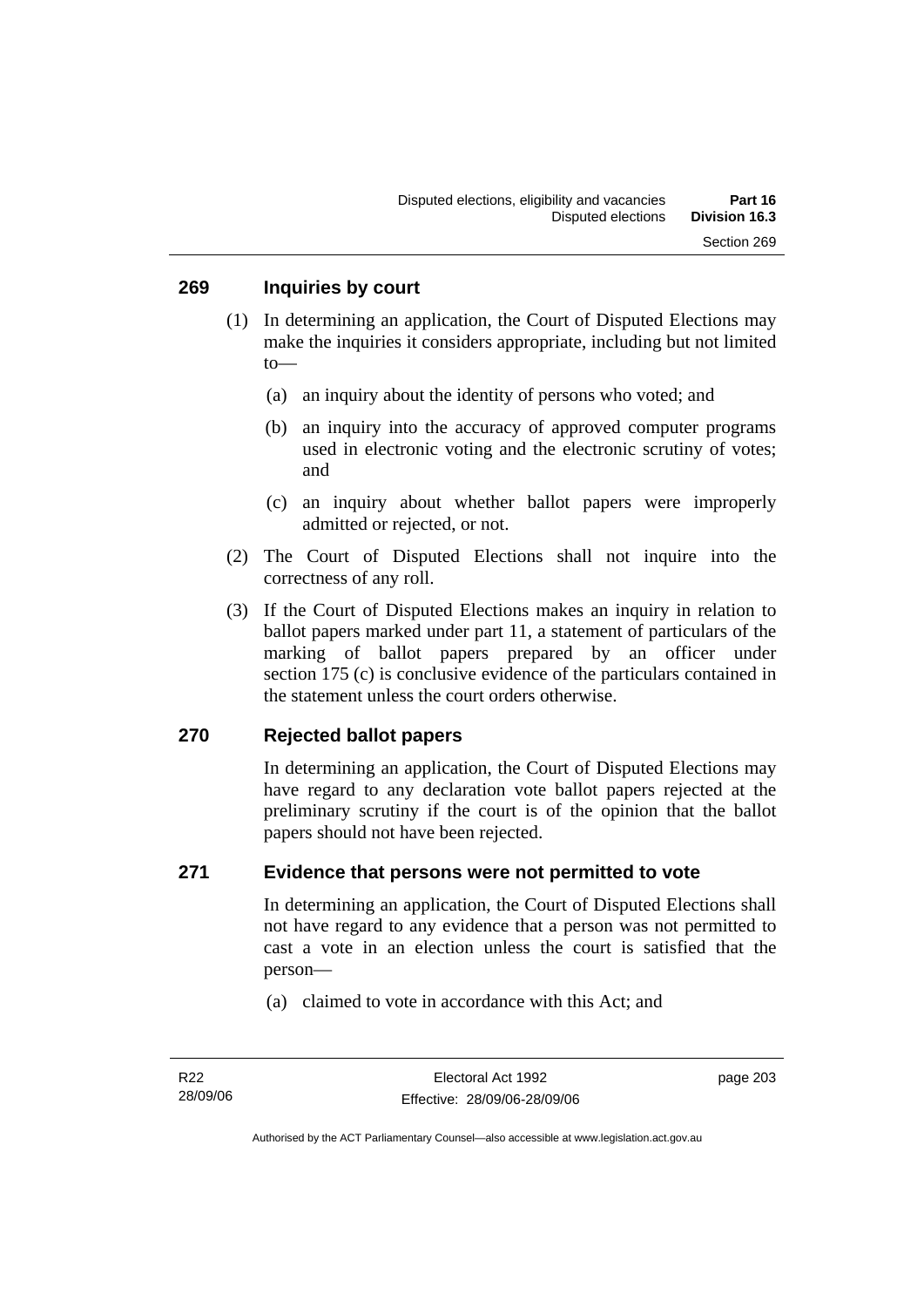## 269 Inquiries by court

(1) In determining an application, the Court of Disputed Elections may make the inquiries it considers appropriate, including but not limited to—

(a) an inquiry about the identity of persons who voted; and

(b) an inquiry into the accuracy of approved computer programs used in electronic voting and the electronic scrutiny of votes; and

(c) an inquiry about whether ballot papers were improperly admitted or rejected, or not.

(2) The Court of Disputed Elections shall not inquire into the correctness of any roll.

(3) If the Court of Disputed Elections makes an inquiry in relation to ballot papers marked under part 11, a statement of particulars of the marking of ballot papers prepared by an officer under section 175 (c) is conclusive evidence of the particulars contained in the statement unless the court orders otherwise.

## 270 Rejected ballot papers

In determining an application, the Court of Disputed Elections may have regard to any declaration vote ballot papers rejected at the preliminary scrutiny if the court is of the opinion that the ballot papers should not have been rejected.

## 271 Evidence that persons were not permitted to vote

In determining an application, the Court of Disputed Elections shall not have regard to any evidence that a person was not permitted to cast a vote in an election unless the court is satisfied that the person—

(a) claimed to vote in accordance with this Act; and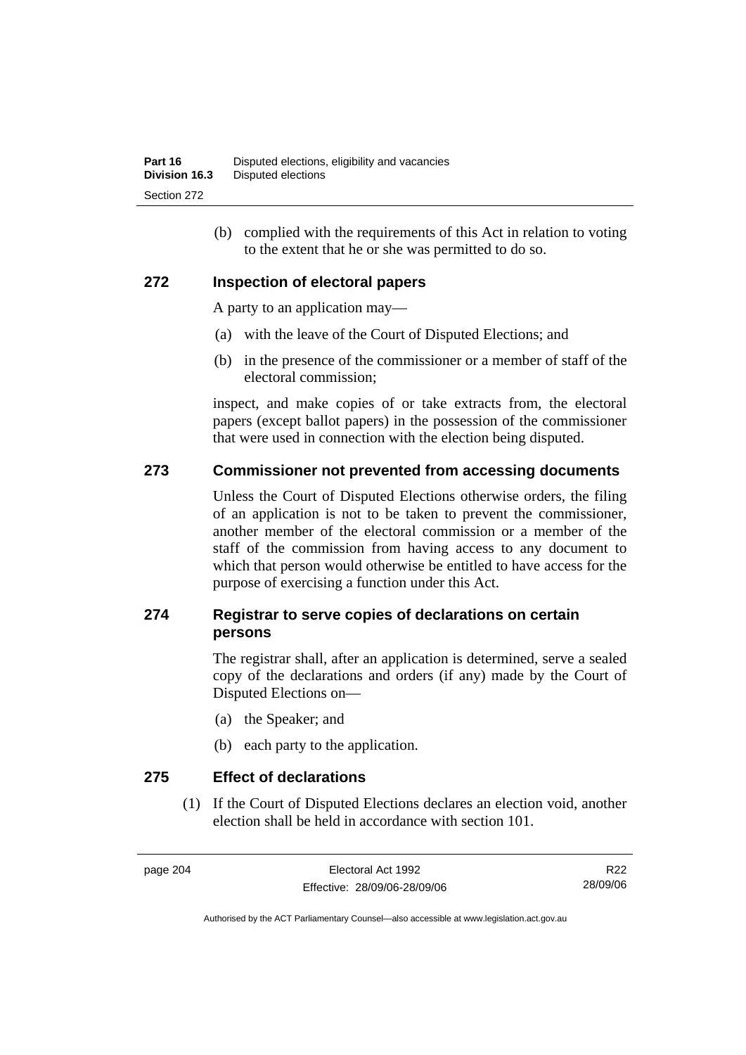(b) complied with the requirements of this Act in relation to voting to the extent that he or she was permitted to do so.

## 272 Inspection of electoral papers

A party to an application may—

(a) with the leave of the Court of Disputed Elections; and

(b) in the presence of the commissioner or a member of staff of the electoral commission;

inspect, and make copies of or take extracts from, the electoral papers (except ballot papers) in the possession of the commissioner that were used in connection with the election being disputed.

## 273 Commissioner not prevented from accessing documents

Unless the Court of Disputed Elections otherwise orders, the filing of an application is not to be taken to prevent the commissioner, another member of the electoral commission or a member of the staff of the commission from having access to any document to which that person would otherwise be entitled to have access for the purpose of exercising a function under this Act.

## 274 Registrar to serve copies of declarations on certain persons

The registrar shall, after an application is determined, serve a sealed copy of the declarations and orders (if any) made by the Court of Disputed Elections on—

(a) the Speaker; and

(b) each party to the application.

## 275 Effect of declarations

(1) If the Court of Disputed Elections declares an election void, another election shall be held in accordance with section 101.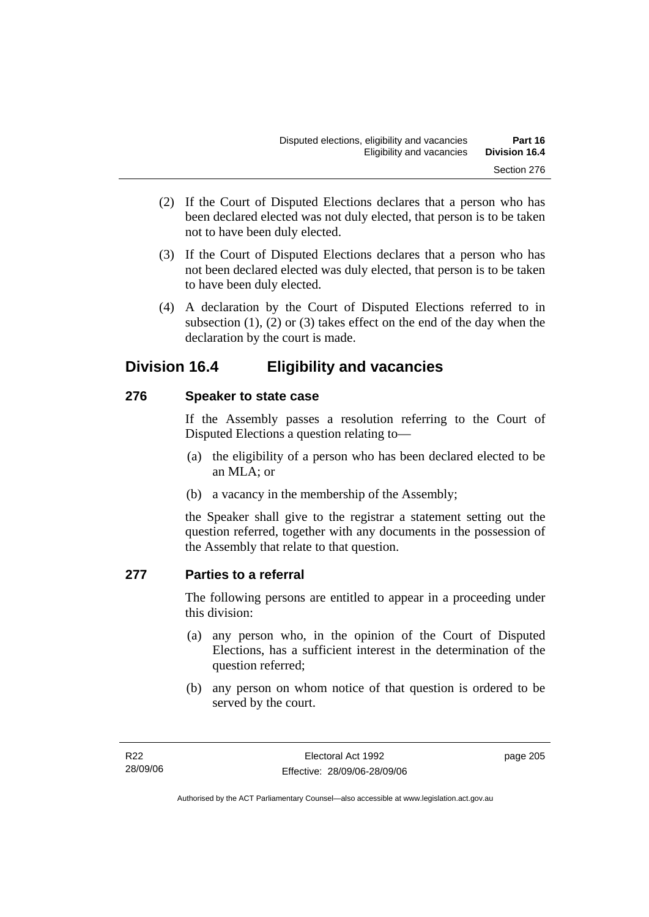(2) If the Court of Disputed Elections declares that a person who has been declared elected was not duly elected, that person is to be taken not to have been duly elected.

(3) If the Court of Disputed Elections declares that a person who has not been declared elected was duly elected, that person is to be taken to have been duly elected.

(4) A declaration by the Court of Disputed Elections referred to in subsection (1), (2) or (3) takes effect on the end of the day when the declaration by the court is made.

## Division 16.4 Eligibility and vacancies

### 276 Speaker to state case

If the Assembly passes a resolution referring to the Court of Disputed Elections a question relating to—

(a) the eligibility of a person who has been declared elected to be an MLA; or

(b) a vacancy in the membership of the Assembly;

the Speaker shall give to the registrar a statement setting out the question referred, together with any documents in the possession of the Assembly that relate to that question.

### 277 Parties to a referral

The following persons are entitled to appear in a proceeding under this division:

(a) any person who, in the opinion of the Court of Disputed Elections, has a sufficient interest in the determination of the question referred;

(b) any person on whom notice of that question is ordered to be served by the court.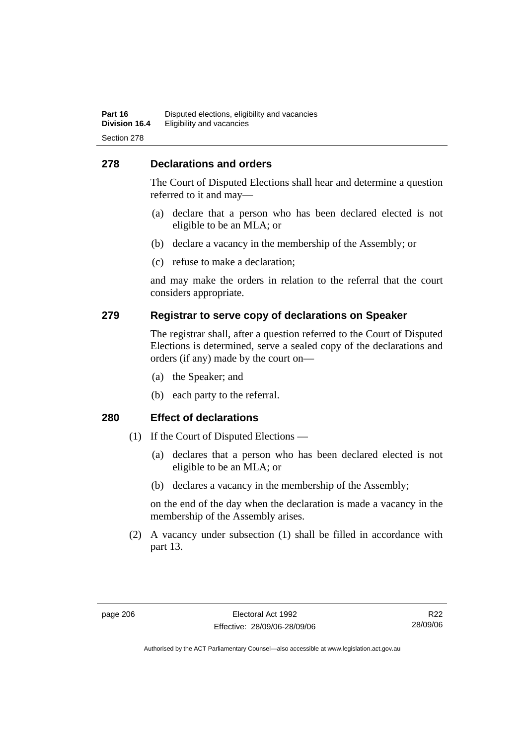## 278 Declarations and orders

The Court of Disputed Elections shall hear and determine a question referred to it and may—

(a) declare that a person who has been declared elected is not eligible to be an MLA; or

(b) declare a vacancy in the membership of the Assembly; or

(c) refuse to make a declaration;

and may make the orders in relation to the referral that the court considers appropriate.

## 279 Registrar to serve copy of declarations on Speaker

The registrar shall, after a question referred to the Court of Disputed Elections is determined, serve a sealed copy of the declarations and orders (if any) made by the court on—

(a) the Speaker; and

(b) each party to the referral.

## 280 Effect of declarations

(1) If the Court of Disputed Elections —

(a) declares that a person who has been declared elected is not eligible to be an MLA; or

(b) declares a vacancy in the membership of the Assembly;

on the end of the day when the declaration is made a vacancy in the membership of the Assembly arises.

(2) A vacancy under subsection (1) shall be filled in accordance with part 13.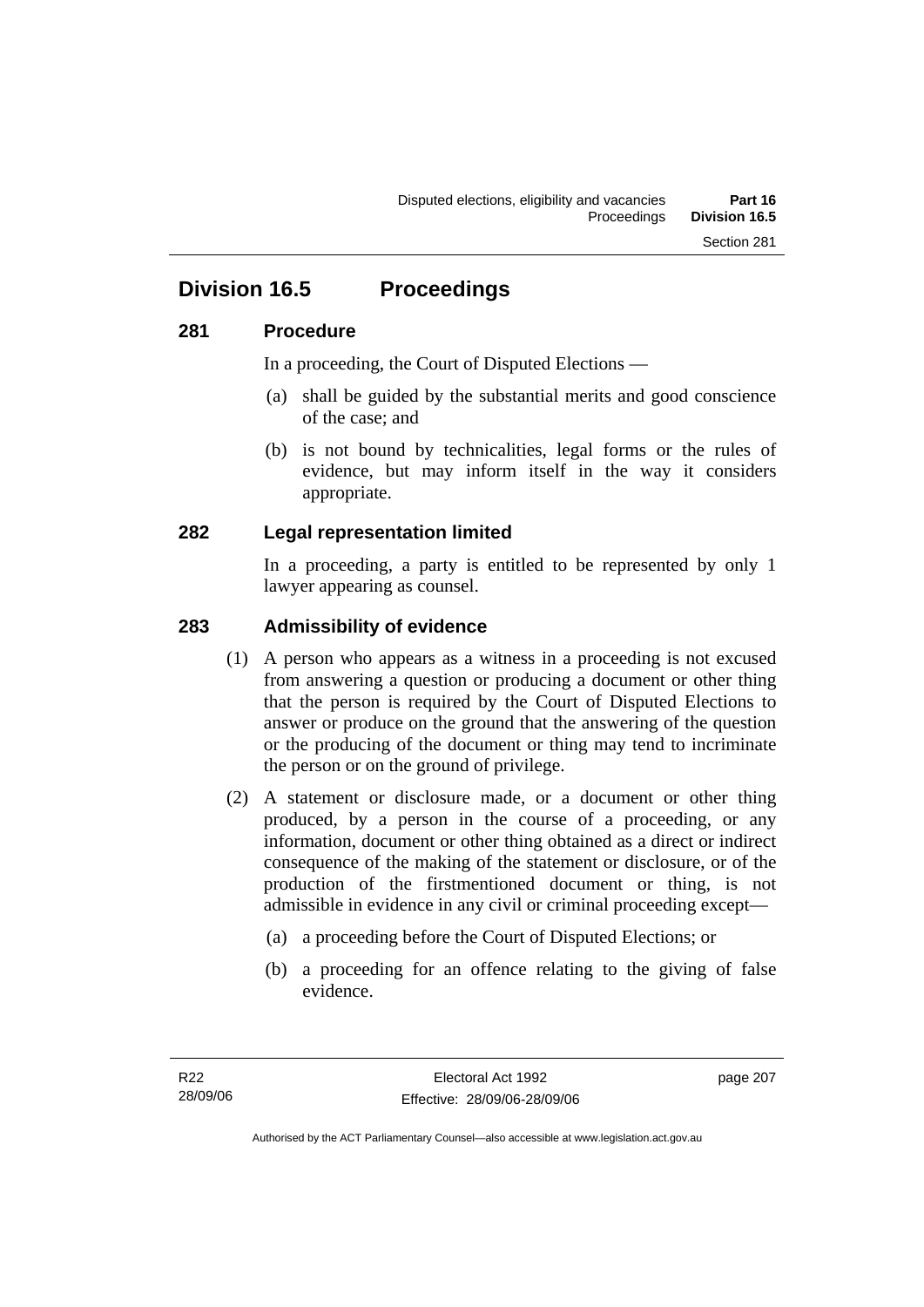## Division 16.5 Proceedings

### 281 Procedure

In a proceeding, the Court of Disputed Elections —

(a) shall be guided by the substantial merits and good conscience of the case; and

(b) is not bound by technicalities, legal forms or the rules of evidence, but may inform itself in the way it considers appropriate.

### 282 Legal representation limited

In a proceeding, a party is entitled to be represented by only 1 lawyer appearing as counsel.

### 283 Admissibility of evidence

(1) A person who appears as a witness in a proceeding is not excused from answering a question or producing a document or other thing that the person is required by the Court of Disputed Elections to answer or produce on the ground that the answering of the question or the producing of the document or thing may tend to incriminate the person or on the ground of privilege.

(2) A statement or disclosure made, or a document or other thing produced, by a person in the course of a proceeding, or any information, document or other thing obtained as a direct or indirect consequence of the making of the statement or disclosure, or of the production of the firstmentioned document or thing, is not admissible in evidence in any civil or criminal proceeding except—

(a) a proceeding before the Court of Disputed Elections; or

(b) a proceeding for an offence relating to the giving of false evidence.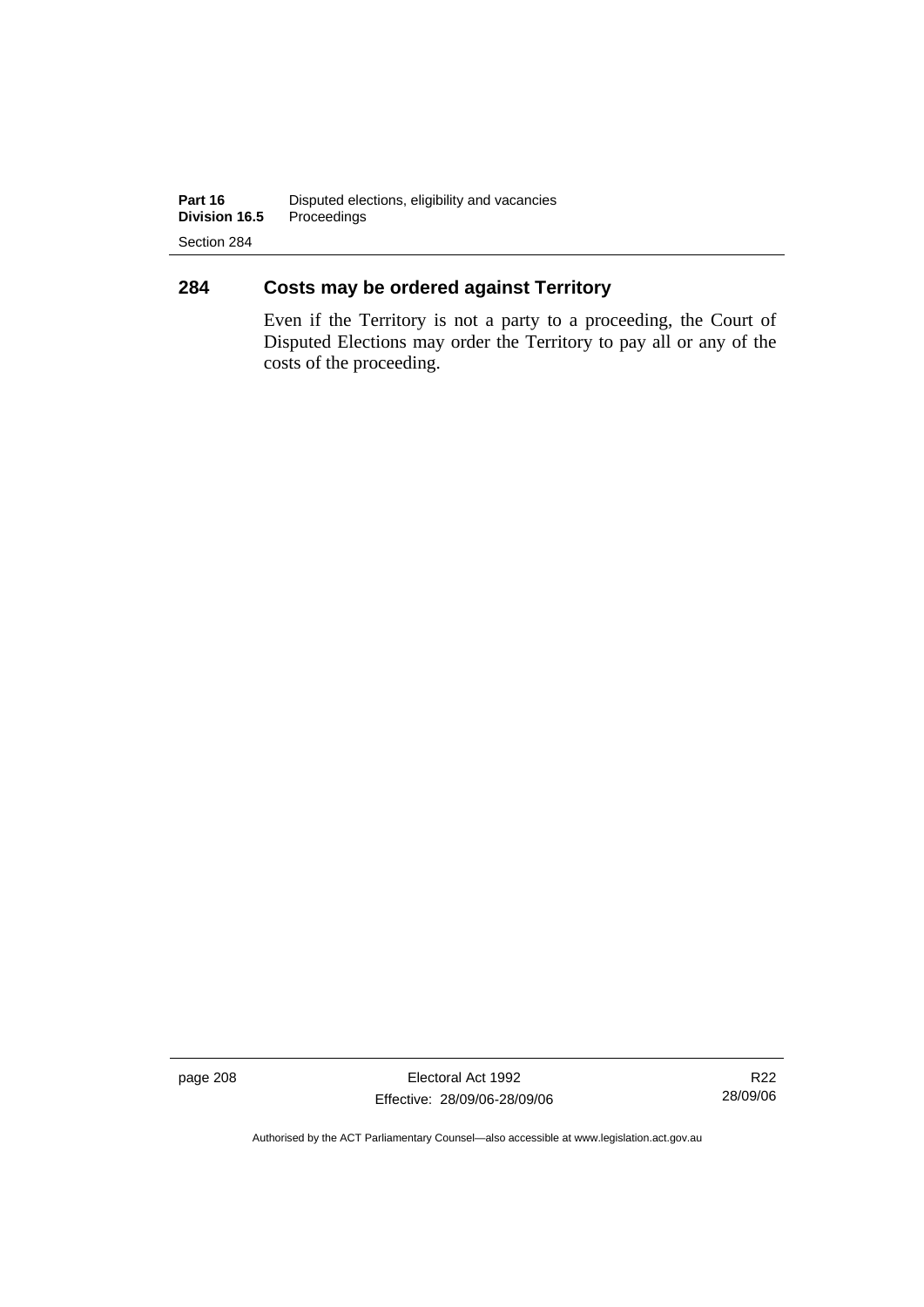## 284 Costs may be ordered against Territory

Even if the Territory is not a party to a proceeding, the Court of Disputed Elections may order the Territory to pay all or any of the costs of the proceeding.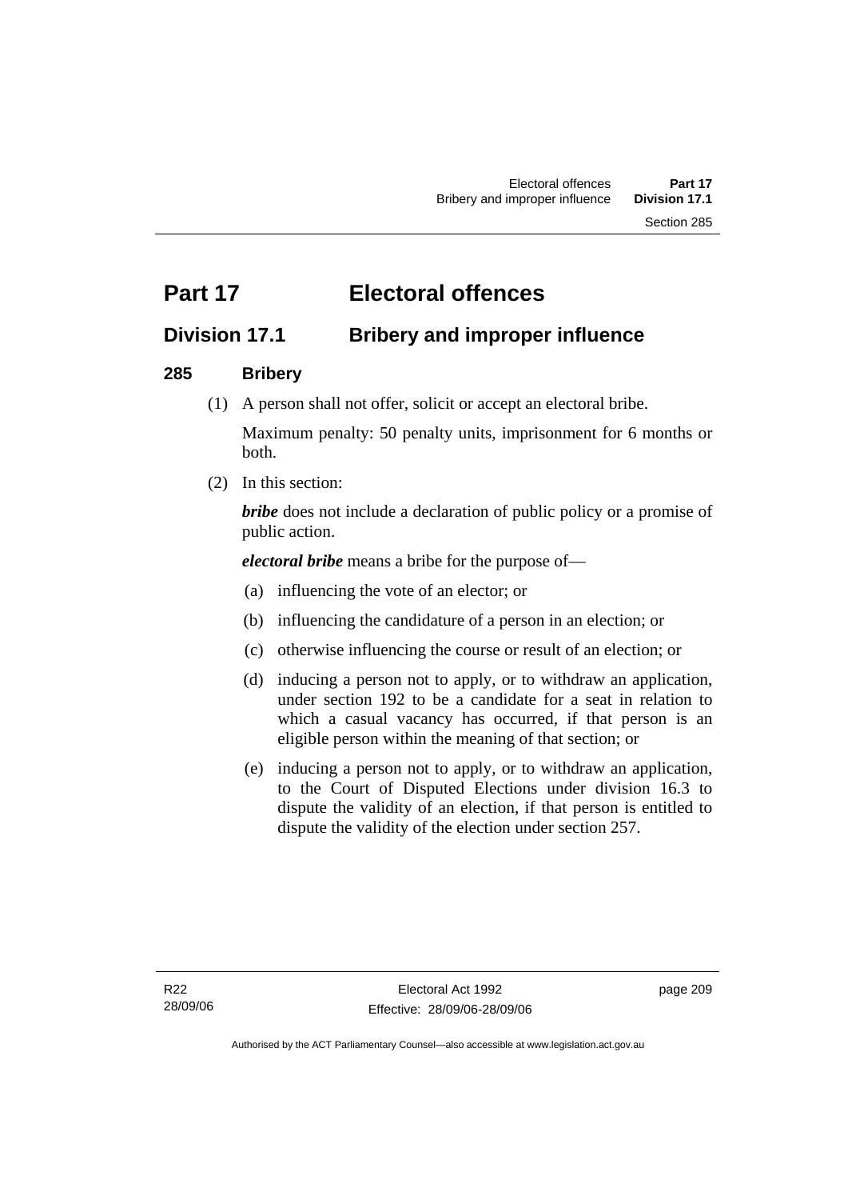# Part 17 Electoral offences

## Division 17.1 Bribery and improper influence

### 285 Bribery

(1) A person shall not offer, solicit or accept an electoral bribe.

Maximum penalty: 50 penalty units, imprisonment for 6 months or both.

(2) In this section:

***bribe*** does not include a declaration of public policy or a promise of public action.

***electoral bribe*** means a bribe for the purpose of—

(a) influencing the vote of an elector; or

(b) influencing the candidature of a person in an election; or

(c) otherwise influencing the course or result of an election; or

(d) inducing a person not to apply, or to withdraw an application, under section 192 to be a candidate for a seat in relation to which a casual vacancy has occurred, if that person is an eligible person within the meaning of that section; or

(e) inducing a person not to apply, or to withdraw an application, to the Court of Disputed Elections under division 16.3 to dispute the validity of an election, if that person is entitled to dispute the validity of the election under section 257.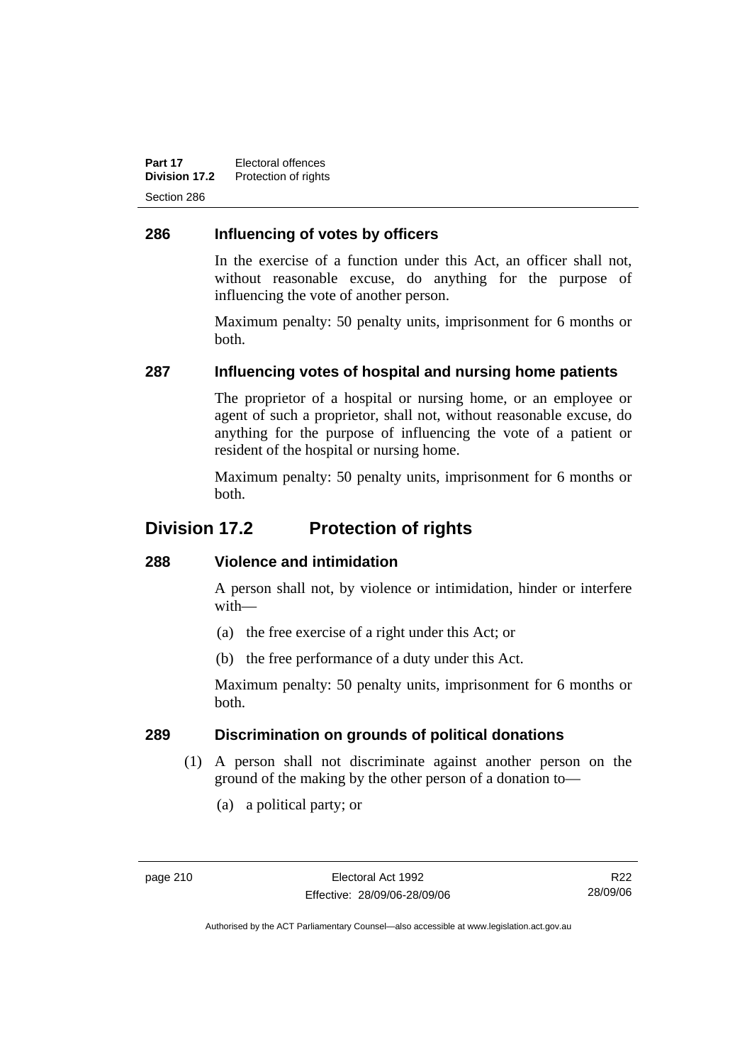### 286 Influencing of votes by officers

In the exercise of a function under this Act, an officer shall not, without reasonable excuse, do anything for the purpose of influencing the vote of another person.

Maximum penalty: 50 penalty units, imprisonment for 6 months or both.

### 287 Influencing votes of hospital and nursing home patients

The proprietor of a hospital or nursing home, or an employee or agent of such a proprietor, shall not, without reasonable excuse, do anything for the purpose of influencing the vote of a patient or resident of the hospital or nursing home.

Maximum penalty: 50 penalty units, imprisonment for 6 months or both.

## Division 17.2 Protection of rights

### 288 Violence and intimidation

A person shall not, by violence or intimidation, hinder or interfere with—

(a) the free exercise of a right under this Act; or

(b) the free performance of a duty under this Act.

Maximum penalty: 50 penalty units, imprisonment for 6 months or both.

### 289 Discrimination on grounds of political donations

(1) A person shall not discriminate against another person on the ground of the making by the other person of a donation to—

(a) a political party; or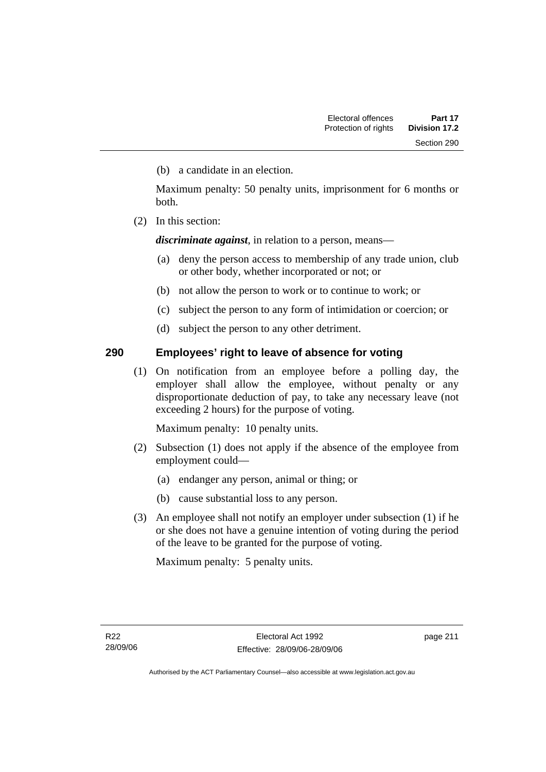(b) a candidate in an election.

Maximum penalty: 50 penalty units, imprisonment for 6 months or both.

(2) In this section:

***discriminate against***, in relation to a person, means—

(a) deny the person access to membership of any trade union, club or other body, whether incorporated or not; or

(b) not allow the person to work or to continue to work; or

(c) subject the person to any form of intimidation or coercion; or

(d) subject the person to any other detriment.

## 290 Employees' right to leave of absence for voting

(1) On notification from an employee before a polling day, the employer shall allow the employee, without penalty or any disproportionate deduction of pay, to take any necessary leave (not exceeding 2 hours) for the purpose of voting.

Maximum penalty: 10 penalty units.

(2) Subsection (1) does not apply if the absence of the employee from employment could—

(a) endanger any person, animal or thing; or

(b) cause substantial loss to any person.

(3) An employee shall not notify an employer under subsection (1) if he or she does not have a genuine intention of voting during the period of the leave to be granted for the purpose of voting.

Maximum penalty: 5 penalty units.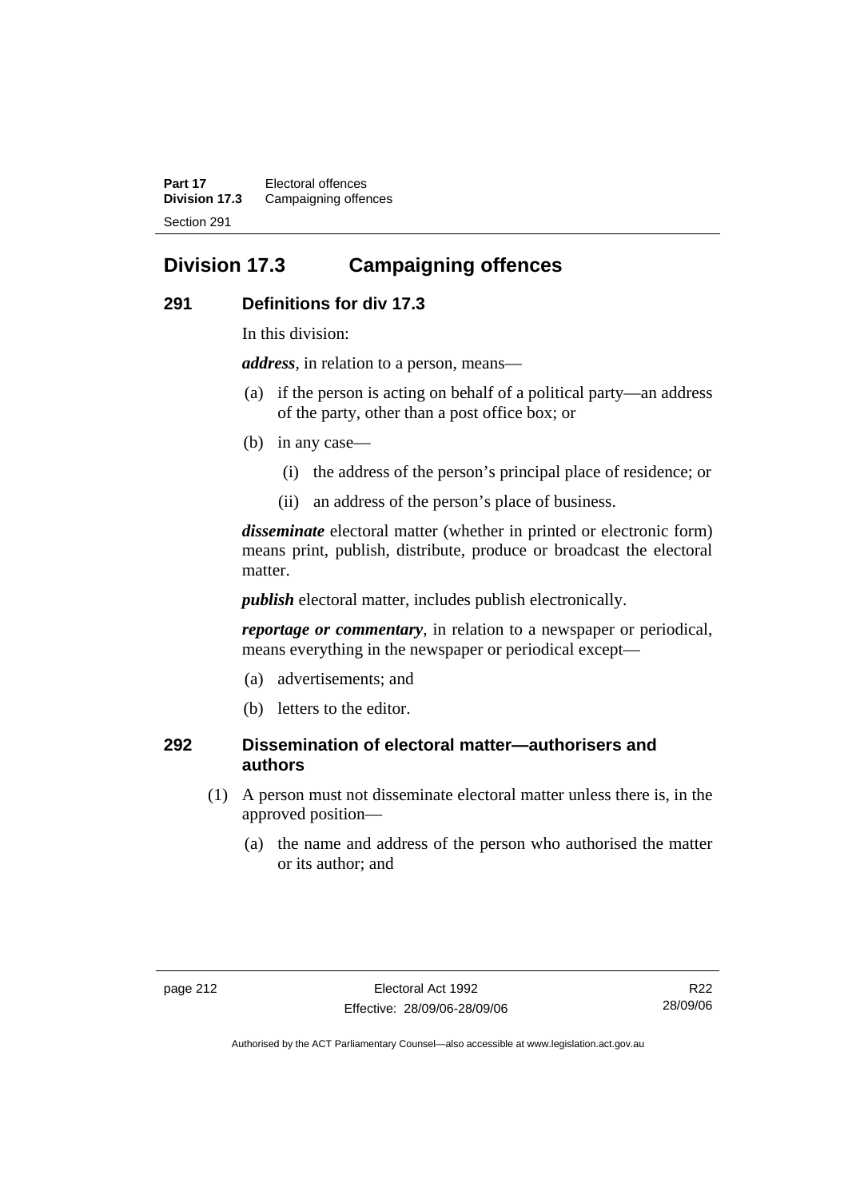# Division 17.3 Campaigning offences

## 291 Definitions for div 17.3

In this division:

***address***, in relation to a person, means—

(a) if the person is acting on behalf of a political party—an address of the party, other than a post office box; or

(b) in any case—

(i) the address of the person's principal place of residence; or

(ii) an address of the person's place of business.

***disseminate*** electoral matter (whether in printed or electronic form) means print, publish, distribute, produce or broadcast the electoral matter.

***publish*** electoral matter, includes publish electronically.

***reportage or commentary***, in relation to a newspaper or periodical, means everything in the newspaper or periodical except—

(a) advertisements; and

(b) letters to the editor.

## 292 Dissemination of electoral matter—authorisers and authors

(1) A person must not disseminate electoral matter unless there is, in the approved position—

(a) the name and address of the person who authorised the matter or its author; and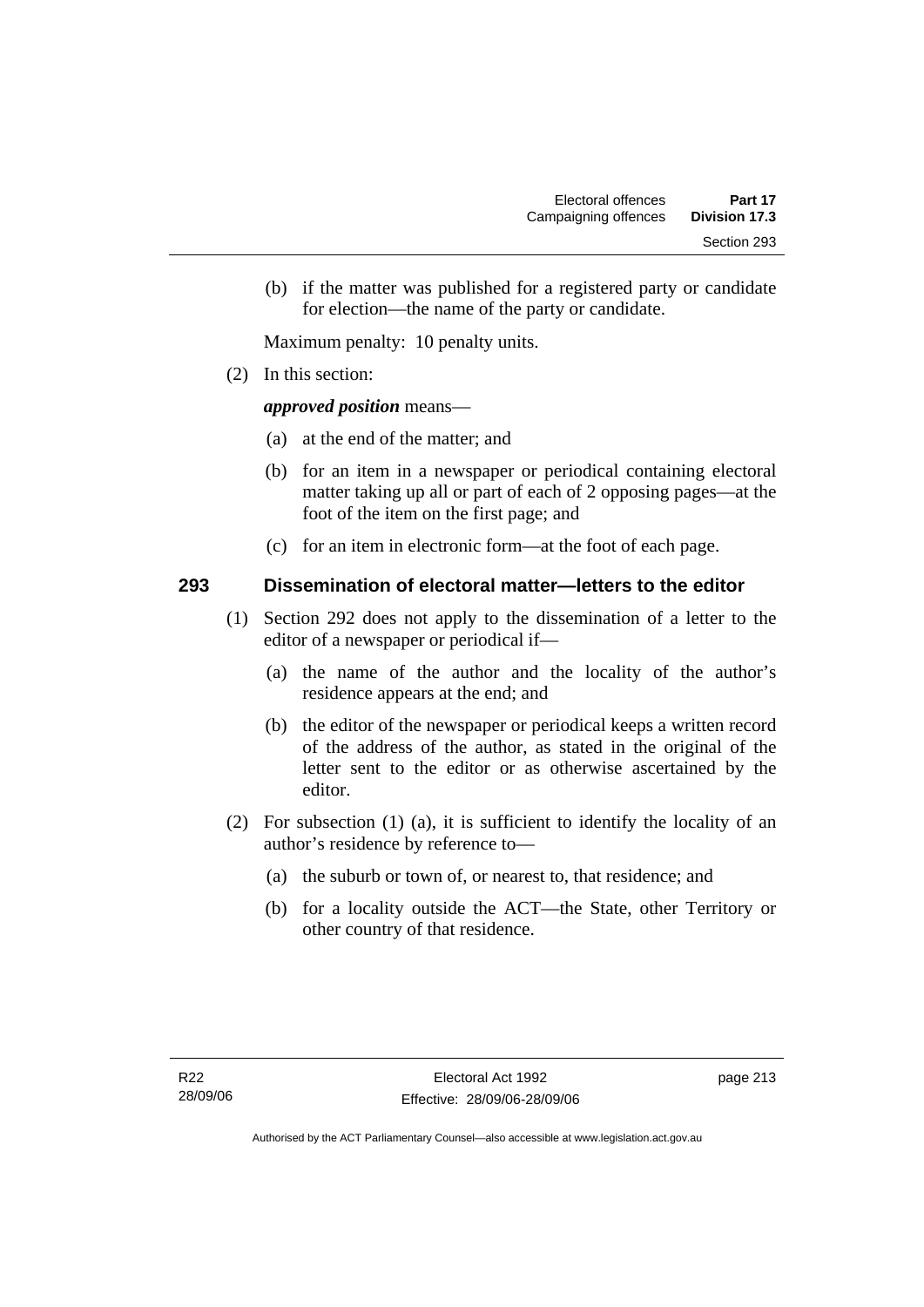(b) if the matter was published for a registered party or candidate for election—the name of the party or candidate.

Maximum penalty: 10 penalty units.

(2) In this section:

***approved position*** means—

(a) at the end of the matter; and

(b) for an item in a newspaper or periodical containing electoral matter taking up all or part of each of 2 opposing pages—at the foot of the item on the first page; and

(c) for an item in electronic form—at the foot of each page.

## 293 Dissemination of electoral matter—letters to the editor

(1) Section 292 does not apply to the dissemination of a letter to the editor of a newspaper or periodical if—

(a) the name of the author and the locality of the author's residence appears at the end; and

(b) the editor of the newspaper or periodical keeps a written record of the address of the author, as stated in the original of the letter sent to the editor or as otherwise ascertained by the editor.

(2) For subsection (1) (a), it is sufficient to identify the locality of an author's residence by reference to—

(a) the suburb or town of, or nearest to, that residence; and

(b) for a locality outside the ACT—the State, other Territory or other country of that residence.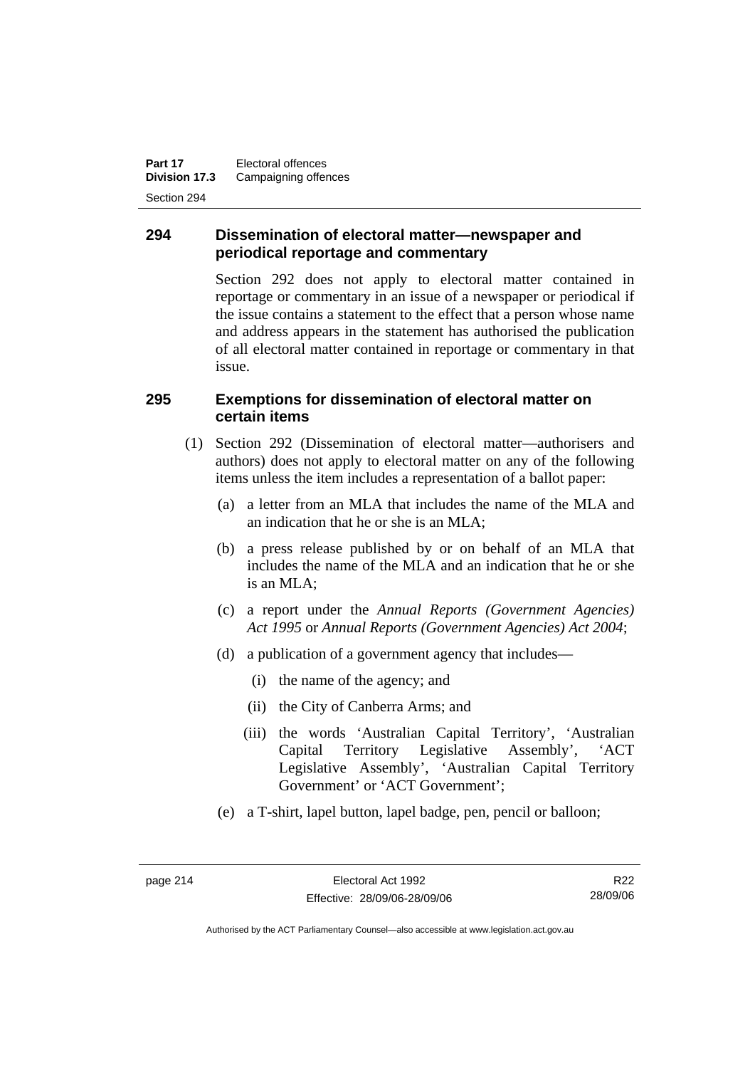## 294 Dissemination of electoral matter—newspaper and periodical reportage and commentary

Section 292 does not apply to electoral matter contained in reportage or commentary in an issue of a newspaper or periodical if the issue contains a statement to the effect that a person whose name and address appears in the statement has authorised the publication of all electoral matter contained in reportage or commentary in that issue.

## 295 Exemptions for dissemination of electoral matter on certain items

(1) Section 292 (Dissemination of electoral matter—authorisers and authors) does not apply to electoral matter on any of the following items unless the item includes a representation of a ballot paper:

(a) a letter from an MLA that includes the name of the MLA and an indication that he or she is an MLA;

(b) a press release published by or on behalf of an MLA that includes the name of the MLA and an indication that he or she is an MLA;

(c) a report under the *Annual Reports (Government Agencies) Act 1995* or *Annual Reports (Government Agencies) Act 2004*;

(d) a publication of a government agency that includes—

(i) the name of the agency; and

(ii) the City of Canberra Arms; and

(iii) the words 'Australian Capital Territory', 'Australian Capital Territory Legislative Assembly', 'ACT Legislative Assembly', 'Australian Capital Territory Government' or 'ACT Government';

(e) a T-shirt, lapel button, lapel badge, pen, pencil or balloon;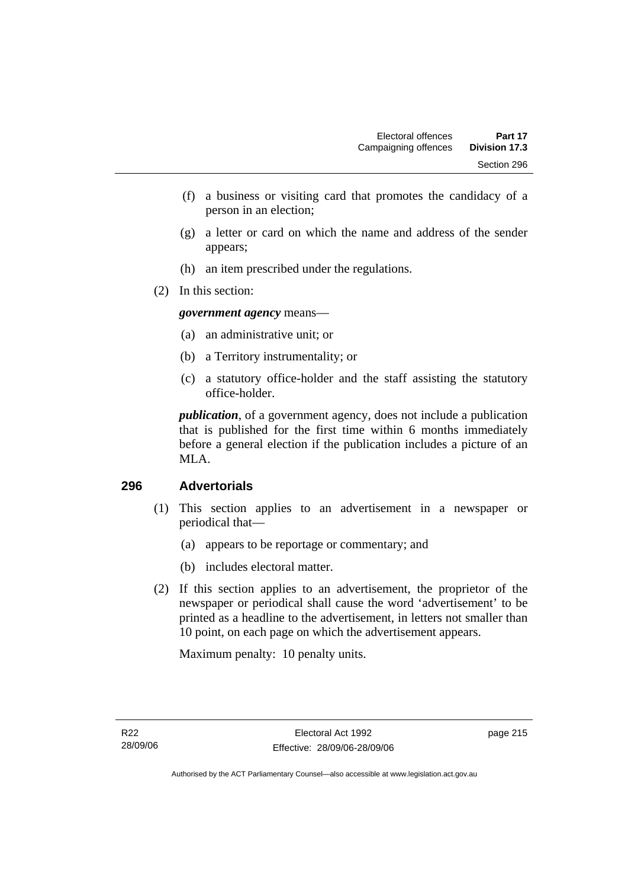(f) a business or visiting card that promotes the candidacy of a person in an election;

(g) a letter or card on which the name and address of the sender appears;

(h) an item prescribed under the regulations.

(2) In this section:

***government agency*** means—

(a) an administrative unit; or

(b) a Territory instrumentality; or

(c) a statutory office-holder and the staff assisting the statutory office-holder.

***publication***, of a government agency, does not include a publication that is published for the first time within 6 months immediately before a general election if the publication includes a picture of an MLA.

## 296 Advertorials

(1) This section applies to an advertisement in a newspaper or periodical that—

(a) appears to be reportage or commentary; and

(b) includes electoral matter.

(2) If this section applies to an advertisement, the proprietor of the newspaper or periodical shall cause the word 'advertisement' to be printed as a headline to the advertisement, in letters not smaller than 10 point, on each page on which the advertisement appears.

Maximum penalty: 10 penalty units.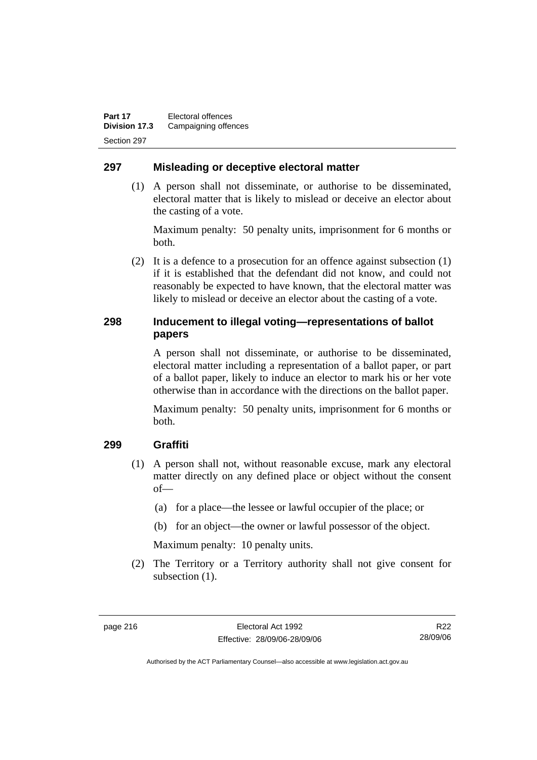### 297 Misleading or deceptive electoral matter

(1) A person shall not disseminate, or authorise to be disseminated, electoral matter that is likely to mislead or deceive an elector about the casting of a vote.

Maximum penalty: 50 penalty units, imprisonment for 6 months or both.

(2) It is a defence to a prosecution for an offence against subsection (1) if it is established that the defendant did not know, and could not reasonably be expected to have known, that the electoral matter was likely to mislead or deceive an elector about the casting of a vote.

### 298 Inducement to illegal voting—representations of ballot papers

A person shall not disseminate, or authorise to be disseminated, electoral matter including a representation of a ballot paper, or part of a ballot paper, likely to induce an elector to mark his or her vote otherwise than in accordance with the directions on the ballot paper.

Maximum penalty: 50 penalty units, imprisonment for 6 months or both.

### 299 Graffiti

(1) A person shall not, without reasonable excuse, mark any electoral matter directly on any defined place or object without the consent of—

(a) for a place—the lessee or lawful occupier of the place; or

(b) for an object—the owner or lawful possessor of the object.

Maximum penalty: 10 penalty units.

(2) The Territory or a Territory authority shall not give consent for subsection (1).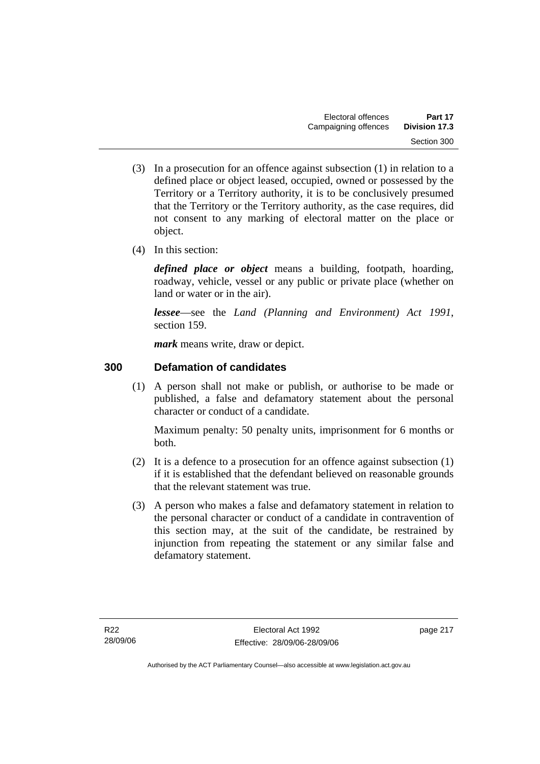(3) In a prosecution for an offence against subsection (1) in relation to a defined place or object leased, occupied, owned or possessed by the Territory or a Territory authority, it is to be conclusively presumed that the Territory or the Territory authority, as the case requires, did not consent to any marking of electoral matter on the place or object.

(4) In this section:

***defined place or object*** means a building, footpath, hoarding, roadway, vehicle, vessel or any public or private place (whether on land or water or in the air).

***lessee***—see the *Land (Planning and Environment) Act 1991*, section 159.

***mark*** means write, draw or depict.

## 300 Defamation of candidates

(1) A person shall not make or publish, or authorise to be made or published, a false and defamatory statement about the personal character or conduct of a candidate.

Maximum penalty: 50 penalty units, imprisonment for 6 months or both.

(2) It is a defence to a prosecution for an offence against subsection (1) if it is established that the defendant believed on reasonable grounds that the relevant statement was true.

(3) A person who makes a false and defamatory statement in relation to the personal character or conduct of a candidate in contravention of this section may, at the suit of the candidate, be restrained by injunction from repeating the statement or any similar false and defamatory statement.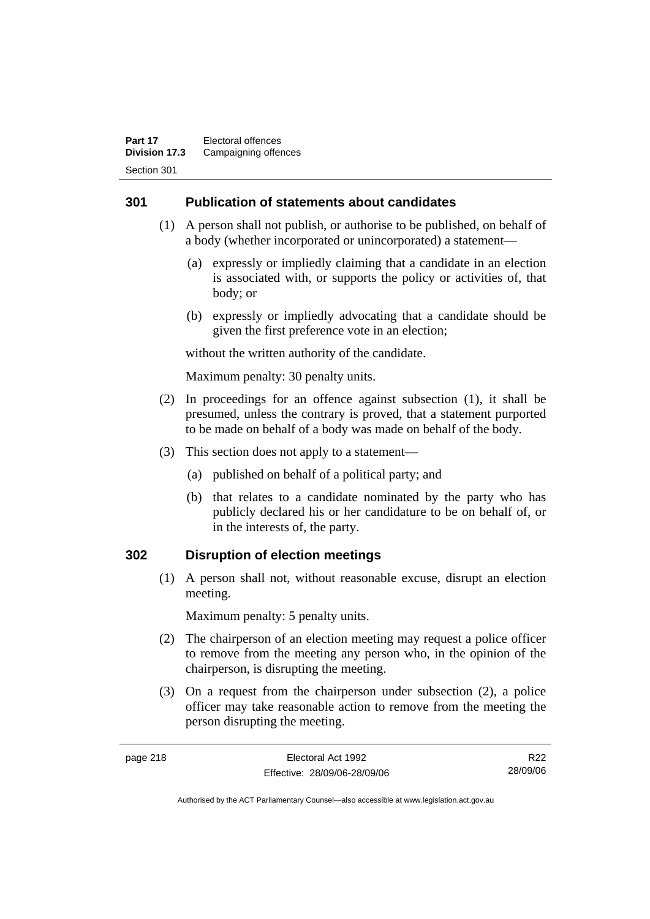### 301 Publication of statements about candidates

(1) A person shall not publish, or authorise to be published, on behalf of a body (whether incorporated or unincorporated) a statement—

(a) expressly or impliedly claiming that a candidate in an election is associated with, or supports the policy or activities of, that body; or

(b) expressly or impliedly advocating that a candidate should be given the first preference vote in an election;

without the written authority of the candidate.

Maximum penalty: 30 penalty units.

(2) In proceedings for an offence against subsection (1), it shall be presumed, unless the contrary is proved, that a statement purported to be made on behalf of a body was made on behalf of the body.

(3) This section does not apply to a statement—

(a) published on behalf of a political party; and

(b) that relates to a candidate nominated by the party who has publicly declared his or her candidature to be on behalf of, or in the interests of, the party.

### 302 Disruption of election meetings

(1) A person shall not, without reasonable excuse, disrupt an election meeting.

Maximum penalty: 5 penalty units.

(2) The chairperson of an election meeting may request a police officer to remove from the meeting any person who, in the opinion of the chairperson, is disrupting the meeting.

(3) On a request from the chairperson under subsection (2), a police officer may take reasonable action to remove from the meeting the person disrupting the meeting.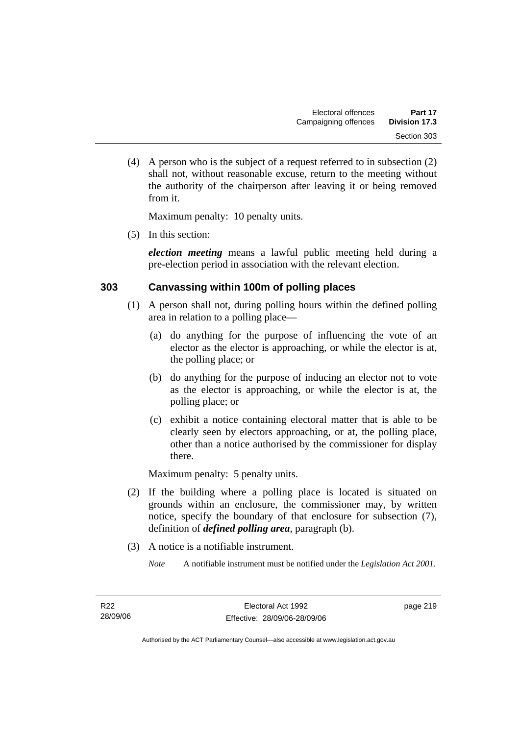(4) A person who is the subject of a request referred to in subsection (2) shall not, without reasonable excuse, return to the meeting without the authority of the chairperson after leaving it or being removed from it.

Maximum penalty: 10 penalty units.

(5) In this section:

***election meeting*** means a lawful public meeting held during a pre-election period in association with the relevant election.

## 303 Canvassing within 100m of polling places

(1) A person shall not, during polling hours within the defined polling area in relation to a polling place—

(a) do anything for the purpose of influencing the vote of an elector as the elector is approaching, or while the elector is at, the polling place; or

(b) do anything for the purpose of inducing an elector not to vote as the elector is approaching, or while the elector is at, the polling place; or

(c) exhibit a notice containing electoral matter that is able to be clearly seen by electors approaching, or at, the polling place, other than a notice authorised by the commissioner for display there.

Maximum penalty: 5 penalty units.

(2) If the building where a polling place is located is situated on grounds within an enclosure, the commissioner may, by written notice, specify the boundary of that enclosure for subsection (7), definition of ***defined polling area***, paragraph (b).

(3) A notice is a notifiable instrument.

*Note* A notifiable instrument must be notified under the *Legislation Act 2001*.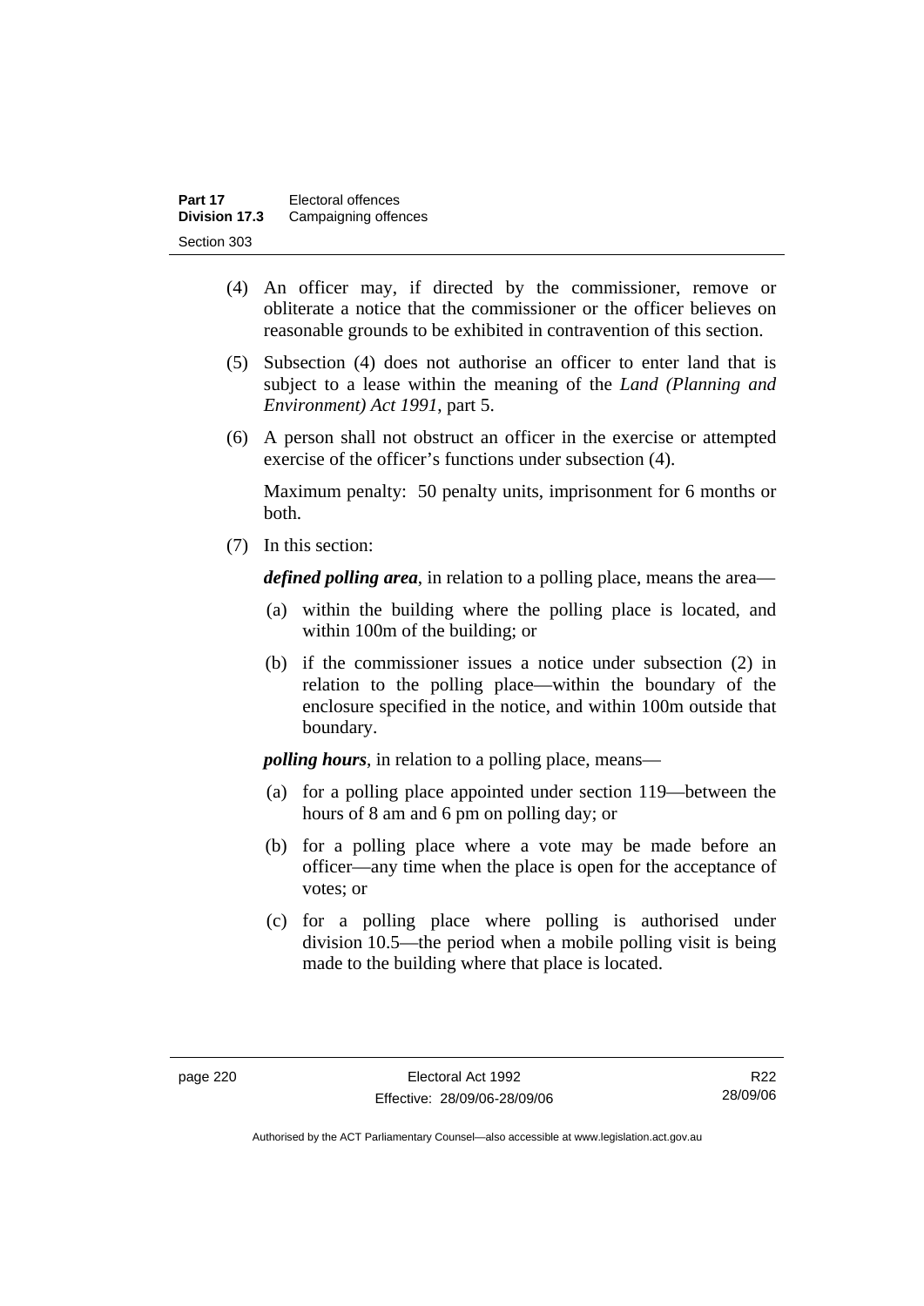(4) An officer may, if directed by the commissioner, remove or obliterate a notice that the commissioner or the officer believes on reasonable grounds to be exhibited in contravention of this section.

(5) Subsection (4) does not authorise an officer to enter land that is subject to a lease within the meaning of the *Land (Planning and Environment) Act 1991*, part 5.

(6) A person shall not obstruct an officer in the exercise or attempted exercise of the officer's functions under subsection (4).

Maximum penalty: 50 penalty units, imprisonment for 6 months or both.

(7) In this section:

***defined polling area***, in relation to a polling place, means the area—

(a) within the building where the polling place is located, and within 100m of the building; or

(b) if the commissioner issues a notice under subsection (2) in relation to the polling place—within the boundary of the enclosure specified in the notice, and within 100m outside that boundary.

***polling hours***, in relation to a polling place, means—

(a) for a polling place appointed under section 119—between the hours of 8 am and 6 pm on polling day; or

(b) for a polling place where a vote may be made before an officer—any time when the place is open for the acceptance of votes; or

(c) for a polling place where polling is authorised under division 10.5—the period when a mobile polling visit is being made to the building where that place is located.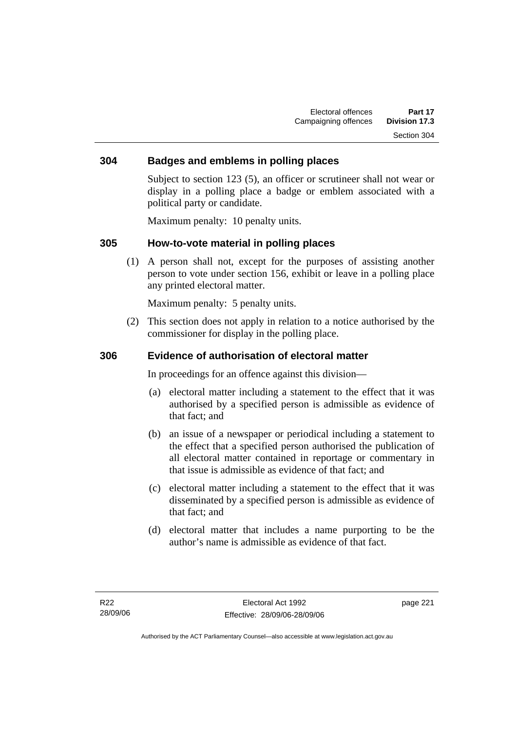## 304 Badges and emblems in polling places

Subject to section 123 (5), an officer or scrutineer shall not wear or display in a polling place a badge or emblem associated with a political party or candidate.

Maximum penalty: 10 penalty units.

## 305 How-to-vote material in polling places

(1) A person shall not, except for the purposes of assisting another person to vote under section 156, exhibit or leave in a polling place any printed electoral matter.

Maximum penalty: 5 penalty units.

(2) This section does not apply in relation to a notice authorised by the commissioner for display in the polling place.

## 306 Evidence of authorisation of electoral matter

In proceedings for an offence against this division—

(a) electoral matter including a statement to the effect that it was authorised by a specified person is admissible as evidence of that fact; and

(b) an issue of a newspaper or periodical including a statement to the effect that a specified person authorised the publication of all electoral matter contained in reportage or commentary in that issue is admissible as evidence of that fact; and

(c) electoral matter including a statement to the effect that it was disseminated by a specified person is admissible as evidence of that fact; and

(d) electoral matter that includes a name purporting to be the author's name is admissible as evidence of that fact.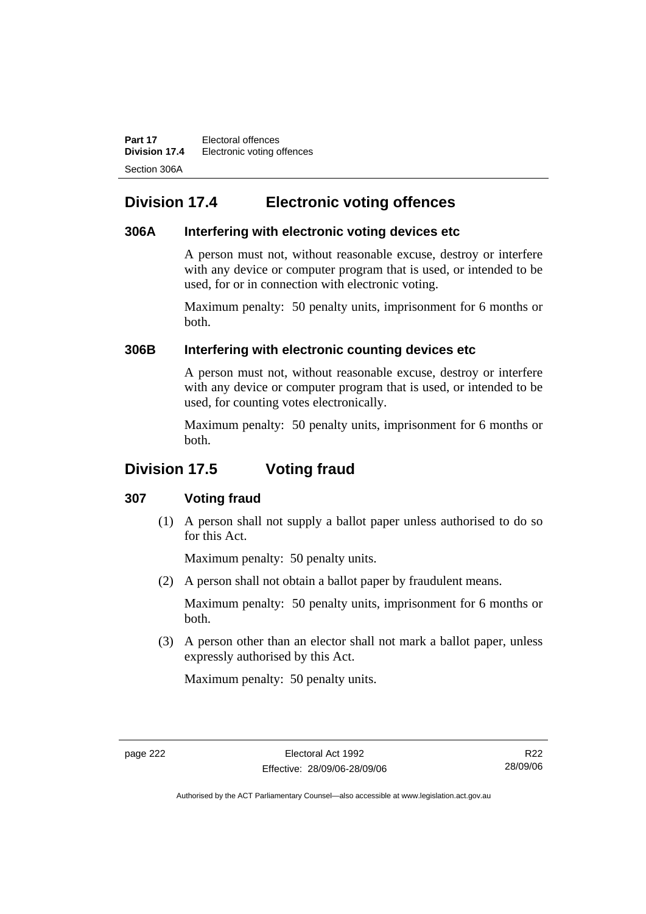## Division 17.4 Electronic voting offences

### 306A Interfering with electronic voting devices etc

A person must not, without reasonable excuse, destroy or interfere with any device or computer program that is used, or intended to be used, for or in connection with electronic voting.

Maximum penalty: 50 penalty units, imprisonment for 6 months or both.

### 306B Interfering with electronic counting devices etc

A person must not, without reasonable excuse, destroy or interfere with any device or computer program that is used, or intended to be used, for counting votes electronically.

Maximum penalty: 50 penalty units, imprisonment for 6 months or both.

## Division 17.5 Voting fraud

### 307 Voting fraud

(1) A person shall not supply a ballot paper unless authorised to do so for this Act.

Maximum penalty: 50 penalty units.

(2) A person shall not obtain a ballot paper by fraudulent means.

Maximum penalty: 50 penalty units, imprisonment for 6 months or both.

(3) A person other than an elector shall not mark a ballot paper, unless expressly authorised by this Act.

Maximum penalty: 50 penalty units.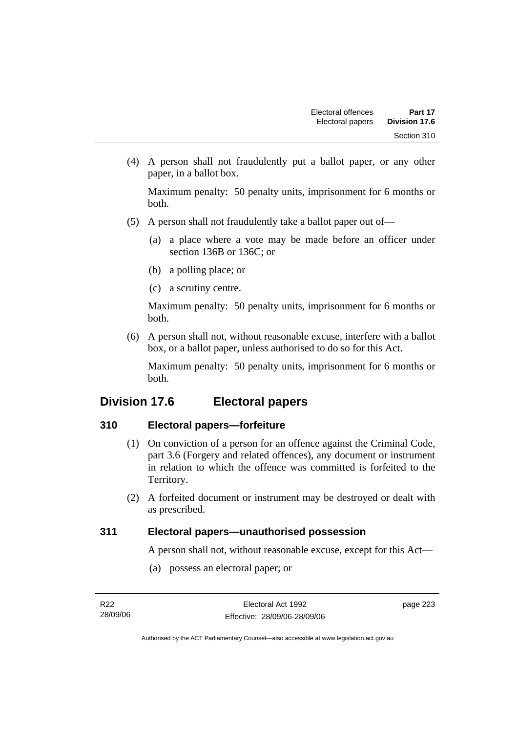(4) A person shall not fraudulently put a ballot paper, or any other paper, in a ballot box.

Maximum penalty: 50 penalty units, imprisonment for 6 months or both.

(5) A person shall not fraudulently take a ballot paper out of—

(a) a place where a vote may be made before an officer under section 136B or 136C; or

(b) a polling place; or

(c) a scrutiny centre.

Maximum penalty: 50 penalty units, imprisonment for 6 months or both.

(6) A person shall not, without reasonable excuse, interfere with a ballot box, or a ballot paper, unless authorised to do so for this Act.

Maximum penalty: 50 penalty units, imprisonment for 6 months or both.

## Division 17.6 Electoral papers

### 310 Electoral papers—forfeiture

(1) On conviction of a person for an offence against the Criminal Code, part 3.6 (Forgery and related offences), any document or instrument in relation to which the offence was committed is forfeited to the Territory.

(2) A forfeited document or instrument may be destroyed or dealt with as prescribed.

### 311 Electoral papers—unauthorised possession

A person shall not, without reasonable excuse, except for this Act—

(a) possess an electoral paper; or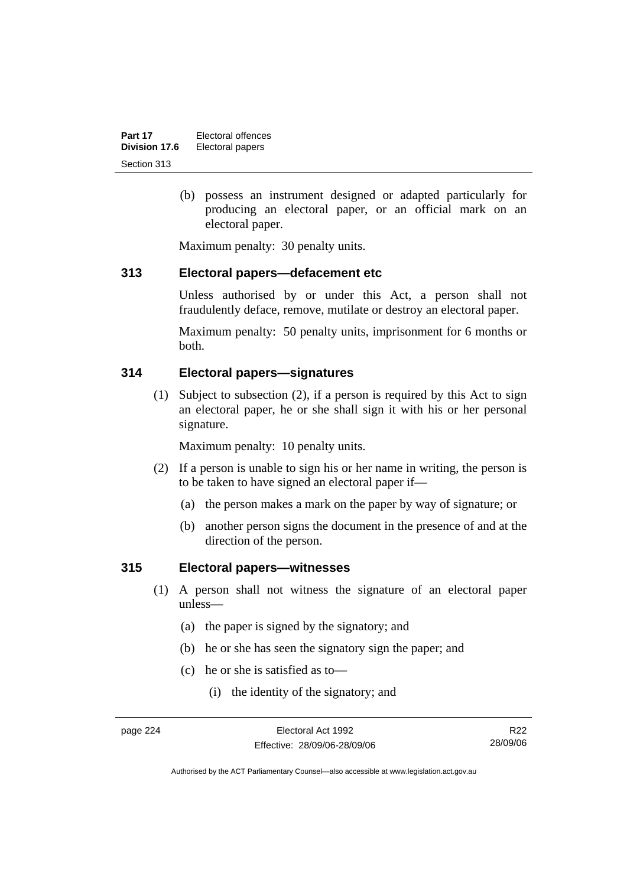(b) possess an instrument designed or adapted particularly for producing an electoral paper, or an official mark on an electoral paper.

Maximum penalty: 30 penalty units.

### 313 Electoral papers—defacement etc

Unless authorised by or under this Act, a person shall not fraudulently deface, remove, mutilate or destroy an electoral paper.

Maximum penalty: 50 penalty units, imprisonment for 6 months or both.

### 314 Electoral papers—signatures

(1) Subject to subsection (2), if a person is required by this Act to sign an electoral paper, he or she shall sign it with his or her personal signature.

Maximum penalty: 10 penalty units.

(2) If a person is unable to sign his or her name in writing, the person is to be taken to have signed an electoral paper if—

(a) the person makes a mark on the paper by way of signature; or

(b) another person signs the document in the presence of and at the direction of the person.

### 315 Electoral papers—witnesses

(1) A person shall not witness the signature of an electoral paper unless—

(a) the paper is signed by the signatory; and

(b) he or she has seen the signatory sign the paper; and

(c) he or she is satisfied as to—

(i) the identity of the signatory; and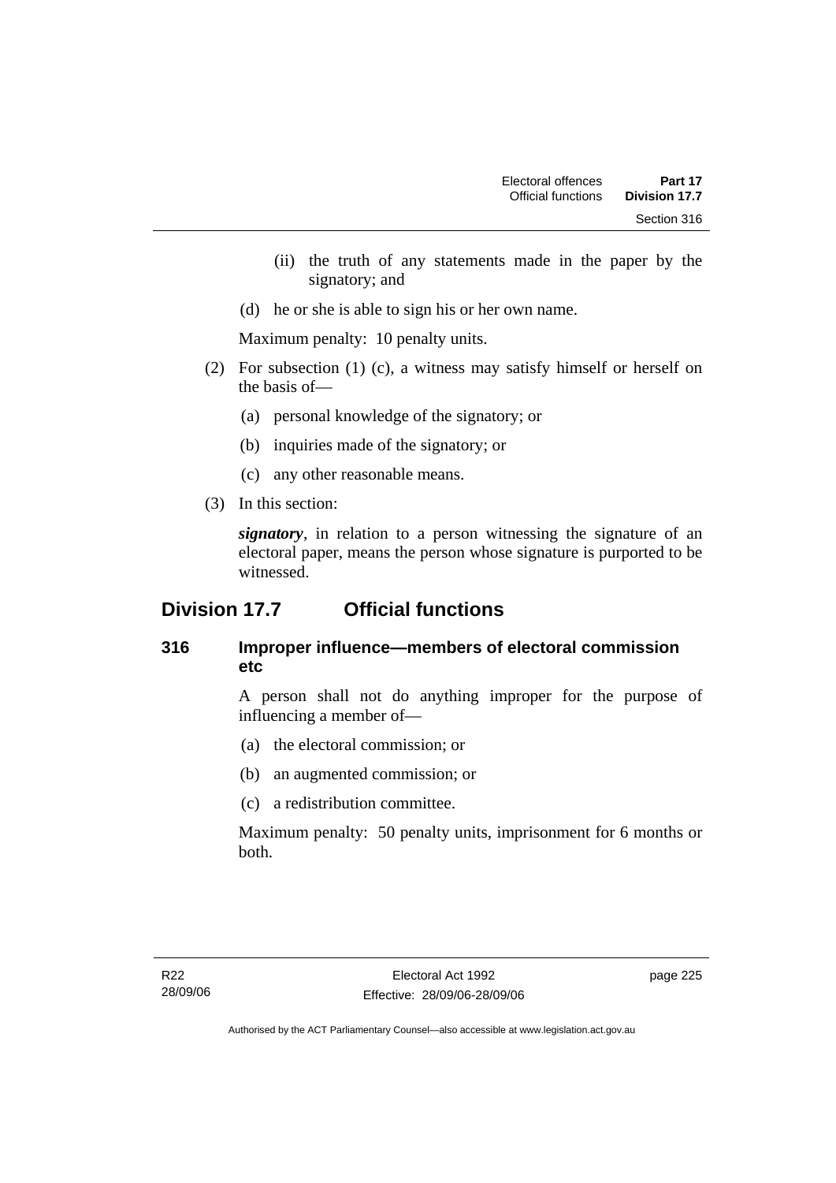(ii) the truth of any statements made in the paper by the signatory; and

(d) he or she is able to sign his or her own name.

Maximum penalty: 10 penalty units.

(2) For subsection (1) (c), a witness may satisfy himself or herself on the basis of—

(a) personal knowledge of the signatory; or

(b) inquiries made of the signatory; or

(c) any other reasonable means.

(3) In this section:

***signatory***, in relation to a person witnessing the signature of an electoral paper, means the person whose signature is purported to be witnessed.

## Division 17.7 Official functions

### 316 Improper influence—members of electoral commission etc

A person shall not do anything improper for the purpose of influencing a member of—

(a) the electoral commission; or

(b) an augmented commission; or

(c) a redistribution committee.

Maximum penalty: 50 penalty units, imprisonment for 6 months or both.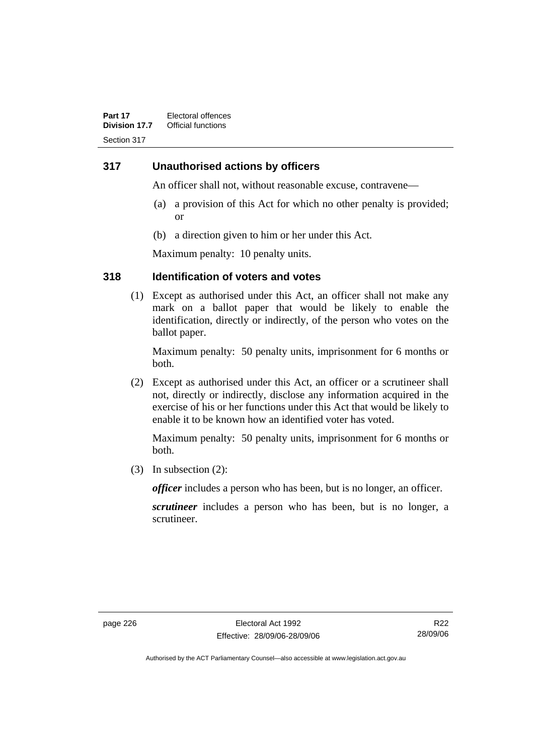## 317 Unauthorised actions by officers

An officer shall not, without reasonable excuse, contravene—

(a) a provision of this Act for which no other penalty is provided; or

(b) a direction given to him or her under this Act.

Maximum penalty: 10 penalty units.

## 318 Identification of voters and votes

(1) Except as authorised under this Act, an officer shall not make any mark on a ballot paper that would be likely to enable the identification, directly or indirectly, of the person who votes on the ballot paper.

Maximum penalty: 50 penalty units, imprisonment for 6 months or both.

(2) Except as authorised under this Act, an officer or a scrutineer shall not, directly or indirectly, disclose any information acquired in the exercise of his or her functions under this Act that would be likely to enable it to be known how an identified voter has voted.

Maximum penalty: 50 penalty units, imprisonment for 6 months or both.

(3) In subsection (2):

***officer*** includes a person who has been, but is no longer, an officer.

***scrutineer*** includes a person who has been, but is no longer, a scrutineer.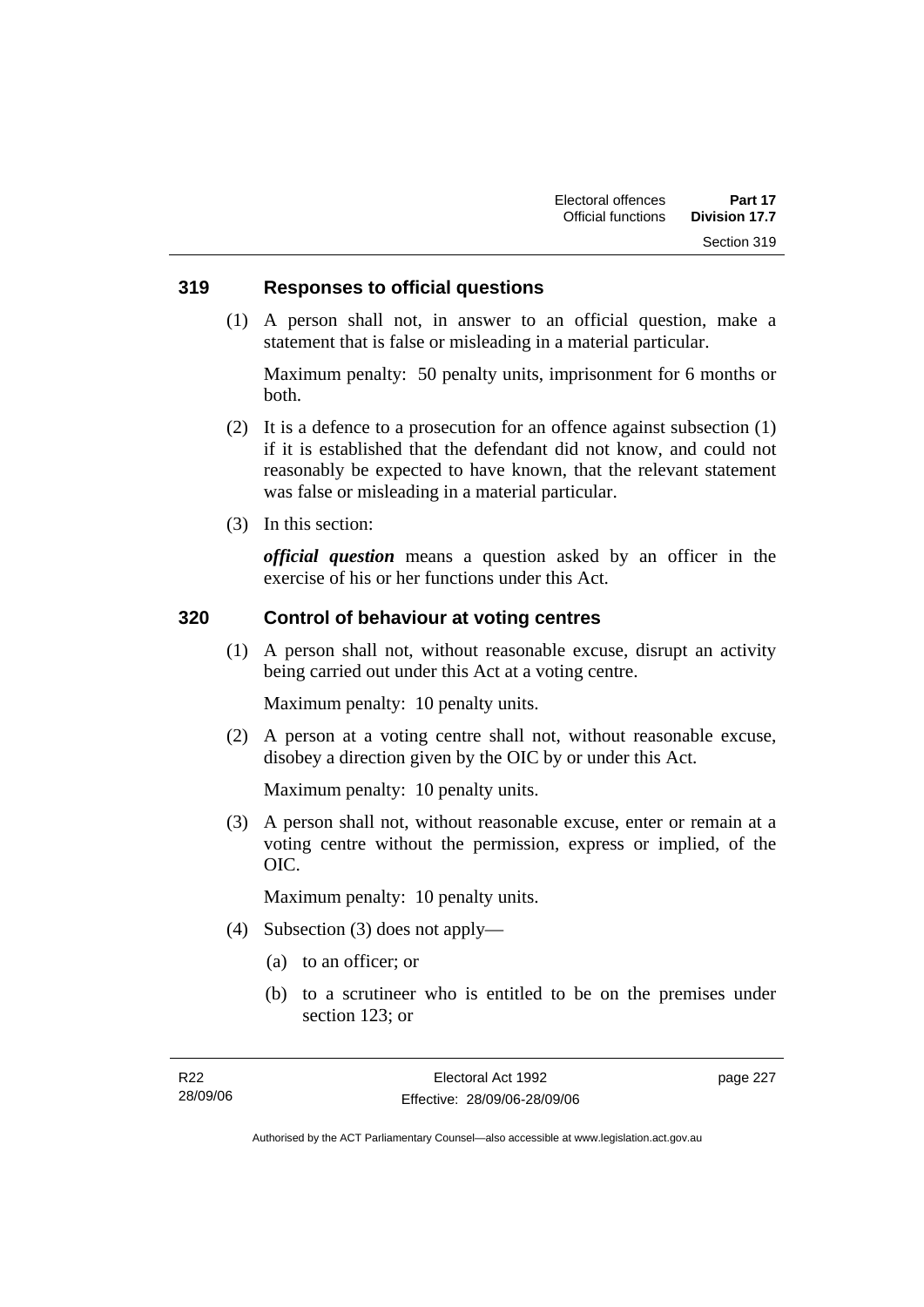### 319 Responses to official questions

(1) A person shall not, in answer to an official question, make a statement that is false or misleading in a material particular.

Maximum penalty: 50 penalty units, imprisonment for 6 months or both.

(2) It is a defence to a prosecution for an offence against subsection (1) if it is established that the defendant did not know, and could not reasonably be expected to have known, that the relevant statement was false or misleading in a material particular.

(3) In this section:

***official question*** means a question asked by an officer in the exercise of his or her functions under this Act.

### 320 Control of behaviour at voting centres

(1) A person shall not, without reasonable excuse, disrupt an activity being carried out under this Act at a voting centre.

Maximum penalty: 10 penalty units.

(2) A person at a voting centre shall not, without reasonable excuse, disobey a direction given by the OIC by or under this Act.

Maximum penalty: 10 penalty units.

(3) A person shall not, without reasonable excuse, enter or remain at a voting centre without the permission, express or implied, of the OIC.

Maximum penalty: 10 penalty units.

(4) Subsection (3) does not apply—

(a) to an officer; or

(b) to a scrutineer who is entitled to be on the premises under section 123; or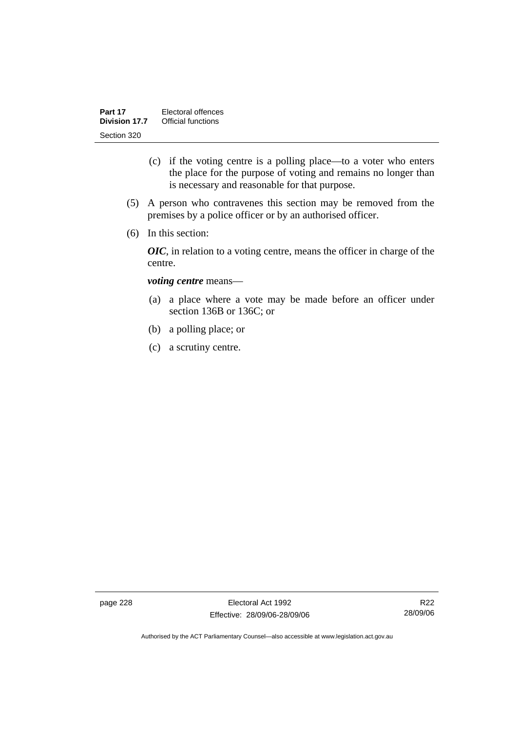(c) if the voting centre is a polling place—to a voter who enters the place for the purpose of voting and remains no longer than is necessary and reasonable for that purpose.

(5) A person who contravenes this section may be removed from the premises by a police officer or by an authorised officer.

(6) In this section:

***OIC***, in relation to a voting centre, means the officer in charge of the centre.

***voting centre*** means—

(a) a place where a vote may be made before an officer under section 136B or 136C; or

(b) a polling place; or

(c) a scrutiny centre.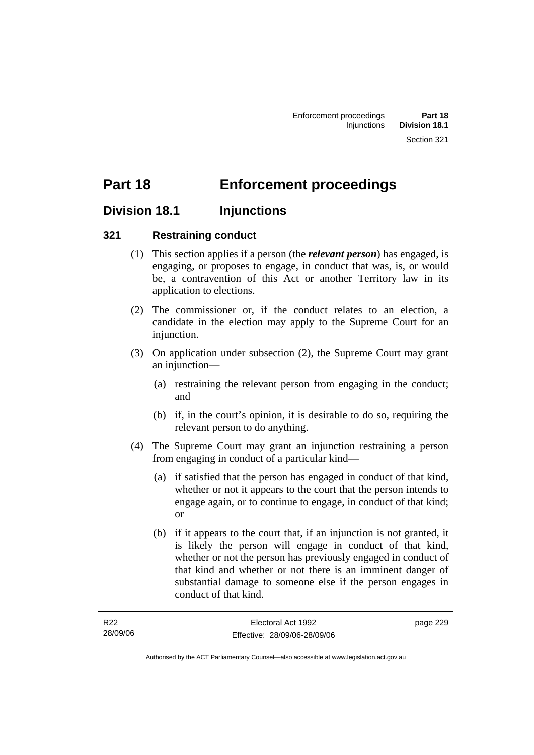# Part 18 Enforcement proceedings

## Division 18.1 Injunctions

### 321 Restraining conduct

(1) This section applies if a person (the ***relevant person***) has engaged, is engaging, or proposes to engage, in conduct that was, is, or would be, a contravention of this Act or another Territory law in its application to elections.

(2) The commissioner or, if the conduct relates to an election, a candidate in the election may apply to the Supreme Court for an injunction.

(3) On application under subsection (2), the Supreme Court may grant an injunction—

(a) restraining the relevant person from engaging in the conduct; and

(b) if, in the court's opinion, it is desirable to do so, requiring the relevant person to do anything.

(4) The Supreme Court may grant an injunction restraining a person from engaging in conduct of a particular kind—

(a) if satisfied that the person has engaged in conduct of that kind, whether or not it appears to the court that the person intends to engage again, or to continue to engage, in conduct of that kind; or

(b) if it appears to the court that, if an injunction is not granted, it is likely the person will engage in conduct of that kind, whether or not the person has previously engaged in conduct of that kind and whether or not there is an imminent danger of substantial damage to someone else if the person engages in conduct of that kind.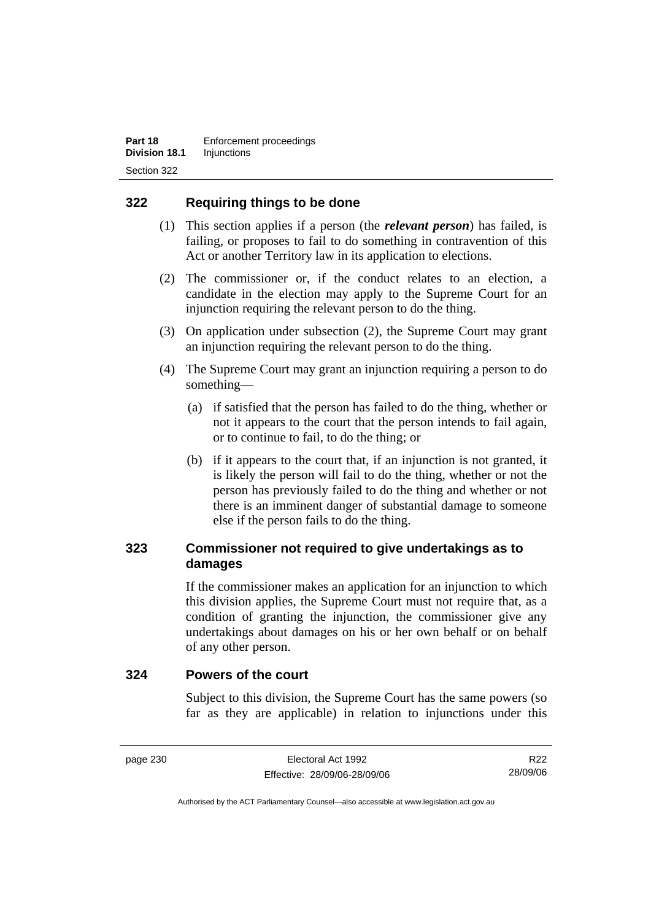## 322 Requiring things to be done

(1) This section applies if a person (the ***relevant person***) has failed, is failing, or proposes to fail to do something in contravention of this Act or another Territory law in its application to elections.

(2) The commissioner or, if the conduct relates to an election, a candidate in the election may apply to the Supreme Court for an injunction requiring the relevant person to do the thing.

(3) On application under subsection (2), the Supreme Court may grant an injunction requiring the relevant person to do the thing.

(4) The Supreme Court may grant an injunction requiring a person to do something—

(a) if satisfied that the person has failed to do the thing, whether or not it appears to the court that the person intends to fail again, or to continue to fail, to do the thing; or

(b) if it appears to the court that, if an injunction is not granted, it is likely the person will fail to do the thing, whether or not the person has previously failed to do the thing and whether or not there is an imminent danger of substantial damage to someone else if the person fails to do the thing.

## 323 Commissioner not required to give undertakings as to damages

If the commissioner makes an application for an injunction to which this division applies, the Supreme Court must not require that, as a condition of granting the injunction, the commissioner give any undertakings about damages on his or her own behalf or on behalf of any other person.

## 324 Powers of the court

Subject to this division, the Supreme Court has the same powers (so far as they are applicable) in relation to injunctions under this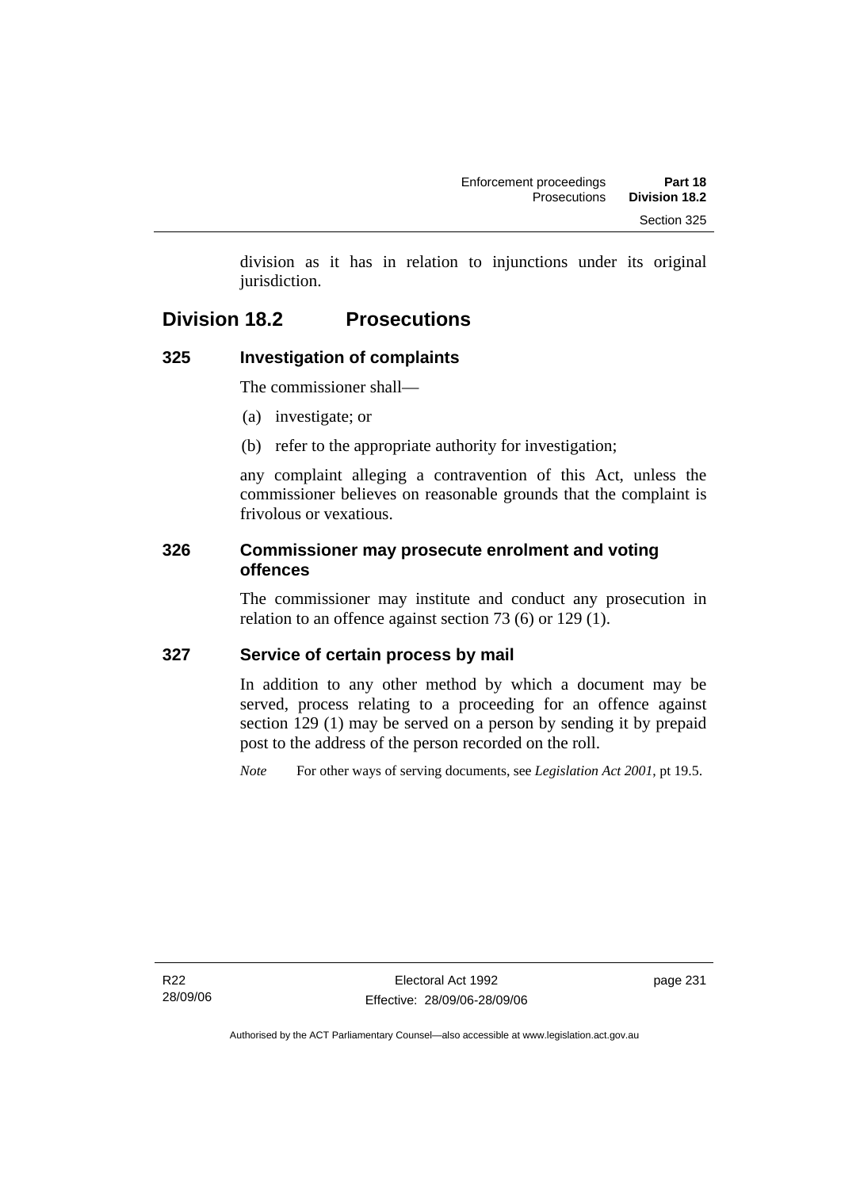division as it has in relation to injunctions under its original jurisdiction.

## Division 18.2 Prosecutions

### 325 Investigation of complaints

The commissioner shall—

(a) investigate; or

(b) refer to the appropriate authority for investigation;

any complaint alleging a contravention of this Act, unless the commissioner believes on reasonable grounds that the complaint is frivolous or vexatious.

### 326 Commissioner may prosecute enrolment and voting offences

The commissioner may institute and conduct any prosecution in relation to an offence against section 73 (6) or 129 (1).

### 327 Service of certain process by mail

In addition to any other method by which a document may be served, process relating to a proceeding for an offence against section 129 (1) may be served on a person by sending it by prepaid post to the address of the person recorded on the roll.

*Note* For other ways of serving documents, see *Legislation Act 2001*, pt 19.5.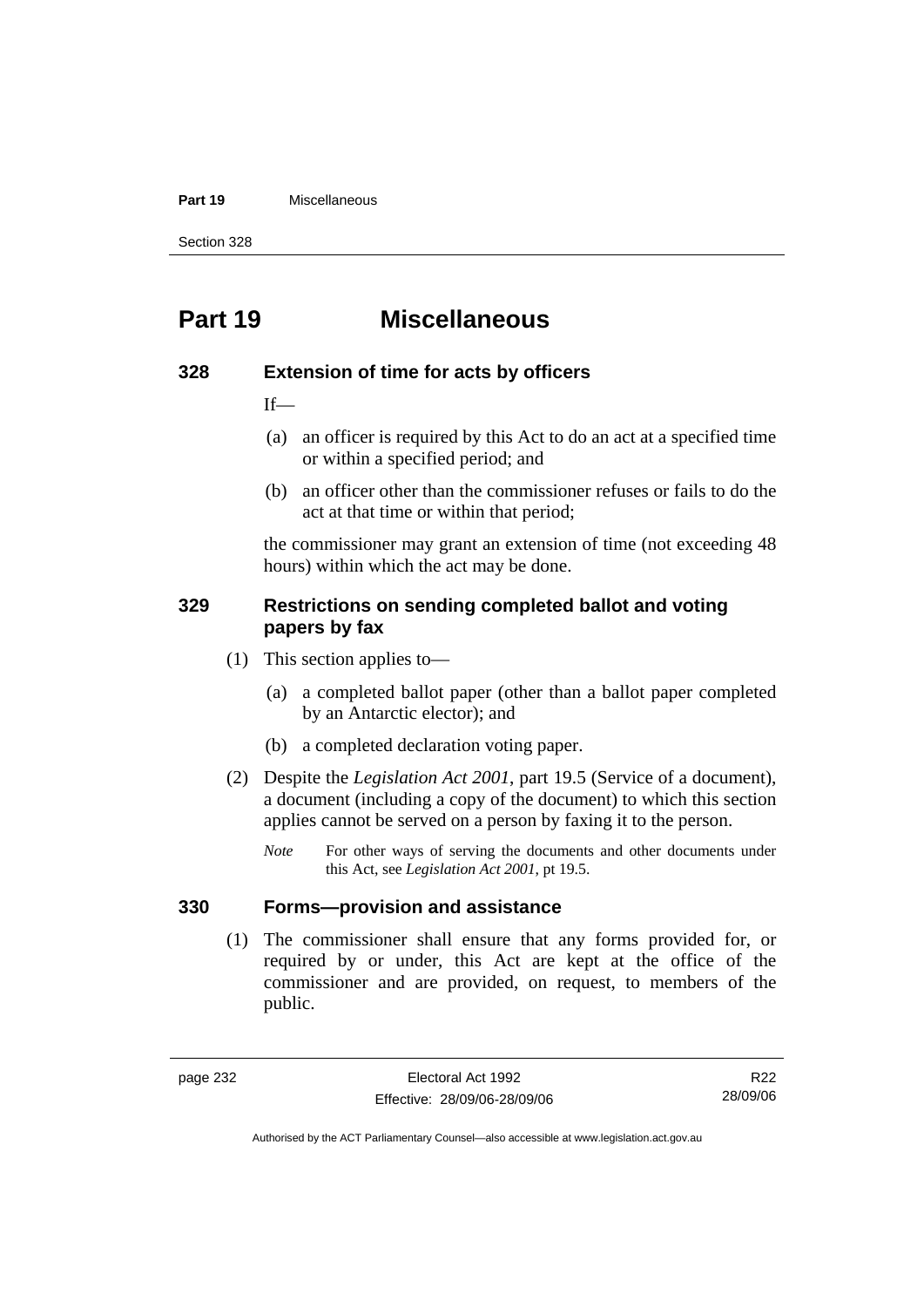# Part 19 Miscellaneous

## 328 Extension of time for acts by officers

If—

(a) an officer is required by this Act to do an act at a specified time or within a specified period; and

(b) an officer other than the commissioner refuses or fails to do the act at that time or within that period;

the commissioner may grant an extension of time (not exceeding 48 hours) within which the act may be done.

## 329 Restrictions on sending completed ballot and voting papers by fax

(1) This section applies to—

(a) a completed ballot paper (other than a ballot paper completed by an Antarctic elector); and

(b) a completed declaration voting paper.

(2) Despite the *Legislation Act 2001*, part 19.5 (Service of a document), a document (including a copy of the document) to which this section applies cannot be served on a person by faxing it to the person.

*Note* For other ways of serving the documents and other documents under this Act, see *Legislation Act 2001*, pt 19.5.

## 330 Forms—provision and assistance

(1) The commissioner shall ensure that any forms provided for, or required by or under, this Act are kept at the office of the commissioner and are provided, on request, to members of the public.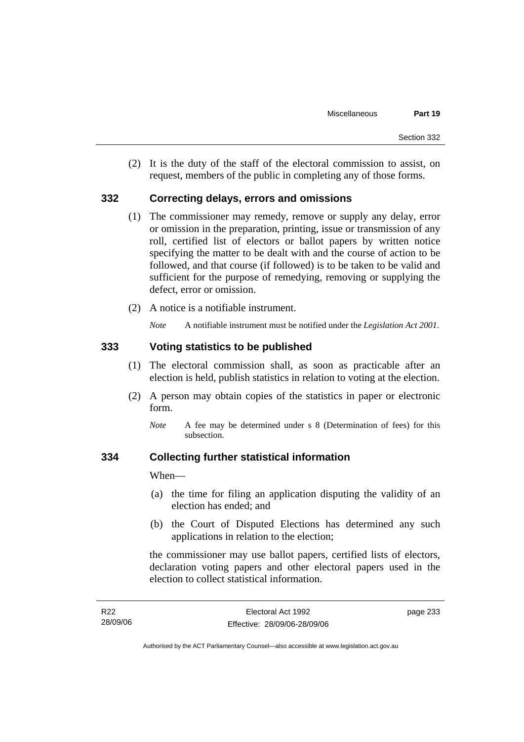(2) It is the duty of the staff of the electoral commission to assist, on request, members of the public in completing any of those forms.

## 332 Correcting delays, errors and omissions

(1) The commissioner may remedy, remove or supply any delay, error or omission in the preparation, printing, issue or transmission of any roll, certified list of electors or ballot papers by written notice specifying the matter to be dealt with and the course of action to be followed, and that course (if followed) is to be taken to be valid and sufficient for the purpose of remedying, removing or supplying the defect, error or omission.

(2) A notice is a notifiable instrument.

*Note* A notifiable instrument must be notified under the *Legislation Act 2001*.

## 333 Voting statistics to be published

(1) The electoral commission shall, as soon as practicable after an election is held, publish statistics in relation to voting at the election.

(2) A person may obtain copies of the statistics in paper or electronic form.

*Note* A fee may be determined under s 8 (Determination of fees) for this subsection.

## 334 Collecting further statistical information

When—

(a) the time for filing an application disputing the validity of an election has ended; and

(b) the Court of Disputed Elections has determined any such applications in relation to the election;

the commissioner may use ballot papers, certified lists of electors, declaration voting papers and other electoral papers used in the election to collect statistical information.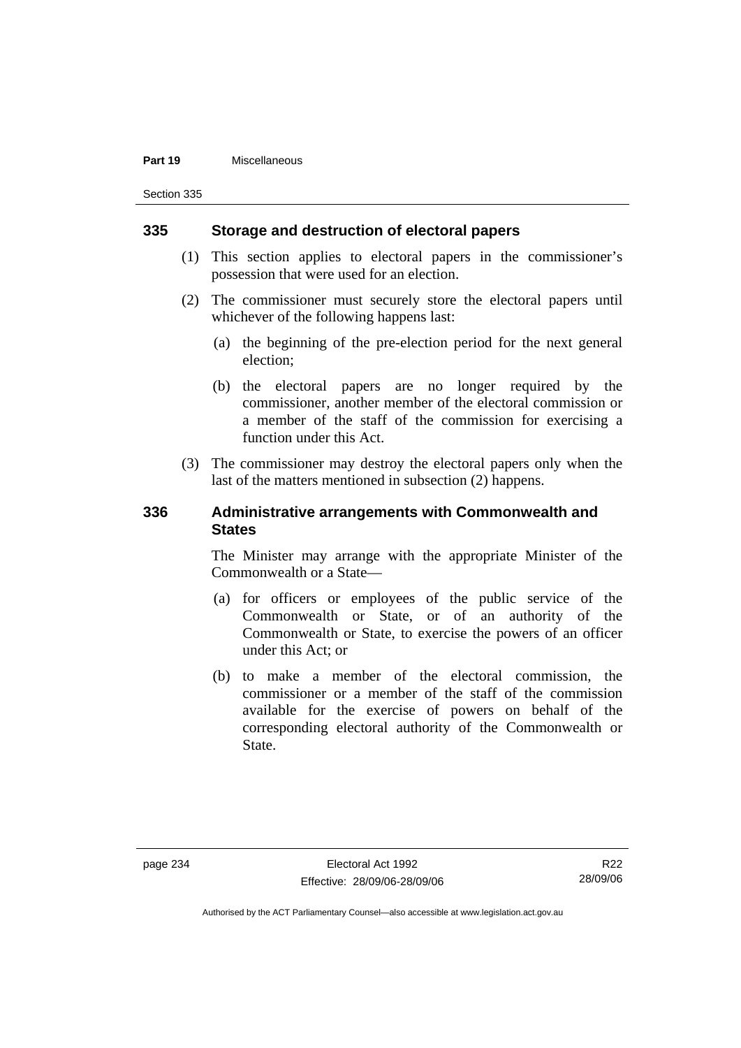## 335 Storage and destruction of electoral papers

(1) This section applies to electoral papers in the commissioner's possession that were used for an election.

(2) The commissioner must securely store the electoral papers until whichever of the following happens last:

(a) the beginning of the pre-election period for the next general election;

(b) the electoral papers are no longer required by the commissioner, another member of the electoral commission or a member of the staff of the commission for exercising a function under this Act.

(3) The commissioner may destroy the electoral papers only when the last of the matters mentioned in subsection (2) happens.

## 336 Administrative arrangements with Commonwealth and States

The Minister may arrange with the appropriate Minister of the Commonwealth or a State—

(a) for officers or employees of the public service of the Commonwealth or State, or of an authority of the Commonwealth or State, to exercise the powers of an officer under this Act; or

(b) to make a member of the electoral commission, the commissioner or a member of the staff of the commission available for the exercise of powers on behalf of the corresponding electoral authority of the Commonwealth or State.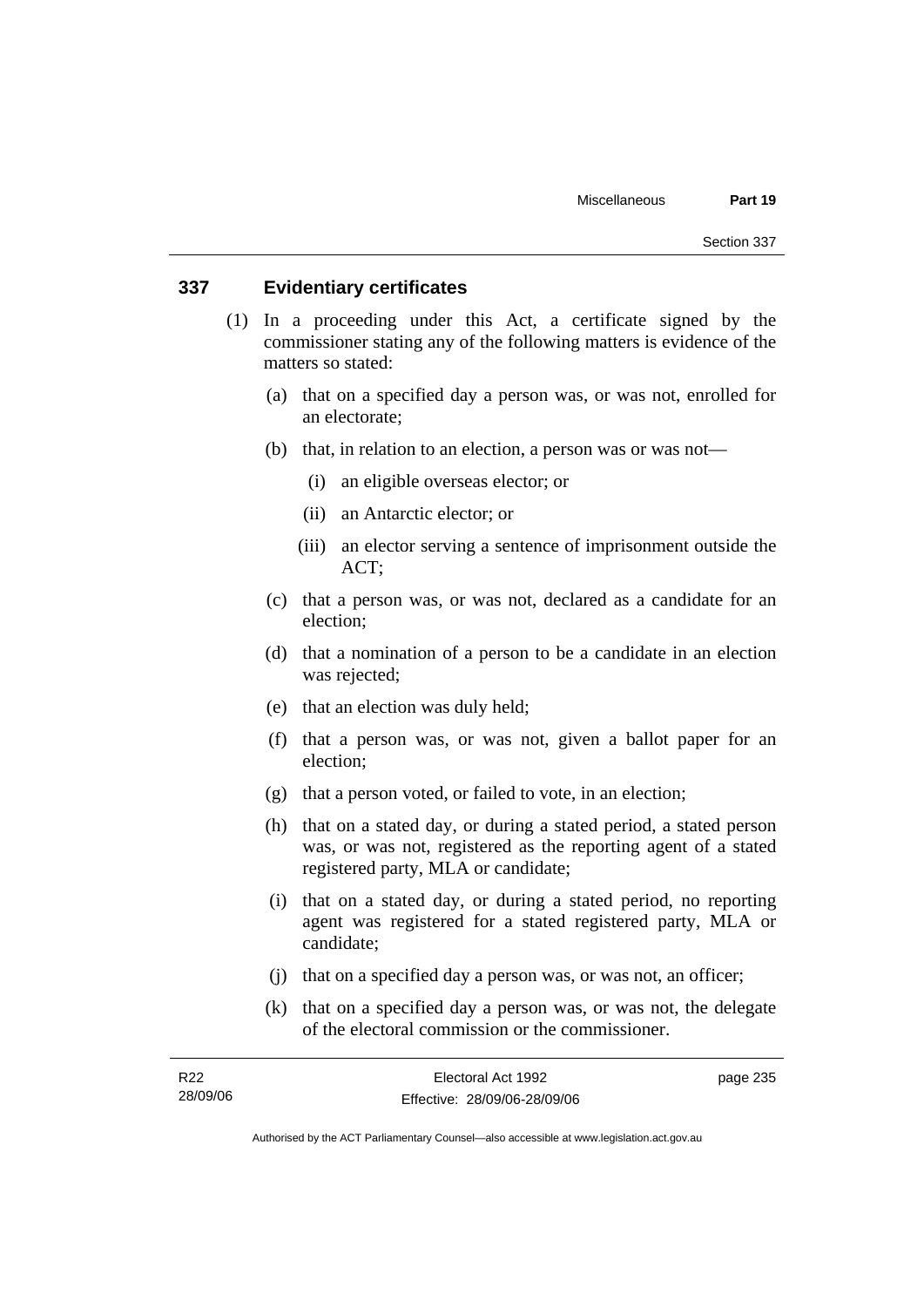## 337 Evidentiary certificates

(1) In a proceeding under this Act, a certificate signed by the commissioner stating any of the following matters is evidence of the matters so stated:

(a) that on a specified day a person was, or was not, enrolled for an electorate;

(b) that, in relation to an election, a person was or was not—

(i) an eligible overseas elector; or

(ii) an Antarctic elector; or

(iii) an elector serving a sentence of imprisonment outside the ACT;

(c) that a person was, or was not, declared as a candidate for an election;

(d) that a nomination of a person to be a candidate in an election was rejected;

(e) that an election was duly held;

(f) that a person was, or was not, given a ballot paper for an election;

(g) that a person voted, or failed to vote, in an election;

(h) that on a stated day, or during a stated period, a stated person was, or was not, registered as the reporting agent of a stated registered party, MLA or candidate;

(i) that on a stated day, or during a stated period, no reporting agent was registered for a stated registered party, MLA or candidate;

(j) that on a specified day a person was, or was not, an officer;

(k) that on a specified day a person was, or was not, the delegate of the electoral commission or the commissioner.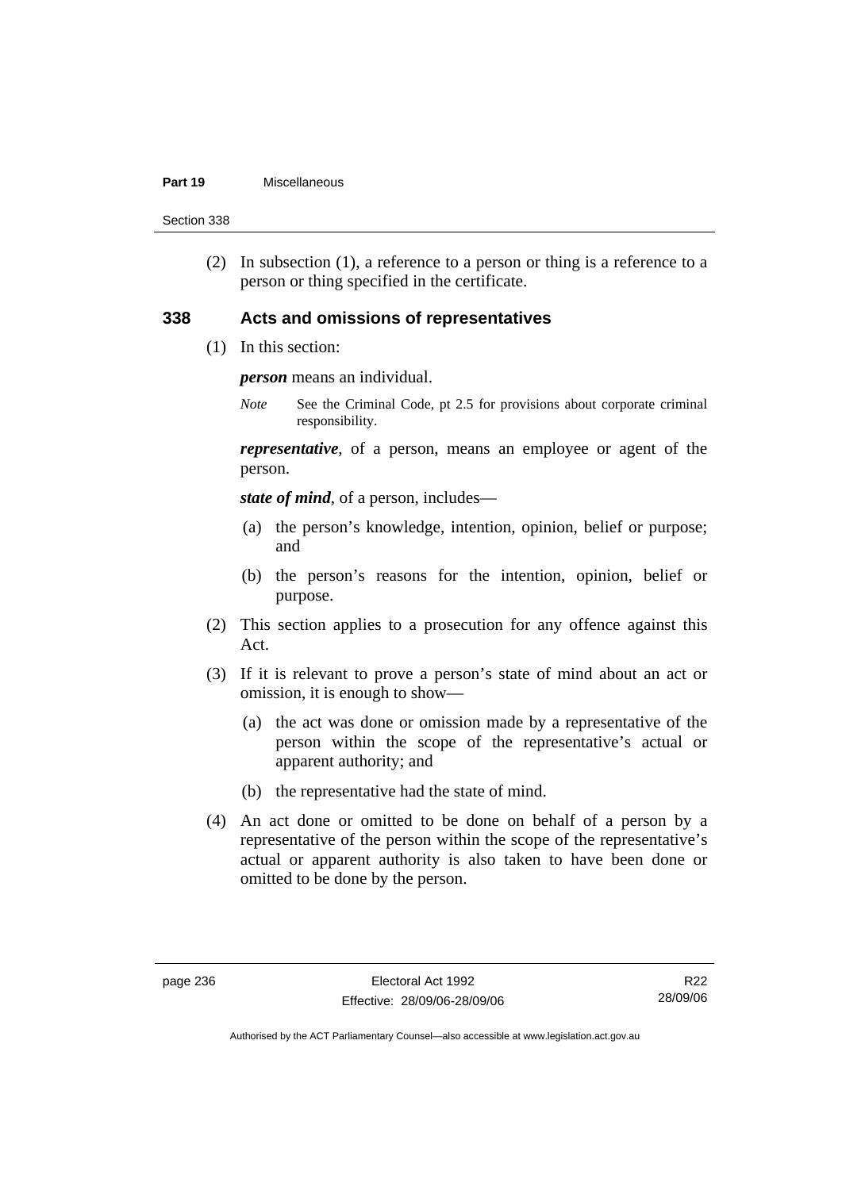(2) In subsection (1), a reference to a person or thing is a reference to a person or thing specified in the certificate.

## 338 Acts and omissions of representatives

(1) In this section:

***person*** means an individual.

*Note* See the Criminal Code, pt 2.5 for provisions about corporate criminal responsibility.

***representative***, of a person, means an employee or agent of the person.

***state of mind***, of a person, includes—

(a) the person's knowledge, intention, opinion, belief or purpose; and

(b) the person's reasons for the intention, opinion, belief or purpose.

(2) This section applies to a prosecution for any offence against this Act.

(3) If it is relevant to prove a person's state of mind about an act or omission, it is enough to show—

(a) the act was done or omission made by a representative of the person within the scope of the representative's actual or apparent authority; and

(b) the representative had the state of mind.

(4) An act done or omitted to be done on behalf of a person by a representative of the person within the scope of the representative's actual or apparent authority is also taken to have been done or omitted to be done by the person.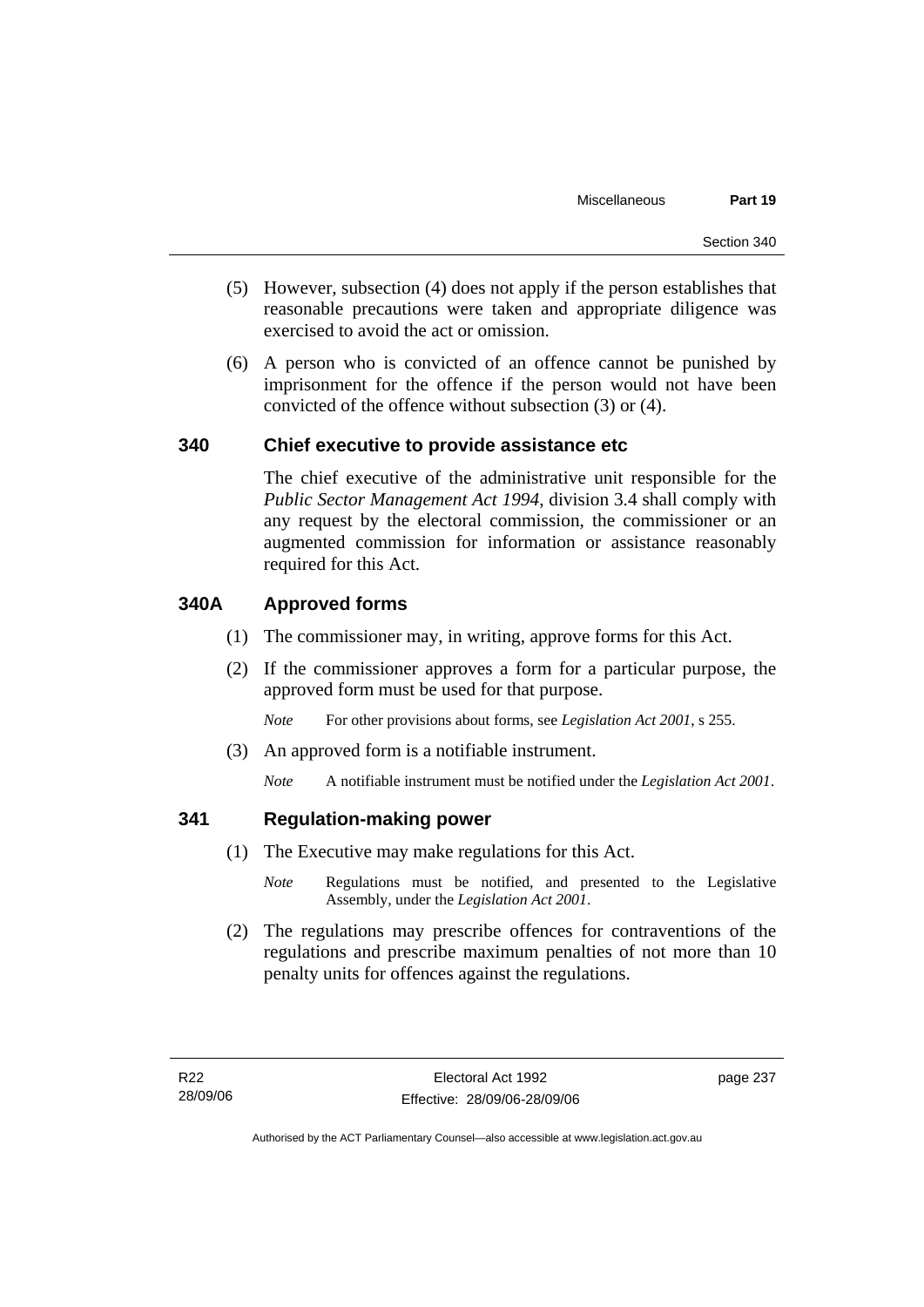(5) However, subsection (4) does not apply if the person establishes that reasonable precautions were taken and appropriate diligence was exercised to avoid the act or omission.

(6) A person who is convicted of an offence cannot be punished by imprisonment for the offence if the person would not have been convicted of the offence without subsection (3) or (4).

### 340 Chief executive to provide assistance etc

The chief executive of the administrative unit responsible for the *Public Sector Management Act 1994*, division 3.4 shall comply with any request by the electoral commission, the commissioner or an augmented commission for information or assistance reasonably required for this Act.

### 340A Approved forms

(1) The commissioner may, in writing, approve forms for this Act.

(2) If the commissioner approves a form for a particular purpose, the approved form must be used for that purpose.

*Note* For other provisions about forms, see *Legislation Act 2001*, s 255.

(3) An approved form is a notifiable instrument.

*Note* A notifiable instrument must be notified under the *Legislation Act 2001*.

### 341 Regulation-making power

(1) The Executive may make regulations for this Act.

*Note* Regulations must be notified, and presented to the Legislative Assembly, under the *Legislation Act 2001*.

(2) The regulations may prescribe offences for contraventions of the regulations and prescribe maximum penalties of not more than 10 penalty units for offences against the regulations.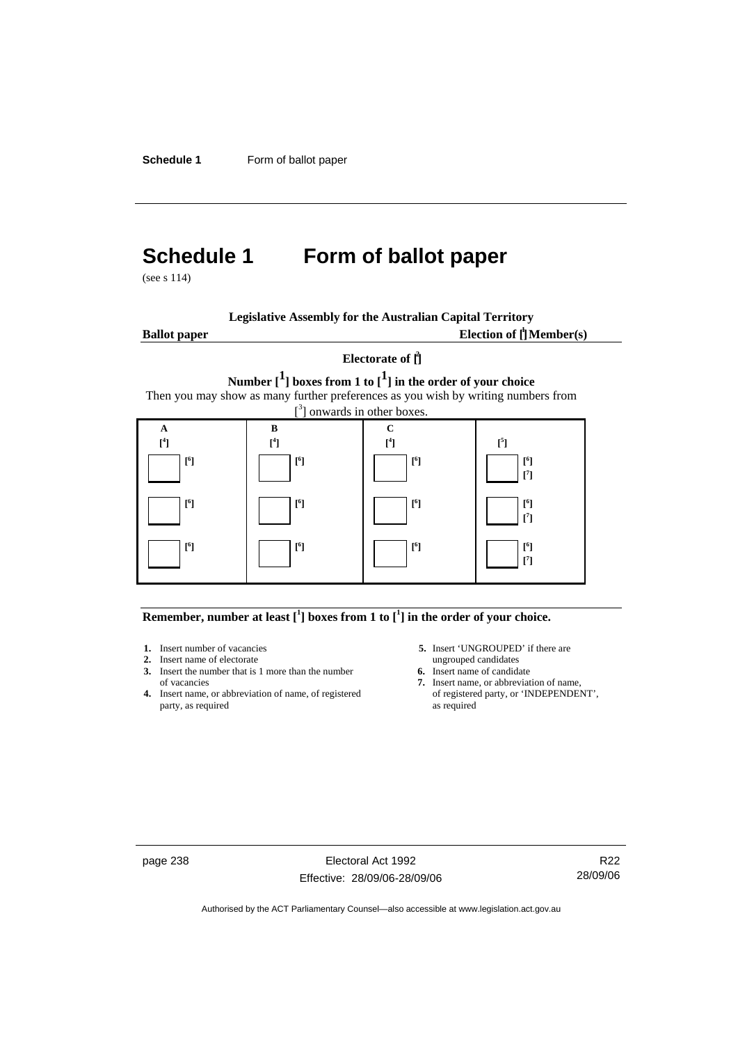# Schedule 1 Form of ballot paper

(see s 114)

**Legislative Assembly for the Australian Capital Territory**

**Ballot paper** **Election of [1] Member(s)**

**Electorate of [2]**

**Number [1] boxes from 1 to [1] in the order of your choice**

Then you may show as many further preferences as you wish by writing numbers from [3] onwards in other boxes.

| A | B | C | |
|---|---|---|---|
| [4] | [4] | [4] | [5] |
| ☐ [6] | ☐ [6] | ☐ [6] | ☐ [6] [7] |
| ☐ [6] | ☐ [6] | ☐ [6] | ☐ [6] [7] |
| ☐ [6] | ☐ [6] | ☐ [6] | ☐ [6] [7] |

**Remember, number at least [1] boxes from 1 to [1] in the order of your choice.**

1. Insert number of vacancies
2. Insert name of electorate
3. Insert the number that is 1 more than the number of vacancies
4. Insert name, or abbreviation of name, of registered party, as required
5. Insert 'UNGROUPED' if there are ungrouped candidates
6. Insert name of candidate
7. Insert name, or abbreviation of name, of registered party, or 'INDEPENDENT', as required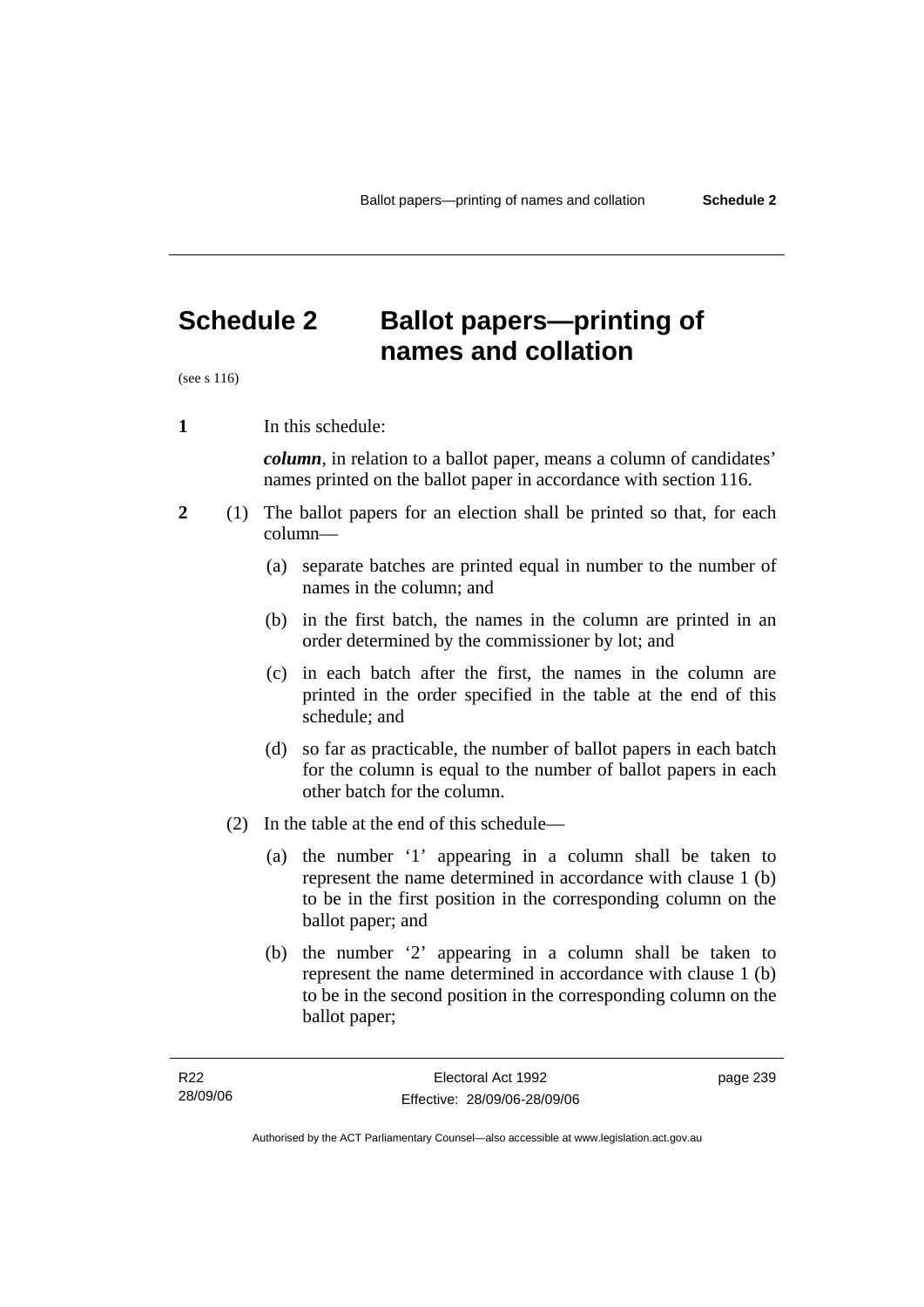# Schedule 2 Ballot papers—printing of names and collation

(see s 116)

**1** In this schedule:

***column***, in relation to a ballot paper, means a column of candidates' names printed on the ballot paper in accordance with section 116.

**2** (1) The ballot papers for an election shall be printed so that, for each column—

(a) separate batches are printed equal in number to the number of names in the column; and

(b) in the first batch, the names in the column are printed in an order determined by the commissioner by lot; and

(c) in each batch after the first, the names in the column are printed in the order specified in the table at the end of this schedule; and

(d) so far as practicable, the number of ballot papers in each batch for the column is equal to the number of ballot papers in each other batch for the column.

(2) In the table at the end of this schedule—

(a) the number '1' appearing in a column shall be taken to represent the name determined in accordance with clause 1 (b) to be in the first position in the corresponding column on the ballot paper; and

(b) the number '2' appearing in a column shall be taken to represent the name determined in accordance with clause 1 (b) to be in the second position in the corresponding column on the ballot paper;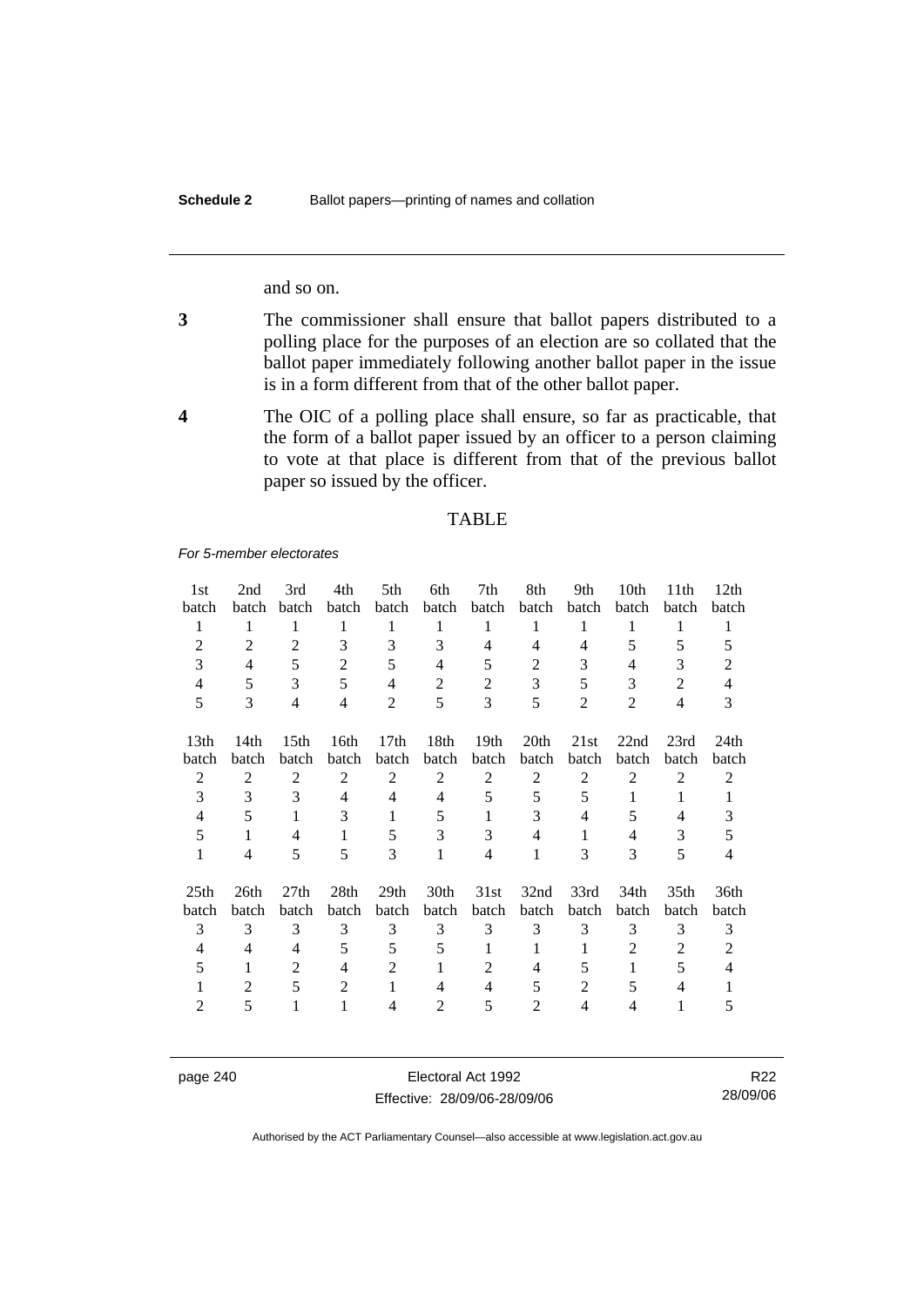and so on.

**3** The commissioner shall ensure that ballot papers distributed to a polling place for the purposes of an election are so collated that the ballot paper immediately following another ballot paper in the issue is in a form different from that of the other ballot paper.

**4** The OIC of a polling place shall ensure, so far as practicable, that the form of a ballot paper issued by an officer to a person claiming to vote at that place is different from that of the previous ballot paper so issued by the officer.

TABLE

*For 5-member electorates*

| 1st batch | 2nd batch | 3rd batch | 4th batch | 5th batch | 6th batch | 7th batch | 8th batch | 9th batch | 10th batch | 11th batch | 12th batch |
|---|---|---|---|---|---|---|---|---|---|---|---|
| 1 | 1 | 1 | 1 | 1 | 1 | 1 | 1 | 1 | 1 | 1 | 1 |
| 2 | 2 | 2 | 3 | 3 | 3 | 4 | 4 | 4 | 5 | 5 | 5 |
| 3 | 4 | 5 | 2 | 5 | 4 | 5 | 2 | 3 | 4 | 3 | 2 |
| 4 | 5 | 3 | 5 | 4 | 2 | 2 | 3 | 5 | 3 | 2 | 4 |
| 5 | 3 | 4 | 4 | 2 | 5 | 3 | 5 | 2 | 2 | 4 | 3 |

| 13th batch | 14th batch | 15th batch | 16th batch | 17th batch | 18th batch | 19th batch | 20th batch | 21st batch | 22nd batch | 23rd batch | 24th batch |
|---|---|---|---|---|---|---|---|---|---|---|---|
| 2 | 2 | 2 | 2 | 2 | 2 | 2 | 2 | 2 | 2 | 2 | 2 |
| 3 | 3 | 3 | 4 | 4 | 4 | 5 | 5 | 5 | 1 | 1 | 1 |
| 4 | 5 | 1 | 3 | 1 | 5 | 1 | 3 | 4 | 5 | 4 | 3 |
| 5 | 1 | 4 | 1 | 5 | 3 | 3 | 4 | 1 | 4 | 3 | 5 |
| 1 | 4 | 5 | 5 | 3 | 1 | 4 | 1 | 3 | 3 | 5 | 4 |

| 25th batch | 26th batch | 27th batch | 28th batch | 29th batch | 30th batch | 31st batch | 32nd batch | 33rd batch | 34th batch | 35th batch | 36th batch |
|---|---|---|---|---|---|---|---|---|---|---|---|
| 3 | 3 | 3 | 3 | 3 | 3 | 3 | 3 | 3 | 3 | 3 | 3 |
| 4 | 4 | 4 | 5 | 5 | 5 | 1 | 1 | 1 | 2 | 2 | 2 |
| 5 | 1 | 2 | 4 | 2 | 1 | 2 | 4 | 5 | 1 | 5 | 4 |
| 1 | 2 | 5 | 2 | 1 | 4 | 4 | 5 | 2 | 5 | 4 | 1 |
| 2 | 5 | 1 | 1 | 4 | 2 | 5 | 2 | 4 | 4 | 1 | 5 |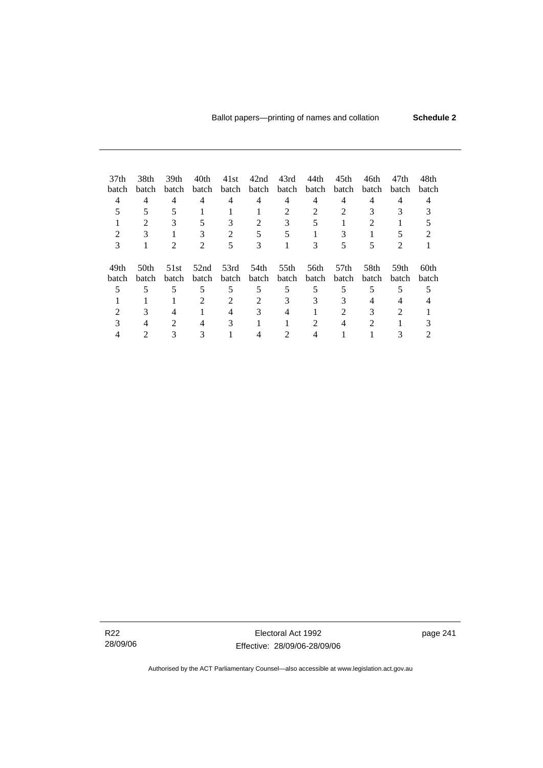| 37th batch | 38th batch | 39th batch | 40th batch | 41st batch | 42nd batch | 43rd batch | 44th batch | 45th batch | 46th batch | 47th batch | 48th batch |
|---|---|---|---|---|---|---|---|---|---|---|---|
| 4 | 4 | 4 | 4 | 4 | 4 | 4 | 4 | 4 | 4 | 4 | 4 |
| 5 | 5 | 5 | 1 | 1 | 1 | 2 | 2 | 2 | 3 | 3 | 3 |
| 1 | 2 | 3 | 5 | 3 | 2 | 3 | 5 | 1 | 2 | 1 | 5 |
| 2 | 3 | 1 | 3 | 2 | 5 | 5 | 1 | 3 | 1 | 5 | 2 |
| 3 | 1 | 2 | 2 | 5 | 3 | 1 | 3 | 5 | 5 | 2 | 1 |

| 49th batch | 50th batch | 51st batch | 52nd batch | 53rd batch | 54th batch | 55th batch | 56th batch | 57th batch | 58th batch | 59th batch | 60th batch |
|---|---|---|---|---|---|---|---|---|---|---|---|
| 5 | 5 | 5 | 5 | 5 | 5 | 5 | 5 | 5 | 5 | 5 | 5 |
| 1 | 1 | 1 | 2 | 2 | 2 | 3 | 3 | 3 | 4 | 4 | 4 |
| 2 | 3 | 4 | 1 | 4 | 3 | 4 | 1 | 2 | 3 | 2 | 1 |
| 3 | 4 | 2 | 4 | 3 | 1 | 1 | 2 | 4 | 2 | 1 | 3 |
| 4 | 2 | 3 | 3 | 1 | 4 | 2 | 4 | 1 | 1 | 3 | 2 |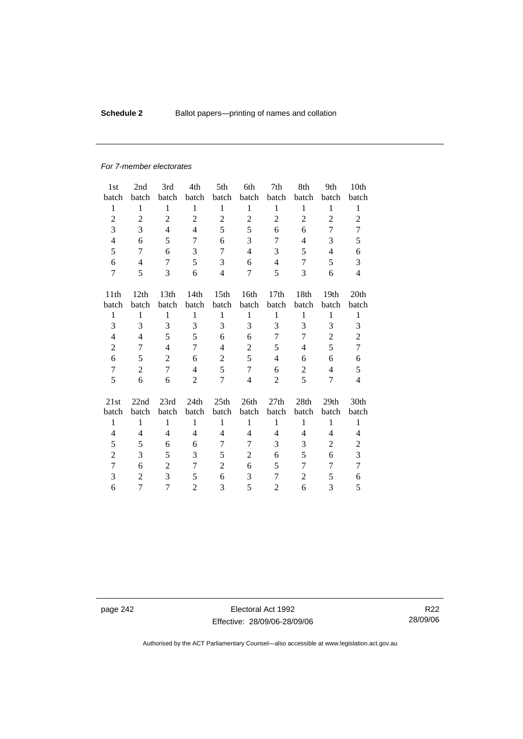*For 7-member electorates*

| 1st batch | 2nd batch | 3rd batch | 4th batch | 5th batch | 6th batch | 7th batch | 8th batch | 9th batch | 10th batch |
|---|---|---|---|---|---|---|---|---|---|
| 1 | 1 | 1 | 1 | 1 | 1 | 1 | 1 | 1 | 1 |
| 2 | 2 | 2 | 2 | 2 | 2 | 2 | 2 | 2 | 2 |
| 3 | 3 | 4 | 4 | 5 | 5 | 6 | 6 | 7 | 7 |
| 4 | 6 | 5 | 7 | 6 | 3 | 7 | 4 | 3 | 5 |
| 5 | 7 | 6 | 3 | 7 | 4 | 3 | 5 | 4 | 6 |
| 6 | 4 | 7 | 5 | 3 | 6 | 4 | 7 | 5 | 3 |
| 7 | 5 | 3 | 6 | 4 | 7 | 5 | 3 | 6 | 4 |

| 11th batch | 12th batch | 13th batch | 14th batch | 15th batch | 16th batch | 17th batch | 18th batch | 19th batch | 20th batch |
|---|---|---|---|---|---|---|---|---|---|
| 1 | 1 | 1 | 1 | 1 | 1 | 1 | 1 | 1 | 1 |
| 3 | 3 | 3 | 3 | 3 | 3 | 3 | 3 | 3 | 3 |
| 4 | 4 | 5 | 5 | 6 | 6 | 7 | 7 | 2 | 2 |
| 2 | 7 | 4 | 7 | 4 | 2 | 5 | 4 | 5 | 7 |
| 6 | 5 | 2 | 6 | 2 | 5 | 4 | 6 | 6 | 6 |
| 7 | 2 | 7 | 4 | 5 | 7 | 6 | 2 | 4 | 5 |
| 5 | 6 | 6 | 2 | 7 | 4 | 2 | 5 | 7 | 4 |

| 21st batch | 22nd batch | 23rd batch | 24th batch | 25th batch | 26th batch | 27th batch | 28th batch | 29th batch | 30th batch |
|---|---|---|---|---|---|---|---|---|---|
| 1 | 1 | 1 | 1 | 1 | 1 | 1 | 1 | 1 | 1 |
| 4 | 4 | 4 | 4 | 4 | 4 | 4 | 4 | 4 | 4 |
| 5 | 5 | 6 | 6 | 7 | 7 | 3 | 3 | 2 | 2 |
| 2 | 3 | 5 | 3 | 5 | 2 | 6 | 5 | 6 | 3 |
| 7 | 6 | 2 | 7 | 2 | 6 | 5 | 7 | 7 | 7 |
| 3 | 2 | 3 | 5 | 6 | 3 | 7 | 2 | 5 | 6 |
| 6 | 7 | 7 | 2 | 3 | 5 | 2 | 6 | 3 | 5 |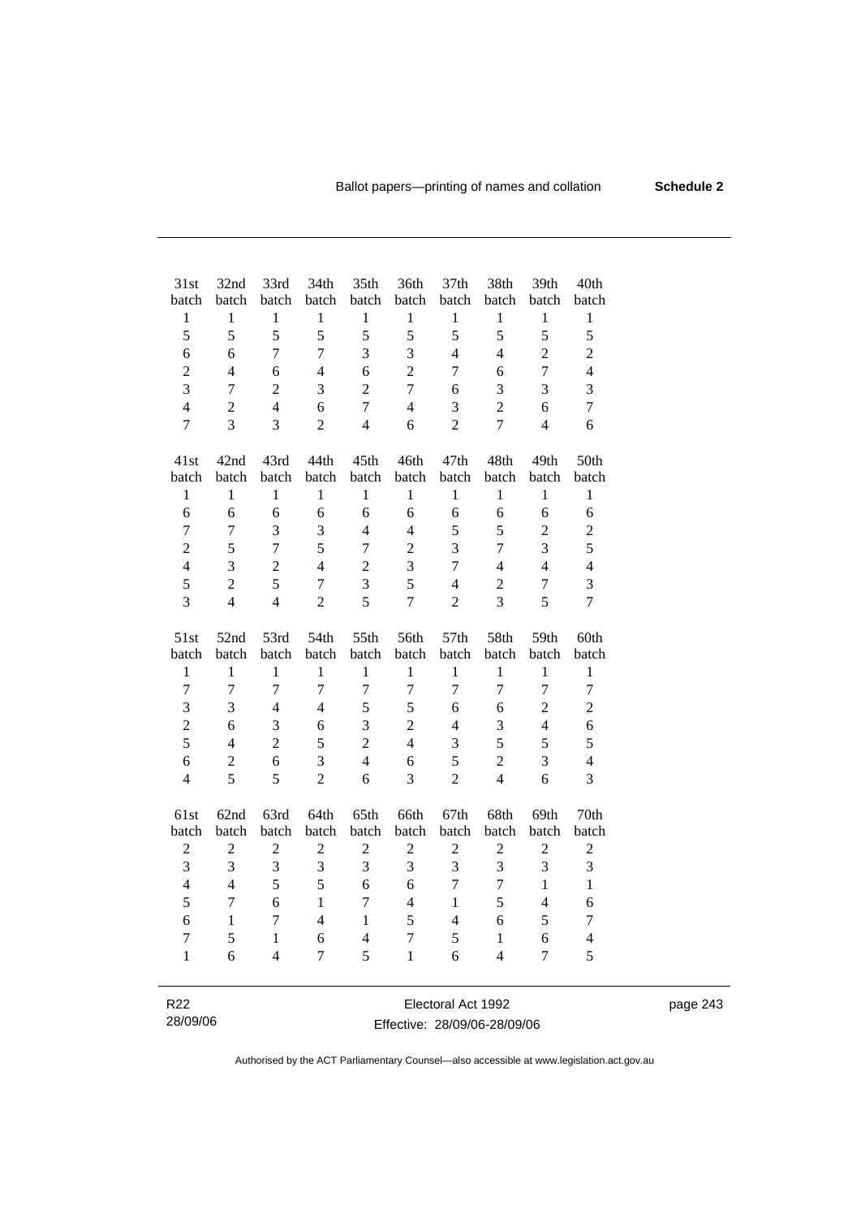| 31st batch | 32nd batch | 33rd batch | 34th batch | 35th batch | 36th batch | 37th batch | 38th batch | 39th batch | 40th batch |
|---|---|---|---|---|---|---|---|---|---|
| 1 | 1 | 1 | 1 | 1 | 1 | 1 | 1 | 1 | 1 |
| 5 | 5 | 5 | 5 | 5 | 5 | 5 | 5 | 5 | 5 |
| 6 | 6 | 7 | 7 | 3 | 3 | 4 | 4 | 2 | 2 |
| 2 | 4 | 6 | 4 | 6 | 2 | 7 | 6 | 7 | 4 |
| 3 | 7 | 2 | 3 | 2 | 7 | 6 | 3 | 3 | 3 |
| 4 | 2 | 4 | 6 | 7 | 4 | 3 | 2 | 6 | 7 |
| 7 | 3 | 3 | 2 | 4 | 6 | 2 | 7 | 4 | 6 |

| 41st batch | 42nd batch | 43rd batch | 44th batch | 45th batch | 46th batch | 47th batch | 48th batch | 49th batch | 50th batch |
|---|---|---|---|---|---|---|---|---|---|
| 1 | 1 | 1 | 1 | 1 | 1 | 1 | 1 | 1 | 1 |
| 6 | 6 | 6 | 6 | 6 | 6 | 6 | 6 | 6 | 6 |
| 7 | 7 | 3 | 3 | 4 | 4 | 5 | 5 | 2 | 2 |
| 2 | 5 | 7 | 5 | 7 | 2 | 3 | 7 | 3 | 5 |
| 4 | 3 | 2 | 4 | 2 | 3 | 7 | 4 | 4 | 4 |
| 5 | 2 | 5 | 7 | 3 | 5 | 4 | 2 | 7 | 3 |
| 3 | 4 | 4 | 2 | 5 | 7 | 2 | 3 | 5 | 7 |

| 51st batch | 52nd batch | 53rd batch | 54th batch | 55th batch | 56th batch | 57th batch | 58th batch | 59th batch | 60th batch |
|---|---|---|---|---|---|---|---|---|---|
| 1 | 1 | 1 | 1 | 1 | 1 | 1 | 1 | 1 | 1 |
| 7 | 7 | 7 | 7 | 7 | 7 | 7 | 7 | 7 | 7 |
| 3 | 3 | 4 | 4 | 5 | 5 | 6 | 6 | 2 | 2 |
| 2 | 6 | 3 | 6 | 3 | 2 | 4 | 3 | 4 | 6 |
| 5 | 4 | 2 | 5 | 2 | 4 | 3 | 5 | 5 | 5 |
| 6 | 2 | 6 | 3 | 4 | 6 | 5 | 2 | 3 | 4 |
| 4 | 5 | 5 | 2 | 6 | 3 | 2 | 4 | 6 | 3 |

| 61st batch | 62nd batch | 63rd batch | 64th batch | 65th batch | 66th batch | 67th batch | 68th batch | 69th batch | 70th batch |
|---|---|---|---|---|---|---|---|---|---|
| 2 | 2 | 2 | 2 | 2 | 2 | 2 | 2 | 2 | 2 |
| 3 | 3 | 3 | 3 | 3 | 3 | 3 | 3 | 3 | 3 |
| 4 | 4 | 5 | 5 | 6 | 6 | 7 | 7 | 1 | 1 |
| 5 | 7 | 6 | 1 | 7 | 4 | 1 | 5 | 4 | 6 |
| 6 | 1 | 7 | 4 | 1 | 5 | 4 | 6 | 5 | 7 |
| 7 | 5 | 1 | 6 | 4 | 7 | 5 | 1 | 6 | 4 |
| 1 | 6 | 4 | 7 | 5 | 1 | 6 | 4 | 7 | 5 |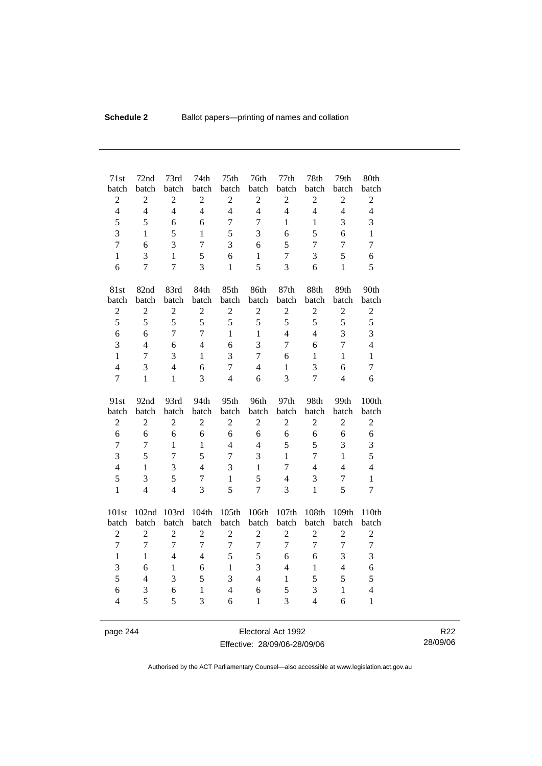| 71st batch | 72nd batch | 73rd batch | 74th batch | 75th batch | 76th batch | 77th batch | 78th batch | 79th batch | 80th batch |
|---|---|---|---|---|---|---|---|---|---|
| 2 | 2 | 2 | 2 | 2 | 2 | 2 | 2 | 2 | 2 |
| 4 | 4 | 4 | 4 | 4 | 4 | 4 | 4 | 4 | 4 |
| 5 | 5 | 6 | 6 | 7 | 7 | 1 | 1 | 3 | 3 |
| 3 | 1 | 5 | 1 | 5 | 3 | 6 | 5 | 6 | 1 |
| 7 | 6 | 3 | 7 | 3 | 6 | 5 | 7 | 7 | 7 |
| 1 | 3 | 1 | 5 | 6 | 1 | 7 | 3 | 5 | 6 |
| 6 | 7 | 7 | 3 | 1 | 5 | 3 | 6 | 1 | 5 |

| 81st batch | 82nd batch | 83rd batch | 84th batch | 85th batch | 86th batch | 87th batch | 88th batch | 89th batch | 90th batch |
|---|---|---|---|---|---|---|---|---|---|
| 2 | 2 | 2 | 2 | 2 | 2 | 2 | 2 | 2 | 2 |
| 5 | 5 | 5 | 5 | 5 | 5 | 5 | 5 | 5 | 5 |
| 6 | 6 | 7 | 7 | 1 | 1 | 4 | 4 | 3 | 3 |
| 3 | 4 | 6 | 4 | 6 | 3 | 7 | 6 | 7 | 4 |
| 1 | 7 | 3 | 1 | 3 | 7 | 6 | 1 | 1 | 1 |
| 4 | 3 | 4 | 6 | 7 | 4 | 1 | 3 | 6 | 7 |
| 7 | 1 | 1 | 3 | 4 | 6 | 3 | 7 | 4 | 6 |

| 91st batch | 92nd batch | 93rd batch | 94th batch | 95th batch | 96th batch | 97th batch | 98th batch | 99th batch | 100th batch |
|---|---|---|---|---|---|---|---|---|---|
| 2 | 2 | 2 | 2 | 2 | 2 | 2 | 2 | 2 | 2 |
| 6 | 6 | 6 | 6 | 6 | 6 | 6 | 6 | 6 | 6 |
| 7 | 7 | 1 | 1 | 4 | 4 | 5 | 5 | 3 | 3 |
| 3 | 5 | 7 | 5 | 7 | 3 | 1 | 7 | 1 | 5 |
| 4 | 1 | 3 | 4 | 3 | 1 | 7 | 4 | 4 | 4 |
| 5 | 3 | 5 | 7 | 1 | 5 | 4 | 3 | 7 | 1 |
| 1 | 4 | 4 | 3 | 5 | 7 | 3 | 1 | 5 | 7 |

| 101st batch | 102nd batch | 103rd batch | 104th batch | 105th batch | 106th batch | 107th batch | 108th batch | 109th batch | 110th batch |
|---|---|---|---|---|---|---|---|---|---|
| 2 | 2 | 2 | 2 | 2 | 2 | 2 | 2 | 2 | 2 |
| 7 | 7 | 7 | 7 | 7 | 7 | 7 | 7 | 7 | 7 |
| 1 | 1 | 4 | 4 | 5 | 5 | 6 | 6 | 3 | 3 |
| 3 | 6 | 1 | 6 | 1 | 3 | 4 | 1 | 4 | 6 |
| 5 | 4 | 3 | 5 | 3 | 4 | 1 | 5 | 5 | 5 |
| 6 | 3 | 6 | 1 | 4 | 6 | 5 | 3 | 1 | 4 |
| 4 | 5 | 5 | 3 | 6 | 1 | 3 | 4 | 6 | 1 |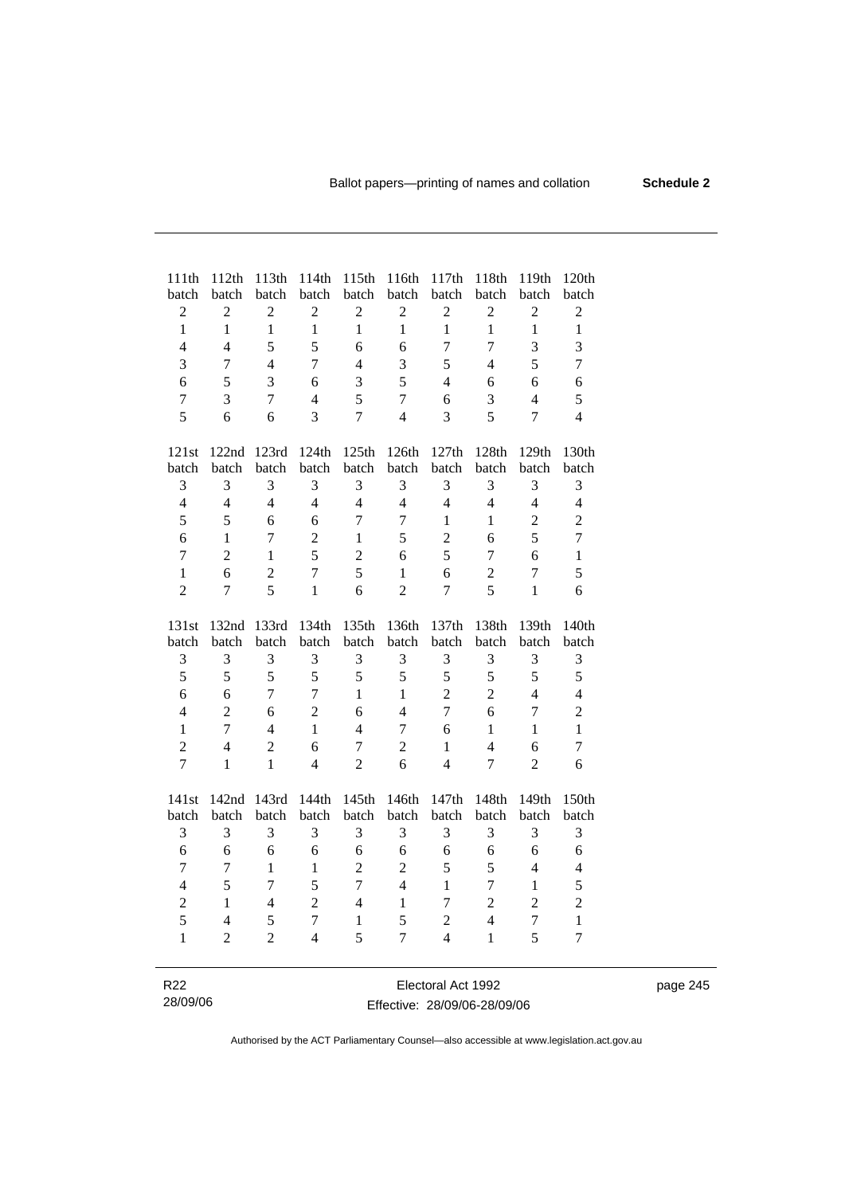| 111th batch | 112th batch | 113th batch | 114th batch | 115th batch | 116th batch | 117th batch | 118th batch | 119th batch | 120th batch |
|---|---|---|---|---|---|---|---|---|---|
| 2 | 2 | 2 | 2 | 2 | 2 | 2 | 2 | 2 | 2 |
| 1 | 1 | 1 | 1 | 1 | 1 | 1 | 1 | 1 | 1 |
| 4 | 4 | 5 | 5 | 6 | 6 | 7 | 7 | 3 | 3 |
| 3 | 7 | 4 | 7 | 4 | 3 | 5 | 4 | 5 | 7 |
| 6 | 5 | 3 | 6 | 3 | 5 | 4 | 6 | 6 | 6 |
| 7 | 3 | 7 | 4 | 5 | 7 | 6 | 3 | 4 | 5 |
| 5 | 6 | 6 | 3 | 7 | 4 | 3 | 5 | 7 | 4 |

| 121st batch | 122nd batch | 123rd batch | 124th batch | 125th batch | 126th batch | 127th batch | 128th batch | 129th batch | 130th batch |
|---|---|---|---|---|---|---|---|---|---|
| 3 | 3 | 3 | 3 | 3 | 3 | 3 | 3 | 3 | 3 |
| 4 | 4 | 4 | 4 | 4 | 4 | 4 | 4 | 4 | 4 |
| 5 | 5 | 6 | 6 | 7 | 7 | 1 | 1 | 2 | 2 |
| 6 | 1 | 7 | 2 | 1 | 5 | 2 | 6 | 5 | 7 |
| 7 | 2 | 1 | 5 | 2 | 6 | 5 | 7 | 6 | 1 |
| 1 | 6 | 2 | 7 | 5 | 1 | 6 | 2 | 7 | 5 |
| 2 | 7 | 5 | 1 | 6 | 2 | 7 | 5 | 1 | 6 |

| 131st batch | 132nd batch | 133rd batch | 134th batch | 135th batch | 136th batch | 137th batch | 138th batch | 139th batch | 140th batch |
|---|---|---|---|---|---|---|---|---|---|
| 3 | 3 | 3 | 3 | 3 | 3 | 3 | 3 | 3 | 3 |
| 5 | 5 | 5 | 5 | 5 | 5 | 5 | 5 | 5 | 5 |
| 6 | 6 | 7 | 7 | 1 | 1 | 2 | 2 | 4 | 4 |
| 4 | 2 | 6 | 2 | 6 | 4 | 7 | 6 | 7 | 2 |
| 1 | 7 | 4 | 1 | 4 | 7 | 6 | 1 | 1 | 1 |
| 2 | 4 | 2 | 6 | 7 | 2 | 1 | 4 | 6 | 7 |
| 7 | 1 | 1 | 4 | 2 | 6 | 4 | 7 | 2 | 6 |

| 141st batch | 142nd batch | 143rd batch | 144th batch | 145th batch | 146th batch | 147th batch | 148th batch | 149th batch | 150th batch |
|---|---|---|---|---|---|---|---|---|---|
| 3 | 3 | 3 | 3 | 3 | 3 | 3 | 3 | 3 | 3 |
| 6 | 6 | 6 | 6 | 6 | 6 | 6 | 6 | 6 | 6 |
| 7 | 7 | 1 | 1 | 2 | 2 | 5 | 5 | 4 | 4 |
| 4 | 5 | 7 | 5 | 7 | 4 | 1 | 7 | 1 | 5 |
| 2 | 1 | 4 | 2 | 4 | 1 | 7 | 2 | 2 | 2 |
| 5 | 4 | 5 | 7 | 1 | 5 | 2 | 4 | 7 | 1 |
| 1 | 2 | 2 | 4 | 5 | 7 | 4 | 1 | 5 | 7 |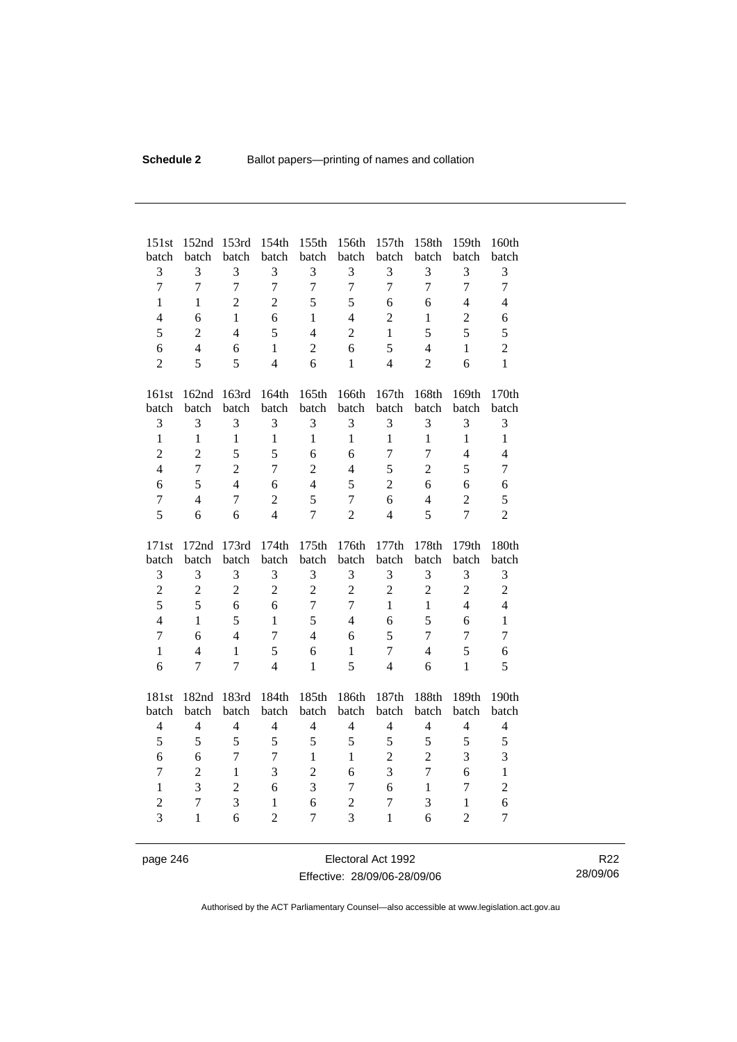| 151st batch | 152nd batch | 153rd batch | 154th batch | 155th batch | 156th batch | 157th batch | 158th batch | 159th batch | 160th batch |
|---|---|---|---|---|---|---|---|---|---|
| 3 | 3 | 3 | 3 | 3 | 3 | 3 | 3 | 3 | 3 |
| 7 | 7 | 7 | 7 | 7 | 7 | 7 | 7 | 7 | 7 |
| 1 | 1 | 2 | 2 | 5 | 5 | 6 | 6 | 4 | 4 |
| 4 | 6 | 1 | 6 | 1 | 4 | 2 | 1 | 2 | 6 |
| 5 | 2 | 4 | 5 | 4 | 2 | 1 | 5 | 5 | 5 |
| 6 | 4 | 6 | 1 | 2 | 6 | 5 | 4 | 1 | 2 |
| 2 | 5 | 5 | 4 | 6 | 1 | 4 | 2 | 6 | 1 |

| 161st batch | 162nd batch | 163rd batch | 164th batch | 165th batch | 166th batch | 167th batch | 168th batch | 169th batch | 170th batch |
|---|---|---|---|---|---|---|---|---|---|
| 3 | 3 | 3 | 3 | 3 | 3 | 3 | 3 | 3 | 3 |
| 1 | 1 | 1 | 1 | 1 | 1 | 1 | 1 | 1 | 1 |
| 2 | 2 | 5 | 5 | 6 | 6 | 7 | 7 | 4 | 4 |
| 4 | 7 | 2 | 7 | 2 | 4 | 5 | 2 | 5 | 7 |
| 6 | 5 | 4 | 6 | 4 | 5 | 2 | 6 | 6 | 6 |
| 7 | 4 | 7 | 2 | 5 | 7 | 6 | 4 | 2 | 5 |
| 5 | 6 | 6 | 4 | 7 | 2 | 4 | 5 | 7 | 2 |

| 171st batch | 172nd batch | 173rd batch | 174th batch | 175th batch | 176th batch | 177th batch | 178th batch | 179th batch | 180th batch |
|---|---|---|---|---|---|---|---|---|---|
| 3 | 3 | 3 | 3 | 3 | 3 | 3 | 3 | 3 | 3 |
| 2 | 2 | 2 | 2 | 2 | 2 | 2 | 2 | 2 | 2 |
| 5 | 5 | 6 | 6 | 7 | 7 | 1 | 1 | 4 | 4 |
| 4 | 1 | 5 | 1 | 5 | 4 | 6 | 5 | 6 | 1 |
| 7 | 6 | 4 | 7 | 4 | 6 | 5 | 7 | 7 | 7 |
| 1 | 4 | 1 | 5 | 6 | 1 | 7 | 4 | 5 | 6 |
| 6 | 7 | 7 | 4 | 1 | 5 | 4 | 6 | 1 | 5 |

| 181st batch | 182nd batch | 183rd batch | 184th batch | 185th batch | 186th batch | 187th batch | 188th batch | 189th batch | 190th batch |
|---|---|---|---|---|---|---|---|---|---|
| 4 | 4 | 4 | 4 | 4 | 4 | 4 | 4 | 4 | 4 |
| 5 | 5 | 5 | 5 | 5 | 5 | 5 | 5 | 5 | 5 |
| 6 | 6 | 7 | 7 | 1 | 1 | 2 | 2 | 3 | 3 |
| 7 | 2 | 1 | 3 | 2 | 6 | 3 | 7 | 6 | 1 |
| 1 | 3 | 2 | 6 | 3 | 7 | 6 | 1 | 7 | 2 |
| 2 | 7 | 3 | 1 | 6 | 2 | 7 | 3 | 1 | 6 |
| 3 | 1 | 6 | 2 | 7 | 3 | 1 | 6 | 2 | 7 |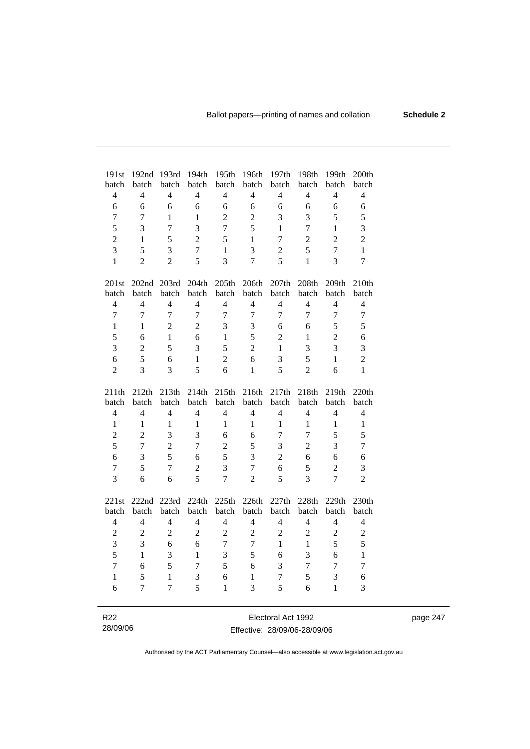| 191st batch | 192nd batch | 193rd batch | 194th batch | 195th batch | 196th batch | 197th batch | 198th batch | 199th batch | 200th batch |
|---|---|---|---|---|---|---|---|---|---|
| 4 | 4 | 4 | 4 | 4 | 4 | 4 | 4 | 4 | 4 |
| 6 | 6 | 6 | 6 | 6 | 6 | 6 | 6 | 6 | 6 |
| 7 | 7 | 1 | 1 | 2 | 2 | 3 | 3 | 5 | 5 |
| 5 | 3 | 7 | 3 | 7 | 5 | 1 | 7 | 1 | 3 |
| 2 | 1 | 5 | 2 | 5 | 1 | 7 | 2 | 2 | 2 |
| 3 | 5 | 3 | 7 | 1 | 3 | 2 | 5 | 7 | 1 |
| 1 | 2 | 2 | 5 | 3 | 7 | 5 | 1 | 3 | 7 |

| 201st batch | 202nd batch | 203rd batch | 204th batch | 205th batch | 206th batch | 207th batch | 208th batch | 209th batch | 210th batch |
|---|---|---|---|---|---|---|---|---|---|
| 4 | 4 | 4 | 4 | 4 | 4 | 4 | 4 | 4 | 4 |
| 7 | 7 | 7 | 7 | 7 | 7 | 7 | 7 | 7 | 7 |
| 1 | 1 | 2 | 2 | 3 | 3 | 6 | 6 | 5 | 5 |
| 5 | 6 | 1 | 6 | 1 | 5 | 2 | 1 | 2 | 6 |
| 3 | 2 | 5 | 3 | 5 | 2 | 1 | 3 | 3 | 3 |
| 6 | 5 | 6 | 1 | 2 | 6 | 3 | 5 | 1 | 2 |
| 2 | 3 | 3 | 5 | 6 | 1 | 5 | 2 | 6 | 1 |

| 211th batch | 212th batch | 213th batch | 214th batch | 215th batch | 216th batch | 217th batch | 218th batch | 219th batch | 220th batch |
|---|---|---|---|---|---|---|---|---|---|
| 4 | 4 | 4 | 4 | 4 | 4 | 4 | 4 | 4 | 4 |
| 1 | 1 | 1 | 1 | 1 | 1 | 1 | 1 | 1 | 1 |
| 2 | 2 | 3 | 3 | 6 | 6 | 7 | 7 | 5 | 5 |
| 5 | 7 | 2 | 7 | 2 | 5 | 3 | 2 | 3 | 7 |
| 6 | 3 | 5 | 6 | 5 | 3 | 2 | 6 | 6 | 6 |
| 7 | 5 | 7 | 2 | 3 | 7 | 6 | 5 | 2 | 3 |
| 3 | 6 | 6 | 5 | 7 | 2 | 5 | 3 | 7 | 2 |

| 221st batch | 222nd batch | 223rd batch | 224th batch | 225th batch | 226th batch | 227th batch | 228th batch | 229th batch | 230th batch |
|---|---|---|---|---|---|---|---|---|---|
| 4 | 4 | 4 | 4 | 4 | 4 | 4 | 4 | 4 | 4 |
| 2 | 2 | 2 | 2 | 2 | 2 | 2 | 2 | 2 | 2 |
| 3 | 3 | 6 | 6 | 7 | 7 | 1 | 1 | 5 | 5 |
| 5 | 1 | 3 | 1 | 3 | 5 | 6 | 3 | 6 | 1 |
| 7 | 6 | 5 | 7 | 5 | 6 | 3 | 7 | 7 | 7 |
| 1 | 5 | 1 | 3 | 6 | 1 | 7 | 5 | 3 | 6 |
| 6 | 7 | 7 | 5 | 1 | 3 | 5 | 6 | 1 | 3 |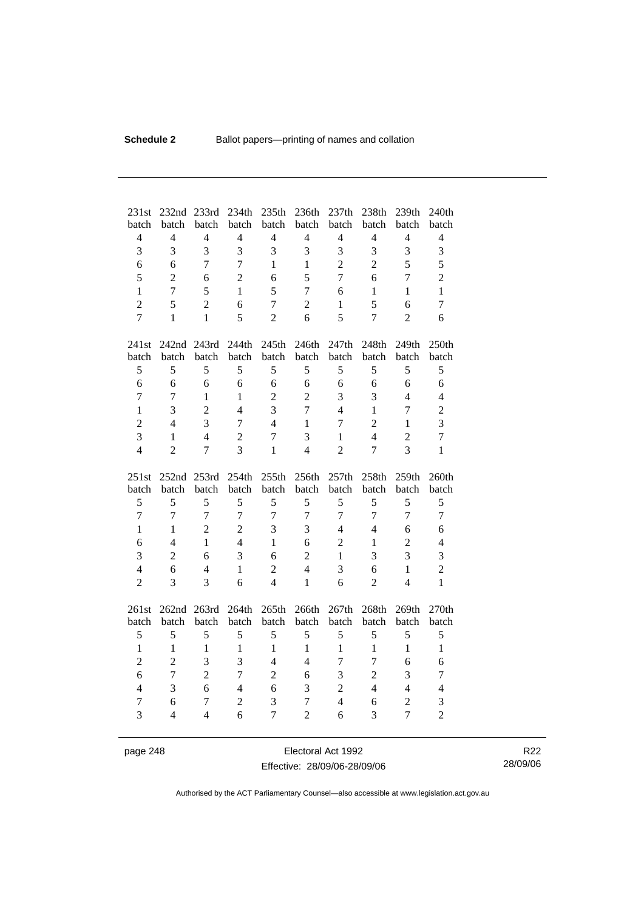| 231st batch | 232nd batch | 233rd batch | 234th batch | 235th batch | 236th batch | 237th batch | 238th batch | 239th batch | 240th batch |
|---|---|---|---|---|---|---|---|---|---|
| 4 | 4 | 4 | 4 | 4 | 4 | 4 | 4 | 4 | 4 |
| 3 | 3 | 3 | 3 | 3 | 3 | 3 | 3 | 3 | 3 |
| 6 | 6 | 7 | 7 | 1 | 1 | 2 | 2 | 5 | 5 |
| 5 | 2 | 6 | 2 | 6 | 5 | 7 | 6 | 7 | 2 |
| 1 | 7 | 5 | 1 | 5 | 7 | 6 | 1 | 1 | 1 |
| 2 | 5 | 2 | 6 | 7 | 2 | 1 | 5 | 6 | 7 |
| 7 | 1 | 1 | 5 | 2 | 6 | 5 | 7 | 2 | 6 |

| 241st batch | 242nd batch | 243rd batch | 244th batch | 245th batch | 246th batch | 247th batch | 248th batch | 249th batch | 250th batch |
|---|---|---|---|---|---|---|---|---|---|
| 5 | 5 | 5 | 5 | 5 | 5 | 5 | 5 | 5 | 5 |
| 6 | 6 | 6 | 6 | 6 | 6 | 6 | 6 | 6 | 6 |
| 7 | 7 | 1 | 1 | 2 | 2 | 3 | 3 | 4 | 4 |
| 1 | 3 | 2 | 4 | 3 | 7 | 4 | 1 | 7 | 2 |
| 2 | 4 | 3 | 7 | 4 | 1 | 7 | 2 | 1 | 3 |
| 3 | 1 | 4 | 2 | 7 | 3 | 1 | 4 | 2 | 7 |
| 4 | 2 | 7 | 3 | 1 | 4 | 2 | 7 | 3 | 1 |

| 251st batch | 252nd batch | 253rd batch | 254th batch | 255th batch | 256th batch | 257th batch | 258th batch | 259th batch | 260th batch |
|---|---|---|---|---|---|---|---|---|---|
| 5 | 5 | 5 | 5 | 5 | 5 | 5 | 5 | 5 | 5 |
| 7 | 7 | 7 | 7 | 7 | 7 | 7 | 7 | 7 | 7 |
| 1 | 1 | 2 | 2 | 3 | 3 | 4 | 4 | 6 | 6 |
| 6 | 4 | 1 | 4 | 1 | 6 | 2 | 1 | 2 | 4 |
| 3 | 2 | 6 | 3 | 6 | 2 | 1 | 3 | 3 | 3 |
| 4 | 6 | 4 | 1 | 2 | 4 | 3 | 6 | 1 | 2 |
| 2 | 3 | 3 | 6 | 4 | 1 | 6 | 2 | 4 | 1 |

| 261st batch | 262nd batch | 263rd batch | 264th batch | 265th batch | 266th batch | 267th batch | 268th batch | 269th batch | 270th batch |
|---|---|---|---|---|---|---|---|---|---|
| 5 | 5 | 5 | 5 | 5 | 5 | 5 | 5 | 5 | 5 |
| 1 | 1 | 1 | 1 | 1 | 1 | 1 | 1 | 1 | 1 |
| 2 | 2 | 3 | 3 | 4 | 4 | 7 | 7 | 6 | 6 |
| 6 | 7 | 2 | 7 | 2 | 6 | 3 | 2 | 3 | 7 |
| 4 | 3 | 6 | 4 | 6 | 3 | 2 | 4 | 4 | 4 |
| 7 | 6 | 7 | 2 | 3 | 7 | 4 | 6 | 2 | 3 |
| 3 | 4 | 4 | 6 | 7 | 2 | 6 | 3 | 7 | 2 |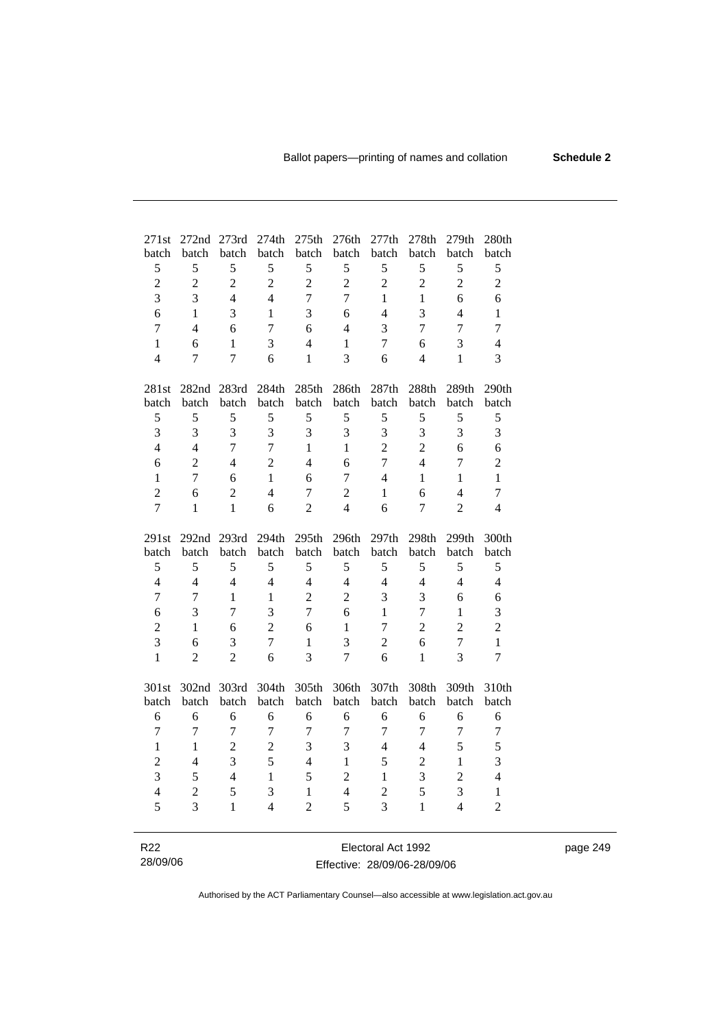| 271st batch | 272nd batch | 273rd batch | 274th batch | 275th batch | 276th batch | 277th batch | 278th batch | 279th batch | 280th batch |
|---|---|---|---|---|---|---|---|---|---|
| 5 | 5 | 5 | 5 | 5 | 5 | 5 | 5 | 5 | 5 |
| 2 | 2 | 2 | 2 | 2 | 2 | 2 | 2 | 2 | 2 |
| 3 | 3 | 4 | 4 | 7 | 7 | 1 | 1 | 6 | 6 |
| 6 | 1 | 3 | 1 | 3 | 6 | 4 | 3 | 4 | 1 |
| 7 | 4 | 6 | 7 | 6 | 4 | 3 | 7 | 7 | 7 |
| 1 | 6 | 1 | 3 | 4 | 1 | 7 | 6 | 3 | 4 |
| 4 | 7 | 7 | 6 | 1 | 3 | 6 | 4 | 1 | 3 |

| 281st batch | 282nd batch | 283rd batch | 284th batch | 285th batch | 286th batch | 287th batch | 288th batch | 289th batch | 290th batch |
|---|---|---|---|---|---|---|---|---|---|
| 5 | 5 | 5 | 5 | 5 | 5 | 5 | 5 | 5 | 5 |
| 3 | 3 | 3 | 3 | 3 | 3 | 3 | 3 | 3 | 3 |
| 4 | 4 | 7 | 7 | 1 | 1 | 2 | 2 | 6 | 6 |
| 6 | 2 | 4 | 2 | 4 | 6 | 7 | 4 | 7 | 2 |
| 1 | 7 | 6 | 1 | 6 | 7 | 4 | 1 | 1 | 1 |
| 2 | 6 | 2 | 4 | 7 | 2 | 1 | 6 | 4 | 7 |
| 7 | 1 | 1 | 6 | 2 | 4 | 6 | 7 | 2 | 4 |

| 291st batch | 292nd batch | 293rd batch | 294th batch | 295th batch | 296th batch | 297th batch | 298th batch | 299th batch | 300th batch |
|---|---|---|---|---|---|---|---|---|---|
| 5 | 5 | 5 | 5 | 5 | 5 | 5 | 5 | 5 | 5 |
| 4 | 4 | 4 | 4 | 4 | 4 | 4 | 4 | 4 | 4 |
| 7 | 7 | 1 | 1 | 2 | 2 | 3 | 3 | 6 | 6 |
| 6 | 3 | 7 | 3 | 7 | 6 | 1 | 7 | 1 | 3 |
| 2 | 1 | 6 | 2 | 6 | 1 | 7 | 2 | 2 | 2 |
| 3 | 6 | 3 | 7 | 1 | 3 | 2 | 6 | 7 | 1 |
| 1 | 2 | 2 | 6 | 3 | 7 | 6 | 1 | 3 | 7 |

| 301st batch | 302nd batch | 303rd batch | 304th batch | 305th batch | 306th batch | 307th batch | 308th batch | 309th batch | 310th batch |
|---|---|---|---|---|---|---|---|---|---|
| 6 | 6 | 6 | 6 | 6 | 6 | 6 | 6 | 6 | 6 |
| 7 | 7 | 7 | 7 | 7 | 7 | 7 | 7 | 7 | 7 |
| 1 | 1 | 2 | 2 | 3 | 3 | 4 | 4 | 5 | 5 |
| 2 | 4 | 3 | 5 | 4 | 1 | 5 | 2 | 1 | 3 |
| 3 | 5 | 4 | 1 | 5 | 2 | 1 | 3 | 2 | 4 |
| 4 | 2 | 5 | 3 | 1 | 4 | 2 | 5 | 3 | 1 |
| 5 | 3 | 1 | 4 | 2 | 5 | 3 | 1 | 4 | 2 |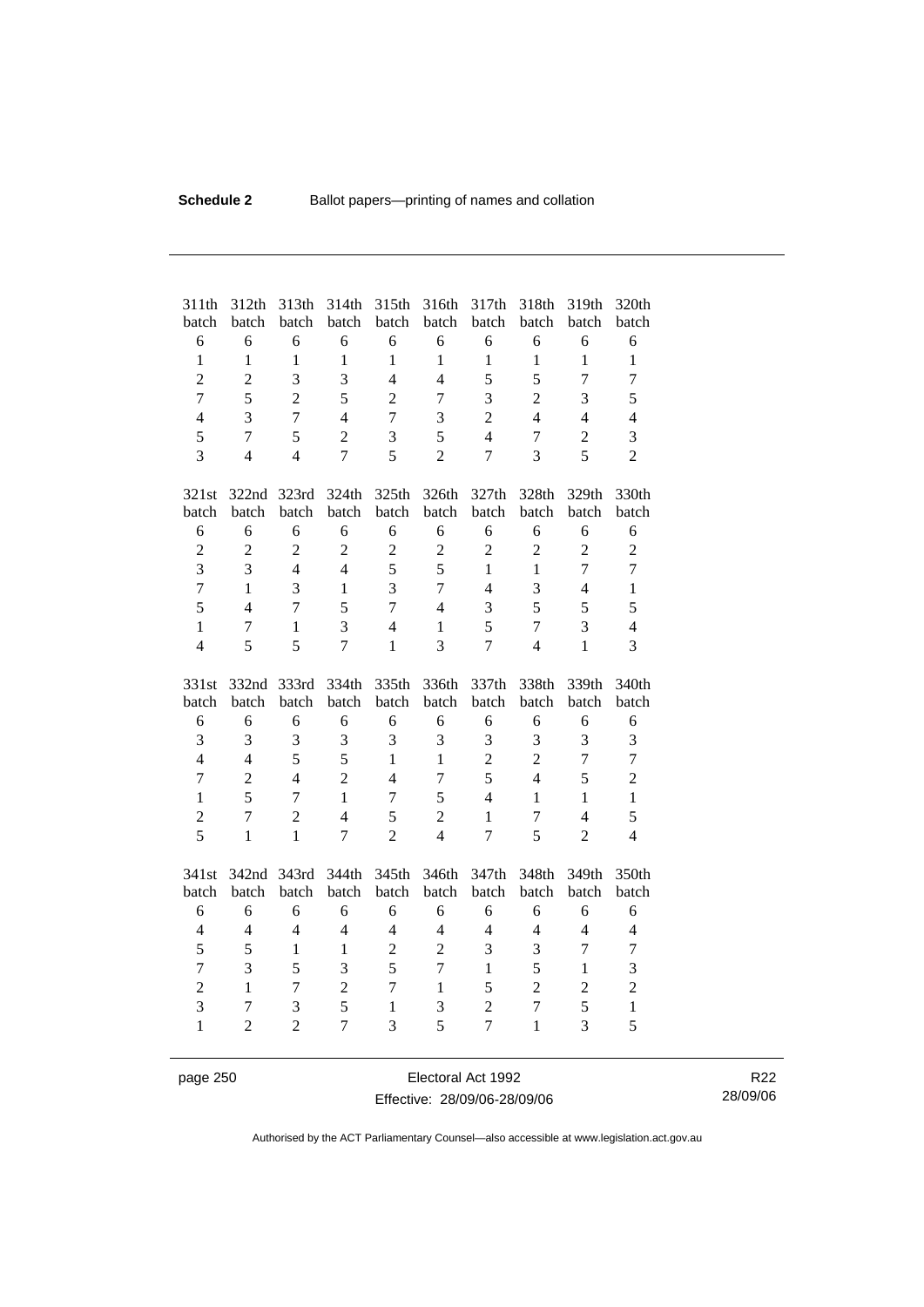| 311th batch | 312th batch | 313th batch | 314th batch | 315th batch | 316th batch | 317th batch | 318th batch | 319th batch | 320th batch |
|---|---|---|---|---|---|---|---|---|---|
| 6 | 6 | 6 | 6 | 6 | 6 | 6 | 6 | 6 | 6 |
| 1 | 1 | 1 | 1 | 1 | 1 | 1 | 1 | 1 | 1 |
| 2 | 2 | 3 | 3 | 4 | 4 | 5 | 5 | 7 | 7 |
| 7 | 5 | 2 | 5 | 2 | 7 | 3 | 2 | 3 | 5 |
| 4 | 3 | 7 | 4 | 7 | 3 | 2 | 4 | 4 | 4 |
| 5 | 7 | 5 | 2 | 3 | 5 | 4 | 7 | 2 | 3 |
| 3 | 4 | 4 | 7 | 5 | 2 | 7 | 3 | 5 | 2 |

| 321st batch | 322nd batch | 323rd batch | 324th batch | 325th batch | 326th batch | 327th batch | 328th batch | 329th batch | 330th batch |
|---|---|---|---|---|---|---|---|---|---|
| 6 | 6 | 6 | 6 | 6 | 6 | 6 | 6 | 6 | 6 |
| 2 | 2 | 2 | 2 | 2 | 2 | 2 | 2 | 2 | 2 |
| 3 | 3 | 4 | 4 | 5 | 5 | 1 | 1 | 7 | 7 |
| 7 | 1 | 3 | 1 | 3 | 7 | 4 | 3 | 4 | 1 |
| 5 | 4 | 7 | 5 | 7 | 4 | 3 | 5 | 5 | 5 |
| 1 | 7 | 1 | 3 | 4 | 1 | 5 | 7 | 3 | 4 |
| 4 | 5 | 5 | 7 | 1 | 3 | 7 | 4 | 1 | 3 |

| 331st batch | 332nd batch | 333rd batch | 334th batch | 335th batch | 336th batch | 337th batch | 338th batch | 339th batch | 340th batch |
|---|---|---|---|---|---|---|---|---|---|
| 6 | 6 | 6 | 6 | 6 | 6 | 6 | 6 | 6 | 6 |
| 3 | 3 | 3 | 3 | 3 | 3 | 3 | 3 | 3 | 3 |
| 4 | 4 | 5 | 5 | 1 | 1 | 2 | 2 | 7 | 7 |
| 7 | 2 | 4 | 2 | 4 | 7 | 5 | 4 | 5 | 2 |
| 1 | 5 | 7 | 1 | 7 | 5 | 4 | 1 | 1 | 1 |
| 2 | 7 | 2 | 4 | 5 | 2 | 1 | 7 | 4 | 5 |
| 5 | 1 | 1 | 7 | 2 | 4 | 7 | 5 | 2 | 4 |

| 341st batch | 342nd batch | 343rd batch | 344th batch | 345th batch | 346th batch | 347th batch | 348th batch | 349th batch | 350th batch |
|---|---|---|---|---|---|---|---|---|---|
| 6 | 6 | 6 | 6 | 6 | 6 | 6 | 6 | 6 | 6 |
| 4 | 4 | 4 | 4 | 4 | 4 | 4 | 4 | 4 | 4 |
| 5 | 5 | 1 | 1 | 2 | 2 | 3 | 3 | 7 | 7 |
| 7 | 3 | 5 | 3 | 5 | 7 | 1 | 5 | 1 | 3 |
| 2 | 1 | 7 | 2 | 7 | 1 | 5 | 2 | 2 | 2 |
| 3 | 7 | 3 | 5 | 1 | 3 | 2 | 7 | 5 | 1 |
| 1 | 2 | 2 | 7 | 3 | 5 | 7 | 1 | 3 | 5 |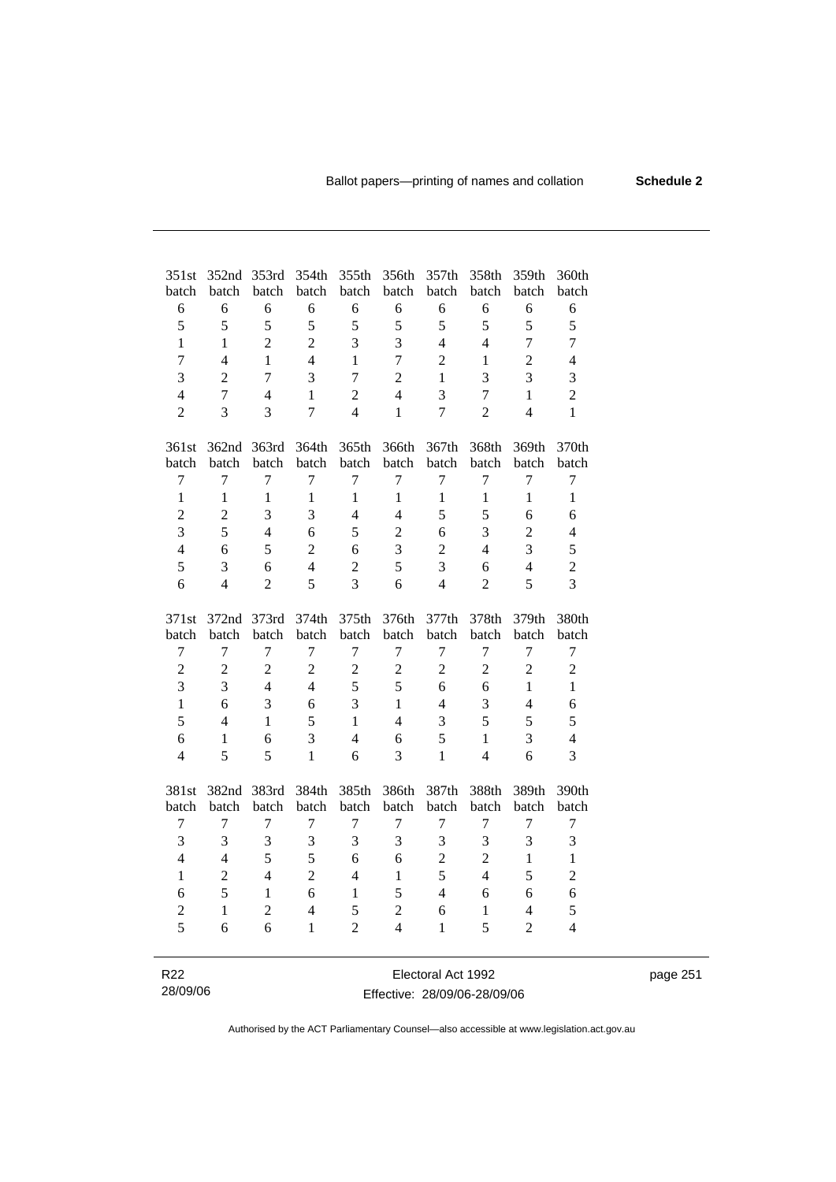| 351st batch | 352nd batch | 353rd batch | 354th batch | 355th batch | 356th batch | 357th batch | 358th batch | 359th batch | 360th batch |
|---|---|---|---|---|---|---|---|---|---|
| 6 | 6 | 6 | 6 | 6 | 6 | 6 | 6 | 6 | 6 |
| 5 | 5 | 5 | 5 | 5 | 5 | 5 | 5 | 5 | 5 |
| 1 | 1 | 2 | 2 | 3 | 3 | 4 | 4 | 7 | 7 |
| 7 | 4 | 1 | 4 | 1 | 7 | 2 | 1 | 2 | 4 |
| 3 | 2 | 7 | 3 | 7 | 2 | 1 | 3 | 3 | 3 |
| 4 | 7 | 4 | 1 | 2 | 4 | 3 | 7 | 1 | 2 |
| 2 | 3 | 3 | 7 | 4 | 1 | 7 | 2 | 4 | 1 |

| 361st batch | 362nd batch | 363rd batch | 364th batch | 365th batch | 366th batch | 367th batch | 368th batch | 369th batch | 370th batch |
|---|---|---|---|---|---|---|---|---|---|
| 7 | 7 | 7 | 7 | 7 | 7 | 7 | 7 | 7 | 7 |
| 1 | 1 | 1 | 1 | 1 | 1 | 1 | 1 | 1 | 1 |
| 2 | 2 | 3 | 3 | 4 | 4 | 5 | 5 | 6 | 6 |
| 3 | 5 | 4 | 6 | 5 | 2 | 6 | 3 | 2 | 4 |
| 4 | 6 | 5 | 2 | 6 | 3 | 2 | 4 | 3 | 5 |
| 5 | 3 | 6 | 4 | 2 | 5 | 3 | 6 | 4 | 2 |
| 6 | 4 | 2 | 5 | 3 | 6 | 4 | 2 | 5 | 3 |

| 371st batch | 372nd batch | 373rd batch | 374th batch | 375th batch | 376th batch | 377th batch | 378th batch | 379th batch | 380th batch |
|---|---|---|---|---|---|---|---|---|---|
| 7 | 7 | 7 | 7 | 7 | 7 | 7 | 7 | 7 | 7 |
| 2 | 2 | 2 | 2 | 2 | 2 | 2 | 2 | 2 | 2 |
| 3 | 3 | 4 | 4 | 5 | 5 | 6 | 6 | 1 | 1 |
| 1 | 6 | 3 | 6 | 3 | 1 | 4 | 3 | 4 | 6 |
| 5 | 4 | 1 | 5 | 1 | 4 | 3 | 5 | 5 | 5 |
| 6 | 1 | 6 | 3 | 4 | 6 | 5 | 1 | 3 | 4 |
| 4 | 5 | 5 | 1 | 6 | 3 | 1 | 4 | 6 | 3 |

| 381st batch | 382nd batch | 383rd batch | 384th batch | 385th batch | 386th batch | 387th batch | 388th batch | 389th batch | 390th batch |
|---|---|---|---|---|---|---|---|---|---|
| 7 | 7 | 7 | 7 | 7 | 7 | 7 | 7 | 7 | 7 |
| 3 | 3 | 3 | 3 | 3 | 3 | 3 | 3 | 3 | 3 |
| 4 | 4 | 5 | 5 | 6 | 6 | 2 | 2 | 1 | 1 |
| 1 | 2 | 4 | 2 | 4 | 1 | 5 | 4 | 5 | 2 |
| 6 | 5 | 1 | 6 | 1 | 5 | 4 | 6 | 6 | 6 |
| 2 | 1 | 2 | 4 | 5 | 2 | 6 | 1 | 4 | 5 |
| 5 | 6 | 6 | 1 | 2 | 4 | 1 | 5 | 2 | 4 |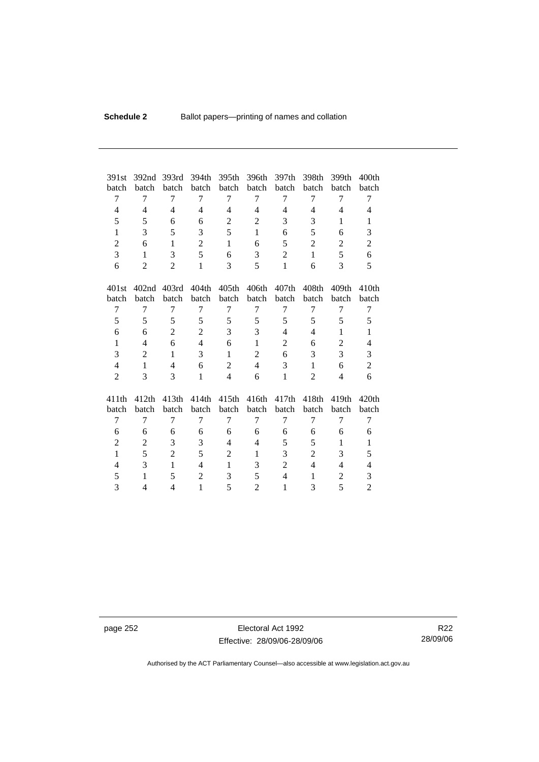| 391st batch | 392nd batch | 393rd batch | 394th batch | 395th batch | 396th batch | 397th batch | 398th batch | 399th batch | 400th batch |
|---|---|---|---|---|---|---|---|---|---|
| 7 | 7 | 7 | 7 | 7 | 7 | 7 | 7 | 7 | 7 |
| 4 | 4 | 4 | 4 | 4 | 4 | 4 | 4 | 4 | 4 |
| 5 | 5 | 6 | 6 | 2 | 2 | 3 | 3 | 1 | 1 |
| 1 | 3 | 5 | 3 | 5 | 1 | 6 | 5 | 6 | 3 |
| 2 | 6 | 1 | 2 | 1 | 6 | 5 | 2 | 2 | 2 |
| 3 | 1 | 3 | 5 | 6 | 3 | 2 | 1 | 5 | 6 |
| 6 | 2 | 2 | 1 | 3 | 5 | 1 | 6 | 3 | 5 |

| 401st batch | 402nd batch | 403rd batch | 404th batch | 405th batch | 406th batch | 407th batch | 408th batch | 409th batch | 410th batch |
|---|---|---|---|---|---|---|---|---|---|
| 7 | 7 | 7 | 7 | 7 | 7 | 7 | 7 | 7 | 7 |
| 5 | 5 | 5 | 5 | 5 | 5 | 5 | 5 | 5 | 5 |
| 6 | 6 | 2 | 2 | 3 | 3 | 4 | 4 | 1 | 1 |
| 1 | 4 | 6 | 4 | 6 | 1 | 2 | 6 | 2 | 4 |
| 3 | 2 | 1 | 3 | 1 | 2 | 6 | 3 | 3 | 3 |
| 4 | 1 | 4 | 6 | 2 | 4 | 3 | 1 | 6 | 2 |
| 2 | 3 | 3 | 1 | 4 | 6 | 1 | 2 | 4 | 6 |

| 411th batch | 412th batch | 413th batch | 414th batch | 415th batch | 416th batch | 417th batch | 418th batch | 419th batch | 420th batch |
|---|---|---|---|---|---|---|---|---|---|
| 7 | 7 | 7 | 7 | 7 | 7 | 7 | 7 | 7 | 7 |
| 6 | 6 | 6 | 6 | 6 | 6 | 6 | 6 | 6 | 6 |
| 2 | 2 | 3 | 3 | 4 | 4 | 5 | 5 | 1 | 1 |
| 1 | 5 | 2 | 5 | 2 | 1 | 3 | 2 | 3 | 5 |
| 4 | 3 | 1 | 4 | 1 | 3 | 2 | 4 | 4 | 4 |
| 5 | 1 | 5 | 2 | 3 | 5 | 4 | 1 | 2 | 3 |
| 3 | 4 | 4 | 1 | 5 | 2 | 1 | 3 | 5 | 2 |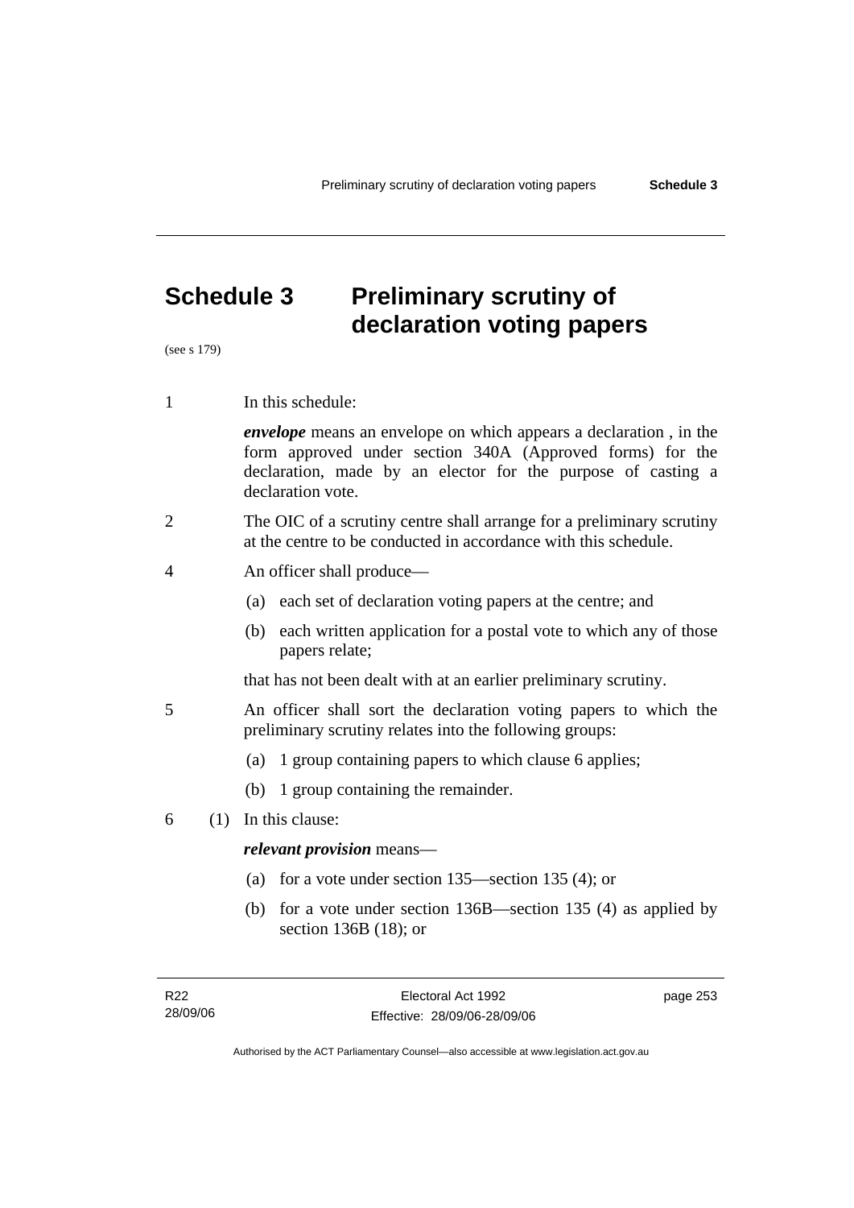# Schedule 3 Preliminary scrutiny of declaration voting papers

(see s 179)

1 In this schedule:

***envelope*** means an envelope on which appears a declaration , in the form approved under section 340A (Approved forms) for the declaration, made by an elector for the purpose of casting a declaration vote.

2 The OIC of a scrutiny centre shall arrange for a preliminary scrutiny at the centre to be conducted in accordance with this schedule.

4 An officer shall produce—

(a) each set of declaration voting papers at the centre; and

(b) each written application for a postal vote to which any of those papers relate;

that has not been dealt with at an earlier preliminary scrutiny.

5 An officer shall sort the declaration voting papers to which the preliminary scrutiny relates into the following groups:

(a) 1 group containing papers to which clause 6 applies;

(b) 1 group containing the remainder.

6 (1) In this clause:

***relevant provision*** means—

(a) for a vote under section 135—section 135 (4); or

(b) for a vote under section 136B—section 135 (4) as applied by section 136B (18); or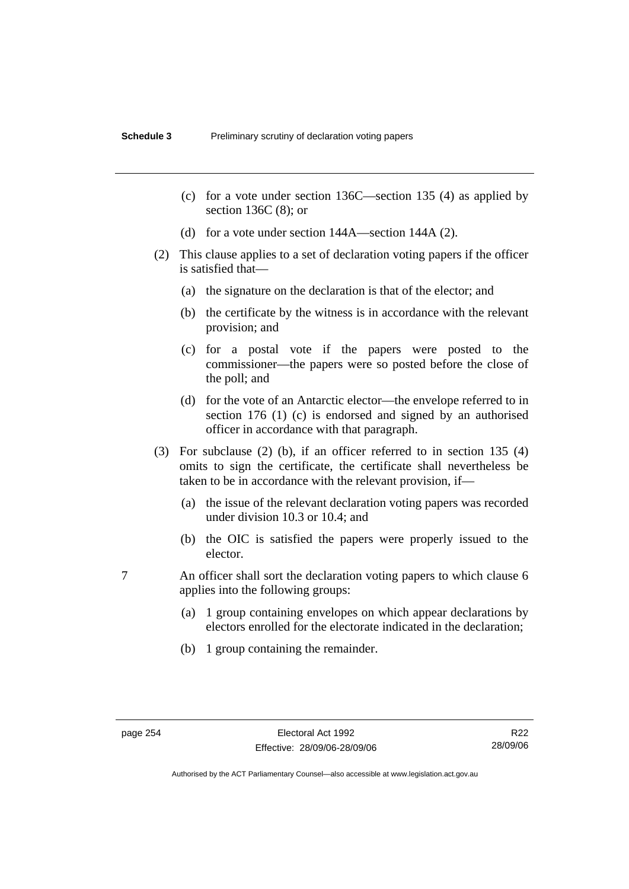(c) for a vote under section 136C—section 135 (4) as applied by section 136C (8); or

(d) for a vote under section 144A—section 144A (2).

(2) This clause applies to a set of declaration voting papers if the officer is satisfied that—

(a) the signature on the declaration is that of the elector; and

(b) the certificate by the witness is in accordance with the relevant provision; and

(c) for a postal vote if the papers were posted to the commissioner—the papers were so posted before the close of the poll; and

(d) for the vote of an Antarctic elector—the envelope referred to in section 176 (1) (c) is endorsed and signed by an authorised officer in accordance with that paragraph.

(3) For subclause (2) (b), if an officer referred to in section 135 (4) omits to sign the certificate, the certificate shall nevertheless be taken to be in accordance with the relevant provision, if—

(a) the issue of the relevant declaration voting papers was recorded under division 10.3 or 10.4; and

(b) the OIC is satisfied the papers were properly issued to the elector.

7 An officer shall sort the declaration voting papers to which clause 6 applies into the following groups:

(a) 1 group containing envelopes on which appear declarations by electors enrolled for the electorate indicated in the declaration;

(b) 1 group containing the remainder.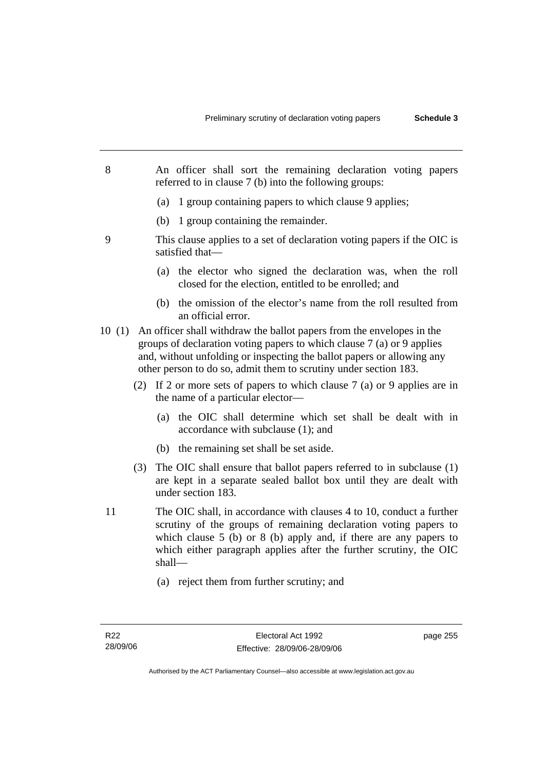8 An officer shall sort the remaining declaration voting papers referred to in clause 7 (b) into the following groups:

(a) 1 group containing papers to which clause 9 applies;

(b) 1 group containing the remainder.

9 This clause applies to a set of declaration voting papers if the OIC is satisfied that—

(a) the elector who signed the declaration was, when the roll closed for the election, entitled to be enrolled; and

(b) the omission of the elector's name from the roll resulted from an official error.

10 (1) An officer shall withdraw the ballot papers from the envelopes in the groups of declaration voting papers to which clause 7 (a) or 9 applies and, without unfolding or inspecting the ballot papers or allowing any other person to do so, admit them to scrutiny under section 183.

(2) If 2 or more sets of papers to which clause 7 (a) or 9 applies are in the name of a particular elector—

(a) the OIC shall determine which set shall be dealt with in accordance with subclause (1); and

(b) the remaining set shall be set aside.

(3) The OIC shall ensure that ballot papers referred to in subclause (1) are kept in a separate sealed ballot box until they are dealt with under section 183.

11 The OIC shall, in accordance with clauses 4 to 10, conduct a further scrutiny of the groups of remaining declaration voting papers to which clause 5 (b) or 8 (b) apply and, if there are any papers to which either paragraph applies after the further scrutiny, the OIC shall—

(a) reject them from further scrutiny; and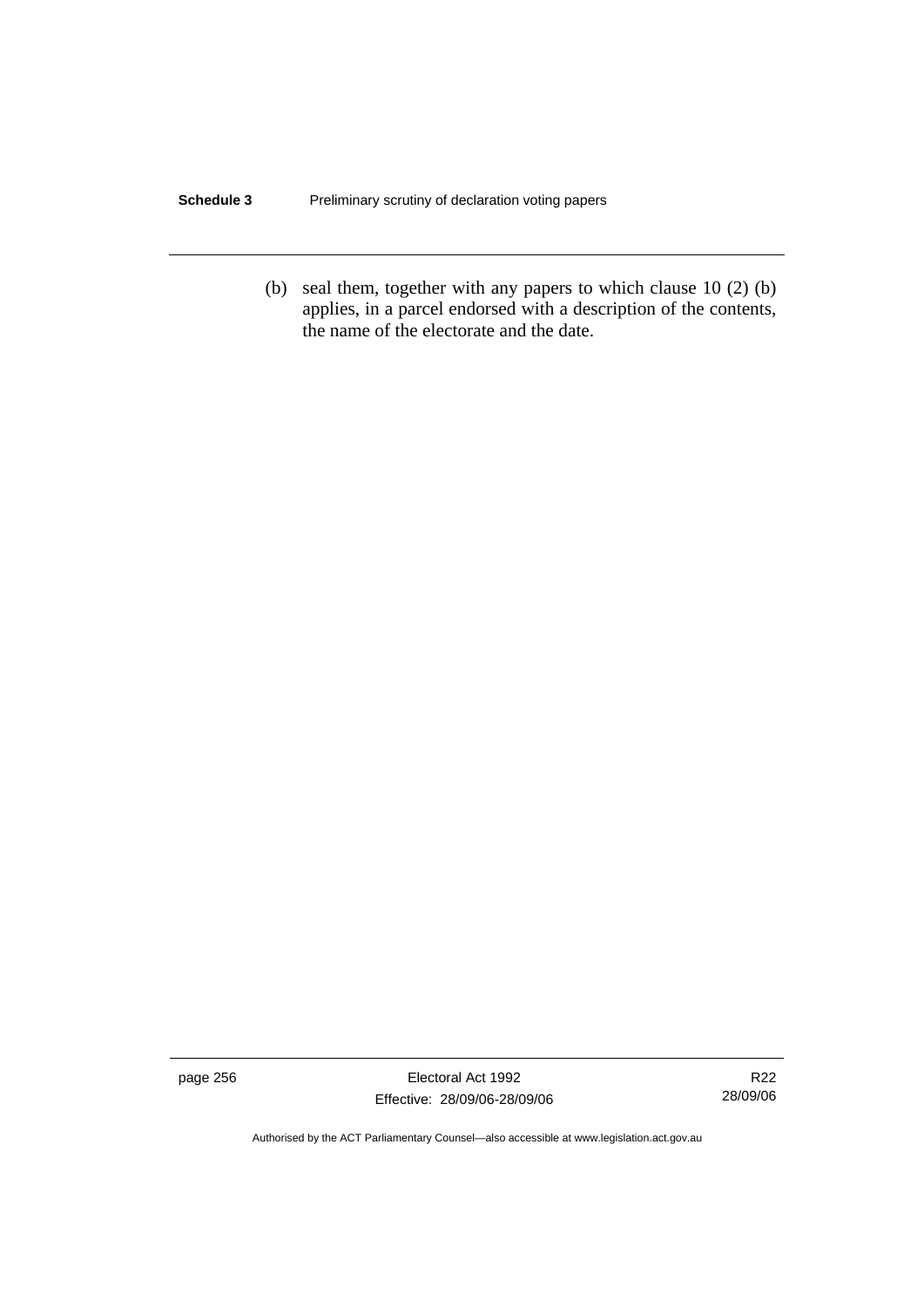(b) seal them, together with any papers to which clause 10 (2) (b) applies, in a parcel endorsed with a description of the contents, the name of the electorate and the date.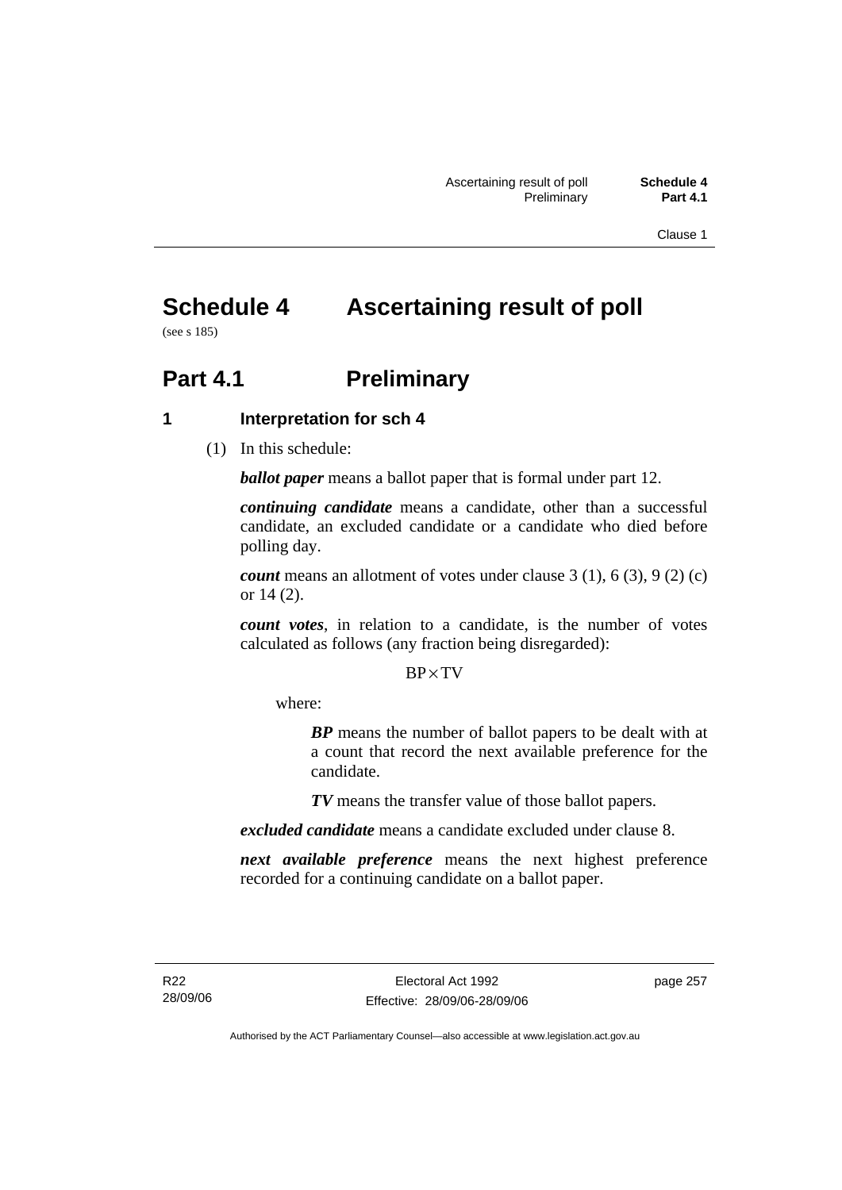# Schedule 4 Ascertaining result of poll

(see s 185)

## Part 4.1 Preliminary

### 1 Interpretation for sch 4

(1) In this schedule:

***ballot paper*** means a ballot paper that is formal under part 12.

***continuing candidate*** means a candidate, other than a successful candidate, an excluded candidate or a candidate who died before polling day.

***count*** means an allotment of votes under clause 3 (1), 6 (3), 9 (2) (c) or 14 (2).

***count votes***, in relation to a candidate, is the number of votes calculated as follows (any fraction being disregarded):

$$BP \times TV$$

where:

> ***BP*** means the number of ballot papers to be dealt with at a count that record the next available preference for the candidate.
>
> ***TV*** means the transfer value of those ballot papers.

***excluded candidate*** means a candidate excluded under clause 8.

***next available preference*** means the next highest preference recorded for a continuing candidate on a ballot paper.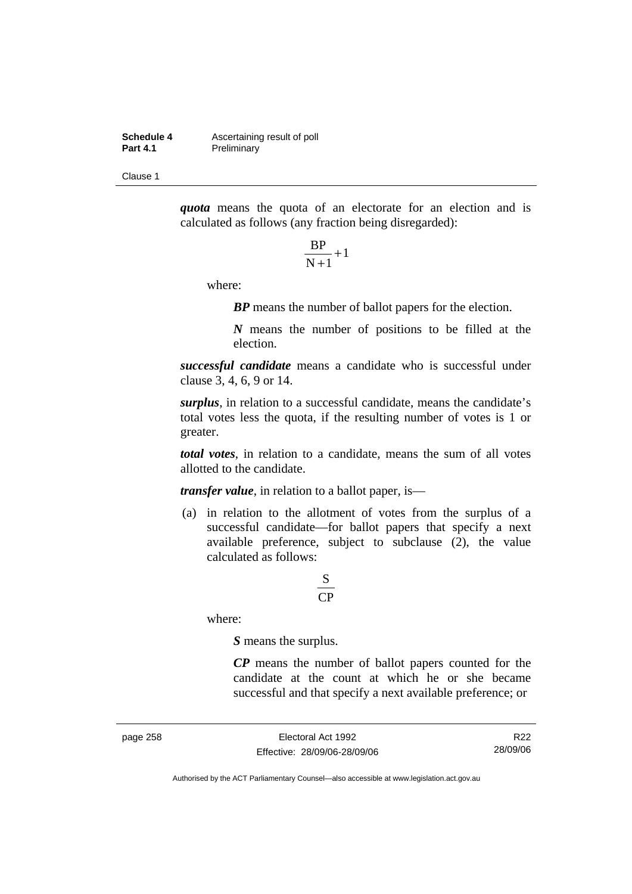***quota*** means the quota of an electorate for an election and is calculated as follows (any fraction being disregarded):

$$\frac{BP}{N+1}+1$$

where:

> ***BP*** means the number of ballot papers for the election.
>
> ***N*** means the number of positions to be filled at the election.

***successful candidate*** means a candidate who is successful under clause 3, 4, 6, 9 or 14.

***surplus***, in relation to a successful candidate, means the candidate's total votes less the quota, if the resulting number of votes is 1 or greater.

***total votes***, in relation to a candidate, means the sum of all votes allotted to the candidate.

***transfer value***, in relation to a ballot paper, is—

(a) in relation to the allotment of votes from the surplus of a successful candidate—for ballot papers that specify a next available preference, subject to subclause (2), the value calculated as follows:

$$\frac{S}{CP}$$

where:

> ***S*** means the surplus.
>
> ***CP*** means the number of ballot papers counted for the candidate at the count at which he or she became successful and that specify a next available preference; or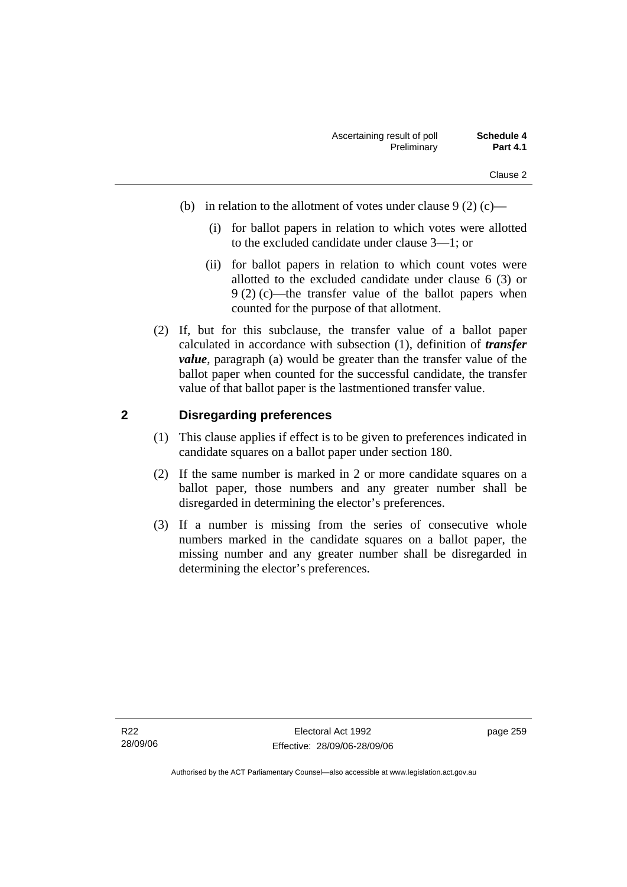(b) in relation to the allotment of votes under clause 9 (2) (c)—

  (i) for ballot papers in relation to which votes were allotted to the excluded candidate under clause 3—1; or

  (ii) for ballot papers in relation to which count votes were allotted to the excluded candidate under clause 6 (3) or 9 (2) (c)—the transfer value of the ballot papers when counted for the purpose of that allotment.

(2) If, but for this subclause, the transfer value of a ballot paper calculated in accordance with subsection (1), definition of ***transfer value***, paragraph (a) would be greater than the transfer value of the ballot paper when counted for the successful candidate, the transfer value of that ballot paper is the lastmentioned transfer value.

## 2 Disregarding preferences

(1) This clause applies if effect is to be given to preferences indicated in candidate squares on a ballot paper under section 180.

(2) If the same number is marked in 2 or more candidate squares on a ballot paper, those numbers and any greater number shall be disregarded in determining the elector's preferences.

(3) If a number is missing from the series of consecutive whole numbers marked in the candidate squares on a ballot paper, the missing number and any greater number shall be disregarded in determining the elector's preferences.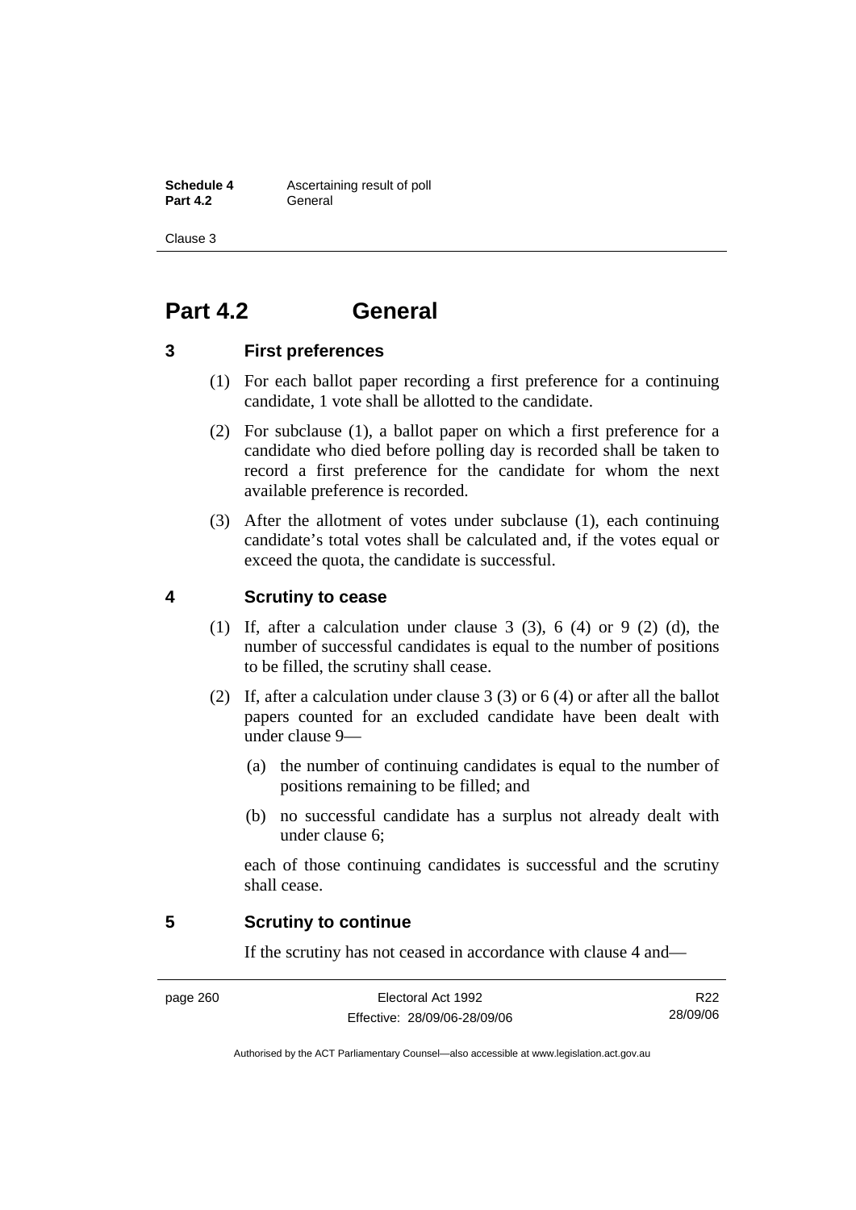# Part 4.2 General

## 3 First preferences

(1) For each ballot paper recording a first preference for a continuing candidate, 1 vote shall be allotted to the candidate.

(2) For subclause (1), a ballot paper on which a first preference for a candidate who died before polling day is recorded shall be taken to record a first preference for the candidate for whom the next available preference is recorded.

(3) After the allotment of votes under subclause (1), each continuing candidate's total votes shall be calculated and, if the votes equal or exceed the quota, the candidate is successful.

## 4 Scrutiny to cease

(1) If, after a calculation under clause 3 (3), 6 (4) or 9 (2) (d), the number of successful candidates is equal to the number of positions to be filled, the scrutiny shall cease.

(2) If, after a calculation under clause 3 (3) or 6 (4) or after all the ballot papers counted for an excluded candidate have been dealt with under clause 9—

(a) the number of continuing candidates is equal to the number of positions remaining to be filled; and

(b) no successful candidate has a surplus not already dealt with under clause 6;

each of those continuing candidates is successful and the scrutiny shall cease.

## 5 Scrutiny to continue

If the scrutiny has not ceased in accordance with clause 4 and—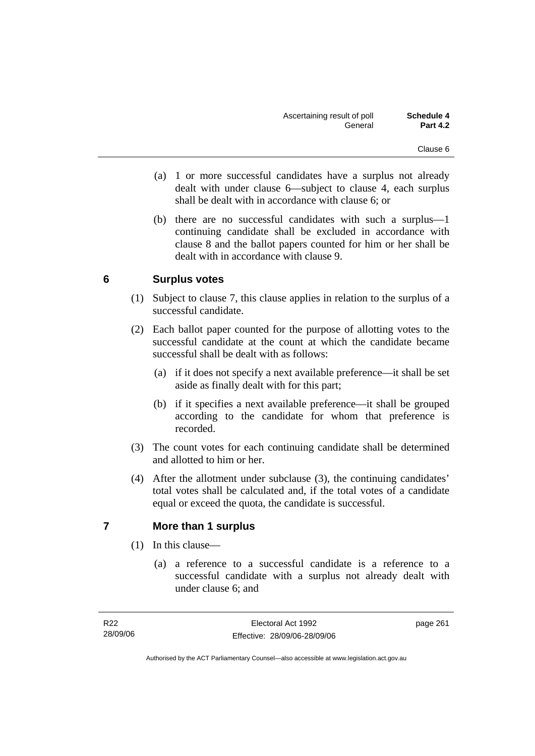(a) 1 or more successful candidates have a surplus not already dealt with under clause 6—subject to clause 4, each surplus shall be dealt with in accordance with clause 6; or

(b) there are no successful candidates with such a surplus—1 continuing candidate shall be excluded in accordance with clause 8 and the ballot papers counted for him or her shall be dealt with in accordance with clause 9.

## 6 Surplus votes

(1) Subject to clause 7, this clause applies in relation to the surplus of a successful candidate.

(2) Each ballot paper counted for the purpose of allotting votes to the successful candidate at the count at which the candidate became successful shall be dealt with as follows:

(a) if it does not specify a next available preference—it shall be set aside as finally dealt with for this part;

(b) if it specifies a next available preference—it shall be grouped according to the candidate for whom that preference is recorded.

(3) The count votes for each continuing candidate shall be determined and allotted to him or her.

(4) After the allotment under subclause (3), the continuing candidates' total votes shall be calculated and, if the total votes of a candidate equal or exceed the quota, the candidate is successful.

## 7 More than 1 surplus

(1) In this clause—

(a) a reference to a successful candidate is a reference to a successful candidate with a surplus not already dealt with under clause 6; and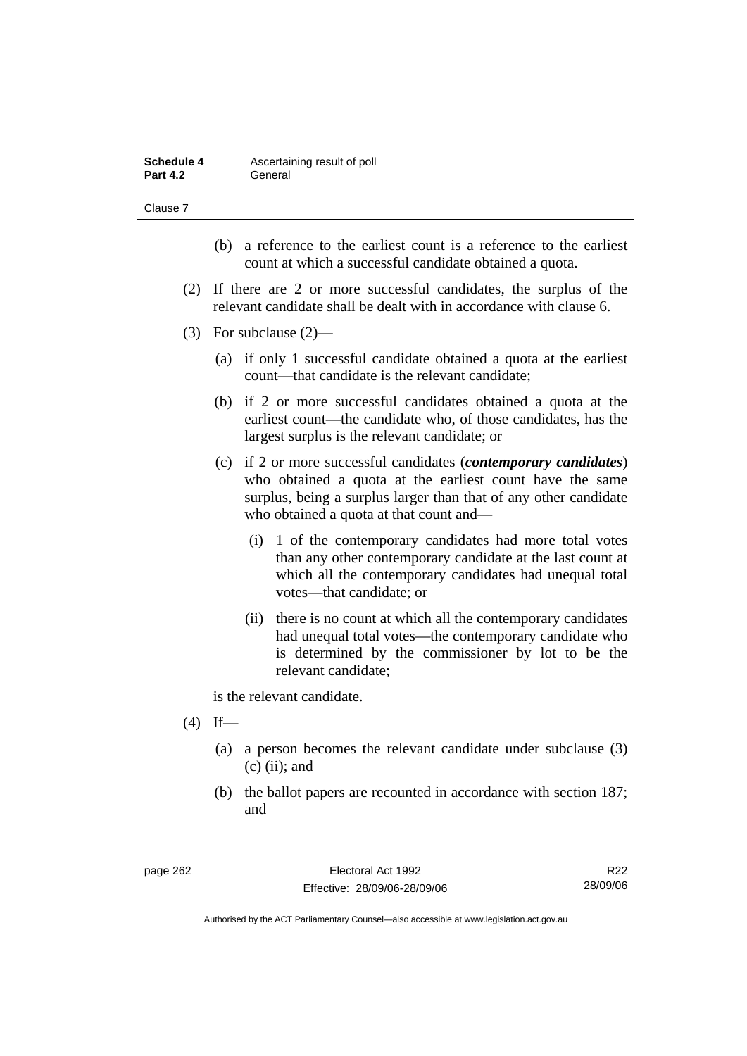(b) a reference to the earliest count is a reference to the earliest count at which a successful candidate obtained a quota.

(2) If there are 2 or more successful candidates, the surplus of the relevant candidate shall be dealt with in accordance with clause 6.

(3) For subclause (2)—

(a) if only 1 successful candidate obtained a quota at the earliest count—that candidate is the relevant candidate;

(b) if 2 or more successful candidates obtained a quota at the earliest count—the candidate who, of those candidates, has the largest surplus is the relevant candidate; or

(c) if 2 or more successful candidates (***contemporary candidates***) who obtained a quota at the earliest count have the same surplus, being a surplus larger than that of any other candidate who obtained a quota at that count and—

(i) 1 of the contemporary candidates had more total votes than any other contemporary candidate at the last count at which all the contemporary candidates had unequal total votes—that candidate; or

(ii) there is no count at which all the contemporary candidates had unequal total votes—the contemporary candidate who is determined by the commissioner by lot to be the relevant candidate;

is the relevant candidate.

(4) If—

(a) a person becomes the relevant candidate under subclause (3) (c) (ii); and

(b) the ballot papers are recounted in accordance with section 187; and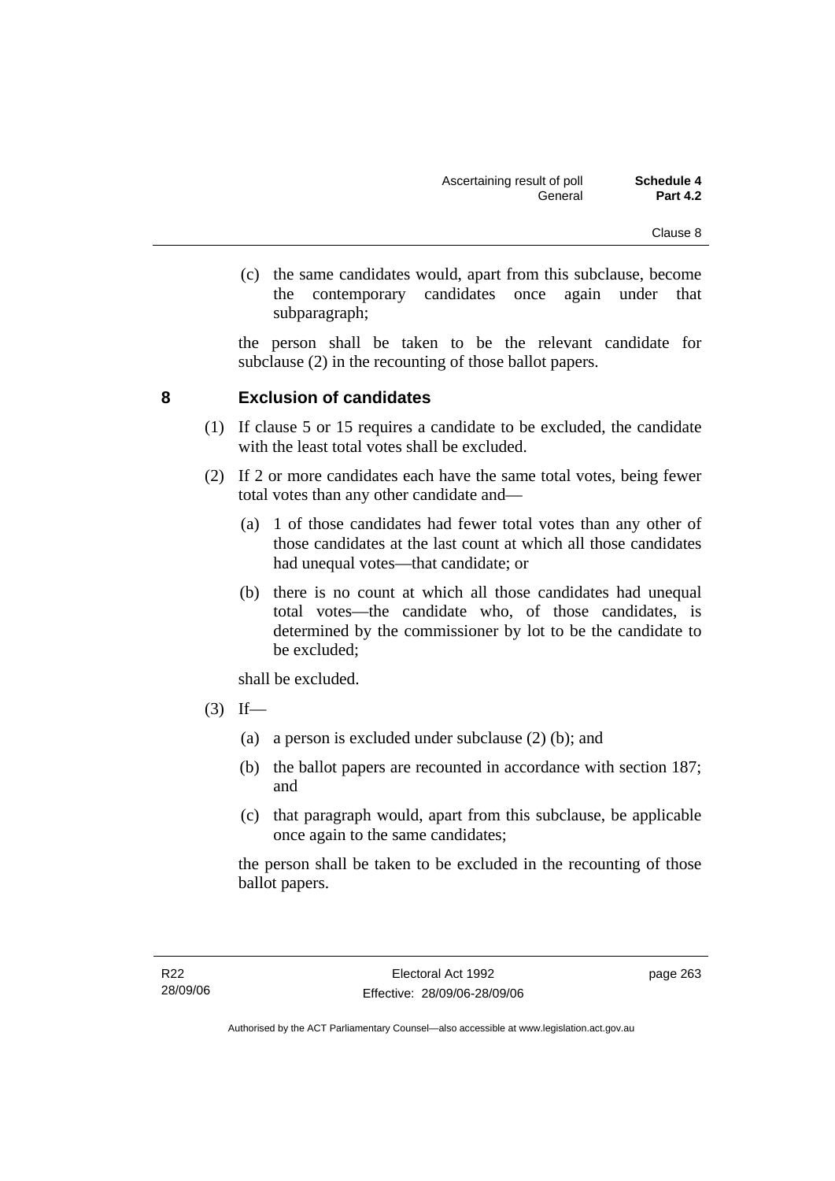(c) the same candidates would, apart from this subclause, become the contemporary candidates once again under that subparagraph;

the person shall be taken to be the relevant candidate for subclause (2) in the recounting of those ballot papers.

## 8 Exclusion of candidates

(1) If clause 5 or 15 requires a candidate to be excluded, the candidate with the least total votes shall be excluded.

(2) If 2 or more candidates each have the same total votes, being fewer total votes than any other candidate and—

(a) 1 of those candidates had fewer total votes than any other of those candidates at the last count at which all those candidates had unequal votes—that candidate; or

(b) there is no count at which all those candidates had unequal total votes—the candidate who, of those candidates, is determined by the commissioner by lot to be the candidate to be excluded;

shall be excluded.

(3) If—

(a) a person is excluded under subclause (2) (b); and

(b) the ballot papers are recounted in accordance with section 187; and

(c) that paragraph would, apart from this subclause, be applicable once again to the same candidates;

the person shall be taken to be excluded in the recounting of those ballot papers.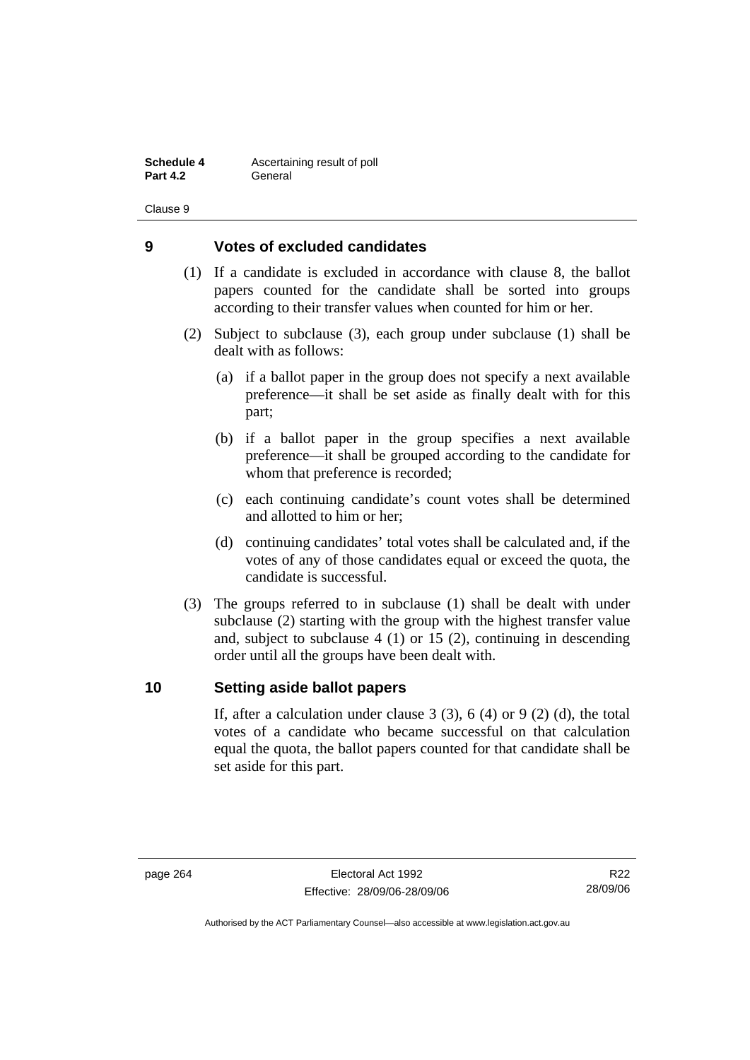## 9 Votes of excluded candidates

(1) If a candidate is excluded in accordance with clause 8, the ballot papers counted for the candidate shall be sorted into groups according to their transfer values when counted for him or her.

(2) Subject to subclause (3), each group under subclause (1) shall be dealt with as follows:

(a) if a ballot paper in the group does not specify a next available preference—it shall be set aside as finally dealt with for this part;

(b) if a ballot paper in the group specifies a next available preference—it shall be grouped according to the candidate for whom that preference is recorded;

(c) each continuing candidate's count votes shall be determined and allotted to him or her;

(d) continuing candidates' total votes shall be calculated and, if the votes of any of those candidates equal or exceed the quota, the candidate is successful.

(3) The groups referred to in subclause (1) shall be dealt with under subclause (2) starting with the group with the highest transfer value and, subject to subclause 4 (1) or 15 (2), continuing in descending order until all the groups have been dealt with.

## 10 Setting aside ballot papers

If, after a calculation under clause 3 (3), 6 (4) or 9 (2) (d), the total votes of a candidate who became successful on that calculation equal the quota, the ballot papers counted for that candidate shall be set aside for this part.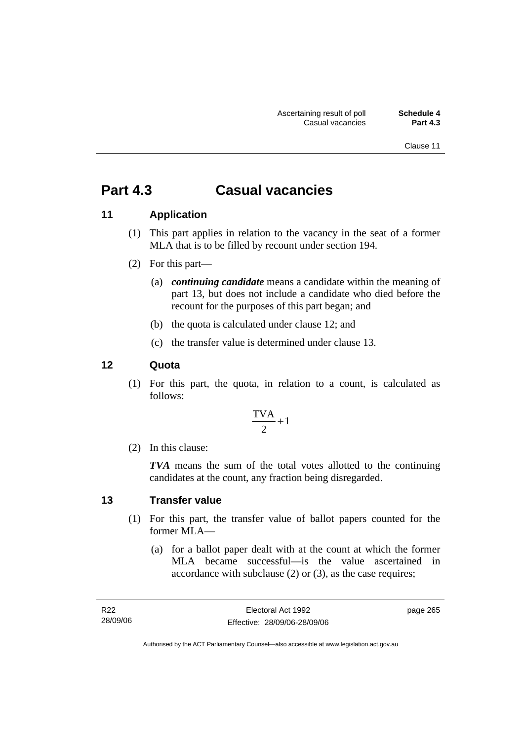# Part 4.3 Casual vacancies

## 11 Application

(1) This part applies in relation to the vacancy in the seat of a former MLA that is to be filled by recount under section 194.

(2) For this part—

(a) ***continuing candidate*** means a candidate within the meaning of part 13, but does not include a candidate who died before the recount for the purposes of this part began; and

(b) the quota is calculated under clause 12; and

(c) the transfer value is determined under clause 13.

## 12 Quota

(1) For this part, the quota, in relation to a count, is calculated as follows:

$$\frac{\text{TVA}}{2}+1$$

(2) In this clause:

***TVA*** means the sum of the total votes allotted to the continuing candidates at the count, any fraction being disregarded.

## 13 Transfer value

(1) For this part, the transfer value of ballot papers counted for the former MLA—

(a) for a ballot paper dealt with at the count at which the former MLA became successful—is the value ascertained in accordance with subclause (2) or (3), as the case requires;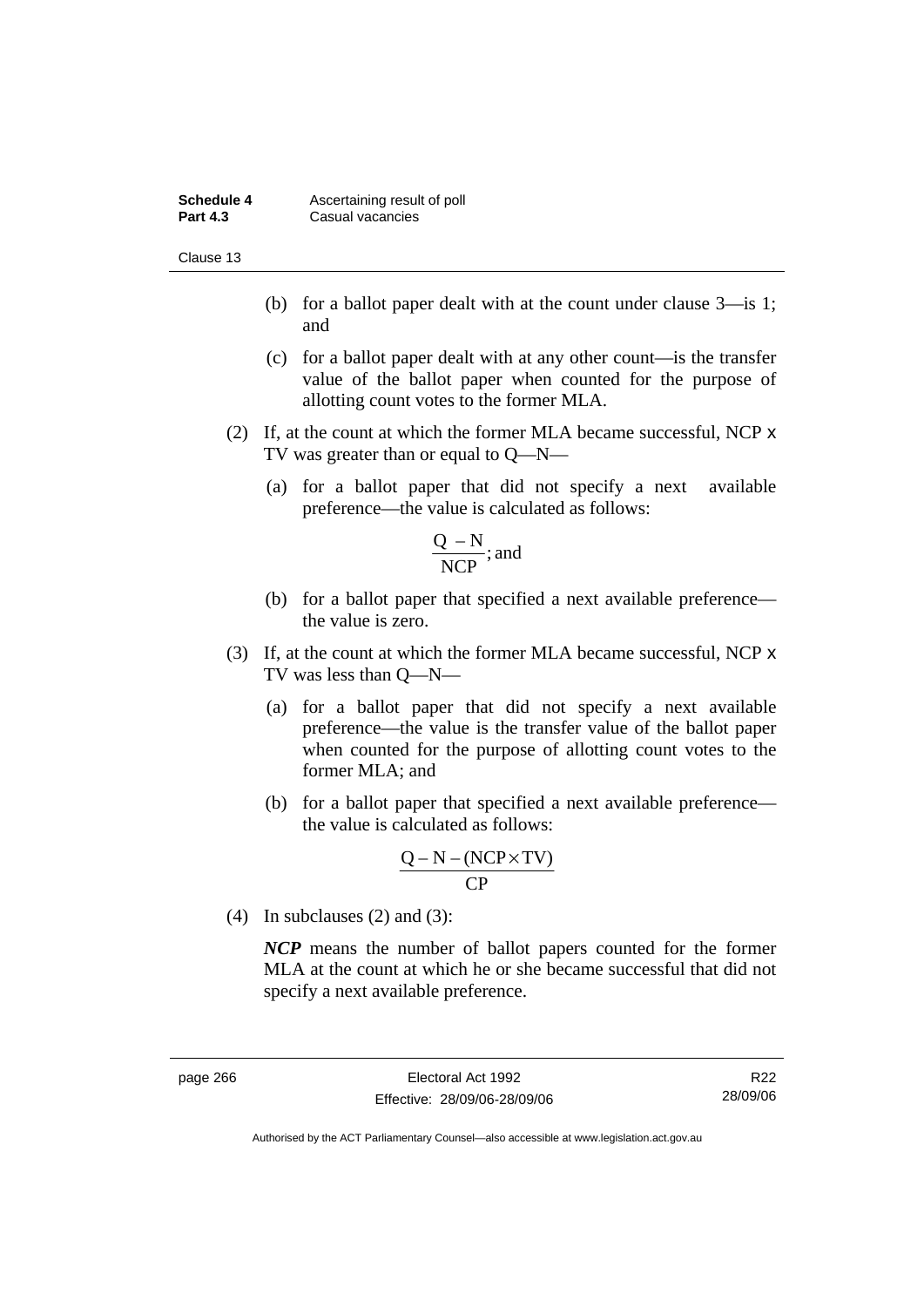(b) for a ballot paper dealt with at the count under clause 3—is 1; and

(c) for a ballot paper dealt with at any other count—is the transfer value of the ballot paper when counted for the purpose of allotting count votes to the former MLA.

(2) If, at the count at which the former MLA became successful, NCP x TV was greater than or equal to Q—N—

(a) for a ballot paper that did not specify a next available preference—the value is calculated as follows:

$$\frac{Q - N}{NCP}\text{; and}$$

(b) for a ballot paper that specified a next available preference—the value is zero.

(3) If, at the count at which the former MLA became successful, NCP x TV was less than Q—N—

(a) for a ballot paper that did not specify a next available preference—the value is the transfer value of the ballot paper when counted for the purpose of allotting count votes to the former MLA; and

(b) for a ballot paper that specified a next available preference—the value is calculated as follows:

$$\frac{Q - N - (NCP \times TV)}{CP}$$

(4) In subclauses (2) and (3):

***NCP*** means the number of ballot papers counted for the former MLA at the count at which he or she became successful that did not specify a next available preference.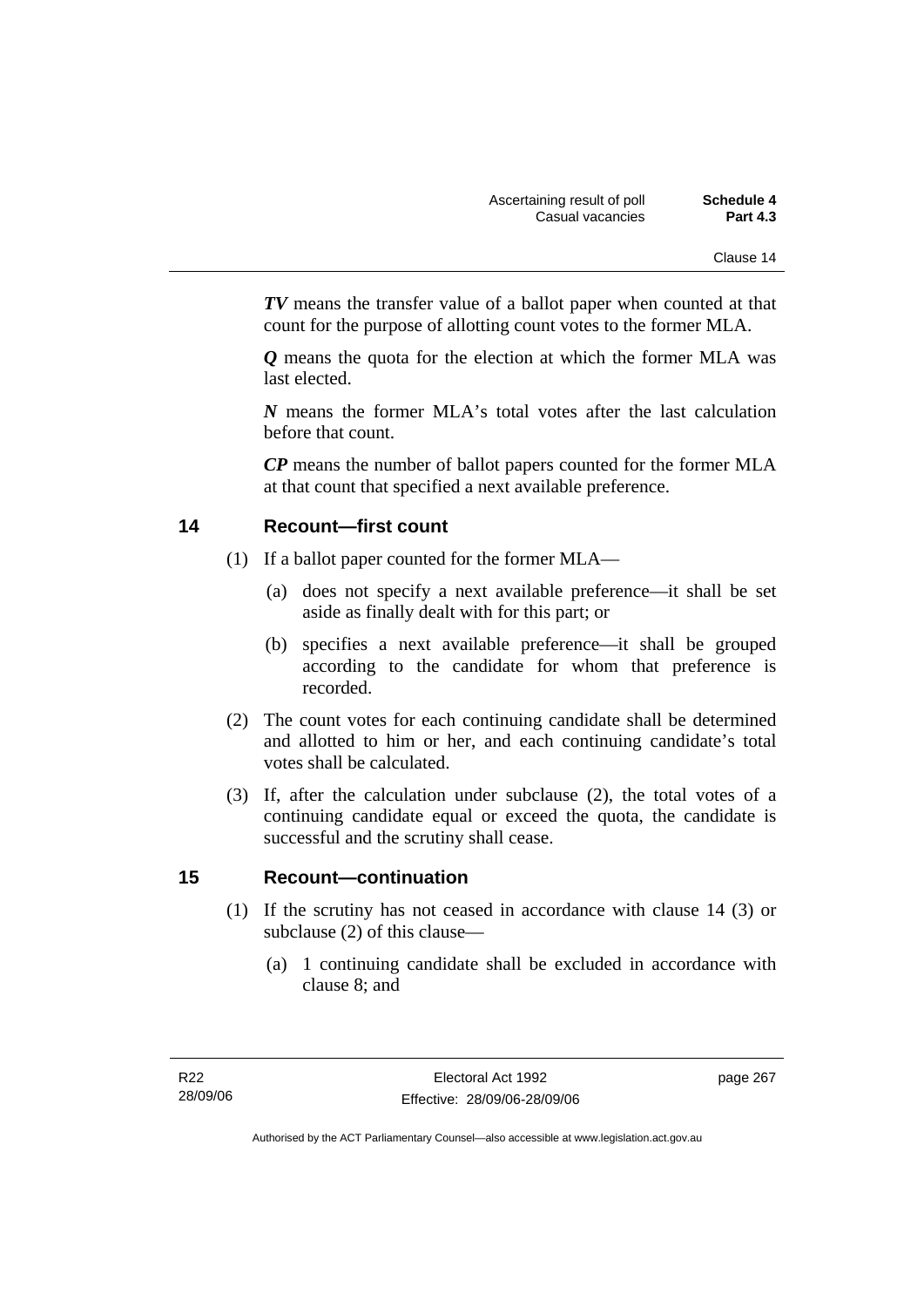***TV*** means the transfer value of a ballot paper when counted at that count for the purpose of allotting count votes to the former MLA.

***Q*** means the quota for the election at which the former MLA was last elected.

***N*** means the former MLA's total votes after the last calculation before that count.

***CP*** means the number of ballot papers counted for the former MLA at that count that specified a next available preference.

## 14 Recount—first count

(1) If a ballot paper counted for the former MLA—

(a) does not specify a next available preference—it shall be set aside as finally dealt with for this part; or

(b) specifies a next available preference—it shall be grouped according to the candidate for whom that preference is recorded.

(2) The count votes for each continuing candidate shall be determined and allotted to him or her, and each continuing candidate's total votes shall be calculated.

(3) If, after the calculation under subclause (2), the total votes of a continuing candidate equal or exceed the quota, the candidate is successful and the scrutiny shall cease.

## 15 Recount—continuation

(1) If the scrutiny has not ceased in accordance with clause 14 (3) or subclause (2) of this clause—

(a) 1 continuing candidate shall be excluded in accordance with clause 8; and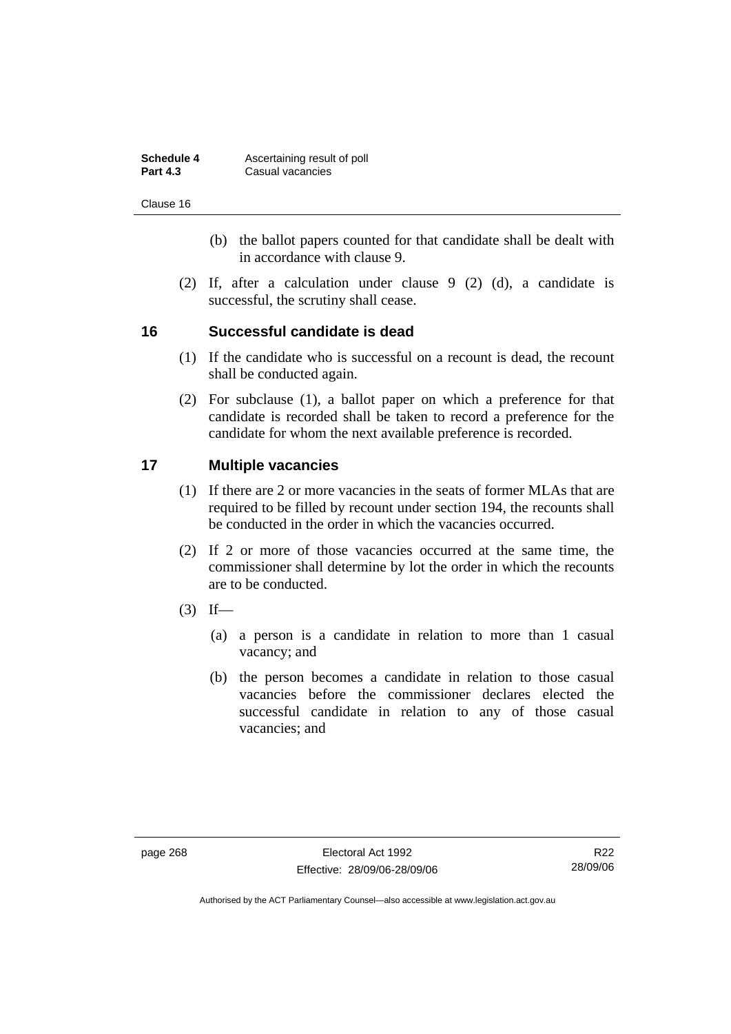(b) the ballot papers counted for that candidate shall be dealt with in accordance with clause 9.

(2) If, after a calculation under clause 9 (2) (d), a candidate is successful, the scrutiny shall cease.

## 16 Successful candidate is dead

(1) If the candidate who is successful on a recount is dead, the recount shall be conducted again.

(2) For subclause (1), a ballot paper on which a preference for that candidate is recorded shall be taken to record a preference for the candidate for whom the next available preference is recorded.

## 17 Multiple vacancies

(1) If there are 2 or more vacancies in the seats of former MLAs that are required to be filled by recount under section 194, the recounts shall be conducted in the order in which the vacancies occurred.

(2) If 2 or more of those vacancies occurred at the same time, the commissioner shall determine by lot the order in which the recounts are to be conducted.

(3) If—

(a) a person is a candidate in relation to more than 1 casual vacancy; and

(b) the person becomes a candidate in relation to those casual vacancies before the commissioner declares elected the successful candidate in relation to any of those casual vacancies; and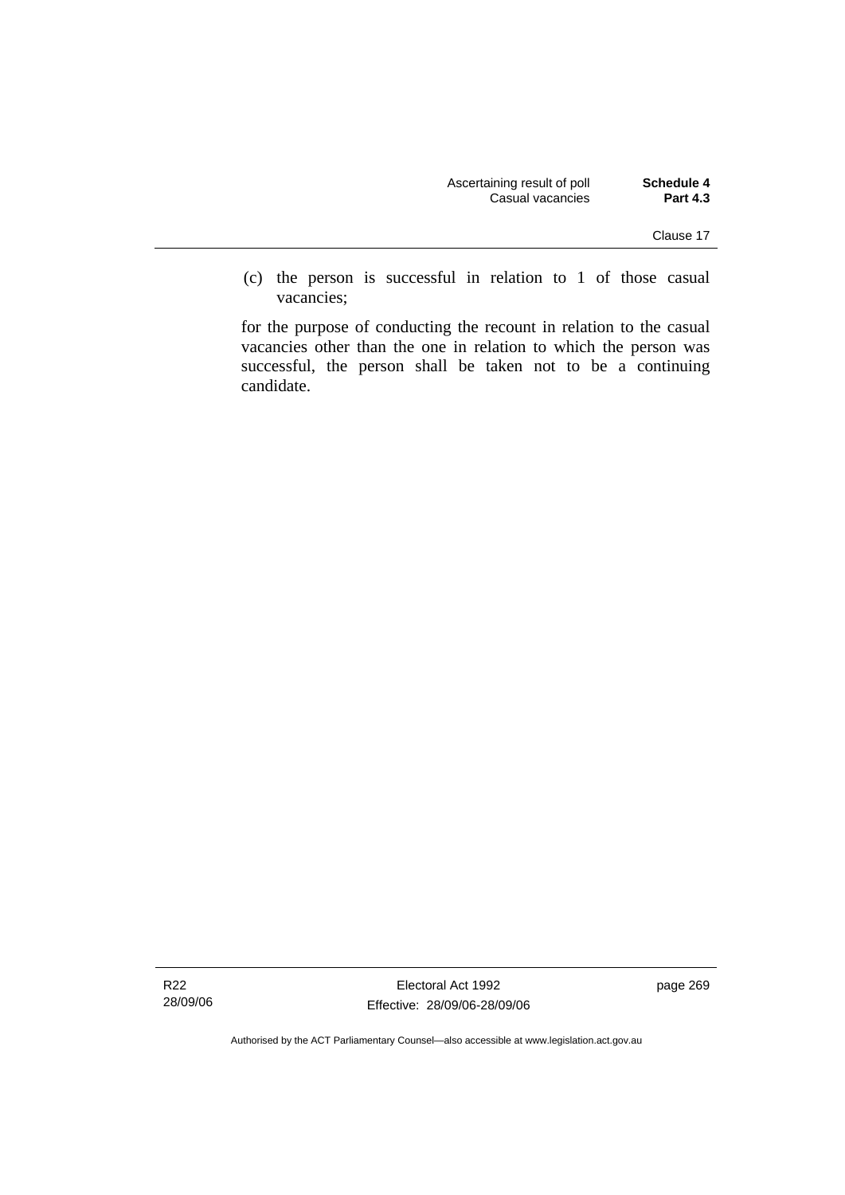(c) the person is successful in relation to 1 of those casual vacancies;

for the purpose of conducting the recount in relation to the casual vacancies other than the one in relation to which the person was successful, the person shall be taken not to be a continuing candidate.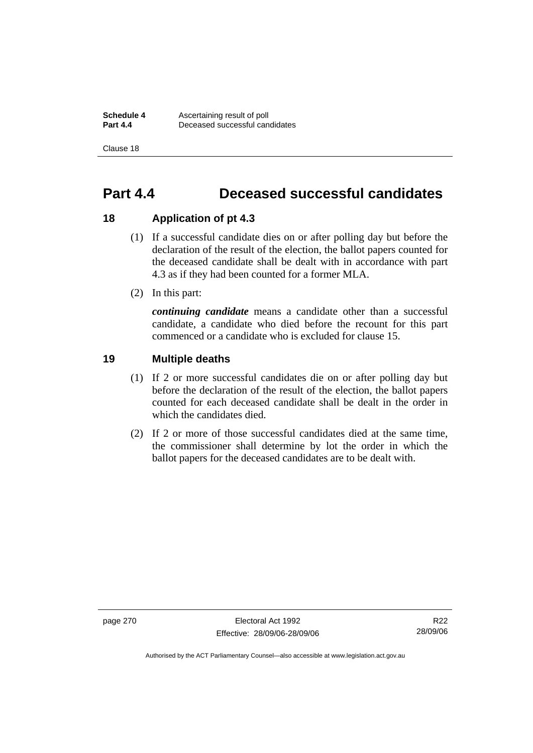# Part 4.4 Deceased successful candidates

## 18 Application of pt 4.3

(1) If a successful candidate dies on or after polling day but before the declaration of the result of the election, the ballot papers counted for the deceased candidate shall be dealt with in accordance with part 4.3 as if they had been counted for a former MLA.

(2) In this part:

***continuing candidate*** means a candidate other than a successful candidate, a candidate who died before the recount for this part commenced or a candidate who is excluded for clause 15.

## 19 Multiple deaths

(1) If 2 or more successful candidates die on or after polling day but before the declaration of the result of the election, the ballot papers counted for each deceased candidate shall be dealt in the order in which the candidates died.

(2) If 2 or more of those successful candidates died at the same time, the commissioner shall determine by lot the order in which the ballot papers for the deceased candidates are to be dealt with.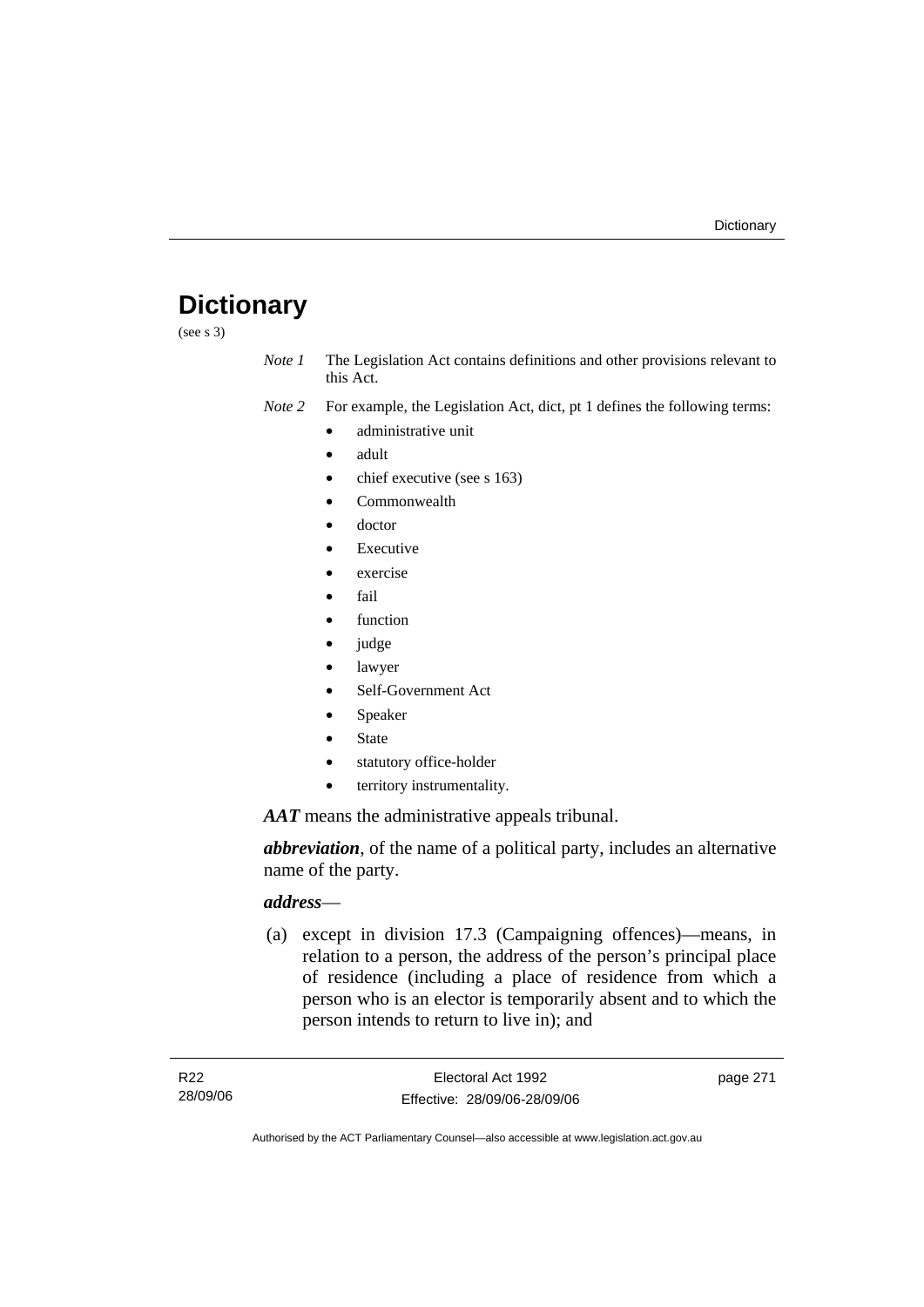# Dictionary

(see s 3)

*Note 1* The Legislation Act contains definitions and other provisions relevant to this Act.

*Note 2* For example, the Legislation Act, dict, pt 1 defines the following terms:

- administrative unit
- adult
- chief executive (see s 163)
- Commonwealth
- doctor
- Executive
- exercise
- fail
- function
- judge
- lawyer
- Self-Government Act
- Speaker
- State
- statutory office-holder
- territory instrumentality.

***AAT*** means the administrative appeals tribunal.

***abbreviation***, of the name of a political party, includes an alternative name of the party.

***address***—

(a) except in division 17.3 (Campaigning offences)—means, in relation to a person, the address of the person's principal place of residence (including a place of residence from which a person who is an elector is temporarily absent and to which the person intends to return to live in); and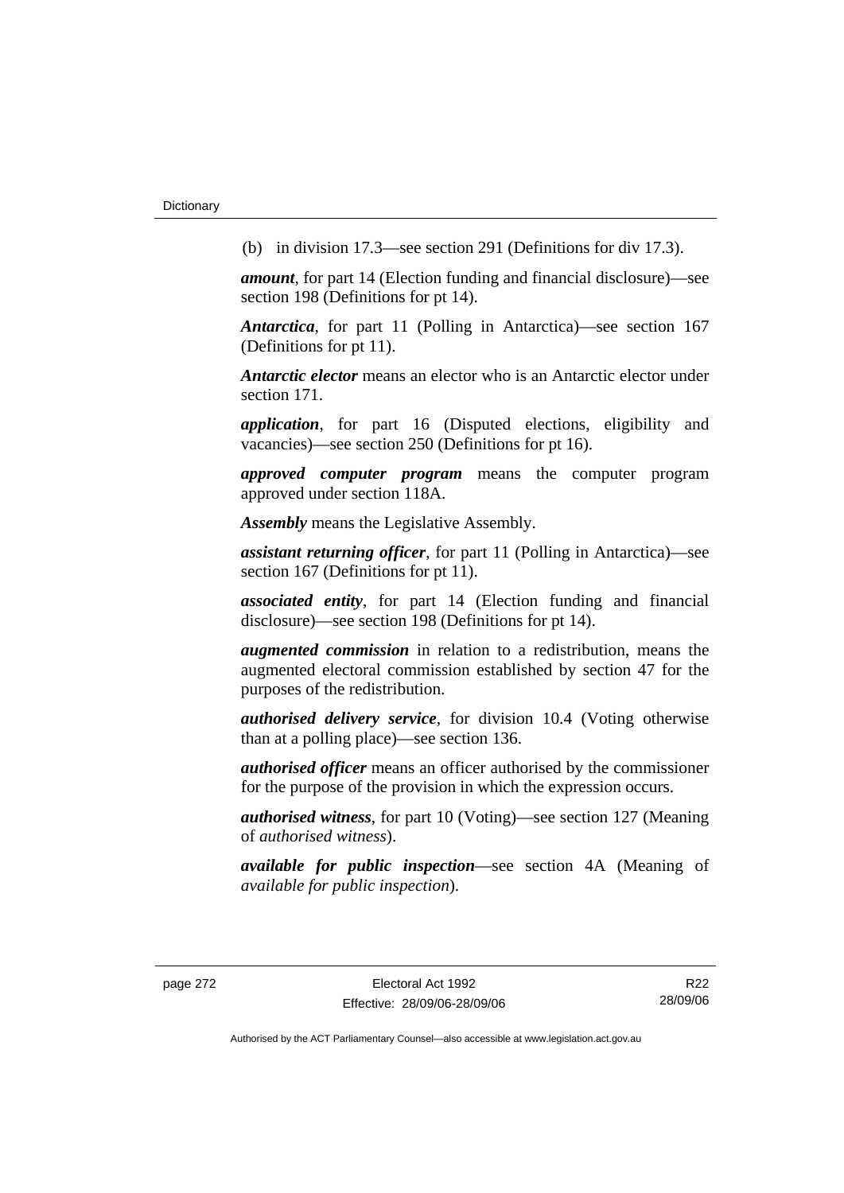(b) in division 17.3—see section 291 (Definitions for div 17.3).

***amount***, for part 14 (Election funding and financial disclosure)—see section 198 (Definitions for pt 14).

***Antarctica***, for part 11 (Polling in Antarctica)—see section 167 (Definitions for pt 11).

***Antarctic elector*** means an elector who is an Antarctic elector under section 171.

***application***, for part 16 (Disputed elections, eligibility and vacancies)—see section 250 (Definitions for pt 16).

***approved computer program*** means the computer program approved under section 118A.

***Assembly*** means the Legislative Assembly.

***assistant returning officer***, for part 11 (Polling in Antarctica)—see section 167 (Definitions for pt 11).

***associated entity***, for part 14 (Election funding and financial disclosure)—see section 198 (Definitions for pt 14).

***augmented commission*** in relation to a redistribution, means the augmented electoral commission established by section 47 for the purposes of the redistribution.

***authorised delivery service***, for division 10.4 (Voting otherwise than at a polling place)—see section 136.

***authorised officer*** means an officer authorised by the commissioner for the purpose of the provision in which the expression occurs.

***authorised witness***, for part 10 (Voting)—see section 127 (Meaning of *authorised witness*).

***available for public inspection***—see section 4A (Meaning of *available for public inspection*).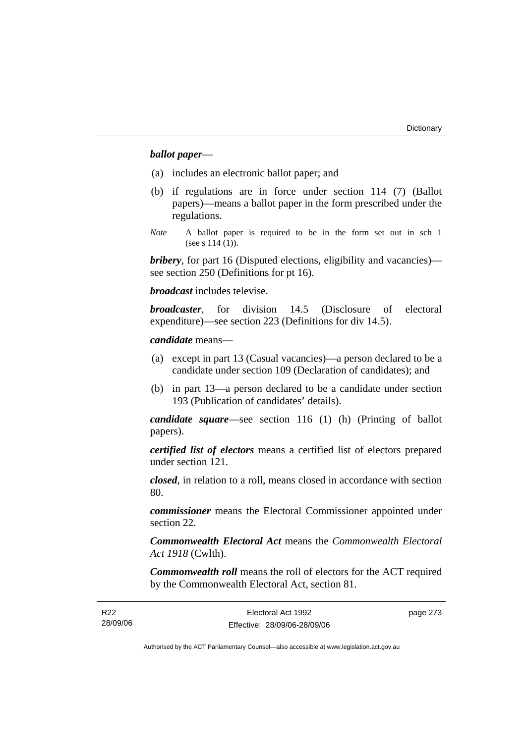***ballot paper***—

(a) includes an electronic ballot paper; and

(b) if regulations are in force under section 114 (7) (Ballot papers)—means a ballot paper in the form prescribed under the regulations.

*Note* A ballot paper is required to be in the form set out in sch 1 (see s 114 (1)).

***bribery***, for part 16 (Disputed elections, eligibility and vacancies)—see section 250 (Definitions for pt 16).

***broadcast*** includes televise.

***broadcaster***, for division 14.5 (Disclosure of electoral expenditure)—see section 223 (Definitions for div 14.5).

***candidate*** means—

(a) except in part 13 (Casual vacancies)—a person declared to be a candidate under section 109 (Declaration of candidates); and

(b) in part 13—a person declared to be a candidate under section 193 (Publication of candidates' details).

***candidate square***—see section 116 (1) (h) (Printing of ballot papers).

***certified list of electors*** means a certified list of electors prepared under section 121.

***closed***, in relation to a roll, means closed in accordance with section 80.

***commissioner*** means the Electoral Commissioner appointed under section 22.

***Commonwealth Electoral Act*** means the *Commonwealth Electoral Act 1918* (Cwlth).

***Commonwealth roll*** means the roll of electors for the ACT required by the Commonwealth Electoral Act, section 81.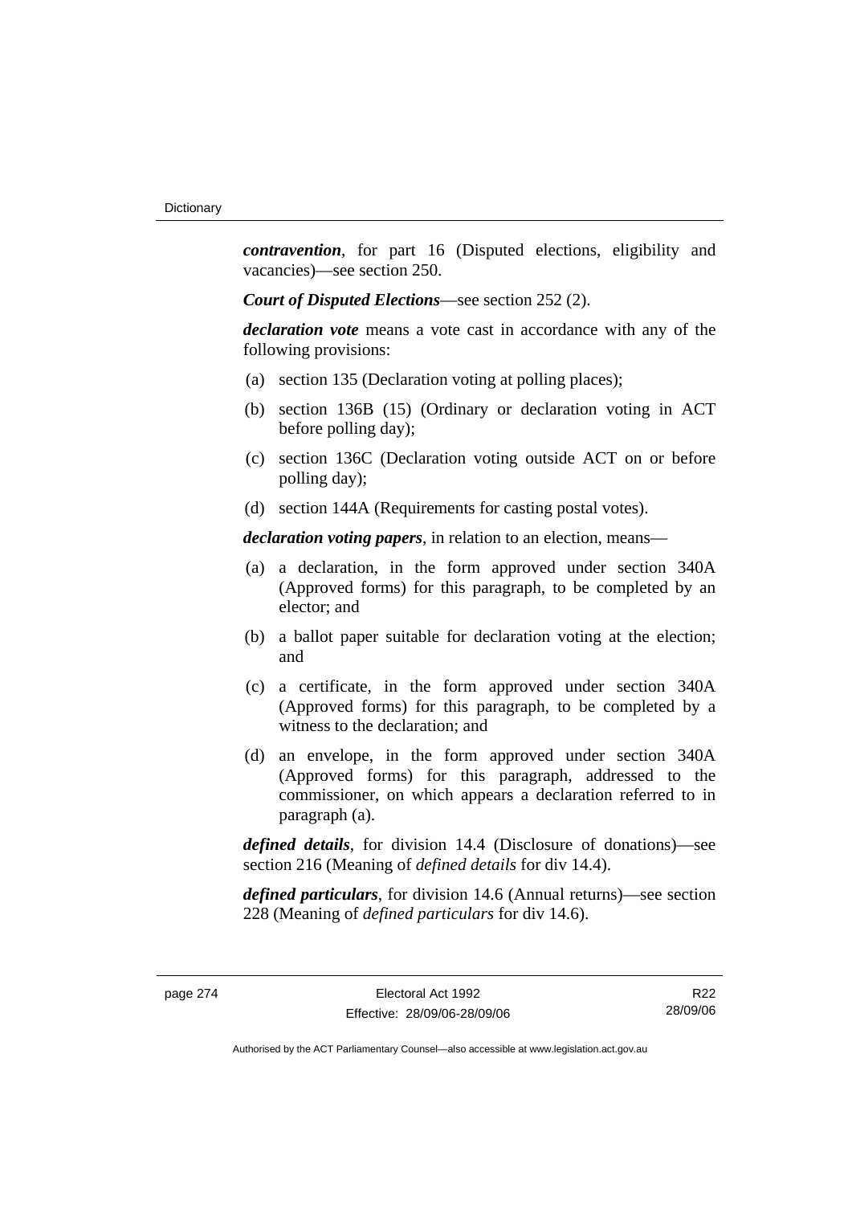***contravention***, for part 16 (Disputed elections, eligibility and vacancies)—see section 250.

***Court of Disputed Elections***—see section 252 (2).

***declaration vote*** means a vote cast in accordance with any of the following provisions:

(a) section 135 (Declaration voting at polling places);

(b) section 136B (15) (Ordinary or declaration voting in ACT before polling day);

(c) section 136C (Declaration voting outside ACT on or before polling day);

(d) section 144A (Requirements for casting postal votes).

***declaration voting papers***, in relation to an election, means—

(a) a declaration, in the form approved under section 340A (Approved forms) for this paragraph, to be completed by an elector; and

(b) a ballot paper suitable for declaration voting at the election; and

(c) a certificate, in the form approved under section 340A (Approved forms) for this paragraph, to be completed by a witness to the declaration; and

(d) an envelope, in the form approved under section 340A (Approved forms) for this paragraph, addressed to the commissioner, on which appears a declaration referred to in paragraph (a).

***defined details***, for division 14.4 (Disclosure of donations)—see section 216 (Meaning of *defined details* for div 14.4).

***defined particulars***, for division 14.6 (Annual returns)—see section 228 (Meaning of *defined particulars* for div 14.6).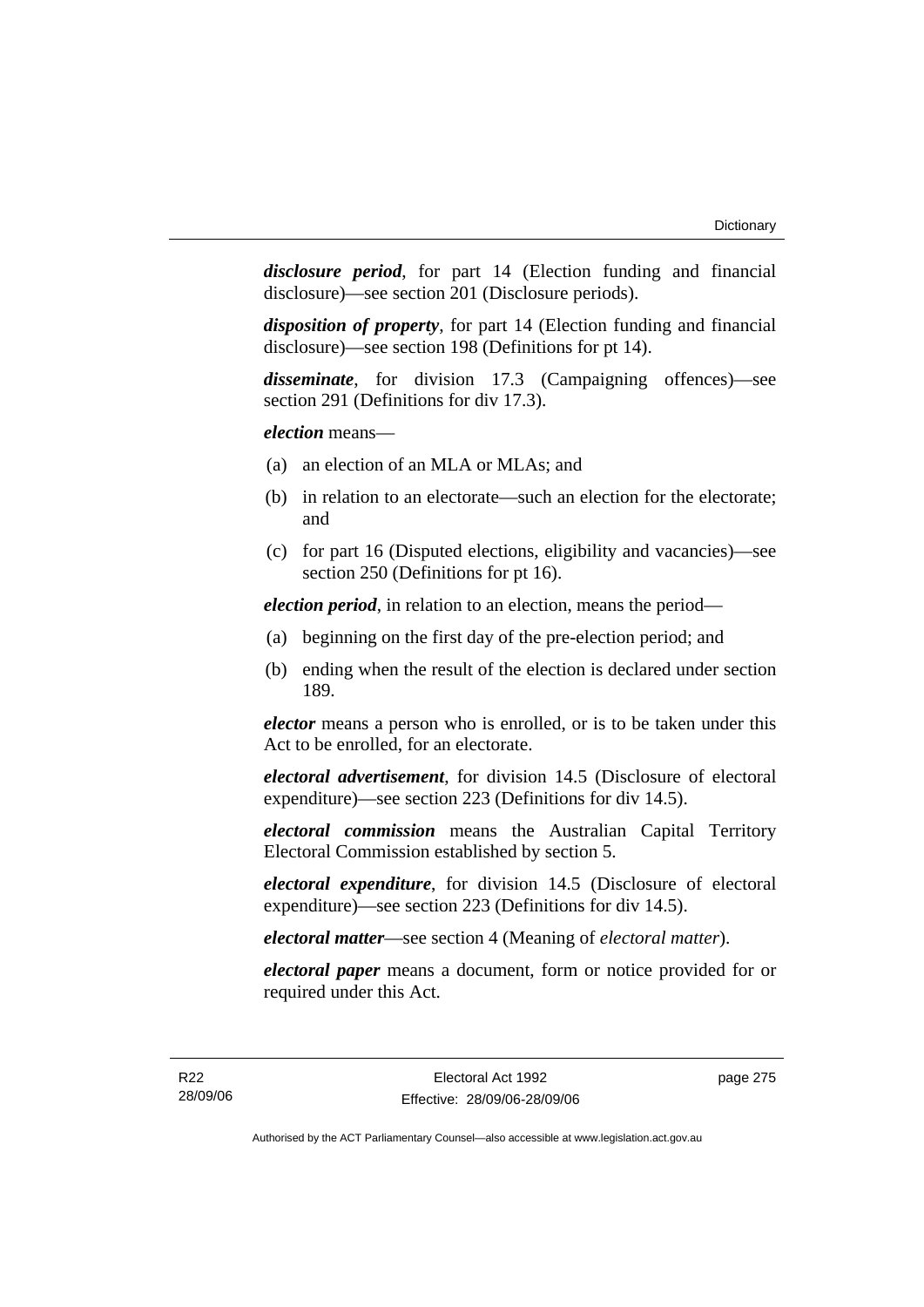***disclosure period***, for part 14 (Election funding and financial disclosure)—see section 201 (Disclosure periods).

***disposition of property***, for part 14 (Election funding and financial disclosure)—see section 198 (Definitions for pt 14).

***disseminate***, for division 17.3 (Campaigning offences)—see section 291 (Definitions for div 17.3).

***election*** means—

(a) an election of an MLA or MLAs; and

(b) in relation to an electorate—such an election for the electorate; and

(c) for part 16 (Disputed elections, eligibility and vacancies)—see section 250 (Definitions for pt 16).

***election period***, in relation to an election, means the period—

(a) beginning on the first day of the pre-election period; and

(b) ending when the result of the election is declared under section 189.

***elector*** means a person who is enrolled, or is to be taken under this Act to be enrolled, for an electorate.

***electoral advertisement***, for division 14.5 (Disclosure of electoral expenditure)—see section 223 (Definitions for div 14.5).

***electoral commission*** means the Australian Capital Territory Electoral Commission established by section 5.

***electoral expenditure***, for division 14.5 (Disclosure of electoral expenditure)—see section 223 (Definitions for div 14.5).

***electoral matter***—see section 4 (Meaning of *electoral matter*).

***electoral paper*** means a document, form or notice provided for or required under this Act.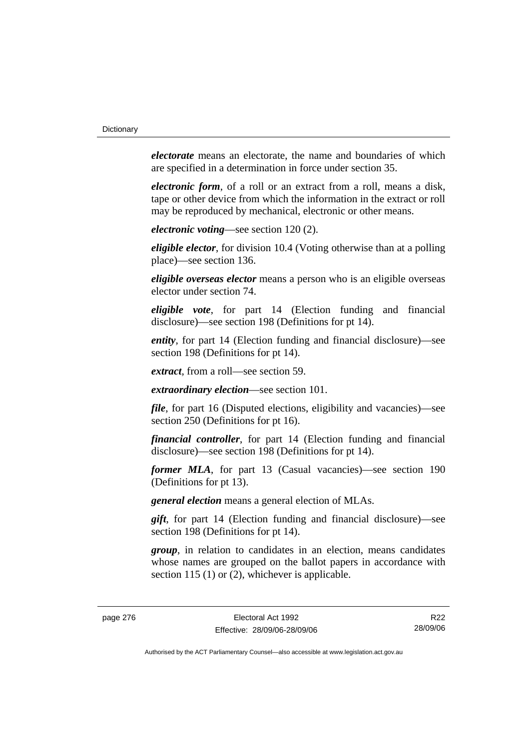***electorate*** means an electorate, the name and boundaries of which are specified in a determination in force under section 35.

***electronic form***, of a roll or an extract from a roll, means a disk, tape or other device from which the information in the extract or roll may be reproduced by mechanical, electronic or other means.

***electronic voting***—see section 120 (2).

***eligible elector***, for division 10.4 (Voting otherwise than at a polling place)—see section 136.

***eligible overseas elector*** means a person who is an eligible overseas elector under section 74.

***eligible vote***, for part 14 (Election funding and financial disclosure)—see section 198 (Definitions for pt 14).

***entity***, for part 14 (Election funding and financial disclosure)—see section 198 (Definitions for pt 14).

***extract***, from a roll—see section 59.

***extraordinary election***—see section 101.

***file***, for part 16 (Disputed elections, eligibility and vacancies)—see section 250 (Definitions for pt 16).

***financial controller***, for part 14 (Election funding and financial disclosure)—see section 198 (Definitions for pt 14).

***former MLA***, for part 13 (Casual vacancies)—see section 190 (Definitions for pt 13).

***general election*** means a general election of MLAs.

***gift***, for part 14 (Election funding and financial disclosure)—see section 198 (Definitions for pt 14).

***group***, in relation to candidates in an election, means candidates whose names are grouped on the ballot papers in accordance with section 115 (1) or (2), whichever is applicable.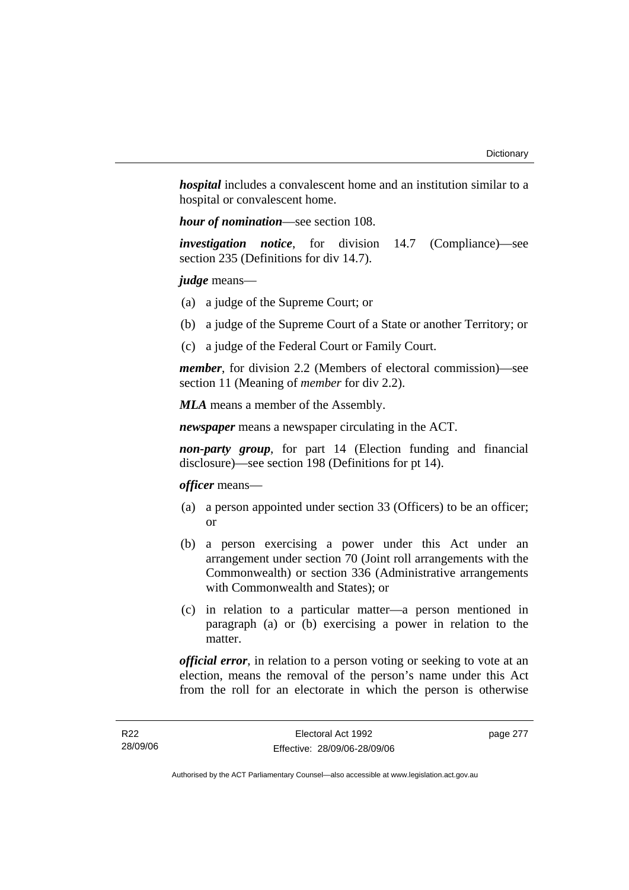***hospital*** includes a convalescent home and an institution similar to a hospital or convalescent home.

***hour of nomination***—see section 108.

***investigation notice***, for division 14.7 (Compliance)—see section 235 (Definitions for div 14.7).

***judge*** means—

(a) a judge of the Supreme Court; or

(b) a judge of the Supreme Court of a State or another Territory; or

(c) a judge of the Federal Court or Family Court.

***member***, for division 2.2 (Members of electoral commission)—see section 11 (Meaning of *member* for div 2.2).

***MLA*** means a member of the Assembly.

***newspaper*** means a newspaper circulating in the ACT.

***non-party group***, for part 14 (Election funding and financial disclosure)—see section 198 (Definitions for pt 14).

***officer*** means—

(a) a person appointed under section 33 (Officers) to be an officer; or

(b) a person exercising a power under this Act under an arrangement under section 70 (Joint roll arrangements with the Commonwealth) or section 336 (Administrative arrangements with Commonwealth and States); or

(c) in relation to a particular matter—a person mentioned in paragraph (a) or (b) exercising a power in relation to the matter.

***official error***, in relation to a person voting or seeking to vote at an election, means the removal of the person's name under this Act from the roll for an electorate in which the person is otherwise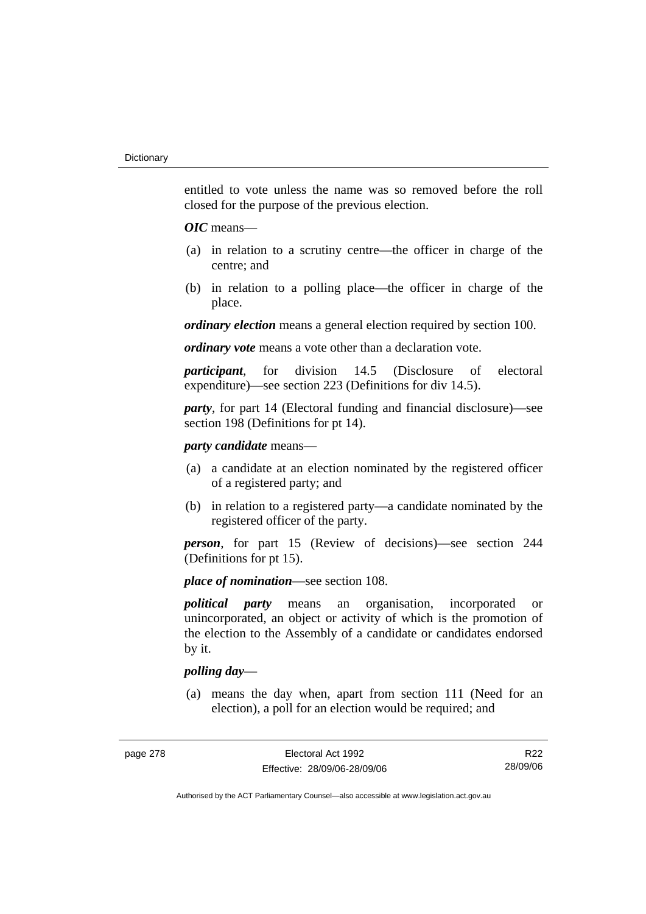entitled to vote unless the name was so removed before the roll closed for the purpose of the previous election.

***OIC*** means—

(a) in relation to a scrutiny centre—the officer in charge of the centre; and

(b) in relation to a polling place—the officer in charge of the place.

***ordinary election*** means a general election required by section 100.

***ordinary vote*** means a vote other than a declaration vote.

***participant***, for division 14.5 (Disclosure of electoral expenditure)—see section 223 (Definitions for div 14.5).

***party***, for part 14 (Electoral funding and financial disclosure)—see section 198 (Definitions for pt 14).

***party candidate*** means—

(a) a candidate at an election nominated by the registered officer of a registered party; and

(b) in relation to a registered party—a candidate nominated by the registered officer of the party.

***person***, for part 15 (Review of decisions)—see section 244 (Definitions for pt 15).

***place of nomination***—see section 108.

***political party*** means an organisation, incorporated or unincorporated, an object or activity of which is the promotion of the election to the Assembly of a candidate or candidates endorsed by it.

***polling day***—

(a) means the day when, apart from section 111 (Need for an election), a poll for an election would be required; and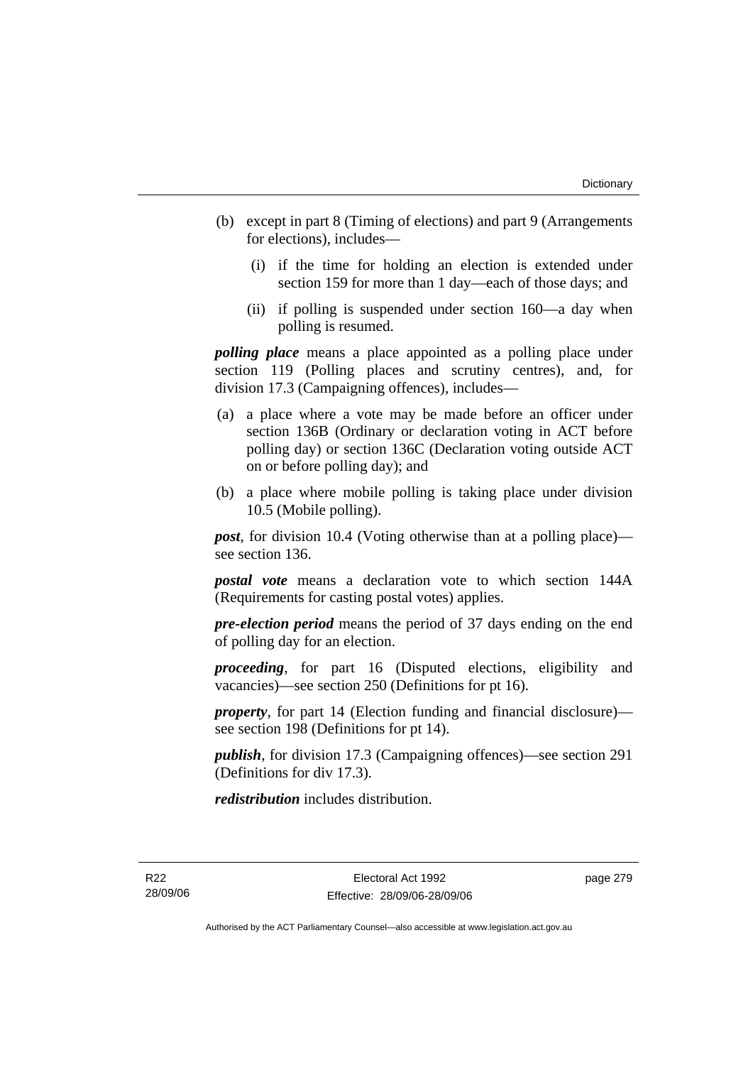(b) except in part 8 (Timing of elections) and part 9 (Arrangements for elections), includes—

   (i) if the time for holding an election is extended under section 159 for more than 1 day—each of those days; and

   (ii) if polling is suspended under section 160—a day when polling is resumed.

***polling place*** means a place appointed as a polling place under section 119 (Polling places and scrutiny centres), and, for division 17.3 (Campaigning offences), includes—

(a) a place where a vote may be made before an officer under section 136B (Ordinary or declaration voting in ACT before polling day) or section 136C (Declaration voting outside ACT on or before polling day); and

(b) a place where mobile polling is taking place under division 10.5 (Mobile polling).

***post***, for division 10.4 (Voting otherwise than at a polling place)—see section 136.

***postal vote*** means a declaration vote to which section 144A (Requirements for casting postal votes) applies.

***pre-election period*** means the period of 37 days ending on the end of polling day for an election.

***proceeding***, for part 16 (Disputed elections, eligibility and vacancies)—see section 250 (Definitions for pt 16).

***property***, for part 14 (Election funding and financial disclosure)—see section 198 (Definitions for pt 14).

***publish***, for division 17.3 (Campaigning offences)—see section 291 (Definitions for div 17.3).

***redistribution*** includes distribution.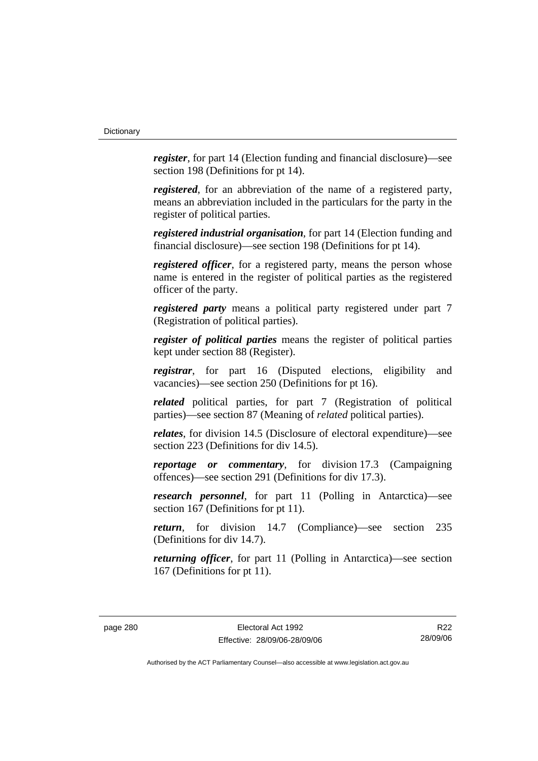***register***, for part 14 (Election funding and financial disclosure)—see section 198 (Definitions for pt 14).

***registered***, for an abbreviation of the name of a registered party, means an abbreviation included in the particulars for the party in the register of political parties.

***registered industrial organisation***, for part 14 (Election funding and financial disclosure)—see section 198 (Definitions for pt 14).

***registered officer***, for a registered party, means the person whose name is entered in the register of political parties as the registered officer of the party.

***registered party*** means a political party registered under part 7 (Registration of political parties).

***register of political parties*** means the register of political parties kept under section 88 (Register).

***registrar***, for part 16 (Disputed elections, eligibility and vacancies)—see section 250 (Definitions for pt 16).

***related*** political parties, for part 7 (Registration of political parties)—see section 87 (Meaning of *related* political parties).

***relates***, for division 14.5 (Disclosure of electoral expenditure)—see section 223 (Definitions for div 14.5).

***reportage or commentary***, for division 17.3 (Campaigning offences)—see section 291 (Definitions for div 17.3).

***research personnel***, for part 11 (Polling in Antarctica)—see section 167 (Definitions for pt 11).

***return***, for division 14.7 (Compliance)—see section 235 (Definitions for div 14.7).

***returning officer***, for part 11 (Polling in Antarctica)—see section 167 (Definitions for pt 11).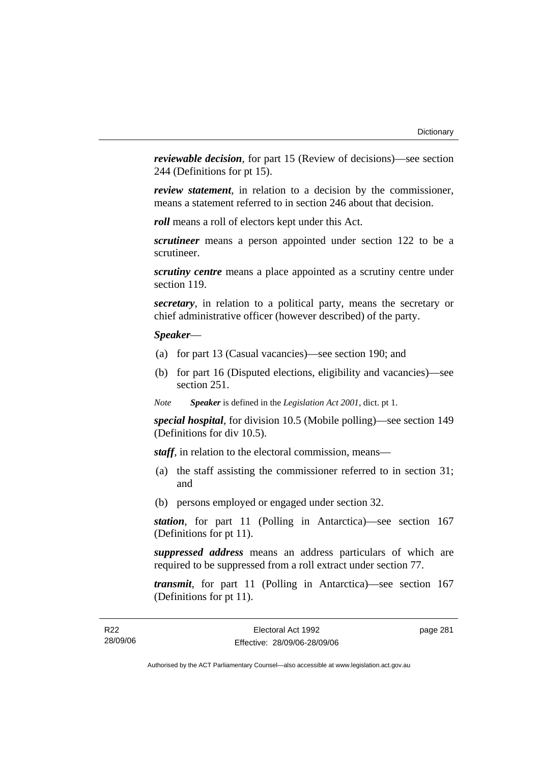***reviewable decision***, for part 15 (Review of decisions)—see section 244 (Definitions for pt 15).

***review statement***, in relation to a decision by the commissioner, means a statement referred to in section 246 about that decision.

***roll*** means a roll of electors kept under this Act.

***scrutineer*** means a person appointed under section 122 to be a scrutineer.

***scrutiny centre*** means a place appointed as a scrutiny centre under section 119.

***secretary***, in relation to a political party, means the secretary or chief administrative officer (however described) of the party.

***Speaker***—

(a) for part 13 (Casual vacancies)—see section 190; and

(b) for part 16 (Disputed elections, eligibility and vacancies)—see section 251.

*Note* ***Speaker*** is defined in the *Legislation Act 2001*, dict. pt 1.

***special hospital***, for division 10.5 (Mobile polling)—see section 149 (Definitions for div 10.5).

***staff***, in relation to the electoral commission, means—

(a) the staff assisting the commissioner referred to in section 31; and

(b) persons employed or engaged under section 32.

***station***, for part 11 (Polling in Antarctica)—see section 167 (Definitions for pt 11).

***suppressed address*** means an address particulars of which are required to be suppressed from a roll extract under section 77.

***transmit***, for part 11 (Polling in Antarctica)—see section 167 (Definitions for pt 11).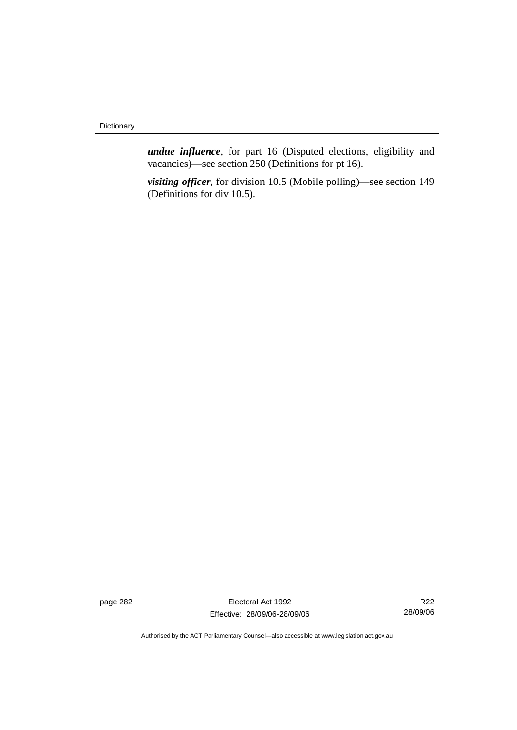***undue influence***, for part 16 (Disputed elections, eligibility and vacancies)—see section 250 (Definitions for pt 16).

***visiting officer***, for division 10.5 (Mobile polling)—see section 149 (Definitions for div 10.5).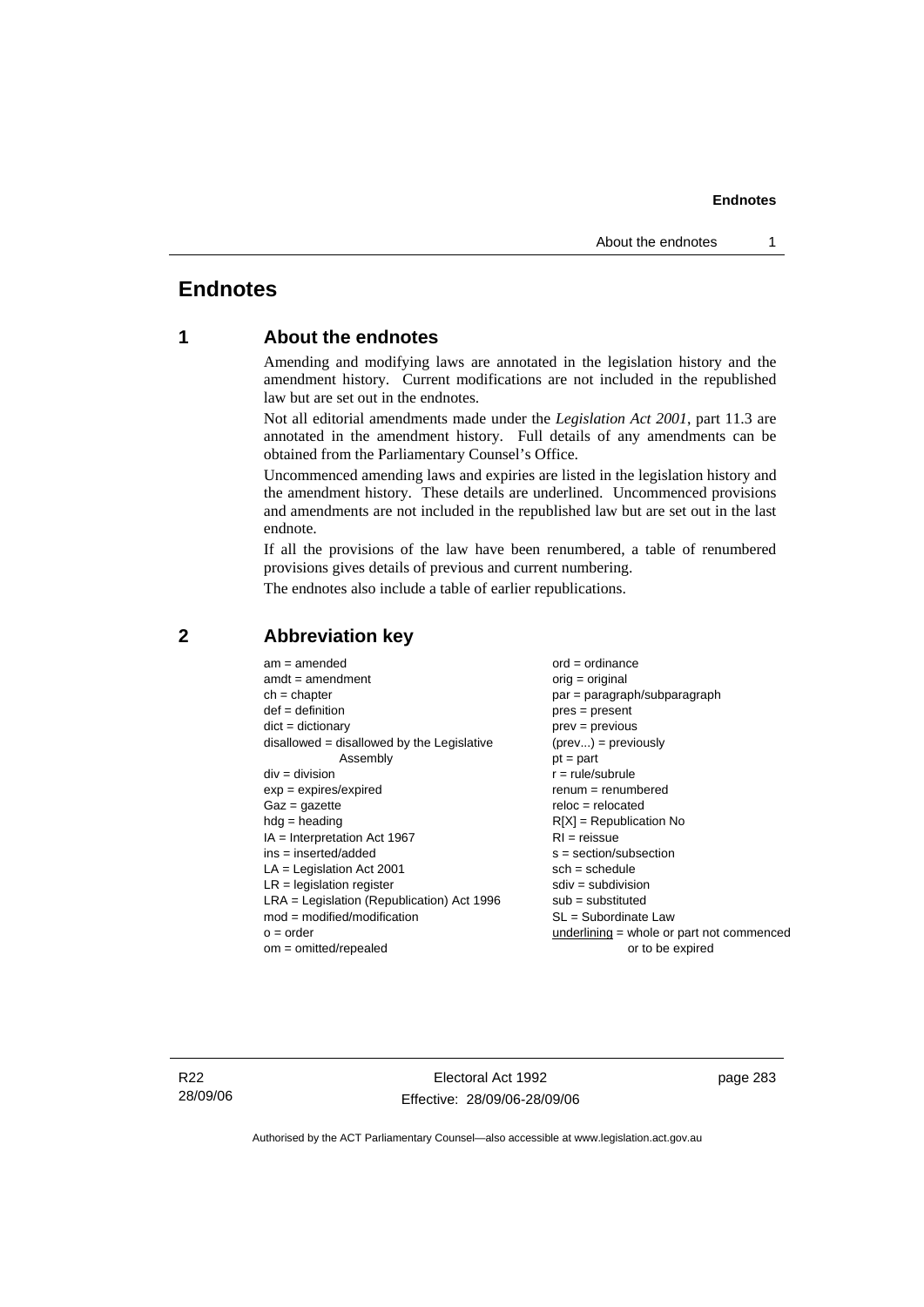# Endnotes

## 1 About the endnotes

Amending and modifying laws are annotated in the legislation history and the amendment history. Current modifications are not included in the republished law but are set out in the endnotes.

Not all editorial amendments made under the *Legislation Act 2001*, part 11.3 are annotated in the amendment history. Full details of any amendments can be obtained from the Parliamentary Counsel's Office.

Uncommenced amending laws and expiries are listed in the legislation history and the amendment history. These details are underlined. Uncommenced provisions and amendments are not included in the republished law but are set out in the last endnote.

If all the provisions of the law have been renumbered, a table of renumbered provisions gives details of previous and current numbering.

The endnotes also include a table of earlier republications.

## 2 Abbreviation key

am = amended
amdt = amendment
ch = chapter
def = definition
dict = dictionary
disallowed = disallowed by the Legislative Assembly
div = division
exp = expires/expired
Gaz = gazette
hdg = heading
IA = Interpretation Act 1967
ins = inserted/added
LA = Legislation Act 2001
LR = legislation register
LRA = Legislation (Republication) Act 1996
mod = modified/modification
o = order
om = omitted/repealed
ord = ordinance
orig = original
par = paragraph/subparagraph
pres = present
prev = previous
(prev...) = previously
pt = part
r = rule/subrule
renum = renumbered
reloc = relocated
R[X] = Republication No
RI = reissue
s = section/subsection
sch = schedule
sdiv = subdivision
sub = substituted
SL = Subordinate Law
underlining = whole or part not commenced or to be expired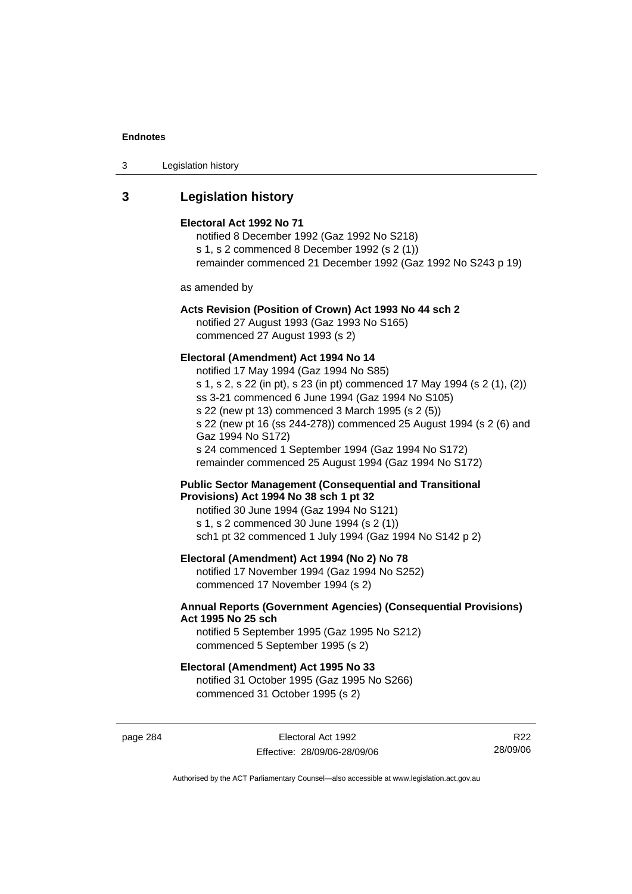## 3 Legislation history

**Electoral Act 1992 No 71**

notified 8 December 1992 (Gaz 1992 No S218)
s 1, s 2 commenced 8 December 1992 (s 2 (1))
remainder commenced 21 December 1992 (Gaz 1992 No S243 p 19)

as amended by

**Acts Revision (Position of Crown) Act 1993 No 44 sch 2**

notified 27 August 1993 (Gaz 1993 No S165)
commenced 27 August 1993 (s 2)

**Electoral (Amendment) Act 1994 No 14**

notified 17 May 1994 (Gaz 1994 No S85)
s 1, s 2, s 22 (in pt), s 23 (in pt) commenced 17 May 1994 (s 2 (1), (2))
ss 3-21 commenced 6 June 1994 (Gaz 1994 No S105)
s 22 (new pt 13) commenced 3 March 1995 (s 2 (5))
s 22 (new pt 16 (ss 244-278)) commenced 25 August 1994 (s 2 (6) and Gaz 1994 No S172)
s 24 commenced 1 September 1994 (Gaz 1994 No S172)
remainder commenced 25 August 1994 (Gaz 1994 No S172)

**Public Sector Management (Consequential and Transitional Provisions) Act 1994 No 38 sch 1 pt 32**

notified 30 June 1994 (Gaz 1994 No S121)
s 1, s 2 commenced 30 June 1994 (s 2 (1))
sch1 pt 32 commenced 1 July 1994 (Gaz 1994 No S142 p 2)

**Electoral (Amendment) Act 1994 (No 2) No 78**

notified 17 November 1994 (Gaz 1994 No S252)
commenced 17 November 1994 (s 2)

**Annual Reports (Government Agencies) (Consequential Provisions) Act 1995 No 25 sch**

notified 5 September 1995 (Gaz 1995 No S212)
commenced 5 September 1995 (s 2)

**Electoral (Amendment) Act 1995 No 33**

notified 31 October 1995 (Gaz 1995 No S266)
commenced 31 October 1995 (s 2)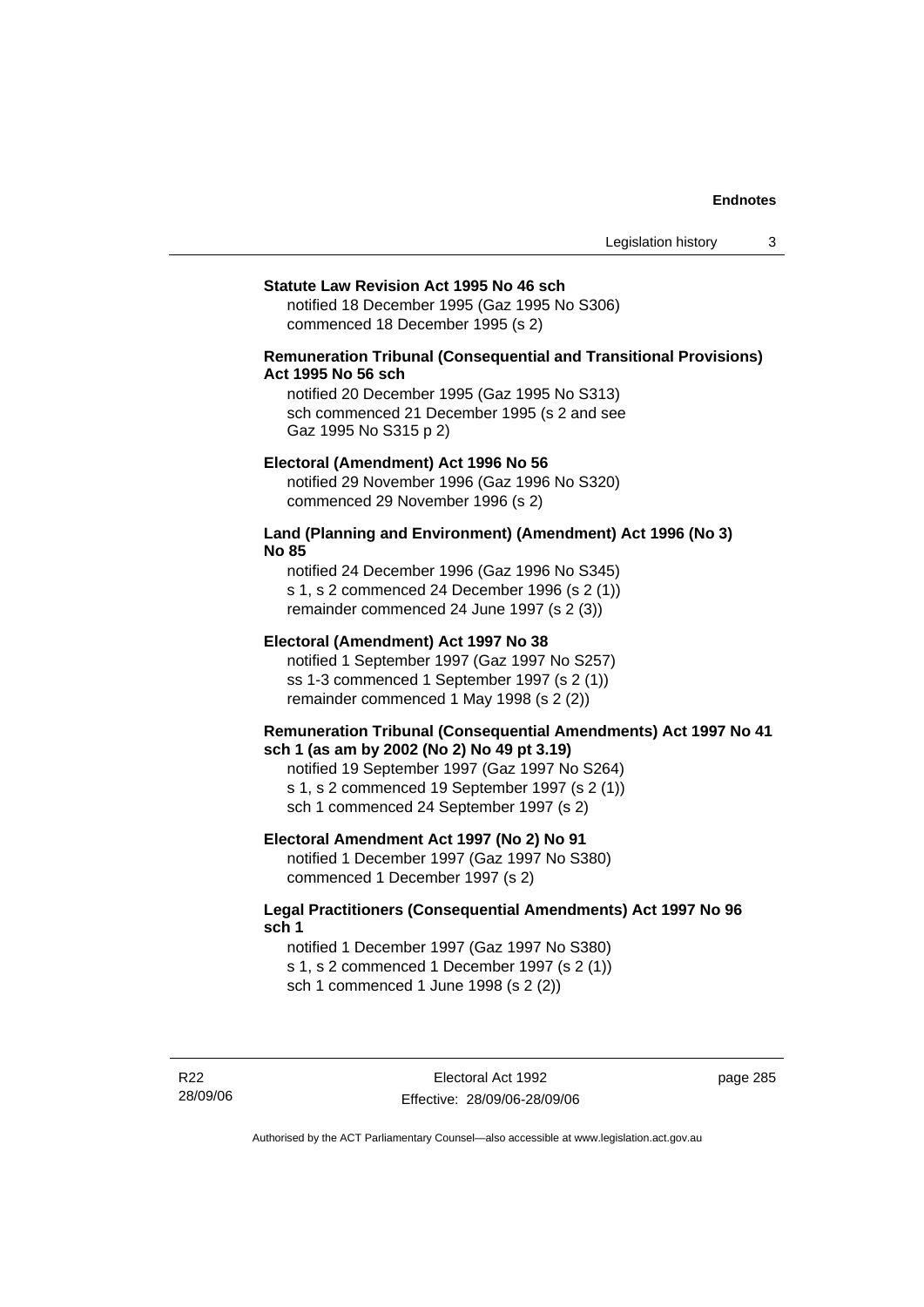**Statute Law Revision Act 1995 No 46 sch**

notified 18 December 1995 (Gaz 1995 No S306)
commenced 18 December 1995 (s 2)

**Remuneration Tribunal (Consequential and Transitional Provisions) Act 1995 No 56 sch**

notified 20 December 1995 (Gaz 1995 No S313)
sch commenced 21 December 1995 (s 2 and see Gaz 1995 No S315 p 2)

**Electoral (Amendment) Act 1996 No 56**

notified 29 November 1996 (Gaz 1996 No S320)
commenced 29 November 1996 (s 2)

**Land (Planning and Environment) (Amendment) Act 1996 (No 3) No 85**

notified 24 December 1996 (Gaz 1996 No S345)
s 1, s 2 commenced 24 December 1996 (s 2 (1))
remainder commenced 24 June 1997 (s 2 (3))

**Electoral (Amendment) Act 1997 No 38**

notified 1 September 1997 (Gaz 1997 No S257)
ss 1-3 commenced 1 September 1997 (s 2 (1))
remainder commenced 1 May 1998 (s 2 (2))

**Remuneration Tribunal (Consequential Amendments) Act 1997 No 41 sch 1 (as am by 2002 (No 2) No 49 pt 3.19)**

notified 19 September 1997 (Gaz 1997 No S264)
s 1, s 2 commenced 19 September 1997 (s 2 (1))
sch 1 commenced 24 September 1997 (s 2)

**Electoral Amendment Act 1997 (No 2) No 91**

notified 1 December 1997 (Gaz 1997 No S380)
commenced 1 December 1997 (s 2)

**Legal Practitioners (Consequential Amendments) Act 1997 No 96 sch 1**

notified 1 December 1997 (Gaz 1997 No S380)
s 1, s 2 commenced 1 December 1997 (s 2 (1))
sch 1 commenced 1 June 1998 (s 2 (2))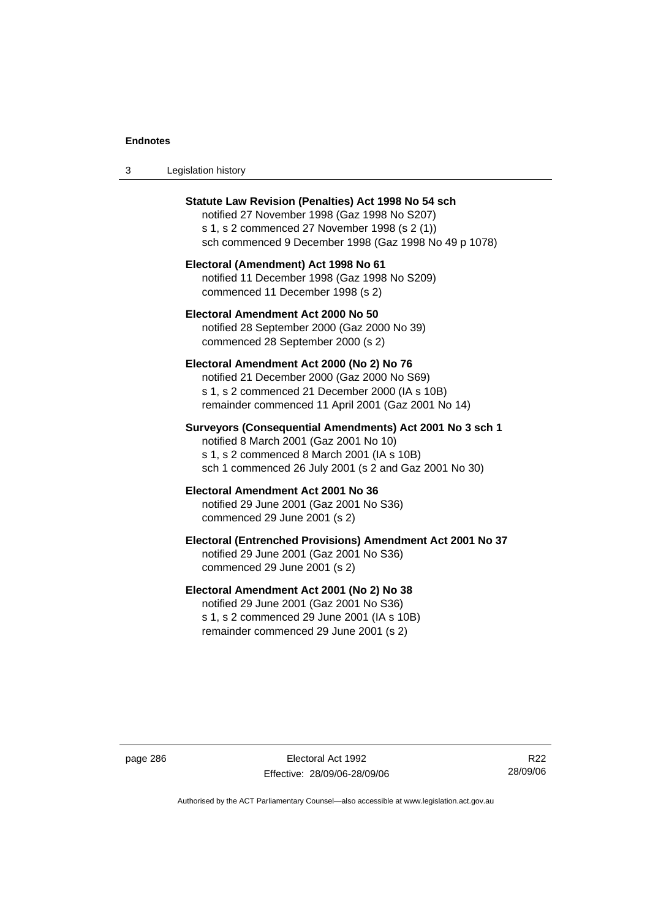**Statute Law Revision (Penalties) Act 1998 No 54 sch**
notified 27 November 1998 (Gaz 1998 No S207)
s 1, s 2 commenced 27 November 1998 (s 2 (1))
sch commenced 9 December 1998 (Gaz 1998 No 49 p 1078)

**Electoral (Amendment) Act 1998 No 61**
notified 11 December 1998 (Gaz 1998 No S209)
commenced 11 December 1998 (s 2)

**Electoral Amendment Act 2000 No 50**
notified 28 September 2000 (Gaz 2000 No 39)
commenced 28 September 2000 (s 2)

**Electoral Amendment Act 2000 (No 2) No 76**
notified 21 December 2000 (Gaz 2000 No S69)
s 1, s 2 commenced 21 December 2000 (IA s 10B)
remainder commenced 11 April 2001 (Gaz 2001 No 14)

**Surveyors (Consequential Amendments) Act 2001 No 3 sch 1**
notified 8 March 2001 (Gaz 2001 No 10)
s 1, s 2 commenced 8 March 2001 (IA s 10B)
sch 1 commenced 26 July 2001 (s 2 and Gaz 2001 No 30)

**Electoral Amendment Act 2001 No 36**
notified 29 June 2001 (Gaz 2001 No S36)
commenced 29 June 2001 (s 2)

**Electoral (Entrenched Provisions) Amendment Act 2001 No 37**
notified 29 June 2001 (Gaz 2001 No S36)
commenced 29 June 2001 (s 2)

**Electoral Amendment Act 2001 (No 2) No 38**
notified 29 June 2001 (Gaz 2001 No S36)
s 1, s 2 commenced 29 June 2001 (IA s 10B)
remainder commenced 29 June 2001 (s 2)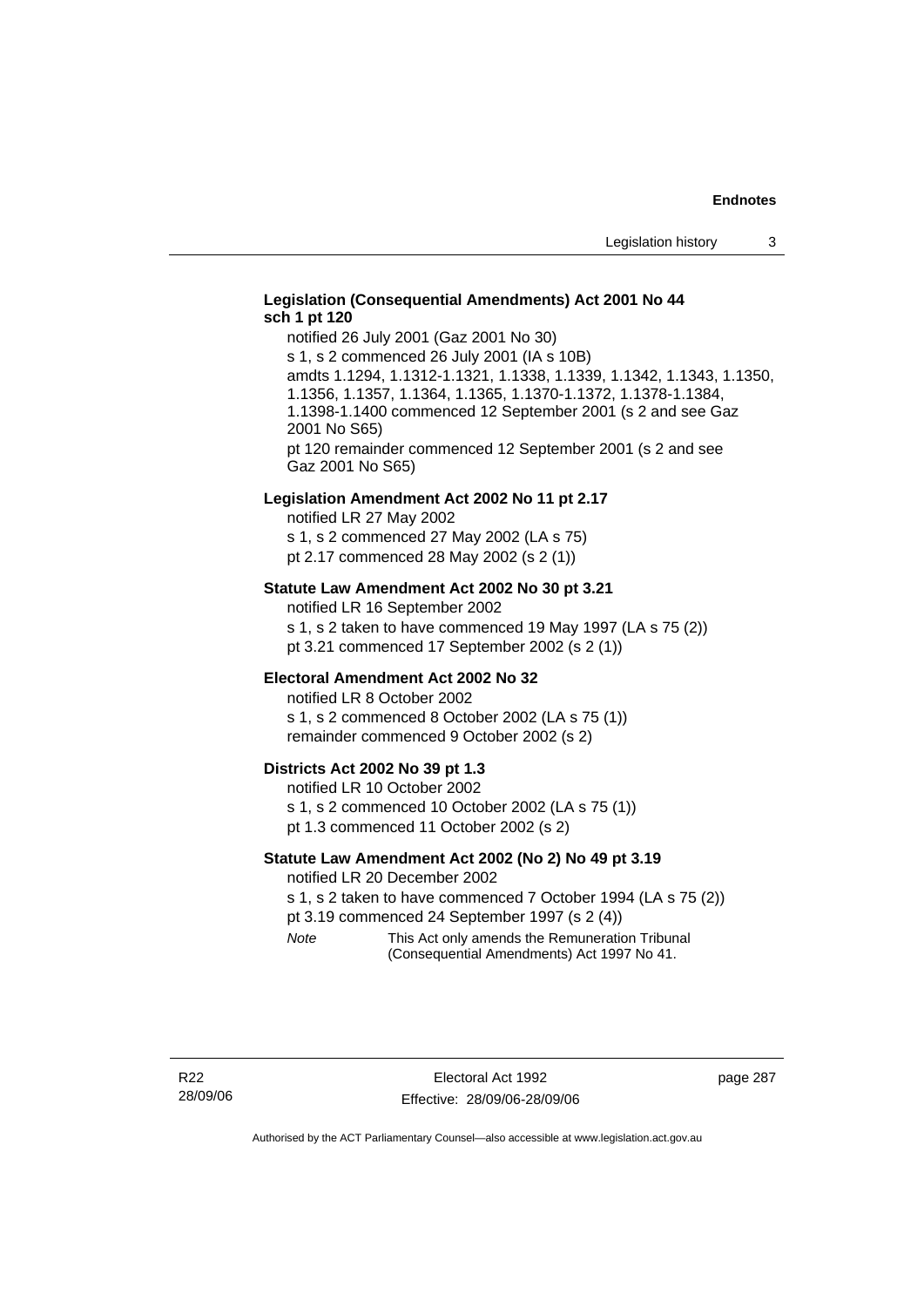**Legislation (Consequential Amendments) Act 2001 No 44 sch 1 pt 120**

notified 26 July 2001 (Gaz 2001 No 30)

s 1, s 2 commenced 26 July 2001 (IA s 10B)

amdts 1.1294, 1.1312-1.1321, 1.1338, 1.1339, 1.1342, 1.1343, 1.1350, 1.1356, 1.1357, 1.1364, 1.1365, 1.1370-1.1372, 1.1378-1.1384, 1.1398-1.1400 commenced 12 September 2001 (s 2 and see Gaz 2001 No S65)

pt 120 remainder commenced 12 September 2001 (s 2 and see Gaz 2001 No S65)

**Legislation Amendment Act 2002 No 11 pt 2.17**

notified LR 27 May 2002

s 1, s 2 commenced 27 May 2002 (LA s 75)

pt 2.17 commenced 28 May 2002 (s 2 (1))

**Statute Law Amendment Act 2002 No 30 pt 3.21**

notified LR 16 September 2002

s 1, s 2 taken to have commenced 19 May 1997 (LA s 75 (2))

pt 3.21 commenced 17 September 2002 (s 2 (1))

**Electoral Amendment Act 2002 No 32**

notified LR 8 October 2002

s 1, s 2 commenced 8 October 2002 (LA s 75 (1))

remainder commenced 9 October 2002 (s 2)

**Districts Act 2002 No 39 pt 1.3**

notified LR 10 October 2002

s 1, s 2 commenced 10 October 2002 (LA s 75 (1))

pt 1.3 commenced 11 October 2002 (s 2)

**Statute Law Amendment Act 2002 (No 2) No 49 pt 3.19**

notified LR 20 December 2002

s 1, s 2 taken to have commenced 7 October 1994 (LA s 75 (2))

pt 3.19 commenced 24 September 1997 (s 2 (4))

*Note* This Act only amends the Remuneration Tribunal (Consequential Amendments) Act 1997 No 41.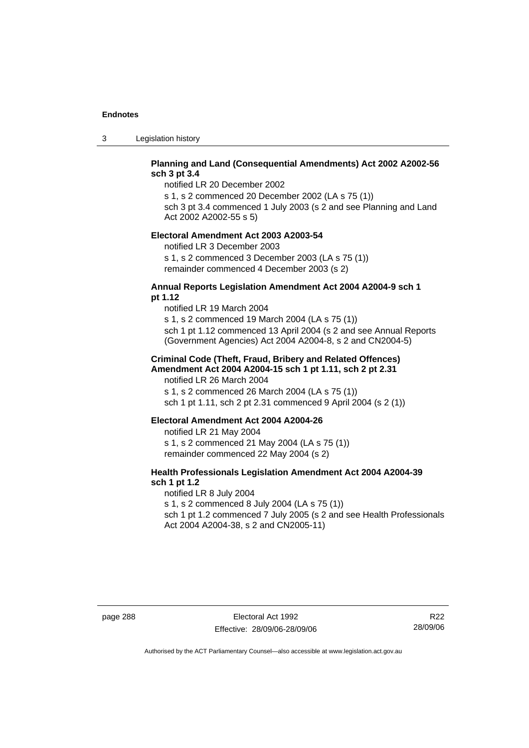**Planning and Land (Consequential Amendments) Act 2002 A2002-56 sch 3 pt 3.4**

notified LR 20 December 2002

s 1, s 2 commenced 20 December 2002 (LA s 75 (1))

sch 3 pt 3.4 commenced 1 July 2003 (s 2 and see Planning and Land Act 2002 A2002-55 s 5)

**Electoral Amendment Act 2003 A2003-54**

notified LR 3 December 2003

s 1, s 2 commenced 3 December 2003 (LA s 75 (1))

remainder commenced 4 December 2003 (s 2)

**Annual Reports Legislation Amendment Act 2004 A2004-9 sch 1 pt 1.12**

notified LR 19 March 2004

s 1, s 2 commenced 19 March 2004 (LA s 75 (1))

sch 1 pt 1.12 commenced 13 April 2004 (s 2 and see Annual Reports (Government Agencies) Act 2004 A2004-8, s 2 and CN2004-5)

**Criminal Code (Theft, Fraud, Bribery and Related Offences) Amendment Act 2004 A2004-15 sch 1 pt 1.11, sch 2 pt 2.31**

notified LR 26 March 2004

s 1, s 2 commenced 26 March 2004 (LA s 75 (1))

sch 1 pt 1.11, sch 2 pt 2.31 commenced 9 April 2004 (s 2 (1))

**Electoral Amendment Act 2004 A2004-26**

notified LR 21 May 2004

s 1, s 2 commenced 21 May 2004 (LA s 75 (1))

remainder commenced 22 May 2004 (s 2)

**Health Professionals Legislation Amendment Act 2004 A2004-39 sch 1 pt 1.2**

notified LR 8 July 2004

s 1, s 2 commenced 8 July 2004 (LA s 75 (1))

sch 1 pt 1.2 commenced 7 July 2005 (s 2 and see Health Professionals Act 2004 A2004-38, s 2 and CN2005-11)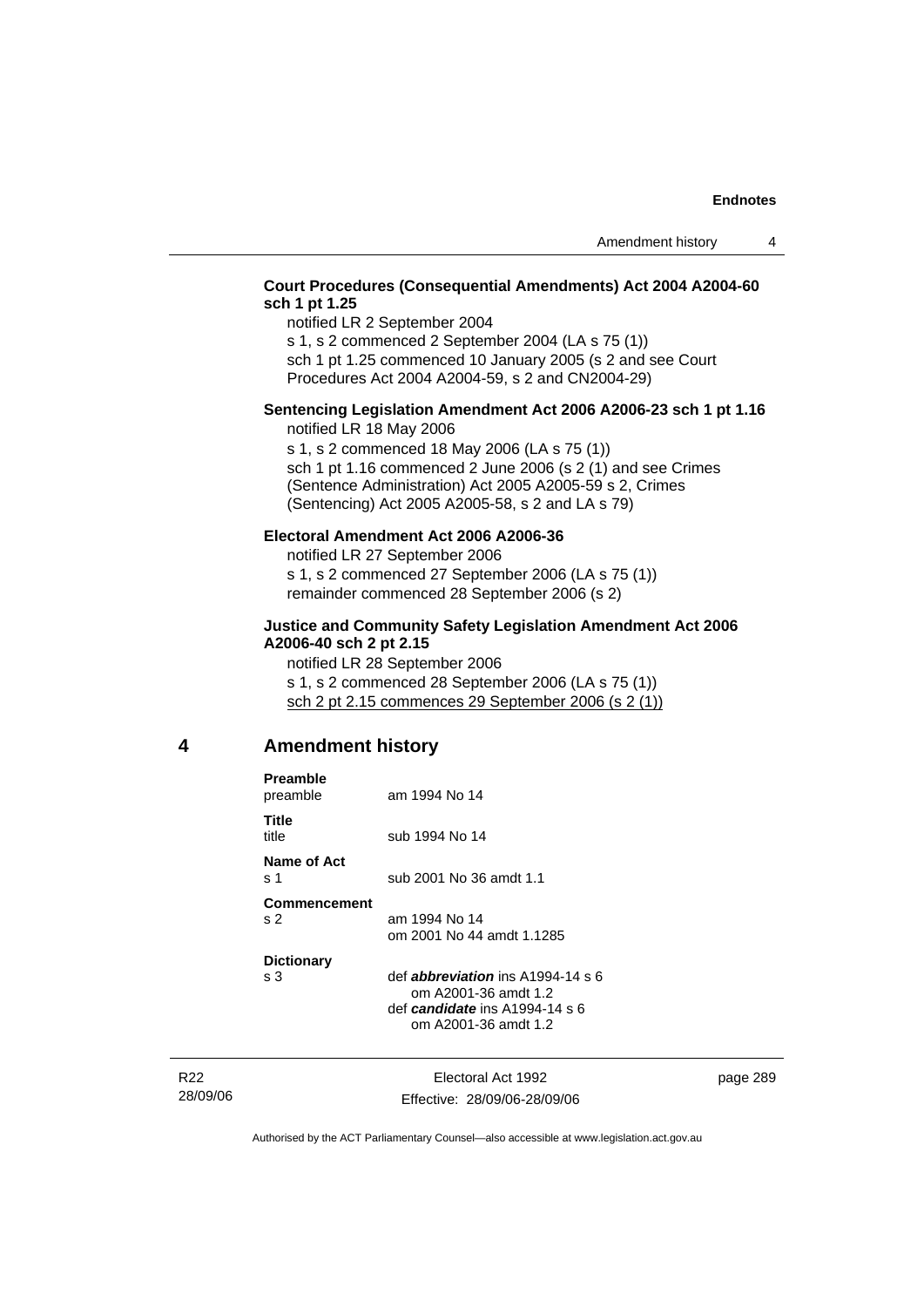**Court Procedures (Consequential Amendments) Act 2004 A2004-60 sch 1 pt 1.25**

notified LR 2 September 2004
s 1, s 2 commenced 2 September 2004 (LA s 75 (1))
sch 1 pt 1.25 commenced 10 January 2005 (s 2 and see Court Procedures Act 2004 A2004-59, s 2 and CN2004-29)

**Sentencing Legislation Amendment Act 2006 A2006-23 sch 1 pt 1.16**

notified LR 18 May 2006
s 1, s 2 commenced 18 May 2006 (LA s 75 (1))
sch 1 pt 1.16 commenced 2 June 2006 (s 2 (1) and see Crimes (Sentence Administration) Act 2005 A2005-59 s 2, Crimes (Sentencing) Act 2005 A2005-58, s 2 and LA s 79)

**Electoral Amendment Act 2006 A2006-36**

notified LR 27 September 2006
s 1, s 2 commenced 27 September 2006 (LA s 75 (1))
remainder commenced 28 September 2006 (s 2)

**Justice and Community Safety Legislation Amendment Act 2006 A2006-40 sch 2 pt 2.15**

notified LR 28 September 2006
s 1, s 2 commenced 28 September 2006 (LA s 75 (1))
sch 2 pt 2.15 commences 29 September 2006 (s 2 (1))

## 4 Amendment history

**Preamble**
preamble — am 1994 No 14

**Title**
title — sub 1994 No 14

**Name of Act**
s 1 — sub 2001 No 36 amdt 1.1

**Commencement**
s 2 — am 1994 No 14
om 2001 No 44 amdt 1.1285

**Dictionary**
s 3 — def ***abbreviation*** ins A1994-14 s 6
om A2001-36 amdt 1.2
def ***candidate*** ins A1994-14 s 6
om A2001-36 amdt 1.2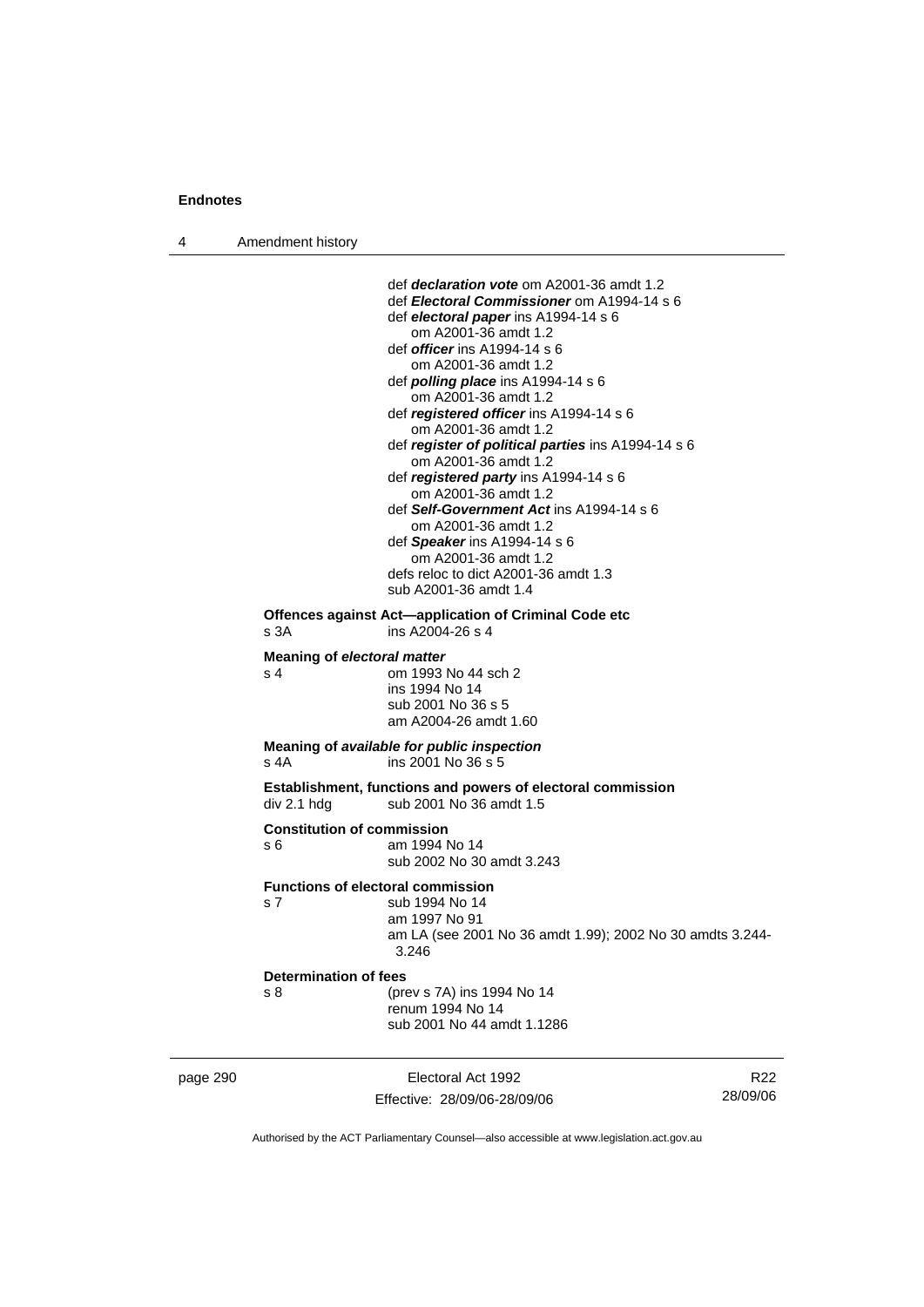def ***declaration vote*** om A2001-36 amdt 1.2
def ***Electoral Commissioner*** om A1994-14 s 6
def ***electoral paper*** ins A1994-14 s 6
om A2001-36 amdt 1.2
def ***officer*** ins A1994-14 s 6
om A2001-36 amdt 1.2
def ***polling place*** ins A1994-14 s 6
om A2001-36 amdt 1.2
def ***registered officer*** ins A1994-14 s 6
om A2001-36 amdt 1.2
def ***register of political parties*** ins A1994-14 s 6
om A2001-36 amdt 1.2
def ***registered party*** ins A1994-14 s 6
om A2001-36 amdt 1.2
def ***Self-Government Act*** ins A1994-14 s 6
om A2001-36 amdt 1.2
def ***Speaker*** ins A1994-14 s 6
om A2001-36 amdt 1.2
defs reloc to dict A2001-36 amdt 1.3
sub A2001-36 amdt 1.4

**Offences against Act—application of Criminal Code etc**
s 3A ins A2004-26 s 4

**Meaning of *electoral matter***
s 4 om 1993 No 44 sch 2
ins 1994 No 14
sub 2001 No 36 s 5
am A2004-26 amdt 1.60

**Meaning of *available for public inspection***
s 4A ins 2001 No 36 s 5

**Establishment, functions and powers of electoral commission**
div 2.1 hdg sub 2001 No 36 amdt 1.5

**Constitution of commission**
s 6 am 1994 No 14
sub 2002 No 30 amdt 3.243

**Functions of electoral commission**
s 7 sub 1994 No 14
am 1997 No 91
am LA (see 2001 No 36 amdt 1.99); 2002 No 30 amdts 3.244-3.246

**Determination of fees**
s 8 (prev s 7A) ins 1994 No 14
renum 1994 No 14
sub 2001 No 44 amdt 1.1286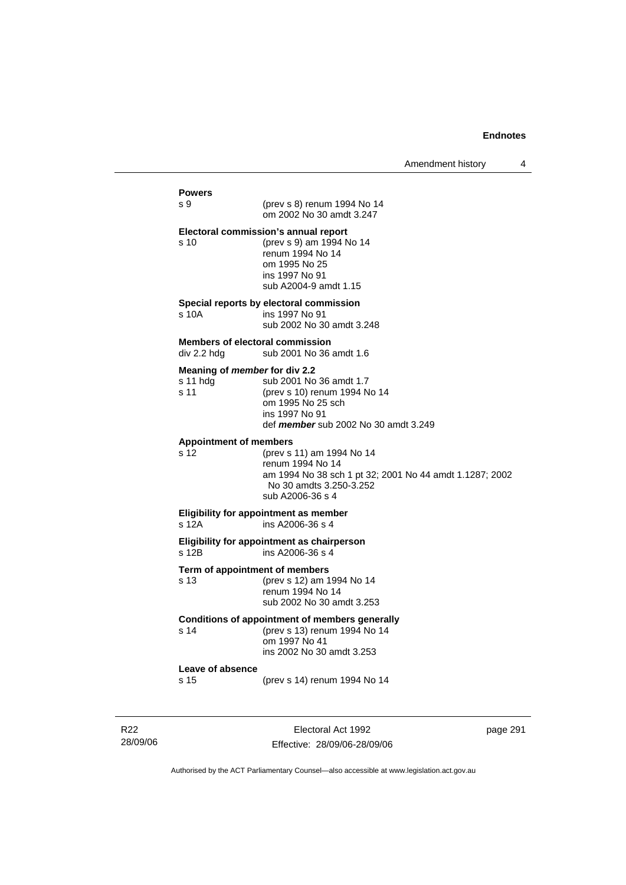**Powers**

s 9 (prev s 8) renum 1994 No 14
om 2002 No 30 amdt 3.247

**Electoral commission's annual report**

s 10 (prev s 9) am 1994 No 14
renum 1994 No 14
om 1995 No 25
ins 1997 No 91
sub A2004-9 amdt 1.15

**Special reports by electoral commission**

s 10A ins 1997 No 91
sub 2002 No 30 amdt 3.248

**Members of electoral commission**

div 2.2 hdg sub 2001 No 36 amdt 1.6

**Meaning of *member* for div 2.2**

s 11 hdg sub 2001 No 36 amdt 1.7
s 11 (prev s 10) renum 1994 No 14
om 1995 No 25 sch
ins 1997 No 91
def ***member*** sub 2002 No 30 amdt 3.249

**Appointment of members**

s 12 (prev s 11) am 1994 No 14
renum 1994 No 14
am 1994 No 38 sch 1 pt 32; 2001 No 44 amdt 1.1287; 2002 No 30 amdts 3.250-3.252
sub A2006-36 s 4

**Eligibility for appointment as member**

s 12A ins A2006-36 s 4

**Eligibility for appointment as chairperson**

s 12B ins A2006-36 s 4

**Term of appointment of members**

s 13 (prev s 12) am 1994 No 14
renum 1994 No 14
sub 2002 No 30 amdt 3.253

**Conditions of appointment of members generally**

s 14 (prev s 13) renum 1994 No 14
om 1997 No 41
ins 2002 No 30 amdt 3.253

**Leave of absence**

s 15 (prev s 14) renum 1994 No 14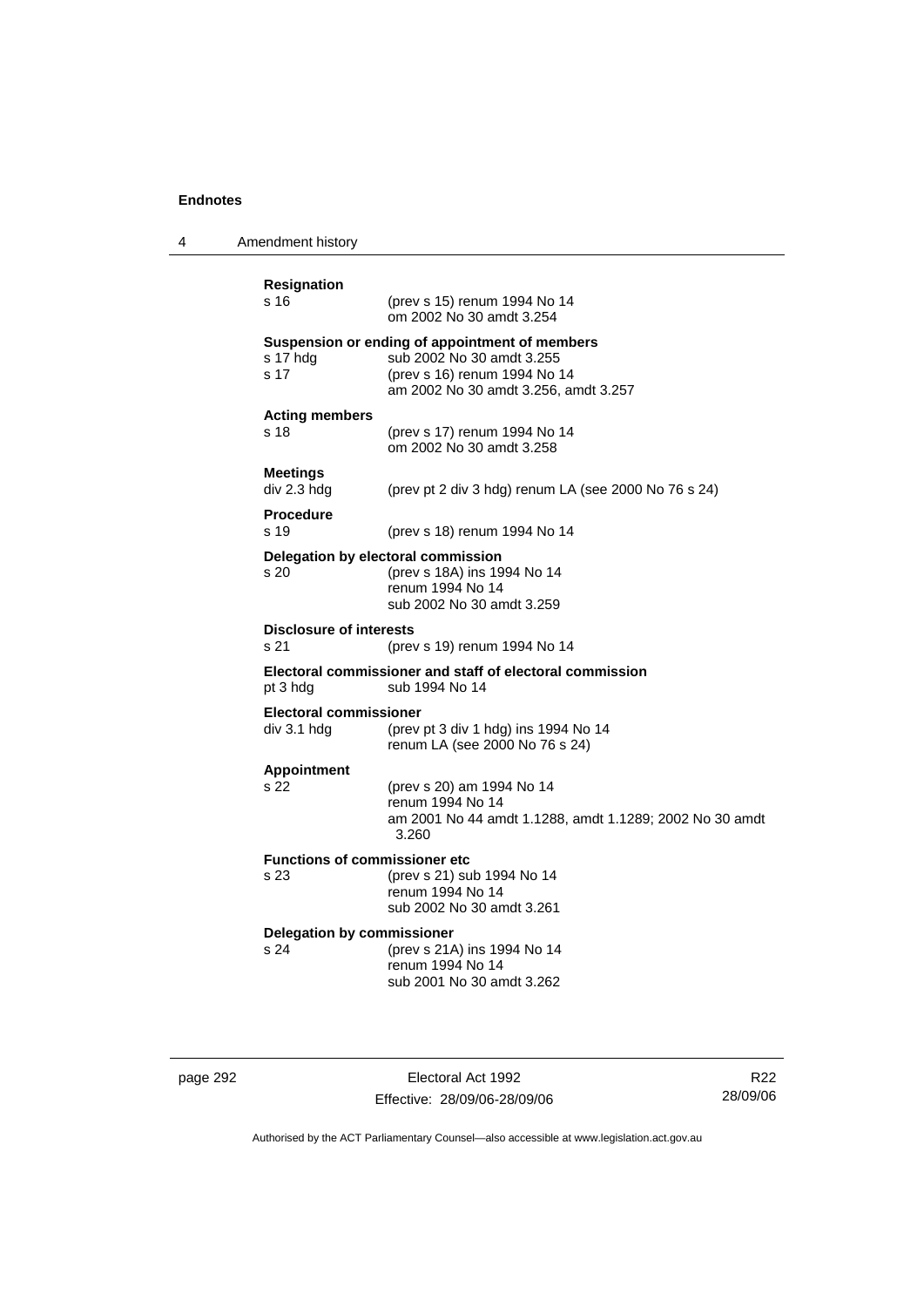**Resignation**

s 16 (prev s 15) renum 1994 No 14
om 2002 No 30 amdt 3.254

**Suspension or ending of appointment of members**

s 17 hdg sub 2002 No 30 amdt 3.255
s 17 (prev s 16) renum 1994 No 14
am 2002 No 30 amdt 3.256, amdt 3.257

**Acting members**

s 18 (prev s 17) renum 1994 No 14
om 2002 No 30 amdt 3.258

**Meetings**

div 2.3 hdg (prev pt 2 div 3 hdg) renum LA (see 2000 No 76 s 24)

**Procedure**

s 19 (prev s 18) renum 1994 No 14

**Delegation by electoral commission**

s 20 (prev s 18A) ins 1994 No 14
renum 1994 No 14
sub 2002 No 30 amdt 3.259

**Disclosure of interests**

s 21 (prev s 19) renum 1994 No 14

**Electoral commissioner and staff of electoral commission**

pt 3 hdg sub 1994 No 14

**Electoral commissioner**

div 3.1 hdg (prev pt 3 div 1 hdg) ins 1994 No 14
renum LA (see 2000 No 76 s 24)

**Appointment**

s 22 (prev s 20) am 1994 No 14
renum 1994 No 14
am 2001 No 44 amdt 1.1288, amdt 1.1289; 2002 No 30 amdt 3.260

**Functions of commissioner etc**

s 23 (prev s 21) sub 1994 No 14
renum 1994 No 14
sub 2002 No 30 amdt 3.261

**Delegation by commissioner**

s 24 (prev s 21A) ins 1994 No 14
renum 1994 No 14
sub 2001 No 30 amdt 3.262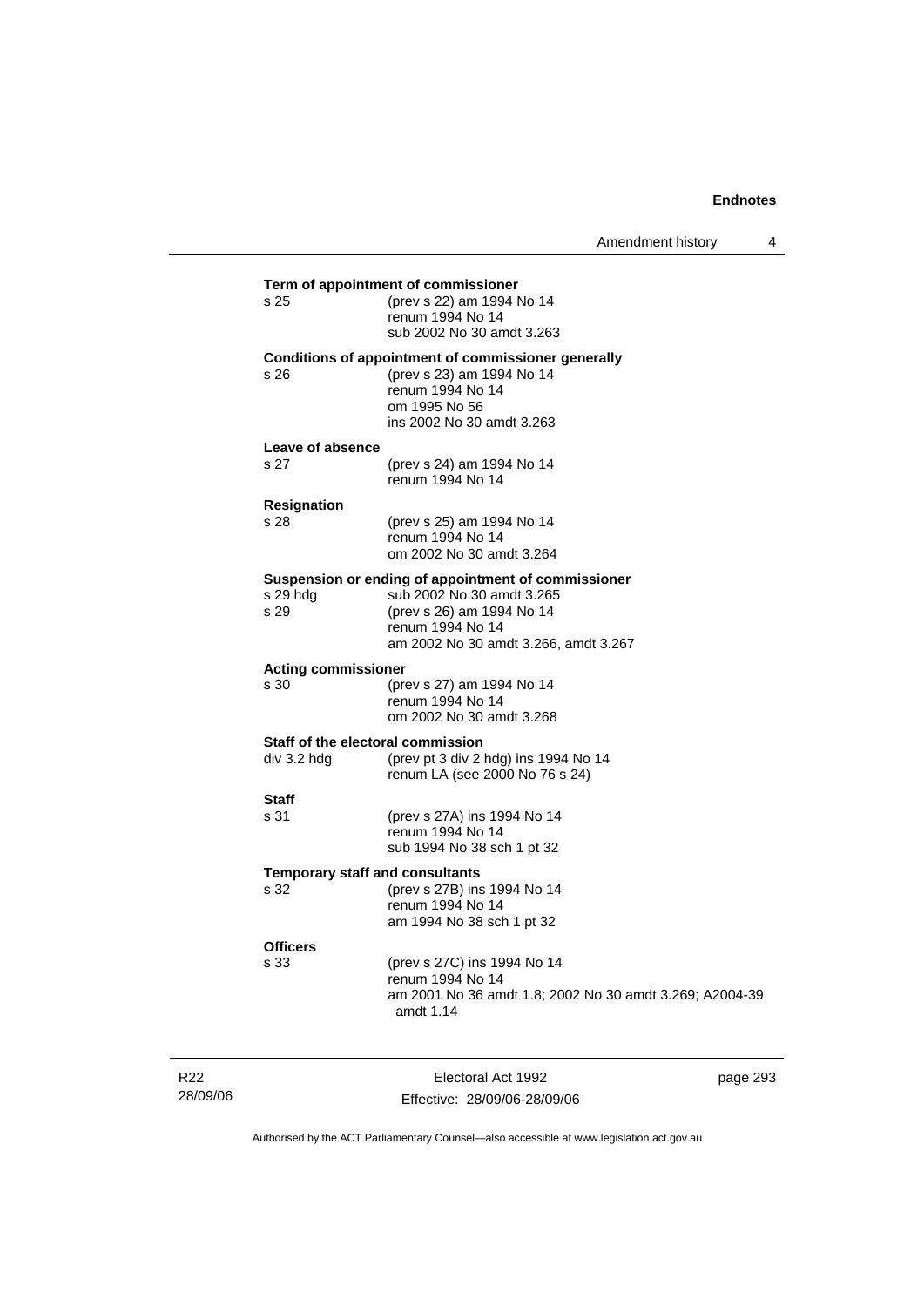**Term of appointment of commissioner**

s 25 — (prev s 22) am 1994 No 14
renum 1994 No 14
sub 2002 No 30 amdt 3.263

**Conditions of appointment of commissioner generally**

s 26 — (prev s 23) am 1994 No 14
renum 1994 No 14
om 1995 No 56
ins 2002 No 30 amdt 3.263

**Leave of absence**

s 27 — (prev s 24) am 1994 No 14
renum 1994 No 14

**Resignation**

s 28 — (prev s 25) am 1994 No 14
renum 1994 No 14
om 2002 No 30 amdt 3.264

**Suspension or ending of appointment of commissioner**

s 29 hdg — sub 2002 No 30 amdt 3.265

s 29 — (prev s 26) am 1994 No 14
renum 1994 No 14
am 2002 No 30 amdt 3.266, amdt 3.267

**Acting commissioner**

s 30 — (prev s 27) am 1994 No 14
renum 1994 No 14
om 2002 No 30 amdt 3.268

**Staff of the electoral commission**

div 3.2 hdg — (prev pt 3 div 2 hdg) ins 1994 No 14
renum LA (see 2000 No 76 s 24)

**Staff**

s 31 — (prev s 27A) ins 1994 No 14
renum 1994 No 14
sub 1994 No 38 sch 1 pt 32

**Temporary staff and consultants**

s 32 — (prev s 27B) ins 1994 No 14
renum 1994 No 14
am 1994 No 38 sch 1 pt 32

**Officers**

s 33 — (prev s 27C) ins 1994 No 14
renum 1994 No 14
am 2001 No 36 amdt 1.8; 2002 No 30 amdt 3.269; A2004-39 amdt 1.14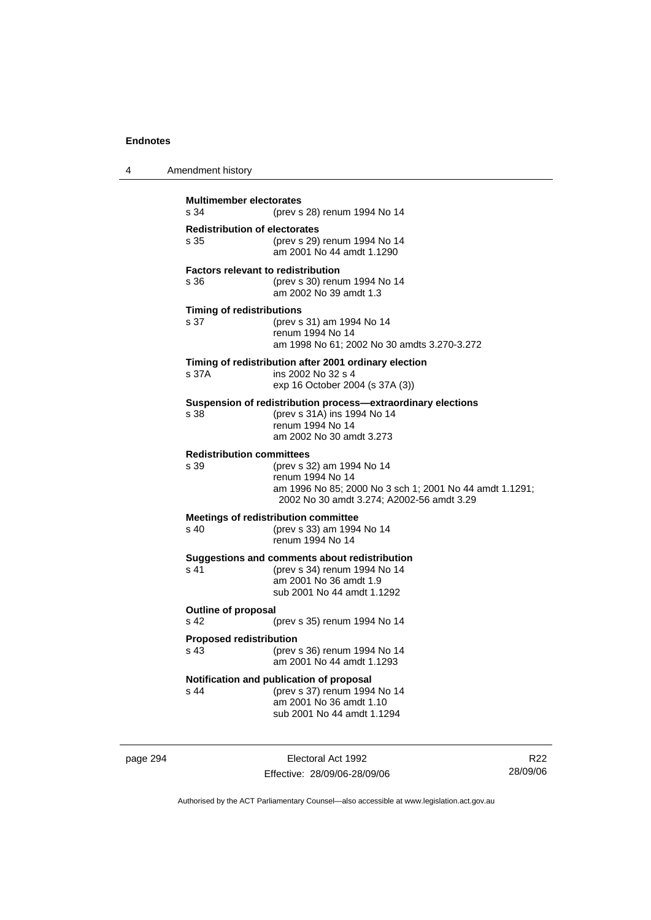**Multimember electorates**

s 34 (prev s 28) renum 1994 No 14

**Redistribution of electorates**

s 35 (prev s 29) renum 1994 No 14
am 2001 No 44 amdt 1.1290

**Factors relevant to redistribution**

s 36 (prev s 30) renum 1994 No 14
am 2002 No 39 amdt 1.3

**Timing of redistributions**

s 37 (prev s 31) am 1994 No 14
renum 1994 No 14
am 1998 No 61; 2002 No 30 amdts 3.270-3.272

**Timing of redistribution after 2001 ordinary election**

s 37A ins 2002 No 32 s 4
exp 16 October 2004 (s 37A (3))

**Suspension of redistribution process—extraordinary elections**

s 38 (prev s 31A) ins 1994 No 14
renum 1994 No 14
am 2002 No 30 amdt 3.273

**Redistribution committees**

s 39 (prev s 32) am 1994 No 14
renum 1994 No 14
am 1996 No 85; 2000 No 3 sch 1; 2001 No 44 amdt 1.1291; 2002 No 30 amdt 3.274; A2002-56 amdt 3.29

**Meetings of redistribution committee**

s 40 (prev s 33) am 1994 No 14
renum 1994 No 14

**Suggestions and comments about redistribution**

s 41 (prev s 34) renum 1994 No 14
am 2001 No 36 amdt 1.9
sub 2001 No 44 amdt 1.1292

**Outline of proposal**

s 42 (prev s 35) renum 1994 No 14

**Proposed redistribution**

s 43 (prev s 36) renum 1994 No 14
am 2001 No 44 amdt 1.1293

**Notification and publication of proposal**

s 44 (prev s 37) renum 1994 No 14
am 2001 No 36 amdt 1.10
sub 2001 No 44 amdt 1.1294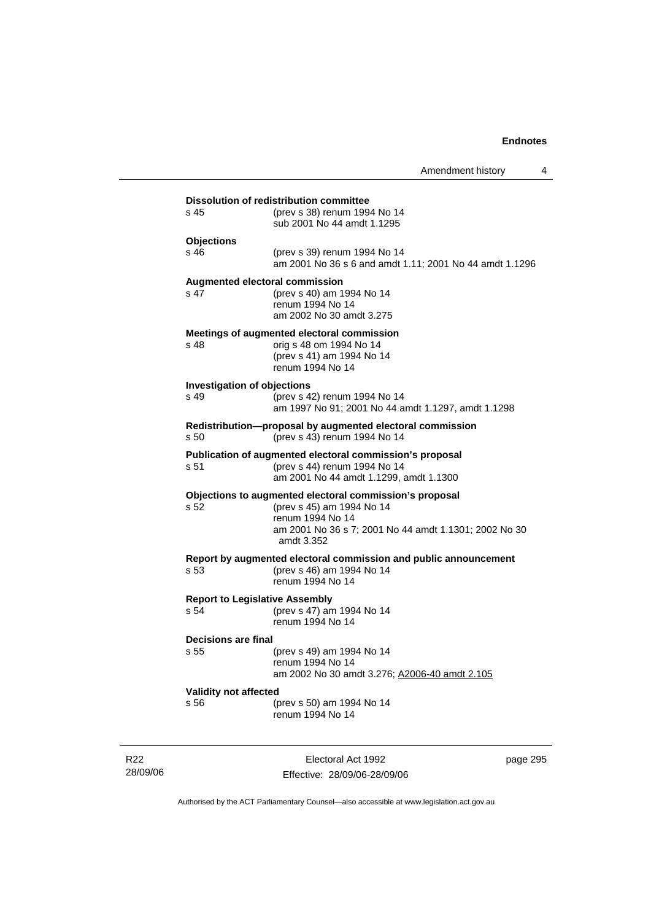**Dissolution of redistribution committee**
s 45 (prev s 38) renum 1994 No 14
sub 2001 No 44 amdt 1.1295

**Objections**
s 46 (prev s 39) renum 1994 No 14
am 2001 No 36 s 6 and amdt 1.11; 2001 No 44 amdt 1.1296

**Augmented electoral commission**
s 47 (prev s 40) am 1994 No 14
renum 1994 No 14
am 2002 No 30 amdt 3.275

**Meetings of augmented electoral commission**
s 48 orig s 48 om 1994 No 14
(prev s 41) am 1994 No 14
renum 1994 No 14

**Investigation of objections**
s 49 (prev s 42) renum 1994 No 14
am 1997 No 91; 2001 No 44 amdt 1.1297, amdt 1.1298

**Redistribution—proposal by augmented electoral commission**
s 50 (prev s 43) renum 1994 No 14

**Publication of augmented electoral commission's proposal**
s 51 (prev s 44) renum 1994 No 14
am 2001 No 44 amdt 1.1299, amdt 1.1300

**Objections to augmented electoral commission's proposal**
s 52 (prev s 45) am 1994 No 14
renum 1994 No 14
am 2001 No 36 s 7; 2001 No 44 amdt 1.1301; 2002 No 30 amdt 3.352

**Report by augmented electoral commission and public announcement**
s 53 (prev s 46) am 1994 No 14
renum 1994 No 14

**Report to Legislative Assembly**
s 54 (prev s 47) am 1994 No 14
renum 1994 No 14

**Decisions are final**
s 55 (prev s 49) am 1994 No 14
renum 1994 No 14
am 2002 No 30 amdt 3.276; A2006-40 amdt 2.105

**Validity not affected**
s 56 (prev s 50) am 1994 No 14
renum 1994 No 14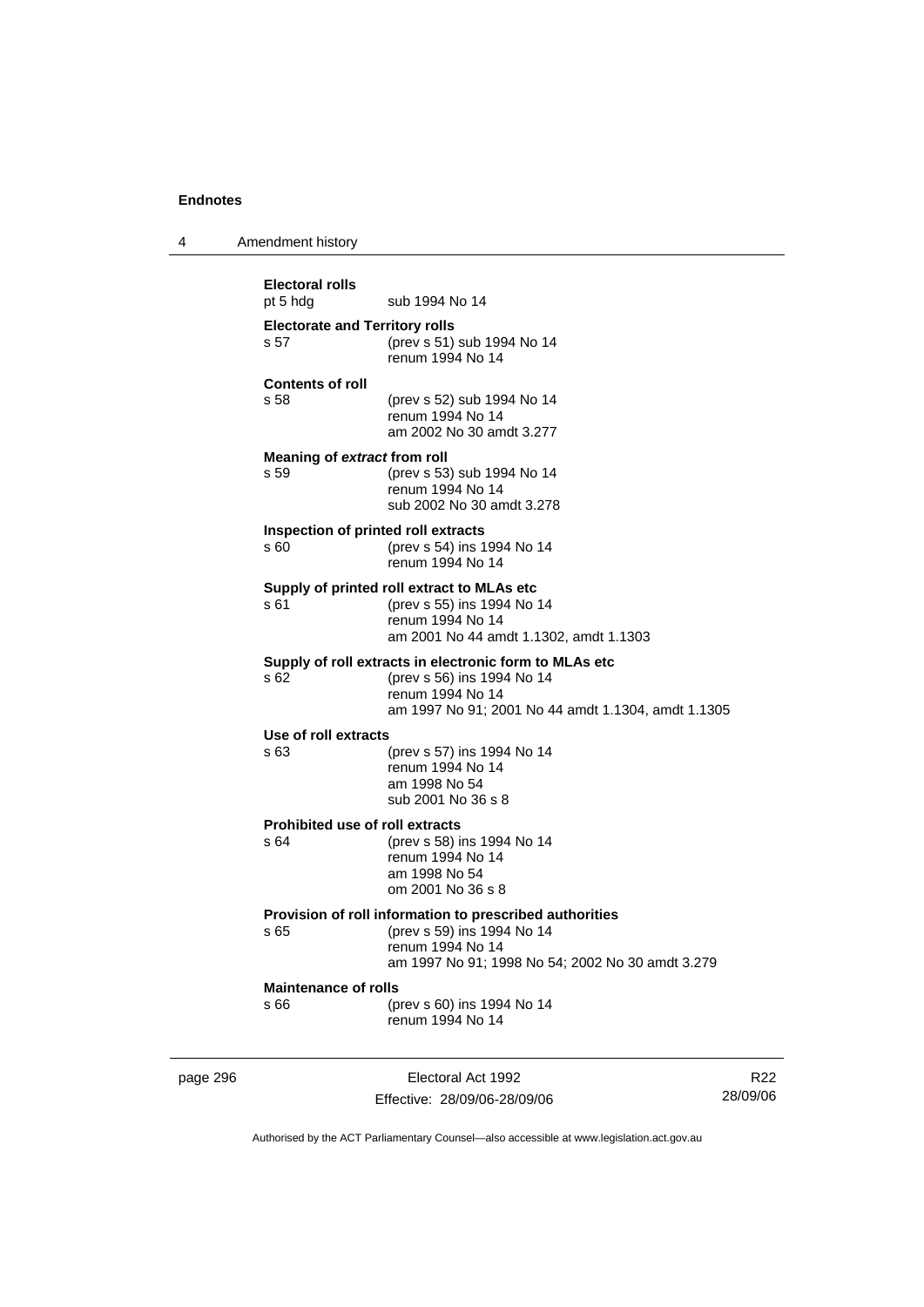**Electoral rolls**
pt 5 hdg sub 1994 No 14

**Electorate and Territory rolls**
s 57 (prev s 51) sub 1994 No 14
renum 1994 No 14

**Contents of roll**
s 58 (prev s 52) sub 1994 No 14
renum 1994 No 14
am 2002 No 30 amdt 3.277

**Meaning of *extract* from roll**
s 59 (prev s 53) sub 1994 No 14
renum 1994 No 14
sub 2002 No 30 amdt 3.278

**Inspection of printed roll extracts**
s 60 (prev s 54) ins 1994 No 14
renum 1994 No 14

**Supply of printed roll extract to MLAs etc**
s 61 (prev s 55) ins 1994 No 14
renum 1994 No 14
am 2001 No 44 amdt 1.1302, amdt 1.1303

**Supply of roll extracts in electronic form to MLAs etc**
s 62 (prev s 56) ins 1994 No 14
renum 1994 No 14
am 1997 No 91; 2001 No 44 amdt 1.1304, amdt 1.1305

**Use of roll extracts**
s 63 (prev s 57) ins 1994 No 14
renum 1994 No 14
am 1998 No 54
sub 2001 No 36 s 8

**Prohibited use of roll extracts**
s 64 (prev s 58) ins 1994 No 14
renum 1994 No 14
am 1998 No 54
om 2001 No 36 s 8

**Provision of roll information to prescribed authorities**
s 65 (prev s 59) ins 1994 No 14
renum 1994 No 14
am 1997 No 91; 1998 No 54; 2002 No 30 amdt 3.279

**Maintenance of rolls**
s 66 (prev s 60) ins 1994 No 14
renum 1994 No 14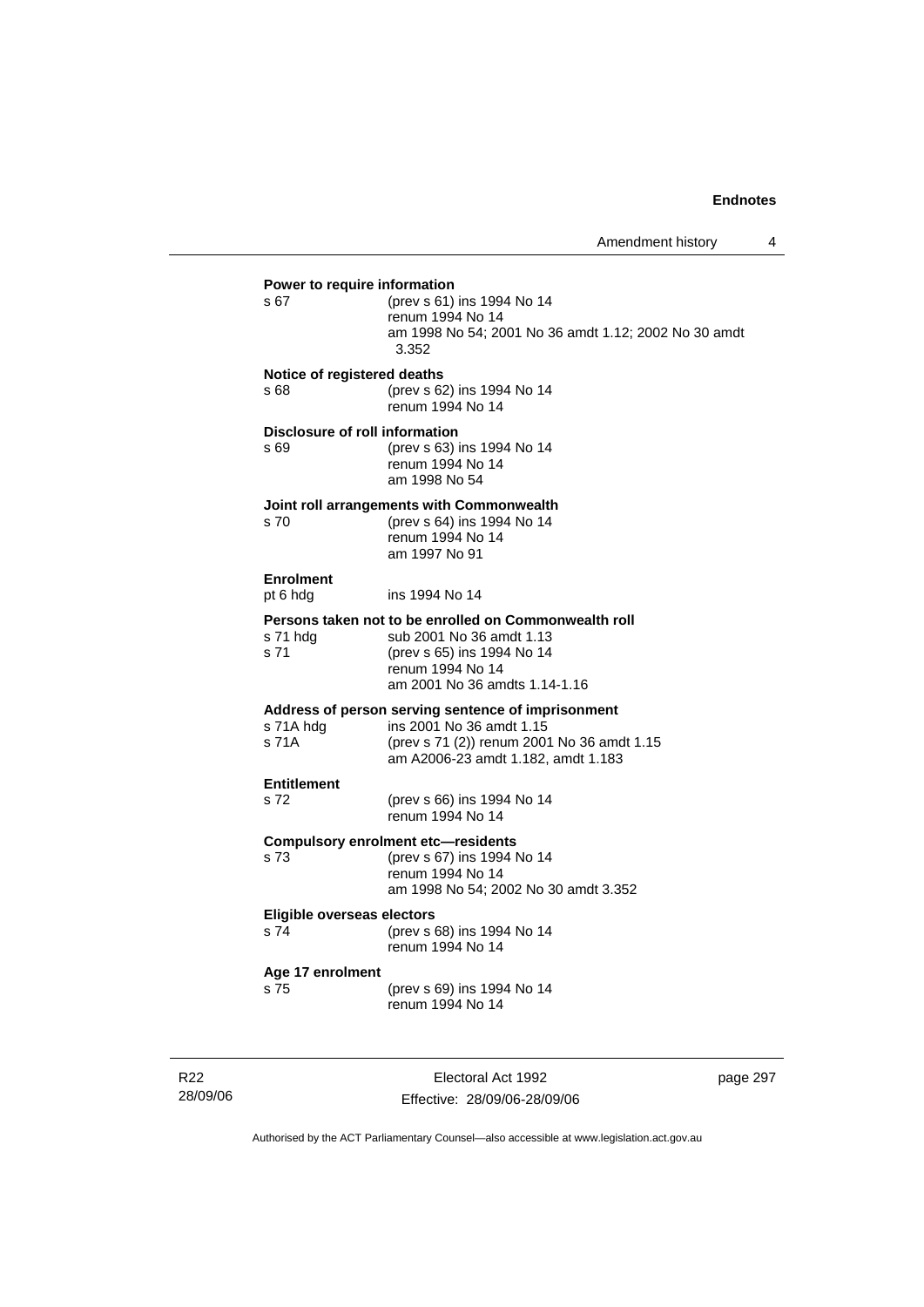**Power to require information**

s 67 (prev s 61) ins 1994 No 14
renum 1994 No 14
am 1998 No 54; 2001 No 36 amdt 1.12; 2002 No 30 amdt 3.352

**Notice of registered deaths**

s 68 (prev s 62) ins 1994 No 14
renum 1994 No 14

**Disclosure of roll information**

s 69 (prev s 63) ins 1994 No 14
renum 1994 No 14
am 1998 No 54

**Joint roll arrangements with Commonwealth**

s 70 (prev s 64) ins 1994 No 14
renum 1994 No 14
am 1997 No 91

**Enrolment**

pt 6 hdg ins 1994 No 14

**Persons taken not to be enrolled on Commonwealth roll**

s 71 hdg sub 2001 No 36 amdt 1.13
s 71 (prev s 65) ins 1994 No 14
renum 1994 No 14
am 2001 No 36 amdts 1.14-1.16

**Address of person serving sentence of imprisonment**

s 71A hdg ins 2001 No 36 amdt 1.15
s 71A (prev s 71 (2)) renum 2001 No 36 amdt 1.15
am A2006-23 amdt 1.182, amdt 1.183

**Entitlement**

s 72 (prev s 66) ins 1994 No 14
renum 1994 No 14

**Compulsory enrolment etc—residents**

s 73 (prev s 67) ins 1994 No 14
renum 1994 No 14
am 1998 No 54; 2002 No 30 amdt 3.352

**Eligible overseas electors**

s 74 (prev s 68) ins 1994 No 14
renum 1994 No 14

**Age 17 enrolment**

s 75 (prev s 69) ins 1994 No 14
renum 1994 No 14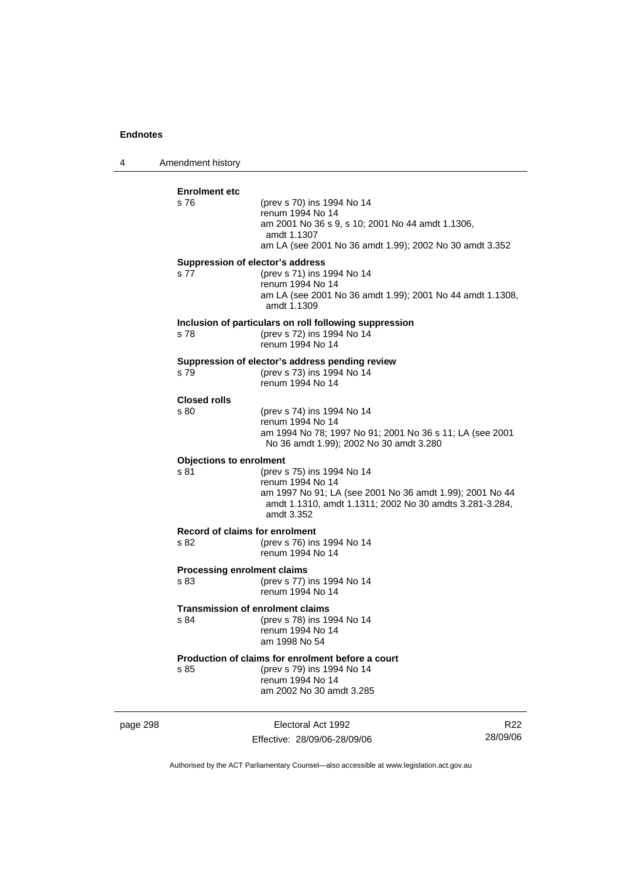**Enrolment etc**

s 76 (prev s 70) ins 1994 No 14
renum 1994 No 14
am 2001 No 36 s 9, s 10; 2001 No 44 amdt 1.1306, amdt 1.1307
am LA (see 2001 No 36 amdt 1.99); 2002 No 30 amdt 3.352

**Suppression of elector's address**

s 77 (prev s 71) ins 1994 No 14
renum 1994 No 14
am LA (see 2001 No 36 amdt 1.99); 2001 No 44 amdt 1.1308, amdt 1.1309

**Inclusion of particulars on roll following suppression**

s 78 (prev s 72) ins 1994 No 14
renum 1994 No 14

**Suppression of elector's address pending review**

s 79 (prev s 73) ins 1994 No 14
renum 1994 No 14

**Closed rolls**

s 80 (prev s 74) ins 1994 No 14
renum 1994 No 14
am 1994 No 78; 1997 No 91; 2001 No 36 s 11; LA (see 2001 No 36 amdt 1.99); 2002 No 30 amdt 3.280

**Objections to enrolment**

s 81 (prev s 75) ins 1994 No 14
renum 1994 No 14
am 1997 No 91; LA (see 2001 No 36 amdt 1.99); 2001 No 44 amdt 1.1310, amdt 1.1311; 2002 No 30 amdts 3.281-3.284, amdt 3.352

**Record of claims for enrolment**

s 82 (prev s 76) ins 1994 No 14
renum 1994 No 14

**Processing enrolment claims**

s 83 (prev s 77) ins 1994 No 14
renum 1994 No 14

**Transmission of enrolment claims**

s 84 (prev s 78) ins 1994 No 14
renum 1994 No 14
am 1998 No 54

**Production of claims for enrolment before a court**

s 85 (prev s 79) ins 1994 No 14
renum 1994 No 14
am 2002 No 30 amdt 3.285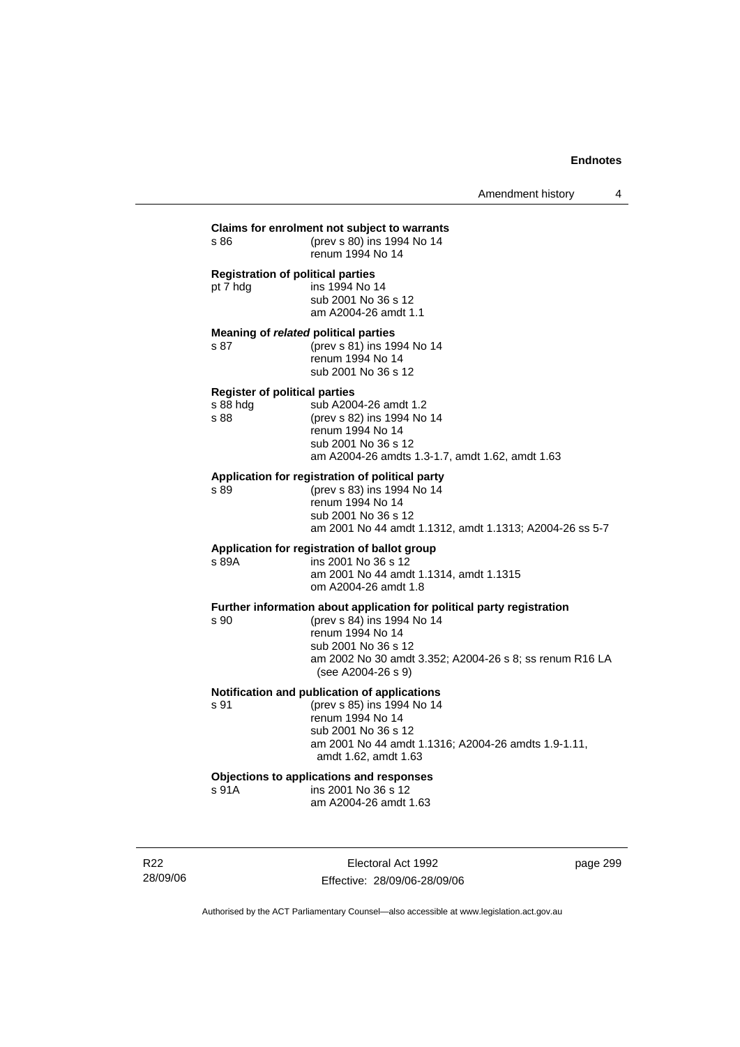**Claims for enrolment not subject to warrants**

s 86 (prev s 80) ins 1994 No 14
renum 1994 No 14

**Registration of political parties**

pt 7 hdg ins 1994 No 14
sub 2001 No 36 s 12
am A2004-26 amdt 1.1

**Meaning of *related* political parties**

s 87 (prev s 81) ins 1994 No 14
renum 1994 No 14
sub 2001 No 36 s 12

**Register of political parties**

s 88 hdg sub A2004-26 amdt 1.2
s 88 (prev s 82) ins 1994 No 14
renum 1994 No 14
sub 2001 No 36 s 12
am A2004-26 amdts 1.3-1.7, amdt 1.62, amdt 1.63

**Application for registration of political party**

s 89 (prev s 83) ins 1994 No 14
renum 1994 No 14
sub 2001 No 36 s 12
am 2001 No 44 amdt 1.1312, amdt 1.1313; A2004-26 ss 5-7

**Application for registration of ballot group**

s 89A ins 2001 No 36 s 12
am 2001 No 44 amdt 1.1314, amdt 1.1315
om A2004-26 amdt 1.8

**Further information about application for political party registration**

s 90 (prev s 84) ins 1994 No 14
renum 1994 No 14
sub 2001 No 36 s 12
am 2002 No 30 amdt 3.352; A2004-26 s 8; ss renum R16 LA (see A2004-26 s 9)

**Notification and publication of applications**

s 91 (prev s 85) ins 1994 No 14
renum 1994 No 14
sub 2001 No 36 s 12
am 2001 No 44 amdt 1.1316; A2004-26 amdts 1.9-1.11, amdt 1.62, amdt 1.63

**Objections to applications and responses**

s 91A ins 2001 No 36 s 12
am A2004-26 amdt 1.63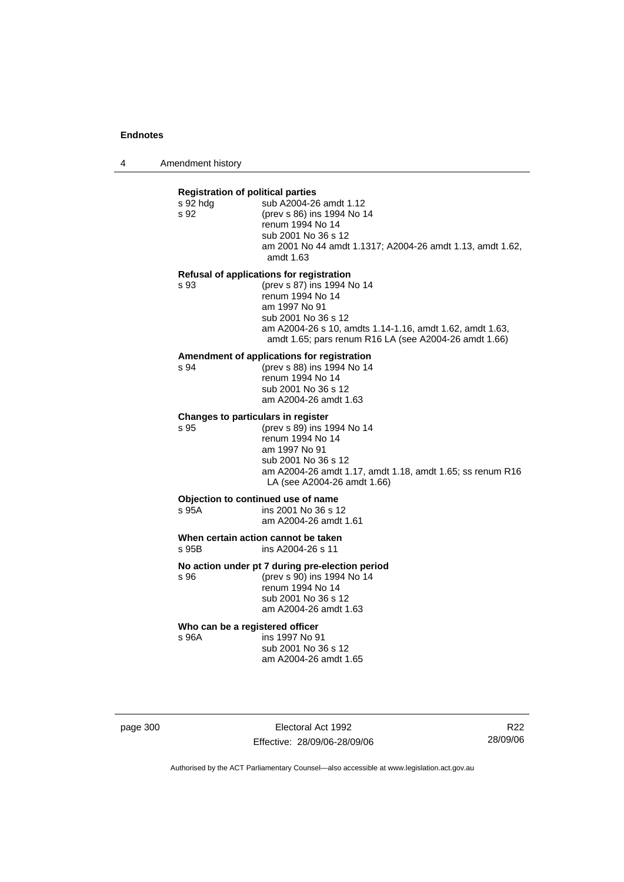**Registration of political parties**

s 92 hdg sub A2004-26 amdt 1.12
s 92 (prev s 86) ins 1994 No 14
renum 1994 No 14
sub 2001 No 36 s 12
am 2001 No 44 amdt 1.1317; A2004-26 amdt 1.13, amdt 1.62, amdt 1.63

**Refusal of applications for registration**

s 93 (prev s 87) ins 1994 No 14
renum 1994 No 14
am 1997 No 91
sub 2001 No 36 s 12
am A2004-26 s 10, amdts 1.14-1.16, amdt 1.62, amdt 1.63, amdt 1.65; pars renum R16 LA (see A2004-26 amdt 1.66)

**Amendment of applications for registration**

s 94 (prev s 88) ins 1994 No 14
renum 1994 No 14
sub 2001 No 36 s 12
am A2004-26 amdt 1.63

**Changes to particulars in register**

s 95 (prev s 89) ins 1994 No 14
renum 1994 No 14
am 1997 No 91
sub 2001 No 36 s 12
am A2004-26 amdt 1.17, amdt 1.18, amdt 1.65; ss renum R16 LA (see A2004-26 amdt 1.66)

**Objection to continued use of name**

s 95A ins 2001 No 36 s 12
am A2004-26 amdt 1.61

**When certain action cannot be taken**

s 95B ins A2004-26 s 11

**No action under pt 7 during pre-election period**

s 96 (prev s 90) ins 1994 No 14
renum 1994 No 14
sub 2001 No 36 s 12
am A2004-26 amdt 1.63

**Who can be a registered officer**

s 96A ins 1997 No 91
sub 2001 No 36 s 12
am A2004-26 amdt 1.65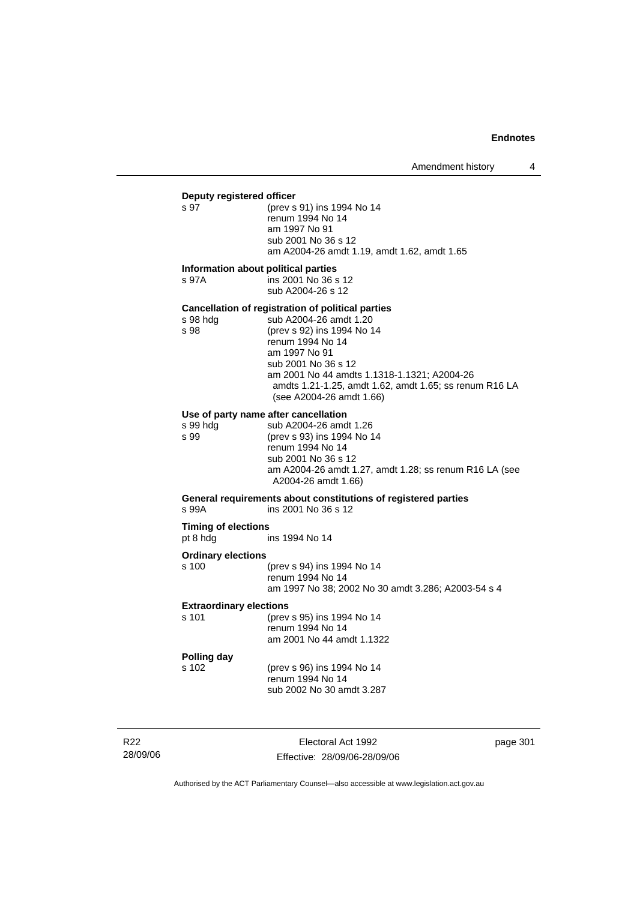**Deputy registered officer**

| | |
|---|---|
| s 97 | (prev s 91) ins 1994 No 14<br>renum 1994 No 14<br>am 1997 No 91<br>sub 2001 No 36 s 12<br>am A2004-26 amdt 1.19, amdt 1.62, amdt 1.65 |

**Information about political parties**

| | |
|---|---|
| s 97A | ins 2001 No 36 s 12<br>sub A2004-26 s 12 |

**Cancellation of registration of political parties**

| | |
|---|---|
| s 98 hdg | sub A2004-26 amdt 1.20 |
| s 98 | (prev s 92) ins 1994 No 14<br>renum 1994 No 14<br>am 1997 No 91<br>sub 2001 No 36 s 12<br>am 2001 No 44 amdts 1.1318-1.1321; A2004-26 amdts 1.21-1.25, amdt 1.62, amdt 1.65; ss renum R16 LA (see A2004-26 amdt 1.66) |

**Use of party name after cancellation**

| | |
|---|---|
| s 99 hdg | sub A2004-26 amdt 1.26 |
| s 99 | (prev s 93) ins 1994 No 14<br>renum 1994 No 14<br>sub 2001 No 36 s 12<br>am A2004-26 amdt 1.27, amdt 1.28; ss renum R16 LA (see A2004-26 amdt 1.66) |

**General requirements about constitutions of registered parties**

| | |
|---|---|
| s 99A | ins 2001 No 36 s 12 |

**Timing of elections**

| | |
|---|---|
| pt 8 hdg | ins 1994 No 14 |

**Ordinary elections**

| | |
|---|---|
| s 100 | (prev s 94) ins 1994 No 14<br>renum 1994 No 14<br>am 1997 No 38; 2002 No 30 amdt 3.286; A2003-54 s 4 |

**Extraordinary elections**

| | |
|---|---|
| s 101 | (prev s 95) ins 1994 No 14<br>renum 1994 No 14<br>am 2001 No 44 amdt 1.1322 |

**Polling day**

| | |
|---|---|
| s 102 | (prev s 96) ins 1994 No 14<br>renum 1994 No 14<br>sub 2002 No 30 amdt 3.287 |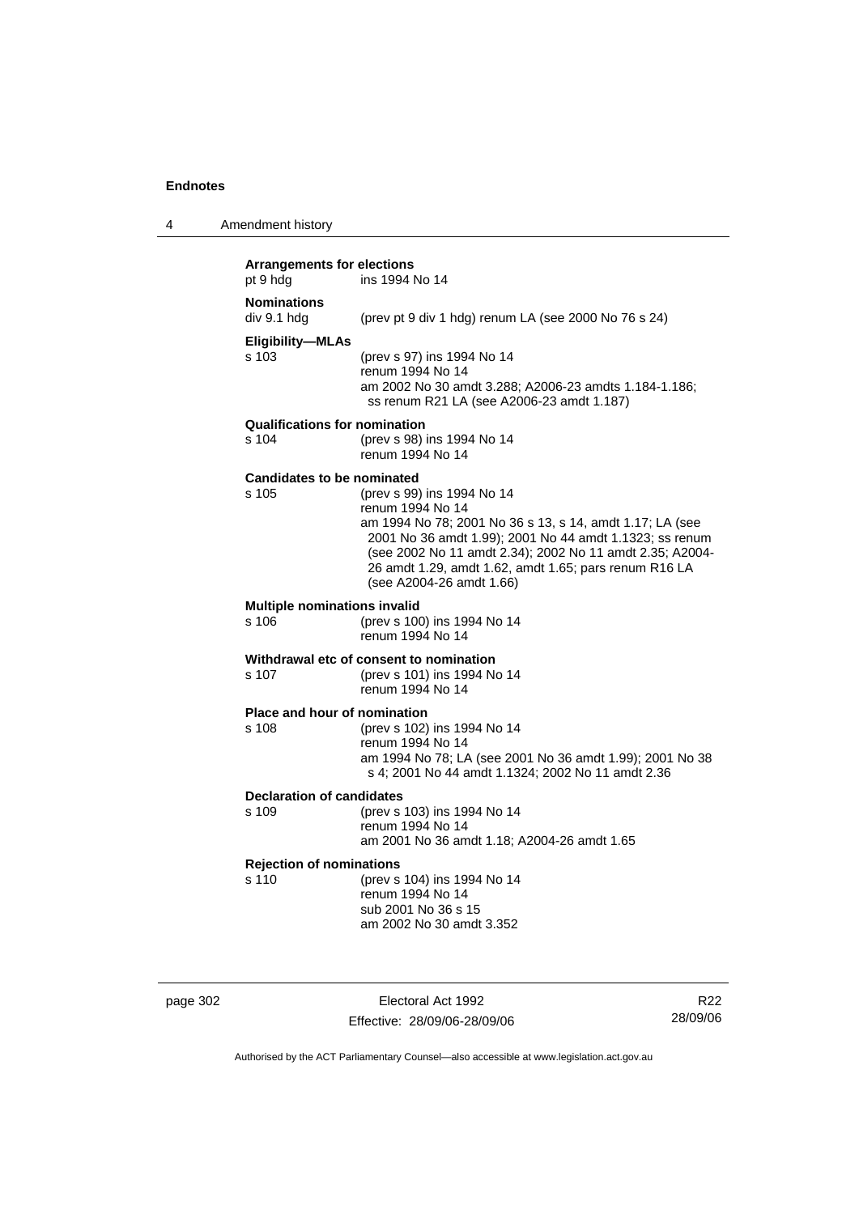**Arrangements for elections**
pt 9 hdg ins 1994 No 14

**Nominations**
div 9.1 hdg (prev pt 9 div 1 hdg) renum LA (see 2000 No 76 s 24)

**Eligibility—MLAs**
s 103 (prev s 97) ins 1994 No 14
renum 1994 No 14
am 2002 No 30 amdt 3.288; A2006-23 amdts 1.184-1.186; ss renum R21 LA (see A2006-23 amdt 1.187)

**Qualifications for nomination**
s 104 (prev s 98) ins 1994 No 14
renum 1994 No 14

**Candidates to be nominated**
s 105 (prev s 99) ins 1994 No 14
renum 1994 No 14
am 1994 No 78; 2001 No 36 s 13, s 14, amdt 1.17; LA (see 2001 No 36 amdt 1.99); 2001 No 44 amdt 1.1323; ss renum (see 2002 No 11 amdt 2.34); 2002 No 11 amdt 2.35; A2004-26 amdt 1.29, amdt 1.62, amdt 1.65; pars renum R16 LA (see A2004-26 amdt 1.66)

**Multiple nominations invalid**
s 106 (prev s 100) ins 1994 No 14
renum 1994 No 14

**Withdrawal etc of consent to nomination**
s 107 (prev s 101) ins 1994 No 14
renum 1994 No 14

**Place and hour of nomination**
s 108 (prev s 102) ins 1994 No 14
renum 1994 No 14
am 1994 No 78; LA (see 2001 No 36 amdt 1.99); 2001 No 38 s 4; 2001 No 44 amdt 1.1324; 2002 No 11 amdt 2.36

**Declaration of candidates**
s 109 (prev s 103) ins 1994 No 14
renum 1994 No 14
am 2001 No 36 amdt 1.18; A2004-26 amdt 1.65

**Rejection of nominations**
s 110 (prev s 104) ins 1994 No 14
renum 1994 No 14
sub 2001 No 36 s 15
am 2002 No 30 amdt 3.352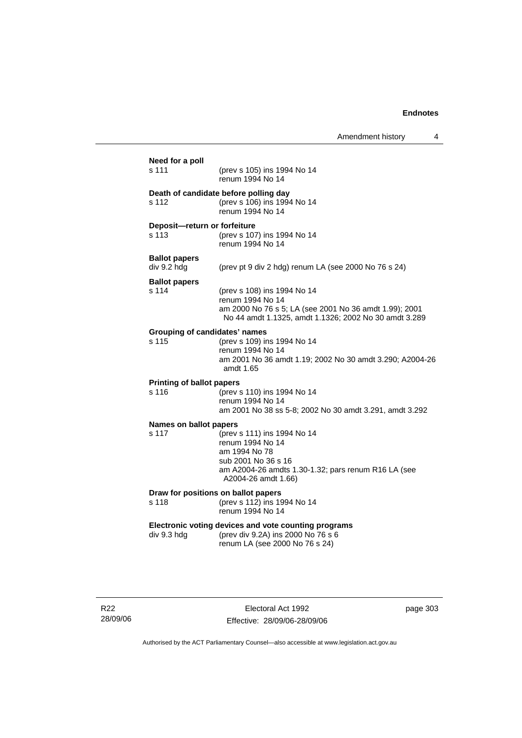**Need for a poll**

s 111 (prev s 105) ins 1994 No 14
renum 1994 No 14

**Death of candidate before polling day**

s 112 (prev s 106) ins 1994 No 14
renum 1994 No 14

**Deposit—return or forfeiture**

s 113 (prev s 107) ins 1994 No 14
renum 1994 No 14

**Ballot papers**

div 9.2 hdg (prev pt 9 div 2 hdg) renum LA (see 2000 No 76 s 24)

**Ballot papers**

s 114 (prev s 108) ins 1994 No 14
renum 1994 No 14
am 2000 No 76 s 5; LA (see 2001 No 36 amdt 1.99); 2001 No 44 amdt 1.1325, amdt 1.1326; 2002 No 30 amdt 3.289

**Grouping of candidates' names**

s 115 (prev s 109) ins 1994 No 14
renum 1994 No 14
am 2001 No 36 amdt 1.19; 2002 No 30 amdt 3.290; A2004-26 amdt 1.65

**Printing of ballot papers**

s 116 (prev s 110) ins 1994 No 14
renum 1994 No 14
am 2001 No 38 ss 5-8; 2002 No 30 amdt 3.291, amdt 3.292

**Names on ballot papers**

s 117 (prev s 111) ins 1994 No 14
renum 1994 No 14
am 1994 No 78
sub 2001 No 36 s 16
am A2004-26 amdts 1.30-1.32; pars renum R16 LA (see A2004-26 amdt 1.66)

**Draw for positions on ballot papers**

s 118 (prev s 112) ins 1994 No 14
renum 1994 No 14

**Electronic voting devices and vote counting programs**

div 9.3 hdg (prev div 9.2A) ins 2000 No 76 s 6
renum LA (see 2000 No 76 s 24)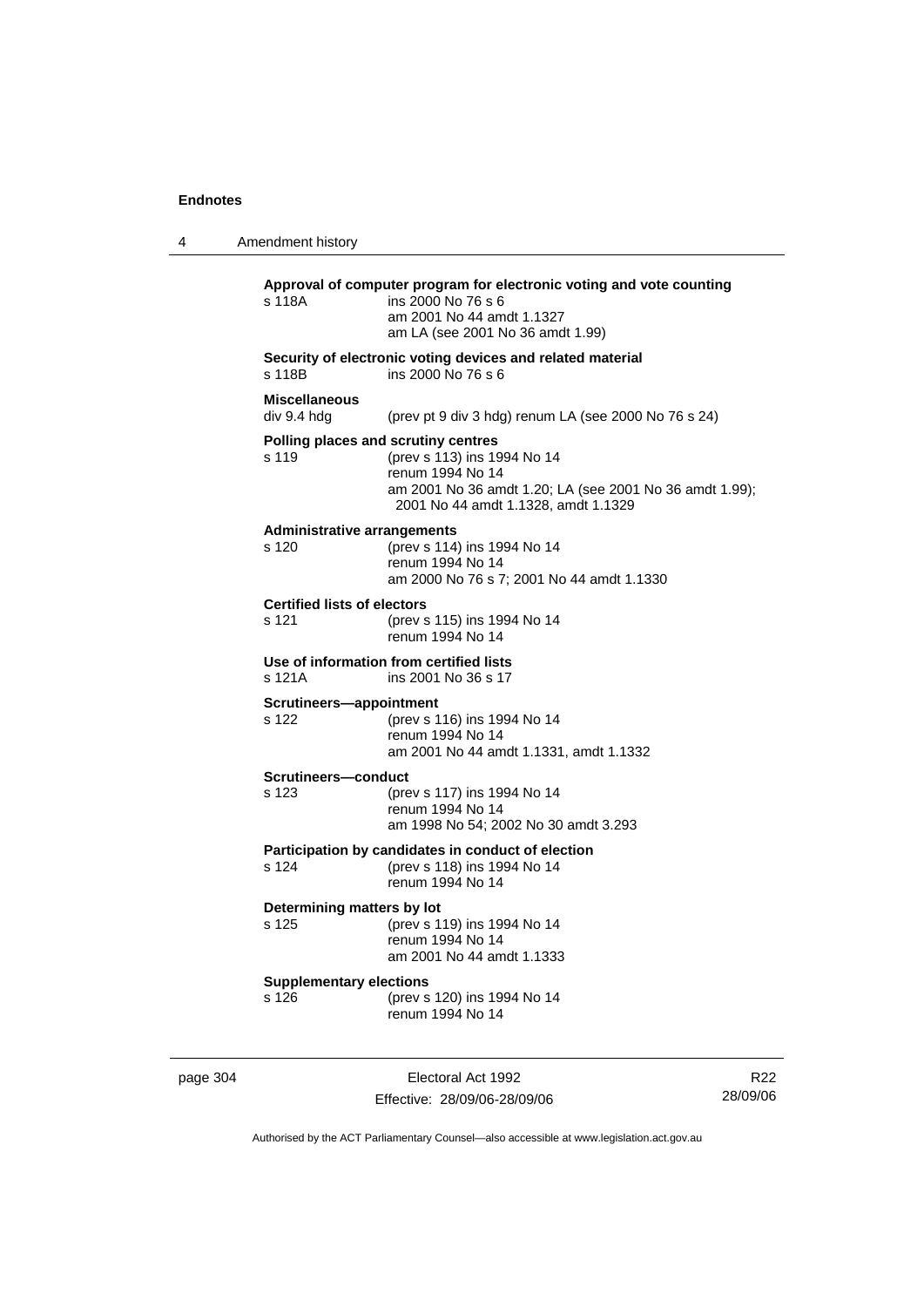**Approval of computer program for electronic voting and vote counting**
s 118A ins 2000 No 76 s 6
am 2001 No 44 amdt 1.1327
am LA (see 2001 No 36 amdt 1.99)

**Security of electronic voting devices and related material**
s 118B ins 2000 No 76 s 6

**Miscellaneous**
div 9.4 hdg (prev pt 9 div 3 hdg) renum LA (see 2000 No 76 s 24)

**Polling places and scrutiny centres**
s 119 (prev s 113) ins 1994 No 14
renum 1994 No 14
am 2001 No 36 amdt 1.20; LA (see 2001 No 36 amdt 1.99); 2001 No 44 amdt 1.1328, amdt 1.1329

**Administrative arrangements**
s 120 (prev s 114) ins 1994 No 14
renum 1994 No 14
am 2000 No 76 s 7; 2001 No 44 amdt 1.1330

**Certified lists of electors**
s 121 (prev s 115) ins 1994 No 14
renum 1994 No 14

**Use of information from certified lists**
s 121A ins 2001 No 36 s 17

**Scrutineers—appointment**
s 122 (prev s 116) ins 1994 No 14
renum 1994 No 14
am 2001 No 44 amdt 1.1331, amdt 1.1332

**Scrutineers—conduct**
s 123 (prev s 117) ins 1994 No 14
renum 1994 No 14
am 1998 No 54; 2002 No 30 amdt 3.293

**Participation by candidates in conduct of election**
s 124 (prev s 118) ins 1994 No 14
renum 1994 No 14

**Determining matters by lot**
s 125 (prev s 119) ins 1994 No 14
renum 1994 No 14
am 2001 No 44 amdt 1.1333

**Supplementary elections**
s 126 (prev s 120) ins 1994 No 14
renum 1994 No 14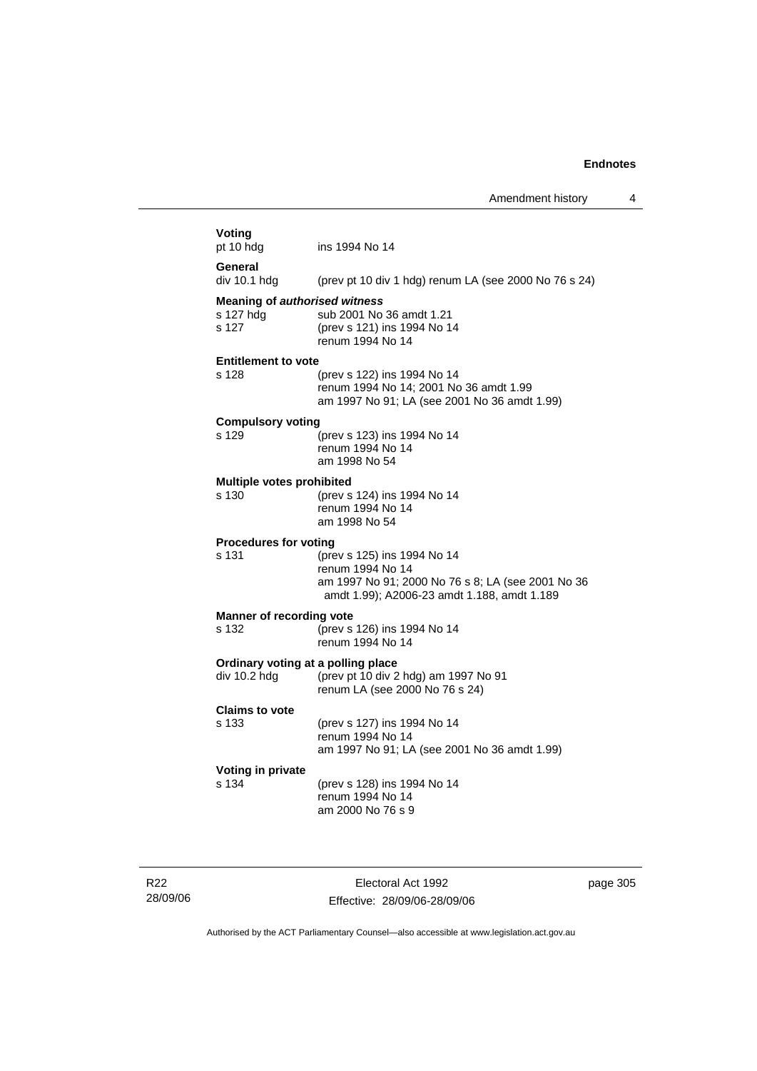**Voting**

pt 10 hdg ins 1994 No 14

**General**

div 10.1 hdg (prev pt 10 div 1 hdg) renum LA (see 2000 No 76 s 24)

**Meaning of *authorised witness***

s 127 hdg sub 2001 No 36 amdt 1.21

s 127 (prev s 121) ins 1994 No 14
renum 1994 No 14

**Entitlement to vote**

s 128 (prev s 122) ins 1994 No 14
renum 1994 No 14; 2001 No 36 amdt 1.99
am 1997 No 91; LA (see 2001 No 36 amdt 1.99)

**Compulsory voting**

s 129 (prev s 123) ins 1994 No 14
renum 1994 No 14
am 1998 No 54

**Multiple votes prohibited**

s 130 (prev s 124) ins 1994 No 14
renum 1994 No 14
am 1998 No 54

**Procedures for voting**

s 131 (prev s 125) ins 1994 No 14
renum 1994 No 14
am 1997 No 91; 2000 No 76 s 8; LA (see 2001 No 36 amdt 1.99); A2006-23 amdt 1.188, amdt 1.189

**Manner of recording vote**

s 132 (prev s 126) ins 1994 No 14
renum 1994 No 14

**Ordinary voting at a polling place**

div 10.2 hdg (prev pt 10 div 2 hdg) am 1997 No 91
renum LA (see 2000 No 76 s 24)

**Claims to vote**

s 133 (prev s 127) ins 1994 No 14
renum 1994 No 14
am 1997 No 91; LA (see 2001 No 36 amdt 1.99)

**Voting in private**

s 134 (prev s 128) ins 1994 No 14
renum 1994 No 14
am 2000 No 76 s 9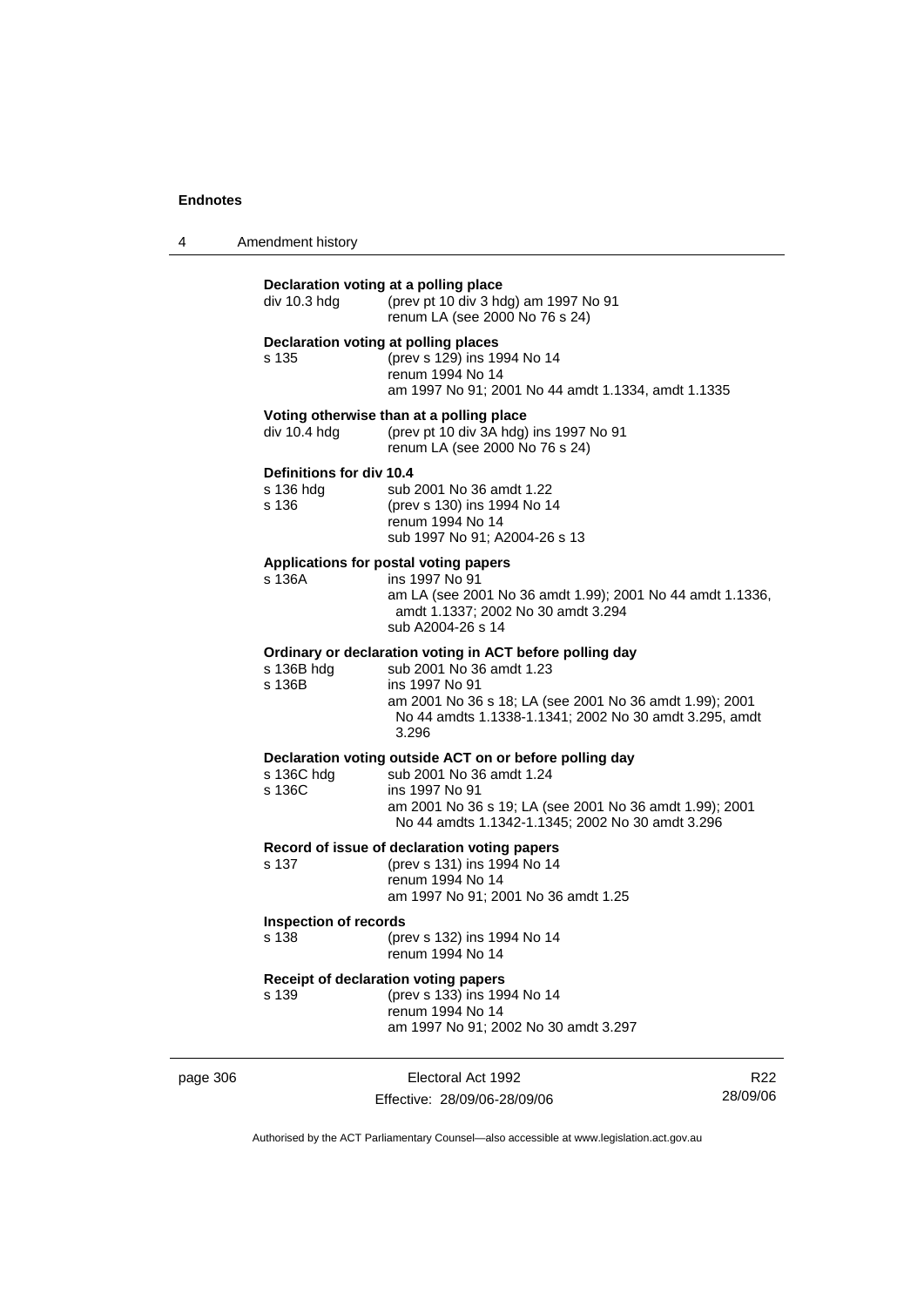**Declaration voting at a polling place**

div 10.3 hdg (prev pt 10 div 3 hdg) am 1997 No 91
renum LA (see 2000 No 76 s 24)

**Declaration voting at polling places**

s 135 (prev s 129) ins 1994 No 14
renum 1994 No 14
am 1997 No 91; 2001 No 44 amdt 1.1334, amdt 1.1335

**Voting otherwise than at a polling place**

div 10.4 hdg (prev pt 10 div 3A hdg) ins 1997 No 91
renum LA (see 2000 No 76 s 24)

**Definitions for div 10.4**

s 136 hdg sub 2001 No 36 amdt 1.22
s 136 (prev s 130) ins 1994 No 14
renum 1994 No 14
sub 1997 No 91; A2004-26 s 13

**Applications for postal voting papers**

s 136A ins 1997 No 91
am LA (see 2001 No 36 amdt 1.99); 2001 No 44 amdt 1.1336, amdt 1.1337; 2002 No 30 amdt 3.294
sub A2004-26 s 14

**Ordinary or declaration voting in ACT before polling day**

s 136B hdg sub 2001 No 36 amdt 1.23
s 136B ins 1997 No 91
am 2001 No 36 s 18; LA (see 2001 No 36 amdt 1.99); 2001 No 44 amdts 1.1338-1.1341; 2002 No 30 amdt 3.295, amdt 3.296

**Declaration voting outside ACT on or before polling day**

s 136C hdg sub 2001 No 36 amdt 1.24
s 136C ins 1997 No 91
am 2001 No 36 s 19; LA (see 2001 No 36 amdt 1.99); 2001 No 44 amdts 1.1342-1.1345; 2002 No 30 amdt 3.296

**Record of issue of declaration voting papers**

s 137 (prev s 131) ins 1994 No 14
renum 1994 No 14
am 1997 No 91; 2001 No 36 amdt 1.25

**Inspection of records**

s 138 (prev s 132) ins 1994 No 14
renum 1994 No 14

**Receipt of declaration voting papers**

s 139 (prev s 133) ins 1994 No 14
renum 1994 No 14
am 1997 No 91; 2002 No 30 amdt 3.297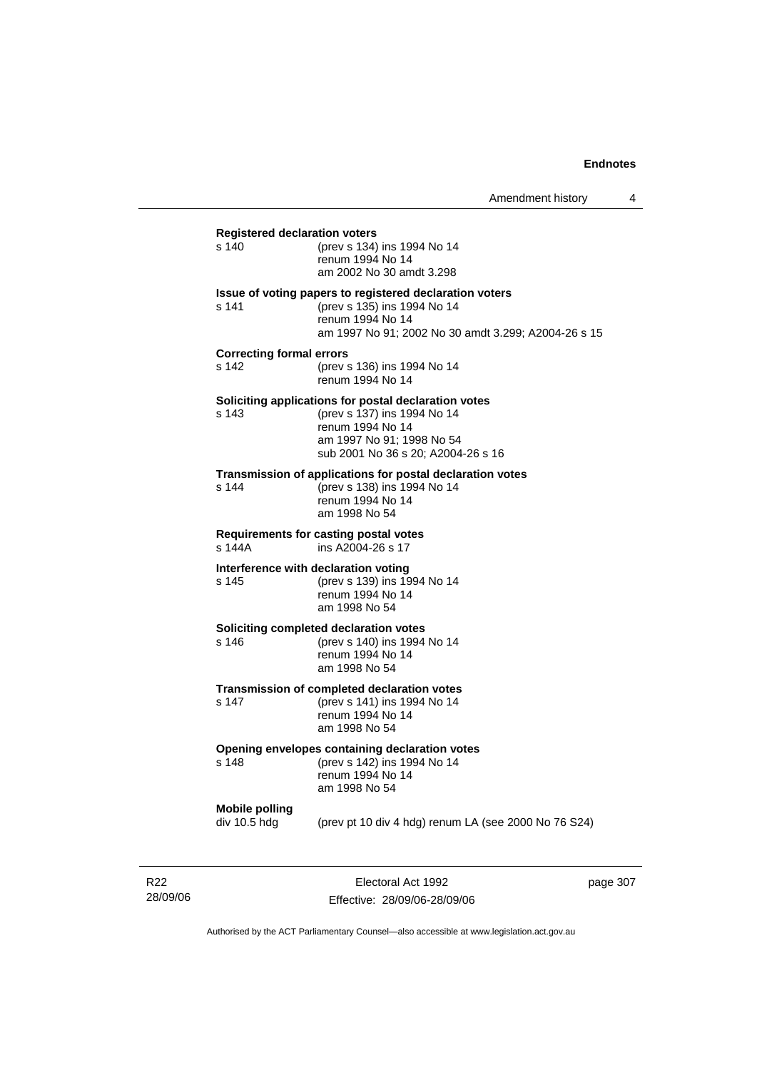**Registered declaration voters**

s 140 (prev s 134) ins 1994 No 14
renum 1994 No 14
am 2002 No 30 amdt 3.298

**Issue of voting papers to registered declaration voters**

s 141 (prev s 135) ins 1994 No 14
renum 1994 No 14
am 1997 No 91; 2002 No 30 amdt 3.299; A2004-26 s 15

**Correcting formal errors**

s 142 (prev s 136) ins 1994 No 14
renum 1994 No 14

**Soliciting applications for postal declaration votes**

s 143 (prev s 137) ins 1994 No 14
renum 1994 No 14
am 1997 No 91; 1998 No 54
sub 2001 No 36 s 20; A2004-26 s 16

**Transmission of applications for postal declaration votes**

s 144 (prev s 138) ins 1994 No 14
renum 1994 No 14
am 1998 No 54

**Requirements for casting postal votes**

s 144A ins A2004-26 s 17

**Interference with declaration voting**

s 145 (prev s 139) ins 1994 No 14
renum 1994 No 14
am 1998 No 54

**Soliciting completed declaration votes**

s 146 (prev s 140) ins 1994 No 14
renum 1994 No 14
am 1998 No 54

**Transmission of completed declaration votes**

s 147 (prev s 141) ins 1994 No 14
renum 1994 No 14
am 1998 No 54

**Opening envelopes containing declaration votes**

s 148 (prev s 142) ins 1994 No 14
renum 1994 No 14
am 1998 No 54

**Mobile polling**

div 10.5 hdg (prev pt 10 div 4 hdg) renum LA (see 2000 No 76 S24)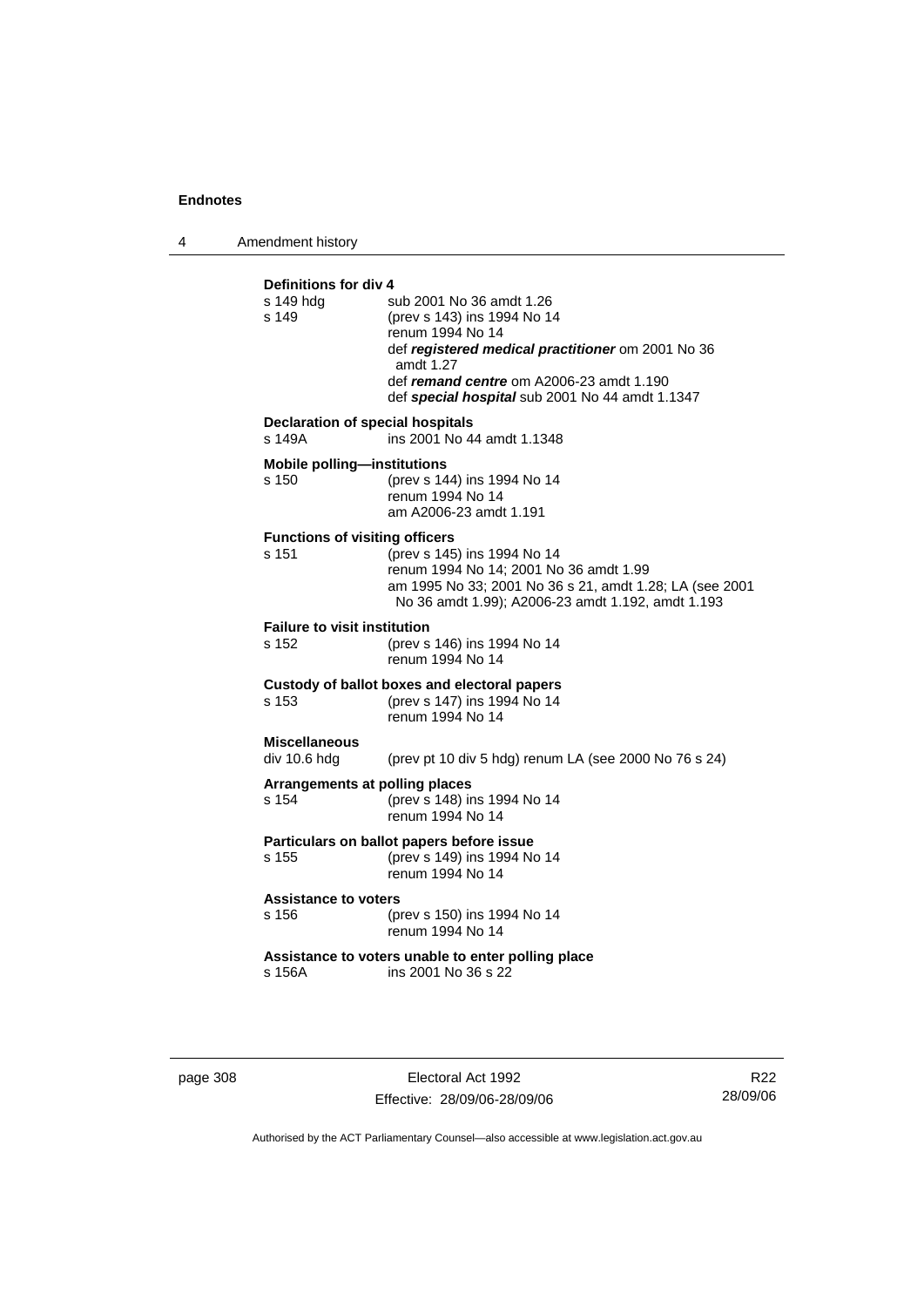**Definitions for div 4**

s 149 hdg sub 2001 No 36 amdt 1.26

s 149 (prev s 143) ins 1994 No 14
renum 1994 No 14
def ***registered medical practitioner*** om 2001 No 36 amdt 1.27
def ***remand centre*** om A2006-23 amdt 1.190
def ***special hospital*** sub 2001 No 44 amdt 1.1347

**Declaration of special hospitals**

s 149A ins 2001 No 44 amdt 1.1348

**Mobile polling—institutions**

s 150 (prev s 144) ins 1994 No 14
renum 1994 No 14
am A2006-23 amdt 1.191

**Functions of visiting officers**

s 151 (prev s 145) ins 1994 No 14
renum 1994 No 14; 2001 No 36 amdt 1.99
am 1995 No 33; 2001 No 36 s 21, amdt 1.28; LA (see 2001 No 36 amdt 1.99); A2006-23 amdt 1.192, amdt 1.193

**Failure to visit institution**

s 152 (prev s 146) ins 1994 No 14
renum 1994 No 14

**Custody of ballot boxes and electoral papers**

s 153 (prev s 147) ins 1994 No 14
renum 1994 No 14

**Miscellaneous**

div 10.6 hdg (prev pt 10 div 5 hdg) renum LA (see 2000 No 76 s 24)

**Arrangements at polling places**

s 154 (prev s 148) ins 1994 No 14
renum 1994 No 14

**Particulars on ballot papers before issue**

s 155 (prev s 149) ins 1994 No 14
renum 1994 No 14

**Assistance to voters**

s 156 (prev s 150) ins 1994 No 14
renum 1994 No 14

**Assistance to voters unable to enter polling place**

s 156A ins 2001 No 36 s 22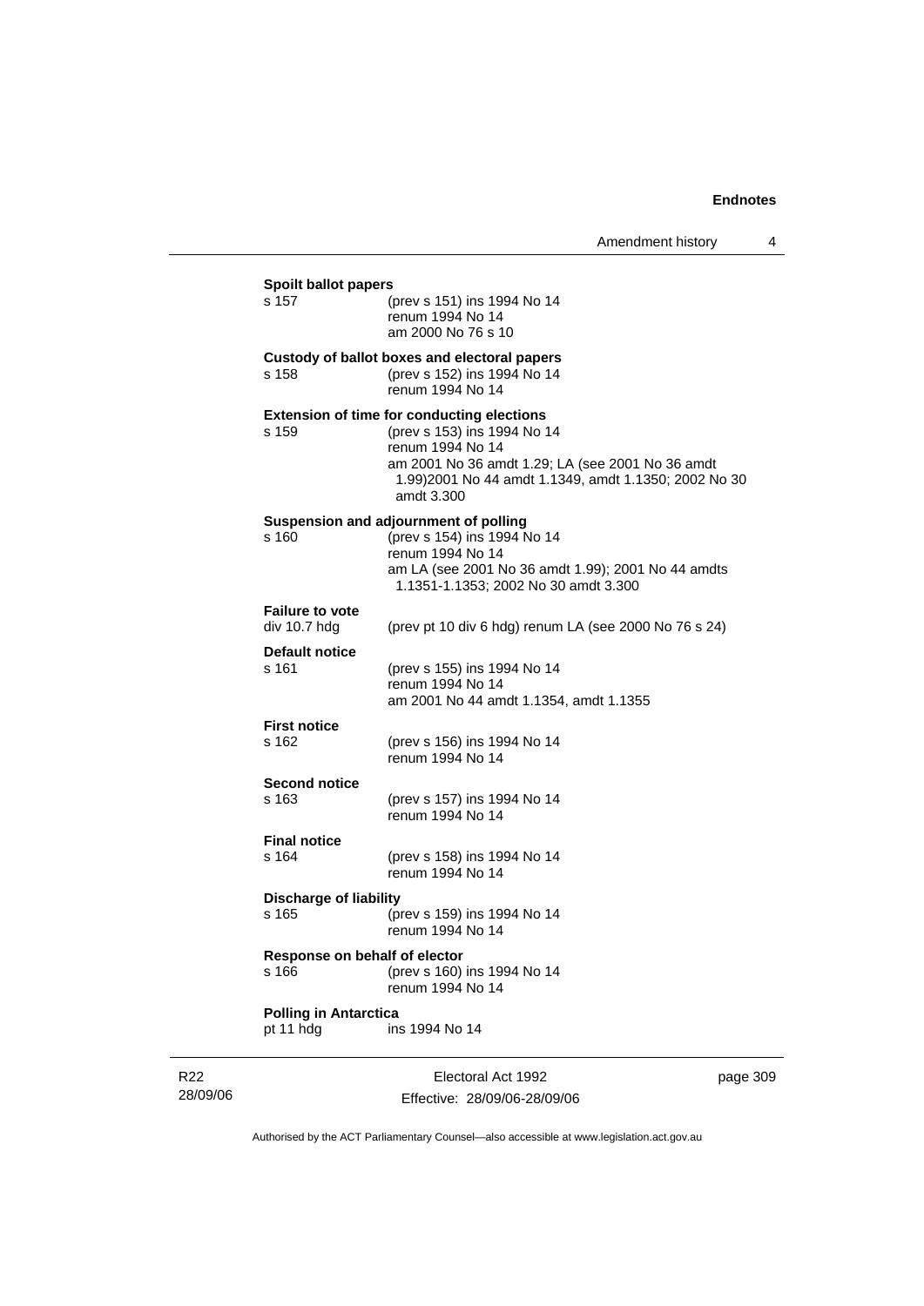**Spoilt ballot papers**

s 157 (prev s 151) ins 1994 No 14
renum 1994 No 14
am 2000 No 76 s 10

**Custody of ballot boxes and electoral papers**

s 158 (prev s 152) ins 1994 No 14
renum 1994 No 14

**Extension of time for conducting elections**

s 159 (prev s 153) ins 1994 No 14
renum 1994 No 14
am 2001 No 36 amdt 1.29; LA (see 2001 No 36 amdt 1.99)2001 No 44 amdt 1.1349, amdt 1.1350; 2002 No 30 amdt 3.300

**Suspension and adjournment of polling**

s 160 (prev s 154) ins 1994 No 14
renum 1994 No 14
am LA (see 2001 No 36 amdt 1.99); 2001 No 44 amdts 1.1351-1.1353; 2002 No 30 amdt 3.300

**Failure to vote**

div 10.7 hdg (prev pt 10 div 6 hdg) renum LA (see 2000 No 76 s 24)

**Default notice**

s 161 (prev s 155) ins 1994 No 14
renum 1994 No 14
am 2001 No 44 amdt 1.1354, amdt 1.1355

**First notice**

s 162 (prev s 156) ins 1994 No 14
renum 1994 No 14

**Second notice**

s 163 (prev s 157) ins 1994 No 14
renum 1994 No 14

**Final notice**

s 164 (prev s 158) ins 1994 No 14
renum 1994 No 14

**Discharge of liability**

s 165 (prev s 159) ins 1994 No 14
renum 1994 No 14

**Response on behalf of elector**

s 166 (prev s 160) ins 1994 No 14
renum 1994 No 14

**Polling in Antarctica**

pt 11 hdg ins 1994 No 14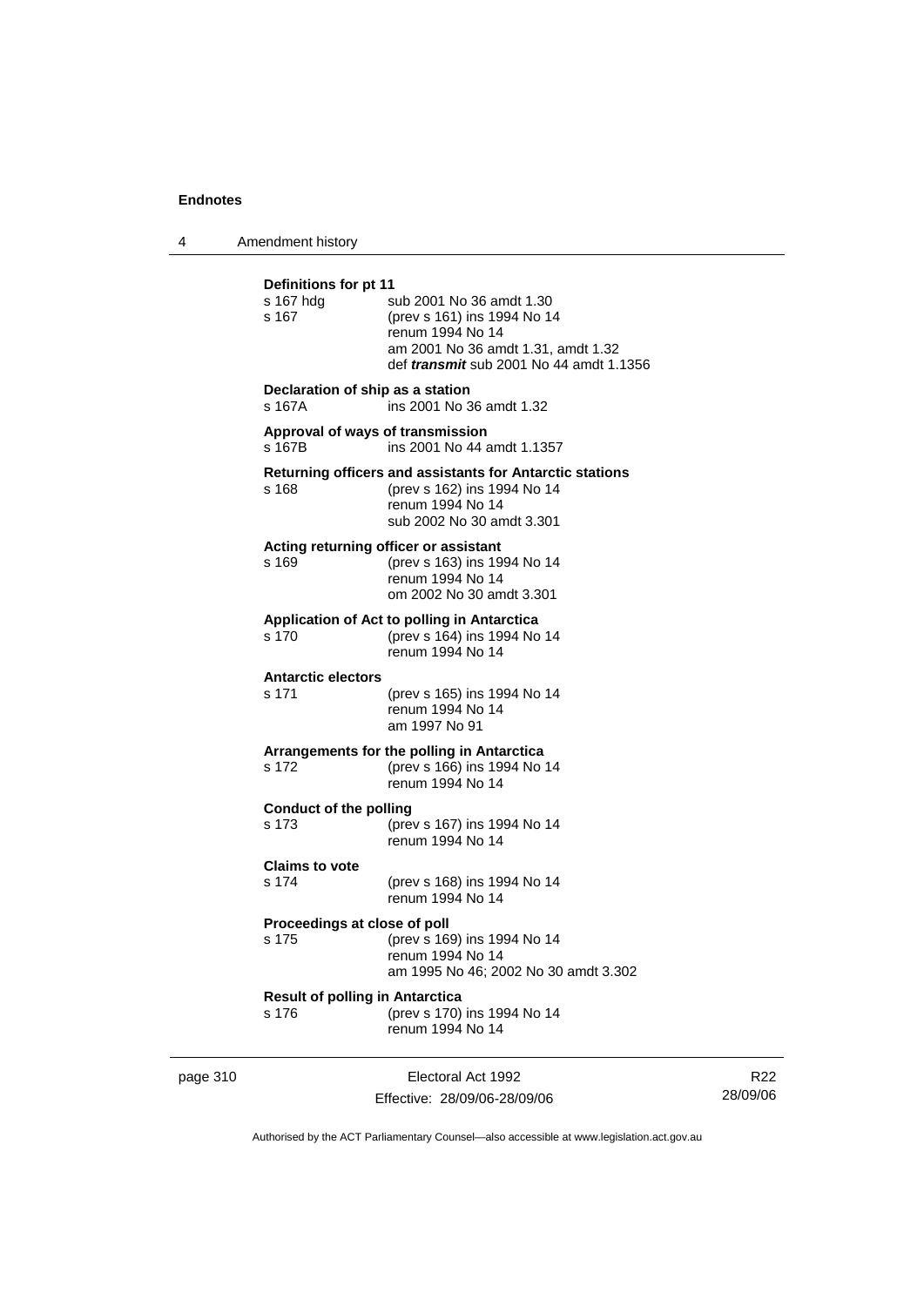**Definitions for pt 11**

s 167 hdg sub 2001 No 36 amdt 1.30

s 167 (prev s 161) ins 1994 No 14
renum 1994 No 14
am 2001 No 36 amdt 1.31, amdt 1.32
def ***transmit*** sub 2001 No 44 amdt 1.1356

**Declaration of ship as a station**

s 167A ins 2001 No 36 amdt 1.32

**Approval of ways of transmission**

s 167B ins 2001 No 44 amdt 1.1357

**Returning officers and assistants for Antarctic stations**

s 168 (prev s 162) ins 1994 No 14
renum 1994 No 14
sub 2002 No 30 amdt 3.301

**Acting returning officer or assistant**

s 169 (prev s 163) ins 1994 No 14
renum 1994 No 14
om 2002 No 30 amdt 3.301

**Application of Act to polling in Antarctica**

s 170 (prev s 164) ins 1994 No 14
renum 1994 No 14

**Antarctic electors**

s 171 (prev s 165) ins 1994 No 14
renum 1994 No 14
am 1997 No 91

**Arrangements for the polling in Antarctica**

s 172 (prev s 166) ins 1994 No 14
renum 1994 No 14

**Conduct of the polling**

s 173 (prev s 167) ins 1994 No 14
renum 1994 No 14

**Claims to vote**

s 174 (prev s 168) ins 1994 No 14
renum 1994 No 14

**Proceedings at close of poll**

s 175 (prev s 169) ins 1994 No 14
renum 1994 No 14
am 1995 No 46; 2002 No 30 amdt 3.302

**Result of polling in Antarctica**

s 176 (prev s 170) ins 1994 No 14
renum 1994 No 14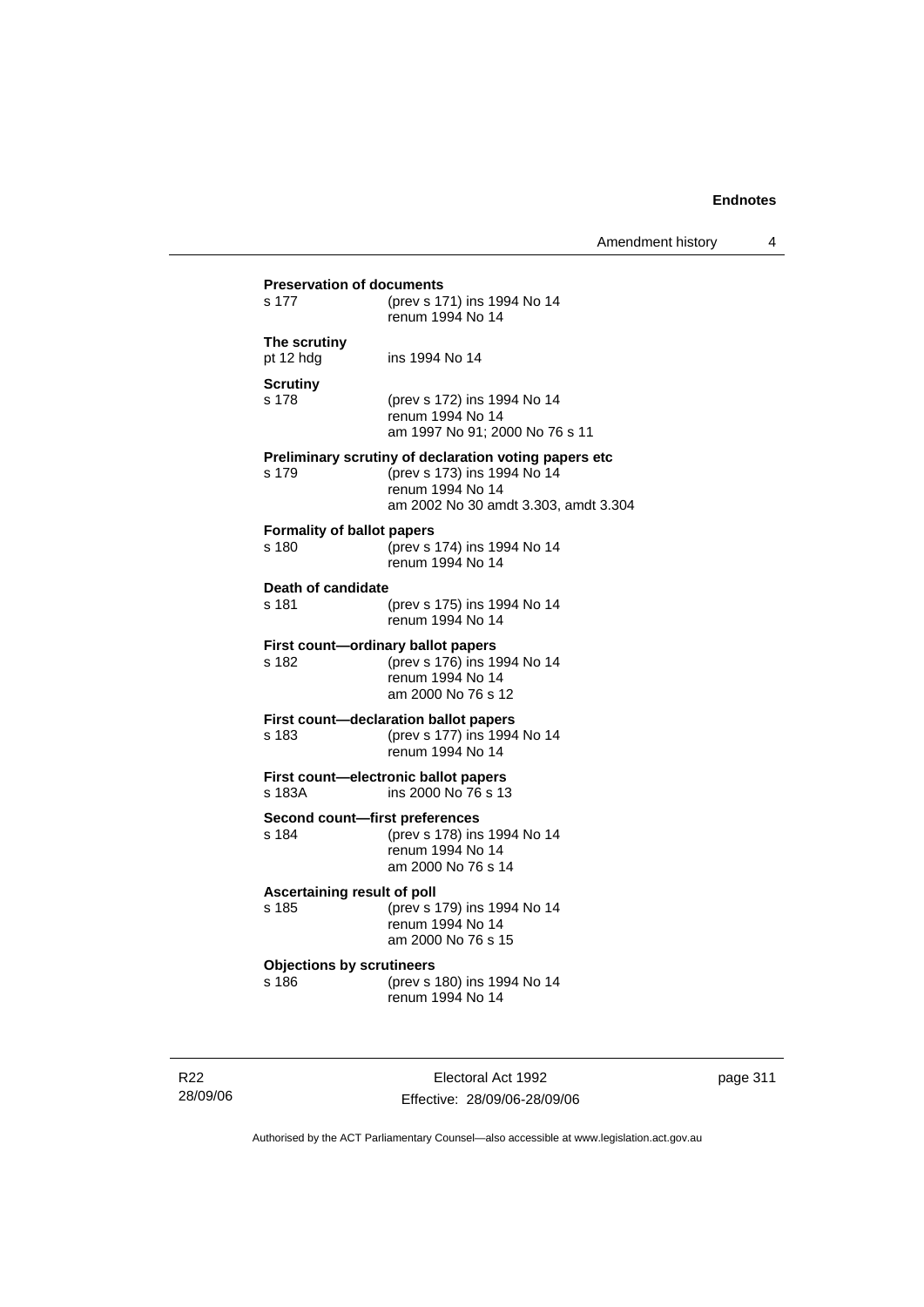**Preservation of documents**

s 177 (prev s 171) ins 1994 No 14
renum 1994 No 14

**The scrutiny**

pt 12 hdg ins 1994 No 14

**Scrutiny**

s 178 (prev s 172) ins 1994 No 14
renum 1994 No 14
am 1997 No 91; 2000 No 76 s 11

**Preliminary scrutiny of declaration voting papers etc**

s 179 (prev s 173) ins 1994 No 14
renum 1994 No 14
am 2002 No 30 amdt 3.303, amdt 3.304

**Formality of ballot papers**

s 180 (prev s 174) ins 1994 No 14
renum 1994 No 14

**Death of candidate**

s 181 (prev s 175) ins 1994 No 14
renum 1994 No 14

**First count—ordinary ballot papers**

s 182 (prev s 176) ins 1994 No 14
renum 1994 No 14
am 2000 No 76 s 12

**First count—declaration ballot papers**

s 183 (prev s 177) ins 1994 No 14
renum 1994 No 14

**First count—electronic ballot papers**

s 183A ins 2000 No 76 s 13

**Second count—first preferences**

s 184 (prev s 178) ins 1994 No 14
renum 1994 No 14
am 2000 No 76 s 14

**Ascertaining result of poll**

s 185 (prev s 179) ins 1994 No 14
renum 1994 No 14
am 2000 No 76 s 15

**Objections by scrutineers**

s 186 (prev s 180) ins 1994 No 14
renum 1994 No 14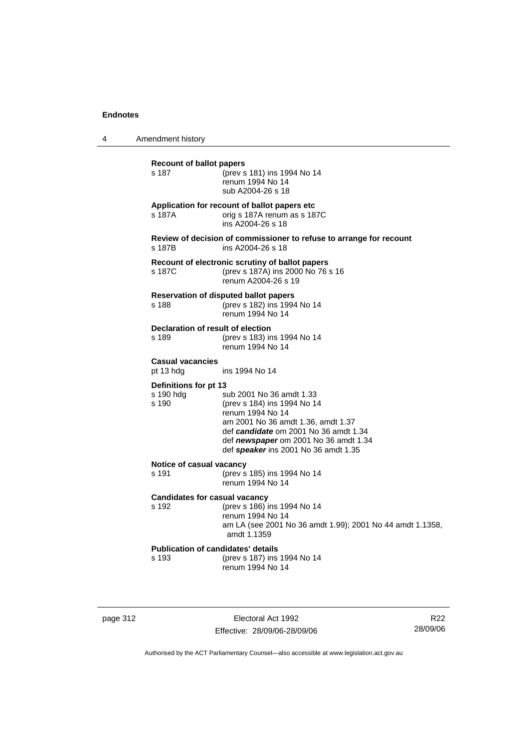**Recount of ballot papers**

s 187 (prev s 181) ins 1994 No 14
renum 1994 No 14
sub A2004-26 s 18

**Application for recount of ballot papers etc**

s 187A orig s 187A renum as s 187C
ins A2004-26 s 18

**Review of decision of commissioner to refuse to arrange for recount**

s 187B ins A2004-26 s 18

**Recount of electronic scrutiny of ballot papers**

s 187C (prev s 187A) ins 2000 No 76 s 16
renum A2004-26 s 19

**Reservation of disputed ballot papers**

s 188 (prev s 182) ins 1994 No 14
renum 1994 No 14

**Declaration of result of election**

s 189 (prev s 183) ins 1994 No 14
renum 1994 No 14

**Casual vacancies**

pt 13 hdg ins 1994 No 14

**Definitions for pt 13**

s 190 hdg sub 2001 No 36 amdt 1.33
s 190 (prev s 184) ins 1994 No 14
renum 1994 No 14
am 2001 No 36 amdt 1.36, amdt 1.37
def ***candidate*** om 2001 No 36 amdt 1.34
def ***newspaper*** om 2001 No 36 amdt 1.34
def ***speaker*** ins 2001 No 36 amdt 1.35

**Notice of casual vacancy**

s 191 (prev s 185) ins 1994 No 14
renum 1994 No 14

**Candidates for casual vacancy**

s 192 (prev s 186) ins 1994 No 14
renum 1994 No 14
am LA (see 2001 No 36 amdt 1.99); 2001 No 44 amdt 1.1358, amdt 1.1359

**Publication of candidates' details**

s 193 (prev s 187) ins 1994 No 14
renum 1994 No 14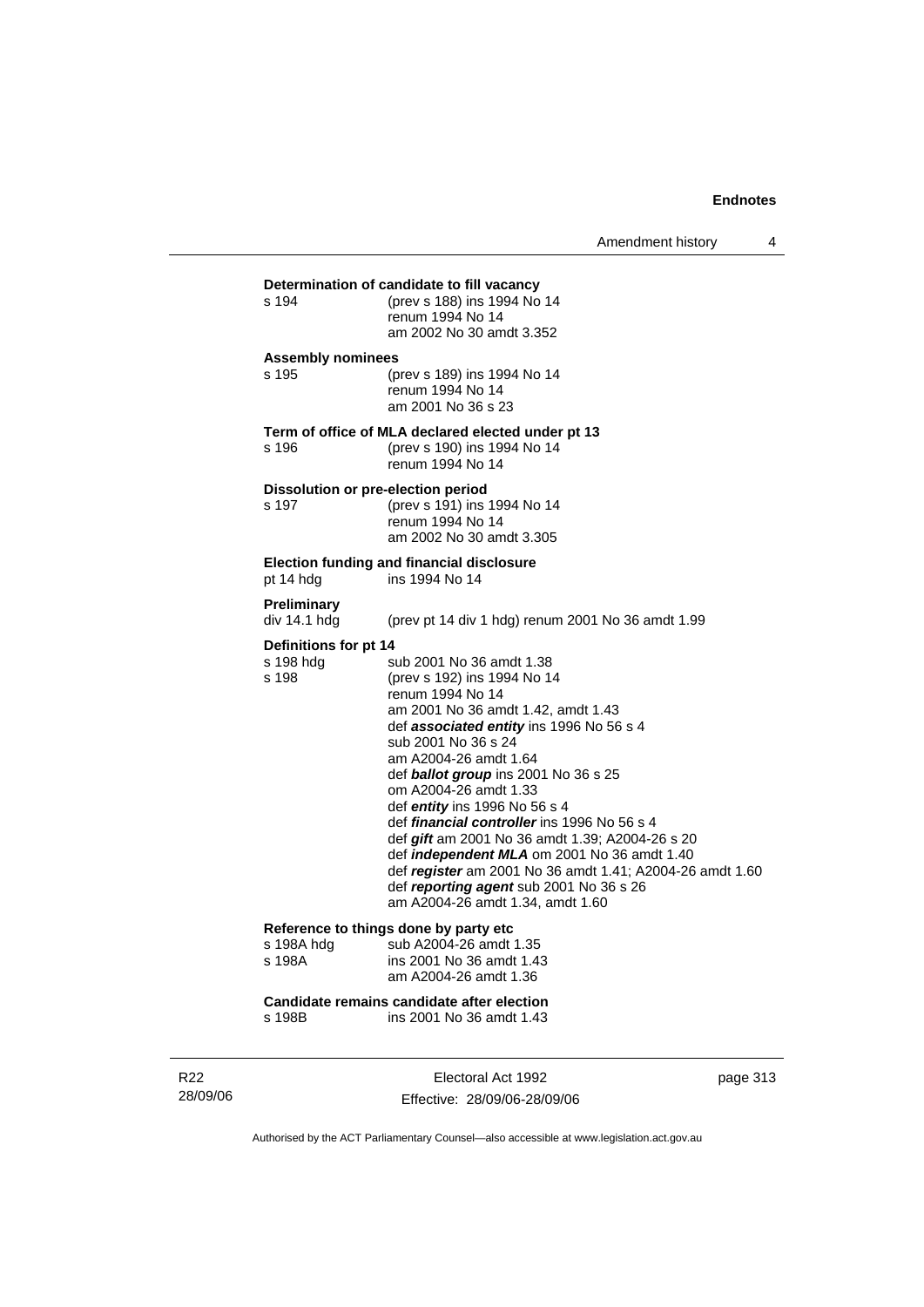**Determination of candidate to fill vacancy**

s 194 (prev s 188) ins 1994 No 14
renum 1994 No 14
am 2002 No 30 amdt 3.352

**Assembly nominees**

s 195 (prev s 189) ins 1994 No 14
renum 1994 No 14
am 2001 No 36 s 23

**Term of office of MLA declared elected under pt 13**

s 196 (prev s 190) ins 1994 No 14
renum 1994 No 14

**Dissolution or pre-election period**

s 197 (prev s 191) ins 1994 No 14
renum 1994 No 14
am 2002 No 30 amdt 3.305

**Election funding and financial disclosure**

pt 14 hdg ins 1994 No 14

**Preliminary**

div 14.1 hdg (prev pt 14 div 1 hdg) renum 2001 No 36 amdt 1.99

**Definitions for pt 14**

s 198 hdg sub 2001 No 36 amdt 1.38
s 198 (prev s 192) ins 1994 No 14
renum 1994 No 14
am 2001 No 36 amdt 1.42, amdt 1.43
def ***associated entity*** ins 1996 No 56 s 4
sub 2001 No 36 s 24
am A2004-26 amdt 1.64
def ***ballot group*** ins 2001 No 36 s 25
om A2004-26 amdt 1.33
def ***entity*** ins 1996 No 56 s 4
def ***financial controller*** ins 1996 No 56 s 4
def ***gift*** am 2001 No 36 amdt 1.39; A2004-26 s 20
def ***independent MLA*** om 2001 No 36 amdt 1.40
def ***register*** am 2001 No 36 amdt 1.41; A2004-26 amdt 1.60
def ***reporting agent*** sub 2001 No 36 s 26
am A2004-26 amdt 1.34, amdt 1.60

**Reference to things done by party etc**

s 198A hdg sub A2004-26 amdt 1.35
s 198A ins 2001 No 36 amdt 1.43
am A2004-26 amdt 1.36

**Candidate remains candidate after election**

s 198B ins 2001 No 36 amdt 1.43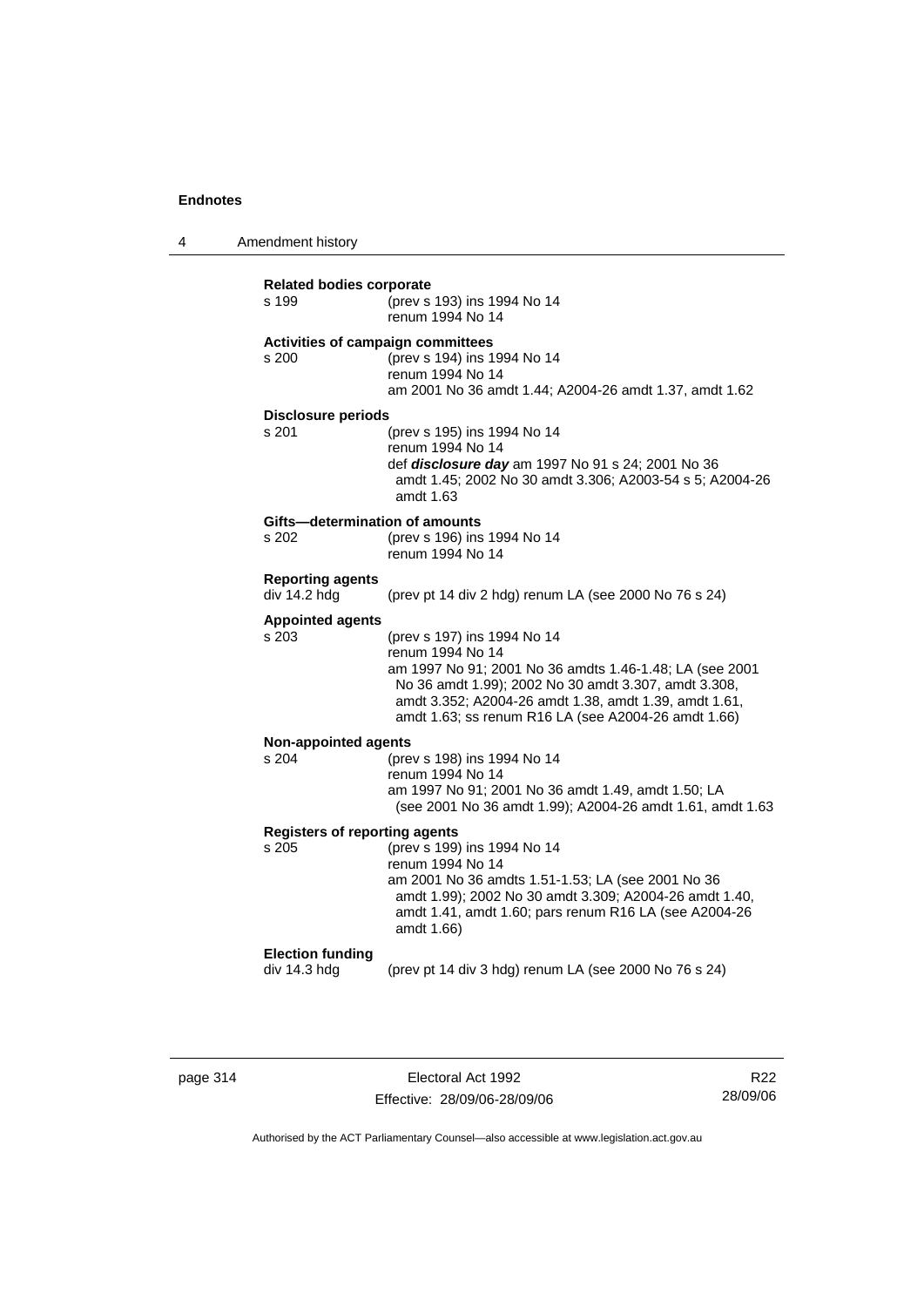**Related bodies corporate**

s 199 (prev s 193) ins 1994 No 14
renum 1994 No 14

**Activities of campaign committees**

s 200 (prev s 194) ins 1994 No 14
renum 1994 No 14
am 2001 No 36 amdt 1.44; A2004-26 amdt 1.37, amdt 1.62

**Disclosure periods**

s 201 (prev s 195) ins 1994 No 14
renum 1994 No 14
def ***disclosure day*** am 1997 No 91 s 24; 2001 No 36 amdt 1.45; 2002 No 30 amdt 3.306; A2003-54 s 5; A2004-26 amdt 1.63

**Gifts—determination of amounts**

s 202 (prev s 196) ins 1994 No 14
renum 1994 No 14

**Reporting agents**

div 14.2 hdg (prev pt 14 div 2 hdg) renum LA (see 2000 No 76 s 24)

**Appointed agents**

s 203 (prev s 197) ins 1994 No 14
renum 1994 No 14
am 1997 No 91; 2001 No 36 amdts 1.46-1.48; LA (see 2001 No 36 amdt 1.99); 2002 No 30 amdt 3.307, amdt 3.308, amdt 3.352; A2004-26 amdt 1.38, amdt 1.39, amdt 1.61, amdt 1.63; ss renum R16 LA (see A2004-26 amdt 1.66)

**Non-appointed agents**

s 204 (prev s 198) ins 1994 No 14
renum 1994 No 14
am 1997 No 91; 2001 No 36 amdt 1.49, amdt 1.50; LA (see 2001 No 36 amdt 1.99); A2004-26 amdt 1.61, amdt 1.63

**Registers of reporting agents**

s 205 (prev s 199) ins 1994 No 14
renum 1994 No 14
am 2001 No 36 amdts 1.51-1.53; LA (see 2001 No 36 amdt 1.99); 2002 No 30 amdt 3.309; A2004-26 amdt 1.40, amdt 1.41, amdt 1.60; pars renum R16 LA (see A2004-26 amdt 1.66)

**Election funding**

div 14.3 hdg (prev pt 14 div 3 hdg) renum LA (see 2000 No 76 s 24)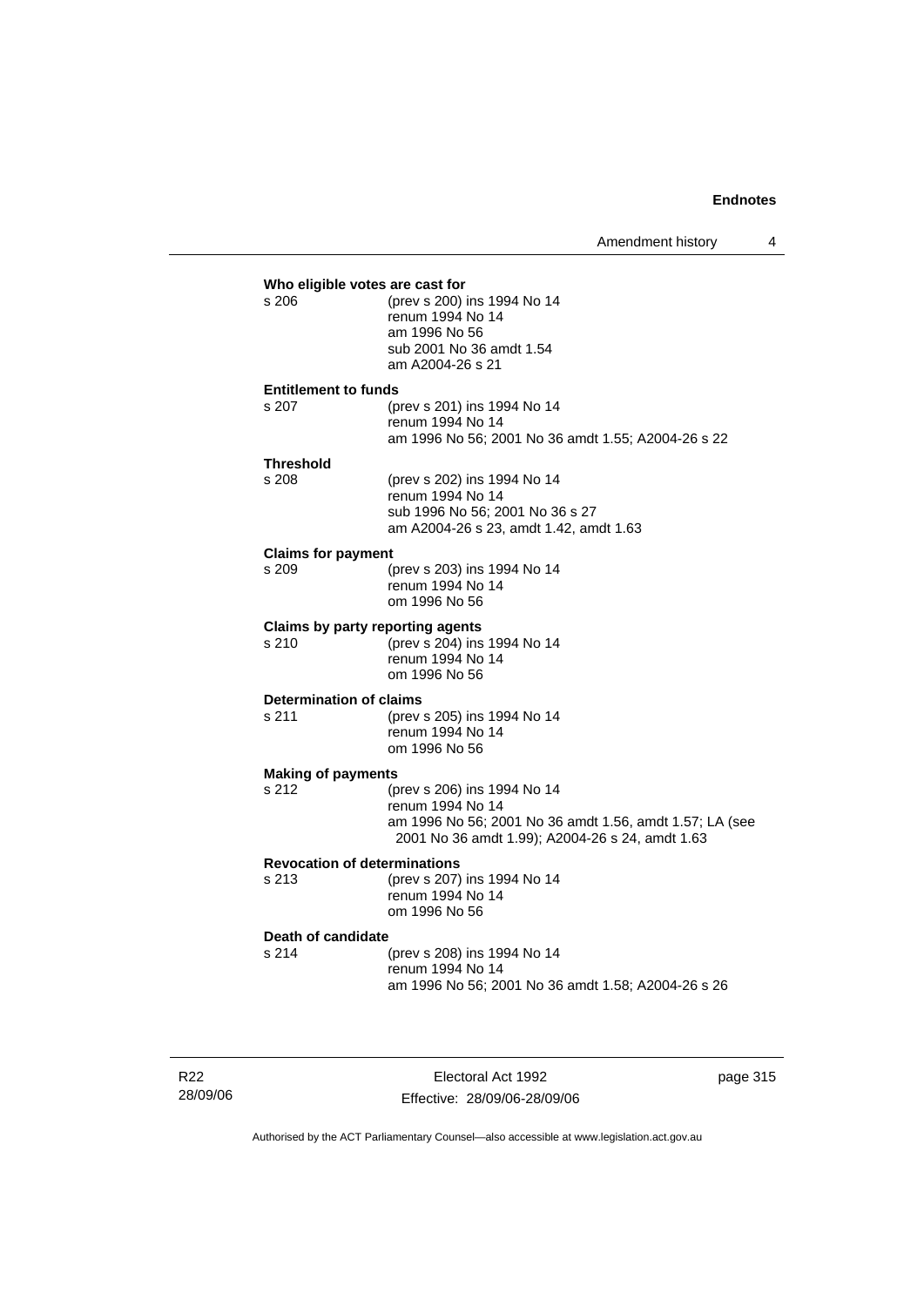**Who eligible votes are cast for**

s 206 — (prev s 200) ins 1994 No 14
renum 1994 No 14
am 1996 No 56
sub 2001 No 36 amdt 1.54
am A2004-26 s 21

**Entitlement to funds**

s 207 — (prev s 201) ins 1994 No 14
renum 1994 No 14
am 1996 No 56; 2001 No 36 amdt 1.55; A2004-26 s 22

**Threshold**

s 208 — (prev s 202) ins 1994 No 14
renum 1994 No 14
sub 1996 No 56; 2001 No 36 s 27
am A2004-26 s 23, amdt 1.42, amdt 1.63

**Claims for payment**

s 209 — (prev s 203) ins 1994 No 14
renum 1994 No 14
om 1996 No 56

**Claims by party reporting agents**

s 210 — (prev s 204) ins 1994 No 14
renum 1994 No 14
om 1996 No 56

**Determination of claims**

s 211 — (prev s 205) ins 1994 No 14
renum 1994 No 14
om 1996 No 56

**Making of payments**

s 212 — (prev s 206) ins 1994 No 14
renum 1994 No 14
am 1996 No 56; 2001 No 36 amdt 1.56, amdt 1.57; LA (see 2001 No 36 amdt 1.99); A2004-26 s 24, amdt 1.63

**Revocation of determinations**

s 213 — (prev s 207) ins 1994 No 14
renum 1994 No 14
om 1996 No 56

**Death of candidate**

s 214 — (prev s 208) ins 1994 No 14
renum 1994 No 14
am 1996 No 56; 2001 No 36 amdt 1.58; A2004-26 s 26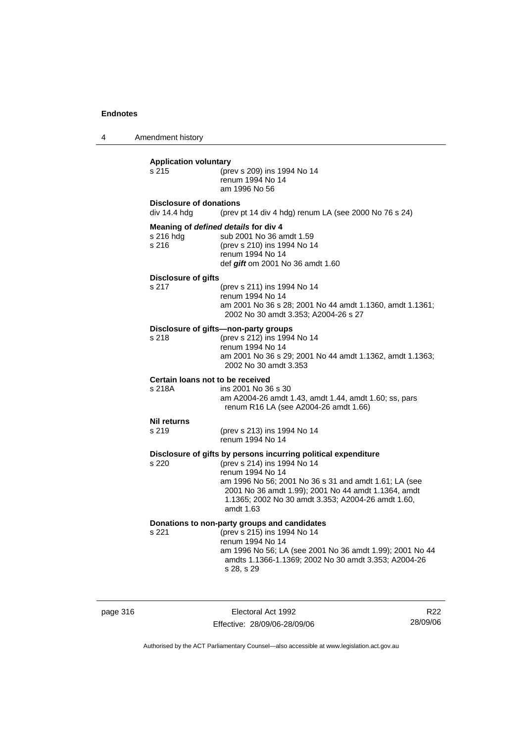**Application voluntary**

s 215 (prev s 209) ins 1994 No 14
renum 1994 No 14
am 1996 No 56

**Disclosure of donations**

div 14.4 hdg (prev pt 14 div 4 hdg) renum LA (see 2000 No 76 s 24)

**Meaning of *defined details* for div 4**

s 216 hdg sub 2001 No 36 amdt 1.59
s 216 (prev s 210) ins 1994 No 14
renum 1994 No 14
def ***gift*** om 2001 No 36 amdt 1.60

**Disclosure of gifts**

s 217 (prev s 211) ins 1994 No 14
renum 1994 No 14
am 2001 No 36 s 28; 2001 No 44 amdt 1.1360, amdt 1.1361; 2002 No 30 amdt 3.353; A2004-26 s 27

**Disclosure of gifts—non-party groups**

s 218 (prev s 212) ins 1994 No 14
renum 1994 No 14
am 2001 No 36 s 29; 2001 No 44 amdt 1.1362, amdt 1.1363; 2002 No 30 amdt 3.353

**Certain loans not to be received**

s 218A ins 2001 No 36 s 30
am A2004-26 amdt 1.43, amdt 1.44, amdt 1.60; ss, pars renum R16 LA (see A2004-26 amdt 1.66)

**Nil returns**

s 219 (prev s 213) ins 1994 No 14
renum 1994 No 14

**Disclosure of gifts by persons incurring political expenditure**

s 220 (prev s 214) ins 1994 No 14
renum 1994 No 14
am 1996 No 56; 2001 No 36 s 31 and amdt 1.61; LA (see 2001 No 36 amdt 1.99); 2001 No 44 amdt 1.1364, amdt 1.1365; 2002 No 30 amdt 3.353; A2004-26 amdt 1.60, amdt 1.63

**Donations to non-party groups and candidates**

s 221 (prev s 215) ins 1994 No 14
renum 1994 No 14
am 1996 No 56; LA (see 2001 No 36 amdt 1.99); 2001 No 44 amdts 1.1366-1.1369; 2002 No 30 amdt 3.353; A2004-26 s 28, s 29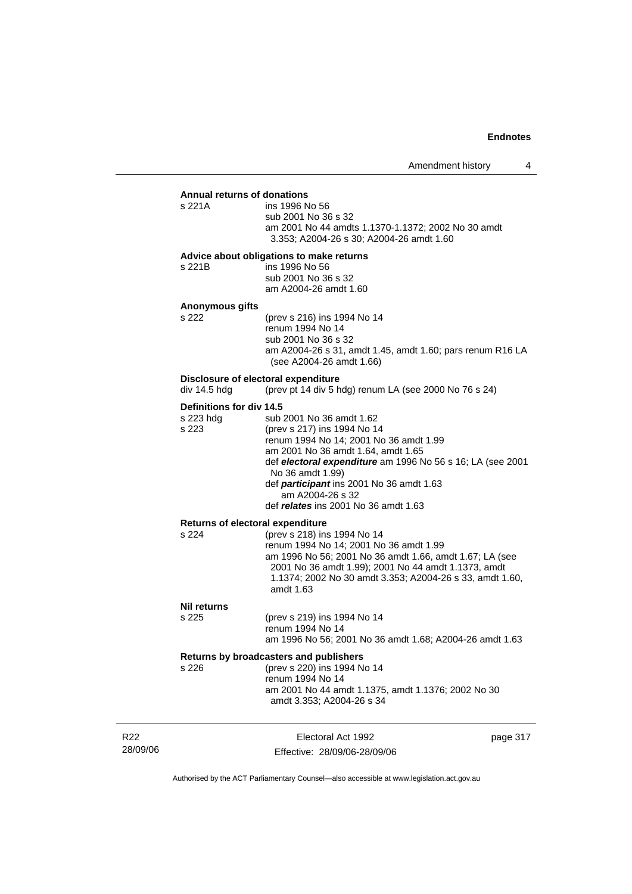**Annual returns of donations**

s 221A ins 1996 No 56
sub 2001 No 36 s 32
am 2001 No 44 amdts 1.1370-1.1372; 2002 No 30 amdt 3.353; A2004-26 s 30; A2004-26 amdt 1.60

**Advice about obligations to make returns**

s 221B ins 1996 No 56
sub 2001 No 36 s 32
am A2004-26 amdt 1.60

**Anonymous gifts**

s 222 (prev s 216) ins 1994 No 14
renum 1994 No 14
sub 2001 No 36 s 32
am A2004-26 s 31, amdt 1.45, amdt 1.60; pars renum R16 LA (see A2004-26 amdt 1.66)

**Disclosure of electoral expenditure**

div 14.5 hdg (prev pt 14 div 5 hdg) renum LA (see 2000 No 76 s 24)

**Definitions for div 14.5**

s 223 hdg sub 2001 No 36 amdt 1.62
s 223 (prev s 217) ins 1994 No 14
renum 1994 No 14; 2001 No 36 amdt 1.99
am 2001 No 36 amdt 1.64, amdt 1.65
def ***electoral expenditure*** am 1996 No 56 s 16; LA (see 2001 No 36 amdt 1.99)
def ***participant*** ins 2001 No 36 amdt 1.63
am A2004-26 s 32
def ***relates*** ins 2001 No 36 amdt 1.63

**Returns of electoral expenditure**

s 224 (prev s 218) ins 1994 No 14
renum 1994 No 14; 2001 No 36 amdt 1.99
am 1996 No 56; 2001 No 36 amdt 1.66, amdt 1.67; LA (see 2001 No 36 amdt 1.99); 2001 No 44 amdt 1.1373, amdt 1.1374; 2002 No 30 amdt 3.353; A2004-26 s 33, amdt 1.60, amdt 1.63

**Nil returns**

s 225 (prev s 219) ins 1994 No 14
renum 1994 No 14
am 1996 No 56; 2001 No 36 amdt 1.68; A2004-26 amdt 1.63

**Returns by broadcasters and publishers**

s 226 (prev s 220) ins 1994 No 14
renum 1994 No 14
am 2001 No 44 amdt 1.1375, amdt 1.1376; 2002 No 30 amdt 3.353; A2004-26 s 34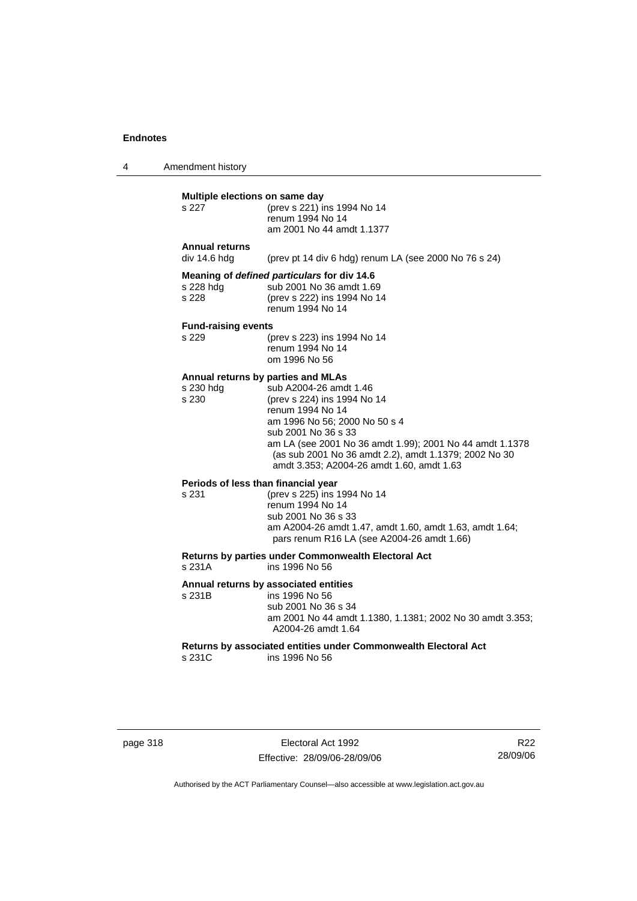**Multiple elections on same day**

s 227 (prev s 221) ins 1994 No 14
renum 1994 No 14
am 2001 No 44 amdt 1.1377

**Annual returns**

div 14.6 hdg (prev pt 14 div 6 hdg) renum LA (see 2000 No 76 s 24)

**Meaning of *defined particulars* for div 14.6**

s 228 hdg sub 2001 No 36 amdt 1.69
s 228 (prev s 222) ins 1994 No 14
renum 1994 No 14

**Fund-raising events**

s 229 (prev s 223) ins 1994 No 14
renum 1994 No 14
om 1996 No 56

**Annual returns by parties and MLAs**

s 230 hdg sub A2004-26 amdt 1.46
s 230 (prev s 224) ins 1994 No 14
renum 1994 No 14
am 1996 No 56; 2000 No 50 s 4
sub 2001 No 36 s 33
am LA (see 2001 No 36 amdt 1.99); 2001 No 44 amdt 1.1378 (as sub 2001 No 36 amdt 2.2), amdt 1.1379; 2002 No 30 amdt 3.353; A2004-26 amdt 1.60, amdt 1.63

**Periods of less than financial year**

s 231 (prev s 225) ins 1994 No 14
renum 1994 No 14
sub 2001 No 36 s 33
am A2004-26 amdt 1.47, amdt 1.60, amdt 1.63, amdt 1.64; pars renum R16 LA (see A2004-26 amdt 1.66)

**Returns by parties under Commonwealth Electoral Act**

s 231A ins 1996 No 56

**Annual returns by associated entities**

s 231B ins 1996 No 56
sub 2001 No 36 s 34
am 2001 No 44 amdt 1.1380, 1.1381; 2002 No 30 amdt 3.353; A2004-26 amdt 1.64

**Returns by associated entities under Commonwealth Electoral Act**

s 231C ins 1996 No 56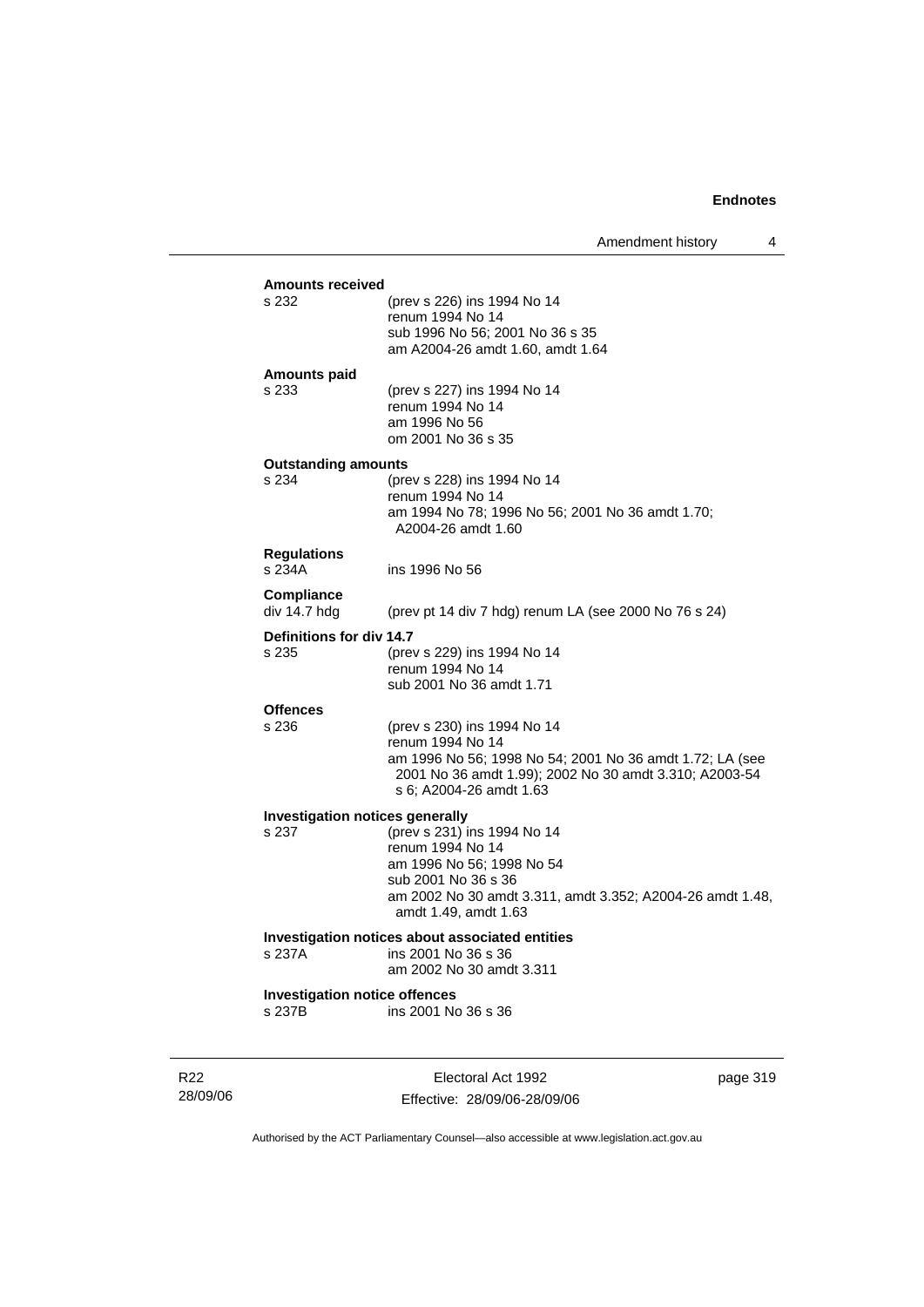**Amounts received**

s 232 (prev s 226) ins 1994 No 14
renum 1994 No 14
sub 1996 No 56; 2001 No 36 s 35
am A2004-26 amdt 1.60, amdt 1.64

**Amounts paid**

s 233 (prev s 227) ins 1994 No 14
renum 1994 No 14
am 1996 No 56
om 2001 No 36 s 35

**Outstanding amounts**

s 234 (prev s 228) ins 1994 No 14
renum 1994 No 14
am 1994 No 78; 1996 No 56; 2001 No 36 amdt 1.70; A2004-26 amdt 1.60

**Regulations**

s 234A ins 1996 No 56

**Compliance**

div 14.7 hdg (prev pt 14 div 7 hdg) renum LA (see 2000 No 76 s 24)

**Definitions for div 14.7**

s 235 (prev s 229) ins 1994 No 14
renum 1994 No 14
sub 2001 No 36 amdt 1.71

**Offences**

s 236 (prev s 230) ins 1994 No 14
renum 1994 No 14
am 1996 No 56; 1998 No 54; 2001 No 36 amdt 1.72; LA (see 2001 No 36 amdt 1.99); 2002 No 30 amdt 3.310; A2003-54 s 6; A2004-26 amdt 1.63

**Investigation notices generally**

s 237 (prev s 231) ins 1994 No 14
renum 1994 No 14
am 1996 No 56; 1998 No 54
sub 2001 No 36 s 36
am 2002 No 30 amdt 3.311, amdt 3.352; A2004-26 amdt 1.48, amdt 1.49, amdt 1.63

**Investigation notices about associated entities**

s 237A ins 2001 No 36 s 36
am 2002 No 30 amdt 3.311

**Investigation notice offences**

s 237B ins 2001 No 36 s 36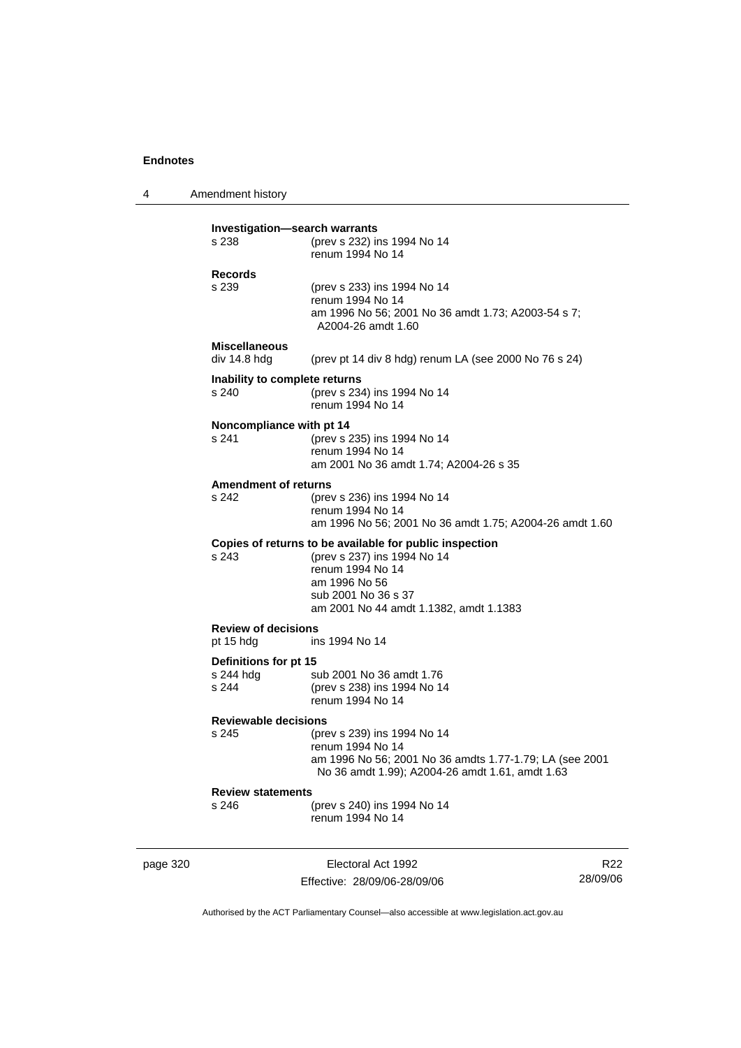**Investigation—search warrants**

s 238 (prev s 232) ins 1994 No 14
renum 1994 No 14

**Records**

s 239 (prev s 233) ins 1994 No 14
renum 1994 No 14
am 1996 No 56; 2001 No 36 amdt 1.73; A2003-54 s 7; A2004-26 amdt 1.60

**Miscellaneous**

div 14.8 hdg (prev pt 14 div 8 hdg) renum LA (see 2000 No 76 s 24)

**Inability to complete returns**

s 240 (prev s 234) ins 1994 No 14
renum 1994 No 14

**Noncompliance with pt 14**

s 241 (prev s 235) ins 1994 No 14
renum 1994 No 14
am 2001 No 36 amdt 1.74; A2004-26 s 35

**Amendment of returns**

s 242 (prev s 236) ins 1994 No 14
renum 1994 No 14
am 1996 No 56; 2001 No 36 amdt 1.75; A2004-26 amdt 1.60

**Copies of returns to be available for public inspection**

s 243 (prev s 237) ins 1994 No 14
renum 1994 No 14
am 1996 No 56
sub 2001 No 36 s 37
am 2001 No 44 amdt 1.1382, amdt 1.1383

**Review of decisions**

pt 15 hdg ins 1994 No 14

**Definitions for pt 15**

s 244 hdg sub 2001 No 36 amdt 1.76
s 244 (prev s 238) ins 1994 No 14
renum 1994 No 14

**Reviewable decisions**

s 245 (prev s 239) ins 1994 No 14
renum 1994 No 14
am 1996 No 56; 2001 No 36 amdts 1.77-1.79; LA (see 2001 No 36 amdt 1.99); A2004-26 amdt 1.61, amdt 1.63

**Review statements**

s 246 (prev s 240) ins 1994 No 14
renum 1994 No 14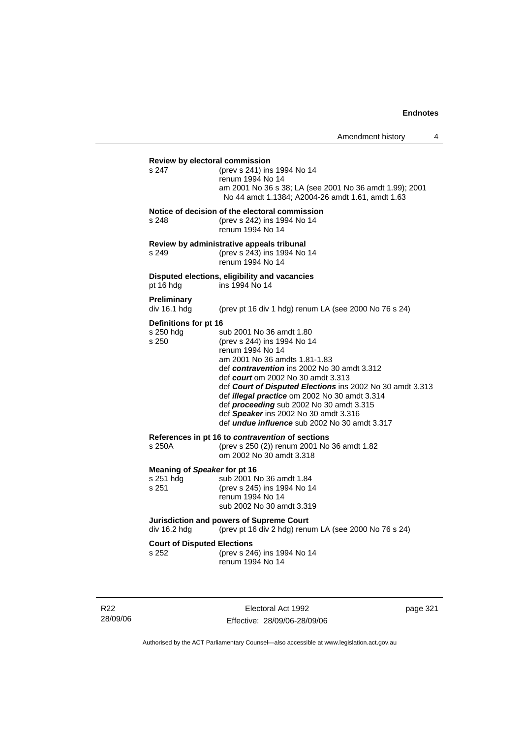**Review by electoral commission**

s 247 (prev s 241) ins 1994 No 14
renum 1994 No 14
am 2001 No 36 s 38; LA (see 2001 No 36 amdt 1.99); 2001 No 44 amdt 1.1384; A2004-26 amdt 1.61, amdt 1.63

**Notice of decision of the electoral commission**

s 248 (prev s 242) ins 1994 No 14
renum 1994 No 14

**Review by administrative appeals tribunal**

s 249 (prev s 243) ins 1994 No 14
renum 1994 No 14

**Disputed elections, eligibility and vacancies**

pt 16 hdg ins 1994 No 14

**Preliminary**

div 16.1 hdg (prev pt 16 div 1 hdg) renum LA (see 2000 No 76 s 24)

**Definitions for pt 16**

s 250 hdg sub 2001 No 36 amdt 1.80
s 250 (prev s 244) ins 1994 No 14
renum 1994 No 14
am 2001 No 36 amdts 1.81-1.83
def ***contravention*** ins 2002 No 30 amdt 3.312
def ***court*** om 2002 No 30 amdt 3.313
def ***Court of Disputed Elections*** ins 2002 No 30 amdt 3.313
def ***illegal practice*** om 2002 No 30 amdt 3.314
def ***proceeding*** sub 2002 No 30 amdt 3.315
def ***Speaker*** ins 2002 No 30 amdt 3.316
def ***undue influence*** sub 2002 No 30 amdt 3.317

**References in pt 16 to *contravention* of sections**

s 250A (prev s 250 (2)) renum 2001 No 36 amdt 1.82
om 2002 No 30 amdt 3.318

**Meaning of *Speaker* for pt 16**

s 251 hdg sub 2001 No 36 amdt 1.84
s 251 (prev s 245) ins 1994 No 14
renum 1994 No 14
sub 2002 No 30 amdt 3.319

**Jurisdiction and powers of Supreme Court**

div 16.2 hdg (prev pt 16 div 2 hdg) renum LA (see 2000 No 76 s 24)

**Court of Disputed Elections**

s 252 (prev s 246) ins 1994 No 14
renum 1994 No 14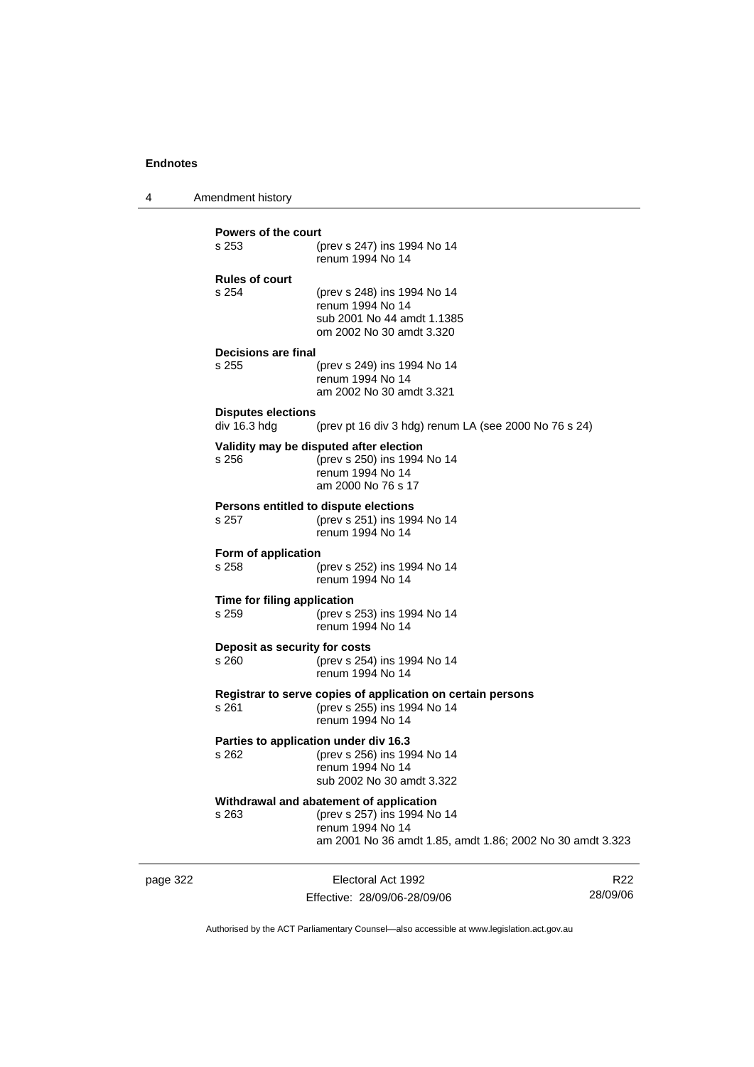**Powers of the court**

| | |
|---|---|
| s 253 | (prev s 247) ins 1994 No 14<br>renum 1994 No 14 |

**Rules of court**

| | |
|---|---|
| s 254 | (prev s 248) ins 1994 No 14<br>renum 1994 No 14<br>sub 2001 No 44 amdt 1.1385<br>om 2002 No 30 amdt 3.320 |

**Decisions are final**

| | |
|---|---|
| s 255 | (prev s 249) ins 1994 No 14<br>renum 1994 No 14<br>am 2002 No 30 amdt 3.321 |

**Disputes elections**

| | |
|---|---|
| div 16.3 hdg | (prev pt 16 div 3 hdg) renum LA (see 2000 No 76 s 24) |

**Validity may be disputed after election**

| | |
|---|---|
| s 256 | (prev s 250) ins 1994 No 14<br>renum 1994 No 14<br>am 2000 No 76 s 17 |

**Persons entitled to dispute elections**

| | |
|---|---|
| s 257 | (prev s 251) ins 1994 No 14<br>renum 1994 No 14 |

**Form of application**

| | |
|---|---|
| s 258 | (prev s 252) ins 1994 No 14<br>renum 1994 No 14 |

**Time for filing application**

| | |
|---|---|
| s 259 | (prev s 253) ins 1994 No 14<br>renum 1994 No 14 |

**Deposit as security for costs**

| | |
|---|---|
| s 260 | (prev s 254) ins 1994 No 14<br>renum 1994 No 14 |

**Registrar to serve copies of application on certain persons**

| | |
|---|---|
| s 261 | (prev s 255) ins 1994 No 14<br>renum 1994 No 14 |

**Parties to application under div 16.3**

| | |
|---|---|
| s 262 | (prev s 256) ins 1994 No 14<br>renum 1994 No 14<br>sub 2002 No 30 amdt 3.322 |

**Withdrawal and abatement of application**

| | |
|---|---|
| s 263 | (prev s 257) ins 1994 No 14<br>renum 1994 No 14<br>am 2001 No 36 amdt 1.85, amdt 1.86; 2002 No 30 amdt 3.323 |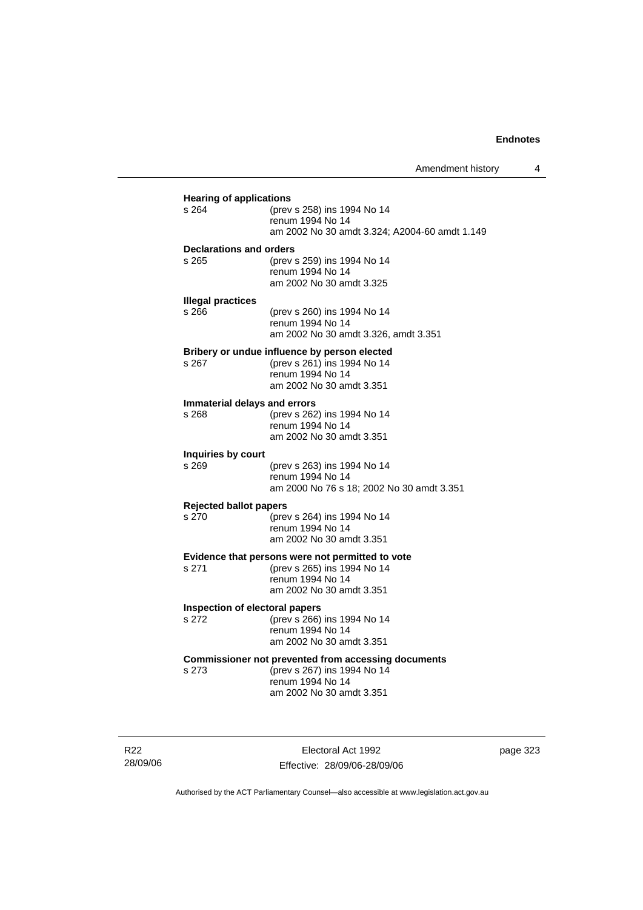**Hearing of applications**

s 264 (prev s 258) ins 1994 No 14
renum 1994 No 14
am 2002 No 30 amdt 3.324; A2004-60 amdt 1.149

**Declarations and orders**

s 265 (prev s 259) ins 1994 No 14
renum 1994 No 14
am 2002 No 30 amdt 3.325

**Illegal practices**

s 266 (prev s 260) ins 1994 No 14
renum 1994 No 14
am 2002 No 30 amdt 3.326, amdt 3.351

**Bribery or undue influence by person elected**

s 267 (prev s 261) ins 1994 No 14
renum 1994 No 14
am 2002 No 30 amdt 3.351

**Immaterial delays and errors**

s 268 (prev s 262) ins 1994 No 14
renum 1994 No 14
am 2002 No 30 amdt 3.351

**Inquiries by court**

s 269 (prev s 263) ins 1994 No 14
renum 1994 No 14
am 2000 No 76 s 18; 2002 No 30 amdt 3.351

**Rejected ballot papers**

s 270 (prev s 264) ins 1994 No 14
renum 1994 No 14
am 2002 No 30 amdt 3.351

**Evidence that persons were not permitted to vote**

s 271 (prev s 265) ins 1994 No 14
renum 1994 No 14
am 2002 No 30 amdt 3.351

**Inspection of electoral papers**

s 272 (prev s 266) ins 1994 No 14
renum 1994 No 14
am 2002 No 30 amdt 3.351

**Commissioner not prevented from accessing documents**

s 273 (prev s 267) ins 1994 No 14
renum 1994 No 14
am 2002 No 30 amdt 3.351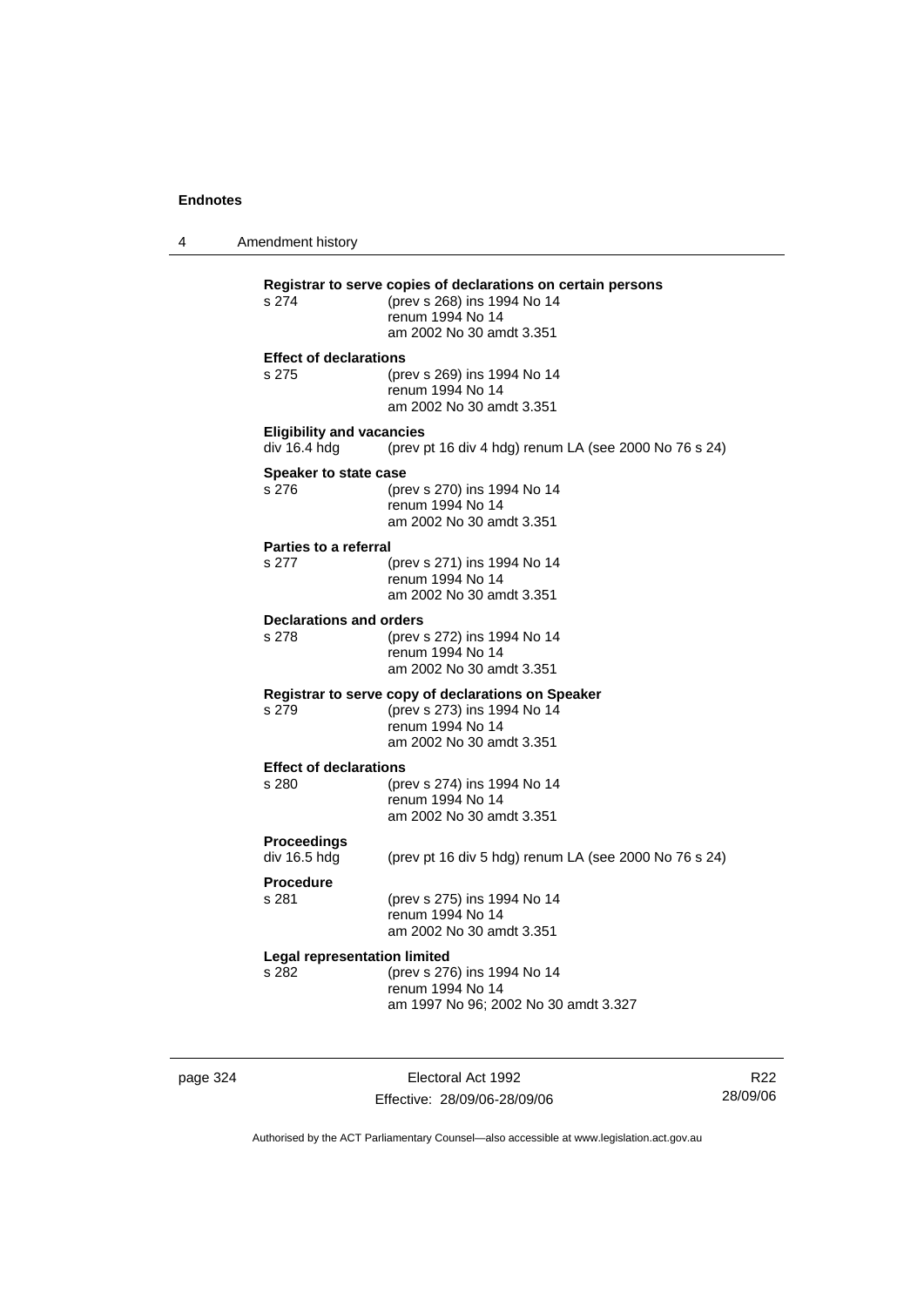**Registrar to serve copies of declarations on certain persons**

s 274 (prev s 268) ins 1994 No 14
renum 1994 No 14
am 2002 No 30 amdt 3.351

**Effect of declarations**

s 275 (prev s 269) ins 1994 No 14
renum 1994 No 14
am 2002 No 30 amdt 3.351

**Eligibility and vacancies**

div 16.4 hdg (prev pt 16 div 4 hdg) renum LA (see 2000 No 76 s 24)

**Speaker to state case**

s 276 (prev s 270) ins 1994 No 14
renum 1994 No 14
am 2002 No 30 amdt 3.351

**Parties to a referral**

s 277 (prev s 271) ins 1994 No 14
renum 1994 No 14
am 2002 No 30 amdt 3.351

**Declarations and orders**

s 278 (prev s 272) ins 1994 No 14
renum 1994 No 14
am 2002 No 30 amdt 3.351

**Registrar to serve copy of declarations on Speaker**

s 279 (prev s 273) ins 1994 No 14
renum 1994 No 14
am 2002 No 30 amdt 3.351

**Effect of declarations**

s 280 (prev s 274) ins 1994 No 14
renum 1994 No 14
am 2002 No 30 amdt 3.351

**Proceedings**

div 16.5 hdg (prev pt 16 div 5 hdg) renum LA (see 2000 No 76 s 24)

**Procedure**

s 281 (prev s 275) ins 1994 No 14
renum 1994 No 14
am 2002 No 30 amdt 3.351

**Legal representation limited**

s 282 (prev s 276) ins 1994 No 14
renum 1994 No 14
am 1997 No 96; 2002 No 30 amdt 3.327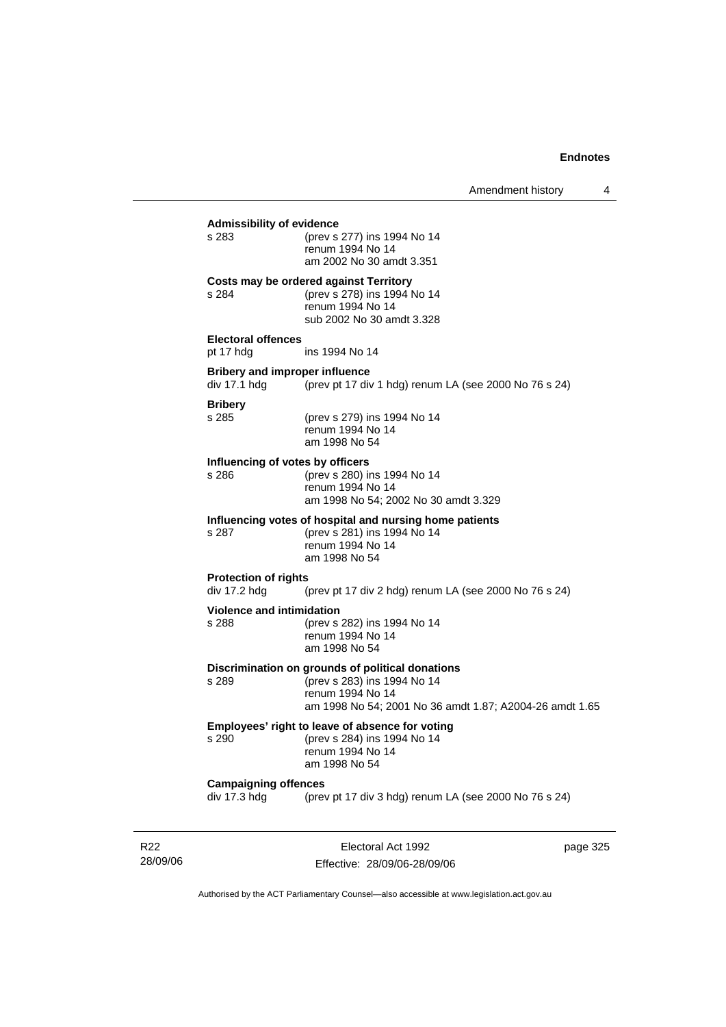**Admissibility of evidence**

s 283 (prev s 277) ins 1994 No 14
renum 1994 No 14
am 2002 No 30 amdt 3.351

**Costs may be ordered against Territory**

s 284 (prev s 278) ins 1994 No 14
renum 1994 No 14
sub 2002 No 30 amdt 3.328

**Electoral offences**

pt 17 hdg ins 1994 No 14

**Bribery and improper influence**

div 17.1 hdg (prev pt 17 div 1 hdg) renum LA (see 2000 No 76 s 24)

**Bribery**

s 285 (prev s 279) ins 1994 No 14
renum 1994 No 14
am 1998 No 54

**Influencing of votes by officers**

s 286 (prev s 280) ins 1994 No 14
renum 1994 No 14
am 1998 No 54; 2002 No 30 amdt 3.329

**Influencing votes of hospital and nursing home patients**

s 287 (prev s 281) ins 1994 No 14
renum 1994 No 14
am 1998 No 54

**Protection of rights**

div 17.2 hdg (prev pt 17 div 2 hdg) renum LA (see 2000 No 76 s 24)

**Violence and intimidation**

s 288 (prev s 282) ins 1994 No 14
renum 1994 No 14
am 1998 No 54

**Discrimination on grounds of political donations**

s 289 (prev s 283) ins 1994 No 14
renum 1994 No 14
am 1998 No 54; 2001 No 36 amdt 1.87; A2004-26 amdt 1.65

**Employees' right to leave of absence for voting**

s 290 (prev s 284) ins 1994 No 14
renum 1994 No 14
am 1998 No 54

**Campaigning offences**

div 17.3 hdg (prev pt 17 div 3 hdg) renum LA (see 2000 No 76 s 24)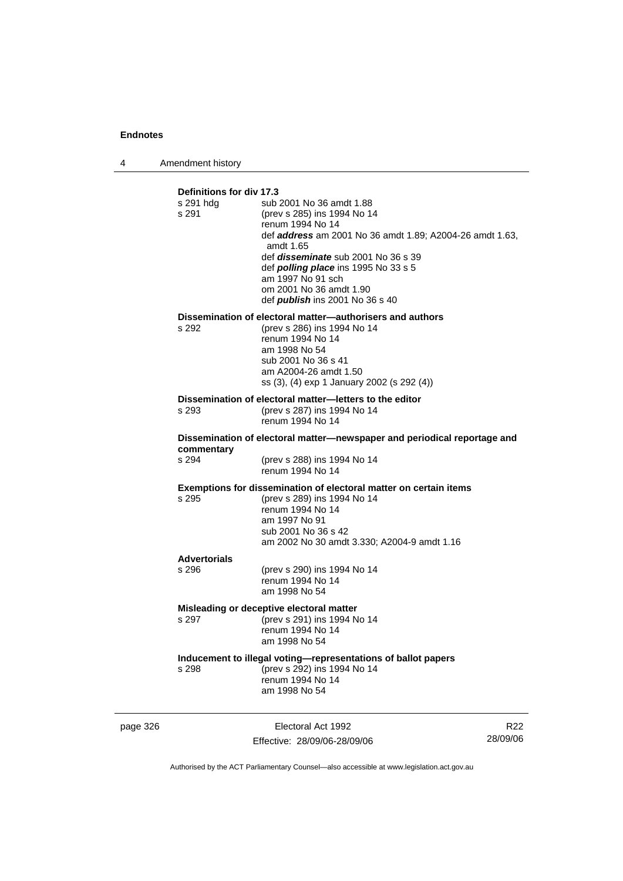**Definitions for div 17.3**

| | |
|---|---|
| s 291 hdg | sub 2001 No 36 amdt 1.88 |
| s 291 | (prev s 285) ins 1994 No 14<br>renum 1994 No 14<br>def ***address*** am 2001 No 36 amdt 1.89; A2004-26 amdt 1.63, amdt 1.65<br>def ***disseminate*** sub 2001 No 36 s 39<br>def ***polling place*** ins 1995 No 33 s 5<br>am 1997 No 91 sch<br>om 2001 No 36 amdt 1.90<br>def ***publish*** ins 2001 No 36 s 40 |

**Dissemination of electoral matter—authorisers and authors**

| | |
|---|---|
| s 292 | (prev s 286) ins 1994 No 14<br>renum 1994 No 14<br>am 1998 No 54<br>sub 2001 No 36 s 41<br>am A2004-26 amdt 1.50<br>ss (3), (4) exp 1 January 2002 (s 292 (4)) |

**Dissemination of electoral matter—letters to the editor**

| | |
|---|---|
| s 293 | (prev s 287) ins 1994 No 14<br>renum 1994 No 14 |

**Dissemination of electoral matter—newspaper and periodical reportage and commentary**

| | |
|---|---|
| s 294 | (prev s 288) ins 1994 No 14<br>renum 1994 No 14 |

**Exemptions for dissemination of electoral matter on certain items**

| | |
|---|---|
| s 295 | (prev s 289) ins 1994 No 14<br>renum 1994 No 14<br>am 1997 No 91<br>sub 2001 No 36 s 42<br>am 2002 No 30 amdt 3.330; A2004-9 amdt 1.16 |

**Advertorials**

| | |
|---|---|
| s 296 | (prev s 290) ins 1994 No 14<br>renum 1994 No 14<br>am 1998 No 54 |

**Misleading or deceptive electoral matter**

| | |
|---|---|
| s 297 | (prev s 291) ins 1994 No 14<br>renum 1994 No 14<br>am 1998 No 54 |

**Inducement to illegal voting—representations of ballot papers**

| | |
|---|---|
| s 298 | (prev s 292) ins 1994 No 14<br>renum 1994 No 14<br>am 1998 No 54 |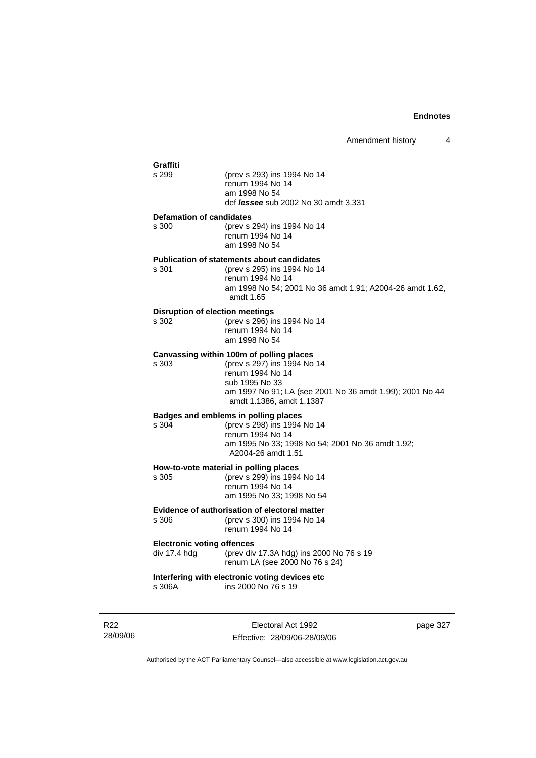**Graffiti**

s 299 (prev s 293) ins 1994 No 14
renum 1994 No 14
am 1998 No 54
def ***lessee*** sub 2002 No 30 amdt 3.331

**Defamation of candidates**

s 300 (prev s 294) ins 1994 No 14
renum 1994 No 14
am 1998 No 54

**Publication of statements about candidates**

s 301 (prev s 295) ins 1994 No 14
renum 1994 No 14
am 1998 No 54; 2001 No 36 amdt 1.91; A2004-26 amdt 1.62, amdt 1.65

**Disruption of election meetings**

s 302 (prev s 296) ins 1994 No 14
renum 1994 No 14
am 1998 No 54

**Canvassing within 100m of polling places**

s 303 (prev s 297) ins 1994 No 14
renum 1994 No 14
sub 1995 No 33
am 1997 No 91; LA (see 2001 No 36 amdt 1.99); 2001 No 44 amdt 1.1386, amdt 1.1387

**Badges and emblems in polling places**

s 304 (prev s 298) ins 1994 No 14
renum 1994 No 14
am 1995 No 33; 1998 No 54; 2001 No 36 amdt 1.92; A2004-26 amdt 1.51

**How-to-vote material in polling places**

s 305 (prev s 299) ins 1994 No 14
renum 1994 No 14
am 1995 No 33; 1998 No 54

**Evidence of authorisation of electoral matter**

s 306 (prev s 300) ins 1994 No 14
renum 1994 No 14

**Electronic voting offences**

div 17.4 hdg (prev div 17.3A hdg) ins 2000 No 76 s 19
renum LA (see 2000 No 76 s 24)

**Interfering with electronic voting devices etc**

s 306A ins 2000 No 76 s 19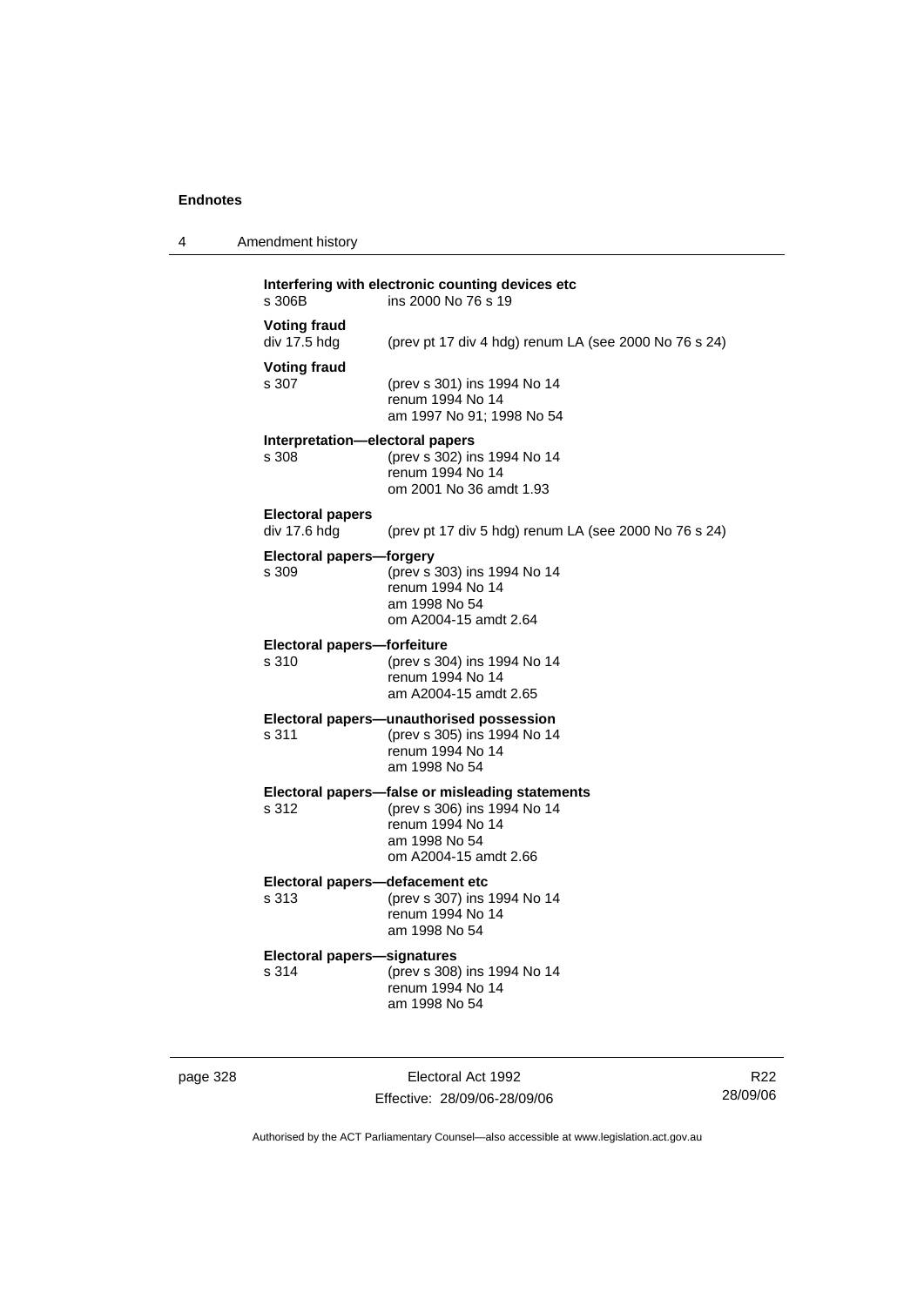**Interfering with electronic counting devices etc**
s 306B ins 2000 No 76 s 19

**Voting fraud**
div 17.5 hdg (prev pt 17 div 4 hdg) renum LA (see 2000 No 76 s 24)

**Voting fraud**
s 307 (prev s 301) ins 1994 No 14
renum 1994 No 14
am 1997 No 91; 1998 No 54

**Interpretation—electoral papers**
s 308 (prev s 302) ins 1994 No 14
renum 1994 No 14
om 2001 No 36 amdt 1.93

**Electoral papers**
div 17.6 hdg (prev pt 17 div 5 hdg) renum LA (see 2000 No 76 s 24)

**Electoral papers—forgery**
s 309 (prev s 303) ins 1994 No 14
renum 1994 No 14
am 1998 No 54
om A2004-15 amdt 2.64

**Electoral papers—forfeiture**
s 310 (prev s 304) ins 1994 No 14
renum 1994 No 14
am A2004-15 amdt 2.65

**Electoral papers—unauthorised possession**
s 311 (prev s 305) ins 1994 No 14
renum 1994 No 14
am 1998 No 54

**Electoral papers—false or misleading statements**
s 312 (prev s 306) ins 1994 No 14
renum 1994 No 14
am 1998 No 54
om A2004-15 amdt 2.66

**Electoral papers—defacement etc**
s 313 (prev s 307) ins 1994 No 14
renum 1994 No 14
am 1998 No 54

**Electoral papers—signatures**
s 314 (prev s 308) ins 1994 No 14
renum 1994 No 14
am 1998 No 54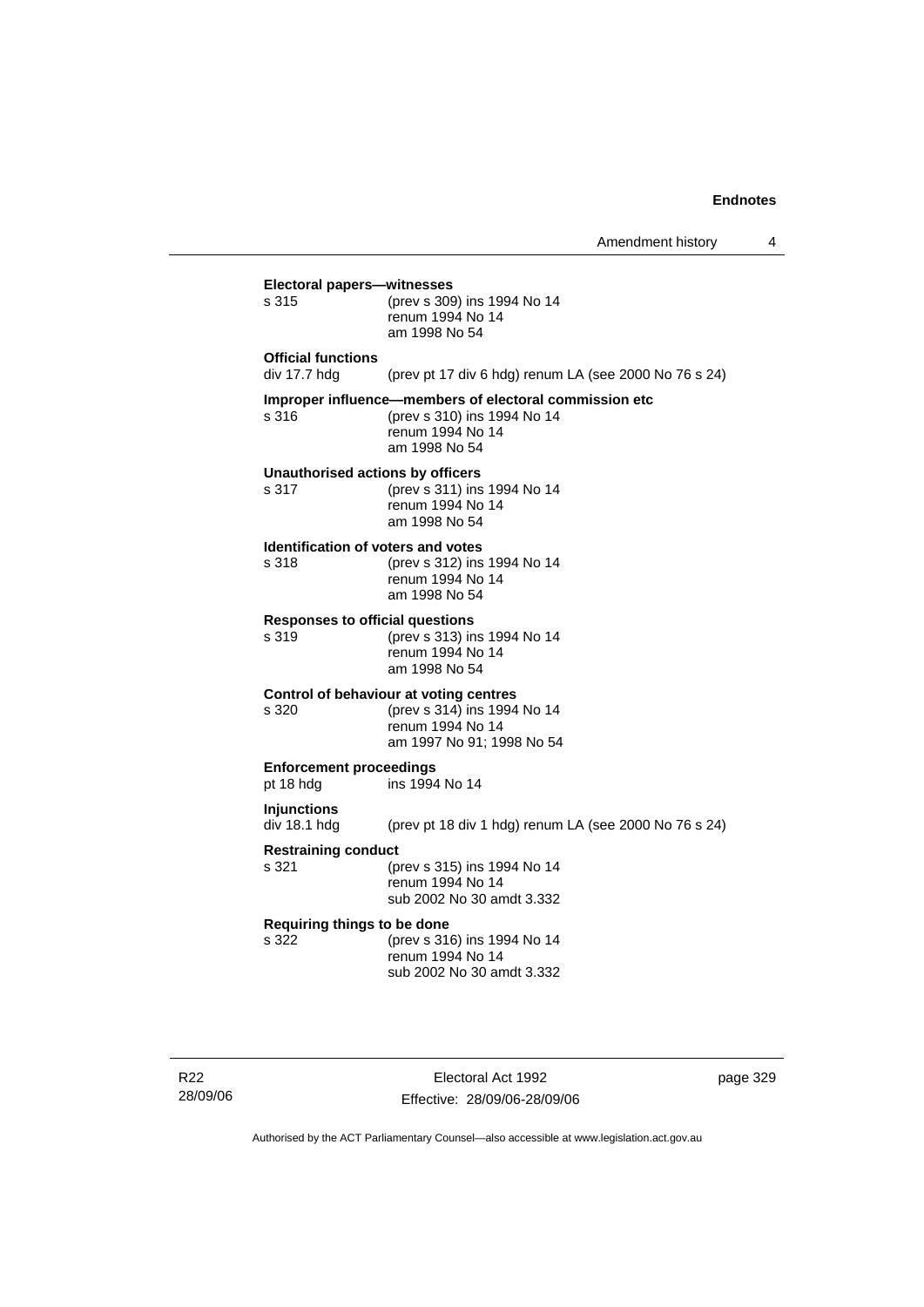**Electoral papers—witnesses**

s 315 (prev s 309) ins 1994 No 14
renum 1994 No 14
am 1998 No 54

**Official functions**

div 17.7 hdg (prev pt 17 div 6 hdg) renum LA (see 2000 No 76 s 24)

**Improper influence—members of electoral commission etc**

s 316 (prev s 310) ins 1994 No 14
renum 1994 No 14
am 1998 No 54

**Unauthorised actions by officers**

s 317 (prev s 311) ins 1994 No 14
renum 1994 No 14
am 1998 No 54

**Identification of voters and votes**

s 318 (prev s 312) ins 1994 No 14
renum 1994 No 14
am 1998 No 54

**Responses to official questions**

s 319 (prev s 313) ins 1994 No 14
renum 1994 No 14
am 1998 No 54

**Control of behaviour at voting centres**

s 320 (prev s 314) ins 1994 No 14
renum 1994 No 14
am 1997 No 91; 1998 No 54

**Enforcement proceedings**

pt 18 hdg ins 1994 No 14

**Injunctions**

div 18.1 hdg (prev pt 18 div 1 hdg) renum LA (see 2000 No 76 s 24)

**Restraining conduct**

s 321 (prev s 315) ins 1994 No 14
renum 1994 No 14
sub 2002 No 30 amdt 3.332

**Requiring things to be done**

s 322 (prev s 316) ins 1994 No 14
renum 1994 No 14
sub 2002 No 30 amdt 3.332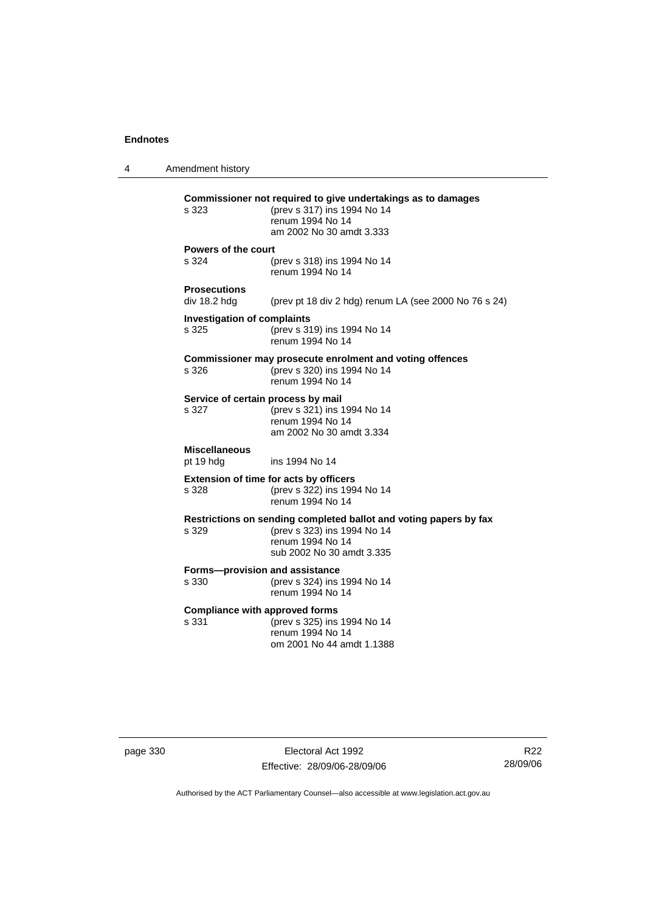**Commissioner not required to give undertakings as to damages**

s 323 (prev s 317) ins 1994 No 14
renum 1994 No 14
am 2002 No 30 amdt 3.333

**Powers of the court**

s 324 (prev s 318) ins 1994 No 14
renum 1994 No 14

**Prosecutions**

div 18.2 hdg (prev pt 18 div 2 hdg) renum LA (see 2000 No 76 s 24)

**Investigation of complaints**

s 325 (prev s 319) ins 1994 No 14
renum 1994 No 14

**Commissioner may prosecute enrolment and voting offences**

s 326 (prev s 320) ins 1994 No 14
renum 1994 No 14

**Service of certain process by mail**

s 327 (prev s 321) ins 1994 No 14
renum 1994 No 14
am 2002 No 30 amdt 3.334

**Miscellaneous**

pt 19 hdg ins 1994 No 14

**Extension of time for acts by officers**

s 328 (prev s 322) ins 1994 No 14
renum 1994 No 14

**Restrictions on sending completed ballot and voting papers by fax**

s 329 (prev s 323) ins 1994 No 14
renum 1994 No 14
sub 2002 No 30 amdt 3.335

**Forms—provision and assistance**

s 330 (prev s 324) ins 1994 No 14
renum 1994 No 14

**Compliance with approved forms**

s 331 (prev s 325) ins 1994 No 14
renum 1994 No 14
om 2001 No 44 amdt 1.1388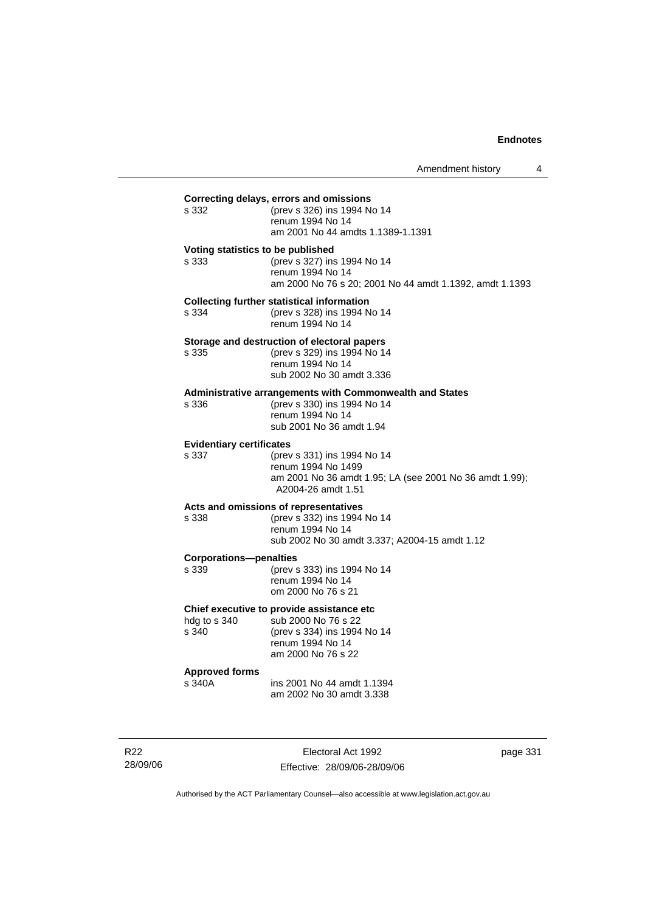**Correcting delays, errors and omissions**

s 332 (prev s 326) ins 1994 No 14
renum 1994 No 14
am 2001 No 44 amdts 1.1389-1.1391

**Voting statistics to be published**

s 333 (prev s 327) ins 1994 No 14
renum 1994 No 14
am 2000 No 76 s 20; 2001 No 44 amdt 1.1392, amdt 1.1393

**Collecting further statistical information**

s 334 (prev s 328) ins 1994 No 14
renum 1994 No 14

**Storage and destruction of electoral papers**

s 335 (prev s 329) ins 1994 No 14
renum 1994 No 14
sub 2002 No 30 amdt 3.336

**Administrative arrangements with Commonwealth and States**

s 336 (prev s 330) ins 1994 No 14
renum 1994 No 14
sub 2001 No 36 amdt 1.94

**Evidentiary certificates**

s 337 (prev s 331) ins 1994 No 14
renum 1994 No 1499
am 2001 No 36 amdt 1.95; LA (see 2001 No 36 amdt 1.99); A2004-26 amdt 1.51

**Acts and omissions of representatives**

s 338 (prev s 332) ins 1994 No 14
renum 1994 No 14
sub 2002 No 30 amdt 3.337; A2004-15 amdt 1.12

**Corporations—penalties**

s 339 (prev s 333) ins 1994 No 14
renum 1994 No 14
om 2000 No 76 s 21

**Chief executive to provide assistance etc**

hdg to s 340 sub 2000 No 76 s 22
s 340 (prev s 334) ins 1994 No 14
renum 1994 No 14
am 2000 No 76 s 22

**Approved forms**

s 340A ins 2001 No 44 amdt 1.1394
am 2002 No 30 amdt 3.338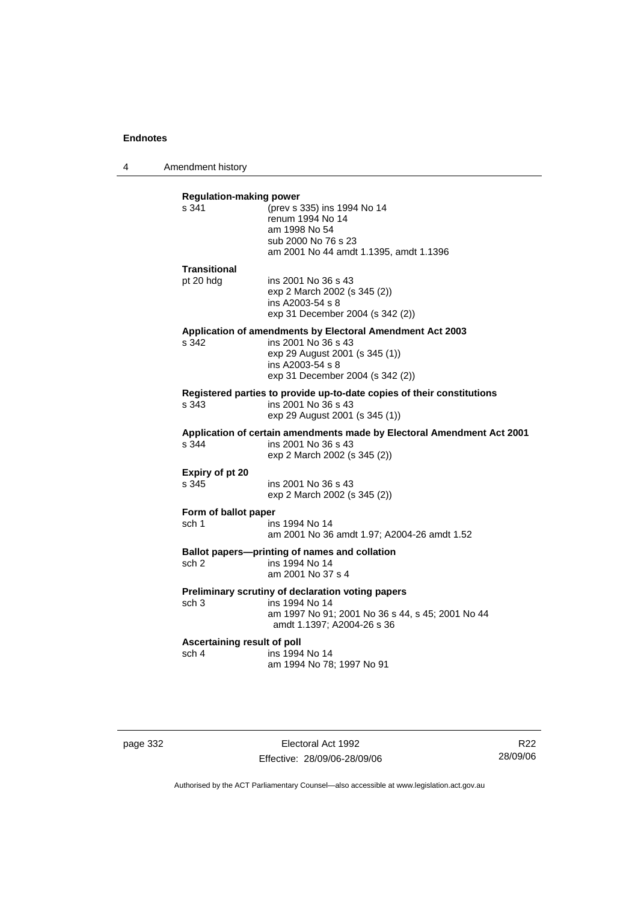**Regulation-making power**

s 341 (prev s 335) ins 1994 No 14
renum 1994 No 14
am 1998 No 54
sub 2000 No 76 s 23
am 2001 No 44 amdt 1.1395, amdt 1.1396

**Transitional**

pt 20 hdg ins 2001 No 36 s 43
exp 2 March 2002 (s 345 (2))
ins A2003-54 s 8
exp 31 December 2004 (s 342 (2))

**Application of amendments by Electoral Amendment Act 2003**

s 342 ins 2001 No 36 s 43
exp 29 August 2001 (s 345 (1))
ins A2003-54 s 8
exp 31 December 2004 (s 342 (2))

**Registered parties to provide up-to-date copies of their constitutions**

s 343 ins 2001 No 36 s 43
exp 29 August 2001 (s 345 (1))

**Application of certain amendments made by Electoral Amendment Act 2001**

s 344 ins 2001 No 36 s 43
exp 2 March 2002 (s 345 (2))

**Expiry of pt 20**

s 345 ins 2001 No 36 s 43
exp 2 March 2002 (s 345 (2))

**Form of ballot paper**

sch 1 ins 1994 No 14
am 2001 No 36 amdt 1.97; A2004-26 amdt 1.52

**Ballot papers—printing of names and collation**

sch 2 ins 1994 No 14
am 2001 No 37 s 4

**Preliminary scrutiny of declaration voting papers**

sch 3 ins 1994 No 14
am 1997 No 91; 2001 No 36 s 44, s 45; 2001 No 44 amdt 1.1397; A2004-26 s 36

**Ascertaining result of poll**

sch 4 ins 1994 No 14
am 1994 No 78; 1997 No 91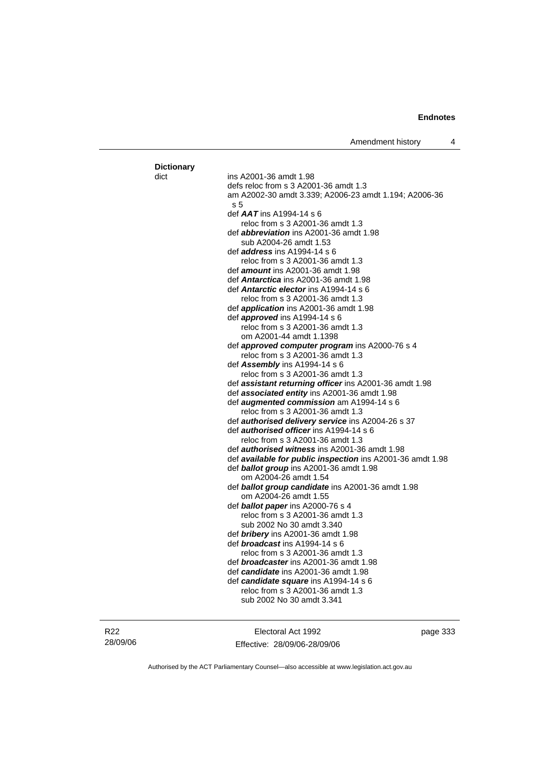**Dictionary**

dict ins A2001-36 amdt 1.98
defs reloc from s 3 A2001-36 amdt 1.3
am A2002-30 amdt 3.339; A2006-23 amdt 1.194; A2006-36 s 5
def ***AAT*** ins A1994-14 s 6
reloc from s 3 A2001-36 amdt 1.3
def ***abbreviation*** ins A2001-36 amdt 1.98
sub A2004-26 amdt 1.53
def ***address*** ins A1994-14 s 6
reloc from s 3 A2001-36 amdt 1.3
def ***amount*** ins A2001-36 amdt 1.98
def ***Antarctica*** ins A2001-36 amdt 1.98
def ***Antarctic elector*** ins A1994-14 s 6
reloc from s 3 A2001-36 amdt 1.3
def ***application*** ins A2001-36 amdt 1.98
def ***approved*** ins A1994-14 s 6
reloc from s 3 A2001-36 amdt 1.3
om A2001-44 amdt 1.1398
def ***approved computer program*** ins A2000-76 s 4
reloc from s 3 A2001-36 amdt 1.3
def ***Assembly*** ins A1994-14 s 6
reloc from s 3 A2001-36 amdt 1.3
def ***assistant returning officer*** ins A2001-36 amdt 1.98
def ***associated entity*** ins A2001-36 amdt 1.98
def ***augmented commission*** am A1994-14 s 6
reloc from s 3 A2001-36 amdt 1.3
def ***authorised delivery service*** ins A2004-26 s 37
def ***authorised officer*** ins A1994-14 s 6
reloc from s 3 A2001-36 amdt 1.3
def ***authorised witness*** ins A2001-36 amdt 1.98
def ***available for public inspection*** ins A2001-36 amdt 1.98
def ***ballot group*** ins A2001-36 amdt 1.98
om A2004-26 amdt 1.54
def ***ballot group candidate*** ins A2001-36 amdt 1.98
om A2004-26 amdt 1.55
def ***ballot paper*** ins A2000-76 s 4
reloc from s 3 A2001-36 amdt 1.3
sub 2002 No 30 amdt 3.340
def ***bribery*** ins A2001-36 amdt 1.98
def ***broadcast*** ins A1994-14 s 6
reloc from s 3 A2001-36 amdt 1.3
def ***broadcaster*** ins A2001-36 amdt 1.98
def ***candidate*** ins A2001-36 amdt 1.98
def ***candidate square*** ins A1994-14 s 6
reloc from s 3 A2001-36 amdt 1.3
sub 2002 No 30 amdt 3.341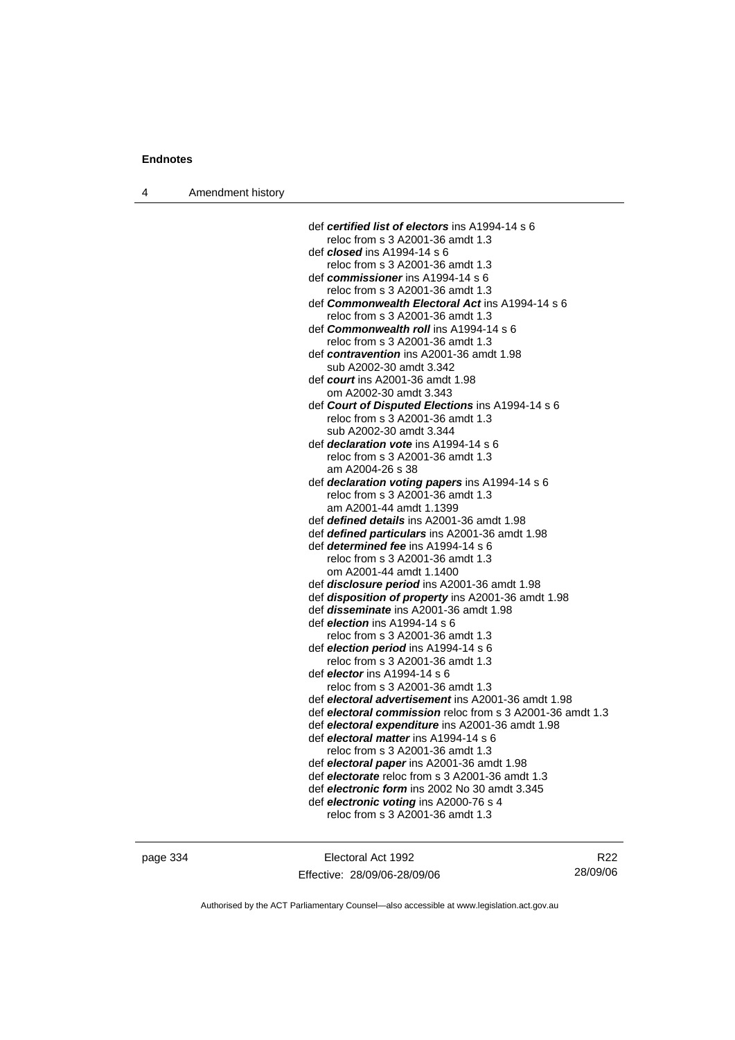def ***certified list of electors*** ins A1994-14 s 6
reloc from s 3 A2001-36 amdt 1.3
def ***closed*** ins A1994-14 s 6
reloc from s 3 A2001-36 amdt 1.3
def ***commissioner*** ins A1994-14 s 6
reloc from s 3 A2001-36 amdt 1.3
def ***Commonwealth Electoral Act*** ins A1994-14 s 6
reloc from s 3 A2001-36 amdt 1.3
def ***Commonwealth roll*** ins A1994-14 s 6
reloc from s 3 A2001-36 amdt 1.3
def ***contravention*** ins A2001-36 amdt 1.98
sub A2002-30 amdt 3.342
def ***court*** ins A2001-36 amdt 1.98
om A2002-30 amdt 3.343
def ***Court of Disputed Elections*** ins A1994-14 s 6
reloc from s 3 A2001-36 amdt 1.3
sub A2002-30 amdt 3.344
def ***declaration vote*** ins A1994-14 s 6
reloc from s 3 A2001-36 amdt 1.3
am A2004-26 s 38
def ***declaration voting papers*** ins A1994-14 s 6
reloc from s 3 A2001-36 amdt 1.3
am A2001-44 amdt 1.1399
def ***defined details*** ins A2001-36 amdt 1.98
def ***defined particulars*** ins A2001-36 amdt 1.98
def ***determined fee*** ins A1994-14 s 6
reloc from s 3 A2001-36 amdt 1.3
om A2001-44 amdt 1.1400
def ***disclosure period*** ins A2001-36 amdt 1.98
def ***disposition of property*** ins A2001-36 amdt 1.98
def ***disseminate*** ins A2001-36 amdt 1.98
def ***election*** ins A1994-14 s 6
reloc from s 3 A2001-36 amdt 1.3
def ***election period*** ins A1994-14 s 6
reloc from s 3 A2001-36 amdt 1.3
def ***elector*** ins A1994-14 s 6
reloc from s 3 A2001-36 amdt 1.3
def ***electoral advertisement*** ins A2001-36 amdt 1.98
def ***electoral commission*** reloc from s 3 A2001-36 amdt 1.3
def ***electoral expenditure*** ins A2001-36 amdt 1.98
def ***electoral matter*** ins A1994-14 s 6
reloc from s 3 A2001-36 amdt 1.3
def ***electoral paper*** ins A2001-36 amdt 1.98
def ***electorate*** reloc from s 3 A2001-36 amdt 1.3
def ***electronic form*** ins 2002 No 30 amdt 3.345
def ***electronic voting*** ins A2000-76 s 4
reloc from s 3 A2001-36 amdt 1.3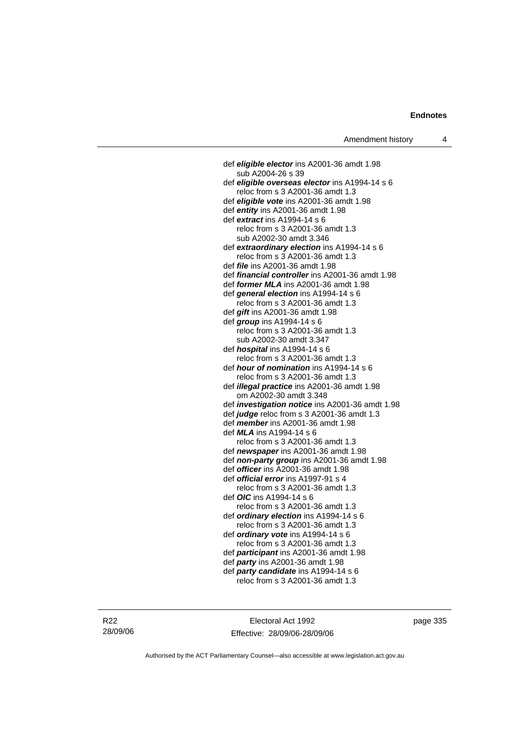def ***eligible elector*** ins A2001-36 amdt 1.98
  sub A2004-26 s 39
def ***eligible overseas elector*** ins A1994-14 s 6
  reloc from s 3 A2001-36 amdt 1.3
def ***eligible vote*** ins A2001-36 amdt 1.98
def ***entity*** ins A2001-36 amdt 1.98
def ***extract*** ins A1994-14 s 6
  reloc from s 3 A2001-36 amdt 1.3
  sub A2002-30 amdt 3.346
def ***extraordinary election*** ins A1994-14 s 6
  reloc from s 3 A2001-36 amdt 1.3
def ***file*** ins A2001-36 amdt 1.98
def ***financial controller*** ins A2001-36 amdt 1.98
def ***former MLA*** ins A2001-36 amdt 1.98
def ***general election*** ins A1994-14 s 6
  reloc from s 3 A2001-36 amdt 1.3
def ***gift*** ins A2001-36 amdt 1.98
def ***group*** ins A1994-14 s 6
  reloc from s 3 A2001-36 amdt 1.3
  sub A2002-30 amdt 3.347
def ***hospital*** ins A1994-14 s 6
  reloc from s 3 A2001-36 amdt 1.3
def ***hour of nomination*** ins A1994-14 s 6
  reloc from s 3 A2001-36 amdt 1.3
def ***illegal practice*** ins A2001-36 amdt 1.98
  om A2002-30 amdt 3.348
def ***investigation notice*** ins A2001-36 amdt 1.98
def ***judge*** reloc from s 3 A2001-36 amdt 1.3
def ***member*** ins A2001-36 amdt 1.98
def ***MLA*** ins A1994-14 s 6
  reloc from s 3 A2001-36 amdt 1.3
def ***newspaper*** ins A2001-36 amdt 1.98
def ***non-party group*** ins A2001-36 amdt 1.98
def ***officer*** ins A2001-36 amdt 1.98
def ***official error*** ins A1997-91 s 4
  reloc from s 3 A2001-36 amdt 1.3
def ***OIC*** ins A1994-14 s 6
  reloc from s 3 A2001-36 amdt 1.3
def ***ordinary election*** ins A1994-14 s 6
  reloc from s 3 A2001-36 amdt 1.3
def ***ordinary vote*** ins A1994-14 s 6
  reloc from s 3 A2001-36 amdt 1.3
def ***participant*** ins A2001-36 amdt 1.98
def ***party*** ins A2001-36 amdt 1.98
def ***party candidate*** ins A1994-14 s 6
  reloc from s 3 A2001-36 amdt 1.3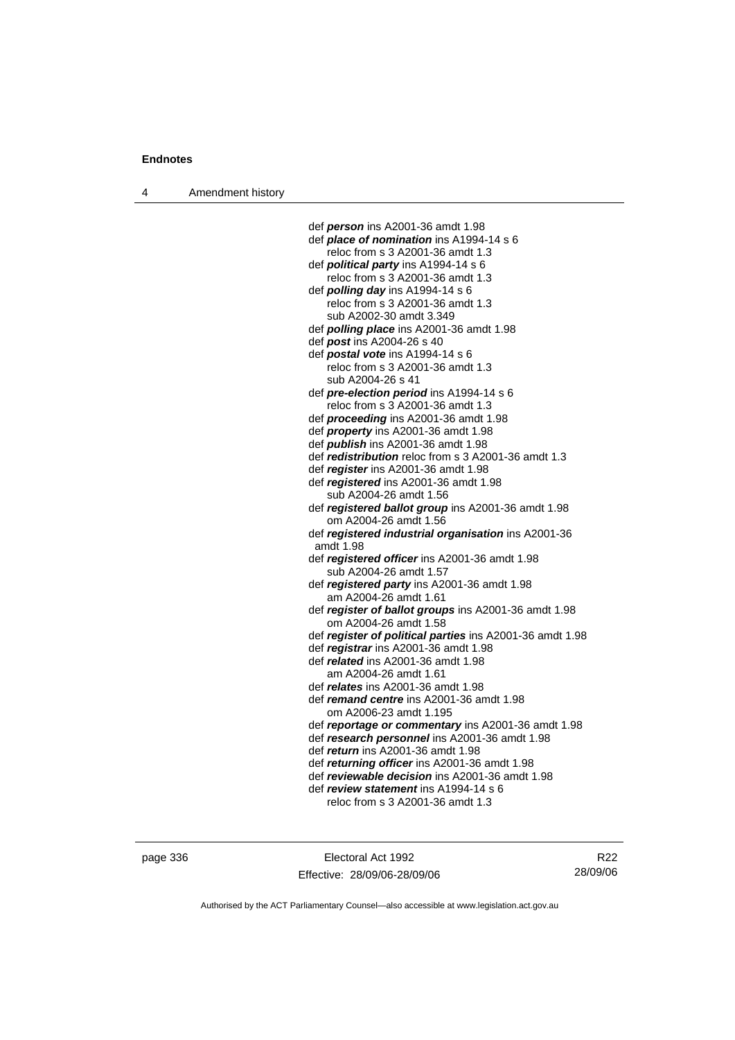def ***person*** ins A2001-36 amdt 1.98
def ***place of nomination*** ins A1994-14 s 6
reloc from s 3 A2001-36 amdt 1.3
def ***political party*** ins A1994-14 s 6
reloc from s 3 A2001-36 amdt 1.3
def ***polling day*** ins A1994-14 s 6
reloc from s 3 A2001-36 amdt 1.3
sub A2002-30 amdt 3.349
def ***polling place*** ins A2001-36 amdt 1.98
def ***post*** ins A2004-26 s 40
def ***postal vote*** ins A1994-14 s 6
reloc from s 3 A2001-36 amdt 1.3
sub A2004-26 s 41
def ***pre-election period*** ins A1994-14 s 6
reloc from s 3 A2001-36 amdt 1.3
def ***proceeding*** ins A2001-36 amdt 1.98
def ***property*** ins A2001-36 amdt 1.98
def ***publish*** ins A2001-36 amdt 1.98
def ***redistribution*** reloc from s 3 A2001-36 amdt 1.3
def ***register*** ins A2001-36 amdt 1.98
def ***registered*** ins A2001-36 amdt 1.98
sub A2004-26 amdt 1.56
def ***registered ballot group*** ins A2001-36 amdt 1.98
om A2004-26 amdt 1.56
def ***registered industrial organisation*** ins A2001-36 amdt 1.98
def ***registered officer*** ins A2001-36 amdt 1.98
sub A2004-26 amdt 1.57
def ***registered party*** ins A2001-36 amdt 1.98
am A2004-26 amdt 1.61
def ***register of ballot groups*** ins A2001-36 amdt 1.98
om A2004-26 amdt 1.58
def ***register of political parties*** ins A2001-36 amdt 1.98
def ***registrar*** ins A2001-36 amdt 1.98
def ***related*** ins A2001-36 amdt 1.98
am A2004-26 amdt 1.61
def ***relates*** ins A2001-36 amdt 1.98
def ***remand centre*** ins A2001-36 amdt 1.98
om A2006-23 amdt 1.195
def ***reportage or commentary*** ins A2001-36 amdt 1.98
def ***research personnel*** ins A2001-36 amdt 1.98
def ***return*** ins A2001-36 amdt 1.98
def ***returning officer*** ins A2001-36 amdt 1.98
def ***reviewable decision*** ins A2001-36 amdt 1.98
def ***review statement*** ins A1994-14 s 6
reloc from s 3 A2001-36 amdt 1.3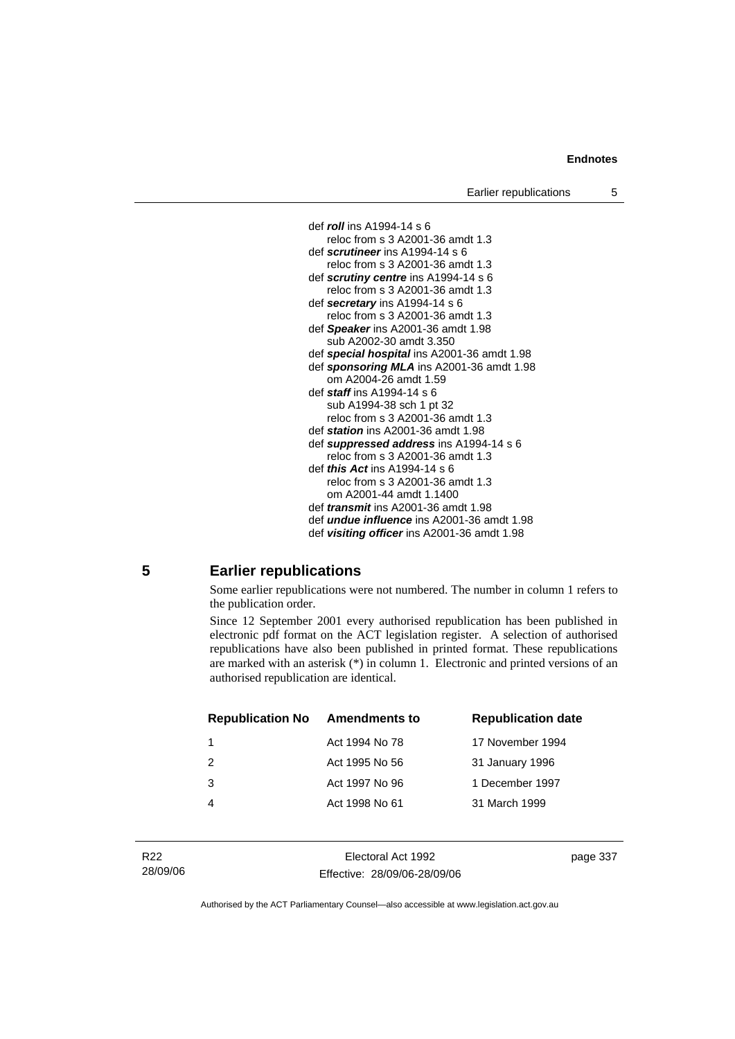def ***roll*** ins A1994-14 s 6
    reloc from s 3 A2001-36 amdt 1.3
def ***scrutineer*** ins A1994-14 s 6
    reloc from s 3 A2001-36 amdt 1.3
def ***scrutiny centre*** ins A1994-14 s 6
    reloc from s 3 A2001-36 amdt 1.3
def ***secretary*** ins A1994-14 s 6
    reloc from s 3 A2001-36 amdt 1.3
def ***Speaker*** ins A2001-36 amdt 1.98
    sub A2002-30 amdt 3.350
def ***special hospital*** ins A2001-36 amdt 1.98
def ***sponsoring MLA*** ins A2001-36 amdt 1.98
    om A2004-26 amdt 1.59
def ***staff*** ins A1994-14 s 6
    sub A1994-38 sch 1 pt 32
    reloc from s 3 A2001-36 amdt 1.3
def ***station*** ins A2001-36 amdt 1.98
def ***suppressed address*** ins A1994-14 s 6
    reloc from s 3 A2001-36 amdt 1.3
def ***this Act*** ins A1994-14 s 6
    reloc from s 3 A2001-36 amdt 1.3
    om A2001-44 amdt 1.1400
def ***transmit*** ins A2001-36 amdt 1.98
def ***undue influence*** ins A2001-36 amdt 1.98
def ***visiting officer*** ins A2001-36 amdt 1.98

## 5 Earlier republications

Some earlier republications were not numbered. The number in column 1 refers to the publication order.

Since 12 September 2001 every authorised republication has been published in electronic pdf format on the ACT legislation register. A selection of authorised republications have also been published in printed format. These republications are marked with an asterisk (*) in column 1. Electronic and printed versions of an authorised republication are identical.

| Republication No | Amendments to | Republication date |
|---|---|---|
| 1 | Act 1994 No 78 | 17 November 1994 |
| 2 | Act 1995 No 56 | 31 January 1996 |
| 3 | Act 1997 No 96 | 1 December 1997 |
| 4 | Act 1998 No 61 | 31 March 1999 |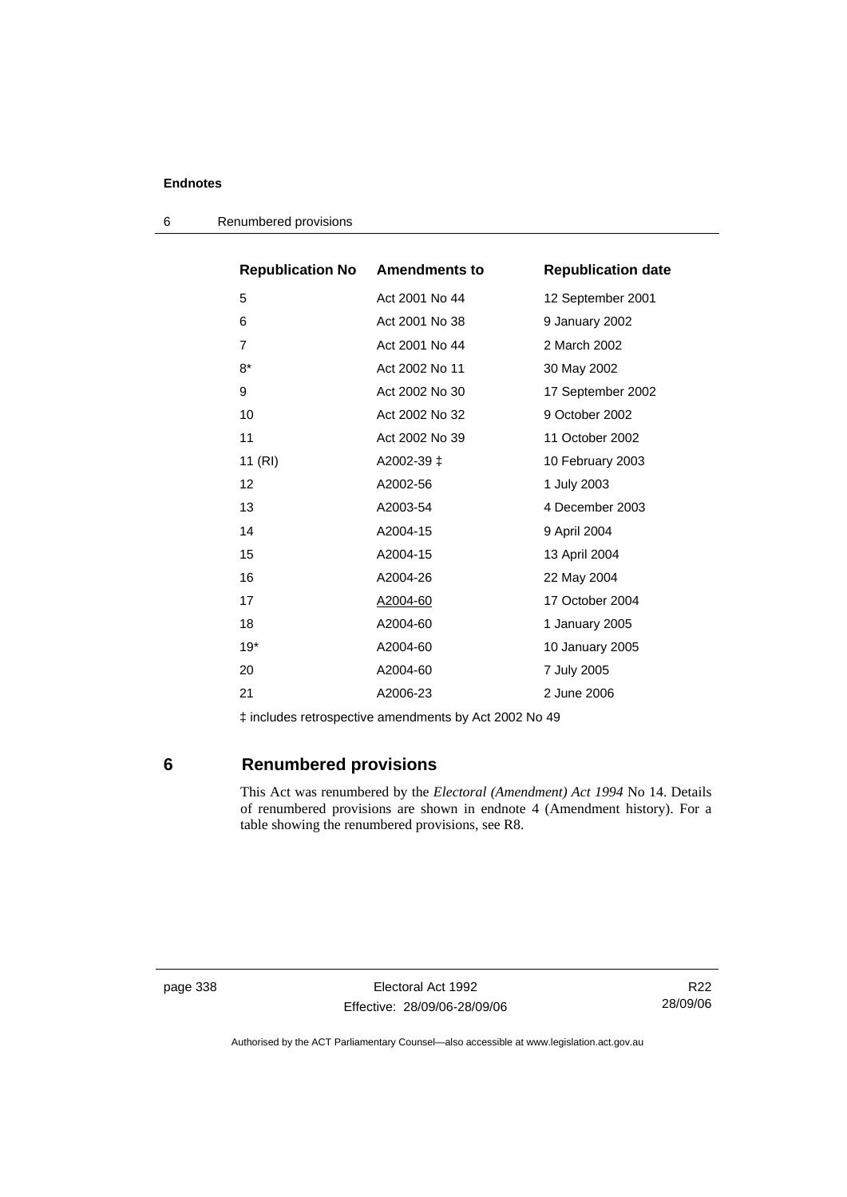| Republication No | Amendments to | Republication date |
|---|---|---|
| 5 | Act 2001 No 44 | 12 September 2001 |
| 6 | Act 2001 No 38 | 9 January 2002 |
| 7 | Act 2001 No 44 | 2 March 2002 |
| 8* | Act 2002 No 11 | 30 May 2002 |
| 9 | Act 2002 No 30 | 17 September 2002 |
| 10 | Act 2002 No 32 | 9 October 2002 |
| 11 | Act 2002 No 39 | 11 October 2002 |
| 11 (RI) | A2002-39 ‡ | 10 February 2003 |
| 12 | A2002-56 | 1 July 2003 |
| 13 | A2003-54 | 4 December 2003 |
| 14 | A2004-15 | 9 April 2004 |
| 15 | A2004-15 | 13 April 2004 |
| 16 | A2004-26 | 22 May 2004 |
| 17 | A2004-60 | 17 October 2004 |
| 18 | A2004-60 | 1 January 2005 |
| 19* | A2004-60 | 10 January 2005 |
| 20 | A2004-60 | 7 July 2005 |
| 21 | A2006-23 | 2 June 2006 |

‡ includes retrospective amendments by Act 2002 No 49

## 6 Renumbered provisions

This Act was renumbered by the *Electoral (Amendment) Act 1994* No 14. Details of renumbered provisions are shown in endnote 4 (Amendment history). For a table showing the renumbered provisions, see R8.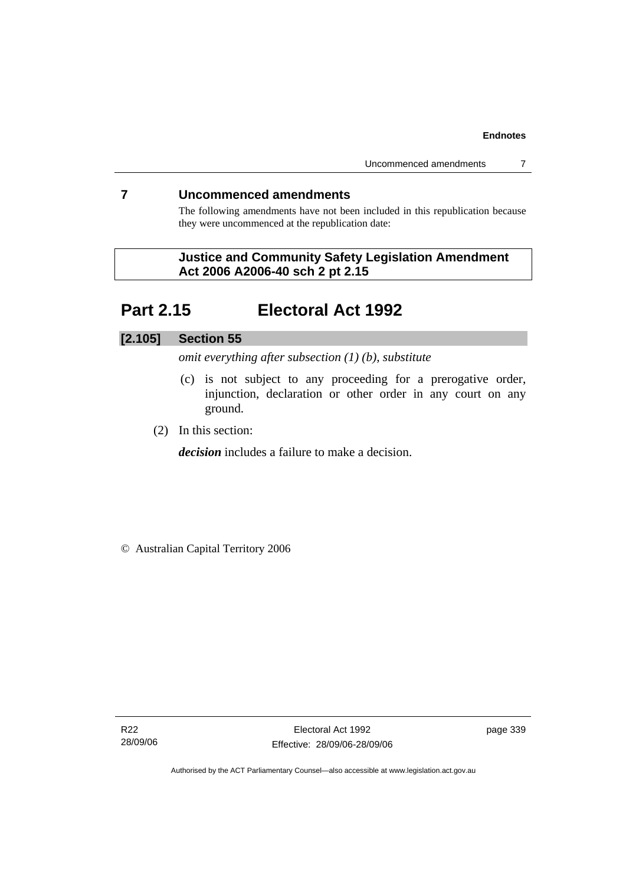## 7 Uncommenced amendments

The following amendments have not been included in this republication because they were uncommenced at the republication date:

**Justice and Community Safety Legislation Amendment Act 2006 A2006-40 sch 2 pt 2.15**

# Part 2.15 Electoral Act 1992

### [2.105] Section 55

*omit everything after subsection (1) (b), substitute*

(c) is not subject to any proceeding for a prerogative order, injunction, declaration or other order in any court on any ground.

(2) In this section:

***decision*** includes a failure to make a decision.

© Australian Capital Territory 2006